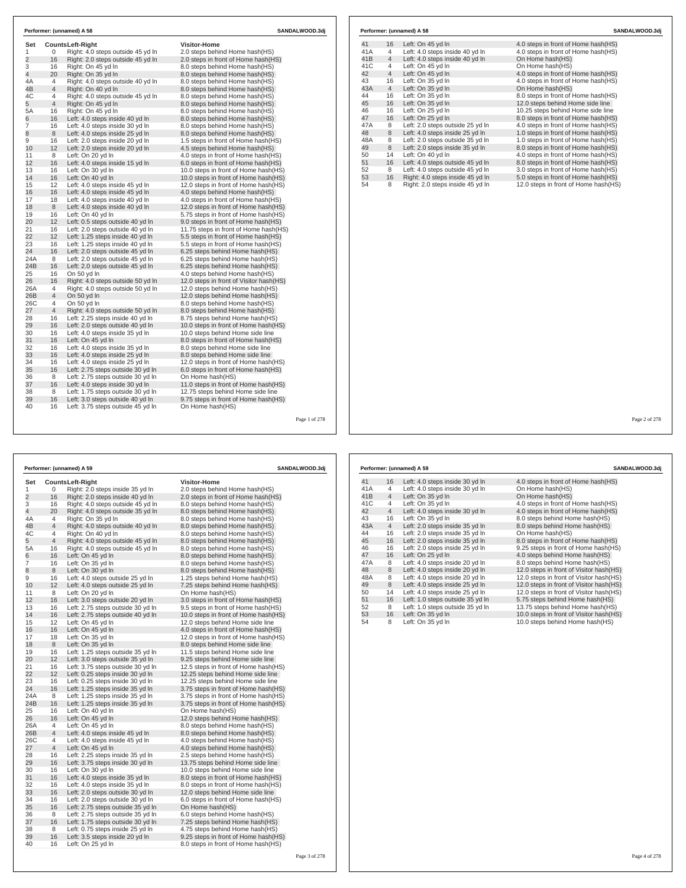**Performer: (unnamed) A 58** SANDALWOOD.3dj

| Set | Counts | Left-Right | Visitor-Home |
|---|---|---|---|
| 1 | 0 | Right: 4.0 steps outside 45 yd ln | 2.0 steps behind Home hash(HS) |
| 2 | 16 | Right: 2.0 steps outside 45 yd ln | 2.0 steps in front of Home hash(HS) |
| 3 | 16 | Right: On 45 yd ln | 8.0 steps behind Home hash(HS) |
| 4 | 20 | Right: On 35 yd ln | 8.0 steps behind Home hash(HS) |
| 4A | 4 | Right: 4.0 steps outside 40 yd ln | 8.0 steps behind Home hash(HS) |
| 4B | 4 | Right: On 40 yd ln | 8.0 steps behind Home hash(HS) |
| 4C | 4 | Right: 4.0 steps outside 45 yd ln | 8.0 steps behind Home hash(HS) |
| 5 | 4 | Right: On 45 yd ln | 8.0 steps behind Home hash(HS) |
| 5A | 16 | Right: On 45 yd ln | 8.0 steps behind Home hash(HS) |
| 6 | 16 | Left: 4.0 steps inside 40 yd ln | 8.0 steps behind Home hash(HS) |
| 7 | 16 | Left: 4.0 steps inside 30 yd ln | 8.0 steps behind Home hash(HS) |
| 8 | 8 | Left: 4.0 steps inside 25 yd ln | 8.0 steps behind Home hash(HS) |
| 9 | 16 | Left: 2.0 steps inside 20 yd ln | 1.5 steps in front of Home hash(HS) |
| 10 | 12 | Left: 2.0 steps inside 20 yd ln | 4.5 steps behind Home hash(HS) |
| 11 | 8 | Left: On 20 yd ln | 4.0 steps in front of Home hash(HS) |
| 12 | 16 | Left: 4.0 steps inside 15 yd ln | 6.0 steps in front of Home hash(HS) |
| 13 | 16 | Left: On 30 yd ln | 10.0 steps in front of Home hash(HS) |
| 14 | 16 | Left: On 40 yd ln | 10.0 steps in front of Home hash(HS) |
| 15 | 12 | Left: 4.0 steps inside 45 yd ln | 12.0 steps in front of Home hash(HS) |
| 16 | 16 | Left: 4.0 steps inside 45 yd ln | 4.0 steps behind Home hash(HS) |
| 17 | 18 | Left: 4.0 steps inside 40 yd ln | 4.0 steps in front of Home hash(HS) |
| 18 | 8 | Left: 4.0 steps inside 40 yd ln | 12.0 steps in front of Home hash(HS) |
| 19 | 16 | Left: On 40 yd ln | 5.75 steps in front of Home hash(HS) |
| 20 | 12 | Left: 0.5 steps outside 40 yd ln | 9.0 steps in front of Home hash(HS) |
| 21 | 16 | Left: 2.0 steps outside 40 yd ln | 11.75 steps in front of Home hash(HS) |
| 22 | 12 | Left: 1.25 steps inside 40 yd ln | 5.5 steps in front of Home hash(HS) |
| 23 | 16 | Left: 1.25 steps inside 40 yd ln | 5.5 steps in front of Home hash(HS) |
| 24 | 16 | Left: 2.0 steps outside 45 yd ln | 6.25 steps behind Home hash(HS) |
| 24A | 8 | Left: 2.0 steps outside 45 yd ln | 6.25 steps behind Home hash(HS) |
| 24B | 16 | Left: 2.0 steps outside 45 yd ln | 6.25 steps behind Home hash(HS) |
| 25 | 16 | On 50 yd ln | 4.0 steps behind Home hash(HS) |
| 26 | 16 | Right: 4.0 steps inside 50 yd ln | 12.0 steps in front of Visitor hash(HS) |
| 26A | 4 | Right: 4.0 steps outside 50 yd ln | 12.0 steps behind Home hash(HS) |
| 26B | 4 | On 50 yd ln | 12.0 steps behind Home hash(HS) |
| 26C | 4 | On 50 yd ln | 8.0 steps behind Home hash(HS) |
| 27 | 4 | Right: 4.0 steps outside 50 yd ln | 8.0 steps behind Home hash(HS) |
| 28 | 16 | Left: 2.25 steps inside 40 yd ln | 8.75 steps behind Home hash(HS) |
| 29 | 16 | Left: 2.0 steps outside 40 yd ln | 10.0 steps in front of Home hash(HS) |
| 30 | 16 | Left: 4.0 steps inside 35 yd ln | 10.0 steps behind Home side line |
| 31 | 16 | Left: On 45 yd ln | 8.0 steps in front of Home hash(HS) |
| 32 | 16 | Left: 4.0 steps inside 35 yd ln | 8.0 steps behind Home side line |
| 33 | 16 | Left: 4.0 steps inside 25 yd ln | 8.0 steps behind Home side line |
| 34 | 16 | Left: 4.0 steps inside 25 yd ln | 12.0 steps in front of Home hash(HS) |
| 35 | 16 | Left: 2.75 steps outside 30 yd ln | 6.0 steps in front of Home hash(HS) |
| 36 | 8 | Left: 2.75 steps outside 30 yd ln | On Home hash(HS) |
| 37 | 16 | Left: 4.0 steps inside 30 yd ln | 11.0 steps in front of Home hash(HS) |
| 38 | 8 | Left: 1.75 steps outside 30 yd ln | 12.75 steps behind Home side line |
| 39 | 16 | Left: 3.0 steps outside 40 yd ln | 9.75 steps in front of Home hash(HS) |
| 40 | 16 | Left: 3.75 steps outside 45 yd ln | On Home hash(HS) |
| 41 | 16 | Left: On 45 yd ln | 4.0 steps in front of Home hash(HS) |
| 41A | 4 | Left: 4.0 steps inside 40 yd ln | 4.0 steps in front of Home hash(HS) |
| 41B | 4 | Left: 4.0 steps inside 40 yd ln | On Home hash(HS) |
| 41C | 4 | Left: On 45 yd ln | On Home hash(HS) |
| 42 | 4 | Left: On 45 yd ln | 4.0 steps in front of Home hash(HS) |
| 43 | 16 | Left: On 35 yd ln | 4.0 steps in front of Home hash(HS) |
| 43A | 4 | Left: On 35 yd ln | On Home hash(HS) |
| 44 | 16 | Left: On 35 yd ln | 8.0 steps in front of Home hash(HS) |
| 45 | 16 | Left: On 35 yd ln | 12.0 steps behind Home side line |
| 46 | 16 | Left: On 25 yd ln | 10.25 steps behind Home side line |
| 47 | 16 | Left: On 25 yd ln | 8.0 steps in front of Home hash(HS) |
| 47A | 8 | Left: 2.0 steps outside 25 yd ln | 4.0 steps in front of Home hash(HS) |
| 48 | 8 | Left: 4.0 steps inside 25 yd ln | 1.0 steps in front of Home hash(HS) |
| 48A | 8 | Left: 2.0 steps outside 35 yd ln | 1.0 steps in front of Home hash(HS) |
| 49 | 8 | Left: 2.0 steps inside 35 yd ln | 8.0 steps in front of Home hash(HS) |
| 50 | 14 | Left: On 40 yd ln | 4.0 steps in front of Home hash(HS) |
| 51 | 16 | Left: 4.0 steps outside 45 yd ln | 8.0 steps in front of Home hash(HS) |
| 52 | 8 | Left: 4.0 steps outside 45 yd ln | 3.0 steps in front of Home hash(HS) |
| 53 | 16 | Right: 4.0 steps inside 45 yd ln | 5.0 steps in front of Home hash(HS) |
| 54 | 8 | Right: 2.0 steps inside 45 yd ln | 12.0 steps in front of Home hash(HS) |

**Performer: (unnamed) A 59** SANDALWOOD.3dj

| Set | Counts | Left-Right | Visitor-Home |
|---|---|---|---|
| 1 | 0 | Right: 2.0 steps inside 35 yd ln | 2.0 steps behind Home hash(HS) |
| 2 | 16 | Right: 2.0 steps inside 40 yd ln | 2.0 steps in front of Home hash(HS) |
| 3 | 16 | Right: 4.0 steps outside 45 yd ln | 8.0 steps behind Home hash(HS) |
| 4 | 20 | Right: 4.0 steps outside 35 yd ln | 8.0 steps behind Home hash(HS) |
| 4A | 4 | Right: On 35 yd ln | 8.0 steps behind Home hash(HS) |
| 4B | 4 | Right: 4.0 steps outside 40 yd ln | 8.0 steps behind Home hash(HS) |
| 4C | 4 | Right: On 40 yd ln | 8.0 steps behind Home hash(HS) |
| 5 | 4 | Right: 4.0 steps outside 45 yd ln | 8.0 steps behind Home hash(HS) |
| 5A | 16 | Right: 4.0 steps outside 45 yd ln | 8.0 steps behind Home hash(HS) |
| 6 | 16 | Left: On 45 yd ln | 8.0 steps behind Home hash(HS) |
| 7 | 16 | Left: On 35 yd ln | 8.0 steps behind Home hash(HS) |
| 8 | 8 | Left: On 30 yd ln | 8.0 steps behind Home hash(HS) |
| 9 | 16 | Left: 4.0 steps outside 25 yd ln | 1.25 steps behind Home hash(HS) |
| 10 | 12 | Left: 4.0 steps outside 25 yd ln | 7.25 steps behind Home hash(HS) |
| 11 | 8 | Left: On 20 yd ln | On Home hash(HS) |
| 12 | 16 | Left: 3.0 steps outside 20 yd ln | 3.0 steps in front of Home hash(HS) |
| 13 | 16 | Left: 2.75 steps outside 30 yd ln | 9.5 steps in front of Home hash(HS) |
| 14 | 16 | Left: 2.75 steps outside 40 yd ln | 10.0 steps in front of Home hash(HS) |
| 15 | 12 | Left: On 45 yd ln | 12.0 steps behind Home side line |
| 16 | 16 | Left: On 45 yd ln | 4.0 steps in front of Home hash(HS) |
| 17 | 18 | Left: On 35 yd ln | 12.0 steps in front of Home hash(HS) |
| 18 | 8 | Left: On 35 yd ln | 8.0 steps behind Home side line |
| 19 | 16 | Left: 1.25 steps outside 35 yd ln | 11.5 steps behind Home side line |
| 20 | 12 | Left: 3.0 steps outside 35 yd ln | 9.25 steps behind Home side line |
| 21 | 16 | Left: 3.75 steps outside 30 yd ln | 12.5 steps in front of Home hash(HS) |
| 22 | 12 | Left: 0.25 steps inside 30 yd ln | 12.25 steps behind Home side line |
| 23 | 16 | Left: 0.25 steps inside 30 yd ln | 12.25 steps behind Home side line |
| 24 | 16 | Left: 1.25 steps inside 35 yd ln | 3.75 steps in front of Home hash(HS) |
| 24A | 8 | Left: 1.25 steps inside 35 yd ln | 3.75 steps in front of Home hash(HS) |
| 24B | 16 | Left: 1.25 steps inside 35 yd ln | 3.75 steps in front of Home hash(HS) |
| 25 | 16 | Left: On 40 yd ln | On Home hash(HS) |
| 26 | 16 | Left: On 45 yd ln | 12.0 steps behind Home hash(HS) |
| 26A | 4 | Left: On 45 yd ln | 8.0 steps behind Home hash(HS) |
| 26B | 4 | Left: 4.0 steps inside 45 yd ln | 8.0 steps behind Home hash(HS) |
| 26C | 4 | Left: 4.0 steps inside 45 yd ln | 4.0 steps behind Home hash(HS) |
| 27 | 4 | Left: On 45 yd ln | 4.0 steps behind Home hash(HS) |
| 28 | 16 | Left: 2.25 steps inside 35 yd ln | 2.5 steps behind Home hash(HS) |
| 29 | 16 | Left: 3.75 steps inside 30 yd ln | 13.75 steps behind Home side line |
| 30 | 16 | Left: On 30 yd ln | 10.0 steps behind Home side line |
| 31 | 16 | Left: 4.0 steps inside 35 yd ln | 8.0 steps in front of Home hash(HS) |
| 32 | 16 | Left: 4.0 steps inside 35 yd ln | 8.0 steps in front of Home hash(HS) |
| 33 | 16 | Left: 2.0 steps outside 30 yd ln | 12.0 steps behind Home side line |
| 34 | 16 | Left: 2.0 steps outside 30 yd ln | 6.0 steps in front of Home hash(HS) |
| 35 | 16 | Left: 2.75 steps outside 35 yd ln | On Home hash(HS) |
| 36 | 8 | Left: 2.75 steps outside 35 yd ln | 6.0 steps behind Home hash(HS) |
| 37 | 16 | Left: 1.75 steps outside 30 yd ln | 7.25 steps behind Home hash(HS) |
| 38 | 8 | Left: 0.75 steps inside 25 yd ln | 4.75 steps behind Home hash(HS) |
| 39 | 16 | Left: 3.5 steps inside 20 yd ln | 9.25 steps in front of Home hash(HS) |
| 40 | 16 | Left: On 25 yd ln | 8.0 steps in front of Home hash(HS) |
| 41 | 16 | Left: 4.0 steps inside 30 yd ln | 4.0 steps in front of Home hash(HS) |
| 41A | 4 | Left: 4.0 steps inside 30 yd ln | On Home hash(HS) |
| 41B | 4 | Left: On 35 yd ln | On Home hash(HS) |
| 41C | 4 | Left: On 35 yd ln | 4.0 steps in front of Home hash(HS) |
| 42 | 4 | Left: 4.0 steps inside 30 yd ln | 4.0 steps in front of Home hash(HS) |
| 43 | 16 | Left: On 35 yd ln | 8.0 steps behind Home hash(HS) |
| 43A | 4 | Left: 2.0 steps inside 35 yd ln | 8.0 steps behind Home hash(HS) |
| 44 | 16 | Left: 2.0 steps inside 35 yd ln | On Home hash(HS) |
| 45 | 16 | Left: 2.0 steps inside 35 yd ln | 8.0 steps in front of Home hash(HS) |
| 46 | 16 | Left: 2.0 steps inside 25 yd ln | 9.25 steps in front of Home hash(HS) |
| 47 | 16 | Left: On 25 yd ln | 4.0 steps behind Home hash(HS) |
| 47A | 8 | Left: 4.0 steps inside 20 yd ln | 8.0 steps behind Home hash(HS) |
| 48 | 8 | Left: 4.0 steps inside 20 yd ln | 12.0 steps in front of Visitor hash(HS) |
| 48A | 8 | Left: 4.0 steps inside 20 yd ln | 12.0 steps in front of Visitor hash(HS) |
| 49 | 8 | Left: 4.0 steps inside 25 yd ln | 12.0 steps in front of Visitor hash(HS) |
| 50 | 14 | Left: 4.0 steps inside 25 yd ln | 12.0 steps in front of Visitor hash(HS) |
| 51 | 16 | Left: 1.0 steps outside 35 yd ln | 5.75 steps behind Home hash(HS) |
| 52 | 8 | Left: 1.0 steps outside 35 yd ln | 13.75 steps behind Home hash(HS) |
| 53 | 16 | Left: On 35 yd ln | 10.0 steps in front of Visitor hash(HS) |
| 54 | 8 | Left: On 35 yd ln | 10.0 steps behind Home hash(HS) |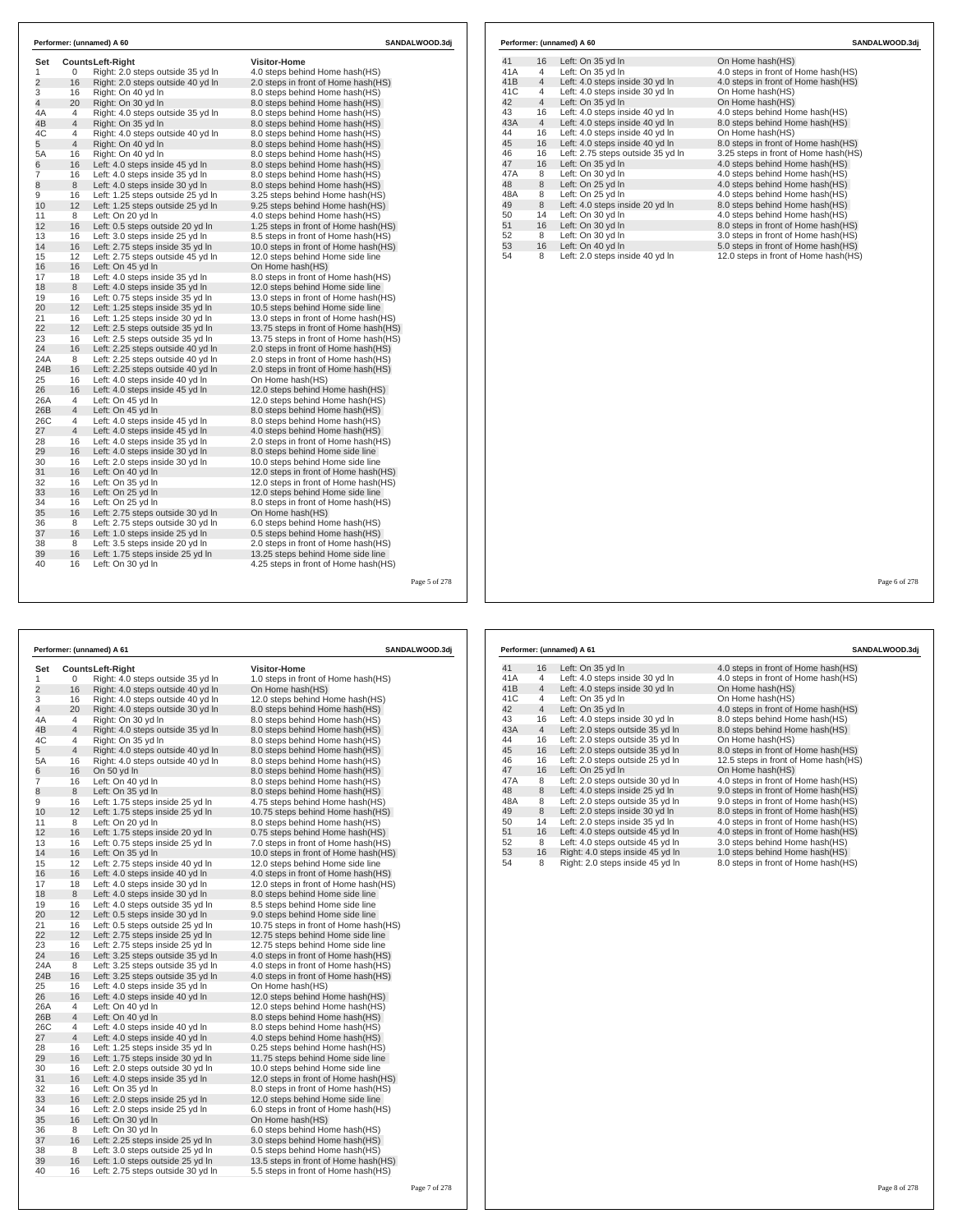## Performer: (unnamed) A 60

SANDALWOOD.3dj

| Set | Counts | Left-Right | Visitor-Home |
|---|---|---|---|
| 1 | 0 | Right: 2.0 steps outside 35 yd ln | 4.0 steps behind Home hash(HS) |
| 2 | 16 | Right: 2.0 steps outside 40 yd ln | 2.0 steps in front of Home hash(HS) |
| 3 | 16 | Right: On 40 yd ln | 8.0 steps behind Home hash(HS) |
| 4 | 20 | Right: On 30 yd ln | 8.0 steps behind Home hash(HS) |
| 4A | 4 | Right: 4.0 steps outside 35 yd ln | 8.0 steps behind Home hash(HS) |
| 4B | 4 | Right: On 35 yd ln | 8.0 steps behind Home hash(HS) |
| 4C | 4 | Right: 4.0 steps outside 40 yd ln | 8.0 steps behind Home hash(HS) |
| 5 | 4 | Right: On 40 yd ln | 8.0 steps behind Home hash(HS) |
| 5A | 16 | Right: On 40 yd ln | 8.0 steps behind Home hash(HS) |
| 6 | 16 | Left: 4.0 steps inside 45 yd ln | 8.0 steps behind Home hash(HS) |
| 7 | 16 | Left: 4.0 steps inside 35 yd ln | 8.0 steps behind Home hash(HS) |
| 8 | 8 | Left: 4.0 steps inside 30 yd ln | 8.0 steps behind Home hash(HS) |
| 9 | 16 | Left: 1.25 steps outside 25 yd ln | 3.25 steps behind Home hash(HS) |
| 10 | 12 | Left: 1.25 steps outside 25 yd ln | 9.25 steps behind Home hash(HS) |
| 11 | 8 | Left: On 20 yd ln | 4.0 steps behind Home hash(HS) |
| 12 | 16 | Left: 0.5 steps outside 20 yd ln | 1.25 steps in front of Home hash(HS) |
| 13 | 16 | Left: 3.0 steps inside 25 yd ln | 8.5 steps in front of Home hash(HS) |
| 14 | 16 | Left: 2.75 steps inside 35 yd ln | 10.0 steps in front of Home hash(HS) |
| 15 | 12 | Left: 2.75 steps outside 45 yd ln | 12.0 steps behind Home side line |
| 16 | 16 | Left: On 45 yd ln | On Home hash(HS) |
| 17 | 18 | Left: 4.0 steps inside 35 yd ln | 8.0 steps in front of Home hash(HS) |
| 18 | 8 | Left: 4.0 steps inside 35 yd ln | 12.0 steps behind Home side line |
| 19 | 16 | Left: 0.75 steps inside 35 yd ln | 13.0 steps in front of Home hash(HS) |
| 20 | 12 | Left: 1.25 steps inside 35 yd ln | 10.5 steps behind Home side line |
| 21 | 16 | Left: 1.25 steps inside 30 yd ln | 13.0 steps in front of Home hash(HS) |
| 22 | 12 | Left: 2.5 steps outside 35 yd ln | 13.75 steps in front of Home hash(HS) |
| 23 | 16 | Left: 2.5 steps outside 35 yd ln | 13.75 steps in front of Home hash(HS) |
| 24 | 16 | Left: 2.25 steps outside 40 yd ln | 2.0 steps in front of Home hash(HS) |
| 24A | 8 | Left: 2.25 steps outside 40 yd ln | 2.0 steps in front of Home hash(HS) |
| 24B | 16 | Left: 2.25 steps outside 40 yd ln | 2.0 steps in front of Home hash(HS) |
| 25 | 16 | Left: 4.0 steps inside 40 yd ln | On Home hash(HS) |
| 26 | 16 | Left: 4.0 steps inside 45 yd ln | 12.0 steps behind Home hash(HS) |
| 26A | 4 | Left: On 45 yd ln | 12.0 steps behind Home hash(HS) |
| 26B | 4 | Left: On 45 yd ln | 8.0 steps behind Home hash(HS) |
| 26C | 4 | Left: 4.0 steps inside 45 yd ln | 8.0 steps behind Home hash(HS) |
| 27 | 4 | Left: 4.0 steps inside 45 yd ln | 4.0 steps behind Home hash(HS) |
| 28 | 16 | Left: 4.0 steps inside 35 yd ln | 2.0 steps in front of Home hash(HS) |
| 29 | 16 | Left: 4.0 steps inside 30 yd ln | 8.0 steps behind Home side line |
| 30 | 16 | Left: 2.0 steps inside 30 yd ln | 10.0 steps behind Home side line |
| 31 | 16 | Left: On 40 yd ln | 12.0 steps in front of Home hash(HS) |
| 32 | 16 | Left: On 35 yd ln | 12.0 steps in front of Home hash(HS) |
| 33 | 16 | Left: On 25 yd ln | 12.0 steps behind Home side line |
| 34 | 16 | Left: On 25 yd ln | 8.0 steps in front of Home hash(HS) |
| 35 | 16 | Left: 2.75 steps outside 30 yd ln | On Home hash(HS) |
| 36 | 8 | Left: 2.75 steps outside 30 yd ln | 6.0 steps behind Home hash(HS) |
| 37 | 16 | Left: 1.0 steps inside 25 yd ln | 0.5 steps behind Home hash(HS) |
| 38 | 8 | Left: 3.5 steps inside 20 yd ln | 2.0 steps in front of Home hash(HS) |
| 39 | 16 | Left: 1.75 steps inside 25 yd ln | 13.25 steps behind Home side line |
| 40 | 16 | Left: On 30 yd ln | 4.25 steps in front of Home hash(HS) |
| 41 | 16 | Left: On 35 yd ln | On Home hash(HS) |
| 41A | 4 | Left: On 35 yd ln | 4.0 steps in front of Home hash(HS) |
| 41B | 4 | Left: 4.0 steps inside 30 yd ln | 4.0 steps in front of Home hash(HS) |
| 41C | 4 | Left: 4.0 steps inside 30 yd ln | On Home hash(HS) |
| 42 | 4 | Left: On 35 yd ln | On Home hash(HS) |
| 43 | 16 | Left: 4.0 steps inside 40 yd ln | 4.0 steps behind Home hash(HS) |
| 43A | 4 | Left: 4.0 steps inside 40 yd ln | 8.0 steps behind Home hash(HS) |
| 44 | 16 | Left: 4.0 steps inside 40 yd ln | On Home hash(HS) |
| 45 | 16 | Left: 4.0 steps inside 40 yd ln | 8.0 steps in front of Home hash(HS) |
| 46 | 16 | Left: 2.75 steps outside 35 yd ln | 3.25 steps in front of Home hash(HS) |
| 47 | 16 | Left: On 35 yd ln | 4.0 steps behind Home hash(HS) |
| 47A | 8 | Left: On 30 yd ln | 4.0 steps behind Home hash(HS) |
| 48 | 8 | Left: On 25 yd ln | 4.0 steps behind Home hash(HS) |
| 48A | 8 | Left: On 25 yd ln | 4.0 steps behind Home hash(HS) |
| 49 | 8 | Left: 4.0 steps inside 20 yd ln | 8.0 steps behind Home hash(HS) |
| 50 | 14 | Left: On 30 yd ln | 4.0 steps behind Home hash(HS) |
| 51 | 16 | Left: On 30 yd ln | 8.0 steps in front of Home hash(HS) |
| 52 | 8 | Left: On 30 yd ln | 3.0 steps in front of Home hash(HS) |
| 53 | 16 | Left: On 40 yd ln | 5.0 steps in front of Home hash(HS) |
| 54 | 8 | Left: 2.0 steps inside 40 yd ln | 12.0 steps in front of Home hash(HS) |

## Performer: (unnamed) A 61

SANDALWOOD.3dj

| Set | Counts | Left-Right | Visitor-Home |
|---|---|---|---|
| 1 | 0 | Right: 4.0 steps outside 35 yd ln | 1.0 steps in front of Home hash(HS) |
| 2 | 16 | Right: 4.0 steps outside 40 yd ln | On Home hash(HS) |
| 3 | 16 | Right: 4.0 steps outside 40 yd ln | 12.0 steps behind Home hash(HS) |
| 4 | 20 | Right: 4.0 steps outside 30 yd ln | 8.0 steps behind Home hash(HS) |
| 4A | 4 | Right: On 30 yd ln | 8.0 steps behind Home hash(HS) |
| 4B | 4 | Right: 4.0 steps outside 35 yd ln | 8.0 steps behind Home hash(HS) |
| 4C | 4 | Right: On 35 yd ln | 8.0 steps behind Home hash(HS) |
| 5 | 4 | Right: 4.0 steps outside 40 yd ln | 8.0 steps behind Home hash(HS) |
| 5A | 16 | Right: 4.0 steps outside 40 yd ln | 8.0 steps behind Home hash(HS) |
| 6 | 16 | On 50 yd ln | 8.0 steps behind Home hash(HS) |
| 7 | 16 | Left: On 40 yd ln | 8.0 steps behind Home hash(HS) |
| 8 | 8 | Left: On 35 yd ln | 8.0 steps behind Home hash(HS) |
| 9 | 16 | Left: 1.75 steps inside 25 yd ln | 4.75 steps behind Home hash(HS) |
| 10 | 12 | Left: 1.75 steps inside 25 yd ln | 10.75 steps behind Home hash(HS) |
| 11 | 8 | Left: On 20 yd ln | 8.0 steps behind Home hash(HS) |
| 12 | 16 | Left: 1.75 steps inside 20 yd ln | 0.75 steps behind Home hash(HS) |
| 13 | 16 | Left: 0.75 steps inside 25 yd ln | 7.0 steps in front of Home hash(HS) |
| 14 | 16 | Left: On 35 yd ln | 10.0 steps in front of Home hash(HS) |
| 15 | 12 | Left: 2.75 steps inside 40 yd ln | 12.0 steps behind Home side line |
| 16 | 16 | Left: 4.0 steps inside 40 yd ln | 4.0 steps in front of Home hash(HS) |
| 17 | 18 | Left: 4.0 steps inside 30 yd ln | 12.0 steps in front of Home hash(HS) |
| 18 | 8 | Left: 4.0 steps inside 30 yd ln | 8.0 steps behind Home side line |
| 19 | 16 | Left: 4.0 steps outside 35 yd ln | 8.5 steps behind Home side line |
| 20 | 12 | Left: 0.5 steps inside 30 yd ln | 9.0 steps behind Home side line |
| 21 | 16 | Left: 0.5 steps outside 25 yd ln | 10.75 steps in front of Home hash(HS) |
| 22 | 12 | Left: 2.75 steps inside 25 yd ln | 12.75 steps behind Home side line |
| 23 | 16 | Left: 2.75 steps inside 25 yd ln | 12.75 steps behind Home side line |
| 24 | 16 | Left: 3.25 steps outside 35 yd ln | 4.0 steps in front of Home hash(HS) |
| 24A | 8 | Left: 3.25 steps outside 35 yd ln | 4.0 steps in front of Home hash(HS) |
| 24B | 16 | Left: 3.25 steps outside 35 yd ln | 4.0 steps in front of Home hash(HS) |
| 25 | 16 | Left: 4.0 steps inside 35 yd ln | On Home hash(HS) |
| 26 | 16 | Left: 4.0 steps inside 40 yd ln | 12.0 steps behind Home hash(HS) |
| 26A | 4 | Left: On 40 yd ln | 12.0 steps behind Home hash(HS) |
| 26B | 4 | Left: On 40 yd ln | 8.0 steps behind Home hash(HS) |
| 26C | 4 | Left: 4.0 steps inside 40 yd ln | 8.0 steps behind Home hash(HS) |
| 27 | 4 | Left: 4.0 steps inside 40 yd ln | 4.0 steps behind Home hash(HS) |
| 28 | 16 | Left: 1.25 steps inside 35 yd ln | 0.25 steps behind Home hash(HS) |
| 29 | 16 | Left: 1.75 steps inside 30 yd ln | 11.75 steps behind Home side line |
| 30 | 16 | Left: 2.0 steps outside 30 yd ln | 10.0 steps behind Home side line |
| 31 | 16 | Left: 4.0 steps inside 35 yd ln | 12.0 steps in front of Home hash(HS) |
| 32 | 16 | Left: On 35 yd ln | 8.0 steps in front of Home hash(HS) |
| 33 | 16 | Left: 2.0 steps inside 25 yd ln | 12.0 steps behind Home side line |
| 34 | 16 | Left: 2.0 steps inside 25 yd ln | 6.0 steps in front of Home hash(HS) |
| 35 | 16 | Left: On 30 yd ln | On Home hash(HS) |
| 36 | 8 | Left: On 30 yd ln | 6.0 steps behind Home hash(HS) |
| 37 | 16 | Left: 2.25 steps inside 25 yd ln | 3.0 steps behind Home hash(HS) |
| 38 | 8 | Left: 3.0 steps outside 25 yd ln | 0.5 steps behind Home hash(HS) |
| 39 | 16 | Left: 1.0 steps outside 25 yd ln | 13.5 steps in front of Home hash(HS) |
| 40 | 16 | Left: 2.75 steps outside 30 yd ln | 5.5 steps in front of Home hash(HS) |
| 41 | 16 | Left: On 35 yd ln | 4.0 steps in front of Home hash(HS) |
| 41A | 4 | Left: 4.0 steps inside 30 yd ln | 4.0 steps in front of Home hash(HS) |
| 41B | 4 | Left: 4.0 steps inside 30 yd ln | On Home hash(HS) |
| 41C | 4 | Left: On 35 yd ln | On Home hash(HS) |
| 42 | 4 | Left: On 35 yd ln | 4.0 steps in front of Home hash(HS) |
| 43 | 16 | Left: 4.0 steps inside 30 yd ln | 8.0 steps behind Home hash(HS) |
| 43A | 4 | Left: 2.0 steps outside 35 yd ln | 8.0 steps behind Home hash(HS) |
| 44 | 16 | Left: 2.0 steps outside 35 yd ln | On Home hash(HS) |
| 45 | 16 | Left: 2.0 steps outside 35 yd ln | 8.0 steps in front of Home hash(HS) |
| 46 | 16 | Left: 2.0 steps outside 25 yd ln | 12.5 steps in front of Home hash(HS) |
| 47 | 16 | Left: On 25 yd ln | On Home hash(HS) |
| 47A | 8 | Left: 2.0 steps outside 30 yd ln | 4.0 steps in front of Home hash(HS) |
| 48 | 8 | Left: 4.0 steps inside 25 yd ln | 9.0 steps in front of Home hash(HS) |
| 48A | 8 | Left: 2.0 steps outside 35 yd ln | 9.0 steps in front of Home hash(HS) |
| 49 | 8 | Left: 2.0 steps inside 30 yd ln | 8.0 steps in front of Home hash(HS) |
| 50 | 14 | Left: 2.0 steps inside 35 yd ln | 4.0 steps in front of Home hash(HS) |
| 51 | 16 | Left: 4.0 steps outside 45 yd ln | 4.0 steps in front of Home hash(HS) |
| 52 | 8 | Left: 4.0 steps outside 45 yd ln | 3.0 steps behind Home hash(HS) |
| 53 | 16 | Right: 4.0 steps inside 45 yd ln | 1.0 steps behind Home hash(HS) |
| 54 | 8 | Right: 2.0 steps inside 45 yd ln | 8.0 steps in front of Home hash(HS) |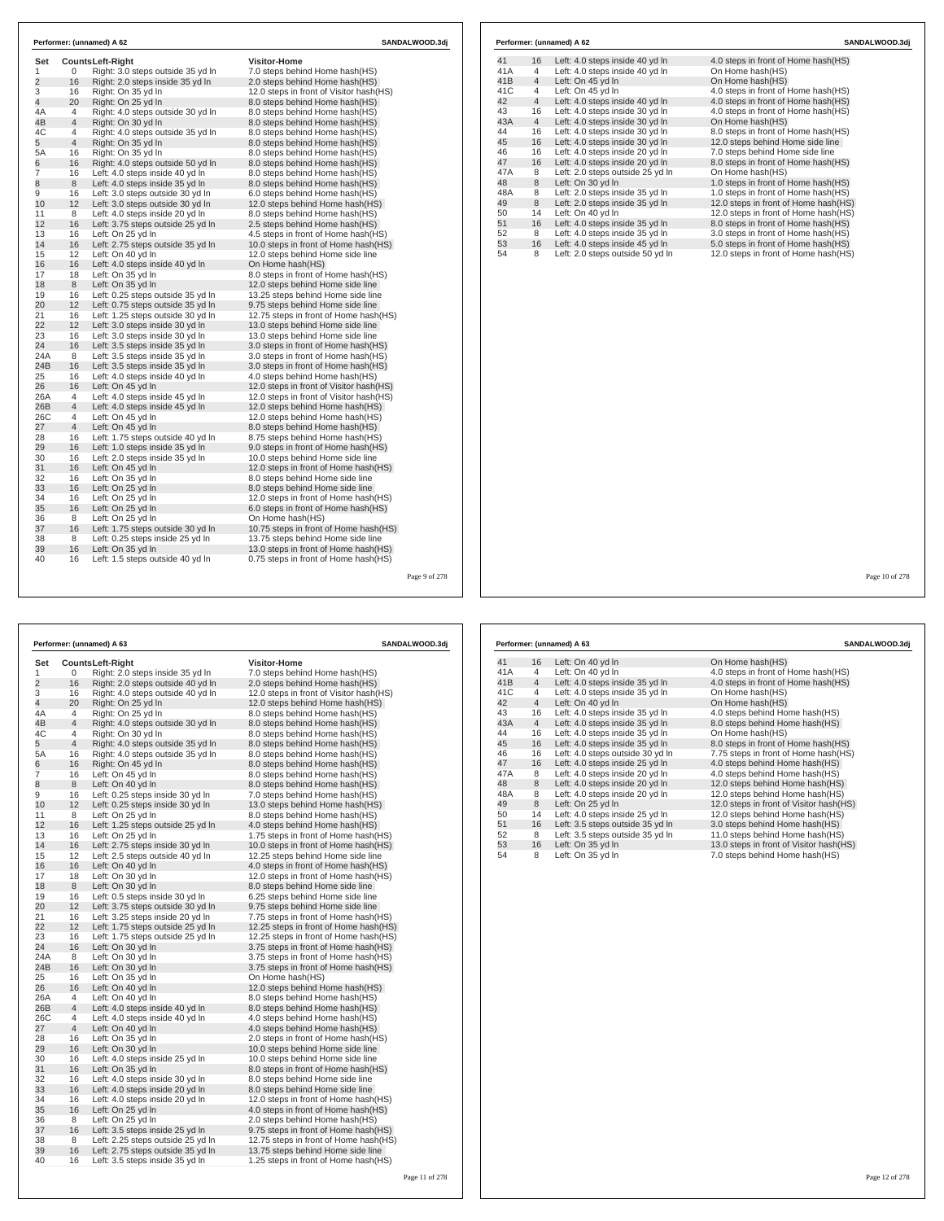**Performer: (unnamed) A 62** SANDALWOOD.3dj

| Set | Counts | Left-Right | Visitor-Home |
|---|---|---|---|
| 1 | 0 | Right: 3.0 steps outside 35 yd ln | 7.0 steps behind Home hash(HS) |
| 2 | 16 | Right: 2.0 steps inside 35 yd ln | 2.0 steps behind Home hash(HS) |
| 3 | 16 | Right: On 35 yd ln | 12.0 steps in front of Visitor hash(HS) |
| 4 | 20 | Right: On 25 yd ln | 8.0 steps behind Home hash(HS) |
| 4A | 4 | Right: 4.0 steps outside 30 yd ln | 8.0 steps behind Home hash(HS) |
| 4B | 4 | Right: On 30 yd ln | 8.0 steps behind Home hash(HS) |
| 4C | 4 | Right: 4.0 steps outside 35 yd ln | 8.0 steps behind Home hash(HS) |
| 5 | 4 | Right: On 35 yd ln | 8.0 steps behind Home hash(HS) |
| 5A | 16 | Right: On 35 yd ln | 8.0 steps behind Home hash(HS) |
| 6 | 16 | Right: 4.0 steps outside 50 yd ln | 8.0 steps behind Home hash(HS) |
| 7 | 16 | Left: 4.0 steps inside 40 yd ln | 8.0 steps behind Home hash(HS) |
| 8 | 8 | Left: 4.0 steps inside 35 yd ln | 8.0 steps behind Home hash(HS) |
| 9 | 16 | Left: 3.0 steps outside 30 yd ln | 6.0 steps behind Home hash(HS) |
| 10 | 12 | Left: 3.0 steps outside 30 yd ln | 12.0 steps behind Home hash(HS) |
| 11 | 8 | Left: 4.0 steps inside 20 yd ln | 8.0 steps behind Home hash(HS) |
| 12 | 16 | Left: 3.75 steps outside 25 yd ln | 2.5 steps behind Home hash(HS) |
| 13 | 16 | Left: On 25 yd ln | 4.5 steps in front of Home hash(HS) |
| 14 | 16 | Left: 2.75 steps outside 35 yd ln | 10.0 steps in front of Home hash(HS) |
| 15 | 12 | Left: On 40 yd ln | 12.0 steps behind Home side line |
| 16 | 16 | Left: 4.0 steps inside 40 yd ln | On Home hash(HS) |
| 17 | 18 | Left: On 35 yd ln | 8.0 steps in front of Home hash(HS) |
| 18 | 8 | Left: On 35 yd ln | 12.0 steps behind Home side line |
| 19 | 16 | Left: 0.25 steps outside 35 yd ln | 13.25 steps behind Home side line |
| 20 | 12 | Left: 0.75 steps outside 35 yd ln | 9.75 steps behind Home side line |
| 21 | 16 | Left: 1.25 steps outside 30 yd ln | 12.75 steps in front of Home hash(HS) |
| 22 | 12 | Left: 3.0 steps inside 30 yd ln | 13.0 steps behind Home side line |
| 23 | 16 | Left: 3.0 steps inside 30 yd ln | 13.0 steps behind Home side line |
| 24 | 16 | Left: 3.5 steps inside 35 yd ln | 3.0 steps in front of Home hash(HS) |
| 24A | 8 | Left: 3.5 steps inside 35 yd ln | 3.0 steps in front of Home hash(HS) |
| 24B | 16 | Left: 3.5 steps inside 35 yd ln | 3.0 steps in front of Home hash(HS) |
| 25 | 16 | Left: 4.0 steps inside 40 yd ln | 4.0 steps behind Home hash(HS) |
| 26 | 16 | Left: On 45 yd ln | 12.0 steps in front of Visitor hash(HS) |
| 26A | 4 | Left: 4.0 steps inside 45 yd ln | 12.0 steps in front of Visitor hash(HS) |
| 26B | 4 | Left: 4.0 steps inside 45 yd ln | 12.0 steps behind Home hash(HS) |
| 26C | 4 | Left: On 45 yd ln | 12.0 steps behind Home hash(HS) |
| 27 | 4 | Left: On 45 yd ln | 8.0 steps behind Home hash(HS) |
| 28 | 16 | Left: 1.75 steps outside 40 yd ln | 8.75 steps behind Home hash(HS) |
| 29 | 16 | Left: 1.0 steps inside 35 yd ln | 9.0 steps in front of Home hash(HS) |
| 30 | 16 | Left: 2.0 steps inside 35 yd ln | 10.0 steps behind Home side line |
| 31 | 16 | Left: On 45 yd ln | 12.0 steps in front of Home hash(HS) |
| 32 | 16 | Left: On 35 yd ln | 8.0 steps behind Home side line |
| 33 | 16 | Left: On 25 yd ln | 8.0 steps behind Home side line |
| 34 | 16 | Left: On 25 yd ln | 12.0 steps in front of Home hash(HS) |
| 35 | 16 | Left: On 25 yd ln | 6.0 steps in front of Home hash(HS) |
| 36 | 8 | Left: On 25 yd ln | On Home hash(HS) |
| 37 | 16 | Left: 1.75 steps outside 30 yd ln | 10.75 steps in front of Home hash(HS) |
| 38 | 8 | Left: 0.25 steps inside 25 yd ln | 13.75 steps behind Home side line |
| 39 | 16 | Left: On 35 yd ln | 13.0 steps in front of Home hash(HS) |
| 40 | 16 | Left: 1.5 steps outside 40 yd ln | 0.75 steps in front of Home hash(HS) |
| 41 | 16 | Left: 4.0 steps inside 40 yd ln | 4.0 steps in front of Home hash(HS) |
| 41A | 4 | Left: 4.0 steps inside 40 yd ln | On Home hash(HS) |
| 41B | 4 | Left: On 45 yd ln | On Home hash(HS) |
| 41C | 4 | Left: On 45 yd ln | 4.0 steps in front of Home hash(HS) |
| 42 | 4 | Left: 4.0 steps inside 40 yd ln | 4.0 steps in front of Home hash(HS) |
| 43 | 16 | Left: 4.0 steps inside 30 yd ln | 4.0 steps in front of Home hash(HS) |
| 43A | 4 | Left: 4.0 steps inside 30 yd ln | On Home hash(HS) |
| 44 | 16 | Left: 4.0 steps inside 30 yd ln | 8.0 steps in front of Home hash(HS) |
| 45 | 16 | Left: 4.0 steps inside 30 yd ln | 12.0 steps behind Home side line |
| 46 | 16 | Left: 4.0 steps inside 20 yd ln | 7.0 steps behind Home side line |
| 47 | 16 | Left: 4.0 steps inside 20 yd ln | 8.0 steps in front of Home hash(HS) |
| 47A | 8 | Left: 2.0 steps outside 25 yd ln | On Home hash(HS) |
| 48 | 8 | Left: On 30 yd ln | 1.0 steps in front of Home hash(HS) |
| 48A | 8 | Left: 2.0 steps inside 35 yd ln | 1.0 steps in front of Home hash(HS) |
| 49 | 8 | Left: 2.0 steps inside 35 yd ln | 12.0 steps in front of Home hash(HS) |
| 50 | 14 | Left: On 40 yd ln | 12.0 steps in front of Home hash(HS) |
| 51 | 16 | Left: 4.0 steps inside 35 yd ln | 8.0 steps in front of Home hash(HS) |
| 52 | 8 | Left: 4.0 steps inside 35 yd ln | 3.0 steps in front of Home hash(HS) |
| 53 | 16 | Left: 4.0 steps inside 45 yd ln | 5.0 steps in front of Home hash(HS) |
| 54 | 8 | Left: 2.0 steps outside 50 yd ln | 12.0 steps in front of Home hash(HS) |

**Performer: (unnamed) A 63** SANDALWOOD.3dj

| Set | Counts | Left-Right | Visitor-Home |
|---|---|---|---|
| 1 | 0 | Right: 2.0 steps inside 35 yd ln | 7.0 steps behind Home hash(HS) |
| 2 | 16 | Right: 2.0 steps outside 40 yd ln | 2.0 steps behind Home hash(HS) |
| 3 | 16 | Right: 4.0 steps outside 40 yd ln | 12.0 steps in front of Visitor hash(HS) |
| 4 | 20 | Right: On 25 yd ln | 12.0 steps behind Home hash(HS) |
| 4A | 4 | Right: On 25 yd ln | 8.0 steps behind Home hash(HS) |
| 4B | 4 | Right: 4.0 steps outside 30 yd ln | 8.0 steps behind Home hash(HS) |
| 4C | 4 | Right: On 30 yd ln | 8.0 steps behind Home hash(HS) |
| 5 | 4 | Right: 4.0 steps outside 35 yd ln | 8.0 steps behind Home hash(HS) |
| 5A | 16 | Right: 4.0 steps outside 35 yd ln | 8.0 steps behind Home hash(HS) |
| 6 | 16 | Right: On 45 yd ln | 8.0 steps behind Home hash(HS) |
| 7 | 16 | Left: On 45 yd ln | 8.0 steps behind Home hash(HS) |
| 8 | 8 | Left: On 40 yd ln | 8.0 steps behind Home hash(HS) |
| 9 | 16 | Left: 0.25 steps inside 30 yd ln | 7.0 steps behind Home hash(HS) |
| 10 | 12 | Left: 0.25 steps inside 30 yd ln | 13.0 steps behind Home hash(HS) |
| 11 | 8 | Left: On 25 yd ln | 8.0 steps behind Home hash(HS) |
| 12 | 16 | Left: 1.25 steps outside 25 yd ln | 4.0 steps behind Home hash(HS) |
| 13 | 16 | Left: On 25 yd ln | 1.75 steps in front of Home hash(HS) |
| 14 | 16 | Left: 2.75 steps inside 30 yd ln | 10.0 steps in front of Home hash(HS) |
| 15 | 12 | Left: 2.5 steps outside 40 yd ln | 12.25 steps behind Home side line |
| 16 | 16 | Left: On 40 yd ln | 4.0 steps in front of Home hash(HS) |
| 17 | 18 | Left: On 30 yd ln | 12.0 steps in front of Home hash(HS) |
| 18 | 8 | Left: On 30 yd ln | 8.0 steps behind Home side line |
| 19 | 16 | Left: 0.5 steps inside 30 yd ln | 6.25 steps behind Home side line |
| 20 | 12 | Left: 3.75 steps outside 30 yd ln | 9.75 steps behind Home side line |
| 21 | 16 | Left: 3.25 steps inside 20 yd ln | 7.75 steps in front of Home hash(HS) |
| 22 | 12 | Left: 1.75 steps outside 25 yd ln | 12.25 steps in front of Home hash(HS) |
| 23 | 16 | Left: 1.75 steps outside 25 yd ln | 12.25 steps in front of Home hash(HS) |
| 24 | 16 | Left: On 30 yd ln | 3.75 steps in front of Home hash(HS) |
| 24A | 8 | Left: On 30 yd ln | 3.75 steps in front of Home hash(HS) |
| 24B | 16 | Left: On 30 yd ln | 3.75 steps in front of Home hash(HS) |
| 25 | 16 | Left: On 35 yd ln | On Home hash(HS) |
| 26 | 16 | Left: On 40 yd ln | 12.0 steps behind Home hash(HS) |
| 26A | 4 | Left: On 40 yd ln | 8.0 steps behind Home hash(HS) |
| 26B | 4 | Left: 4.0 steps inside 40 yd ln | 8.0 steps behind Home hash(HS) |
| 26C | 4 | Left: 4.0 steps inside 40 yd ln | 4.0 steps behind Home hash(HS) |
| 27 | 4 | Left: On 40 yd ln | 4.0 steps behind Home hash(HS) |
| 28 | 16 | Left: On 35 yd ln | 2.0 steps in front of Home hash(HS) |
| 29 | 16 | Left: On 30 yd ln | 10.0 steps behind Home side line |
| 30 | 16 | Left: 4.0 steps inside 25 yd ln | 10.0 steps behind Home side line |
| 31 | 16 | Left: On 35 yd ln | 8.0 steps in front of Home hash(HS) |
| 32 | 16 | Left: 4.0 steps inside 30 yd ln | 8.0 steps behind Home side line |
| 33 | 16 | Left: 4.0 steps inside 20 yd ln | 8.0 steps behind Home side line |
| 34 | 16 | Left: 4.0 steps inside 20 yd ln | 12.0 steps in front of Home hash(HS) |
| 35 | 16 | Left: On 25 yd ln | 4.0 steps in front of Home hash(HS) |
| 36 | 8 | Left: On 25 yd ln | 2.0 steps behind Home hash(HS) |
| 37 | 16 | Left: 3.5 steps inside 25 yd ln | 9.75 steps in front of Home hash(HS) |
| 38 | 8 | Left: 2.25 steps outside 25 yd ln | 12.75 steps in front of Home hash(HS) |
| 39 | 16 | Left: 2.75 steps outside 35 yd ln | 13.75 steps behind Home side line |
| 40 | 16 | Left: 3.5 steps inside 35 yd ln | 1.25 steps in front of Home hash(HS) |
| 41 | 16 | Left: On 40 yd ln | On Home hash(HS) |
| 41A | 4 | Left: On 40 yd ln | 4.0 steps in front of Home hash(HS) |
| 41B | 4 | Left: 4.0 steps inside 35 yd ln | 4.0 steps in front of Home hash(HS) |
| 41C | 4 | Left: 4.0 steps inside 35 yd ln | On Home hash(HS) |
| 42 | 4 | Left: On 40 yd ln | On Home hash(HS) |
| 43 | 16 | Left: 4.0 steps inside 35 yd ln | 4.0 steps behind Home hash(HS) |
| 43A | 4 | Left: 4.0 steps inside 35 yd ln | 8.0 steps behind Home hash(HS) |
| 44 | 16 | Left: 4.0 steps inside 35 yd ln | On Home hash(HS) |
| 45 | 16 | Left: 4.0 steps inside 35 yd ln | 8.0 steps in front of Home hash(HS) |
| 46 | 16 | Left: 4.0 steps outside 30 yd ln | 7.75 steps in front of Home hash(HS) |
| 47 | 16 | Left: 4.0 steps inside 25 yd ln | 4.0 steps behind Home hash(HS) |
| 47A | 8 | Left: 4.0 steps inside 20 yd ln | 4.0 steps behind Home hash(HS) |
| 48 | 8 | Left: 4.0 steps inside 20 yd ln | 12.0 steps behind Home hash(HS) |
| 48A | 8 | Left: 4.0 steps inside 20 yd ln | 12.0 steps behind Home hash(HS) |
| 49 | 8 | Left: On 25 yd ln | 12.0 steps in front of Visitor hash(HS) |
| 50 | 14 | Left: 4.0 steps inside 25 yd ln | 12.0 steps behind Home hash(HS) |
| 51 | 16 | Left: 3.5 steps outside 35 yd ln | 3.0 steps behind Home hash(HS) |
| 52 | 8 | Left: 3.5 steps outside 35 yd ln | 11.0 steps behind Home hash(HS) |
| 53 | 16 | Left: On 35 yd ln | 13.0 steps in front of Visitor hash(HS) |
| 54 | 8 | Left: On 35 yd ln | 7.0 steps behind Home hash(HS) |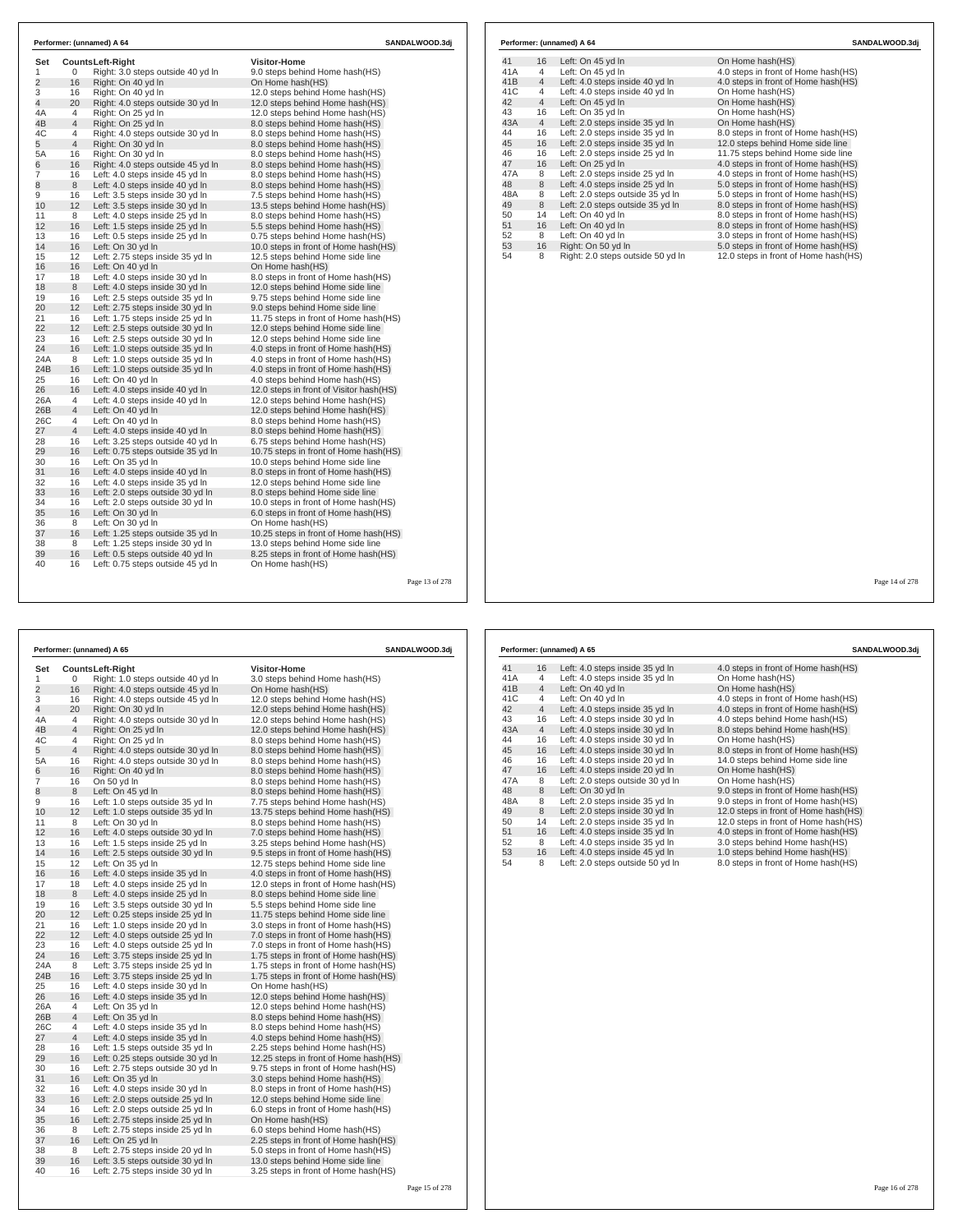**Performer: (unnamed) A 64** SANDALWOOD.3dj

| Set | Counts | Left-Right | Visitor-Home |
|---|---|---|---|
| 1 | 0 | Right: 3.0 steps outside 40 yd ln | 9.0 steps behind Home hash(HS) |
| 2 | 16 | Right: On 40 yd ln | On Home hash(HS) |
| 3 | 16 | Right: On 40 yd ln | 12.0 steps behind Home hash(HS) |
| 4 | 20 | Right: 4.0 steps outside 30 yd ln | 12.0 steps behind Home hash(HS) |
| 4A | 4 | Right: On 25 yd ln | 12.0 steps behind Home hash(HS) |
| 4B | 4 | Right: On 25 yd ln | 8.0 steps behind Home hash(HS) |
| 4C | 4 | Right: 4.0 steps outside 30 yd ln | 8.0 steps behind Home hash(HS) |
| 5 | 4 | Right: On 30 yd ln | 8.0 steps behind Home hash(HS) |
| 5A | 16 | Right: On 30 yd ln | 8.0 steps behind Home hash(HS) |
| 6 | 16 | Right: 4.0 steps outside 45 yd ln | 8.0 steps behind Home hash(HS) |
| 7 | 16 | Left: 4.0 steps inside 45 yd ln | 8.0 steps behind Home hash(HS) |
| 8 | 8 | Left: 4.0 steps inside 40 yd ln | 8.0 steps behind Home hash(HS) |
| 9 | 16 | Left: 3.5 steps inside 30 yd ln | 7.5 steps behind Home hash(HS) |
| 10 | 12 | Left: 3.5 steps inside 30 yd ln | 13.5 steps behind Home hash(HS) |
| 11 | 8 | Left: 4.0 steps inside 25 yd ln | 8.0 steps behind Home hash(HS) |
| 12 | 16 | Left: 1.5 steps inside 25 yd ln | 5.5 steps behind Home hash(HS) |
| 13 | 16 | Left: 0.5 steps inside 25 yd ln | 0.75 steps behind Home hash(HS) |
| 14 | 16 | Left: On 30 yd ln | 10.0 steps in front of Home hash(HS) |
| 15 | 12 | Left: 2.75 steps inside 35 yd ln | 12.5 steps behind Home side line |
| 16 | 16 | Left: On 40 yd ln | On Home hash(HS) |
| 17 | 18 | Left: 4.0 steps inside 30 yd ln | 8.0 steps in front of Home hash(HS) |
| 18 | 8 | Left: 4.0 steps inside 30 yd ln | 12.0 steps behind Home side line |
| 19 | 16 | Left: 2.5 steps outside 35 yd ln | 9.75 steps behind Home side line |
| 20 | 12 | Left: 2.75 steps inside 30 yd ln | 9.0 steps behind Home side line |
| 21 | 16 | Left: 1.75 steps inside 25 yd ln | 11.75 steps in front of Home hash(HS) |
| 22 | 12 | Left: 2.5 steps outside 30 yd ln | 12.0 steps behind Home side line |
| 23 | 16 | Left: 2.5 steps outside 30 yd ln | 12.0 steps behind Home side line |
| 24 | 16 | Left: 1.0 steps outside 35 yd ln | 4.0 steps in front of Home hash(HS) |
| 24A | 8 | Left: 1.0 steps outside 35 yd ln | 4.0 steps in front of Home hash(HS) |
| 24B | 16 | Left: 1.0 steps outside 35 yd ln | 4.0 steps in front of Home hash(HS) |
| 25 | 16 | Left: On 40 yd ln | 4.0 steps behind Home hash(HS) |
| 26 | 16 | Left: 4.0 steps inside 40 yd ln | 12.0 steps in front of Visitor hash(HS) |
| 26A | 4 | Left: 4.0 steps inside 40 yd ln | 12.0 steps behind Home hash(HS) |
| 26B | 4 | Left: On 40 yd ln | 12.0 steps behind Home hash(HS) |
| 26C | 4 | Left: On 40 yd ln | 8.0 steps behind Home hash(HS) |
| 27 | 4 | Left: 4.0 steps inside 40 yd ln | 8.0 steps behind Home hash(HS) |
| 28 | 16 | Left: 3.25 steps outside 40 yd ln | 6.75 steps behind Home hash(HS) |
| 29 | 16 | Left: 0.75 steps outside 35 yd ln | 10.75 steps in front of Home hash(HS) |
| 30 | 16 | Left: On 35 yd ln | 10.0 steps behind Home side line |
| 31 | 16 | Left: 4.0 steps inside 40 yd ln | 8.0 steps in front of Home hash(HS) |
| 32 | 16 | Left: 4.0 steps inside 35 yd ln | 12.0 steps behind Home side line |
| 33 | 16 | Left: 2.0 steps outside 30 yd ln | 8.0 steps behind Home side line |
| 34 | 16 | Left: 2.0 steps outside 30 yd ln | 10.0 steps in front of Home hash(HS) |
| 35 | 16 | Left: On 30 yd ln | 6.0 steps in front of Home hash(HS) |
| 36 | 8 | Left: On 30 yd ln | On Home hash(HS) |
| 37 | 16 | Left: 1.25 steps outside 35 yd ln | 10.25 steps in front of Home hash(HS) |
| 38 | 8 | Left: 1.25 steps inside 30 yd ln | 13.0 steps behind Home side line |
| 39 | 16 | Left: 0.5 steps outside 40 yd ln | 8.25 steps in front of Home hash(HS) |
| 40 | 16 | Left: 0.75 steps outside 45 yd ln | On Home hash(HS) |
| 41 | 16 | Left: On 45 yd ln | On Home hash(HS) |
| 41A | 4 | Left: On 45 yd ln | 4.0 steps in front of Home hash(HS) |
| 41B | 4 | Left: 4.0 steps inside 40 yd ln | 4.0 steps in front of Home hash(HS) |
| 41C | 4 | Left: 4.0 steps inside 40 yd ln | On Home hash(HS) |
| 42 | 4 | Left: On 45 yd ln | On Home hash(HS) |
| 43 | 16 | Left: On 35 yd ln | On Home hash(HS) |
| 43A | 4 | Left: 2.0 steps inside 35 yd ln | On Home hash(HS) |
| 44 | 16 | Left: 2.0 steps inside 35 yd ln | 8.0 steps in front of Home hash(HS) |
| 45 | 16 | Left: 2.0 steps inside 35 yd ln | 12.0 steps behind Home side line |
| 46 | 16 | Left: 2.0 steps inside 25 yd ln | 11.75 steps behind Home side line |
| 47 | 16 | Left: On 25 yd ln | 4.0 steps in front of Home hash(HS) |
| 47A | 8 | Left: 2.0 steps inside 25 yd ln | 4.0 steps in front of Home hash(HS) |
| 48 | 8 | Left: 4.0 steps inside 25 yd ln | 5.0 steps in front of Home hash(HS) |
| 48A | 8 | Left: 2.0 steps outside 35 yd ln | 5.0 steps in front of Home hash(HS) |
| 49 | 8 | Left: 2.0 steps outside 35 yd ln | 8.0 steps in front of Home hash(HS) |
| 50 | 14 | Left: On 40 yd ln | 8.0 steps in front of Home hash(HS) |
| 51 | 16 | Left: On 40 yd ln | 8.0 steps in front of Home hash(HS) |
| 52 | 8 | Left: On 40 yd ln | 3.0 steps in front of Home hash(HS) |
| 53 | 16 | Right: On 50 yd ln | 5.0 steps in front of Home hash(HS) |
| 54 | 8 | Right: 2.0 steps outside 50 yd ln | 12.0 steps in front of Home hash(HS) |

**Performer: (unnamed) A 65** SANDALWOOD.3dj

| Set | Counts | Left-Right | Visitor-Home |
|---|---|---|---|
| 1 | 0 | Right: 1.0 steps outside 40 yd ln | 3.0 steps behind Home hash(HS) |
| 2 | 16 | Right: 4.0 steps outside 45 yd ln | On Home hash(HS) |
| 3 | 16 | Right: 4.0 steps outside 45 yd ln | 12.0 steps behind Home hash(HS) |
| 4 | 20 | Right: On 30 yd ln | 12.0 steps behind Home hash(HS) |
| 4A | 4 | Right: 4.0 steps outside 30 yd ln | 12.0 steps behind Home hash(HS) |
| 4B | 4 | Right: On 25 yd ln | 12.0 steps behind Home hash(HS) |
| 4C | 4 | Right: On 25 yd ln | 8.0 steps behind Home hash(HS) |
| 5 | 4 | Right: 4.0 steps outside 30 yd ln | 8.0 steps behind Home hash(HS) |
| 5A | 16 | Right: 4.0 steps outside 30 yd ln | 8.0 steps behind Home hash(HS) |
| 6 | 16 | Right: On 40 yd ln | 8.0 steps behind Home hash(HS) |
| 7 | 16 | On 50 yd ln | 8.0 steps behind Home hash(HS) |
| 8 | 8 | Left: On 45 yd ln | 8.0 steps behind Home hash(HS) |
| 9 | 16 | Left: 1.0 steps outside 35 yd ln | 7.75 steps behind Home hash(HS) |
| 10 | 12 | Left: 1.0 steps outside 35 yd ln | 13.75 steps behind Home hash(HS) |
| 11 | 8 | Left: On 30 yd ln | 8.0 steps behind Home hash(HS) |
| 12 | 16 | Left: 4.0 steps outside 30 yd ln | 7.0 steps behind Home hash(HS) |
| 13 | 16 | Left: 1.5 steps inside 25 yd ln | 3.25 steps behind Home hash(HS) |
| 14 | 16 | Left: 2.5 steps outside 30 yd ln | 9.5 steps in front of Home hash(HS) |
| 15 | 12 | Left: On 35 yd ln | 12.75 steps behind Home side line |
| 16 | 16 | Left: 4.0 steps inside 35 yd ln | 4.0 steps in front of Home hash(HS) |
| 17 | 18 | Left: 4.0 steps inside 25 yd ln | 12.0 steps in front of Home hash(HS) |
| 18 | 8 | Left: 4.0 steps inside 25 yd ln | 8.0 steps behind Home side line |
| 19 | 16 | Left: 3.5 steps outside 30 yd ln | 5.5 steps behind Home side line |
| 20 | 12 | Left: 0.25 steps inside 25 yd ln | 11.75 steps behind Home side line |
| 21 | 16 | Left: 1.0 steps inside 20 yd ln | 3.0 steps in front of Home hash(HS) |
| 22 | 12 | Left: 4.0 steps outside 25 yd ln | 7.0 steps in front of Home hash(HS) |
| 23 | 16 | Left: 4.0 steps outside 25 yd ln | 7.0 steps in front of Home hash(HS) |
| 24 | 16 | Left: 3.75 steps inside 25 yd ln | 1.75 steps in front of Home hash(HS) |
| 24A | 8 | Left: 3.75 steps inside 25 yd ln | 1.75 steps in front of Home hash(HS) |
| 24B | 16 | Left: 3.75 steps inside 25 yd ln | 1.75 steps in front of Home hash(HS) |
| 25 | 16 | Left: 4.0 steps inside 30 yd ln | On Home hash(HS) |
| 26 | 16 | Left: 4.0 steps inside 35 yd ln | 12.0 steps behind Home hash(HS) |
| 26A | 4 | Left: On 35 yd ln | 12.0 steps behind Home hash(HS) |
| 26B | 4 | Left: On 35 yd ln | 8.0 steps behind Home hash(HS) |
| 26C | 4 | Left: 4.0 steps inside 35 yd ln | 8.0 steps behind Home hash(HS) |
| 27 | 4 | Left: 4.0 steps inside 35 yd ln | 4.0 steps behind Home hash(HS) |
| 28 | 16 | Left: 1.5 steps inside 35 yd ln | 2.25 steps behind Home hash(HS) |
| 29 | 16 | Left: 0.25 steps outside 30 yd ln | 12.25 steps in front of Home hash(HS) |
| 30 | 16 | Left: 2.75 steps outside 30 yd ln | 9.75 steps in front of Home hash(HS) |
| 31 | 16 | Left: On 35 yd ln | 3.0 steps behind Home hash(HS) |
| 32 | 16 | Left: 4.0 steps inside 30 yd ln | 8.0 steps in front of Home hash(HS) |
| 33 | 16 | Left: 2.0 steps outside 25 yd ln | 12.0 steps behind Home side line |
| 34 | 16 | Left: 2.0 steps outside 25 yd ln | 6.0 steps in front of Home hash(HS) |
| 35 | 16 | Left: 2.75 steps inside 25 yd ln | On Home hash(HS) |
| 36 | 8 | Left: 2.75 steps inside 25 yd ln | 6.0 steps behind Home hash(HS) |
| 37 | 16 | Left: On 25 yd ln | 2.25 steps in front of Home hash(HS) |
| 38 | 8 | Left: 2.75 steps inside 20 yd ln | 5.0 steps in front of Home hash(HS) |
| 39 | 16 | Left: 3.5 steps outside 30 yd ln | 13.0 steps behind Home side line |
| 40 | 16 | Left: 2.75 steps inside 30 yd ln | 3.25 steps in front of Home hash(HS) |
| 41 | 16 | Left: 4.0 steps inside 35 yd ln | 4.0 steps in front of Home hash(HS) |
| 41A | 4 | Left: 4.0 steps inside 35 yd ln | On Home hash(HS) |
| 41B | 4 | Left: On 40 yd ln | On Home hash(HS) |
| 41C | 4 | Left: On 40 yd ln | 4.0 steps in front of Home hash(HS) |
| 42 | 4 | Left: 4.0 steps inside 35 yd ln | 4.0 steps in front of Home hash(HS) |
| 43 | 16 | Left: 4.0 steps inside 30 yd ln | 4.0 steps behind Home hash(HS) |
| 43A | 4 | Left: 4.0 steps inside 30 yd ln | 8.0 steps behind Home hash(HS) |
| 44 | 16 | Left: 4.0 steps inside 30 yd ln | On Home hash(HS) |
| 45 | 16 | Left: 4.0 steps inside 30 yd ln | 8.0 steps in front of Home hash(HS) |
| 46 | 16 | Left: 4.0 steps inside 20 yd ln | 14.0 steps behind Home side line |
| 47 | 16 | Left: 4.0 steps inside 20 yd ln | On Home hash(HS) |
| 47A | 8 | Left: 2.0 steps outside 30 yd ln | On Home hash(HS) |
| 48 | 8 | Left: On 30 yd ln | 9.0 steps in front of Home hash(HS) |
| 48A | 8 | Left: 2.0 steps inside 35 yd ln | 9.0 steps in front of Home hash(HS) |
| 49 | 8 | Left: 2.0 steps inside 30 yd ln | 12.0 steps in front of Home hash(HS) |
| 50 | 14 | Left: 2.0 steps inside 35 yd ln | 12.0 steps in front of Home hash(HS) |
| 51 | 16 | Left: 4.0 steps inside 35 yd ln | 4.0 steps in front of Home hash(HS) |
| 52 | 8 | Left: 4.0 steps inside 35 yd ln | 3.0 steps behind Home hash(HS) |
| 53 | 16 | Left: 4.0 steps inside 45 yd ln | 1.0 steps behind Home hash(HS) |
| 54 | 8 | Left: 2.0 steps outside 50 yd ln | 8.0 steps in front of Home hash(HS) |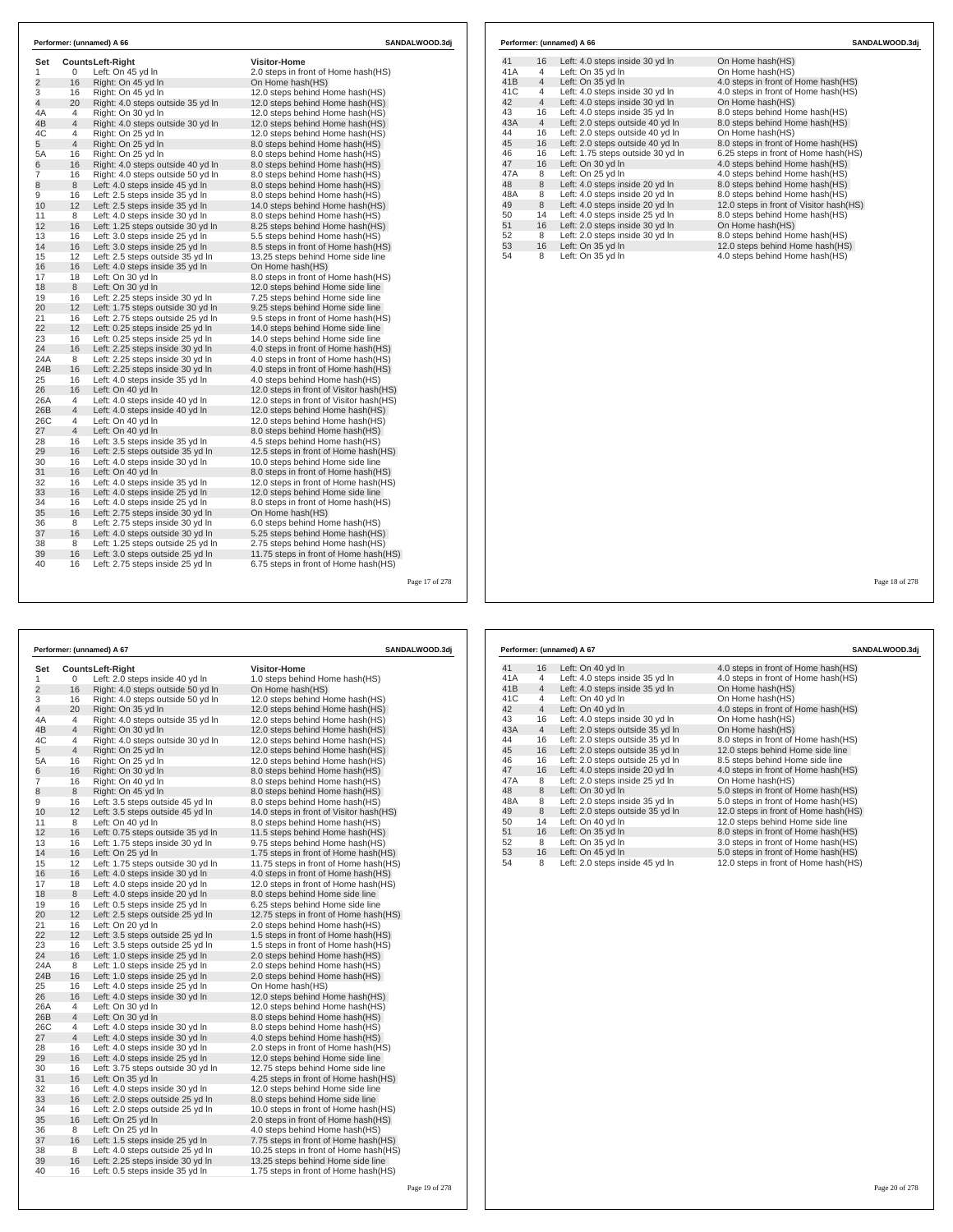**Performer: (unnamed) A 66** — SANDALWOOD.3dj

| Set | Counts | Left-Right | Visitor-Home |
|---|---|---|---|
| 1 | 0 | Left: On 45 yd ln | 2.0 steps in front of Home hash(HS) |
| 2 | 16 | Right: On 45 yd ln | On Home hash(HS) |
| 3 | 16 | Right: On 45 yd ln | 12.0 steps behind Home hash(HS) |
| 4 | 20 | Right: 4.0 steps outside 35 yd ln | 12.0 steps behind Home hash(HS) |
| 4A | 4 | Right: On 30 yd ln | 12.0 steps behind Home hash(HS) |
| 4B | 4 | Right: 4.0 steps outside 30 yd ln | 12.0 steps behind Home hash(HS) |
| 4C | 4 | Right: On 25 yd ln | 12.0 steps behind Home hash(HS) |
| 5 | 4 | Right: On 25 yd ln | 8.0 steps behind Home hash(HS) |
| 5A | 16 | Right: On 25 yd ln | 8.0 steps behind Home hash(HS) |
| 6 | 16 | Right: 4.0 steps outside 40 yd ln | 8.0 steps behind Home hash(HS) |
| 7 | 16 | Right: 4.0 steps outside 50 yd ln | 8.0 steps behind Home hash(HS) |
| 8 | 8 | Left: 4.0 steps inside 45 yd ln | 8.0 steps behind Home hash(HS) |
| 9 | 16 | Left: 2.5 steps inside 35 yd ln | 8.0 steps behind Home hash(HS) |
| 10 | 12 | Left: 2.5 steps inside 35 yd ln | 14.0 steps behind Home hash(HS) |
| 11 | 8 | Left: 4.0 steps inside 30 yd ln | 8.0 steps behind Home hash(HS) |
| 12 | 16 | Left: 1.25 steps outside 30 yd ln | 8.25 steps behind Home hash(HS) |
| 13 | 16 | Left: 3.0 steps inside 25 yd ln | 5.5 steps behind Home hash(HS) |
| 14 | 16 | Left: 3.0 steps inside 25 yd ln | 8.5 steps in front of Home hash(HS) |
| 15 | 12 | Left: 2.5 steps outside 35 yd ln | 13.25 steps behind Home side line |
| 16 | 16 | Left: 4.0 steps inside 35 yd ln | On Home hash(HS) |
| 17 | 18 | Left: On 30 yd ln | 8.0 steps in front of Home hash(HS) |
| 18 | 8 | Left: On 30 yd ln | 12.0 steps behind Home side line |
| 19 | 16 | Left: 2.25 steps inside 30 yd ln | 7.25 steps behind Home side line |
| 20 | 12 | Left: 1.75 steps outside 30 yd ln | 9.25 steps behind Home side line |
| 21 | 16 | Left: 2.75 steps outside 25 yd ln | 9.5 steps in front of Home hash(HS) |
| 22 | 12 | Left: 0.25 steps inside 25 yd ln | 14.0 steps behind Home side line |
| 23 | 16 | Left: 0.25 steps inside 25 yd ln | 14.0 steps behind Home side line |
| 24 | 16 | Left: 2.25 steps inside 30 yd ln | 4.0 steps in front of Home hash(HS) |
| 24A | 8 | Left: 2.25 steps inside 30 yd ln | 4.0 steps in front of Home hash(HS) |
| 24B | 16 | Left: 2.25 steps inside 30 yd ln | 4.0 steps in front of Home hash(HS) |
| 25 | 16 | Left: 4.0 steps inside 35 yd ln | 4.0 steps behind Home hash(HS) |
| 26 | 16 | Left: On 40 yd ln | 12.0 steps in front of Visitor hash(HS) |
| 26A | 4 | Left: 4.0 steps inside 40 yd ln | 12.0 steps in front of Visitor hash(HS) |
| 26B | 4 | Left: 4.0 steps inside 40 yd ln | 12.0 steps behind Home hash(HS) |
| 26C | 4 | Left: On 40 yd ln | 12.0 steps behind Home hash(HS) |
| 27 | 4 | Left: On 40 yd ln | 8.0 steps behind Home hash(HS) |
| 28 | 16 | Left: 3.5 steps inside 35 yd ln | 4.5 steps behind Home hash(HS) |
| 29 | 16 | Left: 2.5 steps outside 35 yd ln | 12.5 steps in front of Home hash(HS) |
| 30 | 16 | Left: 4.0 steps inside 30 yd ln | 10.0 steps behind Home side line |
| 31 | 16 | Left: On 40 yd ln | 8.0 steps in front of Home hash(HS) |
| 32 | 16 | Left: 4.0 steps inside 35 yd ln | 12.0 steps in front of Home hash(HS) |
| 33 | 16 | Left: 4.0 steps inside 25 yd ln | 12.0 steps behind Home side line |
| 34 | 16 | Left: 4.0 steps inside 25 yd ln | 8.0 steps in front of Home hash(HS) |
| 35 | 16 | Left: 2.75 steps inside 30 yd ln | On Home hash(HS) |
| 36 | 8 | Left: 2.75 steps inside 30 yd ln | 6.0 steps behind Home hash(HS) |
| 37 | 16 | Left: 4.0 steps outside 30 yd ln | 5.25 steps behind Home hash(HS) |
| 38 | 8 | Left: 1.25 steps outside 25 yd ln | 2.75 steps behind Home hash(HS) |
| 39 | 16 | Left: 3.0 steps outside 25 yd ln | 11.75 steps in front of Home hash(HS) |
| 40 | 16 | Left: 2.75 steps inside 25 yd ln | 6.75 steps in front of Home hash(HS) |
| 41 | 16 | Left: 4.0 steps inside 30 yd ln | On Home hash(HS) |
| 41A | 4 | Left: On 35 yd ln | On Home hash(HS) |
| 41B | 4 | Left: On 35 yd ln | 4.0 steps in front of Home hash(HS) |
| 41C | 4 | Left: 4.0 steps inside 30 yd ln | 4.0 steps in front of Home hash(HS) |
| 42 | 4 | Left: 4.0 steps inside 30 yd ln | On Home hash(HS) |
| 43 | 16 | Left: 4.0 steps inside 35 yd ln | 8.0 steps behind Home hash(HS) |
| 43A | 4 | Left: 2.0 steps outside 40 yd ln | 8.0 steps behind Home hash(HS) |
| 44 | 16 | Left: 2.0 steps outside 40 yd ln | On Home hash(HS) |
| 45 | 16 | Left: 2.0 steps outside 40 yd ln | 8.0 steps in front of Home hash(HS) |
| 46 | 16 | Left: 1.75 steps outside 30 yd ln | 6.25 steps in front of Home hash(HS) |
| 47 | 16 | Left: On 30 yd ln | 4.0 steps behind Home hash(HS) |
| 47A | 8 | Left: On 25 yd ln | 4.0 steps behind Home hash(HS) |
| 48 | 8 | Left: 4.0 steps inside 20 yd ln | 8.0 steps behind Home hash(HS) |
| 48A | 8 | Left: 4.0 steps inside 20 yd ln | 8.0 steps behind Home hash(HS) |
| 49 | 8 | Left: 4.0 steps inside 20 yd ln | 12.0 steps in front of Visitor hash(HS) |
| 50 | 14 | Left: 4.0 steps inside 25 yd ln | 8.0 steps behind Home hash(HS) |
| 51 | 16 | Left: 2.0 steps inside 30 yd ln | On Home hash(HS) |
| 52 | 8 | Left: 2.0 steps inside 30 yd ln | 8.0 steps behind Home hash(HS) |
| 53 | 16 | Left: On 35 yd ln | 12.0 steps behind Home hash(HS) |
| 54 | 8 | Left: On 35 yd ln | 4.0 steps behind Home hash(HS) |

**Performer: (unnamed) A 67** — SANDALWOOD.3dj

| Set | Counts | Left-Right | Visitor-Home |
|---|---|---|---|
| 1 | 0 | Left: 2.0 steps inside 40 yd ln | 1.0 steps behind Home hash(HS) |
| 2 | 16 | Right: 4.0 steps outside 50 yd ln | On Home hash(HS) |
| 3 | 16 | Right: 4.0 steps outside 50 yd ln | 12.0 steps behind Home hash(HS) |
| 4 | 20 | Right: On 35 yd ln | 12.0 steps behind Home hash(HS) |
| 4A | 4 | Right: 4.0 steps outside 35 yd ln | 12.0 steps behind Home hash(HS) |
| 4B | 4 | Right: On 30 yd ln | 12.0 steps behind Home hash(HS) |
| 4C | 4 | Right: 4.0 steps outside 30 yd ln | 12.0 steps behind Home hash(HS) |
| 5 | 4 | Right: On 25 yd ln | 12.0 steps behind Home hash(HS) |
| 5A | 16 | Right: On 25 yd ln | 12.0 steps behind Home hash(HS) |
| 6 | 16 | Right: On 30 yd ln | 8.0 steps behind Home hash(HS) |
| 7 | 16 | Right: On 40 yd ln | 8.0 steps behind Home hash(HS) |
| 8 | 8 | Right: On 45 yd ln | 8.0 steps behind Home hash(HS) |
| 9 | 16 | Left: 3.5 steps outside 45 yd ln | 8.0 steps behind Home hash(HS) |
| 10 | 12 | Left: 3.5 steps outside 45 yd ln | 14.0 steps in front of Visitor hash(HS) |
| 11 | 8 | Left: On 40 yd ln | 8.0 steps behind Home hash(HS) |
| 12 | 16 | Left: 0.75 steps outside 35 yd ln | 11.5 steps behind Home hash(HS) |
| 13 | 16 | Left: 1.75 steps inside 30 yd ln | 9.75 steps behind Home hash(HS) |
| 14 | 16 | Left: On 25 yd ln | 1.75 steps in front of Home hash(HS) |
| 15 | 12 | Left: 1.75 steps outside 30 yd ln | 11.75 steps in front of Home hash(HS) |
| 16 | 16 | Left: 4.0 steps inside 30 yd ln | 4.0 steps in front of Home hash(HS) |
| 17 | 18 | Left: 4.0 steps inside 20 yd ln | 12.0 steps in front of Home hash(HS) |
| 18 | 8 | Left: 4.0 steps inside 20 yd ln | 8.0 steps behind Home side line |
| 19 | 16 | Left: 0.5 steps inside 25 yd ln | 6.25 steps behind Home side line |
| 20 | 12 | Left: 2.5 steps outside 25 yd ln | 12.75 steps in front of Home hash(HS) |
| 21 | 16 | Left: On 20 yd ln | 2.0 steps behind Home hash(HS) |
| 22 | 12 | Left: 3.5 steps outside 25 yd ln | 1.5 steps in front of Home hash(HS) |
| 23 | 16 | Left: 3.5 steps outside 25 yd ln | 1.5 steps in front of Home hash(HS) |
| 24 | 16 | Left: 1.0 steps inside 25 yd ln | 2.0 steps behind Home hash(HS) |
| 24A | 8 | Left: 1.0 steps inside 25 yd ln | 2.0 steps behind Home hash(HS) |
| 24B | 16 | Left: 1.0 steps inside 25 yd ln | 2.0 steps behind Home hash(HS) |
| 25 | 16 | Left: 4.0 steps inside 25 yd ln | On Home hash(HS) |
| 26 | 16 | Left: 4.0 steps inside 30 yd ln | 12.0 steps behind Home hash(HS) |
| 26A | 4 | Left: On 30 yd ln | 12.0 steps behind Home hash(HS) |
| 26B | 4 | Left: On 30 yd ln | 8.0 steps behind Home hash(HS) |
| 26C | 4 | Left: 4.0 steps inside 30 yd ln | 8.0 steps behind Home hash(HS) |
| 27 | 4 | Left: 4.0 steps inside 30 yd ln | 4.0 steps behind Home hash(HS) |
| 28 | 16 | Left: 4.0 steps inside 30 yd ln | 2.0 steps in front of Home hash(HS) |
| 29 | 16 | Left: 4.0 steps inside 25 yd ln | 12.0 steps behind Home side line |
| 30 | 16 | Left: 3.75 steps outside 30 yd ln | 12.75 steps behind Home side line |
| 31 | 16 | Left: On 35 yd ln | 4.25 steps in front of Home hash(HS) |
| 32 | 16 | Left: 4.0 steps inside 30 yd ln | 12.0 steps behind Home side line |
| 33 | 16 | Left: 2.0 steps outside 25 yd ln | 8.0 steps behind Home side line |
| 34 | 16 | Left: 2.0 steps outside 25 yd ln | 10.0 steps in front of Home hash(HS) |
| 35 | 16 | Left: On 25 yd ln | 2.0 steps in front of Home hash(HS) |
| 36 | 8 | Left: On 25 yd ln | 4.0 steps behind Home hash(HS) |
| 37 | 16 | Left: 1.5 steps inside 25 yd ln | 7.75 steps in front of Home hash(HS) |
| 38 | 8 | Left: 4.0 steps outside 25 yd ln | 10.25 steps in front of Home hash(HS) |
| 39 | 16 | Left: 2.25 steps inside 30 yd ln | 13.25 steps behind Home side line |
| 40 | 16 | Left: 0.5 steps inside 35 yd ln | 1.75 steps in front of Home hash(HS) |
| 41 | 16 | Left: On 40 yd ln | 4.0 steps in front of Home hash(HS) |
| 41A | 4 | Left: 4.0 steps inside 35 yd ln | 4.0 steps in front of Home hash(HS) |
| 41B | 4 | Left: 4.0 steps inside 35 yd ln | On Home hash(HS) |
| 41C | 4 | Left: On 40 yd ln | On Home hash(HS) |
| 42 | 4 | Left: On 40 yd ln | 4.0 steps in front of Home hash(HS) |
| 43 | 16 | Left: 4.0 steps inside 30 yd ln | On Home hash(HS) |
| 43A | 4 | Left: 2.0 steps outside 35 yd ln | On Home hash(HS) |
| 44 | 16 | Left: 2.0 steps outside 35 yd ln | 8.0 steps in front of Home hash(HS) |
| 45 | 16 | Left: 2.0 steps outside 35 yd ln | 12.0 steps behind Home side line |
| 46 | 16 | Left: 2.0 steps outside 25 yd ln | 8.5 steps behind Home side line |
| 47 | 16 | Left: 4.0 steps inside 20 yd ln | 4.0 steps in front of Home hash(HS) |
| 47A | 8 | Left: 2.0 steps inside 25 yd ln | On Home hash(HS) |
| 48 | 8 | Left: On 30 yd ln | 5.0 steps in front of Home hash(HS) |
| 48A | 8 | Left: 2.0 steps inside 35 yd ln | 5.0 steps in front of Home hash(HS) |
| 49 | 8 | Left: 2.0 steps outside 35 yd ln | 12.0 steps in front of Home hash(HS) |
| 50 | 14 | Left: On 40 yd ln | 12.0 steps behind Home side line |
| 51 | 16 | Left: On 35 yd ln | 8.0 steps in front of Home hash(HS) |
| 52 | 8 | Left: On 35 yd ln | 3.0 steps in front of Home hash(HS) |
| 53 | 16 | Left: On 45 yd ln | 5.0 steps in front of Home hash(HS) |
| 54 | 8 | Left: 2.0 steps inside 45 yd ln | 12.0 steps in front of Home hash(HS) |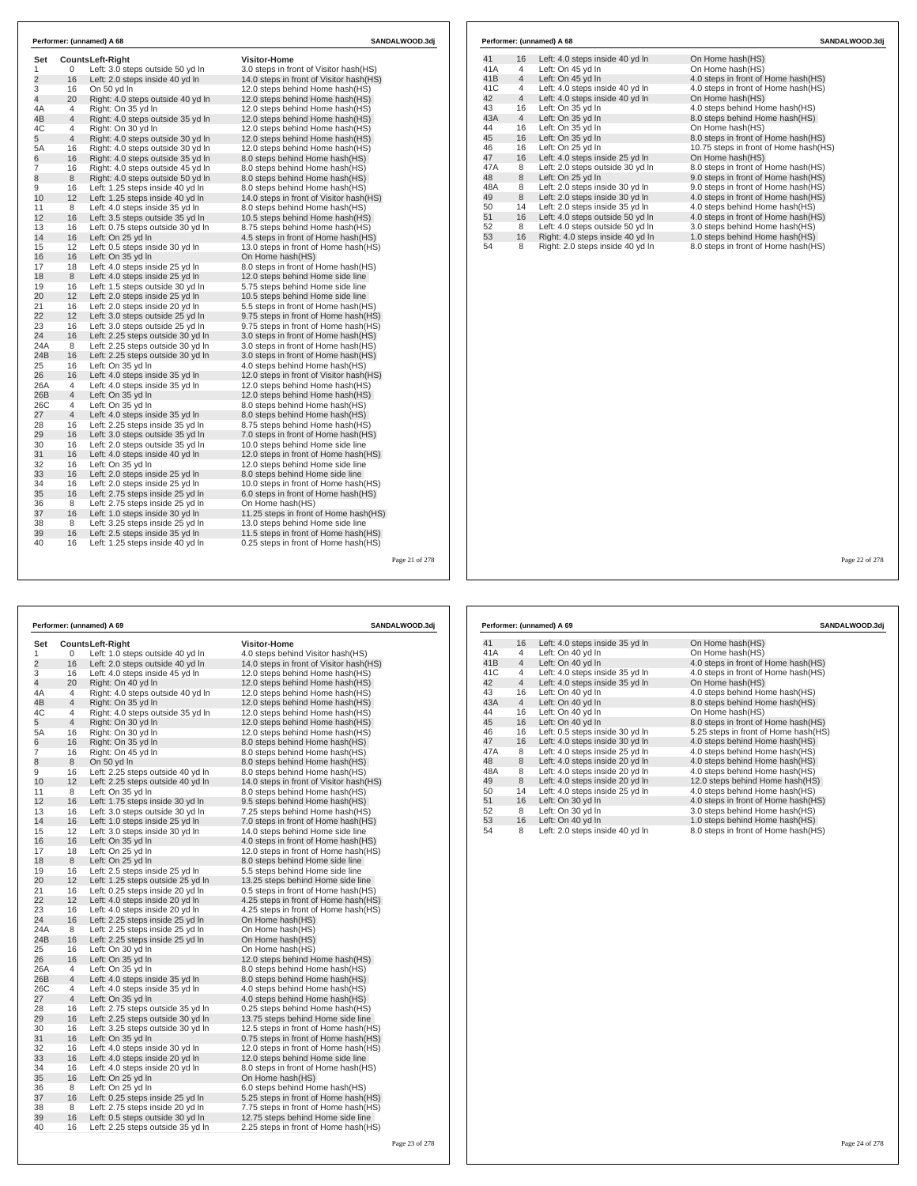**Performer: (unnamed) A 68** SANDALWOOD.3dj

| Set | Counts | Left-Right | Visitor-Home |
|---|---|---|---|
| 1 | 0 | Left: 3.0 steps outside 50 yd ln | 3.0 steps in front of Visitor hash(HS) |
| 2 | 16 | Left: 2.0 steps inside 40 yd ln | 14.0 steps in front of Visitor hash(HS) |
| 3 | 16 | On 50 yd ln | 12.0 steps behind Home hash(HS) |
| 4 | 20 | Right: 4.0 steps outside 40 yd ln | 12.0 steps behind Home hash(HS) |
| 4A | 4 | Right: On 35 yd ln | 12.0 steps behind Home hash(HS) |
| 4B | 4 | Right: 4.0 steps outside 35 yd ln | 12.0 steps behind Home hash(HS) |
| 4C | 4 | Right: On 30 yd ln | 12.0 steps behind Home hash(HS) |
| 5 | 4 | Right: 4.0 steps outside 30 yd ln | 12.0 steps behind Home hash(HS) |
| 5A | 16 | Right: 4.0 steps outside 30 yd ln | 12.0 steps behind Home hash(HS) |
| 6 | 16 | Right: 4.0 steps outside 35 yd ln | 8.0 steps behind Home hash(HS) |
| 7 | 16 | Right: 4.0 steps outside 45 yd ln | 8.0 steps behind Home hash(HS) |
| 8 | 8 | Right: 4.0 steps outside 50 yd ln | 8.0 steps behind Home hash(HS) |
| 9 | 16 | Left: 1.25 steps inside 40 yd ln | 8.0 steps behind Home hash(HS) |
| 10 | 12 | Left: 1.25 steps inside 40 yd ln | 14.0 steps in front of Visitor hash(HS) |
| 11 | 8 | Left: 4.0 steps inside 35 yd ln | 8.0 steps behind Home hash(HS) |
| 12 | 16 | Left: 3.5 steps outside 35 yd ln | 10.5 steps behind Home hash(HS) |
| 13 | 16 | Left: 0.75 steps outside 30 yd ln | 8.75 steps behind Home hash(HS) |
| 14 | 16 | Left: On 25 yd ln | 4.5 steps in front of Home hash(HS) |
| 15 | 12 | Left: 0.5 steps inside 30 yd ln | 13.0 steps in front of Home hash(HS) |
| 16 | 16 | Left: On 35 yd ln | On Home hash(HS) |
| 17 | 18 | Left: 4.0 steps inside 25 yd ln | 8.0 steps in front of Home hash(HS) |
| 18 | 8 | Left: 4.0 steps inside 25 yd ln | 12.0 steps behind Home side line |
| 19 | 16 | Left: 1.5 steps outside 30 yd ln | 5.75 steps behind Home side line |
| 20 | 12 | Left: 2.0 steps inside 25 yd ln | 10.5 steps behind Home side line |
| 21 | 16 | Left: 2.0 steps inside 20 yd ln | 5.5 steps in front of Home hash(HS) |
| 22 | 12 | Left: 3.0 steps outside 25 yd ln | 9.75 steps in front of Home hash(HS) |
| 23 | 16 | Left: 3.0 steps outside 25 yd ln | 9.75 steps in front of Home hash(HS) |
| 24 | 16 | Left: 2.25 steps outside 30 yd ln | 3.0 steps in front of Home hash(HS) |
| 24A | 8 | Left: 2.25 steps outside 30 yd ln | 3.0 steps in front of Home hash(HS) |
| 24B | 16 | Left: 2.25 steps outside 30 yd ln | 3.0 steps in front of Home hash(HS) |
| 25 | 16 | Left: On 35 yd ln | 4.0 steps behind Home hash(HS) |
| 26 | 16 | Left: 4.0 steps inside 35 yd ln | 12.0 steps in front of Visitor hash(HS) |
| 26A | 4 | Left: 4.0 steps inside 35 yd ln | 12.0 steps behind Home hash(HS) |
| 26B | 4 | Left: On 35 yd ln | 12.0 steps behind Home hash(HS) |
| 26C | 4 | Left: On 35 yd ln | 8.0 steps behind Home hash(HS) |
| 27 | 4 | Left: 4.0 steps inside 35 yd ln | 8.0 steps behind Home hash(HS) |
| 28 | 16 | Left: 2.25 steps inside 35 yd ln | 8.75 steps behind Home hash(HS) |
| 29 | 16 | Left: 3.0 steps outside 35 yd ln | 7.0 steps in front of Home hash(HS) |
| 30 | 16 | Left: 2.0 steps outside 35 yd ln | 10.0 steps behind Home side line |
| 31 | 16 | Left: 4.0 steps inside 40 yd ln | 12.0 steps in front of Home hash(HS) |
| 32 | 16 | Left: On 35 yd ln | 12.0 steps behind Home side line |
| 33 | 16 | Left: 2.0 steps inside 25 yd ln | 8.0 steps behind Home side line |
| 34 | 16 | Left: 2.0 steps inside 25 yd ln | 10.0 steps in front of Home hash(HS) |
| 35 | 16 | Left: 2.75 steps inside 25 yd ln | 6.0 steps in front of Home hash(HS) |
| 36 | 8 | Left: 2.75 steps inside 25 yd ln | On Home hash(HS) |
| 37 | 16 | Left: 1.0 steps inside 30 yd ln | 11.25 steps in front of Home hash(HS) |
| 38 | 8 | Left: 3.25 steps inside 25 yd ln | 13.0 steps behind Home side line |
| 39 | 16 | Left: 2.5 steps inside 35 yd ln | 11.5 steps in front of Home hash(HS) |
| 40 | 16 | Left: 1.25 steps inside 40 yd ln | 0.25 steps in front of Home hash(HS) |

**Performer: (unnamed) A 68** SANDALWOOD.3dj

| Set | Counts | Left-Right | Visitor-Home |
|---|---|---|---|
| 41 | 16 | Left: 4.0 steps inside 40 yd ln | On Home hash(HS) |
| 41A | 4 | Left: On 45 yd ln | On Home hash(HS) |
| 41B | 4 | Left: On 45 yd ln | 4.0 steps in front of Home hash(HS) |
| 41C | 4 | Left: 4.0 steps inside 40 yd ln | 4.0 steps in front of Home hash(HS) |
| 42 | 4 | Left: 4.0 steps inside 40 yd ln | On Home hash(HS) |
| 43 | 16 | Left: On 35 yd ln | 4.0 steps behind Home hash(HS) |
| 43A | 4 | Left: On 35 yd ln | 8.0 steps behind Home hash(HS) |
| 44 | 16 | Left: On 35 yd ln | On Home hash(HS) |
| 45 | 16 | Left: On 35 yd ln | 8.0 steps in front of Home hash(HS) |
| 46 | 16 | Left: On 25 yd ln | 10.75 steps in front of Home hash(HS) |
| 47 | 16 | Left: 4.0 steps inside 25 yd ln | On Home hash(HS) |
| 47A | 8 | Left: 2.0 steps outside 30 yd ln | 8.0 steps in front of Home hash(HS) |
| 48 | 8 | Left: On 25 yd ln | 9.0 steps in front of Home hash(HS) |
| 48A | 8 | Left: 2.0 steps inside 30 yd ln | 9.0 steps in front of Home hash(HS) |
| 49 | 8 | Left: 2.0 steps inside 30 yd ln | 4.0 steps in front of Home hash(HS) |
| 50 | 14 | Left: 2.0 steps inside 35 yd ln | 4.0 steps behind Home hash(HS) |
| 51 | 16 | Left: 4.0 steps outside 50 yd ln | 4.0 steps in front of Home hash(HS) |
| 52 | 8 | Left: 4.0 steps outside 50 yd ln | 3.0 steps behind Home hash(HS) |
| 53 | 16 | Right: 4.0 steps inside 40 yd ln | 1.0 steps behind Home hash(HS) |
| 54 | 8 | Right: 2.0 steps inside 40 yd ln | 8.0 steps in front of Home hash(HS) |

**Performer: (unnamed) A 69** SANDALWOOD.3dj

| Set | Counts | Left-Right | Visitor-Home |
|---|---|---|---|
| 1 | 0 | Left: 1.0 steps outside 40 yd ln | 4.0 steps behind Visitor hash(HS) |
| 2 | 16 | Left: 2.0 steps outside 40 yd ln | 14.0 steps in front of Visitor hash(HS) |
| 3 | 16 | Left: 4.0 steps inside 45 yd ln | 12.0 steps behind Home hash(HS) |
| 4 | 20 | Right: On 40 yd ln | 12.0 steps behind Home hash(HS) |
| 4A | 4 | Right: 4.0 steps outside 40 yd ln | 12.0 steps behind Home hash(HS) |
| 4B | 4 | Right: On 35 yd ln | 12.0 steps behind Home hash(HS) |
| 4C | 4 | Right: 4.0 steps outside 35 yd ln | 12.0 steps behind Home hash(HS) |
| 5 | 4 | Right: On 30 yd ln | 12.0 steps behind Home hash(HS) |
| 5A | 16 | Right: On 30 yd ln | 12.0 steps behind Home hash(HS) |
| 6 | 16 | Right: On 35 yd ln | 8.0 steps behind Home hash(HS) |
| 7 | 16 | Right: On 45 yd ln | 8.0 steps behind Home hash(HS) |
| 8 | 8 | On 50 yd ln | 8.0 steps behind Home hash(HS) |
| 9 | 16 | Left: 2.25 steps outside 40 yd ln | 8.0 steps behind Home hash(HS) |
| 10 | 12 | Left: 2.25 steps outside 40 yd ln | 14.0 steps in front of Visitor hash(HS) |
| 11 | 8 | Left: On 35 yd ln | 8.0 steps behind Home hash(HS) |
| 12 | 16 | Left: 1.75 steps inside 30 yd ln | 9.5 steps behind Home hash(HS) |
| 13 | 16 | Left: 3.0 steps outside 30 yd ln | 7.25 steps behind Home hash(HS) |
| 14 | 16 | Left: 1.0 steps inside 25 yd ln | 7.0 steps in front of Home hash(HS) |
| 15 | 12 | Left: 3.0 steps inside 30 yd ln | 14.0 steps behind Home side line |
| 16 | 16 | Left: On 35 yd ln | 4.0 steps in front of Home hash(HS) |
| 17 | 18 | Left: On 25 yd ln | 12.0 steps in front of Home hash(HS) |
| 18 | 8 | Left: On 25 yd ln | 8.0 steps behind Home side line |
| 19 | 16 | Left: 2.5 steps inside 25 yd ln | 5.5 steps behind Home side line |
| 20 | 12 | Left: 1.25 steps outside 25 yd ln | 13.25 steps behind Home side line |
| 21 | 16 | Left: 0.25 steps inside 20 yd ln | 0.5 steps in front of Home hash(HS) |
| 22 | 12 | Left: 4.0 steps inside 20 yd ln | 4.25 steps in front of Home hash(HS) |
| 23 | 16 | Left: 4.0 steps inside 20 yd ln | 4.25 steps in front of Home hash(HS) |
| 24 | 16 | Left: 2.25 steps inside 25 yd ln | On Home hash(HS) |
| 24A | 8 | Left: 2.25 steps inside 25 yd ln | On Home hash(HS) |
| 24B | 16 | Left: 2.25 steps inside 25 yd ln | On Home hash(HS) |
| 25 | 16 | Left: On 30 yd ln | On Home hash(HS) |
| 26 | 16 | Left: On 35 yd ln | 12.0 steps behind Home hash(HS) |
| 26A | 4 | Left: On 35 yd ln | 8.0 steps behind Home hash(HS) |
| 26B | 4 | Left: 4.0 steps inside 35 yd ln | 8.0 steps behind Home hash(HS) |
| 26C | 4 | Left: 4.0 steps inside 35 yd ln | 4.0 steps behind Home hash(HS) |
| 27 | 4 | Left: On 35 yd ln | 4.0 steps behind Home hash(HS) |
| 28 | 16 | Left: 2.75 steps outside 35 yd ln | 0.25 steps behind Home hash(HS) |
| 29 | 16 | Left: 2.25 steps outside 30 yd ln | 13.75 steps behind Home side line |
| 30 | 16 | Left: 3.25 steps outside 30 yd ln | 12.5 steps in front of Home hash(HS) |
| 31 | 16 | Left: On 35 yd ln | 0.75 steps in front of Home hash(HS) |
| 32 | 16 | Left: 4.0 steps inside 30 yd ln | 12.0 steps in front of Home hash(HS) |
| 33 | 16 | Left: 4.0 steps inside 20 yd ln | 12.0 steps behind Home side line |
| 34 | 16 | Left: 4.0 steps inside 20 yd ln | 8.0 steps in front of Home hash(HS) |
| 35 | 16 | Left: On 25 yd ln | On Home hash(HS) |
| 36 | 8 | Left: On 25 yd ln | 6.0 steps behind Home hash(HS) |
| 37 | 16 | Left: 0.25 steps inside 25 yd ln | 5.25 steps in front of Home hash(HS) |
| 38 | 8 | Left: 2.75 steps inside 20 yd ln | 7.75 steps in front of Home hash(HS) |
| 39 | 16 | Left: 0.5 steps outside 30 yd ln | 12.75 steps behind Home side line |
| 40 | 16 | Left: 2.25 steps outside 35 yd ln | 2.25 steps in front of Home hash(HS) |

**Performer: (unnamed) A 69** SANDALWOOD.3dj

| Set | Counts | Left-Right | Visitor-Home |
|---|---|---|---|
| 41 | 16 | Left: 4.0 steps inside 35 yd ln | On Home hash(HS) |
| 41A | 4 | Left: On 40 yd ln | On Home hash(HS) |
| 41B | 4 | Left: On 40 yd ln | 4.0 steps in front of Home hash(HS) |
| 41C | 4 | Left: 4.0 steps inside 35 yd ln | 4.0 steps in front of Home hash(HS) |
| 42 | 4 | Left: 4.0 steps inside 35 yd ln | On Home hash(HS) |
| 43 | 16 | Left: On 40 yd ln | 4.0 steps behind Home hash(HS) |
| 43A | 4 | Left: On 40 yd ln | 8.0 steps behind Home hash(HS) |
| 44 | 16 | Left: On 40 yd ln | On Home hash(HS) |
| 45 | 16 | Left: On 40 yd ln | 8.0 steps in front of Home hash(HS) |
| 46 | 16 | Left: 0.5 steps inside 30 yd ln | 5.25 steps in front of Home hash(HS) |
| 47 | 16 | Left: 4.0 steps inside 30 yd ln | 4.0 steps behind Home hash(HS) |
| 47A | 8 | Left: 4.0 steps inside 25 yd ln | 4.0 steps behind Home hash(HS) |
| 48 | 8 | Left: 4.0 steps inside 20 yd ln | 4.0 steps behind Home hash(HS) |
| 48A | 8 | Left: 4.0 steps inside 20 yd ln | 4.0 steps behind Home hash(HS) |
| 49 | 8 | Left: 4.0 steps inside 20 yd ln | 12.0 steps behind Home hash(HS) |
| 50 | 14 | Left: 4.0 steps inside 25 yd ln | 4.0 steps behind Home hash(HS) |
| 51 | 16 | Left: On 30 yd ln | 4.0 steps in front of Home hash(HS) |
| 52 | 8 | Left: On 30 yd ln | 3.0 steps behind Home hash(HS) |
| 53 | 16 | Left: On 40 yd ln | 1.0 steps behind Home hash(HS) |
| 54 | 8 | Left: 2.0 steps inside 40 yd ln | 8.0 steps in front of Home hash(HS) |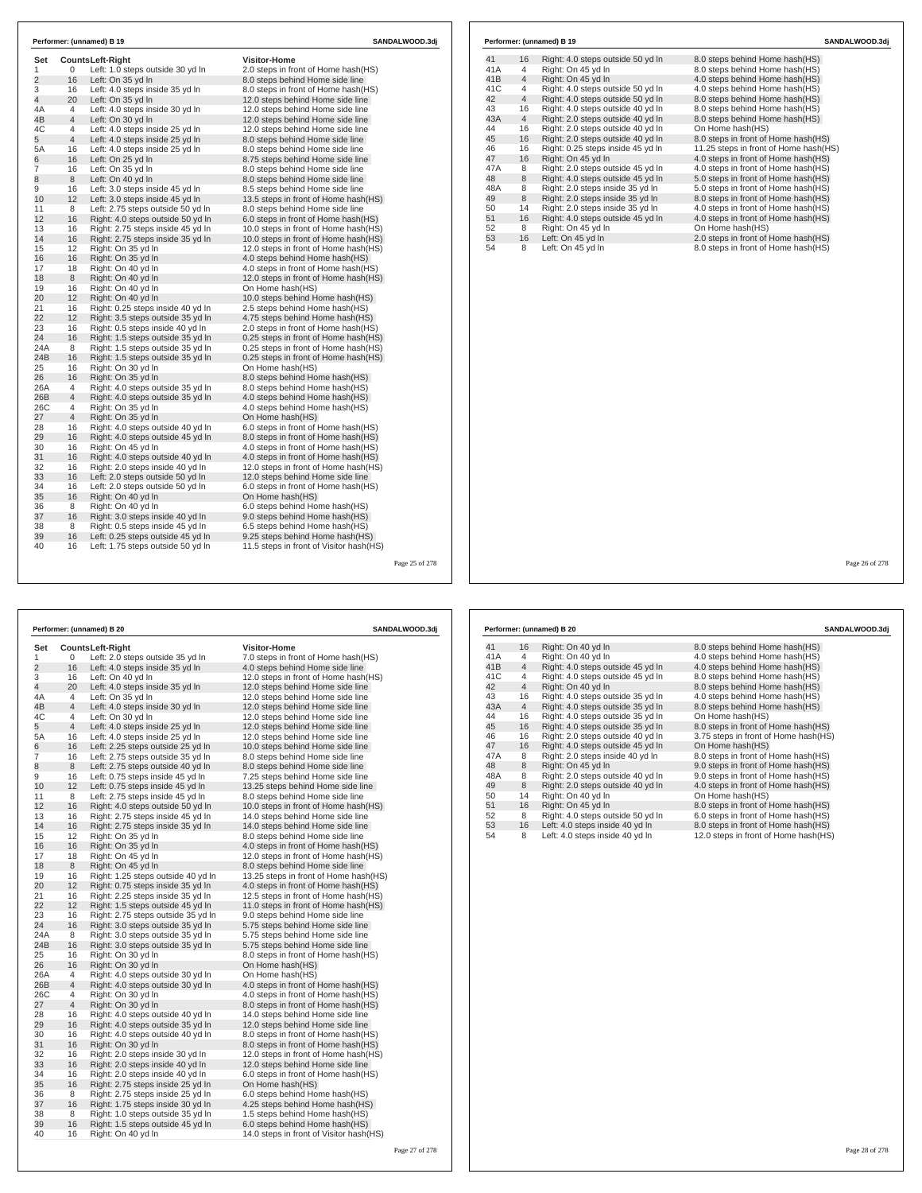## Performer: (unnamed) B 19

SANDALWOOD.3dj

| Set | Counts | Left-Right | Visitor-Home |
|---|---|---|---|
| 1 | 0 | Left: 1.0 steps outside 30 yd ln | 2.0 steps in front of Home hash(HS) |
| 2 | 16 | Left: On 35 yd ln | 8.0 steps behind Home side line |
| 3 | 16 | Left: 4.0 steps inside 35 yd ln | 8.0 steps in front of Home hash(HS) |
| 4 | 20 | Left: On 35 yd ln | 12.0 steps behind Home side line |
| 4A | 4 | Left: 4.0 steps inside 30 yd ln | 12.0 steps behind Home side line |
| 4B | 4 | Left: On 30 yd ln | 12.0 steps behind Home side line |
| 4C | 4 | Left: 4.0 steps inside 25 yd ln | 12.0 steps behind Home side line |
| 5 | 4 | Left: 4.0 steps inside 25 yd ln | 8.0 steps behind Home side line |
| 5A | 16 | Left: 4.0 steps inside 25 yd ln | 8.0 steps behind Home side line |
| 6 | 16 | Left: On 25 yd ln | 8.75 steps behind Home side line |
| 7 | 16 | Left: On 35 yd ln | 8.0 steps behind Home side line |
| 8 | 8 | Left: On 40 yd ln | 8.0 steps behind Home side line |
| 9 | 16 | Left: 3.0 steps inside 45 yd ln | 8.5 steps behind Home side line |
| 10 | 12 | Left: 3.0 steps inside 45 yd ln | 13.5 steps in front of Home hash(HS) |
| 11 | 8 | Left: 2.75 steps outside 50 yd ln | 8.0 steps behind Home side line |
| 12 | 16 | Right: 4.0 steps outside 50 yd ln | 6.0 steps in front of Home hash(HS) |
| 13 | 16 | Right: 2.75 steps inside 45 yd ln | 10.0 steps in front of Home hash(HS) |
| 14 | 16 | Right: 2.75 steps inside 35 yd ln | 10.0 steps in front of Home hash(HS) |
| 15 | 12 | Right: On 35 yd ln | 12.0 steps in front of Home hash(HS) |
| 16 | 16 | Right: On 35 yd ln | 4.0 steps behind Home hash(HS) |
| 17 | 18 | Right: On 40 yd ln | 4.0 steps in front of Home hash(HS) |
| 18 | 8 | Right: On 40 yd ln | 12.0 steps in front of Home hash(HS) |
| 19 | 16 | Right: On 40 yd ln | On Home hash(HS) |
| 20 | 12 | Right: On 40 yd ln | 10.0 steps behind Home hash(HS) |
| 21 | 16 | Right: 0.25 steps inside 40 yd ln | 2.5 steps behind Home hash(HS) |
| 22 | 12 | Right: 3.5 steps outside 35 yd ln | 4.75 steps behind Home hash(HS) |
| 23 | 16 | Right: 0.5 steps inside 40 yd ln | 2.0 steps in front of Home hash(HS) |
| 24 | 16 | Right: 1.5 steps outside 35 yd ln | 0.25 steps in front of Home hash(HS) |
| 24A | 8 | Right: 1.5 steps outside 35 yd ln | 0.25 steps in front of Home hash(HS) |
| 24B | 16 | Right: 1.5 steps outside 35 yd ln | 0.25 steps in front of Home hash(HS) |
| 25 | 16 | Right: On 30 yd ln | On Home hash(HS) |
| 26 | 16 | Right: On 35 yd ln | 8.0 steps behind Home hash(HS) |
| 26A | 4 | Right: 4.0 steps outside 35 yd ln | 8.0 steps behind Home hash(HS) |
| 26B | 4 | Right: 4.0 steps outside 35 yd ln | 4.0 steps behind Home hash(HS) |
| 26C | 4 | Right: On 35 yd ln | 4.0 steps behind Home hash(HS) |
| 27 | 4 | Right: On 35 yd ln | On Home hash(HS) |
| 28 | 16 | Right: 4.0 steps outside 40 yd ln | 6.0 steps in front of Home hash(HS) |
| 29 | 16 | Right: 4.0 steps outside 45 yd ln | 8.0 steps in front of Home hash(HS) |
| 30 | 16 | Right: On 45 yd ln | 4.0 steps in front of Home hash(HS) |
| 31 | 16 | Right: 4.0 steps outside 40 yd ln | 4.0 steps in front of Home hash(HS) |
| 32 | 16 | Right: 2.0 steps inside 40 yd ln | 12.0 steps in front of Home hash(HS) |
| 33 | 16 | Left: 2.0 steps outside 50 yd ln | 12.0 steps behind Home side line |
| 34 | 16 | Left: 2.0 steps outside 50 yd ln | 6.0 steps in front of Home hash(HS) |
| 35 | 16 | Right: On 40 yd ln | On Home hash(HS) |
| 36 | 8 | Right: On 40 yd ln | 6.0 steps behind Home hash(HS) |
| 37 | 16 | Right: 3.0 steps inside 40 yd ln | 9.0 steps behind Home hash(HS) |
| 38 | 8 | Right: 0.5 steps inside 45 yd ln | 6.5 steps behind Home hash(HS) |
| 39 | 16 | Left: 0.25 steps outside 45 yd ln | 9.25 steps behind Home hash(HS) |
| 40 | 16 | Left: 1.75 steps outside 50 yd ln | 11.5 steps in front of Visitor hash(HS) |
| 41 | 16 | Right: 4.0 steps outside 50 yd ln | 8.0 steps behind Home hash(HS) |
| 41A | 4 | Right: On 45 yd ln | 8.0 steps behind Home hash(HS) |
| 41B | 4 | Right: On 45 yd ln | 4.0 steps behind Home hash(HS) |
| 41C | 4 | Right: 4.0 steps outside 50 yd ln | 4.0 steps behind Home hash(HS) |
| 42 | 4 | Right: 4.0 steps outside 50 yd ln | 8.0 steps behind Home hash(HS) |
| 43 | 16 | Right: 4.0 steps outside 40 yd ln | 8.0 steps behind Home hash(HS) |
| 43A | 4 | Right: 2.0 steps outside 40 yd ln | 8.0 steps behind Home hash(HS) |
| 44 | 16 | Right: 2.0 steps outside 40 yd ln | On Home hash(HS) |
| 45 | 16 | Right: 2.0 steps outside 40 yd ln | 8.0 steps in front of Home hash(HS) |
| 46 | 16 | Right: 0.25 steps inside 45 yd ln | 11.25 steps in front of Home hash(HS) |
| 47 | 16 | Right: On 45 yd ln | 4.0 steps in front of Home hash(HS) |
| 47A | 8 | Right: 2.0 steps outside 45 yd ln | 4.0 steps in front of Home hash(HS) |
| 48 | 8 | Right: 4.0 steps outside 45 yd ln | 5.0 steps in front of Home hash(HS) |
| 48A | 8 | Right: 2.0 steps inside 35 yd ln | 5.0 steps in front of Home hash(HS) |
| 49 | 8 | Right: 2.0 steps inside 35 yd ln | 8.0 steps in front of Home hash(HS) |
| 50 | 14 | Right: 2.0 steps inside 35 yd ln | 4.0 steps in front of Home hash(HS) |
| 51 | 16 | Right: 4.0 steps outside 45 yd ln | 4.0 steps in front of Home hash(HS) |
| 52 | 8 | Right: On 45 yd ln | On Home hash(HS) |
| 53 | 16 | Left: On 45 yd ln | 2.0 steps in front of Home hash(HS) |
| 54 | 8 | Left: On 45 yd ln | 8.0 steps in front of Home hash(HS) |

## Performer: (unnamed) B 20

SANDALWOOD.3dj

| Set | Counts | Left-Right | Visitor-Home |
|---|---|---|---|
| 1 | 0 | Left: 2.0 steps outside 35 yd ln | 7.0 steps in front of Home hash(HS) |
| 2 | 16 | Left: 4.0 steps inside 35 yd ln | 4.0 steps behind Home side line |
| 3 | 16 | Left: On 40 yd ln | 12.0 steps in front of Home hash(HS) |
| 4 | 20 | Left: 4.0 steps inside 35 yd ln | 12.0 steps behind Home side line |
| 4A | 4 | Left: On 35 yd ln | 12.0 steps behind Home side line |
| 4B | 4 | Left: 4.0 steps inside 30 yd ln | 12.0 steps behind Home side line |
| 4C | 4 | Left: On 30 yd ln | 12.0 steps behind Home side line |
| 5 | 4 | Left: 4.0 steps inside 25 yd ln | 12.0 steps behind Home side line |
| 5A | 16 | Left: 4.0 steps inside 25 yd ln | 12.0 steps behind Home side line |
| 6 | 16 | Left: 2.25 steps outside 25 yd ln | 10.0 steps behind Home side line |
| 7 | 16 | Left: 2.75 steps outside 35 yd ln | 8.0 steps behind Home side line |
| 8 | 8 | Left: 2.75 steps outside 40 yd ln | 8.0 steps behind Home side line |
| 9 | 16 | Left: 0.75 steps inside 45 yd ln | 7.25 steps behind Home side line |
| 10 | 12 | Left: 0.75 steps inside 45 yd ln | 13.25 steps behind Home side line |
| 11 | 8 | Left: 2.75 steps inside 45 yd ln | 8.0 steps behind Home side line |
| 12 | 16 | Right: 4.0 steps outside 50 yd ln | 10.0 steps in front of Home hash(HS) |
| 13 | 16 | Right: 2.75 steps inside 45 yd ln | 14.0 steps behind Home side line |
| 14 | 16 | Right: 2.75 steps inside 35 yd ln | 14.0 steps behind Home side line |
| 15 | 12 | Right: On 35 yd ln | 8.0 steps behind Home side line |
| 16 | 16 | Right: On 35 yd ln | 4.0 steps in front of Home hash(HS) |
| 17 | 18 | Right: On 45 yd ln | 12.0 steps in front of Home hash(HS) |
| 18 | 8 | Right: On 45 yd ln | 8.0 steps behind Home side line |
| 19 | 16 | Right: 1.25 steps outside 40 yd ln | 13.25 steps in front of Home hash(HS) |
| 20 | 12 | Right: 0.75 steps inside 35 yd ln | 4.0 steps in front of Home hash(HS) |
| 21 | 16 | Right: 2.25 steps inside 35 yd ln | 12.5 steps in front of Home hash(HS) |
| 22 | 12 | Right: 1.5 steps inside 45 yd ln | 11.0 steps in front of Home hash(HS) |
| 23 | 16 | Right: 2.75 steps outside 35 yd ln | 9.0 steps behind Home side line |
| 24 | 16 | Right: 3.0 steps outside 35 yd ln | 5.75 steps behind Home side line |
| 24A | 8 | Right: 3.0 steps outside 35 yd ln | 5.75 steps behind Home side line |
| 24B | 16 | Right: 3.0 steps outside 35 yd ln | 5.75 steps behind Home side line |
| 25 | 16 | Right: On 30 yd ln | 8.0 steps in front of Home hash(HS) |
| 26 | 16 | Right: On 30 yd ln | On Home hash(HS) |
| 26A | 4 | Right: 4.0 steps outside 30 yd ln | On Home hash(HS) |
| 26B | 4 | Right: 4.0 steps outside 30 yd ln | 4.0 steps in front of Home hash(HS) |
| 26C | 4 | Right: On 30 yd ln | 4.0 steps in front of Home hash(HS) |
| 27 | 4 | Right: On 30 yd ln | 8.0 steps in front of Home hash(HS) |
| 28 | 16 | Right: 4.0 steps outside 40 yd ln | 14.0 steps behind Home side line |
| 29 | 16 | Right: 4.0 steps outside 35 yd ln | 12.0 steps behind Home side line |
| 30 | 16 | Right: 4.0 steps outside 40 yd ln | 8.0 steps in front of Home hash(HS) |
| 31 | 16 | Right: On 30 yd ln | 8.0 steps in front of Home hash(HS) |
| 32 | 16 | Right: 2.0 steps inside 30 yd ln | 12.0 steps in front of Home hash(HS) |
| 33 | 16 | Right: 2.0 steps inside 40 yd ln | 12.0 steps behind Home side line |
| 34 | 16 | Right: 2.0 steps inside 40 yd ln | 6.0 steps in front of Home hash(HS) |
| 35 | 16 | Right: 2.75 steps inside 25 yd ln | On Home hash(HS) |
| 36 | 8 | Right: 2.75 steps inside 25 yd ln | 6.0 steps behind Home hash(HS) |
| 37 | 16 | Right: 1.75 steps inside 30 yd ln | 4.25 steps behind Home hash(HS) |
| 38 | 8 | Right: 1.0 steps outside 35 yd ln | 1.5 steps behind Home hash(HS) |
| 39 | 16 | Right: 1.5 steps outside 45 yd ln | 6.0 steps behind Home hash(HS) |
| 40 | 16 | Right: On 40 yd ln | 14.0 steps in front of Visitor hash(HS) |
| 41 | 16 | Right: On 40 yd ln | 8.0 steps behind Home hash(HS) |
| 41A | 4 | Right: On 40 yd ln | 4.0 steps behind Home hash(HS) |
| 41B | 4 | Right: 4.0 steps outside 45 yd ln | 4.0 steps behind Home hash(HS) |
| 41C | 4 | Right: 4.0 steps outside 45 yd ln | 8.0 steps behind Home hash(HS) |
| 42 | 4 | Right: On 40 yd ln | 8.0 steps behind Home hash(HS) |
| 43 | 16 | Right: 4.0 steps outside 35 yd ln | 4.0 steps behind Home hash(HS) |
| 43A | 4 | Right: 4.0 steps outside 35 yd ln | 8.0 steps behind Home hash(HS) |
| 44 | 16 | Right: 4.0 steps outside 35 yd ln | On Home hash(HS) |
| 45 | 16 | Right: 4.0 steps outside 35 yd ln | 8.0 steps in front of Home hash(HS) |
| 46 | 16 | Right: 2.0 steps outside 40 yd ln | 3.75 steps in front of Home hash(HS) |
| 47 | 16 | Right: 4.0 steps outside 45 yd ln | On Home hash(HS) |
| 47A | 8 | Right: 2.0 steps inside 40 yd ln | 8.0 steps in front of Home hash(HS) |
| 48 | 8 | Right: On 45 yd ln | 9.0 steps in front of Home hash(HS) |
| 48A | 8 | Right: 2.0 steps outside 40 yd ln | 9.0 steps in front of Home hash(HS) |
| 49 | 8 | Right: 2.0 steps outside 40 yd ln | 4.0 steps in front of Home hash(HS) |
| 50 | 14 | Right: On 40 yd ln | On Home hash(HS) |
| 51 | 16 | Right: On 45 yd ln | 8.0 steps in front of Home hash(HS) |
| 52 | 8 | Right: 4.0 steps outside 50 yd ln | 6.0 steps in front of Home hash(HS) |
| 53 | 16 | Left: 4.0 steps inside 40 yd ln | 8.0 steps in front of Home hash(HS) |
| 54 | 8 | Left: 4.0 steps inside 40 yd ln | 12.0 steps in front of Home hash(HS) |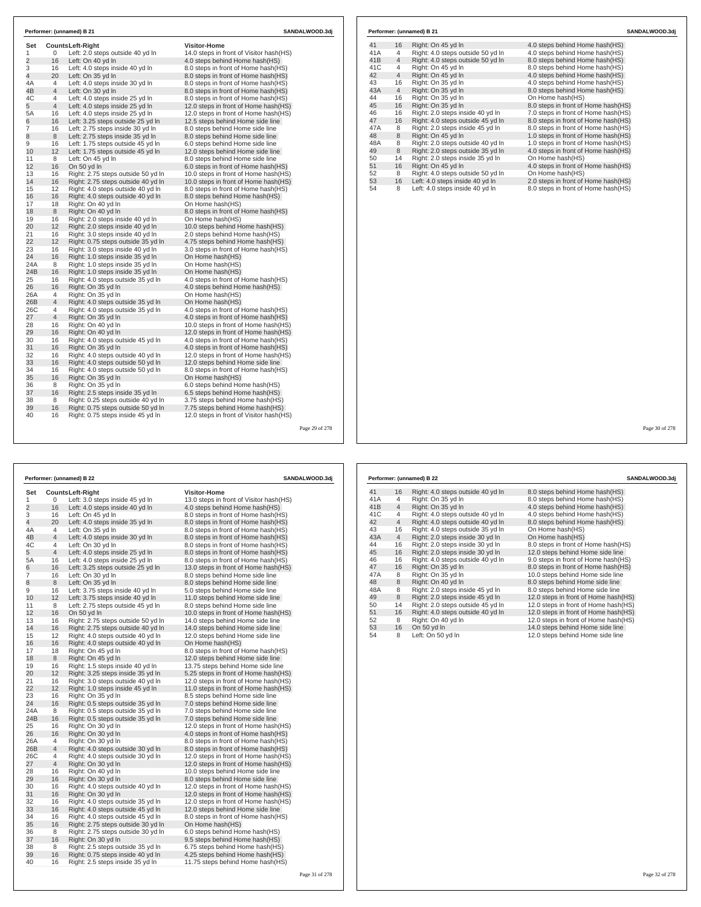## Performer: (unnamed) B 21

| Set | Counts | Left-Right | Visitor-Home |
|---|---|---|---|
| 1 | 0 | Left: 2.0 steps outside 40 yd ln | 14.0 steps in front of Visitor hash(HS) |
| 2 | 16 | Left: On 40 yd ln | 4.0 steps behind Home hash(HS) |
| 3 | 16 | Left: 4.0 steps inside 40 yd ln | 8.0 steps in front of Home hash(HS) |
| 4 | 20 | Left: On 35 yd ln | 8.0 steps in front of Home hash(HS) |
| 4A | 4 | Left: 4.0 steps inside 30 yd ln | 8.0 steps in front of Home hash(HS) |
| 4B | 4 | Left: On 30 yd ln | 8.0 steps in front of Home hash(HS) |
| 4C | 4 | Left: 4.0 steps inside 25 yd ln | 8.0 steps in front of Home hash(HS) |
| 5 | 4 | Left: 4.0 steps inside 25 yd ln | 12.0 steps in front of Home hash(HS) |
| 5A | 16 | Left: 4.0 steps inside 25 yd ln | 12.0 steps in front of Home hash(HS) |
| 6 | 16 | Left: 3.25 steps outside 25 yd ln | 12.5 steps behind Home side line |
| 7 | 16 | Left: 2.75 steps inside 30 yd ln | 8.0 steps behind Home side line |
| 8 | 8 | Left: 2.75 steps inside 35 yd ln | 8.0 steps behind Home side line |
| 9 | 16 | Left: 1.75 steps outside 45 yd ln | 6.0 steps behind Home side line |
| 10 | 12 | Left: 1.75 steps outside 45 yd ln | 12.0 steps behind Home side line |
| 11 | 8 | Left: On 45 yd ln | 8.0 steps behind Home side line |
| 12 | 16 | On 50 yd ln | 6.0 steps in front of Home hash(HS) |
| 13 | 16 | Right: 2.75 steps outside 50 yd ln | 10.0 steps in front of Home hash(HS) |
| 14 | 16 | Right: 2.75 steps outside 40 yd ln | 10.0 steps in front of Home hash(HS) |
| 15 | 12 | Right: 4.0 steps outside 40 yd ln | 8.0 steps in front of Home hash(HS) |
| 16 | 16 | Right: 4.0 steps outside 40 yd ln | 8.0 steps behind Home hash(HS) |
| 17 | 18 | Right: On 40 yd ln | On Home hash(HS) |
| 18 | 8 | Right: On 40 yd ln | 8.0 steps in front of Home hash(HS) |
| 19 | 16 | Right: 2.0 steps inside 40 yd ln | On Home hash(HS) |
| 20 | 12 | Right: 2.0 steps inside 40 yd ln | 10.0 steps behind Home hash(HS) |
| 21 | 16 | Right: 3.0 steps inside 40 yd ln | 2.0 steps behind Home hash(HS) |
| 22 | 12 | Right: 0.75 steps outside 35 yd ln | 4.75 steps behind Home hash(HS) |
| 23 | 16 | Right: 3.0 steps inside 40 yd ln | 3.0 steps in front of Home hash(HS) |
| 24 | 16 | Right: 1.0 steps inside 35 yd ln | On Home hash(HS) |
| 24A | 8 | Right: 1.0 steps inside 35 yd ln | On Home hash(HS) |
| 24B | 16 | Right: 1.0 steps inside 35 yd ln | On Home hash(HS) |
| 25 | 16 | Right: 4.0 steps outside 35 yd ln | 4.0 steps in front of Home hash(HS) |
| 26 | 16 | Right: On 35 yd ln | 4.0 steps behind Home hash(HS) |
| 26A | 4 | Right: On 35 yd ln | On Home hash(HS) |
| 26B | 4 | Right: 4.0 steps outside 35 yd ln | On Home hash(HS) |
| 26C | 4 | Right: 4.0 steps outside 35 yd ln | 4.0 steps in front of Home hash(HS) |
| 27 | 4 | Right: On 35 yd ln | 4.0 steps in front of Home hash(HS) |
| 28 | 16 | Right: On 40 yd ln | 10.0 steps in front of Home hash(HS) |
| 29 | 16 | Right: On 40 yd ln | 12.0 steps in front of Home hash(HS) |
| 30 | 16 | Right: 4.0 steps outside 45 yd ln | 4.0 steps in front of Home hash(HS) |
| 31 | 16 | Right: On 35 yd ln | 4.0 steps in front of Home hash(HS) |
| 32 | 16 | Right: 4.0 steps outside 40 yd ln | 12.0 steps in front of Home hash(HS) |
| 33 | 16 | Right: 4.0 steps outside 50 yd ln | 12.0 steps behind Home side line |
| 34 | 16 | Right: 4.0 steps outside 50 yd ln | 8.0 steps in front of Home hash(HS) |
| 35 | 16 | Right: On 35 yd ln | On Home hash(HS) |
| 36 | 8 | Right: On 35 yd ln | 6.0 steps behind Home hash(HS) |
| 37 | 16 | Right: 2.5 steps inside 35 yd ln | 6.5 steps behind Home hash(HS) |
| 38 | 8 | Right: 0.25 steps outside 40 yd ln | 3.75 steps behind Home hash(HS) |
| 39 | 16 | Right: 0.75 steps outside 50 yd ln | 7.75 steps behind Home hash(HS) |
| 40 | 16 | Right: 0.75 steps inside 45 yd ln | 12.0 steps in front of Visitor hash(HS) |
| 41 | 16 | Right: On 45 yd ln | 4.0 steps behind Home hash(HS) |
| 41A | 4 | Right: 4.0 steps outside 50 yd ln | 4.0 steps behind Home hash(HS) |
| 41B | 4 | Right: 4.0 steps outside 50 yd ln | 8.0 steps behind Home hash(HS) |
| 41C | 4 | Right: On 45 yd ln | 8.0 steps behind Home hash(HS) |
| 42 | 4 | Right: On 45 yd ln | 4.0 steps behind Home hash(HS) |
| 43 | 16 | Right: On 35 yd ln | 4.0 steps behind Home hash(HS) |
| 43A | 4 | Right: On 35 yd ln | 8.0 steps behind Home hash(HS) |
| 44 | 16 | Right: On 35 yd ln | On Home hash(HS) |
| 45 | 16 | Right: On 35 yd ln | 8.0 steps in front of Home hash(HS) |
| 46 | 16 | Right: 2.0 steps inside 40 yd ln | 7.0 steps in front of Home hash(HS) |
| 47 | 16 | Right: 4.0 steps outside 45 yd ln | 8.0 steps in front of Home hash(HS) |
| 47A | 8 | Right: 2.0 steps inside 45 yd ln | 8.0 steps in front of Home hash(HS) |
| 48 | 8 | Right: On 45 yd ln | 1.0 steps in front of Home hash(HS) |
| 48A | 8 | Right: 2.0 steps outside 40 yd ln | 1.0 steps in front of Home hash(HS) |
| 49 | 8 | Right: 2.0 steps outside 35 yd ln | 4.0 steps in front of Home hash(HS) |
| 50 | 14 | Right: 2.0 steps inside 35 yd ln | On Home hash(HS) |
| 51 | 16 | Right: On 45 yd ln | 4.0 steps in front of Home hash(HS) |
| 52 | 8 | Right: 4.0 steps outside 50 yd ln | On Home hash(HS) |
| 53 | 16 | Left: 4.0 steps inside 40 yd ln | 2.0 steps in front of Home hash(HS) |
| 54 | 8 | Left: 4.0 steps inside 40 yd ln | 8.0 steps in front of Home hash(HS) |

## Performer: (unnamed) B 22

| Set | Counts | Left-Right | Visitor-Home |
|---|---|---|---|
| 1 | 0 | Left: 3.0 steps inside 45 yd ln | 13.0 steps in front of Visitor hash(HS) |
| 2 | 16 | Left: 4.0 steps inside 40 yd ln | 4.0 steps behind Home hash(HS) |
| 3 | 16 | Left: On 45 yd ln | 8.0 steps in front of Home hash(HS) |
| 4 | 20 | Left: 4.0 steps inside 35 yd ln | 8.0 steps in front of Home hash(HS) |
| 4A | 4 | Left: On 35 yd ln | 8.0 steps in front of Home hash(HS) |
| 4B | 4 | Left: 4.0 steps inside 30 yd ln | 8.0 steps in front of Home hash(HS) |
| 4C | 4 | Left: On 30 yd ln | 8.0 steps in front of Home hash(HS) |
| 5 | 4 | Left: 4.0 steps inside 25 yd ln | 8.0 steps in front of Home hash(HS) |
| 5A | 16 | Left: 4.0 steps inside 25 yd ln | 8.0 steps in front of Home hash(HS) |
| 6 | 16 | Left: 3.25 steps outside 25 yd ln | 13.0 steps in front of Home hash(HS) |
| 7 | 16 | Left: On 30 yd ln | 8.0 steps behind Home side line |
| 8 | 8 | Left: On 35 yd ln | 8.0 steps behind Home side line |
| 9 | 16 | Left: 3.75 steps inside 40 yd ln | 5.0 steps behind Home side line |
| 10 | 12 | Left: 3.75 steps inside 40 yd ln | 11.0 steps behind Home side line |
| 11 | 8 | Left: 2.75 steps outside 45 yd ln | 8.0 steps behind Home side line |
| 12 | 16 | On 50 yd ln | 10.0 steps in front of Home hash(HS) |
| 13 | 16 | Right: 2.75 steps outside 50 yd ln | 14.0 steps behind Home side line |
| 14 | 16 | Right: 2.75 steps outside 40 yd ln | 14.0 steps behind Home side line |
| 15 | 12 | Right: 4.0 steps outside 40 yd ln | 12.0 steps behind Home side line |
| 16 | 16 | Right: 4.0 steps outside 40 yd ln | On Home hash(HS) |
| 17 | 18 | Right: On 45 yd ln | 8.0 steps in front of Home hash(HS) |
| 18 | 8 | Right: On 45 yd ln | 12.0 steps behind Home side line |
| 19 | 16 | Right: 1.5 steps inside 40 yd ln | 13.75 steps behind Home side line |
| 20 | 12 | Right: 3.25 steps inside 35 yd ln | 5.25 steps in front of Home hash(HS) |
| 21 | 16 | Right: 3.0 steps outside 40 yd ln | 12.0 steps in front of Home hash(HS) |
| 22 | 12 | Right: 1.0 steps inside 45 yd ln | 11.0 steps in front of Home hash(HS) |
| 23 | 16 | Right: On 35 yd ln | 8.5 steps behind Home side line |
| 24 | 16 | Right: 0.5 steps outside 35 yd ln | 7.0 steps behind Home side line |
| 24A | 8 | Right: 0.5 steps outside 35 yd ln | 7.0 steps behind Home side line |
| 24B | 16 | Right: 0.5 steps outside 35 yd ln | 7.0 steps behind Home side line |
| 25 | 16 | Right: On 30 yd ln | 12.0 steps in front of Home hash(HS) |
| 26 | 16 | Right: On 30 yd ln | 4.0 steps in front of Home hash(HS) |
| 26A | 4 | Right: On 30 yd ln | 8.0 steps in front of Home hash(HS) |
| 26B | 4 | Right: 4.0 steps outside 30 yd ln | 8.0 steps in front of Home hash(HS) |
| 26C | 4 | Right: 4.0 steps outside 30 yd ln | 12.0 steps in front of Home hash(HS) |
| 27 | 4 | Right: On 30 yd ln | 12.0 steps in front of Home hash(HS) |
| 28 | 16 | Right: On 40 yd ln | 10.0 steps behind Home side line |
| 29 | 16 | Right: On 30 yd ln | 8.0 steps behind Home side line |
| 30 | 16 | Right: 4.0 steps outside 40 yd ln | 12.0 steps in front of Home hash(HS) |
| 31 | 16 | Right: On 30 yd ln | 12.0 steps in front of Home hash(HS) |
| 32 | 16 | Right: 4.0 steps outside 35 yd ln | 12.0 steps in front of Home hash(HS) |
| 33 | 16 | Right: 4.0 steps outside 45 yd ln | 12.0 steps behind Home side line |
| 34 | 16 | Right: 4.0 steps outside 45 yd ln | 8.0 steps in front of Home hash(HS) |
| 35 | 16 | Right: 2.75 steps outside 30 yd ln | On Home hash(HS) |
| 36 | 8 | Right: 2.75 steps outside 30 yd ln | 6.0 steps behind Home hash(HS) |
| 37 | 16 | Right: On 30 yd ln | 9.5 steps behind Home hash(HS) |
| 38 | 8 | Right: 2.5 steps outside 35 yd ln | 6.75 steps behind Home hash(HS) |
| 39 | 16 | Right: 0.75 steps inside 40 yd ln | 4.25 steps behind Home hash(HS) |
| 40 | 16 | Right: 2.5 steps inside 35 yd ln | 11.75 steps behind Home hash(HS) |
| 41 | 16 | Right: 4.0 steps outside 40 yd ln | 8.0 steps behind Home hash(HS) |
| 41A | 4 | Right: On 35 yd ln | 8.0 steps behind Home hash(HS) |
| 41B | 4 | Right: On 35 yd ln | 4.0 steps behind Home hash(HS) |
| 41C | 4 | Right: 4.0 steps outside 40 yd ln | 4.0 steps behind Home hash(HS) |
| 42 | 4 | Right: 4.0 steps outside 40 yd ln | 8.0 steps behind Home hash(HS) |
| 43 | 16 | Right: 4.0 steps outside 35 yd ln | On Home hash(HS) |
| 43A | 4 | Right: 2.0 steps inside 30 yd ln | On Home hash(HS) |
| 44 | 16 | Right: 2.0 steps inside 30 yd ln | 8.0 steps in front of Home hash(HS) |
| 45 | 16 | Right: 2.0 steps inside 30 yd ln | 12.0 steps behind Home side line |
| 46 | 16 | Right: 4.0 steps outside 40 yd ln | 9.0 steps in front of Home hash(HS) |
| 47 | 16 | Right: On 35 yd ln | 8.0 steps in front of Home hash(HS) |
| 47A | 8 | Right: On 35 yd ln | 10.0 steps behind Home side line |
| 48 | 8 | Right: On 40 yd ln | 8.0 steps behind Home side line |
| 48A | 8 | Right: 2.0 steps inside 45 yd ln | 8.0 steps behind Home side line |
| 49 | 8 | Right: 2.0 steps inside 45 yd ln | 12.0 steps in front of Home hash(HS) |
| 50 | 14 | Right: 2.0 steps outside 45 yd ln | 12.0 steps in front of Home hash(HS) |
| 51 | 16 | Right: 4.0 steps outside 40 yd ln | 12.0 steps in front of Home hash(HS) |
| 52 | 8 | Right: On 40 yd ln | 12.0 steps in front of Home hash(HS) |
| 53 | 16 | On 50 yd ln | 14.0 steps behind Home side line |
| 54 | 8 | Left: On 50 yd ln | 12.0 steps behind Home side line |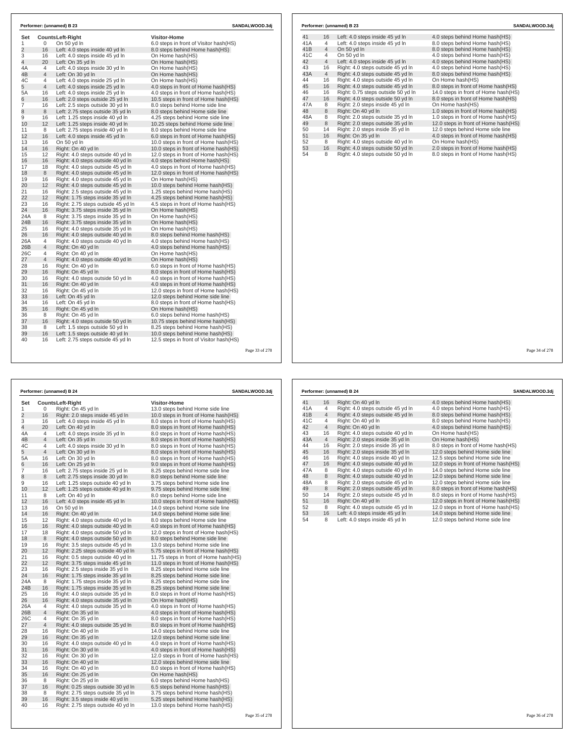## Performer: (unnamed) B 23

SANDALWOOD.3dj

| Set | Counts | Left-Right | Visitor-Home |
|---|---|---|---|
| 1 | 0 | On 50 yd ln | 6.0 steps in front of Visitor hash(HS) |
| 2 | 16 | Left: 4.0 steps inside 40 yd ln | 8.0 steps behind Home hash(HS) |
| 3 | 16 | Left: 4.0 steps inside 45 yd ln | On Home hash(HS) |
| 4 | 20 | Left: On 35 yd ln | On Home hash(HS) |
| 4A | 4 | Left: 4.0 steps inside 30 yd ln | On Home hash(HS) |
| 4B | 4 | Left: On 30 yd ln | On Home hash(HS) |
| 4C | 4 | Left: 4.0 steps inside 25 yd ln | On Home hash(HS) |
| 5 | 4 | Left: 4.0 steps inside 25 yd ln | 4.0 steps in front of Home hash(HS) |
| 5A | 16 | Left: 4.0 steps inside 25 yd ln | 4.0 steps in front of Home hash(HS) |
| 6 | 16 | Left: 2.0 steps outside 25 yd ln | 10.5 steps in front of Home hash(HS) |
| 7 | 16 | Left: 2.5 steps outside 30 yd ln | 8.0 steps behind Home side line |
| 8 | 8 | Left: 2.75 steps outside 35 yd ln | 8.0 steps behind Home side line |
| 9 | 16 | Left: 1.25 steps inside 40 yd ln | 4.25 steps behind Home side line |
| 10 | 12 | Left: 1.25 steps inside 40 yd ln | 10.25 steps behind Home side line |
| 11 | 8 | Left: 2.75 steps inside 40 yd ln | 8.0 steps behind Home side line |
| 12 | 16 | Left: 4.0 steps inside 45 yd ln | 6.0 steps in front of Home hash(HS) |
| 13 | 16 | On 50 yd ln | 10.0 steps in front of Home hash(HS) |
| 14 | 16 | Right: On 40 yd ln | 10.0 steps in front of Home hash(HS) |
| 15 | 12 | Right: 4.0 steps outside 40 yd ln | 12.0 steps in front of Home hash(HS) |
| 16 | 16 | Right: 4.0 steps outside 40 yd ln | 4.0 steps behind Home hash(HS) |
| 17 | 18 | Right: 4.0 steps outside 45 yd ln | 4.0 steps in front of Home hash(HS) |
| 18 | 8 | Right: 4.0 steps outside 45 yd ln | 12.0 steps in front of Home hash(HS) |
| 19 | 16 | Right: 4.0 steps outside 45 yd ln | On Home hash(HS) |
| 20 | 12 | Right: 4.0 steps outside 45 yd ln | 10.0 steps behind Home hash(HS) |
| 21 | 16 | Right: 2.5 steps outside 45 yd ln | 1.25 steps behind Home hash(HS) |
| 22 | 12 | Right: 1.75 steps inside 35 yd ln | 4.25 steps behind Home hash(HS) |
| 23 | 16 | Right: 2.75 steps outside 45 yd ln | 4.5 steps in front of Home hash(HS) |
| 24 | 16 | Right: 3.75 steps inside 35 yd ln | On Home hash(HS) |
| 24A | 8 | Right: 3.75 steps inside 35 yd ln | On Home hash(HS) |
| 24B | 16 | Right: 3.75 steps inside 35 yd ln | On Home hash(HS) |
| 25 | 16 | Right: 4.0 steps outside 35 yd ln | On Home hash(HS) |
| 26 | 16 | Right: 4.0 steps outside 40 yd ln | 8.0 steps behind Home hash(HS) |
| 26A | 4 | Right: 4.0 steps outside 40 yd ln | 4.0 steps behind Home hash(HS) |
| 26B | 4 | Right: On 40 yd ln | 4.0 steps behind Home hash(HS) |
| 26C | 4 | Right: On 40 yd ln | On Home hash(HS) |
| 27 | 4 | Right: 4.0 steps outside 40 yd ln | On Home hash(HS) |
| 28 | 16 | Right: On 40 yd ln | 6.0 steps in front of Home hash(HS) |
| 29 | 16 | Right: On 45 yd ln | 8.0 steps in front of Home hash(HS) |
| 30 | 16 | Right: 4.0 steps outside 50 yd ln | 4.0 steps in front of Home hash(HS) |
| 31 | 16 | Right: On 40 yd ln | 4.0 steps in front of Home hash(HS) |
| 32 | 16 | Right: On 45 yd ln | 12.0 steps in front of Home hash(HS) |
| 33 | 16 | Left: On 45 yd ln | 12.0 steps behind Home side line |
| 34 | 16 | Left: On 45 yd ln | 8.0 steps in front of Home hash(HS) |
| 35 | 16 | Right: On 45 yd ln | On Home hash(HS) |
| 36 | 8 | Right: On 45 yd ln | 6.0 steps behind Home hash(HS) |
| 37 | 16 | Right: 4.0 steps outside 50 yd ln | 10.75 steps behind Home hash(HS) |
| 38 | 8 | Left: 1.5 steps outside 50 yd ln | 8.25 steps behind Home hash(HS) |
| 39 | 16 | Left: 1.5 steps outside 40 yd ln | 10.0 steps behind Home hash(HS) |
| 40 | 16 | Left: 2.75 steps outside 45 yd ln | 12.5 steps in front of Visitor hash(HS) |
| 41 | 16 | Left: 4.0 steps inside 45 yd ln | 4.0 steps behind Home hash(HS) |
| 41A | 4 | Left: 4.0 steps inside 45 yd ln | 8.0 steps behind Home hash(HS) |
| 41B | 4 | On 50 yd ln | 8.0 steps behind Home hash(HS) |
| 41C | 4 | On 50 yd ln | 4.0 steps behind Home hash(HS) |
| 42 | 4 | Left: 4.0 steps inside 45 yd ln | 4.0 steps behind Home hash(HS) |
| 43 | 16 | Right: 4.0 steps outside 45 yd ln | 4.0 steps behind Home hash(HS) |
| 43A | 4 | Right: 4.0 steps outside 45 yd ln | 8.0 steps behind Home hash(HS) |
| 44 | 16 | Right: 4.0 steps outside 45 yd ln | On Home hash(HS) |
| 45 | 16 | Right: 4.0 steps outside 45 yd ln | 8.0 steps in front of Home hash(HS) |
| 46 | 16 | Right: 0.75 steps outside 50 yd ln | 14.0 steps in front of Home hash(HS) |
| 47 | 16 | Right: 4.0 steps outside 50 yd ln | 8.0 steps in front of Home hash(HS) |
| 47A | 8 | Right: 2.0 steps inside 45 yd ln | On Home hash(HS) |
| 48 | 8 | Right: On 40 yd ln | 1.0 steps in front of Home hash(HS) |
| 48A | 8 | Right: 2.0 steps outside 35 yd ln | 1.0 steps in front of Home hash(HS) |
| 49 | 8 | Right: 2.0 steps outside 35 yd ln | 12.0 steps in front of Home hash(HS) |
| 50 | 14 | Right: 2.0 steps inside 35 yd ln | 12.0 steps behind Home side line |
| 51 | 16 | Right: On 35 yd ln | 4.0 steps in front of Home hash(HS) |
| 52 | 8 | Right: 4.0 steps outside 40 yd ln | On Home hash(HS) |
| 53 | 16 | Right: 4.0 steps outside 50 yd ln | 2.0 steps in front of Home hash(HS) |
| 54 | 8 | Right: 4.0 steps outside 50 yd ln | 8.0 steps in front of Home hash(HS) |

## Performer: (unnamed) B 24

SANDALWOOD.3dj

| Set | Counts | Left-Right | Visitor-Home |
|---|---|---|---|
| 1 | 0 | Right: On 45 yd ln | 13.0 steps behind Home side line |
| 2 | 16 | Right: 2.0 steps inside 45 yd ln | 10.0 steps in front of Home hash(HS) |
| 3 | 16 | Left: 4.0 steps inside 45 yd ln | 8.0 steps in front of Home hash(HS) |
| 4 | 20 | Left: On 40 yd ln | 8.0 steps in front of Home hash(HS) |
| 4A | 4 | Left: 4.0 steps inside 35 yd ln | 8.0 steps in front of Home hash(HS) |
| 4B | 4 | Left: On 35 yd ln | 8.0 steps in front of Home hash(HS) |
| 4C | 4 | Left: 4.0 steps inside 30 yd ln | 8.0 steps in front of Home hash(HS) |
| 5 | 4 | Left: On 30 yd ln | 8.0 steps in front of Home hash(HS) |
| 5A | 16 | Left: On 30 yd ln | 8.0 steps in front of Home hash(HS) |
| 6 | 16 | Left: On 25 yd ln | 9.0 steps in front of Home hash(HS) |
| 7 | 16 | Left: 2.75 steps inside 25 yd ln | 8.25 steps behind Home side line |
| 8 | 8 | Left: 2.75 steps inside 30 yd ln | 8.0 steps behind Home side line |
| 9 | 16 | Left: 1.25 steps outside 40 yd ln | 3.75 steps behind Home side line |
| 10 | 12 | Left: 1.25 steps outside 40 yd ln | 9.75 steps behind Home side line |
| 11 | 8 | Left: On 40 yd ln | 8.0 steps behind Home side line |
| 12 | 16 | Left: 4.0 steps inside 45 yd ln | 10.0 steps in front of Home hash(HS) |
| 13 | 16 | On 50 yd ln | 14.0 steps behind Home side line |
| 14 | 16 | Right: On 40 yd ln | 14.0 steps behind Home side line |
| 15 | 12 | Right: 4.0 steps outside 40 yd ln | 8.0 steps behind Home side line |
| 16 | 16 | Right: 4.0 steps outside 40 yd ln | 4.0 steps in front of Home hash(HS) |
| 17 | 18 | Right: 4.0 steps outside 50 yd ln | 12.0 steps in front of Home hash(HS) |
| 18 | 8 | Right: 4.0 steps outside 50 yd ln | 8.0 steps behind Home side line |
| 19 | 16 | Right: 3.5 steps outside 45 yd ln | 13.0 steps behind Home side line |
| 20 | 12 | Right: 2.25 steps outside 40 yd ln | 5.75 steps in front of Home hash(HS) |
| 21 | 16 | Right: 0.5 steps outside 40 yd ln | 11.75 steps in front of Home hash(HS) |
| 22 | 12 | Right: 3.75 steps inside 45 yd ln | 11.0 steps in front of Home hash(HS) |
| 23 | 16 | Right: 2.5 steps inside 35 yd ln | 8.25 steps behind Home side line |
| 24 | 16 | Right: 1.75 steps inside 35 yd ln | 8.25 steps behind Home side line |
| 24A | 8 | Right: 1.75 steps inside 35 yd ln | 8.25 steps behind Home side line |
| 24B | 16 | Right: 1.75 steps inside 35 yd ln | 8.25 steps behind Home side line |
| 25 | 16 | Right: 4.0 steps outside 35 yd ln | 8.0 steps in front of Home hash(HS) |
| 26 | 16 | Right: 4.0 steps outside 35 yd ln | On Home hash(HS) |
| 26A | 4 | Right: 4.0 steps outside 35 yd ln | 4.0 steps in front of Home hash(HS) |
| 26B | 4 | Right: On 35 yd ln | 4.0 steps in front of Home hash(HS) |
| 26C | 4 | Right: On 35 yd ln | 8.0 steps in front of Home hash(HS) |
| 27 | 4 | Right: 4.0 steps outside 35 yd ln | 8.0 steps in front of Home hash(HS) |
| 28 | 16 | Right: On 40 yd ln | 14.0 steps behind Home side line |
| 29 | 16 | Right: On 35 yd ln | 12.0 steps behind Home side line |
| 30 | 16 | Right: 4.0 steps outside 40 yd ln | 4.0 steps in front of Home hash(HS) |
| 31 | 16 | Right: On 30 yd ln | 4.0 steps in front of Home hash(HS) |
| 32 | 16 | Right: On 30 yd ln | 12.0 steps in front of Home hash(HS) |
| 33 | 16 | Right: On 40 yd ln | 12.0 steps behind Home side line |
| 34 | 16 | Right: On 40 yd ln | 8.0 steps in front of Home hash(HS) |
| 35 | 16 | Right: On 25 yd ln | On Home hash(HS) |
| 36 | 8 | Right: On 25 yd ln | 6.0 steps behind Home hash(HS) |
| 37 | 16 | Right: 0.25 steps outside 30 yd ln | 6.5 steps behind Home hash(HS) |
| 38 | 8 | Right: 2.75 steps outside 35 yd ln | 3.75 steps behind Home hash(HS) |
| 39 | 16 | Right: 3.5 steps inside 40 yd ln | 5.25 steps behind Home hash(HS) |
| 40 | 16 | Right: 2.75 steps outside 40 yd ln | 13.0 steps behind Home hash(HS) |
| 41 | 16 | Right: On 40 yd ln | 4.0 steps behind Home hash(HS) |
| 41A | 4 | Right: 4.0 steps outside 45 yd ln | 4.0 steps behind Home hash(HS) |
| 41B | 4 | Right: 4.0 steps outside 45 yd ln | 8.0 steps behind Home hash(HS) |
| 41C | 4 | Right: On 40 yd ln | 8.0 steps behind Home hash(HS) |
| 42 | 4 | Right: On 40 yd ln | 4.0 steps behind Home hash(HS) |
| 43 | 16 | Right: 4.0 steps outside 40 yd ln | On Home hash(HS) |
| 43A | 4 | Right: 2.0 steps inside 35 yd ln | On Home hash(HS) |
| 44 | 16 | Right: 2.0 steps inside 35 yd ln | 8.0 steps in front of Home hash(HS) |
| 45 | 16 | Right: 2.0 steps inside 35 yd ln | 12.0 steps behind Home side line |
| 46 | 16 | Right: 4.0 steps inside 40 yd ln | 12.5 steps behind Home side line |
| 47 | 16 | Right: 4.0 steps outside 40 yd ln | 12.0 steps in front of Home hash(HS) |
| 47A | 8 | Right: 4.0 steps outside 40 yd ln | 14.0 steps behind Home side line |
| 48 | 8 | Right: 4.0 steps outside 40 yd ln | 12.0 steps behind Home side line |
| 48A | 8 | Right: 2.0 steps outside 45 yd ln | 12.0 steps behind Home side line |
| 49 | 8 | Right: 2.0 steps outside 45 yd ln | 8.0 steps in front of Home hash(HS) |
| 50 | 14 | Right: 2.0 steps outside 45 yd ln | 8.0 steps in front of Home hash(HS) |
| 51 | 16 | Right: On 40 yd ln | 12.0 steps in front of Home hash(HS) |
| 52 | 8 | Right: 4.0 steps outside 45 yd ln | 12.0 steps in front of Home hash(HS) |
| 53 | 16 | Left: 4.0 steps inside 45 yd ln | 14.0 steps behind Home side line |
| 54 | 8 | Left: 4.0 steps inside 45 yd ln | 12.0 steps behind Home side line |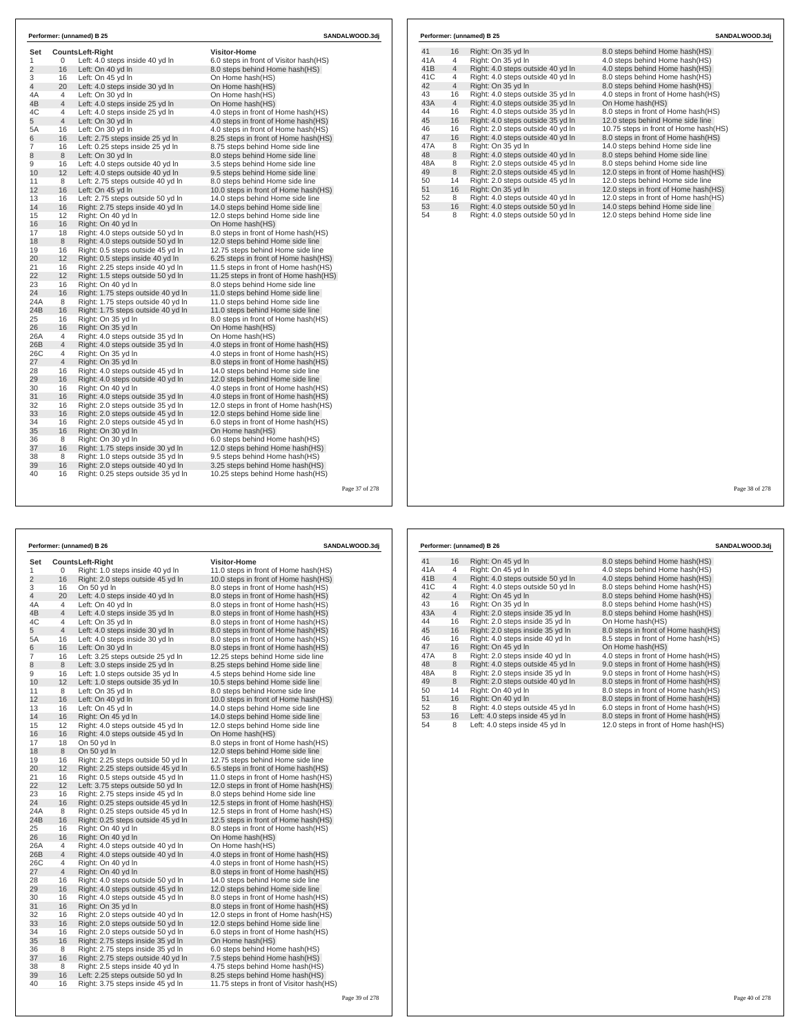## Performer: (unnamed) B 25 — SANDALWOOD.3dj

| Set | Counts | Left-Right | Visitor-Home |
|---|---|---|---|
| 1 | 0 | Left: 4.0 steps inside 40 yd ln | 6.0 steps in front of Visitor hash(HS) |
| 2 | 16 | Left: On 40 yd ln | 8.0 steps behind Home hash(HS) |
| 3 | 16 | Left: On 45 yd ln | On Home hash(HS) |
| 4 | 20 | Left: 4.0 steps inside 30 yd ln | On Home hash(HS) |
| 4A | 4 | Left: On 30 yd ln | On Home hash(HS) |
| 4B | 4 | Left: 4.0 steps inside 25 yd ln | On Home hash(HS) |
| 4C | 4 | Left: 4.0 steps inside 25 yd ln | 4.0 steps in front of Home hash(HS) |
| 5 | 4 | Left: On 30 yd ln | 4.0 steps in front of Home hash(HS) |
| 5A | 16 | Left: On 30 yd ln | 4.0 steps in front of Home hash(HS) |
| 6 | 16 | Left: 2.75 steps inside 25 yd ln | 8.25 steps in front of Home hash(HS) |
| 7 | 16 | Left: 0.25 steps inside 25 yd ln | 8.75 steps behind Home side line |
| 8 | 8 | Left: On 30 yd ln | 8.0 steps behind Home side line |
| 9 | 16 | Left: 4.0 steps outside 40 yd ln | 3.5 steps behind Home side line |
| 10 | 12 | Left: 4.0 steps outside 40 yd ln | 9.5 steps behind Home side line |
| 11 | 8 | Left: 2.75 steps outside 40 yd ln | 8.0 steps behind Home side line |
| 12 | 16 | Left: On 45 yd ln | 10.0 steps in front of Home hash(HS) |
| 13 | 16 | Left: 2.75 steps outside 50 yd ln | 14.0 steps behind Home side line |
| 14 | 16 | Right: 2.75 steps inside 40 yd ln | 14.0 steps behind Home side line |
| 15 | 12 | Right: On 40 yd ln | 12.0 steps behind Home side line |
| 16 | 16 | Right: On 40 yd ln | On Home hash(HS) |
| 17 | 18 | Right: 4.0 steps outside 50 yd ln | 8.0 steps in front of Home hash(HS) |
| 18 | 8 | Right: 4.0 steps outside 50 yd ln | 12.0 steps behind Home side line |
| 19 | 16 | Right: 0.5 steps outside 45 yd ln | 12.75 steps behind Home side line |
| 20 | 12 | Right: 0.5 steps inside 40 yd ln | 6.25 steps in front of Home hash(HS) |
| 21 | 16 | Right: 2.25 steps inside 40 yd ln | 11.5 steps in front of Home hash(HS) |
| 22 | 12 | Right: 1.5 steps outside 50 yd ln | 11.25 steps in front of Home hash(HS) |
| 23 | 16 | Right: On 40 yd ln | 8.0 steps behind Home side line |
| 24 | 16 | Right: 1.75 steps outside 40 yd ln | 11.0 steps behind Home side line |
| 24A | 8 | Right: 1.75 steps outside 40 yd ln | 11.0 steps behind Home side line |
| 24B | 16 | Right: 1.75 steps outside 40 yd ln | 11.0 steps behind Home side line |
| 25 | 16 | Right: On 35 yd ln | 8.0 steps in front of Home hash(HS) |
| 26 | 16 | Right: On 35 yd ln | On Home hash(HS) |
| 26A | 4 | Right: 4.0 steps outside 35 yd ln | On Home hash(HS) |
| 26B | 4 | Right: 4.0 steps outside 35 yd ln | 4.0 steps in front of Home hash(HS) |
| 26C | 4 | Right: On 35 yd ln | 4.0 steps in front of Home hash(HS) |
| 27 | 4 | Right: On 35 yd ln | 8.0 steps in front of Home hash(HS) |
| 28 | 16 | Right: 4.0 steps outside 45 yd ln | 14.0 steps behind Home side line |
| 29 | 16 | Right: 4.0 steps outside 40 yd ln | 12.0 steps behind Home side line |
| 30 | 16 | Right: On 40 yd ln | 4.0 steps in front of Home hash(HS) |
| 31 | 16 | Right: 4.0 steps outside 35 yd ln | 4.0 steps in front of Home hash(HS) |
| 32 | 16 | Right: 2.0 steps outside 35 yd ln | 12.0 steps in front of Home hash(HS) |
| 33 | 16 | Right: 2.0 steps outside 45 yd ln | 12.0 steps behind Home side line |
| 34 | 16 | Right: 2.0 steps outside 45 yd ln | 6.0 steps in front of Home hash(HS) |
| 35 | 16 | Right: On 30 yd ln | On Home hash(HS) |
| 36 | 8 | Right: On 30 yd ln | 6.0 steps behind Home hash(HS) |
| 37 | 16 | Right: 1.75 steps inside 30 yd ln | 12.0 steps behind Home hash(HS) |
| 38 | 8 | Right: 1.0 steps outside 35 yd ln | 9.5 steps behind Home hash(HS) |
| 39 | 16 | Right: 2.0 steps outside 40 yd ln | 3.25 steps behind Home hash(HS) |
| 40 | 16 | Right: 0.25 steps outside 35 yd ln | 10.25 steps behind Home hash(HS) |
| 41 | 16 | Right: On 35 yd ln | 8.0 steps behind Home hash(HS) |
| 41A | 4 | Right: On 35 yd ln | 4.0 steps behind Home hash(HS) |
| 41B | 4 | Right: 4.0 steps outside 40 yd ln | 4.0 steps behind Home hash(HS) |
| 41C | 4 | Right: 4.0 steps outside 40 yd ln | 8.0 steps behind Home hash(HS) |
| 42 | 4 | Right: On 35 yd ln | 8.0 steps behind Home hash(HS) |
| 43 | 16 | Right: 4.0 steps outside 35 yd ln | 4.0 steps in front of Home hash(HS) |
| 43A | 4 | Right: 4.0 steps outside 35 yd ln | On Home hash(HS) |
| 44 | 16 | Right: 4.0 steps outside 35 yd ln | 8.0 steps in front of Home hash(HS) |
| 45 | 16 | Right: 4.0 steps outside 35 yd ln | 12.0 steps behind Home side line |
| 46 | 16 | Right: 2.0 steps outside 40 yd ln | 10.75 steps in front of Home hash(HS) |
| 47 | 16 | Right: 4.0 steps outside 40 yd ln | 8.0 steps in front of Home hash(HS) |
| 47A | 8 | Right: On 35 yd ln | 14.0 steps behind Home side line |
| 48 | 8 | Right: 4.0 steps outside 40 yd ln | 8.0 steps behind Home side line |
| 48A | 8 | Right: 2.0 steps outside 45 yd ln | 8.0 steps behind Home side line |
| 49 | 8 | Right: 2.0 steps outside 45 yd ln | 12.0 steps in front of Home hash(HS) |
| 50 | 14 | Right: 2.0 steps outside 45 yd ln | 12.0 steps behind Home side line |
| 51 | 16 | Right: On 35 yd ln | 12.0 steps in front of Home hash(HS) |
| 52 | 8 | Right: 4.0 steps outside 40 yd ln | 12.0 steps in front of Home hash(HS) |
| 53 | 16 | Right: 4.0 steps outside 50 yd ln | 14.0 steps behind Home side line |
| 54 | 8 | Right: 4.0 steps outside 50 yd ln | 12.0 steps behind Home side line |

## Performer: (unnamed) B 26 — SANDALWOOD.3dj

| Set | Counts | Left-Right | Visitor-Home |
|---|---|---|---|
| 1 | 0 | Right: 1.0 steps inside 40 yd ln | 11.0 steps in front of Home hash(HS) |
| 2 | 16 | Right: 2.0 steps outside 45 yd ln | 10.0 steps in front of Home hash(HS) |
| 3 | 16 | On 50 yd ln | 8.0 steps in front of Home hash(HS) |
| 4 | 20 | Left: 4.0 steps inside 40 yd ln | 8.0 steps in front of Home hash(HS) |
| 4A | 4 | Left: On 40 yd ln | 8.0 steps in front of Home hash(HS) |
| 4B | 4 | Left: 4.0 steps inside 35 yd ln | 8.0 steps in front of Home hash(HS) |
| 4C | 4 | Left: On 35 yd ln | 8.0 steps in front of Home hash(HS) |
| 5 | 4 | Left: 4.0 steps inside 30 yd ln | 8.0 steps in front of Home hash(HS) |
| 5A | 16 | Left: 4.0 steps inside 30 yd ln | 8.0 steps in front of Home hash(HS) |
| 6 | 16 | Left: On 30 yd ln | 8.0 steps in front of Home hash(HS) |
| 7 | 16 | Left: 3.25 steps outside 25 yd ln | 12.25 steps behind Home side line |
| 8 | 8 | Left: 3.0 steps inside 25 yd ln | 8.25 steps behind Home side line |
| 9 | 16 | Left: 1.0 steps outside 35 yd ln | 4.5 steps behind Home side line |
| 10 | 12 | Left: 1.0 steps outside 35 yd ln | 10.5 steps behind Home side line |
| 11 | 8 | Left: On 35 yd ln | 8.0 steps behind Home side line |
| 12 | 16 | Left: On 40 yd ln | 10.0 steps in front of Home hash(HS) |
| 13 | 16 | Left: On 45 yd ln | 14.0 steps behind Home side line |
| 14 | 16 | Right: On 45 yd ln | 14.0 steps behind Home side line |
| 15 | 12 | Right: 4.0 steps outside 45 yd ln | 12.0 steps behind Home side line |
| 16 | 16 | Right: 4.0 steps outside 45 yd ln | On Home hash(HS) |
| 17 | 18 | On 50 yd ln | 8.0 steps in front of Home hash(HS) |
| 18 | 8 | On 50 yd ln | 12.0 steps behind Home side line |
| 19 | 16 | Right: 2.25 steps outside 50 yd ln | 12.75 steps behind Home side line |
| 20 | 12 | Right: 2.25 steps outside 45 yd ln | 6.5 steps in front of Home hash(HS) |
| 21 | 16 | Right: 0.5 steps outside 45 yd ln | 11.0 steps in front of Home hash(HS) |
| 22 | 12 | Left: 3.75 steps outside 50 yd ln | 12.0 steps in front of Home hash(HS) |
| 23 | 16 | Right: 2.75 steps inside 45 yd ln | 8.0 steps behind Home side line |
| 24 | 16 | Right: 0.25 steps outside 45 yd ln | 12.5 steps in front of Home hash(HS) |
| 24A | 8 | Right: 0.25 steps outside 45 yd ln | 12.5 steps in front of Home hash(HS) |
| 24B | 16 | Right: 0.25 steps outside 45 yd ln | 12.5 steps in front of Home hash(HS) |
| 25 | 16 | Right: On 40 yd ln | 8.0 steps in front of Home hash(HS) |
| 26 | 16 | Right: On 40 yd ln | On Home hash(HS) |
| 26A | 4 | Right: 4.0 steps outside 40 yd ln | On Home hash(HS) |
| 26B | 4 | Right: 4.0 steps outside 40 yd ln | 4.0 steps in front of Home hash(HS) |
| 26C | 4 | Right: On 40 yd ln | 4.0 steps in front of Home hash(HS) |
| 27 | 4 | Right: On 40 yd ln | 8.0 steps in front of Home hash(HS) |
| 28 | 16 | Right: 4.0 steps outside 50 yd ln | 14.0 steps behind Home side line |
| 29 | 16 | Right: 4.0 steps outside 45 yd ln | 12.0 steps behind Home side line |
| 30 | 16 | Right: 4.0 steps outside 45 yd ln | 8.0 steps in front of Home hash(HS) |
| 31 | 16 | Right: On 35 yd ln | 8.0 steps in front of Home hash(HS) |
| 32 | 16 | Right: 2.0 steps outside 40 yd ln | 12.0 steps in front of Home hash(HS) |
| 33 | 16 | Right: 2.0 steps outside 50 yd ln | 12.0 steps behind Home side line |
| 34 | 16 | Right: 2.0 steps outside 50 yd ln | 6.0 steps in front of Home hash(HS) |
| 35 | 16 | Right: 2.75 steps inside 35 yd ln | On Home hash(HS) |
| 36 | 8 | Right: 2.75 steps inside 35 yd ln | 6.0 steps behind Home hash(HS) |
| 37 | 16 | Right: 2.75 steps outside 40 yd ln | 7.5 steps behind Home hash(HS) |
| 38 | 8 | Right: 2.5 steps inside 40 yd ln | 4.75 steps behind Home hash(HS) |
| 39 | 16 | Left: 2.25 steps outside 50 yd ln | 8.25 steps behind Home hash(HS) |
| 40 | 16 | Right: 3.75 steps inside 45 yd ln | 11.75 steps in front of Visitor hash(HS) |
| 41 | 16 | Right: On 45 yd ln | 8.0 steps behind Home hash(HS) |
| 41A | 4 | Right: On 45 yd ln | 4.0 steps behind Home hash(HS) |
| 41B | 4 | Right: 4.0 steps outside 50 yd ln | 4.0 steps behind Home hash(HS) |
| 41C | 4 | Right: 4.0 steps outside 50 yd ln | 8.0 steps behind Home hash(HS) |
| 42 | 4 | Right: On 45 yd ln | 8.0 steps behind Home hash(HS) |
| 43 | 16 | Right: On 35 yd ln | 8.0 steps behind Home hash(HS) |
| 43A | 4 | Right: 2.0 steps inside 35 yd ln | 8.0 steps behind Home hash(HS) |
| 44 | 16 | Right: 2.0 steps inside 35 yd ln | On Home hash(HS) |
| 45 | 16 | Right: 2.0 steps inside 35 yd ln | 8.0 steps in front of Home hash(HS) |
| 46 | 16 | Right: 4.0 steps inside 40 yd ln | 8.5 steps in front of Home hash(HS) |
| 47 | 16 | Right: On 45 yd ln | On Home hash(HS) |
| 47A | 8 | Right: 2.0 steps inside 40 yd ln | 4.0 steps in front of Home hash(HS) |
| 48 | 8 | Right: 4.0 steps outside 45 yd ln | 9.0 steps in front of Home hash(HS) |
| 48A | 8 | Right: 2.0 steps inside 35 yd ln | 9.0 steps in front of Home hash(HS) |
| 49 | 8 | Right: 2.0 steps outside 40 yd ln | 8.0 steps in front of Home hash(HS) |
| 50 | 14 | Right: On 40 yd ln | 8.0 steps in front of Home hash(HS) |
| 51 | 16 | Right: On 40 yd ln | 8.0 steps in front of Home hash(HS) |
| 52 | 8 | Right: 4.0 steps outside 45 yd ln | 6.0 steps in front of Home hash(HS) |
| 53 | 16 | Left: 4.0 steps inside 45 yd ln | 8.0 steps in front of Home hash(HS) |
| 54 | 8 | Left: 4.0 steps inside 45 yd ln | 12.0 steps in front of Home hash(HS) |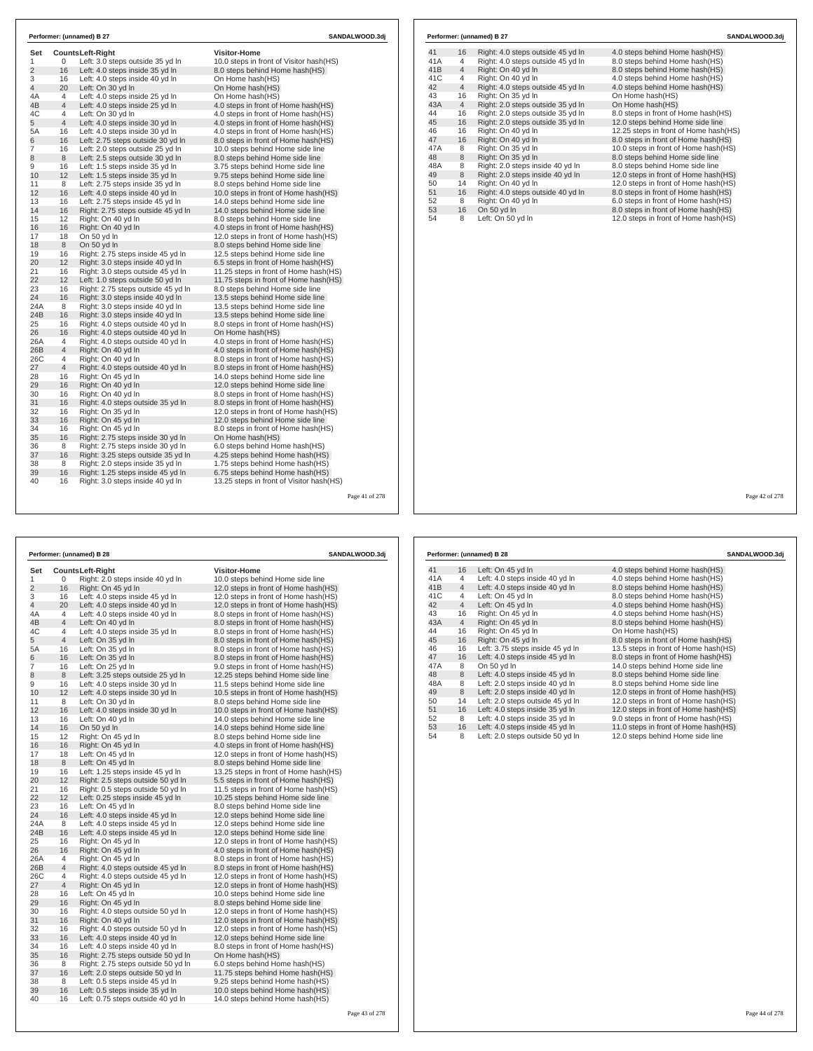**Performer: (unnamed) B 27** SANDALWOOD.3dj

| Set | Counts | Left-Right | Visitor-Home |
|---|---|---|---|
| 1 | 0 | Left: 3.0 steps outside 35 yd ln | 10.0 steps in front of Visitor hash(HS) |
| 2 | 16 | Left: 4.0 steps inside 35 yd ln | 8.0 steps behind Home hash(HS) |
| 3 | 16 | Left: 4.0 steps inside 40 yd ln | On Home hash(HS) |
| 4 | 20 | Left: On 30 yd ln | On Home hash(HS) |
| 4A | 4 | Left: 4.0 steps inside 25 yd ln | On Home hash(HS) |
| 4B | 4 | Left: 4.0 steps inside 25 yd ln | 4.0 steps in front of Home hash(HS) |
| 4C | 4 | Left: On 30 yd ln | 4.0 steps in front of Home hash(HS) |
| 5 | 4 | Left: 4.0 steps inside 30 yd ln | 4.0 steps in front of Home hash(HS) |
| 5A | 16 | Left: 4.0 steps inside 30 yd ln | 4.0 steps in front of Home hash(HS) |
| 6 | 16 | Left: 2.75 steps outside 30 yd ln | 8.0 steps in front of Home hash(HS) |
| 7 | 16 | Left: 2.0 steps outside 25 yd ln | 10.0 steps behind Home side line |
| 8 | 8 | Left: 2.5 steps outside 30 yd ln | 8.0 steps behind Home side line |
| 9 | 16 | Left: 1.5 steps inside 35 yd ln | 3.75 steps behind Home side line |
| 10 | 12 | Left: 1.5 steps inside 35 yd ln | 9.75 steps behind Home side line |
| 11 | 8 | Left: 2.75 steps inside 35 yd ln | 8.0 steps behind Home side line |
| 12 | 16 | Left: 4.0 steps inside 40 yd ln | 10.0 steps in front of Home hash(HS) |
| 13 | 16 | Left: 2.75 steps inside 45 yd ln | 14.0 steps behind Home side line |
| 14 | 16 | Right: 2.75 steps outside 45 yd ln | 14.0 steps behind Home side line |
| 15 | 12 | Right: On 40 yd ln | 8.0 steps behind Home side line |
| 16 | 16 | Right: On 40 yd ln | 4.0 steps in front of Home hash(HS) |
| 17 | 18 | On 50 yd ln | 12.0 steps in front of Home hash(HS) |
| 18 | 8 | On 50 yd ln | 8.0 steps behind Home side line |
| 19 | 16 | Right: 2.75 steps inside 45 yd ln | 12.5 steps behind Home side line |
| 20 | 12 | Right: 3.0 steps inside 40 yd ln | 6.5 steps in front of Home hash(HS) |
| 21 | 16 | Right: 3.0 steps outside 45 yd ln | 11.25 steps in front of Home hash(HS) |
| 22 | 12 | Left: 1.0 steps outside 50 yd ln | 11.75 steps in front of Home hash(HS) |
| 23 | 16 | Right: 2.75 steps outside 45 yd ln | 8.0 steps behind Home side line |
| 24 | 16 | Right: 3.0 steps inside 40 yd ln | 13.5 steps behind Home side line |
| 24A | 8 | Right: 3.0 steps inside 40 yd ln | 13.5 steps behind Home side line |
| 24B | 16 | Right: 3.0 steps inside 40 yd ln | 13.5 steps behind Home side line |
| 25 | 16 | Right: 4.0 steps outside 40 yd ln | 8.0 steps in front of Home hash(HS) |
| 26 | 16 | Right: 4.0 steps outside 40 yd ln | On Home hash(HS) |
| 26A | 4 | Right: 4.0 steps outside 40 yd ln | 4.0 steps in front of Home hash(HS) |
| 26B | 4 | Right: On 40 yd ln | 4.0 steps in front of Home hash(HS) |
| 26C | 4 | Right: On 40 yd ln | 8.0 steps in front of Home hash(HS) |
| 27 | 4 | Right: 4.0 steps outside 40 yd ln | 8.0 steps in front of Home hash(HS) |
| 28 | 16 | Right: On 45 yd ln | 14.0 steps behind Home side line |
| 29 | 16 | Right: On 40 yd ln | 12.0 steps behind Home side line |
| 30 | 16 | Right: On 40 yd ln | 8.0 steps in front of Home hash(HS) |
| 31 | 16 | Right: 4.0 steps outside 35 yd ln | 8.0 steps in front of Home hash(HS) |
| 32 | 16 | Right: On 35 yd ln | 12.0 steps in front of Home hash(HS) |
| 33 | 16 | Right: On 45 yd ln | 12.0 steps behind Home side line |
| 34 | 16 | Right: On 45 yd ln | 8.0 steps in front of Home hash(HS) |
| 35 | 16 | Right: 2.75 steps inside 30 yd ln | On Home hash(HS) |
| 36 | 8 | Right: 2.75 steps inside 30 yd ln | 6.0 steps behind Home hash(HS) |
| 37 | 16 | Right: 3.25 steps outside 35 yd ln | 4.25 steps behind Home hash(HS) |
| 38 | 8 | Right: 2.0 steps inside 35 yd ln | 1.75 steps behind Home hash(HS) |
| 39 | 16 | Right: 1.25 steps inside 45 yd ln | 6.75 steps behind Home hash(HS) |
| 40 | 16 | Right: 3.0 steps inside 40 yd ln | 13.25 steps in front of Visitor hash(HS) |
| 41 | 16 | Right: 4.0 steps outside 45 yd ln | 4.0 steps behind Home hash(HS) |
| 41A | 4 | Right: 4.0 steps outside 45 yd ln | 8.0 steps behind Home hash(HS) |
| 41B | 4 | Right: On 40 yd ln | 8.0 steps behind Home hash(HS) |
| 41C | 4 | Right: On 40 yd ln | 4.0 steps behind Home hash(HS) |
| 42 | 4 | Right: 4.0 steps outside 45 yd ln | 4.0 steps behind Home hash(HS) |
| 43 | 16 | Right: On 35 yd ln | On Home hash(HS) |
| 43A | 4 | Right: 2.0 steps outside 35 yd ln | On Home hash(HS) |
| 44 | 16 | Right: 2.0 steps outside 35 yd ln | 8.0 steps in front of Home hash(HS) |
| 45 | 16 | Right: 2.0 steps outside 35 yd ln | 12.0 steps behind Home side line |
| 46 | 16 | Right: On 40 yd ln | 12.25 steps in front of Home hash(HS) |
| 47 | 16 | Right: On 40 yd ln | 8.0 steps in front of Home hash(HS) |
| 47A | 8 | Right: On 35 yd ln | 10.0 steps in front of Home hash(HS) |
| 48 | 8 | Right: On 35 yd ln | 8.0 steps behind Home side line |
| 48A | 8 | Right: 2.0 steps inside 40 yd ln | 8.0 steps behind Home side line |
| 49 | 8 | Right: 2.0 steps inside 40 yd ln | 12.0 steps in front of Home hash(HS) |
| 50 | 14 | Right: On 40 yd ln | 12.0 steps in front of Home hash(HS) |
| 51 | 16 | Right: 4.0 steps outside 40 yd ln | 8.0 steps in front of Home hash(HS) |
| 52 | 8 | Right: On 40 yd ln | 6.0 steps in front of Home hash(HS) |
| 53 | 16 | On 50 yd ln | 8.0 steps in front of Home hash(HS) |
| 54 | 8 | Left: On 50 yd ln | 12.0 steps in front of Home hash(HS) |

**Performer: (unnamed) B 28** SANDALWOOD.3dj

| Set | Counts | Left-Right | Visitor-Home |
|---|---|---|---|
| 1 | 0 | Right: 2.0 steps inside 40 yd ln | 10.0 steps behind Home side line |
| 2 | 16 | Right: On 45 yd ln | 12.0 steps in front of Home hash(HS) |
| 3 | 16 | Left: 4.0 steps inside 45 yd ln | 12.0 steps in front of Home hash(HS) |
| 4 | 20 | Left: 4.0 steps inside 40 yd ln | 12.0 steps in front of Home hash(HS) |
| 4A | 4 | Left: 4.0 steps inside 40 yd ln | 8.0 steps in front of Home hash(HS) |
| 4B | 4 | Left: On 40 yd ln | 8.0 steps in front of Home hash(HS) |
| 4C | 4 | Left: 4.0 steps inside 35 yd ln | 8.0 steps in front of Home hash(HS) |
| 5 | 4 | Left: On 35 yd ln | 8.0 steps in front of Home hash(HS) |
| 5A | 16 | Left: On 35 yd ln | 8.0 steps in front of Home hash(HS) |
| 6 | 16 | Left: On 35 yd ln | 8.0 steps in front of Home hash(HS) |
| 7 | 16 | Left: On 25 yd ln | 9.0 steps in front of Home hash(HS) |
| 8 | 8 | Left: 3.25 steps outside 25 yd ln | 12.25 steps behind Home side line |
| 9 | 16 | Left: 4.0 steps inside 30 yd ln | 11.5 steps behind Home side line |
| 10 | 12 | Left: 4.0 steps inside 30 yd ln | 10.5 steps in front of Home hash(HS) |
| 11 | 8 | Left: On 30 yd ln | 8.0 steps behind Home side line |
| 12 | 16 | Left: 4.0 steps inside 30 yd ln | 10.0 steps in front of Home hash(HS) |
| 13 | 16 | Left: On 40 yd ln | 14.0 steps behind Home side line |
| 14 | 16 | On 50 yd ln | 14.0 steps behind Home side line |
| 15 | 12 | Right: On 45 yd ln | 8.0 steps behind Home side line |
| 16 | 16 | Right: On 45 yd ln | 4.0 steps in front of Home hash(HS) |
| 17 | 18 | Left: On 45 yd ln | 12.0 steps in front of Home hash(HS) |
| 18 | 8 | Left: On 45 yd ln | 8.0 steps behind Home side line |
| 19 | 16 | Left: 1.25 steps inside 45 yd ln | 13.25 steps in front of Home hash(HS) |
| 20 | 12 | Right: 2.5 steps outside 50 yd ln | 5.5 steps in front of Home hash(HS) |
| 21 | 16 | Right: 0.5 steps outside 50 yd ln | 11.5 steps in front of Home hash(HS) |
| 22 | 12 | Left: 0.25 steps inside 45 yd ln | 10.25 steps behind Home side line |
| 23 | 16 | Left: On 45 yd ln | 8.0 steps behind Home side line |
| 24 | 16 | Left: 4.0 steps inside 45 yd ln | 12.0 steps behind Home side line |
| 24A | 8 | Left: 4.0 steps inside 45 yd ln | 12.0 steps behind Home side line |
| 24B | 16 | Left: 4.0 steps inside 45 yd ln | 12.0 steps behind Home side line |
| 25 | 16 | Right: On 45 yd ln | 12.0 steps in front of Home hash(HS) |
| 26 | 16 | Right: On 45 yd ln | 4.0 steps in front of Home hash(HS) |
| 26A | 4 | Right: On 45 yd ln | 8.0 steps in front of Home hash(HS) |
| 26B | 4 | Right: 4.0 steps outside 45 yd ln | 8.0 steps in front of Home hash(HS) |
| 26C | 4 | Right: 4.0 steps outside 45 yd ln | 12.0 steps in front of Home hash(HS) |
| 27 | 4 | Right: On 45 yd ln | 12.0 steps in front of Home hash(HS) |
| 28 | 16 | Left: On 45 yd ln | 10.0 steps behind Home side line |
| 29 | 16 | Right: On 45 yd ln | 8.0 steps behind Home side line |
| 30 | 16 | Right: 4.0 steps outside 50 yd ln | 12.0 steps in front of Home hash(HS) |
| 31 | 16 | Right: On 40 yd ln | 12.0 steps in front of Home hash(HS) |
| 32 | 16 | Right: 4.0 steps outside 50 yd ln | 12.0 steps in front of Home hash(HS) |
| 33 | 16 | Left: 4.0 steps inside 40 yd ln | 12.0 steps behind Home side line |
| 34 | 16 | Left: 4.0 steps inside 40 yd ln | 8.0 steps in front of Home hash(HS) |
| 35 | 16 | Right: 2.75 steps outside 50 yd ln | On Home hash(HS) |
| 36 | 8 | Right: 2.75 steps outside 50 yd ln | 6.0 steps behind Home hash(HS) |
| 37 | 16 | Left: 2.0 steps outside 50 yd ln | 11.75 steps behind Home hash(HS) |
| 38 | 8 | Left: 0.5 steps inside 45 yd ln | 9.25 steps behind Home hash(HS) |
| 39 | 16 | Left: 0.5 steps inside 35 yd ln | 10.0 steps behind Home hash(HS) |
| 40 | 16 | Left: 0.75 steps outside 40 yd ln | 14.0 steps behind Home hash(HS) |
| 41 | 16 | Left: On 45 yd ln | 4.0 steps behind Home hash(HS) |
| 41A | 4 | Left: 4.0 steps inside 40 yd ln | 4.0 steps behind Home hash(HS) |
| 41B | 4 | Left: 4.0 steps inside 40 yd ln | 8.0 steps behind Home hash(HS) |
| 41C | 4 | Left: On 45 yd ln | 8.0 steps behind Home hash(HS) |
| 42 | 4 | Left: On 45 yd ln | 4.0 steps behind Home hash(HS) |
| 43 | 16 | Right: On 45 yd ln | 4.0 steps behind Home hash(HS) |
| 43A | 4 | Right: On 45 yd ln | 8.0 steps behind Home hash(HS) |
| 44 | 16 | Right: On 45 yd ln | On Home hash(HS) |
| 45 | 16 | Right: On 45 yd ln | 8.0 steps in front of Home hash(HS) |
| 46 | 16 | Left: 3.75 steps inside 45 yd ln | 13.5 steps in front of Home hash(HS) |
| 47 | 16 | Left: 4.0 steps inside 45 yd ln | 8.0 steps in front of Home hash(HS) |
| 47A | 8 | On 50 yd ln | 14.0 steps behind Home side line |
| 48 | 8 | Left: 4.0 steps inside 45 yd ln | 8.0 steps behind Home side line |
| 48A | 8 | Left: 2.0 steps inside 40 yd ln | 8.0 steps behind Home side line |
| 49 | 8 | Left: 2.0 steps inside 40 yd ln | 12.0 steps in front of Home hash(HS) |
| 50 | 14 | Left: 2.0 steps outside 45 yd ln | 12.0 steps in front of Home hash(HS) |
| 51 | 16 | Left: 4.0 steps inside 35 yd ln | 12.0 steps in front of Home hash(HS) |
| 52 | 8 | Left: 4.0 steps inside 35 yd ln | 9.0 steps in front of Home hash(HS) |
| 53 | 16 | Left: 4.0 steps inside 45 yd ln | 11.0 steps in front of Home hash(HS) |
| 54 | 8 | Left: 2.0 steps outside 50 yd ln | 12.0 steps behind Home side line |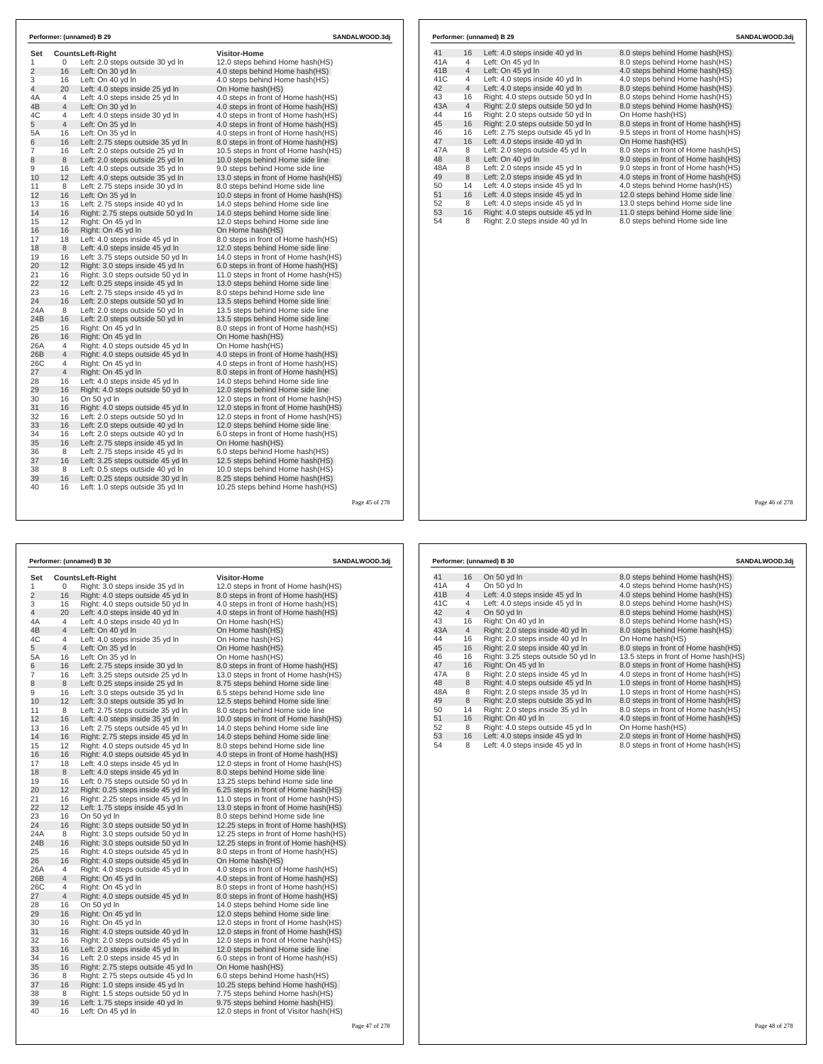**Performer: (unnamed) B 29** SANDALWOOD.3dj

| Set | Counts | Left-Right | Visitor-Home |
|---|---|---|---|
| 1 | 0 | Left: 2.0 steps outside 30 yd ln | 12.0 steps behind Home hash(HS) |
| 2 | 16 | Left: On 30 yd ln | 4.0 steps behind Home hash(HS) |
| 3 | 16 | Left: On 40 yd ln | 4.0 steps behind Home hash(HS) |
| 4 | 20 | Left: 4.0 steps inside 25 yd ln | On Home hash(HS) |
| 4A | 4 | Left: 4.0 steps inside 25 yd ln | 4.0 steps in front of Home hash(HS) |
| 4B | 4 | Left: On 30 yd ln | 4.0 steps in front of Home hash(HS) |
| 4C | 4 | Left: 4.0 steps inside 30 yd ln | 4.0 steps in front of Home hash(HS) |
| 5 | 4 | Left: On 35 yd ln | 4.0 steps in front of Home hash(HS) |
| 5A | 16 | Left: On 35 yd ln | 4.0 steps in front of Home hash(HS) |
| 6 | 16 | Left: 2.75 steps outside 35 yd ln | 8.0 steps in front of Home hash(HS) |
| 7 | 16 | Left: 2.0 steps outside 25 yd ln | 10.5 steps in front of Home hash(HS) |
| 8 | 8 | Left: 2.0 steps outside 25 yd ln | 10.0 steps behind Home side line |
| 9 | 16 | Left: 4.0 steps outside 35 yd ln | 9.0 steps behind Home side line |
| 10 | 12 | Left: 4.0 steps outside 35 yd ln | 13.0 steps in front of Home hash(HS) |
| 11 | 8 | Left: 2.75 steps inside 30 yd ln | 8.0 steps behind Home side line |
| 12 | 16 | Left: On 35 yd ln | 10.0 steps in front of Home hash(HS) |
| 13 | 16 | Left: 2.75 steps inside 40 yd ln | 14.0 steps behind Home side line |
| 14 | 16 | Right: 2.75 steps outside 50 yd ln | 14.0 steps behind Home side line |
| 15 | 12 | Right: On 45 yd ln | 12.0 steps behind Home side line |
| 16 | 16 | Right: On 45 yd ln | On Home hash(HS) |
| 17 | 18 | Left: 4.0 steps inside 45 yd ln | 8.0 steps in front of Home hash(HS) |
| 18 | 8 | Left: 4.0 steps inside 45 yd ln | 12.0 steps behind Home side line |
| 19 | 16 | Left: 3.75 steps outside 50 yd ln | 14.0 steps in front of Home hash(HS) |
| 20 | 12 | Right: 3.0 steps inside 45 yd ln | 6.0 steps in front of Home hash(HS) |
| 21 | 16 | Right: 3.0 steps outside 50 yd ln | 11.0 steps in front of Home hash(HS) |
| 22 | 12 | Left: 0.25 steps inside 45 yd ln | 13.0 steps behind Home side line |
| 23 | 16 | Left: 2.75 steps inside 45 yd ln | 8.0 steps behind Home side line |
| 24 | 16 | Left: 2.0 steps outside 50 yd ln | 13.5 steps behind Home side line |
| 24A | 8 | Left: 2.0 steps outside 50 yd ln | 13.5 steps behind Home side line |
| 24B | 16 | Left: 2.0 steps outside 50 yd ln | 13.5 steps behind Home side line |
| 25 | 16 | Right: On 45 yd ln | 8.0 steps in front of Home hash(HS) |
| 26 | 16 | Right: On 45 yd ln | On Home hash(HS) |
| 26A | 4 | Right: 4.0 steps outside 45 yd ln | On Home hash(HS) |
| 26B | 4 | Right: 4.0 steps outside 45 yd ln | 4.0 steps in front of Home hash(HS) |
| 26C | 4 | Right: On 45 yd ln | 4.0 steps in front of Home hash(HS) |
| 27 | 4 | Right: On 45 yd ln | 8.0 steps in front of Home hash(HS) |
| 28 | 16 | Left: 4.0 steps inside 45 yd ln | 14.0 steps behind Home side line |
| 29 | 16 | Right: 4.0 steps outside 50 yd ln | 12.0 steps behind Home side line |
| 30 | 16 | On 50 yd ln | 12.0 steps in front of Home hash(HS) |
| 31 | 16 | Right: 4.0 steps outside 45 yd ln | 12.0 steps in front of Home hash(HS) |
| 32 | 16 | Left: 2.0 steps outside 50 yd ln | 12.0 steps in front of Home hash(HS) |
| 33 | 16 | Left: 2.0 steps outside 40 yd ln | 12.0 steps behind Home side line |
| 34 | 16 | Left: 2.0 steps outside 40 yd ln | 6.0 steps in front of Home hash(HS) |
| 35 | 16 | Left: 2.75 steps inside 45 yd ln | On Home hash(HS) |
| 36 | 8 | Left: 2.75 steps inside 45 yd ln | 6.0 steps behind Home hash(HS) |
| 37 | 16 | Left: 3.25 steps outside 45 yd ln | 12.5 steps behind Home hash(HS) |
| 38 | 8 | Left: 0.5 steps outside 40 yd ln | 10.0 steps behind Home hash(HS) |
| 39 | 16 | Left: 0.25 steps outside 30 yd ln | 8.25 steps behind Home hash(HS) |
| 40 | 16 | Left: 1.0 steps outside 35 yd ln | 10.25 steps behind Home hash(HS) |
| 41 | 16 | Left: 4.0 steps inside 40 yd ln | 8.0 steps behind Home hash(HS) |
| 41A | 4 | Left: On 45 yd ln | 8.0 steps behind Home hash(HS) |
| 41B | 4 | Left: On 45 yd ln | 4.0 steps behind Home hash(HS) |
| 41C | 4 | Left: 4.0 steps inside 40 yd ln | 4.0 steps behind Home hash(HS) |
| 42 | 4 | Left: 4.0 steps inside 40 yd ln | 8.0 steps behind Home hash(HS) |
| 43 | 16 | Right: 4.0 steps outside 50 yd ln | 8.0 steps behind Home hash(HS) |
| 43A | 4 | Right: 2.0 steps outside 50 yd ln | 8.0 steps behind Home hash(HS) |
| 44 | 16 | Right: 2.0 steps outside 50 yd ln | On Home hash(HS) |
| 45 | 16 | Right: 2.0 steps outside 50 yd ln | 8.0 steps in front of Home hash(HS) |
| 46 | 16 | Left: 2.75 steps outside 45 yd ln | 9.5 steps in front of Home hash(HS) |
| 47 | 16 | Left: 4.0 steps inside 40 yd ln | On Home hash(HS) |
| 47A | 8 | Left: 2.0 steps outside 45 yd ln | 8.0 steps in front of Home hash(HS) |
| 48 | 8 | Left: On 40 yd ln | 9.0 steps in front of Home hash(HS) |
| 48A | 8 | Left: 2.0 steps inside 45 yd ln | 9.0 steps in front of Home hash(HS) |
| 49 | 8 | Left: 2.0 steps inside 45 yd ln | 4.0 steps in front of Home hash(HS) |
| 50 | 14 | Left: 4.0 steps inside 45 yd ln | 4.0 steps behind Home hash(HS) |
| 51 | 16 | Left: 4.0 steps inside 45 yd ln | 12.0 steps behind Home side line |
| 52 | 8 | Left: 4.0 steps inside 45 yd ln | 13.0 steps behind Home side line |
| 53 | 16 | Right: 4.0 steps outside 45 yd ln | 11.0 steps behind Home side line |
| 54 | 8 | Right: 2.0 steps inside 40 yd ln | 8.0 steps behind Home side line |

**Performer: (unnamed) B 30** SANDALWOOD.3dj

| Set | Counts | Left-Right | Visitor-Home |
|---|---|---|---|
| 1 | 0 | Right: 3.0 steps inside 35 yd ln | 12.0 steps in front of Home hash(HS) |
| 2 | 16 | Right: 4.0 steps outside 45 yd ln | 8.0 steps in front of Home hash(HS) |
| 3 | 16 | Right: 4.0 steps outside 50 yd ln | 4.0 steps in front of Home hash(HS) |
| 4 | 20 | Left: 4.0 steps inside 40 yd ln | 4.0 steps in front of Home hash(HS) |
| 4A | 4 | Left: 4.0 steps inside 40 yd ln | On Home hash(HS) |
| 4B | 4 | Left: On 40 yd ln | On Home hash(HS) |
| 4C | 4 | Left: 4.0 steps inside 35 yd ln | On Home hash(HS) |
| 5 | 4 | Left: On 35 yd ln | On Home hash(HS) |
| 5A | 16 | Left: On 35 yd ln | On Home hash(HS) |
| 6 | 16 | Left: 2.75 steps inside 30 yd ln | 8.0 steps in front of Home hash(HS) |
| 7 | 16 | Left: 3.25 steps outside 25 yd ln | 13.0 steps in front of Home hash(HS) |
| 8 | 8 | Left: 0.25 steps inside 25 yd ln | 8.75 steps behind Home side line |
| 9 | 16 | Left: 3.0 steps outside 35 yd ln | 6.5 steps behind Home side line |
| 10 | 12 | Left: 3.0 steps outside 35 yd ln | 12.5 steps behind Home side line |
| 11 | 8 | Left: 2.75 steps outside 35 yd ln | 8.0 steps behind Home side line |
| 12 | 16 | Left: 4.0 steps inside 35 yd ln | 10.0 steps in front of Home hash(HS) |
| 13 | 16 | Left: 2.75 steps outside 45 yd ln | 14.0 steps behind Home side line |
| 14 | 16 | Right: 2.75 steps inside 45 yd ln | 14.0 steps behind Home side line |
| 15 | 12 | Right: 4.0 steps outside 45 yd ln | 8.0 steps behind Home side line |
| 16 | 16 | Right: 4.0 steps outside 45 yd ln | 4.0 steps in front of Home hash(HS) |
| 17 | 18 | Left: 4.0 steps inside 45 yd ln | 12.0 steps in front of Home hash(HS) |
| 18 | 8 | Left: 4.0 steps inside 45 yd ln | 8.0 steps behind Home side line |
| 19 | 16 | Left: 0.75 steps outside 50 yd ln | 13.25 steps behind Home side line |
| 20 | 12 | Right: 0.25 steps inside 45 yd ln | 6.25 steps in front of Home hash(HS) |
| 21 | 16 | Right: 2.25 steps inside 45 yd ln | 11.0 steps in front of Home hash(HS) |
| 22 | 12 | Left: 1.75 steps inside 45 yd ln | 13.0 steps in front of Home hash(HS) |
| 23 | 16 | On 50 yd ln | 8.0 steps behind Home side line |
| 24 | 16 | Right: 3.0 steps outside 50 yd ln | 12.25 steps in front of Home hash(HS) |
| 24A | 8 | Right: 3.0 steps outside 50 yd ln | 12.25 steps in front of Home hash(HS) |
| 24B | 16 | Right: 3.0 steps outside 50 yd ln | 12.25 steps in front of Home hash(HS) |
| 25 | 16 | Right: 4.0 steps outside 45 yd ln | 8.0 steps in front of Home hash(HS) |
| 26 | 16 | Right: 4.0 steps outside 45 yd ln | On Home hash(HS) |
| 26A | 4 | Right: 4.0 steps outside 45 yd ln | 4.0 steps in front of Home hash(HS) |
| 26B | 4 | Right: On 45 yd ln | 4.0 steps in front of Home hash(HS) |
| 26C | 4 | Right: On 45 yd ln | 8.0 steps in front of Home hash(HS) |
| 27 | 4 | Right: 4.0 steps outside 45 yd ln | 8.0 steps in front of Home hash(HS) |
| 28 | 16 | On 50 yd ln | 14.0 steps behind Home side line |
| 29 | 16 | Right: On 45 yd ln | 12.0 steps behind Home side line |
| 30 | 16 | Right: On 45 yd ln | 12.0 steps in front of Home hash(HS) |
| 31 | 16 | Right: 4.0 steps outside 40 yd ln | 12.0 steps in front of Home hash(HS) |
| 32 | 16 | Right: 2.0 steps outside 45 yd ln | 12.0 steps in front of Home hash(HS) |
| 33 | 16 | Left: 2.0 steps inside 45 yd ln | 12.0 steps behind Home side line |
| 34 | 16 | Left: 2.0 steps inside 45 yd ln | 6.0 steps in front of Home hash(HS) |
| 35 | 16 | Right: 2.75 steps outside 45 yd ln | On Home hash(HS) |
| 36 | 8 | Right: 2.75 steps outside 45 yd ln | 6.0 steps behind Home hash(HS) |
| 37 | 16 | Right: 1.0 steps inside 45 yd ln | 10.25 steps behind Home hash(HS) |
| 38 | 8 | Right: 1.5 steps outside 50 yd ln | 7.75 steps behind Home hash(HS) |
| 39 | 16 | Left: 1.75 steps inside 40 yd ln | 9.75 steps behind Home hash(HS) |
| 40 | 16 | Left: On 45 yd ln | 12.0 steps in front of Visitor hash(HS) |
| 41 | 16 | On 50 yd ln | 8.0 steps behind Home hash(HS) |
| 41A | 4 | On 50 yd ln | 4.0 steps behind Home hash(HS) |
| 41B | 4 | Left: 4.0 steps inside 45 yd ln | 4.0 steps behind Home hash(HS) |
| 41C | 4 | Left: 4.0 steps inside 45 yd ln | 8.0 steps behind Home hash(HS) |
| 42 | 4 | On 50 yd ln | 8.0 steps behind Home hash(HS) |
| 43 | 16 | Right: On 40 yd ln | 8.0 steps behind Home hash(HS) |
| 43A | 4 | Right: 2.0 steps inside 40 yd ln | 8.0 steps behind Home hash(HS) |
| 44 | 16 | Right: 2.0 steps inside 40 yd ln | On Home hash(HS) |
| 45 | 16 | Right: 2.0 steps inside 40 yd ln | 8.0 steps in front of Home hash(HS) |
| 46 | 16 | Right: 3.25 steps outside 50 yd ln | 13.5 steps in front of Home hash(HS) |
| 47 | 16 | Right: On 45 yd ln | 8.0 steps in front of Home hash(HS) |
| 47A | 8 | Right: 2.0 steps inside 45 yd ln | 4.0 steps in front of Home hash(HS) |
| 48 | 8 | Right: 4.0 steps outside 45 yd ln | 1.0 steps in front of Home hash(HS) |
| 48A | 8 | Right: 2.0 steps inside 35 yd ln | 1.0 steps in front of Home hash(HS) |
| 49 | 8 | Right: 2.0 steps outside 35 yd ln | 8.0 steps in front of Home hash(HS) |
| 50 | 14 | Right: 2.0 steps inside 35 yd ln | 8.0 steps in front of Home hash(HS) |
| 51 | 16 | Right: On 40 yd ln | 4.0 steps in front of Home hash(HS) |
| 52 | 8 | Right: 4.0 steps outside 45 yd ln | On Home hash(HS) |
| 53 | 16 | Left: 4.0 steps inside 45 yd ln | 2.0 steps in front of Home hash(HS) |
| 54 | 8 | Left: 4.0 steps inside 45 yd ln | 8.0 steps in front of Home hash(HS) |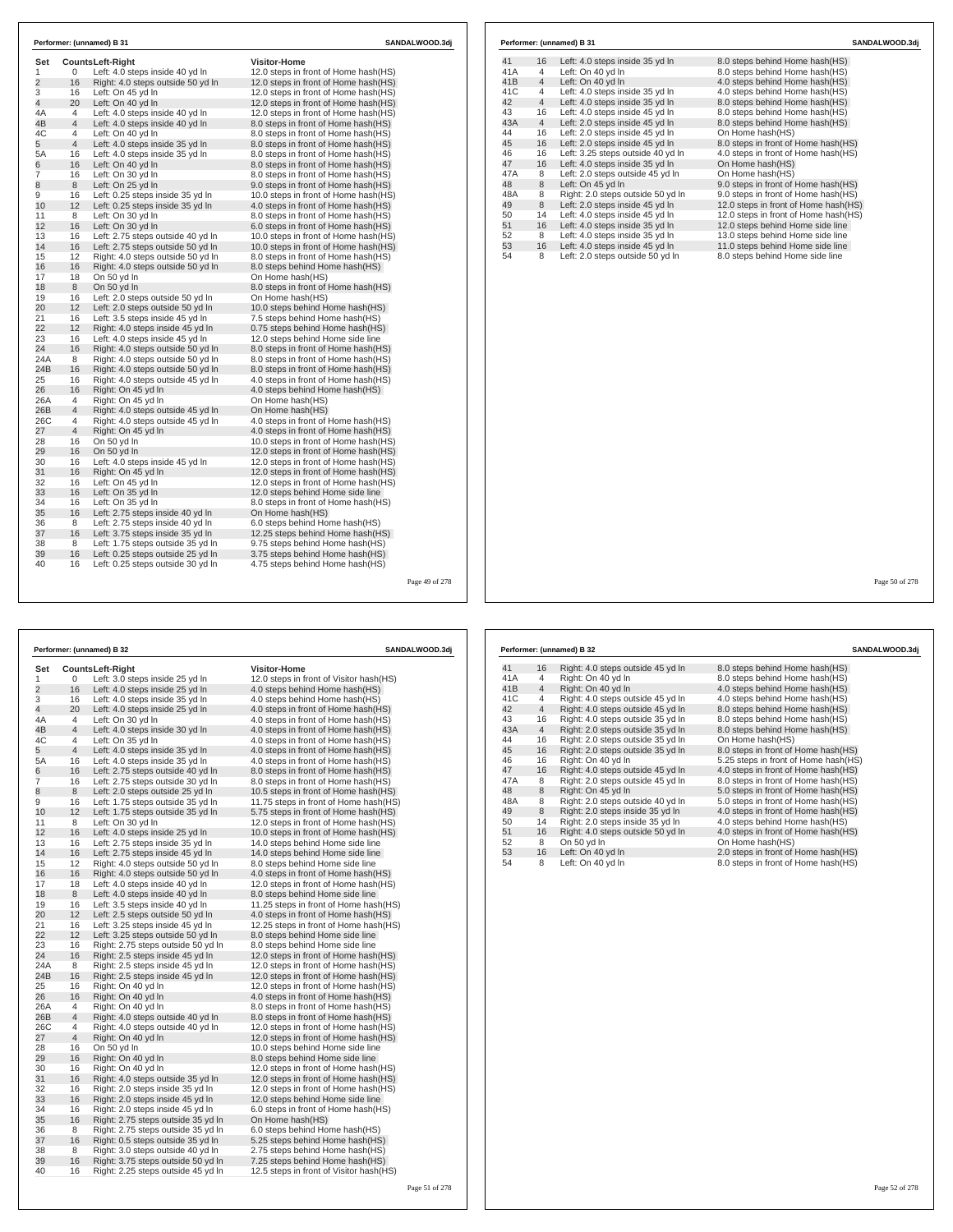**Performer: (unnamed) B 31** SANDALWOOD.3dj

| Set | Counts | Left-Right | Visitor-Home |
|---|---|---|---|
| 1 | 0 | Left: 4.0 steps inside 40 yd ln | 12.0 steps in front of Home hash(HS) |
| 2 | 16 | Right: 4.0 steps outside 50 yd ln | 12.0 steps in front of Home hash(HS) |
| 3 | 16 | Left: On 45 yd ln | 12.0 steps in front of Home hash(HS) |
| 4 | 20 | Left: On 40 yd ln | 12.0 steps in front of Home hash(HS) |
| 4A | 4 | Left: 4.0 steps inside 40 yd ln | 12.0 steps in front of Home hash(HS) |
| 4B | 4 | Left: 4.0 steps inside 40 yd ln | 8.0 steps in front of Home hash(HS) |
| 4C | 4 | Left: On 40 yd ln | 8.0 steps in front of Home hash(HS) |
| 5 | 4 | Left: 4.0 steps inside 35 yd ln | 8.0 steps in front of Home hash(HS) |
| 5A | 16 | Left: 4.0 steps inside 35 yd ln | 8.0 steps in front of Home hash(HS) |
| 6 | 16 | Left: On 40 yd ln | 8.0 steps in front of Home hash(HS) |
| 7 | 16 | Left: On 30 yd ln | 8.0 steps in front of Home hash(HS) |
| 8 | 8 | Left: On 25 yd ln | 9.0 steps in front of Home hash(HS) |
| 9 | 16 | Left: 0.25 steps inside 35 yd ln | 10.0 steps in front of Home hash(HS) |
| 10 | 12 | Left: 0.25 steps inside 35 yd ln | 4.0 steps in front of Home hash(HS) |
| 11 | 8 | Left: On 30 yd ln | 8.0 steps in front of Home hash(HS) |
| 12 | 16 | Left: On 30 yd ln | 6.0 steps in front of Home hash(HS) |
| 13 | 16 | Left: 2.75 steps outside 40 yd ln | 10.0 steps in front of Home hash(HS) |
| 14 | 16 | Left: 2.75 steps outside 50 yd ln | 10.0 steps in front of Home hash(HS) |
| 15 | 12 | Right: 4.0 steps outside 50 yd ln | 8.0 steps in front of Home hash(HS) |
| 16 | 16 | Right: 4.0 steps outside 50 yd ln | 8.0 steps behind Home hash(HS) |
| 17 | 18 | On 50 yd ln | On Home hash(HS) |
| 18 | 8 | On 50 yd ln | 8.0 steps in front of Home hash(HS) |
| 19 | 16 | Left: 2.0 steps outside 50 yd ln | On Home hash(HS) |
| 20 | 12 | Left: 2.0 steps outside 50 yd ln | 10.0 steps behind Home hash(HS) |
| 21 | 16 | Left: 3.5 steps inside 45 yd ln | 7.5 steps behind Home hash(HS) |
| 22 | 12 | Right: 4.0 steps inside 45 yd ln | 0.75 steps behind Home hash(HS) |
| 23 | 16 | Left: 4.0 steps inside 45 yd ln | 12.0 steps behind Home side line |
| 24 | 16 | Right: 4.0 steps outside 50 yd ln | 8.0 steps in front of Home hash(HS) |
| 24A | 8 | Right: 4.0 steps outside 50 yd ln | 8.0 steps in front of Home hash(HS) |
| 24B | 16 | Right: 4.0 steps outside 50 yd ln | 8.0 steps in front of Home hash(HS) |
| 25 | 16 | Right: 4.0 steps outside 45 yd ln | 4.0 steps in front of Home hash(HS) |
| 26 | 16 | Right: On 45 yd ln | 4.0 steps behind Home hash(HS) |
| 26A | 4 | Right: On 45 yd ln | On Home hash(HS) |
| 26B | 4 | Right: 4.0 steps outside 45 yd ln | On Home hash(HS) |
| 26C | 4 | Right: 4.0 steps outside 45 yd ln | 4.0 steps in front of Home hash(HS) |
| 27 | 4 | Right: On 45 yd ln | 4.0 steps in front of Home hash(HS) |
| 28 | 16 | On 50 yd ln | 10.0 steps in front of Home hash(HS) |
| 29 | 16 | On 50 yd ln | 12.0 steps in front of Home hash(HS) |
| 30 | 16 | Left: 4.0 steps inside 45 yd ln | 12.0 steps in front of Home hash(HS) |
| 31 | 16 | Right: On 45 yd ln | 12.0 steps in front of Home hash(HS) |
| 32 | 16 | Left: On 45 yd ln | 12.0 steps in front of Home hash(HS) |
| 33 | 16 | Left: On 35 yd ln | 12.0 steps behind Home side line |
| 34 | 16 | Left: On 35 yd ln | 8.0 steps in front of Home hash(HS) |
| 35 | 16 | Left: 2.75 steps inside 40 yd ln | On Home hash(HS) |
| 36 | 8 | Left: 2.75 steps inside 40 yd ln | 6.0 steps behind Home hash(HS) |
| 37 | 16 | Left: 3.75 steps inside 35 yd ln | 12.25 steps behind Home hash(HS) |
| 38 | 8 | Left: 1.75 steps outside 35 yd ln | 9.75 steps behind Home hash(HS) |
| 39 | 16 | Left: 0.25 steps outside 25 yd ln | 3.75 steps behind Home hash(HS) |
| 40 | 16 | Left: 0.25 steps outside 30 yd ln | 4.75 steps behind Home hash(HS) |
| 41 | 16 | Left: 4.0 steps inside 35 yd ln | 8.0 steps behind Home hash(HS) |
| 41A | 4 | Left: On 40 yd ln | 8.0 steps behind Home hash(HS) |
| 41B | 4 | Left: On 40 yd ln | 4.0 steps behind Home hash(HS) |
| 41C | 4 | Left: 4.0 steps inside 35 yd ln | 4.0 steps behind Home hash(HS) |
| 42 | 4 | Left: 4.0 steps inside 35 yd ln | 8.0 steps behind Home hash(HS) |
| 43 | 16 | Left: 4.0 steps inside 45 yd ln | 8.0 steps behind Home hash(HS) |
| 43A | 4 | Left: 2.0 steps inside 45 yd ln | 8.0 steps behind Home hash(HS) |
| 44 | 16 | Left: 2.0 steps inside 45 yd ln | On Home hash(HS) |
| 45 | 16 | Left: 2.0 steps inside 45 yd ln | 8.0 steps in front of Home hash(HS) |
| 46 | 16 | Left: 3.25 steps outside 40 yd ln | 4.0 steps in front of Home hash(HS) |
| 47 | 16 | Left: 4.0 steps inside 35 yd ln | On Home hash(HS) |
| 47A | 8 | Left: 2.0 steps outside 45 yd ln | On Home hash(HS) |
| 48 | 8 | Left: On 45 yd ln | 9.0 steps in front of Home hash(HS) |
| 48A | 8 | Right: 2.0 steps outside 50 yd ln | 9.0 steps in front of Home hash(HS) |
| 49 | 8 | Left: 2.0 steps inside 45 yd ln | 12.0 steps in front of Home hash(HS) |
| 50 | 14 | Left: 4.0 steps inside 45 yd ln | 12.0 steps in front of Home hash(HS) |
| 51 | 16 | Left: 4.0 steps inside 35 yd ln | 12.0 steps behind Home side line |
| 52 | 8 | Left: 4.0 steps inside 35 yd ln | 13.0 steps behind Home side line |
| 53 | 16 | Left: 4.0 steps inside 45 yd ln | 11.0 steps behind Home side line |
| 54 | 8 | Left: 2.0 steps outside 50 yd ln | 8.0 steps behind Home side line |

**Performer: (unnamed) B 32** SANDALWOOD.3dj

| Set | Counts | Left-Right | Visitor-Home |
|---|---|---|---|
| 1 | 0 | Left: 3.0 steps inside 25 yd ln | 12.0 steps in front of Visitor hash(HS) |
| 2 | 16 | Left: 4.0 steps inside 25 yd ln | 4.0 steps behind Home hash(HS) |
| 3 | 16 | Left: 4.0 steps inside 35 yd ln | 4.0 steps behind Home hash(HS) |
| 4 | 20 | Left: 4.0 steps inside 25 yd ln | 4.0 steps in front of Home hash(HS) |
| 4A | 4 | Left: On 30 yd ln | 4.0 steps in front of Home hash(HS) |
| 4B | 4 | Left: 4.0 steps inside 30 yd ln | 4.0 steps in front of Home hash(HS) |
| 4C | 4 | Left: On 35 yd ln | 4.0 steps in front of Home hash(HS) |
| 5 | 4 | Left: 4.0 steps inside 35 yd ln | 4.0 steps in front of Home hash(HS) |
| 5A | 16 | Left: 4.0 steps inside 35 yd ln | 4.0 steps in front of Home hash(HS) |
| 6 | 16 | Left: 2.75 steps outside 40 yd ln | 8.0 steps in front of Home hash(HS) |
| 7 | 16 | Left: 2.75 steps outside 30 yd ln | 8.0 steps in front of Home hash(HS) |
| 8 | 8 | Left: 2.0 steps outside 25 yd ln | 10.5 steps in front of Home hash(HS) |
| 9 | 16 | Left: 1.75 steps outside 35 yd ln | 11.75 steps in front of Home hash(HS) |
| 10 | 12 | Left: 1.75 steps outside 35 yd ln | 5.75 steps in front of Home hash(HS) |
| 11 | 8 | Left: On 30 yd ln | 12.0 steps in front of Home hash(HS) |
| 12 | 16 | Left: 4.0 steps inside 25 yd ln | 10.0 steps in front of Home hash(HS) |
| 13 | 16 | Left: 2.75 steps inside 35 yd ln | 14.0 steps behind Home side line |
| 14 | 16 | Left: 2.75 steps inside 45 yd ln | 14.0 steps behind Home side line |
| 15 | 12 | Right: 4.0 steps outside 50 yd ln | 8.0 steps behind Home side line |
| 16 | 16 | Right: 4.0 steps outside 50 yd ln | 4.0 steps in front of Home hash(HS) |
| 17 | 18 | Left: 4.0 steps inside 40 yd ln | 12.0 steps in front of Home hash(HS) |
| 18 | 8 | Left: 4.0 steps inside 40 yd ln | 8.0 steps behind Home side line |
| 19 | 16 | Left: 3.5 steps inside 40 yd ln | 11.25 steps in front of Home hash(HS) |
| 20 | 12 | Left: 2.5 steps outside 50 yd ln | 4.0 steps in front of Home hash(HS) |
| 21 | 16 | Left: 3.25 steps inside 45 yd ln | 12.25 steps in front of Home hash(HS) |
| 22 | 12 | Left: 3.25 steps outside 50 yd ln | 8.0 steps behind Home side line |
| 23 | 16 | Right: 2.75 steps outside 50 yd ln | 8.0 steps behind Home side line |
| 24 | 16 | Right: 2.5 steps inside 45 yd ln | 12.0 steps in front of Home hash(HS) |
| 24A | 8 | Right: 2.5 steps inside 45 yd ln | 12.0 steps in front of Home hash(HS) |
| 24B | 16 | Right: 2.5 steps inside 45 yd ln | 12.0 steps in front of Home hash(HS) |
| 25 | 16 | Right: On 40 yd ln | 12.0 steps in front of Home hash(HS) |
| 26 | 16 | Right: On 40 yd ln | 4.0 steps in front of Home hash(HS) |
| 26A | 4 | Right: On 40 yd ln | 8.0 steps in front of Home hash(HS) |
| 26B | 4 | Right: 4.0 steps outside 40 yd ln | 8.0 steps in front of Home hash(HS) |
| 26C | 4 | Right: 4.0 steps outside 40 yd ln | 12.0 steps in front of Home hash(HS) |
| 27 | 4 | Right: On 40 yd ln | 12.0 steps in front of Home hash(HS) |
| 28 | 16 | On 50 yd ln | 10.0 steps behind Home side line |
| 29 | 16 | Right: On 40 yd ln | 8.0 steps behind Home side line |
| 30 | 16 | Right: On 40 yd ln | 12.0 steps in front of Home hash(HS) |
| 31 | 16 | Right: 4.0 steps outside 35 yd ln | 12.0 steps in front of Home hash(HS) |
| 32 | 16 | Right: 2.0 steps inside 35 yd ln | 12.0 steps in front of Home hash(HS) |
| 33 | 16 | Right: 2.0 steps inside 45 yd ln | 12.0 steps behind Home side line |
| 34 | 16 | Right: 2.0 steps inside 45 yd ln | 6.0 steps in front of Home hash(HS) |
| 35 | 16 | Right: 2.75 steps outside 35 yd ln | On Home hash(HS) |
| 36 | 8 | Right: 2.75 steps outside 35 yd ln | 6.0 steps behind Home hash(HS) |
| 37 | 16 | Right: 0.5 steps outside 35 yd ln | 5.25 steps behind Home hash(HS) |
| 38 | 8 | Right: 3.0 steps outside 40 yd ln | 2.75 steps behind Home hash(HS) |
| 39 | 16 | Right: 3.75 steps outside 50 yd ln | 7.25 steps behind Home hash(HS) |
| 40 | 16 | Right: 2.25 steps outside 45 yd ln | 12.5 steps in front of Visitor hash(HS) |
| 41 | 16 | Right: 4.0 steps outside 45 yd ln | 8.0 steps behind Home hash(HS) |
| 41A | 4 | Right: On 40 yd ln | 8.0 steps behind Home hash(HS) |
| 41B | 4 | Right: On 40 yd ln | 4.0 steps behind Home hash(HS) |
| 41C | 4 | Right: 4.0 steps outside 45 yd ln | 4.0 steps behind Home hash(HS) |
| 42 | 4 | Right: 4.0 steps outside 45 yd ln | 8.0 steps behind Home hash(HS) |
| 43 | 16 | Right: 4.0 steps outside 35 yd ln | 8.0 steps behind Home hash(HS) |
| 43A | 4 | Right: 2.0 steps outside 35 yd ln | 8.0 steps behind Home hash(HS) |
| 44 | 16 | Right: 2.0 steps outside 35 yd ln | On Home hash(HS) |
| 45 | 16 | Right: 2.0 steps outside 35 yd ln | 8.0 steps in front of Home hash(HS) |
| 46 | 16 | Right: On 40 yd ln | 5.25 steps in front of Home hash(HS) |
| 47 | 16 | Right: 4.0 steps outside 45 yd ln | 4.0 steps in front of Home hash(HS) |
| 47A | 8 | Right: 2.0 steps outside 45 yd ln | 8.0 steps in front of Home hash(HS) |
| 48 | 8 | Right: On 45 yd ln | 5.0 steps in front of Home hash(HS) |
| 48A | 8 | Right: 2.0 steps outside 40 yd ln | 5.0 steps in front of Home hash(HS) |
| 49 | 8 | Right: 2.0 steps inside 35 yd ln | 4.0 steps in front of Home hash(HS) |
| 50 | 14 | Right: 2.0 steps inside 35 yd ln | 4.0 steps behind Home hash(HS) |
| 51 | 16 | Right: 4.0 steps outside 50 yd ln | 4.0 steps in front of Home hash(HS) |
| 52 | 8 | On 50 yd ln | On Home hash(HS) |
| 53 | 16 | Left: On 40 yd ln | 2.0 steps in front of Home hash(HS) |
| 54 | 8 | Left: On 40 yd ln | 8.0 steps in front of Home hash(HS) |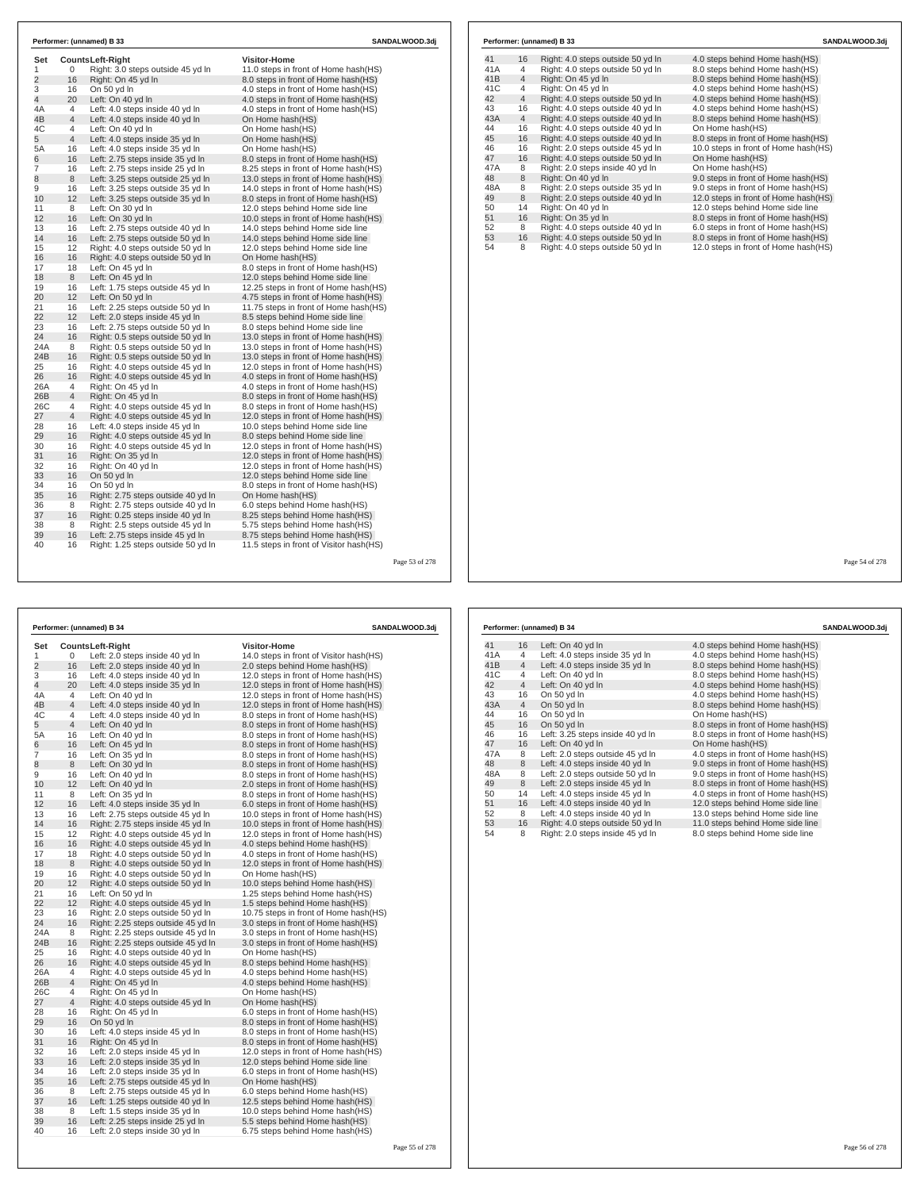## Performer: (unnamed) B 33

SANDALWOOD.3dj

| Set | Counts | Left-Right | Visitor-Home |
|---|---|---|---|
| 1 | 0 | Right: 3.0 steps outside 45 yd ln | 11.0 steps in front of Home hash(HS) |
| 2 | 16 | Right: On 45 yd ln | 8.0 steps in front of Home hash(HS) |
| 3 | 16 | On 50 yd ln | 4.0 steps in front of Home hash(HS) |
| 4 | 20 | Left: On 40 yd ln | 4.0 steps in front of Home hash(HS) |
| 4A | 4 | Left: 4.0 steps inside 40 yd ln | 4.0 steps in front of Home hash(HS) |
| 4B | 4 | Left: 4.0 steps inside 40 yd ln | On Home hash(HS) |
| 4C | 4 | Left: On 40 yd ln | On Home hash(HS) |
| 5 | 4 | Left: 4.0 steps inside 35 yd ln | On Home hash(HS) |
| 5A | 16 | Left: 4.0 steps inside 35 yd ln | On Home hash(HS) |
| 6 | 16 | Left: 2.75 steps inside 35 yd ln | 8.0 steps in front of Home hash(HS) |
| 7 | 16 | Left: 2.75 steps inside 25 yd ln | 8.25 steps in front of Home hash(HS) |
| 8 | 8 | Left: 3.25 steps outside 25 yd ln | 13.0 steps in front of Home hash(HS) |
| 9 | 16 | Left: 3.25 steps outside 35 yd ln | 14.0 steps in front of Home hash(HS) |
| 10 | 12 | Left: 3.25 steps outside 35 yd ln | 8.0 steps in front of Home hash(HS) |
| 11 | 8 | Left: On 30 yd ln | 12.0 steps behind Home side line |
| 12 | 16 | Left: On 30 yd ln | 10.0 steps in front of Home hash(HS) |
| 13 | 16 | Left: 2.75 steps outside 40 yd ln | 14.0 steps behind Home side line |
| 14 | 16 | Left: 2.75 steps outside 50 yd ln | 14.0 steps behind Home side line |
| 15 | 12 | Right: 4.0 steps outside 50 yd ln | 12.0 steps behind Home side line |
| 16 | 16 | Right: 4.0 steps outside 50 yd ln | On Home hash(HS) |
| 17 | 18 | Left: On 45 yd ln | 8.0 steps in front of Home hash(HS) |
| 18 | 8 | Left: On 45 yd ln | 12.0 steps behind Home side line |
| 19 | 16 | Left: 1.75 steps outside 45 yd ln | 12.25 steps in front of Home hash(HS) |
| 20 | 12 | Left: On 50 yd ln | 4.75 steps in front of Home hash(HS) |
| 21 | 16 | Left: 2.25 steps outside 50 yd ln | 11.75 steps in front of Home hash(HS) |
| 22 | 12 | Left: 2.0 steps inside 45 yd ln | 8.5 steps behind Home side line |
| 23 | 16 | Left: 2.75 steps outside 50 yd ln | 8.0 steps behind Home side line |
| 24 | 16 | Right: 0.5 steps outside 50 yd ln | 13.0 steps in front of Home hash(HS) |
| 24A | 8 | Right: 0.5 steps outside 50 yd ln | 13.0 steps in front of Home hash(HS) |
| 24B | 16 | Right: 0.5 steps outside 50 yd ln | 13.0 steps in front of Home hash(HS) |
| 25 | 16 | Right: 4.0 steps outside 45 yd ln | 12.0 steps in front of Home hash(HS) |
| 26 | 16 | Right: 4.0 steps outside 45 yd ln | 4.0 steps in front of Home hash(HS) |
| 26A | 4 | Right: On 45 yd ln | 4.0 steps in front of Home hash(HS) |
| 26B | 4 | Right: On 45 yd ln | 8.0 steps in front of Home hash(HS) |
| 26C | 4 | Right: 4.0 steps outside 45 yd ln | 8.0 steps in front of Home hash(HS) |
| 27 | 4 | Right: 4.0 steps outside 45 yd ln | 12.0 steps in front of Home hash(HS) |
| 28 | 16 | Left: 4.0 steps inside 45 yd ln | 10.0 steps behind Home side line |
| 29 | 16 | Right: 4.0 steps outside 45 yd ln | 8.0 steps behind Home side line |
| 30 | 16 | Right: 4.0 steps outside 45 yd ln | 12.0 steps in front of Home hash(HS) |
| 31 | 16 | Right: On 35 yd ln | 12.0 steps in front of Home hash(HS) |
| 32 | 16 | Right: On 40 yd ln | 12.0 steps in front of Home hash(HS) |
| 33 | 16 | On 50 yd ln | 12.0 steps behind Home side line |
| 34 | 16 | On 50 yd ln | 8.0 steps in front of Home hash(HS) |
| 35 | 16 | Right: 2.75 steps outside 40 yd ln | On Home hash(HS) |
| 36 | 8 | Right: 2.75 steps outside 40 yd ln | 6.0 steps behind Home hash(HS) |
| 37 | 16 | Right: 0.25 steps inside 40 yd ln | 8.25 steps behind Home hash(HS) |
| 38 | 8 | Right: 2.5 steps outside 45 yd ln | 5.75 steps behind Home hash(HS) |
| 39 | 16 | Left: 2.75 steps inside 45 yd ln | 8.75 steps behind Home hash(HS) |
| 40 | 16 | Right: 1.25 steps outside 50 yd ln | 11.5 steps in front of Visitor hash(HS) |
| 41 | 16 | Right: 4.0 steps outside 50 yd ln | 4.0 steps behind Home hash(HS) |
| 41A | 4 | Right: 4.0 steps outside 50 yd ln | 8.0 steps behind Home hash(HS) |
| 41B | 4 | Right: On 45 yd ln | 8.0 steps behind Home hash(HS) |
| 41C | 4 | Right: On 45 yd ln | 4.0 steps behind Home hash(HS) |
| 42 | 4 | Right: 4.0 steps outside 50 yd ln | 4.0 steps behind Home hash(HS) |
| 43 | 16 | Right: 4.0 steps outside 40 yd ln | 4.0 steps behind Home hash(HS) |
| 43A | 4 | Right: 4.0 steps outside 40 yd ln | 8.0 steps behind Home hash(HS) |
| 44 | 16 | Right: 4.0 steps outside 40 yd ln | On Home hash(HS) |
| 45 | 16 | Right: 4.0 steps outside 40 yd ln | 8.0 steps in front of Home hash(HS) |
| 46 | 16 | Right: 2.0 steps outside 45 yd ln | 10.0 steps in front of Home hash(HS) |
| 47 | 16 | Right: 4.0 steps outside 50 yd ln | On Home hash(HS) |
| 47A | 8 | Right: 2.0 steps inside 40 yd ln | On Home hash(HS) |
| 48 | 8 | Right: On 40 yd ln | 9.0 steps in front of Home hash(HS) |
| 48A | 8 | Right: 2.0 steps outside 35 yd ln | 9.0 steps in front of Home hash(HS) |
| 49 | 8 | Right: 2.0 steps outside 40 yd ln | 12.0 steps in front of Home hash(HS) |
| 50 | 14 | Right: On 40 yd ln | 12.0 steps behind Home side line |
| 51 | 16 | Right: On 35 yd ln | 8.0 steps in front of Home hash(HS) |
| 52 | 8 | Right: 4.0 steps outside 40 yd ln | 6.0 steps in front of Home hash(HS) |
| 53 | 16 | Right: 4.0 steps outside 50 yd ln | 8.0 steps in front of Home hash(HS) |
| 54 | 8 | Right: 4.0 steps outside 50 yd ln | 12.0 steps in front of Home hash(HS) |

## Performer: (unnamed) B 34

SANDALWOOD.3dj

| Set | Counts | Left-Right | Visitor-Home |
|---|---|---|---|
| 1 | 0 | Left: 2.0 steps inside 40 yd ln | 14.0 steps in front of Visitor hash(HS) |
| 2 | 16 | Left: 2.0 steps inside 40 yd ln | 2.0 steps behind Home hash(HS) |
| 3 | 16 | Left: 4.0 steps inside 40 yd ln | 12.0 steps in front of Home hash(HS) |
| 4 | 20 | Left: 4.0 steps inside 35 yd ln | 12.0 steps in front of Home hash(HS) |
| 4A | 4 | Left: On 40 yd ln | 12.0 steps in front of Home hash(HS) |
| 4B | 4 | Left: 4.0 steps inside 40 yd ln | 12.0 steps in front of Home hash(HS) |
| 4C | 4 | Left: 4.0 steps inside 40 yd ln | 8.0 steps in front of Home hash(HS) |
| 5 | 4 | Left: On 40 yd ln | 8.0 steps in front of Home hash(HS) |
| 5A | 16 | Left: On 40 yd ln | 8.0 steps in front of Home hash(HS) |
| 6 | 16 | Left: On 45 yd ln | 8.0 steps in front of Home hash(HS) |
| 7 | 16 | Left: On 35 yd ln | 8.0 steps in front of Home hash(HS) |
| 8 | 8 | Left: On 30 yd ln | 8.0 steps in front of Home hash(HS) |
| 9 | 16 | Left: On 40 yd ln | 8.0 steps in front of Home hash(HS) |
| 10 | 12 | Left: On 40 yd ln | 2.0 steps in front of Home hash(HS) |
| 11 | 8 | Left: On 35 yd ln | 8.0 steps in front of Home hash(HS) |
| 12 | 16 | Left: 4.0 steps inside 35 yd ln | 6.0 steps in front of Home hash(HS) |
| 13 | 16 | Left: 2.75 steps outside 45 yd ln | 10.0 steps in front of Home hash(HS) |
| 14 | 16 | Right: 2.75 steps inside 45 yd ln | 10.0 steps in front of Home hash(HS) |
| 15 | 12 | Right: 4.0 steps outside 45 yd ln | 12.0 steps in front of Home hash(HS) |
| 16 | 16 | Right: 4.0 steps outside 45 yd ln | 4.0 steps behind Home hash(HS) |
| 17 | 18 | Right: 4.0 steps outside 50 yd ln | 4.0 steps in front of Home hash(HS) |
| 18 | 8 | Right: 4.0 steps outside 50 yd ln | 12.0 steps in front of Home hash(HS) |
| 19 | 16 | Right: 4.0 steps outside 50 yd ln | On Home hash(HS) |
| 20 | 12 | Right: 4.0 steps outside 50 yd ln | 10.0 steps behind Home hash(HS) |
| 21 | 16 | Left: On 50 yd ln | 1.25 steps behind Home hash(HS) |
| 22 | 12 | Right: 4.0 steps outside 45 yd ln | 1.5 steps behind Home hash(HS) |
| 23 | 16 | Right: 2.0 steps outside 50 yd ln | 10.75 steps in front of Home hash(HS) |
| 24 | 16 | Right: 2.25 steps outside 45 yd ln | 3.0 steps in front of Home hash(HS) |
| 24A | 8 | Right: 2.25 steps outside 45 yd ln | 3.0 steps in front of Home hash(HS) |
| 24B | 16 | Right: 2.25 steps outside 45 yd ln | 3.0 steps in front of Home hash(HS) |
| 25 | 16 | Right: 4.0 steps outside 40 yd ln | On Home hash(HS) |
| 26 | 16 | Right: 4.0 steps outside 45 yd ln | 8.0 steps behind Home hash(HS) |
| 26A | 4 | Right: 4.0 steps outside 45 yd ln | 4.0 steps behind Home hash(HS) |
| 26B | 4 | Right: On 45 yd ln | 4.0 steps behind Home hash(HS) |
| 26C | 4 | Right: On 45 yd ln | On Home hash(HS) |
| 27 | 4 | Right: 4.0 steps outside 45 yd ln | On Home hash(HS) |
| 28 | 16 | Right: On 45 yd ln | 6.0 steps in front of Home hash(HS) |
| 29 | 16 | On 50 yd ln | 8.0 steps in front of Home hash(HS) |
| 30 | 16 | Left: 4.0 steps inside 45 yd ln | 8.0 steps in front of Home hash(HS) |
| 31 | 16 | Right: On 45 yd ln | 8.0 steps in front of Home hash(HS) |
| 32 | 16 | Left: 2.0 steps inside 45 yd ln | 12.0 steps in front of Home hash(HS) |
| 33 | 16 | Left: 2.0 steps inside 35 yd ln | 12.0 steps behind Home side line |
| 34 | 16 | Left: 2.0 steps inside 35 yd ln | 6.0 steps in front of Home hash(HS) |
| 35 | 16 | Left: 2.75 steps outside 45 yd ln | On Home hash(HS) |
| 36 | 8 | Left: 2.75 steps outside 45 yd ln | 6.0 steps behind Home hash(HS) |
| 37 | 16 | Left: 1.25 steps outside 40 yd ln | 12.5 steps behind Home hash(HS) |
| 38 | 8 | Left: 1.5 steps inside 35 yd ln | 10.0 steps behind Home hash(HS) |
| 39 | 16 | Left: 2.25 steps inside 25 yd ln | 5.5 steps behind Home hash(HS) |
| 40 | 16 | Left: 2.0 steps inside 30 yd ln | 6.75 steps behind Home hash(HS) |
| 41 | 16 | Left: On 40 yd ln | 4.0 steps behind Home hash(HS) |
| 41A | 4 | Left: 4.0 steps inside 35 yd ln | 4.0 steps behind Home hash(HS) |
| 41B | 4 | Left: 4.0 steps inside 35 yd ln | 8.0 steps behind Home hash(HS) |
| 41C | 4 | Left: On 40 yd ln | 8.0 steps behind Home hash(HS) |
| 42 | 4 | Left: On 40 yd ln | 4.0 steps behind Home hash(HS) |
| 43 | 16 | On 50 yd ln | 4.0 steps behind Home hash(HS) |
| 43A | 4 | On 50 yd ln | 8.0 steps behind Home hash(HS) |
| 44 | 16 | On 50 yd ln | On Home hash(HS) |
| 45 | 16 | On 50 yd ln | 8.0 steps in front of Home hash(HS) |
| 46 | 16 | Left: 3.25 steps inside 40 yd ln | 8.0 steps in front of Home hash(HS) |
| 47 | 16 | Left: On 40 yd ln | On Home hash(HS) |
| 47A | 8 | Left: 2.0 steps outside 45 yd ln | 4.0 steps in front of Home hash(HS) |
| 48 | 8 | Left: 4.0 steps inside 40 yd ln | 9.0 steps in front of Home hash(HS) |
| 48A | 8 | Left: 2.0 steps outside 50 yd ln | 9.0 steps in front of Home hash(HS) |
| 49 | 8 | Left: 2.0 steps inside 45 yd ln | 8.0 steps in front of Home hash(HS) |
| 50 | 14 | Left: 4.0 steps inside 45 yd ln | 4.0 steps in front of Home hash(HS) |
| 51 | 16 | Left: 4.0 steps inside 40 yd ln | 12.0 steps behind Home side line |
| 52 | 8 | Left: 4.0 steps inside 40 yd ln | 13.0 steps behind Home side line |
| 53 | 16 | Right: 4.0 steps outside 50 yd ln | 11.0 steps behind Home side line |
| 54 | 8 | Right: 2.0 steps inside 45 yd ln | 8.0 steps behind Home side line |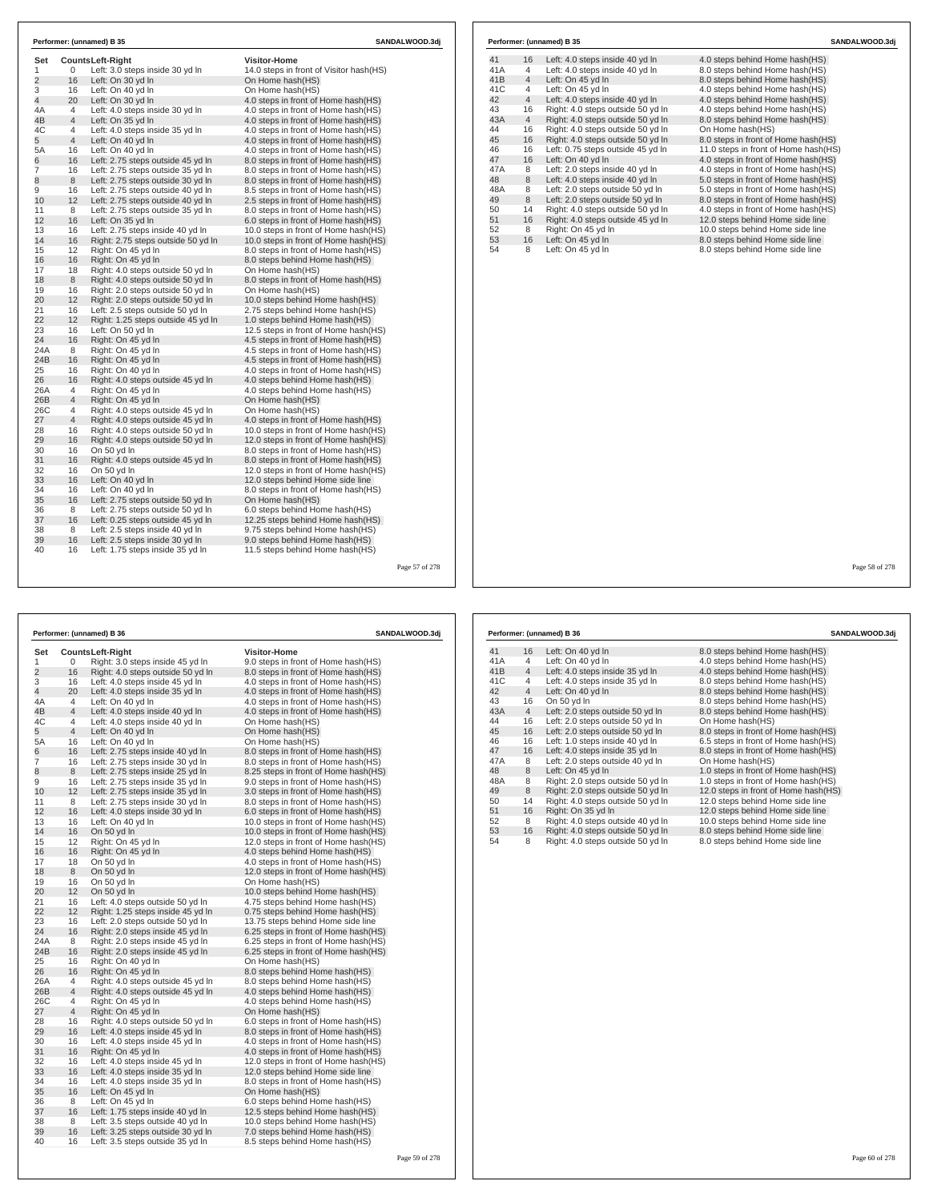**Performer: (unnamed) B 35** SANDALWOOD.3dj

| Set | Counts | Left-Right | Visitor-Home |
|---|---|---|---|
| 1 | 0 | Left: 3.0 steps inside 30 yd ln | 14.0 steps in front of Visitor hash(HS) |
| 2 | 16 | Left: On 30 yd ln | On Home hash(HS) |
| 3 | 16 | Left: On 40 yd ln | On Home hash(HS) |
| 4 | 20 | Left: On 30 yd ln | 4.0 steps in front of Home hash(HS) |
| 4A | 4 | Left: 4.0 steps inside 30 yd ln | 4.0 steps in front of Home hash(HS) |
| 4B | 4 | Left: On 35 yd ln | 4.0 steps in front of Home hash(HS) |
| 4C | 4 | Left: 4.0 steps inside 35 yd ln | 4.0 steps in front of Home hash(HS) |
| 5 | 4 | Left: On 40 yd ln | 4.0 steps in front of Home hash(HS) |
| 5A | 16 | Left: On 40 yd ln | 4.0 steps in front of Home hash(HS) |
| 6 | 16 | Left: 2.75 steps outside 45 yd ln | 8.0 steps in front of Home hash(HS) |
| 7 | 16 | Left: 2.75 steps outside 35 yd ln | 8.0 steps in front of Home hash(HS) |
| 8 | 8 | Left: 2.75 steps outside 30 yd ln | 8.0 steps in front of Home hash(HS) |
| 9 | 16 | Left: 2.75 steps outside 40 yd ln | 8.5 steps in front of Home hash(HS) |
| 10 | 12 | Left: 2.75 steps outside 40 yd ln | 2.5 steps in front of Home hash(HS) |
| 11 | 8 | Left: 2.75 steps outside 35 yd ln | 8.0 steps in front of Home hash(HS) |
| 12 | 16 | Left: On 35 yd ln | 6.0 steps in front of Home hash(HS) |
| 13 | 16 | Left: 2.75 steps inside 40 yd ln | 10.0 steps in front of Home hash(HS) |
| 14 | 16 | Right: 2.75 steps outside 50 yd ln | 10.0 steps in front of Home hash(HS) |
| 15 | 12 | Right: On 45 yd ln | 8.0 steps in front of Home hash(HS) |
| 16 | 16 | Right: On 45 yd ln | 8.0 steps behind Home hash(HS) |
| 17 | 18 | Right: 4.0 steps outside 50 yd ln | On Home hash(HS) |
| 18 | 8 | Right: 4.0 steps outside 50 yd ln | 8.0 steps in front of Home hash(HS) |
| 19 | 16 | Right: 2.0 steps outside 50 yd ln | On Home hash(HS) |
| 20 | 12 | Right: 2.0 steps outside 50 yd ln | 10.0 steps behind Home hash(HS) |
| 21 | 16 | Left: 2.5 steps outside 50 yd ln | 2.75 steps behind Home hash(HS) |
| 22 | 12 | Right: 1.25 steps outside 45 yd ln | 1.0 steps behind Home hash(HS) |
| 23 | 16 | Left: On 50 yd ln | 12.5 steps in front of Home hash(HS) |
| 24 | 16 | Right: On 45 yd ln | 4.5 steps in front of Home hash(HS) |
| 24A | 8 | Right: On 45 yd ln | 4.5 steps in front of Home hash(HS) |
| 24B | 16 | Right: On 45 yd ln | 4.5 steps in front of Home hash(HS) |
| 25 | 16 | Right: On 40 yd ln | 4.0 steps in front of Home hash(HS) |
| 26 | 16 | Right: 4.0 steps outside 45 yd ln | 4.0 steps behind Home hash(HS) |
| 26A | 4 | Right: On 45 yd ln | 4.0 steps behind Home hash(HS) |
| 26B | 4 | Right: On 45 yd ln | On Home hash(HS) |
| 26C | 4 | Right: 4.0 steps outside 45 yd ln | On Home hash(HS) |
| 27 | 4 | Right: 4.0 steps outside 45 yd ln | 4.0 steps in front of Home hash(HS) |
| 28 | 16 | Right: 4.0 steps outside 50 yd ln | 10.0 steps in front of Home hash(HS) |
| 29 | 16 | Right: 4.0 steps outside 50 yd ln | 12.0 steps in front of Home hash(HS) |
| 30 | 16 | On 50 yd ln | 8.0 steps in front of Home hash(HS) |
| 31 | 16 | Right: 4.0 steps outside 45 yd ln | 8.0 steps in front of Home hash(HS) |
| 32 | 16 | On 50 yd ln | 12.0 steps in front of Home hash(HS) |
| 33 | 16 | Left: On 40 yd ln | 12.0 steps behind Home side line |
| 34 | 16 | Left: On 40 yd ln | 8.0 steps in front of Home hash(HS) |
| 35 | 16 | Left: 2.75 steps outside 50 yd ln | On Home hash(HS) |
| 36 | 8 | Left: 2.75 steps outside 50 yd ln | 6.0 steps behind Home hash(HS) |
| 37 | 16 | Left: 0.25 steps outside 45 yd ln | 12.25 steps behind Home hash(HS) |
| 38 | 8 | Left: 2.5 steps inside 40 yd ln | 9.75 steps behind Home hash(HS) |
| 39 | 16 | Left: 2.5 steps inside 30 yd ln | 9.0 steps behind Home hash(HS) |
| 40 | 16 | Left: 1.75 steps inside 35 yd ln | 11.5 steps behind Home hash(HS) |
| 41 | 16 | Left: 4.0 steps inside 40 yd ln | 4.0 steps behind Home hash(HS) |
| 41A | 4 | Left: 4.0 steps inside 40 yd ln | 8.0 steps behind Home hash(HS) |
| 41B | 4 | Left: On 45 yd ln | 8.0 steps behind Home hash(HS) |
| 41C | 4 | Left: On 45 yd ln | 4.0 steps behind Home hash(HS) |
| 42 | 4 | Left: 4.0 steps inside 40 yd ln | 4.0 steps behind Home hash(HS) |
| 43 | 16 | Right: 4.0 steps outside 50 yd ln | 4.0 steps behind Home hash(HS) |
| 43A | 4 | Right: 4.0 steps outside 50 yd ln | 8.0 steps behind Home hash(HS) |
| 44 | 16 | Right: 4.0 steps outside 50 yd ln | On Home hash(HS) |
| 45 | 16 | Right: 4.0 steps outside 50 yd ln | 8.0 steps in front of Home hash(HS) |
| 46 | 16 | Left: 0.75 steps outside 45 yd ln | 11.0 steps in front of Home hash(HS) |
| 47 | 16 | Left: On 40 yd ln | 4.0 steps in front of Home hash(HS) |
| 47A | 8 | Left: 2.0 steps inside 40 yd ln | 4.0 steps in front of Home hash(HS) |
| 48 | 8 | Left: 4.0 steps inside 40 yd ln | 5.0 steps in front of Home hash(HS) |
| 48A | 8 | Left: 2.0 steps outside 50 yd ln | 5.0 steps in front of Home hash(HS) |
| 49 | 8 | Left: 2.0 steps outside 50 yd ln | 8.0 steps in front of Home hash(HS) |
| 50 | 14 | Right: 4.0 steps outside 50 yd ln | 4.0 steps in front of Home hash(HS) |
| 51 | 16 | Right: 4.0 steps outside 45 yd ln | 12.0 steps behind Home side line |
| 52 | 8 | Right: On 45 yd ln | 10.0 steps behind Home side line |
| 53 | 16 | Left: On 45 yd ln | 8.0 steps behind Home side line |
| 54 | 8 | Left: On 45 yd ln | 8.0 steps behind Home side line |

**Performer: (unnamed) B 36** SANDALWOOD.3dj

| Set | Counts | Left-Right | Visitor-Home |
|---|---|---|---|
| 1 | 0 | Right: 3.0 steps inside 45 yd ln | 9.0 steps in front of Home hash(HS) |
| 2 | 16 | Right: 4.0 steps outside 50 yd ln | 8.0 steps in front of Home hash(HS) |
| 3 | 16 | Left: 4.0 steps inside 45 yd ln | 4.0 steps in front of Home hash(HS) |
| 4 | 20 | Left: 4.0 steps inside 35 yd ln | 4.0 steps in front of Home hash(HS) |
| 4A | 4 | Left: On 40 yd ln | 4.0 steps in front of Home hash(HS) |
| 4B | 4 | Left: 4.0 steps inside 40 yd ln | 4.0 steps in front of Home hash(HS) |
| 4C | 4 | Left: 4.0 steps inside 40 yd ln | On Home hash(HS) |
| 5 | 4 | Left: On 40 yd ln | On Home hash(HS) |
| 5A | 16 | Left: On 40 yd ln | On Home hash(HS) |
| 6 | 16 | Left: 2.75 steps inside 40 yd ln | 8.0 steps in front of Home hash(HS) |
| 7 | 16 | Left: 2.75 steps inside 30 yd ln | 8.0 steps in front of Home hash(HS) |
| 8 | 8 | Left: 2.75 steps inside 25 yd ln | 8.25 steps in front of Home hash(HS) |
| 9 | 16 | Left: 2.75 steps inside 35 yd ln | 9.0 steps in front of Home hash(HS) |
| 10 | 12 | Left: 2.75 steps inside 35 yd ln | 3.0 steps in front of Home hash(HS) |
| 11 | 8 | Left: 2.75 steps inside 30 yd ln | 8.0 steps in front of Home hash(HS) |
| 12 | 16 | Left: 4.0 steps inside 30 yd ln | 6.0 steps in front of Home hash(HS) |
| 13 | 16 | Left: On 40 yd ln | 10.0 steps in front of Home hash(HS) |
| 14 | 16 | On 50 yd ln | 10.0 steps in front of Home hash(HS) |
| 15 | 12 | Right: On 45 yd ln | 12.0 steps in front of Home hash(HS) |
| 16 | 16 | Right: On 45 yd ln | 4.0 steps behind Home hash(HS) |
| 17 | 18 | On 50 yd ln | 4.0 steps in front of Home hash(HS) |
| 18 | 8 | On 50 yd ln | 12.0 steps in front of Home hash(HS) |
| 19 | 16 | On 50 yd ln | On Home hash(HS) |
| 20 | 12 | On 50 yd ln | 10.0 steps behind Home hash(HS) |
| 21 | 16 | Left: 4.0 steps outside 50 yd ln | 4.75 steps behind Home hash(HS) |
| 22 | 12 | Right: 1.25 steps inside 45 yd ln | 0.75 steps behind Home hash(HS) |
| 23 | 16 | Left: 2.0 steps outside 50 yd ln | 13.75 steps behind Home side line |
| 24 | 16 | Right: 2.0 steps inside 45 yd ln | 6.25 steps in front of Home hash(HS) |
| 24A | 8 | Right: 2.0 steps inside 45 yd ln | 6.25 steps in front of Home hash(HS) |
| 24B | 16 | Right: 2.0 steps inside 45 yd ln | 6.25 steps in front of Home hash(HS) |
| 25 | 16 | Right: On 40 yd ln | On Home hash(HS) |
| 26 | 16 | Right: On 45 yd ln | 8.0 steps behind Home hash(HS) |
| 26A | 4 | Right: 4.0 steps outside 45 yd ln | 8.0 steps behind Home hash(HS) |
| 26B | 4 | Right: 4.0 steps outside 45 yd ln | 4.0 steps behind Home hash(HS) |
| 26C | 4 | Right: On 45 yd ln | 4.0 steps behind Home hash(HS) |
| 27 | 4 | Right: On 45 yd ln | On Home hash(HS) |
| 28 | 16 | Right: 4.0 steps outside 50 yd ln | 6.0 steps in front of Home hash(HS) |
| 29 | 16 | Left: 4.0 steps inside 45 yd ln | 8.0 steps in front of Home hash(HS) |
| 30 | 16 | Left: 4.0 steps inside 45 yd ln | 4.0 steps in front of Home hash(HS) |
| 31 | 16 | Right: On 45 yd ln | 4.0 steps in front of Home hash(HS) |
| 32 | 16 | Left: 4.0 steps inside 45 yd ln | 12.0 steps in front of Home hash(HS) |
| 33 | 16 | Left: 4.0 steps inside 35 yd ln | 12.0 steps behind Home side line |
| 34 | 16 | Left: 4.0 steps inside 35 yd ln | 8.0 steps in front of Home hash(HS) |
| 35 | 16 | Left: On 45 yd ln | On Home hash(HS) |
| 36 | 8 | Left: On 45 yd ln | 6.0 steps behind Home hash(HS) |
| 37 | 16 | Left: 1.75 steps inside 40 yd ln | 12.5 steps behind Home hash(HS) |
| 38 | 8 | Left: 3.5 steps outside 40 yd ln | 10.0 steps behind Home hash(HS) |
| 39 | 16 | Left: 3.25 steps outside 30 yd ln | 7.0 steps behind Home hash(HS) |
| 40 | 16 | Left: 3.5 steps outside 35 yd ln | 8.5 steps behind Home hash(HS) |
| 41 | 16 | Left: On 40 yd ln | 8.0 steps behind Home hash(HS) |
| 41A | 4 | Left: On 40 yd ln | 4.0 steps behind Home hash(HS) |
| 41B | 4 | Left: 4.0 steps inside 35 yd ln | 4.0 steps behind Home hash(HS) |
| 41C | 4 | Left: 4.0 steps inside 35 yd ln | 8.0 steps behind Home hash(HS) |
| 42 | 4 | Left: On 40 yd ln | 8.0 steps behind Home hash(HS) |
| 43 | 16 | On 50 yd ln | 8.0 steps behind Home hash(HS) |
| 43A | 4 | Left: 2.0 steps outside 50 yd ln | 8.0 steps behind Home hash(HS) |
| 44 | 16 | Left: 2.0 steps outside 50 yd ln | On Home hash(HS) |
| 45 | 16 | Left: 2.0 steps outside 50 yd ln | 8.0 steps in front of Home hash(HS) |
| 46 | 16 | Left: 1.0 steps inside 40 yd ln | 6.5 steps in front of Home hash(HS) |
| 47 | 16 | Left: 4.0 steps inside 35 yd ln | 8.0 steps in front of Home hash(HS) |
| 47A | 8 | Left: 2.0 steps outside 40 yd ln | On Home hash(HS) |
| 48 | 8 | Left: On 45 yd ln | 1.0 steps in front of Home hash(HS) |
| 48A | 8 | Right: 2.0 steps outside 50 yd ln | 1.0 steps in front of Home hash(HS) |
| 49 | 8 | Right: 2.0 steps outside 50 yd ln | 12.0 steps in front of Home hash(HS) |
| 50 | 14 | Right: 4.0 steps outside 50 yd ln | 12.0 steps behind Home side line |
| 51 | 16 | Right: On 35 yd ln | 12.0 steps behind Home side line |
| 52 | 8 | Right: 4.0 steps outside 40 yd ln | 10.0 steps behind Home side line |
| 53 | 16 | Right: 4.0 steps outside 50 yd ln | 8.0 steps behind Home side line |
| 54 | 8 | Right: 4.0 steps outside 50 yd ln | 8.0 steps behind Home side line |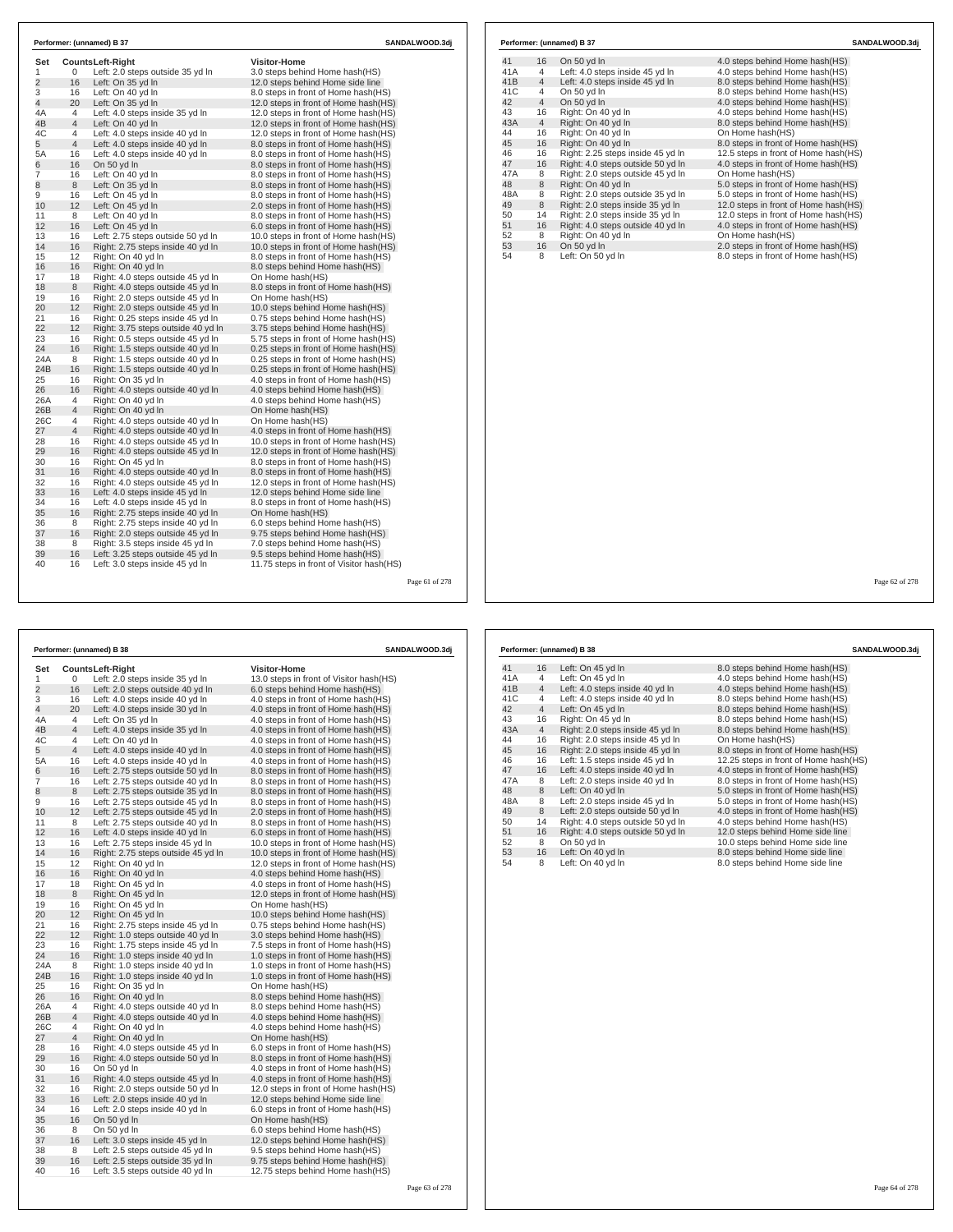**Performer: (unnamed) B 37** SANDALWOOD.3dj

| Set | Counts | Left-Right | Visitor-Home |
|---|---|---|---|
| 1 | 0 | Left: 2.0 steps outside 35 yd ln | 3.0 steps behind Home hash(HS) |
| 2 | 16 | Left: On 35 yd ln | 12.0 steps behind Home side line |
| 3 | 16 | Left: On 40 yd ln | 8.0 steps in front of Home hash(HS) |
| 4 | 20 | Left: On 35 yd ln | 12.0 steps in front of Home hash(HS) |
| 4A | 4 | Left: 4.0 steps inside 35 yd ln | 12.0 steps in front of Home hash(HS) |
| 4B | 4 | Left: On 40 yd ln | 12.0 steps in front of Home hash(HS) |
| 4C | 4 | Left: 4.0 steps inside 40 yd ln | 12.0 steps in front of Home hash(HS) |
| 5 | 4 | Left: 4.0 steps inside 40 yd ln | 8.0 steps in front of Home hash(HS) |
| 5A | 16 | Left: 4.0 steps inside 40 yd ln | 8.0 steps in front of Home hash(HS) |
| 6 | 16 | On 50 yd ln | 8.0 steps in front of Home hash(HS) |
| 7 | 16 | Left: On 40 yd ln | 8.0 steps in front of Home hash(HS) |
| 8 | 8 | Left: On 35 yd ln | 8.0 steps in front of Home hash(HS) |
| 9 | 16 | Left: On 45 yd ln | 8.0 steps in front of Home hash(HS) |
| 10 | 12 | Left: On 45 yd ln | 2.0 steps in front of Home hash(HS) |
| 11 | 8 | Left: On 40 yd ln | 8.0 steps in front of Home hash(HS) |
| 12 | 16 | Left: On 45 yd ln | 6.0 steps in front of Home hash(HS) |
| 13 | 16 | Left: 2.75 steps outside 50 yd ln | 10.0 steps in front of Home hash(HS) |
| 14 | 16 | Right: 2.75 steps inside 40 yd ln | 10.0 steps in front of Home hash(HS) |
| 15 | 12 | Right: On 40 yd ln | 8.0 steps in front of Home hash(HS) |
| 16 | 16 | Right: On 40 yd ln | 8.0 steps behind Home hash(HS) |
| 17 | 18 | Right: 4.0 steps outside 45 yd ln | On Home hash(HS) |
| 18 | 8 | Right: 4.0 steps outside 45 yd ln | 8.0 steps in front of Home hash(HS) |
| 19 | 16 | Right: 2.0 steps outside 45 yd ln | On Home hash(HS) |
| 20 | 12 | Right: 2.0 steps outside 45 yd ln | 10.0 steps behind Home hash(HS) |
| 21 | 16 | Right: 0.25 steps inside 45 yd ln | 0.75 steps behind Home hash(HS) |
| 22 | 12 | Right: 3.75 steps outside 40 yd ln | 3.75 steps behind Home hash(HS) |
| 23 | 16 | Right: 0.5 steps outside 45 yd ln | 5.75 steps in front of Home hash(HS) |
| 24 | 16 | Right: 1.5 steps outside 40 yd ln | 0.25 steps in front of Home hash(HS) |
| 24A | 8 | Right: 1.5 steps outside 40 yd ln | 0.25 steps in front of Home hash(HS) |
| 24B | 16 | Right: 1.5 steps outside 40 yd ln | 0.25 steps in front of Home hash(HS) |
| 25 | 16 | Right: On 35 yd ln | 4.0 steps in front of Home hash(HS) |
| 26 | 16 | Right: 4.0 steps outside 40 yd ln | 4.0 steps behind Home hash(HS) |
| 26A | 4 | Right: On 40 yd ln | 4.0 steps behind Home hash(HS) |
| 26B | 4 | Right: On 40 yd ln | On Home hash(HS) |
| 26C | 4 | Right: 4.0 steps outside 40 yd ln | On Home hash(HS) |
| 27 | 4 | Right: 4.0 steps outside 40 yd ln | 4.0 steps in front of Home hash(HS) |
| 28 | 16 | Right: 4.0 steps outside 45 yd ln | 10.0 steps in front of Home hash(HS) |
| 29 | 16 | Right: 4.0 steps outside 45 yd ln | 12.0 steps in front of Home hash(HS) |
| 30 | 16 | Right: On 45 yd ln | 8.0 steps in front of Home hash(HS) |
| 31 | 16 | Right: 4.0 steps outside 40 yd ln | 8.0 steps in front of Home hash(HS) |
| 32 | 16 | Right: 4.0 steps outside 45 yd ln | 12.0 steps in front of Home hash(HS) |
| 33 | 16 | Left: 4.0 steps inside 45 yd ln | 12.0 steps behind Home side line |
| 34 | 16 | Left: 4.0 steps inside 45 yd ln | 8.0 steps in front of Home hash(HS) |
| 35 | 16 | Right: 2.75 steps inside 40 yd ln | On Home hash(HS) |
| 36 | 8 | Right: 2.75 steps inside 40 yd ln | 6.0 steps behind Home hash(HS) |
| 37 | 16 | Right: 2.0 steps outside 45 yd ln | 9.75 steps behind Home hash(HS) |
| 38 | 8 | Right: 3.5 steps inside 45 yd ln | 7.0 steps behind Home hash(HS) |
| 39 | 16 | Left: 3.25 steps outside 45 yd ln | 9.5 steps behind Home hash(HS) |
| 40 | 16 | Left: 3.0 steps inside 45 yd ln | 11.75 steps in front of Visitor hash(HS) |
| 41 | 16 | On 50 yd ln | 4.0 steps behind Home hash(HS) |
| 41A | 4 | Left: 4.0 steps inside 45 yd ln | 4.0 steps behind Home hash(HS) |
| 41B | 4 | Left: 4.0 steps inside 45 yd ln | 8.0 steps behind Home hash(HS) |
| 41C | 4 | On 50 yd ln | 8.0 steps behind Home hash(HS) |
| 42 | 4 | On 50 yd ln | 4.0 steps behind Home hash(HS) |
| 43 | 16 | Right: On 40 yd ln | 4.0 steps behind Home hash(HS) |
| 43A | 4 | Right: On 40 yd ln | 8.0 steps behind Home hash(HS) |
| 44 | 16 | Right: On 40 yd ln | On Home hash(HS) |
| 45 | 16 | Right: On 40 yd ln | 8.0 steps in front of Home hash(HS) |
| 46 | 16 | Right: 2.25 steps inside 45 yd ln | 12.5 steps in front of Home hash(HS) |
| 47 | 16 | Right: 4.0 steps outside 50 yd ln | 4.0 steps in front of Home hash(HS) |
| 47A | 8 | Right: 2.0 steps outside 45 yd ln | On Home hash(HS) |
| 48 | 8 | Right: On 40 yd ln | 5.0 steps in front of Home hash(HS) |
| 48A | 8 | Right: 2.0 steps outside 35 yd ln | 5.0 steps in front of Home hash(HS) |
| 49 | 8 | Right: 2.0 steps inside 35 yd ln | 12.0 steps in front of Home hash(HS) |
| 50 | 14 | Right: 2.0 steps inside 35 yd ln | 12.0 steps in front of Home hash(HS) |
| 51 | 16 | Right: 4.0 steps outside 40 yd ln | 4.0 steps in front of Home hash(HS) |
| 52 | 8 | Right: On 40 yd ln | On Home hash(HS) |
| 53 | 16 | On 50 yd ln | 2.0 steps in front of Home hash(HS) |
| 54 | 8 | Left: On 50 yd ln | 8.0 steps in front of Home hash(HS) |

**Performer: (unnamed) B 38** SANDALWOOD.3dj

| Set | Counts | Left-Right | Visitor-Home |
|---|---|---|---|
| 1 | 0 | Left: 2.0 steps inside 35 yd ln | 13.0 steps in front of Visitor hash(HS) |
| 2 | 16 | Left: 2.0 steps outside 40 yd ln | 6.0 steps behind Home hash(HS) |
| 3 | 16 | Left: 4.0 steps inside 40 yd ln | 4.0 steps in front of Home hash(HS) |
| 4 | 20 | Left: 4.0 steps inside 30 yd ln | 4.0 steps in front of Home hash(HS) |
| 4A | 4 | Left: On 35 yd ln | 4.0 steps in front of Home hash(HS) |
| 4B | 4 | Left: 4.0 steps inside 35 yd ln | 4.0 steps in front of Home hash(HS) |
| 4C | 4 | Left: On 40 yd ln | 4.0 steps in front of Home hash(HS) |
| 5 | 4 | Left: 4.0 steps inside 40 yd ln | 4.0 steps in front of Home hash(HS) |
| 5A | 16 | Left: 4.0 steps inside 40 yd ln | 4.0 steps in front of Home hash(HS) |
| 6 | 16 | Left: 2.75 steps outside 50 yd ln | 8.0 steps in front of Home hash(HS) |
| 7 | 16 | Left: 2.75 steps outside 40 yd ln | 8.0 steps in front of Home hash(HS) |
| 8 | 8 | Left: 2.75 steps outside 35 yd ln | 8.0 steps in front of Home hash(HS) |
| 9 | 16 | Left: 2.75 steps outside 45 yd ln | 8.0 steps in front of Home hash(HS) |
| 10 | 12 | Left: 2.75 steps outside 45 yd ln | 2.0 steps in front of Home hash(HS) |
| 11 | 8 | Left: 2.75 steps outside 40 yd ln | 8.0 steps in front of Home hash(HS) |
| 12 | 16 | Left: 4.0 steps inside 40 yd ln | 6.0 steps in front of Home hash(HS) |
| 13 | 16 | Left: 2.75 steps inside 45 yd ln | 10.0 steps in front of Home hash(HS) |
| 14 | 16 | Right: 2.75 steps outside 45 yd ln | 10.0 steps in front of Home hash(HS) |
| 15 | 12 | Right: On 40 yd ln | 12.0 steps in front of Home hash(HS) |
| 16 | 16 | Right: On 40 yd ln | 4.0 steps behind Home hash(HS) |
| 17 | 18 | Right: On 45 yd ln | 4.0 steps in front of Home hash(HS) |
| 18 | 8 | Right: On 45 yd ln | 12.0 steps in front of Home hash(HS) |
| 19 | 16 | Right: On 45 yd ln | On Home hash(HS) |
| 20 | 12 | Right: On 45 yd ln | 10.0 steps behind Home hash(HS) |
| 21 | 16 | Right: 2.75 steps inside 45 yd ln | 0.75 steps behind Home hash(HS) |
| 22 | 12 | Right: 1.0 steps outside 40 yd ln | 3.0 steps behind Home hash(HS) |
| 23 | 16 | Right: 1.75 steps inside 45 yd ln | 7.5 steps in front of Home hash(HS) |
| 24 | 16 | Right: 1.0 steps inside 40 yd ln | 1.0 steps in front of Home hash(HS) |
| 24A | 8 | Right: 1.0 steps inside 40 yd ln | 1.0 steps in front of Home hash(HS) |
| 24B | 16 | Right: 1.0 steps inside 40 yd ln | 1.0 steps in front of Home hash(HS) |
| 25 | 16 | Right: On 35 yd ln | On Home hash(HS) |
| 26 | 16 | Right: On 40 yd ln | 8.0 steps behind Home hash(HS) |
| 26A | 4 | Right: 4.0 steps outside 40 yd ln | 8.0 steps behind Home hash(HS) |
| 26B | 4 | Right: 4.0 steps outside 40 yd ln | 4.0 steps behind Home hash(HS) |
| 26C | 4 | Right: On 40 yd ln | 4.0 steps behind Home hash(HS) |
| 27 | 4 | Right: On 40 yd ln | On Home hash(HS) |
| 28 | 16 | Right: 4.0 steps outside 45 yd ln | 6.0 steps in front of Home hash(HS) |
| 29 | 16 | Right: 4.0 steps outside 50 yd ln | 8.0 steps in front of Home hash(HS) |
| 30 | 16 | On 50 yd ln | 4.0 steps in front of Home hash(HS) |
| 31 | 16 | Right: 4.0 steps outside 45 yd ln | 4.0 steps in front of Home hash(HS) |
| 32 | 16 | Right: 2.0 steps outside 50 yd ln | 12.0 steps in front of Home hash(HS) |
| 33 | 16 | Left: 2.0 steps inside 40 yd ln | 12.0 steps behind Home side line |
| 34 | 16 | Left: 2.0 steps inside 40 yd ln | 6.0 steps in front of Home hash(HS) |
| 35 | 16 | On 50 yd ln | On Home hash(HS) |
| 36 | 8 | On 50 yd ln | 6.0 steps behind Home hash(HS) |
| 37 | 16 | Left: 3.0 steps inside 45 yd ln | 12.0 steps behind Home hash(HS) |
| 38 | 8 | Left: 2.5 steps outside 45 yd ln | 9.5 steps behind Home hash(HS) |
| 39 | 16 | Left: 2.5 steps outside 35 yd ln | 9.75 steps behind Home hash(HS) |
| 40 | 16 | Left: 3.5 steps outside 40 yd ln | 12.75 steps behind Home hash(HS) |
| 41 | 16 | Left: On 45 yd ln | 8.0 steps behind Home hash(HS) |
| 41A | 4 | Left: On 45 yd ln | 4.0 steps behind Home hash(HS) |
| 41B | 4 | Left: 4.0 steps inside 40 yd ln | 4.0 steps behind Home hash(HS) |
| 41C | 4 | Left: 4.0 steps inside 40 yd ln | 8.0 steps behind Home hash(HS) |
| 42 | 4 | Left: On 45 yd ln | 8.0 steps behind Home hash(HS) |
| 43 | 16 | Right: On 45 yd ln | 8.0 steps behind Home hash(HS) |
| 43A | 4 | Right: 2.0 steps inside 45 yd ln | 8.0 steps behind Home hash(HS) |
| 44 | 16 | Right: 2.0 steps inside 45 yd ln | On Home hash(HS) |
| 45 | 16 | Right: 2.0 steps inside 45 yd ln | 8.0 steps in front of Home hash(HS) |
| 46 | 16 | Left: 1.5 steps inside 45 yd ln | 12.25 steps in front of Home hash(HS) |
| 47 | 16 | Left: 4.0 steps inside 40 yd ln | 4.0 steps in front of Home hash(HS) |
| 47A | 8 | Left: 2.0 steps inside 40 yd ln | 8.0 steps in front of Home hash(HS) |
| 48 | 8 | Left: On 40 yd ln | 5.0 steps in front of Home hash(HS) |
| 48A | 8 | Left: 2.0 steps inside 45 yd ln | 5.0 steps in front of Home hash(HS) |
| 49 | 8 | Left: 2.0 steps outside 50 yd ln | 4.0 steps in front of Home hash(HS) |
| 50 | 14 | Right: 4.0 steps outside 50 yd ln | 4.0 steps behind Home hash(HS) |
| 51 | 16 | Right: 4.0 steps outside 50 yd ln | 12.0 steps behind Home side line |
| 52 | 8 | On 50 yd ln | 10.0 steps behind Home side line |
| 53 | 16 | Left: On 40 yd ln | 8.0 steps behind Home side line |
| 54 | 8 | Left: On 40 yd ln | 8.0 steps behind Home side line |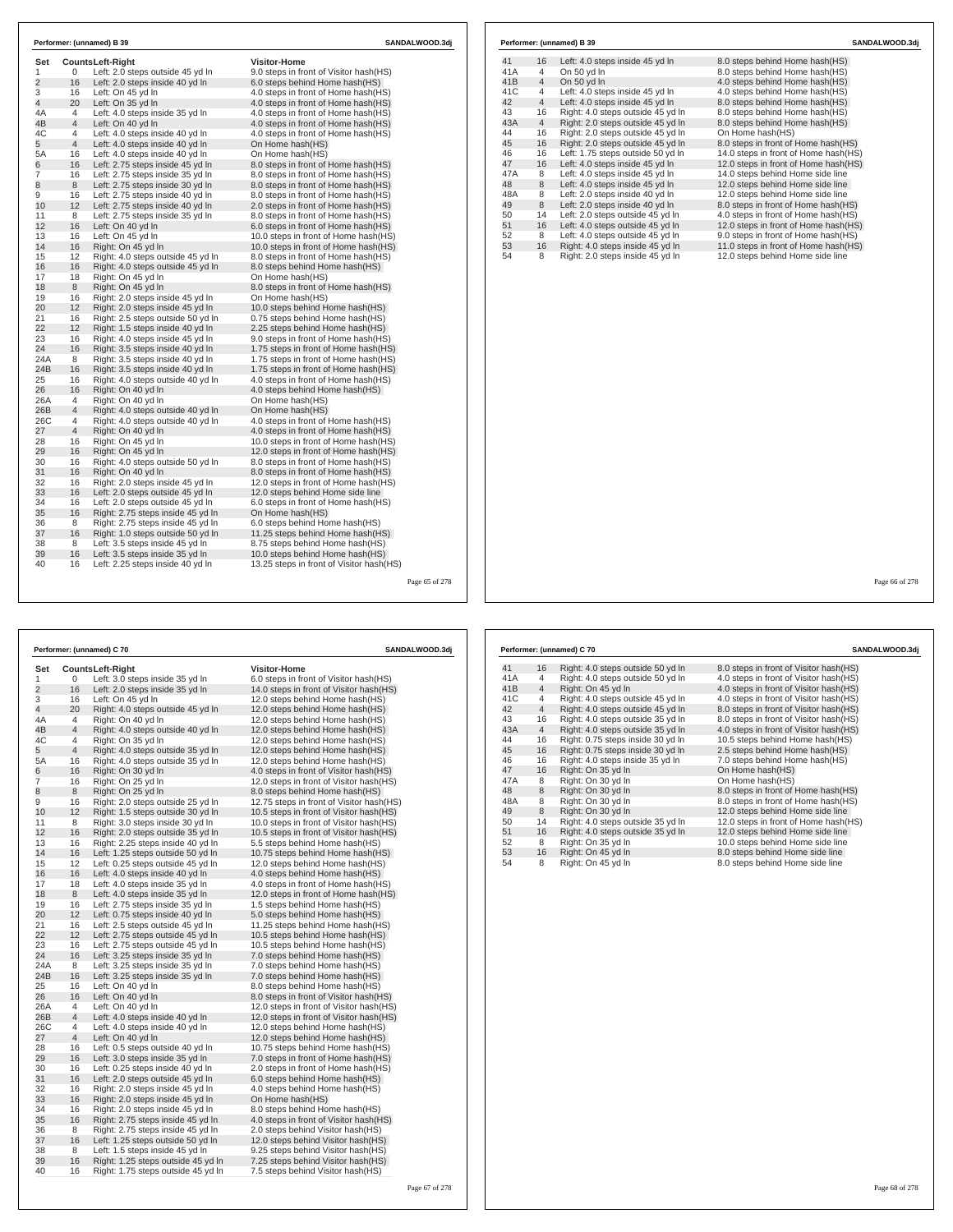Performer: (unnamed) B 39 — SANDALWOOD.3dj

| Set | Counts | Left-Right | Visitor-Home |
|---|---|---|---|
| 1 | 0 | Left: 2.0 steps outside 45 yd ln | 9.0 steps in front of Visitor hash(HS) |
| 2 | 16 | Left: 2.0 steps inside 40 yd ln | 6.0 steps behind Home hash(HS) |
| 3 | 16 | Left: On 45 yd ln | 4.0 steps in front of Home hash(HS) |
| 4 | 20 | Left: On 35 yd ln | 4.0 steps in front of Home hash(HS) |
| 4A | 4 | Left: 4.0 steps inside 35 yd ln | 4.0 steps in front of Home hash(HS) |
| 4B | 4 | Left: On 40 yd ln | 4.0 steps in front of Home hash(HS) |
| 4C | 4 | Left: 4.0 steps inside 40 yd ln | 4.0 steps in front of Home hash(HS) |
| 5 | 4 | Left: 4.0 steps inside 40 yd ln | On Home hash(HS) |
| 5A | 16 | Left: 4.0 steps inside 40 yd ln | On Home hash(HS) |
| 6 | 16 | Left: 2.75 steps inside 45 yd ln | 8.0 steps in front of Home hash(HS) |
| 7 | 16 | Left: 2.75 steps inside 35 yd ln | 8.0 steps in front of Home hash(HS) |
| 8 | 8 | Left: 2.75 steps inside 30 yd ln | 8.0 steps in front of Home hash(HS) |
| 9 | 16 | Left: 2.75 steps inside 40 yd ln | 8.0 steps in front of Home hash(HS) |
| 10 | 12 | Left: 2.75 steps inside 40 yd ln | 2.0 steps in front of Home hash(HS) |
| 11 | 8 | Left: 2.75 steps inside 35 yd ln | 8.0 steps in front of Home hash(HS) |
| 12 | 16 | Left: On 40 yd ln | 6.0 steps in front of Home hash(HS) |
| 13 | 16 | Left: On 45 yd ln | 10.0 steps in front of Home hash(HS) |
| 14 | 16 | Right: On 45 yd ln | 10.0 steps in front of Home hash(HS) |
| 15 | 12 | Right: 4.0 steps outside 45 yd ln | 8.0 steps in front of Home hash(HS) |
| 16 | 16 | Right: 4.0 steps outside 45 yd ln | 8.0 steps behind Home hash(HS) |
| 17 | 18 | Right: On 45 yd ln | On Home hash(HS) |
| 18 | 8 | Right: On 45 yd ln | 8.0 steps in front of Home hash(HS) |
| 19 | 16 | Right: 2.0 steps inside 45 yd ln | On Home hash(HS) |
| 20 | 12 | Right: 2.0 steps inside 45 yd ln | 10.0 steps behind Home hash(HS) |
| 21 | 16 | Right: 2.5 steps outside 50 yd ln | 0.75 steps behind Home hash(HS) |
| 22 | 12 | Right: 1.5 steps inside 40 yd ln | 2.25 steps behind Home hash(HS) |
| 23 | 16 | Right: 4.0 steps inside 45 yd ln | 9.0 steps in front of Home hash(HS) |
| 24 | 16 | Right: 3.5 steps inside 40 yd ln | 1.75 steps in front of Home hash(HS) |
| 24A | 8 | Right: 3.5 steps inside 40 yd ln | 1.75 steps in front of Home hash(HS) |
| 24B | 16 | Right: 3.5 steps inside 40 yd ln | 1.75 steps in front of Home hash(HS) |
| 25 | 16 | Right: 4.0 steps outside 40 yd ln | 4.0 steps in front of Home hash(HS) |
| 26 | 16 | Right: On 40 yd ln | 4.0 steps behind Home hash(HS) |
| 26A | 4 | Right: On 40 yd ln | On Home hash(HS) |
| 26B | 4 | Right: 4.0 steps outside 40 yd ln | On Home hash(HS) |
| 26C | 4 | Right: 4.0 steps outside 40 yd ln | 4.0 steps in front of Home hash(HS) |
| 27 | 4 | Right: On 40 yd ln | 4.0 steps in front of Home hash(HS) |
| 28 | 16 | Right: On 45 yd ln | 10.0 steps in front of Home hash(HS) |
| 29 | 16 | Right: On 45 yd ln | 12.0 steps in front of Home hash(HS) |
| 30 | 16 | Right: 4.0 steps outside 50 yd ln | 8.0 steps in front of Home hash(HS) |
| 31 | 16 | Right: On 40 yd ln | 8.0 steps in front of Home hash(HS) |
| 32 | 16 | Right: 2.0 steps inside 45 yd ln | 12.0 steps in front of Home hash(HS) |
| 33 | 16 | Left: 2.0 steps outside 45 yd ln | 12.0 steps behind Home side line |
| 34 | 16 | Left: 2.0 steps outside 45 yd ln | 6.0 steps in front of Home hash(HS) |
| 35 | 16 | Right: 2.75 steps inside 45 yd ln | On Home hash(HS) |
| 36 | 8 | Right: 2.75 steps inside 45 yd ln | 6.0 steps behind Home hash(HS) |
| 37 | 16 | Right: 1.0 steps outside 50 yd ln | 11.25 steps behind Home hash(HS) |
| 38 | 8 | Left: 3.5 steps inside 45 yd ln | 8.75 steps behind Home hash(HS) |
| 39 | 16 | Left: 3.5 steps inside 35 yd ln | 10.0 steps behind Home hash(HS) |
| 40 | 16 | Left: 2.25 steps inside 40 yd ln | 13.25 steps in front of Visitor hash(HS) |
| 41 | 16 | Left: 4.0 steps inside 45 yd ln | 8.0 steps behind Home hash(HS) |
| 41A | 4 | On 50 yd ln | 8.0 steps behind Home hash(HS) |
| 41B | 4 | On 50 yd ln | 4.0 steps behind Home hash(HS) |
| 41C | 4 | Left: 4.0 steps inside 45 yd ln | 4.0 steps behind Home hash(HS) |
| 42 | 4 | Left: 4.0 steps inside 45 yd ln | 8.0 steps behind Home hash(HS) |
| 43 | 16 | Right: 4.0 steps outside 45 yd ln | 8.0 steps behind Home hash(HS) |
| 43A | 4 | Right: 2.0 steps outside 45 yd ln | 8.0 steps behind Home hash(HS) |
| 44 | 16 | Right: 2.0 steps outside 45 yd ln | On Home hash(HS) |
| 45 | 16 | Right: 2.0 steps outside 45 yd ln | 8.0 steps in front of Home hash(HS) |
| 46 | 16 | Left: 1.75 steps outside 50 yd ln | 14.0 steps in front of Home hash(HS) |
| 47 | 16 | Left: 4.0 steps inside 45 yd ln | 12.0 steps in front of Home hash(HS) |
| 47A | 8 | Left: 4.0 steps inside 45 yd ln | 14.0 steps behind Home side line |
| 48 | 8 | Left: 4.0 steps inside 45 yd ln | 12.0 steps behind Home side line |
| 48A | 8 | Left: 2.0 steps inside 40 yd ln | 12.0 steps behind Home side line |
| 49 | 8 | Left: 2.0 steps inside 40 yd ln | 8.0 steps in front of Home hash(HS) |
| 50 | 14 | Left: 2.0 steps outside 45 yd ln | 4.0 steps in front of Home hash(HS) |
| 51 | 16 | Left: 4.0 steps outside 45 yd ln | 12.0 steps in front of Home hash(HS) |
| 52 | 8 | Left: 4.0 steps outside 45 yd ln | 9.0 steps in front of Home hash(HS) |
| 53 | 16 | Right: 4.0 steps inside 45 yd ln | 11.0 steps in front of Home hash(HS) |
| 54 | 8 | Right: 2.0 steps inside 45 yd ln | 12.0 steps behind Home side line |

Performer: (unnamed) C 70 — SANDALWOOD.3dj

| Set | Counts | Left-Right | Visitor-Home |
|---|---|---|---|
| 1 | 0 | Left: 3.0 steps inside 35 yd ln | 6.0 steps in front of Visitor hash(HS) |
| 2 | 16 | Left: 2.0 steps inside 35 yd ln | 14.0 steps in front of Visitor hash(HS) |
| 3 | 16 | Left: On 45 yd ln | 12.0 steps behind Home hash(HS) |
| 4 | 20 | Right: 4.0 steps outside 45 yd ln | 12.0 steps behind Home hash(HS) |
| 4A | 4 | Right: On 40 yd ln | 12.0 steps behind Home hash(HS) |
| 4B | 4 | Right: 4.0 steps outside 40 yd ln | 12.0 steps behind Home hash(HS) |
| 4C | 4 | Right: On 35 yd ln | 12.0 steps behind Home hash(HS) |
| 5 | 4 | Right: 4.0 steps outside 35 yd ln | 12.0 steps behind Home hash(HS) |
| 5A | 16 | Right: 4.0 steps outside 35 yd ln | 12.0 steps behind Home hash(HS) |
| 6 | 16 | Right: On 30 yd ln | 4.0 steps in front of Visitor hash(HS) |
| 7 | 16 | Right: On 25 yd ln | 12.0 steps in front of Visitor hash(HS) |
| 8 | 8 | Right: On 25 yd ln | 8.0 steps behind Home hash(HS) |
| 9 | 16 | Right: 2.0 steps outside 25 yd ln | 12.75 steps in front of Visitor hash(HS) |
| 10 | 12 | Right: 1.5 steps outside 30 yd ln | 10.5 steps in front of Visitor hash(HS) |
| 11 | 8 | Right: 3.0 steps inside 30 yd ln | 10.0 steps in front of Visitor hash(HS) |
| 12 | 16 | Right: 2.0 steps outside 35 yd ln | 10.5 steps in front of Visitor hash(HS) |
| 13 | 16 | Right: 2.25 steps inside 40 yd ln | 5.5 steps behind Home hash(HS) |
| 14 | 16 | Left: 1.25 steps outside 50 yd ln | 10.75 steps behind Home hash(HS) |
| 15 | 12 | Left: 0.25 steps outside 45 yd ln | 12.0 steps behind Home hash(HS) |
| 16 | 16 | Left: 4.0 steps inside 40 yd ln | 4.0 steps behind Home hash(HS) |
| 17 | 18 | Left: 4.0 steps inside 35 yd ln | 4.0 steps in front of Home hash(HS) |
| 18 | 8 | Left: 4.0 steps inside 35 yd ln | 12.0 steps in front of Home hash(HS) |
| 19 | 16 | Left: 2.75 steps inside 35 yd ln | 1.5 steps behind Home hash(HS) |
| 20 | 12 | Left: 0.75 steps inside 40 yd ln | 5.0 steps behind Home hash(HS) |
| 21 | 16 | Left: 2.5 steps outside 45 yd ln | 11.25 steps behind Home hash(HS) |
| 22 | 12 | Left: 2.75 steps outside 45 yd ln | 10.5 steps behind Home hash(HS) |
| 23 | 16 | Left: 2.75 steps outside 45 yd ln | 10.5 steps behind Home hash(HS) |
| 24 | 16 | Left: 3.25 steps inside 35 yd ln | 7.0 steps behind Home hash(HS) |
| 24A | 8 | Left: 3.25 steps inside 35 yd ln | 7.0 steps behind Home hash(HS) |
| 24B | 16 | Left: 3.25 steps inside 35 yd ln | 7.0 steps behind Home hash(HS) |
| 25 | 16 | Left: On 40 yd ln | 8.0 steps behind Home hash(HS) |
| 26 | 16 | Left: On 40 yd ln | 8.0 steps in front of Visitor hash(HS) |
| 26A | 4 | Left: On 40 yd ln | 12.0 steps in front of Visitor hash(HS) |
| 26B | 4 | Left: 4.0 steps inside 40 yd ln | 12.0 steps in front of Visitor hash(HS) |
| 26C | 4 | Left: 4.0 steps inside 40 yd ln | 12.0 steps behind Home hash(HS) |
| 27 | 4 | Left: On 40 yd ln | 12.0 steps behind Home hash(HS) |
| 28 | 16 | Left: 0.5 steps outside 40 yd ln | 10.75 steps behind Home hash(HS) |
| 29 | 16 | Left: 3.0 steps inside 35 yd ln | 7.0 steps behind Home hash(HS) |
| 30 | 16 | Left: 0.25 steps inside 40 yd ln | 2.0 steps in front of Home hash(HS) |
| 31 | 16 | Left: 2.0 steps outside 45 yd ln | 6.0 steps behind Home hash(HS) |
| 32 | 16 | Right: 2.0 steps inside 45 yd ln | 4.0 steps behind Home hash(HS) |
| 33 | 16 | Right: 2.0 steps inside 45 yd ln | On Home hash(HS) |
| 34 | 16 | Right: 2.0 steps inside 45 yd ln | 8.0 steps behind Home hash(HS) |
| 35 | 16 | Right: 2.75 steps inside 45 yd ln | 4.0 steps in front of Visitor hash(HS) |
| 36 | 8 | Right: 2.75 steps inside 45 yd ln | 2.0 steps behind Visitor hash(HS) |
| 37 | 16 | Left: 1.25 steps outside 50 yd ln | 12.0 steps behind Visitor hash(HS) |
| 38 | 8 | Left: 1.5 steps inside 45 yd ln | 9.25 steps behind Visitor hash(HS) |
| 39 | 16 | Right: 1.25 steps outside 45 yd ln | 7.25 steps behind Visitor hash(HS) |
| 40 | 16 | Right: 1.75 steps outside 45 yd ln | 7.5 steps behind Visitor hash(HS) |
| 41 | 16 | Right: 4.0 steps outside 50 yd ln | 8.0 steps in front of Visitor hash(HS) |
| 41A | 4 | Right: 4.0 steps outside 50 yd ln | 4.0 steps in front of Visitor hash(HS) |
| 41B | 4 | Right: On 45 yd ln | 4.0 steps in front of Visitor hash(HS) |
| 41C | 4 | Right: 4.0 steps outside 45 yd ln | 4.0 steps in front of Visitor hash(HS) |
| 42 | 4 | Right: 4.0 steps outside 45 yd ln | 8.0 steps in front of Visitor hash(HS) |
| 43 | 16 | Right: 4.0 steps outside 35 yd ln | 8.0 steps in front of Visitor hash(HS) |
| 43A | 4 | Right: 4.0 steps outside 35 yd ln | 4.0 steps in front of Visitor hash(HS) |
| 44 | 16 | Right: 0.75 steps inside 30 yd ln | 10.5 steps behind Home hash(HS) |
| 45 | 16 | Right: 0.75 steps inside 30 yd ln | 2.5 steps behind Home hash(HS) |
| 46 | 16 | Right: 4.0 steps inside 35 yd ln | 7.0 steps behind Home hash(HS) |
| 47 | 16 | Right: On 35 yd ln | On Home hash(HS) |
| 47A | 8 | Right: On 30 yd ln | On Home hash(HS) |
| 48 | 8 | Right: On 30 yd ln | 8.0 steps in front of Home hash(HS) |
| 48A | 8 | Right: On 30 yd ln | 8.0 steps in front of Home hash(HS) |
| 49 | 8 | Right: On 30 yd ln | 12.0 steps behind Home side line |
| 50 | 14 | Right: 4.0 steps outside 35 yd ln | 12.0 steps in front of Home hash(HS) |
| 51 | 16 | Right: 4.0 steps outside 35 yd ln | 12.0 steps behind Home side line |
| 52 | 8 | Right: On 35 yd ln | 10.0 steps behind Home side line |
| 53 | 16 | Right: On 45 yd ln | 8.0 steps behind Home side line |
| 54 | 8 | Right: On 45 yd ln | 8.0 steps behind Home side line |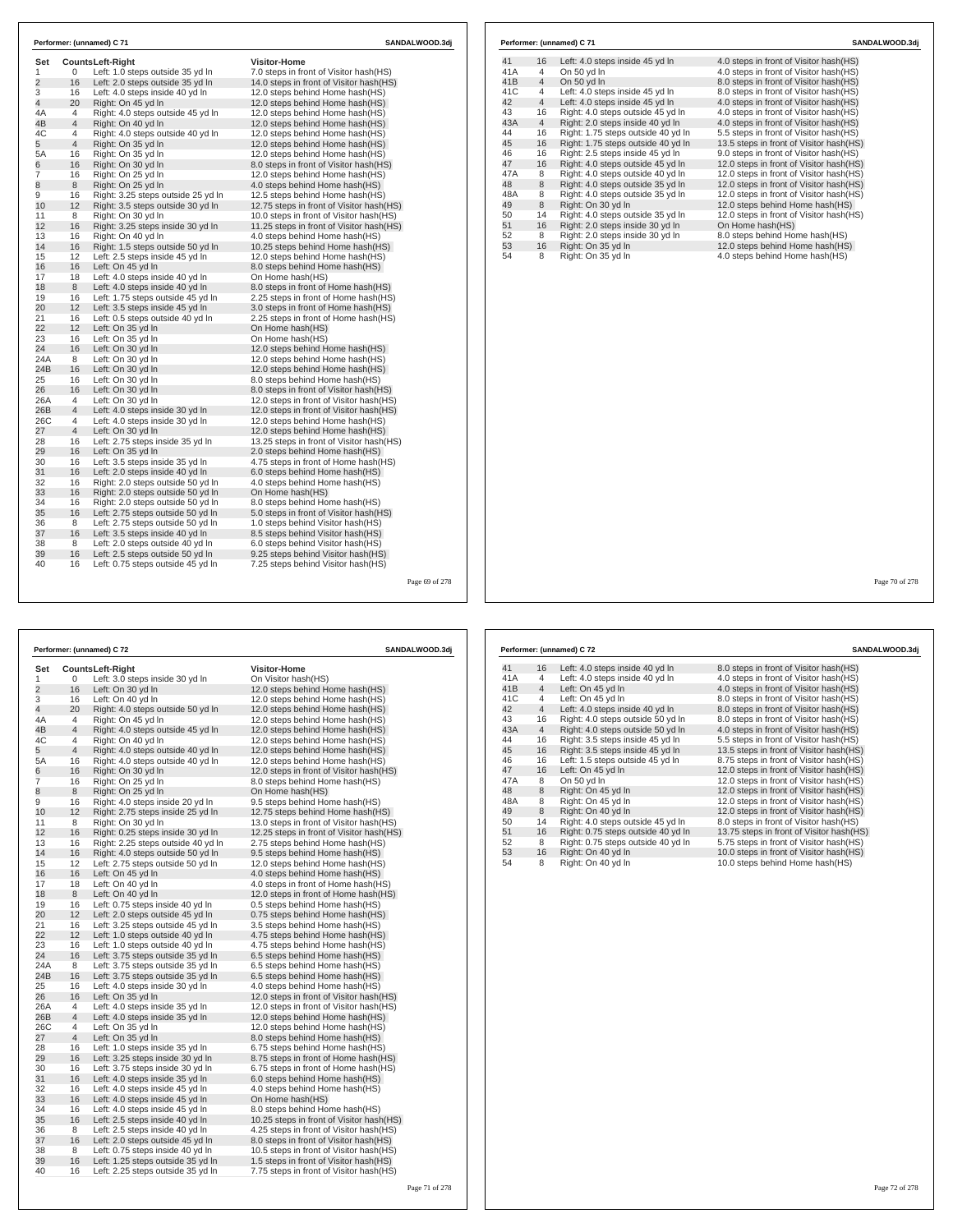**Performer: (unnamed) C 71** — SANDALWOOD.3dj

| Set | Counts | Left-Right | Visitor-Home |
|---|---|---|---|
| 1 | 0 | Left: 1.0 steps outside 35 yd ln | 7.0 steps in front of Visitor hash(HS) |
| 2 | 16 | Left: 2.0 steps outside 35 yd ln | 14.0 steps in front of Visitor hash(HS) |
| 3 | 16 | Left: 4.0 steps inside 40 yd ln | 12.0 steps behind Home hash(HS) |
| 4 | 20 | Right: On 45 yd ln | 12.0 steps behind Home hash(HS) |
| 4A | 4 | Right: 4.0 steps outside 45 yd ln | 12.0 steps behind Home hash(HS) |
| 4B | 4 | Right: On 40 yd ln | 12.0 steps behind Home hash(HS) |
| 4C | 4 | Right: 4.0 steps outside 40 yd ln | 12.0 steps behind Home hash(HS) |
| 5 | 4 | Right: On 35 yd ln | 12.0 steps behind Home hash(HS) |
| 5A | 16 | Right: On 35 yd ln | 12.0 steps behind Home hash(HS) |
| 6 | 16 | Right: On 30 yd ln | 8.0 steps in front of Visitor hash(HS) |
| 7 | 16 | Right: On 25 yd ln | 12.0 steps behind Home hash(HS) |
| 8 | 8 | Right: On 25 yd ln | 4.0 steps behind Home hash(HS) |
| 9 | 16 | Right: 3.25 steps outside 25 yd ln | 12.5 steps behind Home hash(HS) |
| 10 | 12 | Right: 3.5 steps outside 30 yd ln | 12.75 steps in front of Visitor hash(HS) |
| 11 | 8 | Right: On 30 yd ln | 10.0 steps in front of Visitor hash(HS) |
| 12 | 16 | Right: 3.25 steps inside 30 yd ln | 11.25 steps in front of Visitor hash(HS) |
| 13 | 16 | Right: On 40 yd ln | 4.0 steps behind Home hash(HS) |
| 14 | 16 | Right: 1.5 steps outside 50 yd ln | 10.25 steps behind Home hash(HS) |
| 15 | 12 | Left: 2.5 steps inside 45 yd ln | 12.0 steps behind Home hash(HS) |
| 16 | 16 | Left: On 45 yd ln | 8.0 steps behind Home hash(HS) |
| 17 | 18 | Left: 4.0 steps inside 40 yd ln | On Home hash(HS) |
| 18 | 8 | Left: 4.0 steps inside 40 yd ln | 8.0 steps in front of Home hash(HS) |
| 19 | 16 | Left: 1.75 steps outside 45 yd ln | 2.25 steps in front of Home hash(HS) |
| 20 | 12 | Left: 3.5 steps inside 45 yd ln | 3.0 steps in front of Home hash(HS) |
| 21 | 16 | Left: 0.5 steps outside 40 yd ln | 2.25 steps in front of Home hash(HS) |
| 22 | 12 | Left: On 35 yd ln | On Home hash(HS) |
| 23 | 16 | Left: On 35 yd ln | On Home hash(HS) |
| 24 | 16 | Left: On 30 yd ln | 12.0 steps behind Home hash(HS) |
| 24A | 8 | Left: On 30 yd ln | 12.0 steps behind Home hash(HS) |
| 24B | 16 | Left: On 30 yd ln | 12.0 steps behind Home hash(HS) |
| 25 | 16 | Left: On 30 yd ln | 8.0 steps behind Home hash(HS) |
| 26 | 16 | Left: On 30 yd ln | 8.0 steps in front of Visitor hash(HS) |
| 26A | 4 | Left: On 30 yd ln | 12.0 steps in front of Visitor hash(HS) |
| 26B | 4 | Left: 4.0 steps inside 30 yd ln | 12.0 steps in front of Visitor hash(HS) |
| 26C | 4 | Left: 4.0 steps inside 30 yd ln | 12.0 steps behind Home hash(HS) |
| 27 | 4 | Left: On 30 yd ln | 12.0 steps behind Home hash(HS) |
| 28 | 16 | Left: 2.75 steps inside 35 yd ln | 13.25 steps in front of Visitor hash(HS) |
| 29 | 16 | Left: On 35 yd ln | 2.0 steps behind Home hash(HS) |
| 30 | 16 | Left: 3.5 steps inside 35 yd ln | 4.75 steps in front of Home hash(HS) |
| 31 | 16 | Left: 2.0 steps inside 40 yd ln | 6.0 steps behind Home hash(HS) |
| 32 | 16 | Right: 2.0 steps outside 50 yd ln | 4.0 steps behind Home hash(HS) |
| 33 | 16 | Right: 2.0 steps outside 50 yd ln | On Home hash(HS) |
| 34 | 16 | Right: 2.0 steps outside 50 yd ln | 8.0 steps behind Home hash(HS) |
| 35 | 16 | Left: 2.75 steps outside 50 yd ln | 5.0 steps in front of Visitor hash(HS) |
| 36 | 8 | Left: 2.75 steps outside 50 yd ln | 1.0 steps behind Visitor hash(HS) |
| 37 | 16 | Left: 3.5 steps inside 40 yd ln | 8.5 steps behind Visitor hash(HS) |
| 38 | 8 | Left: 2.0 steps outside 40 yd ln | 6.0 steps behind Visitor hash(HS) |
| 39 | 16 | Left: 2.5 steps outside 50 yd ln | 9.25 steps behind Visitor hash(HS) |
| 40 | 16 | Left: 0.75 steps outside 45 yd ln | 7.25 steps behind Visitor hash(HS) |
| 41 | 16 | Left: 4.0 steps inside 45 yd ln | 4.0 steps in front of Visitor hash(HS) |
| 41A | 4 | On 50 yd ln | 4.0 steps in front of Visitor hash(HS) |
| 41B | 4 | On 50 yd ln | 8.0 steps in front of Visitor hash(HS) |
| 41C | 4 | Left: 4.0 steps inside 45 yd ln | 8.0 steps in front of Visitor hash(HS) |
| 42 | 4 | Left: 4.0 steps inside 45 yd ln | 4.0 steps in front of Visitor hash(HS) |
| 43 | 16 | Right: 4.0 steps outside 45 yd ln | 4.0 steps in front of Visitor hash(HS) |
| 43A | 4 | Right: 2.0 steps inside 40 yd ln | 4.0 steps in front of Visitor hash(HS) |
| 44 | 16 | Right: 1.75 steps outside 40 yd ln | 5.5 steps in front of Visitor hash(HS) |
| 45 | 16 | Right: 1.75 steps outside 40 yd ln | 13.5 steps in front of Visitor hash(HS) |
| 46 | 16 | Right: 2.5 steps inside 45 yd ln | 9.0 steps in front of Visitor hash(HS) |
| 47 | 16 | Right: 4.0 steps outside 45 yd ln | 12.0 steps in front of Visitor hash(HS) |
| 47A | 8 | Right: 4.0 steps outside 40 yd ln | 12.0 steps in front of Visitor hash(HS) |
| 48 | 8 | Right: 4.0 steps outside 35 yd ln | 12.0 steps in front of Visitor hash(HS) |
| 48A | 8 | Right: 4.0 steps outside 35 yd ln | 12.0 steps in front of Visitor hash(HS) |
| 49 | 8 | Right: On 30 yd ln | 12.0 steps behind Home hash(HS) |
| 50 | 14 | Right: 4.0 steps outside 35 yd ln | 12.0 steps in front of Visitor hash(HS) |
| 51 | 16 | Right: 2.0 steps inside 30 yd ln | On Home hash(HS) |
| 52 | 8 | Right: 2.0 steps inside 30 yd ln | 8.0 steps behind Home hash(HS) |
| 53 | 16 | Right: On 35 yd ln | 12.0 steps behind Home hash(HS) |
| 54 | 8 | Right: On 35 yd ln | 4.0 steps behind Home hash(HS) |

**Performer: (unnamed) C 72** — SANDALWOOD.3dj

| Set | Counts | Left-Right | Visitor-Home |
|---|---|---|---|
| 1 | 0 | Left: 3.0 steps inside 30 yd ln | On Visitor hash(HS) |
| 2 | 16 | Left: On 30 yd ln | 12.0 steps behind Home hash(HS) |
| 3 | 16 | Left: On 40 yd ln | 12.0 steps behind Home hash(HS) |
| 4 | 20 | Right: 4.0 steps outside 50 yd ln | 12.0 steps behind Home hash(HS) |
| 4A | 4 | Right: On 45 yd ln | 12.0 steps behind Home hash(HS) |
| 4B | 4 | Right: 4.0 steps outside 45 yd ln | 12.0 steps behind Home hash(HS) |
| 4C | 4 | Right: On 40 yd ln | 12.0 steps behind Home hash(HS) |
| 5 | 4 | Right: 4.0 steps outside 40 yd ln | 12.0 steps behind Home hash(HS) |
| 5A | 16 | Right: 4.0 steps outside 40 yd ln | 12.0 steps behind Home hash(HS) |
| 6 | 16 | Right: On 30 yd ln | 12.0 steps in front of Visitor hash(HS) |
| 7 | 16 | Right: On 25 yd ln | 8.0 steps behind Home hash(HS) |
| 8 | 8 | Right: On 25 yd ln | On Home hash(HS) |
| 9 | 16 | Right: 4.0 steps inside 20 yd ln | 9.5 steps behind Home hash(HS) |
| 10 | 12 | Right: 2.75 steps inside 25 yd ln | 12.75 steps behind Home hash(HS) |
| 11 | 8 | Right: On 30 yd ln | 13.0 steps in front of Visitor hash(HS) |
| 12 | 16 | Right: 0.25 steps inside 30 yd ln | 12.25 steps in front of Visitor hash(HS) |
| 13 | 16 | Right: 2.25 steps outside 40 yd ln | 2.75 steps behind Home hash(HS) |
| 14 | 16 | Right: 4.0 steps outside 50 yd ln | 9.5 steps behind Home hash(HS) |
| 15 | 12 | Left: 2.75 steps outside 50 yd ln | 12.0 steps behind Home hash(HS) |
| 16 | 16 | Left: On 45 yd ln | 4.0 steps behind Home hash(HS) |
| 17 | 18 | Left: On 40 yd ln | 4.0 steps in front of Home hash(HS) |
| 18 | 8 | Left: On 40 yd ln | 12.0 steps in front of Home hash(HS) |
| 19 | 16 | Left: 0.75 steps inside 40 yd ln | 0.5 steps behind Home hash(HS) |
| 20 | 12 | Left: 2.0 steps outside 45 yd ln | 0.75 steps behind Home hash(HS) |
| 21 | 16 | Left: 3.25 steps outside 45 yd ln | 3.5 steps behind Home hash(HS) |
| 22 | 12 | Left: 1.0 steps outside 40 yd ln | 4.75 steps behind Home hash(HS) |
| 23 | 16 | Left: 1.0 steps outside 40 yd ln | 4.75 steps behind Home hash(HS) |
| 24 | 16 | Left: 3.75 steps outside 35 yd ln | 6.5 steps behind Home hash(HS) |
| 24A | 8 | Left: 3.75 steps outside 35 yd ln | 6.5 steps behind Home hash(HS) |
| 24B | 16 | Left: 3.75 steps outside 35 yd ln | 6.5 steps behind Home hash(HS) |
| 25 | 16 | Left: 4.0 steps inside 30 yd ln | 4.0 steps behind Home hash(HS) |
| 26 | 16 | Left: On 35 yd ln | 12.0 steps in front of Visitor hash(HS) |
| 26A | 4 | Left: 4.0 steps inside 35 yd ln | 12.0 steps in front of Visitor hash(HS) |
| 26B | 4 | Left: 4.0 steps inside 35 yd ln | 12.0 steps behind Home hash(HS) |
| 26C | 4 | Left: On 35 yd ln | 12.0 steps behind Home hash(HS) |
| 27 | 4 | Left: On 35 yd ln | 8.0 steps behind Home hash(HS) |
| 28 | 16 | Left: 1.0 steps inside 35 yd ln | 6.75 steps behind Home hash(HS) |
| 29 | 16 | Left: 3.25 steps inside 30 yd ln | 8.75 steps in front of Home hash(HS) |
| 30 | 16 | Left: 3.75 steps inside 30 yd ln | 6.75 steps in front of Home hash(HS) |
| 31 | 16 | Left: 4.0 steps inside 35 yd ln | 6.0 steps behind Home hash(HS) |
| 32 | 16 | Left: 4.0 steps inside 45 yd ln | 4.0 steps behind Home hash(HS) |
| 33 | 16 | Left: 4.0 steps inside 45 yd ln | On Home hash(HS) |
| 34 | 16 | Left: 4.0 steps inside 45 yd ln | 8.0 steps behind Home hash(HS) |
| 35 | 16 | Left: 2.5 steps inside 40 yd ln | 10.25 steps in front of Visitor hash(HS) |
| 36 | 8 | Left: 2.5 steps inside 40 yd ln | 4.25 steps in front of Visitor hash(HS) |
| 37 | 16 | Left: 2.0 steps outside 45 yd ln | 8.0 steps in front of Visitor hash(HS) |
| 38 | 8 | Left: 0.75 steps inside 40 yd ln | 10.5 steps in front of Visitor hash(HS) |
| 39 | 16 | Left: 1.25 steps outside 35 yd ln | 1.5 steps in front of Visitor hash(HS) |
| 40 | 16 | Left: 2.25 steps outside 35 yd ln | 7.75 steps in front of Visitor hash(HS) |
| 41 | 16 | Left: 4.0 steps inside 40 yd ln | 8.0 steps in front of Visitor hash(HS) |
| 41A | 4 | Left: 4.0 steps inside 40 yd ln | 4.0 steps in front of Visitor hash(HS) |
| 41B | 4 | Left: On 45 yd ln | 4.0 steps in front of Visitor hash(HS) |
| 41C | 4 | Left: On 45 yd ln | 8.0 steps in front of Visitor hash(HS) |
| 42 | 4 | Left: 4.0 steps inside 40 yd ln | 8.0 steps in front of Visitor hash(HS) |
| 43 | 16 | Right: 4.0 steps outside 50 yd ln | 8.0 steps in front of Visitor hash(HS) |
| 43A | 4 | Right: 4.0 steps outside 50 yd ln | 4.0 steps in front of Visitor hash(HS) |
| 44 | 16 | Right: 3.5 steps inside 45 yd ln | 5.5 steps in front of Visitor hash(HS) |
| 45 | 16 | Right: 3.5 steps inside 45 yd ln | 13.5 steps in front of Visitor hash(HS) |
| 46 | 16 | Left: 1.5 steps outside 45 yd ln | 8.75 steps in front of Visitor hash(HS) |
| 47 | 16 | Left: On 45 yd ln | 12.0 steps in front of Visitor hash(HS) |
| 47A | 8 | On 50 yd ln | 12.0 steps in front of Visitor hash(HS) |
| 48 | 8 | Right: On 45 yd ln | 12.0 steps in front of Visitor hash(HS) |
| 48A | 8 | Right: On 45 yd ln | 12.0 steps in front of Visitor hash(HS) |
| 49 | 8 | Right: On 40 yd ln | 12.0 steps in front of Visitor hash(HS) |
| 50 | 14 | Right: 4.0 steps outside 45 yd ln | 8.0 steps in front of Visitor hash(HS) |
| 51 | 16 | Right: 0.75 steps outside 40 yd ln | 13.75 steps in front of Visitor hash(HS) |
| 52 | 8 | Right: 0.75 steps outside 40 yd ln | 5.75 steps in front of Visitor hash(HS) |
| 53 | 16 | Right: On 40 yd ln | 10.0 steps in front of Visitor hash(HS) |
| 54 | 8 | Right: On 40 yd ln | 10.0 steps behind Home hash(HS) |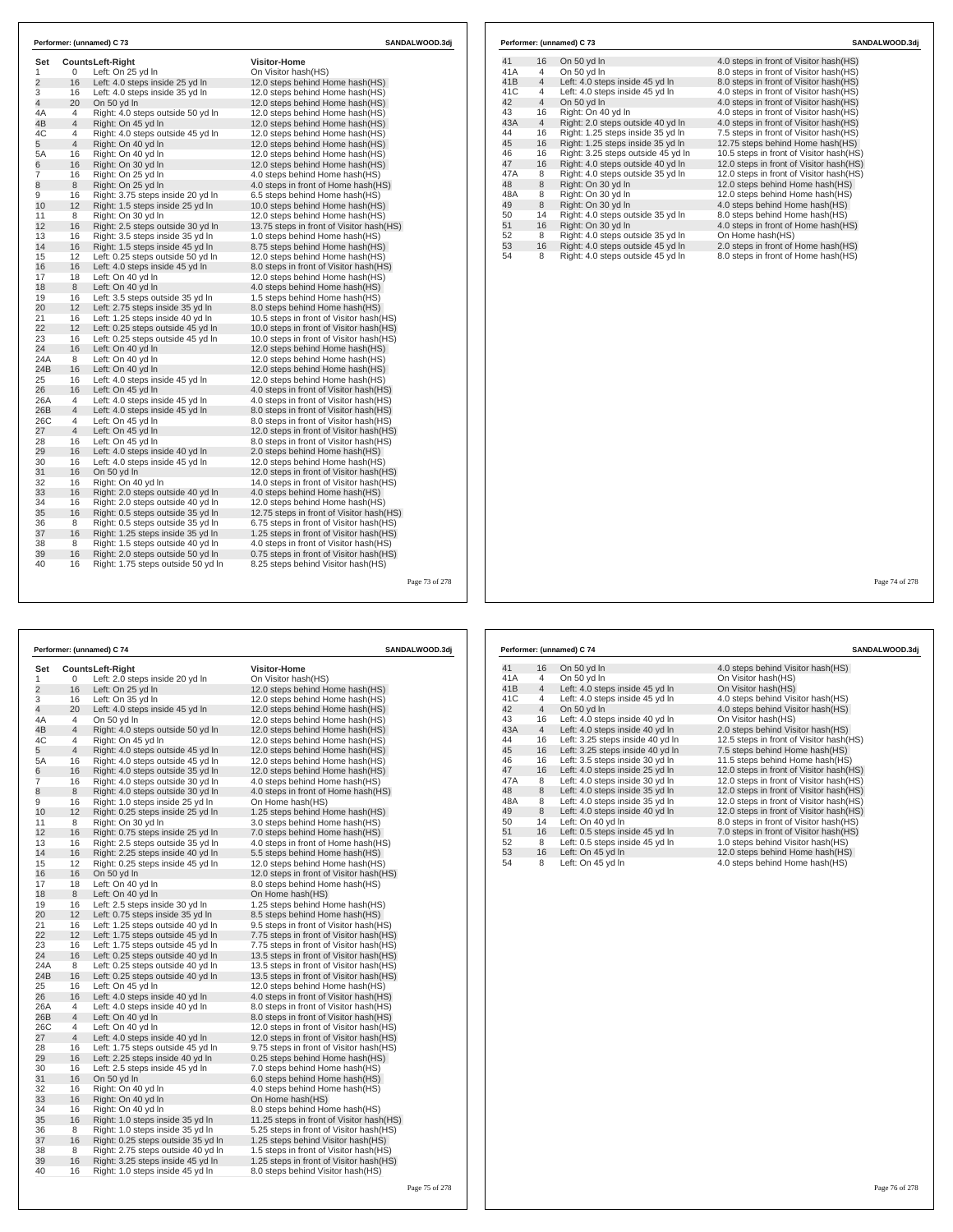## Performer: (unnamed) C 73

SANDALWOOD.3dj

| Set | Counts | Left-Right | Visitor-Home |
|---|---|---|---|
| 1 | 0 | Left: On 25 yd ln | On Visitor hash(HS) |
| 2 | 16 | Left: 4.0 steps inside 25 yd ln | 12.0 steps behind Home hash(HS) |
| 3 | 16 | Left: 4.0 steps inside 35 yd ln | 12.0 steps behind Home hash(HS) |
| 4 | 20 | On 50 yd ln | 12.0 steps behind Home hash(HS) |
| 4A | 4 | Right: 4.0 steps outside 50 yd ln | 12.0 steps behind Home hash(HS) |
| 4B | 4 | Right: On 45 yd ln | 12.0 steps behind Home hash(HS) |
| 4C | 4 | Right: 4.0 steps outside 45 yd ln | 12.0 steps behind Home hash(HS) |
| 5 | 4 | Right: On 40 yd ln | 12.0 steps behind Home hash(HS) |
| 5A | 16 | Right: On 40 yd ln | 12.0 steps behind Home hash(HS) |
| 6 | 16 | Right: On 30 yd ln | 12.0 steps behind Home hash(HS) |
| 7 | 16 | Right: On 25 yd ln | 4.0 steps behind Home hash(HS) |
| 8 | 8 | Right: On 25 yd ln | 4.0 steps in front of Home hash(HS) |
| 9 | 16 | Right: 3.75 steps inside 20 yd ln | 6.5 steps behind Home hash(HS) |
| 10 | 12 | Right: 1.5 steps inside 25 yd ln | 10.0 steps behind Home hash(HS) |
| 11 | 8 | Right: On 30 yd ln | 12.0 steps behind Home hash(HS) |
| 12 | 16 | Right: 2.5 steps outside 30 yd ln | 13.75 steps in front of Visitor hash(HS) |
| 13 | 16 | Right: 3.5 steps inside 35 yd ln | 1.0 steps behind Home hash(HS) |
| 14 | 16 | Right: 1.5 steps inside 45 yd ln | 8.75 steps behind Home hash(HS) |
| 15 | 12 | Left: 0.25 steps outside 50 yd ln | 12.0 steps behind Home hash(HS) |
| 16 | 16 | Left: 4.0 steps inside 45 yd ln | 8.0 steps in front of Visitor hash(HS) |
| 17 | 18 | Left: On 40 yd ln | 12.0 steps behind Home hash(HS) |
| 18 | 8 | Left: On 40 yd ln | 4.0 steps behind Home hash(HS) |
| 19 | 16 | Left: 3.5 steps outside 35 yd ln | 1.5 steps behind Home hash(HS) |
| 20 | 12 | Left: 2.75 steps inside 35 yd ln | 8.0 steps behind Home hash(HS) |
| 21 | 16 | Left: 1.25 steps inside 40 yd ln | 10.5 steps in front of Visitor hash(HS) |
| 22 | 12 | Left: 0.25 steps outside 45 yd ln | 10.0 steps in front of Visitor hash(HS) |
| 23 | 16 | Left: 0.25 steps outside 45 yd ln | 10.0 steps in front of Visitor hash(HS) |
| 24 | 16 | Left: On 40 yd ln | 12.0 steps behind Home hash(HS) |
| 24A | 8 | Left: On 40 yd ln | 12.0 steps behind Home hash(HS) |
| 24B | 16 | Left: On 40 yd ln | 12.0 steps behind Home hash(HS) |
| 25 | 16 | Left: 4.0 steps inside 45 yd ln | 12.0 steps behind Home hash(HS) |
| 26 | 16 | Left: On 45 yd ln | 4.0 steps in front of Visitor hash(HS) |
| 26A | 4 | Left: 4.0 steps inside 45 yd ln | 4.0 steps in front of Visitor hash(HS) |
| 26B | 4 | Left: 4.0 steps inside 45 yd ln | 8.0 steps in front of Visitor hash(HS) |
| 26C | 4 | Left: On 45 yd ln | 8.0 steps in front of Visitor hash(HS) |
| 27 | 4 | Left: On 45 yd ln | 12.0 steps in front of Visitor hash(HS) |
| 28 | 16 | Left: On 45 yd ln | 8.0 steps in front of Visitor hash(HS) |
| 29 | 16 | Left: 4.0 steps inside 40 yd ln | 2.0 steps behind Home hash(HS) |
| 30 | 16 | Left: 4.0 steps inside 45 yd ln | 12.0 steps behind Home hash(HS) |
| 31 | 16 | On 50 yd ln | 12.0 steps in front of Visitor hash(HS) |
| 32 | 16 | Right: On 40 yd ln | 14.0 steps in front of Visitor hash(HS) |
| 33 | 16 | Right: 2.0 steps outside 40 yd ln | 4.0 steps behind Home hash(HS) |
| 34 | 16 | Right: 2.0 steps outside 40 yd ln | 12.0 steps behind Home hash(HS) |
| 35 | 16 | Right: 0.5 steps outside 35 yd ln | 12.75 steps in front of Visitor hash(HS) |
| 36 | 8 | Right: 0.5 steps outside 35 yd ln | 6.75 steps in front of Visitor hash(HS) |
| 37 | 16 | Right: 1.25 steps inside 35 yd ln | 1.25 steps in front of Visitor hash(HS) |
| 38 | 8 | Right: 1.5 steps outside 40 yd ln | 4.0 steps in front of Visitor hash(HS) |
| 39 | 16 | Right: 2.0 steps outside 50 yd ln | 0.75 steps in front of Visitor hash(HS) |
| 40 | 16 | Right: 1.75 steps outside 50 yd ln | 8.25 steps behind Visitor hash(HS) |
| 41 | 16 | On 50 yd ln | 4.0 steps in front of Visitor hash(HS) |
| 41A | 4 | On 50 yd ln | 8.0 steps in front of Visitor hash(HS) |
| 41B | 4 | Left: 4.0 steps inside 45 yd ln | 8.0 steps in front of Visitor hash(HS) |
| 41C | 4 | Left: 4.0 steps inside 45 yd ln | 4.0 steps in front of Visitor hash(HS) |
| 42 | 4 | On 50 yd ln | 4.0 steps in front of Visitor hash(HS) |
| 43 | 16 | Right: On 40 yd ln | 4.0 steps in front of Visitor hash(HS) |
| 43A | 4 | Right: 2.0 steps outside 40 yd ln | 4.0 steps in front of Visitor hash(HS) |
| 44 | 16 | Right: 1.25 steps inside 35 yd ln | 7.5 steps in front of Visitor hash(HS) |
| 45 | 16 | Right: 1.25 steps inside 35 yd ln | 12.75 steps behind Home hash(HS) |
| 46 | 16 | Right: 3.25 steps outside 45 yd ln | 10.5 steps in front of Visitor hash(HS) |
| 47 | 16 | Right: 4.0 steps outside 40 yd ln | 12.0 steps in front of Visitor hash(HS) |
| 47A | 8 | Right: 4.0 steps outside 35 yd ln | 12.0 steps in front of Visitor hash(HS) |
| 48 | 8 | Right: On 30 yd ln | 12.0 steps behind Home hash(HS) |
| 48A | 8 | Right: On 30 yd ln | 12.0 steps behind Home hash(HS) |
| 49 | 8 | Right: On 30 yd ln | 4.0 steps behind Home hash(HS) |
| 50 | 14 | Right: 4.0 steps outside 35 yd ln | 8.0 steps behind Home hash(HS) |
| 51 | 16 | Right: On 30 yd ln | 4.0 steps in front of Home hash(HS) |
| 52 | 8 | Right: 4.0 steps outside 35 yd ln | On Home hash(HS) |
| 53 | 16 | Right: 4.0 steps outside 45 yd ln | 2.0 steps in front of Home hash(HS) |
| 54 | 8 | Right: 4.0 steps outside 45 yd ln | 8.0 steps in front of Home hash(HS) |

## Performer: (unnamed) C 74

SANDALWOOD.3dj

| Set | Counts | Left-Right | Visitor-Home |
|---|---|---|---|
| 1 | 0 | Left: 2.0 steps inside 20 yd ln | On Visitor hash(HS) |
| 2 | 16 | Left: On 25 yd ln | 12.0 steps behind Home hash(HS) |
| 3 | 16 | Left: On 35 yd ln | 12.0 steps behind Home hash(HS) |
| 4 | 20 | Left: 4.0 steps inside 45 yd ln | 12.0 steps behind Home hash(HS) |
| 4A | 4 | On 50 yd ln | 12.0 steps behind Home hash(HS) |
| 4B | 4 | Right: 4.0 steps outside 50 yd ln | 12.0 steps behind Home hash(HS) |
| 4C | 4 | Right: On 45 yd ln | 12.0 steps behind Home hash(HS) |
| 5 | 4 | Right: 4.0 steps outside 45 yd ln | 12.0 steps behind Home hash(HS) |
| 5A | 16 | Right: 4.0 steps outside 45 yd ln | 12.0 steps behind Home hash(HS) |
| 6 | 16 | Right: 4.0 steps outside 35 yd ln | 12.0 steps behind Home hash(HS) |
| 7 | 16 | Right: 4.0 steps outside 30 yd ln | 4.0 steps behind Home hash(HS) |
| 8 | 8 | Right: 4.0 steps outside 30 yd ln | 4.0 steps in front of Home hash(HS) |
| 9 | 16 | Right: 1.0 steps inside 25 yd ln | On Home hash(HS) |
| 10 | 12 | Right: 0.25 steps inside 25 yd ln | 1.25 steps behind Home hash(HS) |
| 11 | 8 | Right: On 30 yd ln | 3.0 steps behind Home hash(HS) |
| 12 | 16 | Right: 0.75 steps inside 25 yd ln | 7.0 steps behind Home hash(HS) |
| 13 | 16 | Right: 2.5 steps outside 35 yd ln | 4.0 steps in front of Home hash(HS) |
| 14 | 16 | Right: 2.25 steps inside 40 yd ln | 5.5 steps behind Home hash(HS) |
| 15 | 12 | Right: 0.25 steps inside 45 yd ln | 12.0 steps behind Home hash(HS) |
| 16 | 16 | On 50 yd ln | 12.0 steps in front of Visitor hash(HS) |
| 17 | 18 | Left: On 40 yd ln | 8.0 steps behind Home hash(HS) |
| 18 | 8 | Left: On 40 yd ln | On Home hash(HS) |
| 19 | 16 | Left: 2.5 steps inside 30 yd ln | 1.25 steps behind Home hash(HS) |
| 20 | 12 | Left: 0.75 steps inside 35 yd ln | 8.5 steps behind Home hash(HS) |
| 21 | 16 | Left: 1.25 steps outside 40 yd ln | 9.5 steps in front of Visitor hash(HS) |
| 22 | 12 | Left: 1.75 steps outside 45 yd ln | 7.75 steps in front of Visitor hash(HS) |
| 23 | 16 | Left: 1.75 steps outside 45 yd ln | 7.75 steps in front of Visitor hash(HS) |
| 24 | 16 | Left: 0.25 steps outside 40 yd ln | 13.5 steps in front of Visitor hash(HS) |
| 24A | 8 | Left: 0.25 steps outside 40 yd ln | 13.5 steps in front of Visitor hash(HS) |
| 24B | 16 | Left: 0.25 steps outside 40 yd ln | 13.5 steps in front of Visitor hash(HS) |
| 25 | 16 | Left: On 45 yd ln | 12.0 steps behind Home hash(HS) |
| 26 | 16 | Left: 4.0 steps inside 40 yd ln | 4.0 steps in front of Visitor hash(HS) |
| 26A | 4 | Left: 4.0 steps inside 40 yd ln | 8.0 steps in front of Visitor hash(HS) |
| 26B | 4 | Left: On 40 yd ln | 8.0 steps in front of Visitor hash(HS) |
| 26C | 4 | Left: On 40 yd ln | 12.0 steps in front of Visitor hash(HS) |
| 27 | 4 | Left: 4.0 steps inside 40 yd ln | 12.0 steps in front of Visitor hash(HS) |
| 28 | 16 | Left: 1.75 steps outside 45 yd ln | 9.75 steps in front of Visitor hash(HS) |
| 29 | 16 | Left: 2.25 steps inside 40 yd ln | 0.25 steps behind Home hash(HS) |
| 30 | 16 | Left: 2.5 steps inside 45 yd ln | 7.0 steps behind Home hash(HS) |
| 31 | 16 | On 50 yd ln | 6.0 steps behind Home hash(HS) |
| 32 | 16 | Right: On 40 yd ln | 4.0 steps behind Home hash(HS) |
| 33 | 16 | Right: On 40 yd ln | On Home hash(HS) |
| 34 | 16 | Right: On 40 yd ln | 8.0 steps behind Home hash(HS) |
| 35 | 16 | Right: 1.0 steps inside 35 yd ln | 11.25 steps in front of Visitor hash(HS) |
| 36 | 8 | Right: 1.0 steps inside 35 yd ln | 5.25 steps in front of Visitor hash(HS) |
| 37 | 16 | Right: 0.25 steps outside 35 yd ln | 1.25 steps behind Visitor hash(HS) |
| 38 | 8 | Right: 2.75 steps outside 40 yd ln | 1.5 steps in front of Visitor hash(HS) |
| 39 | 16 | Right: 3.25 steps inside 45 yd ln | 1.25 steps in front of Visitor hash(HS) |
| 40 | 16 | Right: 1.0 steps inside 45 yd ln | 8.0 steps behind Visitor hash(HS) |
| 41 | 16 | On 50 yd ln | 4.0 steps behind Visitor hash(HS) |
| 41A | 4 | On 50 yd ln | On Visitor hash(HS) |
| 41B | 4 | Left: 4.0 steps inside 45 yd ln | On Visitor hash(HS) |
| 41C | 4 | Left: 4.0 steps inside 45 yd ln | 4.0 steps behind Visitor hash(HS) |
| 42 | 4 | On 50 yd ln | 4.0 steps behind Visitor hash(HS) |
| 43 | 16 | Left: 4.0 steps inside 40 yd ln | On Visitor hash(HS) |
| 43A | 4 | Left: 4.0 steps inside 40 yd ln | 2.0 steps behind Visitor hash(HS) |
| 44 | 16 | Left: 3.25 steps inside 40 yd ln | 12.5 steps in front of Visitor hash(HS) |
| 45 | 16 | Left: 3.25 steps inside 40 yd ln | 7.5 steps behind Home hash(HS) |
| 46 | 16 | Left: 3.5 steps inside 30 yd ln | 11.5 steps behind Home hash(HS) |
| 47 | 16 | Left: 4.0 steps inside 25 yd ln | 12.0 steps in front of Visitor hash(HS) |
| 47A | 8 | Left: 4.0 steps inside 30 yd ln | 12.0 steps in front of Visitor hash(HS) |
| 48 | 8 | Left: 4.0 steps inside 35 yd ln | 12.0 steps in front of Visitor hash(HS) |
| 48A | 8 | Left: 4.0 steps inside 35 yd ln | 12.0 steps in front of Visitor hash(HS) |
| 49 | 8 | Left: 4.0 steps inside 40 yd ln | 12.0 steps in front of Visitor hash(HS) |
| 50 | 14 | Left: On 40 yd ln | 8.0 steps in front of Visitor hash(HS) |
| 51 | 16 | Left: 0.5 steps inside 45 yd ln | 7.0 steps in front of Visitor hash(HS) |
| 52 | 8 | Left: 0.5 steps inside 45 yd ln | 1.0 steps behind Visitor hash(HS) |
| 53 | 16 | Left: On 45 yd ln | 12.0 steps behind Home hash(HS) |
| 54 | 8 | Left: On 45 yd ln | 4.0 steps behind Home hash(HS) |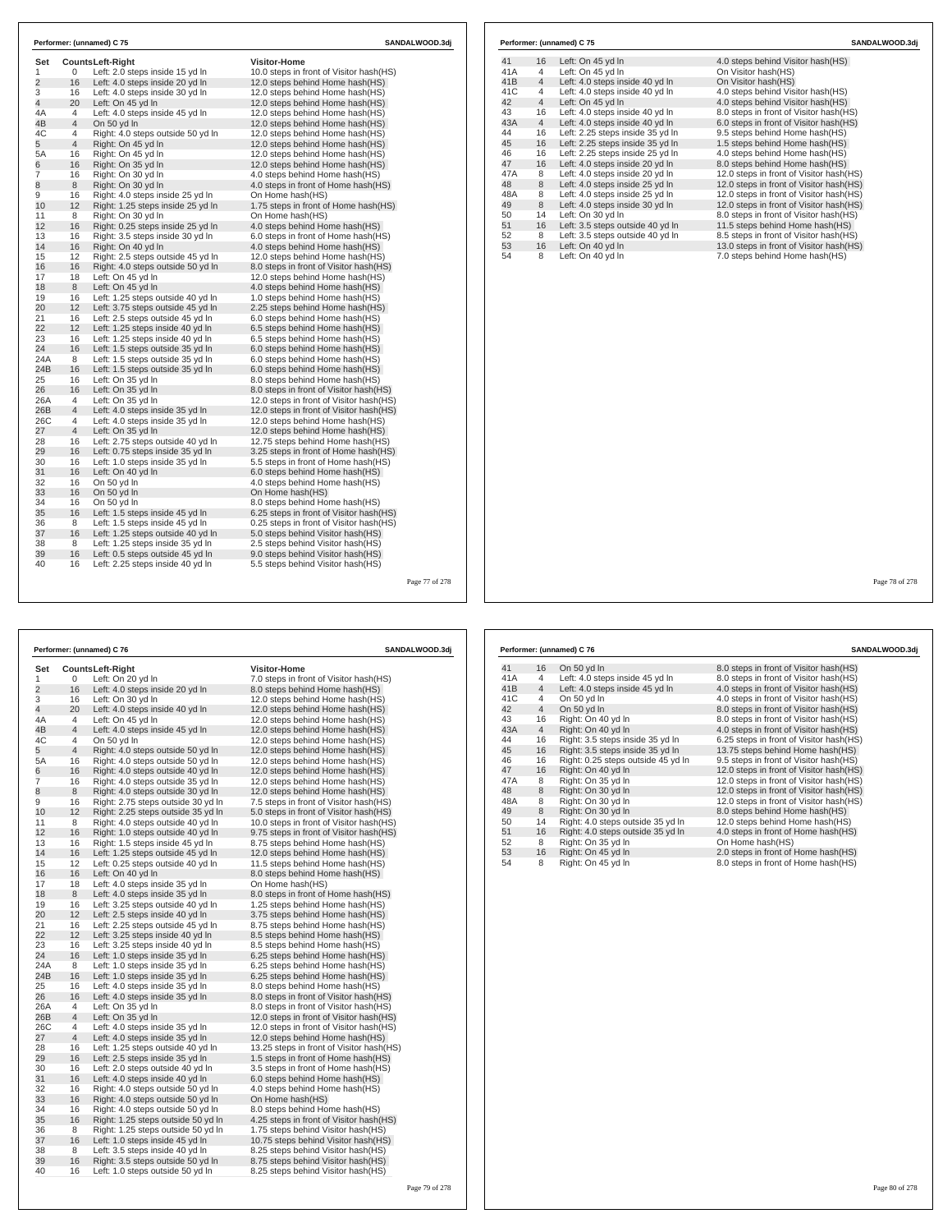**Performer: (unnamed) C 75** SANDALWOOD.3dj

| Set | Counts | Left-Right | Visitor-Home |
|---|---|---|---|
| 1 | 0 | Left: 2.0 steps inside 15 yd ln | 10.0 steps in front of Visitor hash(HS) |
| 2 | 16 | Left: 4.0 steps inside 20 yd ln | 12.0 steps behind Home hash(HS) |
| 3 | 16 | Left: 4.0 steps inside 30 yd ln | 12.0 steps behind Home hash(HS) |
| 4 | 20 | Left: On 45 yd ln | 12.0 steps behind Home hash(HS) |
| 4A | 4 | Left: 4.0 steps inside 45 yd ln | 12.0 steps behind Home hash(HS) |
| 4B | 4 | On 50 yd ln | 12.0 steps behind Home hash(HS) |
| 4C | 4 | Right: 4.0 steps outside 50 yd ln | 12.0 steps behind Home hash(HS) |
| 5 | 4 | Right: On 45 yd ln | 12.0 steps behind Home hash(HS) |
| 5A | 16 | Right: On 45 yd ln | 12.0 steps behind Home hash(HS) |
| 6 | 16 | Right: On 35 yd ln | 12.0 steps behind Home hash(HS) |
| 7 | 16 | Right: On 30 yd ln | 4.0 steps behind Home hash(HS) |
| 8 | 8 | Right: On 30 yd ln | 4.0 steps in front of Home hash(HS) |
| 9 | 16 | Right: 4.0 steps inside 25 yd ln | On Home hash(HS) |
| 10 | 12 | Right: 1.25 steps inside 25 yd ln | 1.75 steps in front of Home hash(HS) |
| 11 | 8 | Right: On 30 yd ln | On Home hash(HS) |
| 12 | 16 | Right: 0.25 steps inside 25 yd ln | 4.0 steps behind Home hash(HS) |
| 13 | 16 | Right: 3.5 steps inside 30 yd ln | 6.0 steps in front of Home hash(HS) |
| 14 | 16 | Right: On 40 yd ln | 4.0 steps behind Home hash(HS) |
| 15 | 12 | Right: 2.5 steps outside 45 yd ln | 12.0 steps behind Home hash(HS) |
| 16 | 16 | Right: 4.0 steps outside 50 yd ln | 8.0 steps in front of Visitor hash(HS) |
| 17 | 18 | Left: On 45 yd ln | 12.0 steps behind Home hash(HS) |
| 18 | 8 | Left: On 45 yd ln | 4.0 steps behind Home hash(HS) |
| 19 | 16 | Left: 1.25 steps outside 40 yd ln | 1.0 steps behind Home hash(HS) |
| 20 | 12 | Left: 3.75 steps outside 45 yd ln | 2.25 steps behind Home hash(HS) |
| 21 | 16 | Left: 2.5 steps outside 45 yd ln | 6.0 steps behind Home hash(HS) |
| 22 | 12 | Left: 1.25 steps inside 40 yd ln | 6.5 steps behind Home hash(HS) |
| 23 | 16 | Left: 1.25 steps inside 40 yd ln | 6.5 steps behind Home hash(HS) |
| 24 | 16 | Left: 1.5 steps outside 35 yd ln | 6.0 steps behind Home hash(HS) |
| 24A | 8 | Left: 1.5 steps outside 35 yd ln | 6.0 steps behind Home hash(HS) |
| 24B | 16 | Left: 1.5 steps outside 35 yd ln | 6.0 steps behind Home hash(HS) |
| 25 | 16 | Left: On 35 yd ln | 8.0 steps behind Home hash(HS) |
| 26 | 16 | Left: On 35 yd ln | 8.0 steps in front of Visitor hash(HS) |
| 26A | 4 | Left: On 35 yd ln | 12.0 steps in front of Visitor hash(HS) |
| 26B | 4 | Left: 4.0 steps inside 35 yd ln | 12.0 steps in front of Visitor hash(HS) |
| 26C | 4 | Left: 4.0 steps inside 35 yd ln | 12.0 steps behind Home hash(HS) |
| 27 | 4 | Left: On 35 yd ln | 12.0 steps behind Home hash(HS) |
| 28 | 16 | Left: 2.75 steps outside 40 yd ln | 12.75 steps behind Home hash(HS) |
| 29 | 16 | Left: 0.75 steps inside 35 yd ln | 3.25 steps in front of Home hash(HS) |
| 30 | 16 | Left: 1.0 steps inside 35 yd ln | 5.5 steps in front of Home hash(HS) |
| 31 | 16 | Left: On 40 yd ln | 6.0 steps behind Home hash(HS) |
| 32 | 16 | On 50 yd ln | 4.0 steps behind Home hash(HS) |
| 33 | 16 | On 50 yd ln | On Home hash(HS) |
| 34 | 16 | On 50 yd ln | 8.0 steps behind Home hash(HS) |
| 35 | 16 | Left: 1.5 steps inside 45 yd ln | 6.25 steps in front of Visitor hash(HS) |
| 36 | 8 | Left: 1.5 steps inside 45 yd ln | 0.25 steps in front of Visitor hash(HS) |
| 37 | 16 | Left: 1.25 steps outside 40 yd ln | 5.0 steps behind Visitor hash(HS) |
| 38 | 8 | Left: 1.25 steps inside 35 yd ln | 2.5 steps behind Visitor hash(HS) |
| 39 | 16 | Left: 0.5 steps outside 45 yd ln | 9.0 steps behind Visitor hash(HS) |
| 40 | 16 | Left: 2.25 steps inside 40 yd ln | 5.5 steps behind Visitor hash(HS) |

**Performer: (unnamed) C 75** SANDALWOOD.3dj

| Set | Counts | Left-Right | Visitor-Home |
|---|---|---|---|
| 41 | 16 | Left: On 45 yd ln | 4.0 steps behind Visitor hash(HS) |
| 41A | 4 | Left: On 45 yd ln | On Visitor hash(HS) |
| 41B | 4 | Left: 4.0 steps inside 40 yd ln | On Visitor hash(HS) |
| 41C | 4 | Left: 4.0 steps inside 40 yd ln | 4.0 steps behind Visitor hash(HS) |
| 42 | 4 | Left: On 45 yd ln | 4.0 steps behind Visitor hash(HS) |
| 43 | 16 | Left: 4.0 steps inside 40 yd ln | 8.0 steps in front of Visitor hash(HS) |
| 43A | 4 | Left: 4.0 steps inside 40 yd ln | 6.0 steps in front of Visitor hash(HS) |
| 44 | 16 | Left: 2.25 steps inside 35 yd ln | 9.5 steps behind Home hash(HS) |
| 45 | 16 | Left: 2.25 steps inside 35 yd ln | 1.5 steps behind Home hash(HS) |
| 46 | 16 | Left: 2.25 steps inside 25 yd ln | 4.0 steps behind Home hash(HS) |
| 47 | 16 | Left: 4.0 steps inside 20 yd ln | 8.0 steps behind Home hash(HS) |
| 47A | 8 | Left: 4.0 steps inside 20 yd ln | 12.0 steps in front of Visitor hash(HS) |
| 48 | 8 | Left: 4.0 steps inside 25 yd ln | 12.0 steps in front of Visitor hash(HS) |
| 48A | 8 | Left: 4.0 steps inside 25 yd ln | 12.0 steps in front of Visitor hash(HS) |
| 49 | 8 | Left: 4.0 steps inside 30 yd ln | 12.0 steps in front of Visitor hash(HS) |
| 50 | 14 | Left: On 30 yd ln | 8.0 steps in front of Visitor hash(HS) |
| 51 | 16 | Left: 3.5 steps outside 40 yd ln | 11.5 steps behind Home hash(HS) |
| 52 | 8 | Left: 3.5 steps outside 40 yd ln | 8.5 steps in front of Visitor hash(HS) |
| 53 | 16 | Left: On 40 yd ln | 13.0 steps in front of Visitor hash(HS) |
| 54 | 8 | Left: On 40 yd ln | 7.0 steps behind Home hash(HS) |

**Performer: (unnamed) C 76** SANDALWOOD.3dj

| Set | Counts | Left-Right | Visitor-Home |
|---|---|---|---|
| 1 | 0 | Left: On 20 yd ln | 7.0 steps in front of Visitor hash(HS) |
| 2 | 16 | Left: 4.0 steps inside 20 yd ln | 8.0 steps behind Home hash(HS) |
| 3 | 16 | Left: On 30 yd ln | 12.0 steps behind Home hash(HS) |
| 4 | 20 | Left: 4.0 steps inside 40 yd ln | 12.0 steps behind Home hash(HS) |
| 4A | 4 | Left: On 45 yd ln | 12.0 steps behind Home hash(HS) |
| 4B | 4 | Left: 4.0 steps inside 45 yd ln | 12.0 steps behind Home hash(HS) |
| 4C | 4 | On 50 yd ln | 12.0 steps behind Home hash(HS) |
| 5 | 4 | Right: 4.0 steps outside 50 yd ln | 12.0 steps behind Home hash(HS) |
| 5A | 16 | Right: 4.0 steps outside 50 yd ln | 12.0 steps behind Home hash(HS) |
| 6 | 16 | Right: 4.0 steps outside 40 yd ln | 12.0 steps behind Home hash(HS) |
| 7 | 16 | Right: 4.0 steps outside 35 yd ln | 12.0 steps behind Home hash(HS) |
| 8 | 8 | Right: 4.0 steps outside 30 yd ln | 12.0 steps behind Home hash(HS) |
| 9 | 16 | Right: 2.75 steps outside 30 yd ln | 7.5 steps in front of Visitor hash(HS) |
| 10 | 12 | Right: 2.25 steps outside 35 yd ln | 5.0 steps in front of Visitor hash(HS) |
| 11 | 8 | Right: 4.0 steps outside 40 yd ln | 10.0 steps in front of Visitor hash(HS) |
| 12 | 16 | Right: 1.0 steps outside 40 yd ln | 9.75 steps in front of Visitor hash(HS) |
| 13 | 16 | Right: 1.5 steps inside 45 yd ln | 8.75 steps behind Home hash(HS) |
| 14 | 16 | Left: 1.25 steps outside 45 yd ln | 12.0 steps behind Home hash(HS) |
| 15 | 12 | Left: 0.25 steps outside 40 yd ln | 11.5 steps behind Home hash(HS) |
| 16 | 16 | Left: On 40 yd ln | 8.0 steps behind Home hash(HS) |
| 17 | 18 | Left: 4.0 steps inside 35 yd ln | On Home hash(HS) |
| 18 | 8 | Left: 4.0 steps inside 35 yd ln | 8.0 steps in front of Home hash(HS) |
| 19 | 16 | Left: 3.25 steps outside 40 yd ln | 1.25 steps behind Home hash(HS) |
| 20 | 12 | Left: 2.5 steps inside 40 yd ln | 3.75 steps behind Home hash(HS) |
| 21 | 16 | Left: 2.25 steps outside 45 yd ln | 8.75 steps behind Home hash(HS) |
| 22 | 12 | Left: 3.25 steps inside 40 yd ln | 8.5 steps behind Home hash(HS) |
| 23 | 16 | Left: 3.25 steps inside 40 yd ln | 8.5 steps behind Home hash(HS) |
| 24 | 16 | Left: 1.0 steps inside 35 yd ln | 6.25 steps behind Home hash(HS) |
| 24A | 8 | Left: 1.0 steps inside 35 yd ln | 6.25 steps behind Home hash(HS) |
| 24B | 16 | Left: 1.0 steps inside 35 yd ln | 6.25 steps behind Home hash(HS) |
| 25 | 16 | Left: 4.0 steps inside 35 yd ln | 8.0 steps behind Home hash(HS) |
| 26 | 16 | Left: 4.0 steps inside 35 yd ln | 8.0 steps in front of Visitor hash(HS) |
| 26A | 4 | Left: On 35 yd ln | 8.0 steps in front of Visitor hash(HS) |
| 26B | 4 | Left: On 35 yd ln | 12.0 steps in front of Visitor hash(HS) |
| 26C | 4 | Left: 4.0 steps inside 35 yd ln | 12.0 steps in front of Visitor hash(HS) |
| 27 | 4 | Left: 4.0 steps inside 35 yd ln | 12.0 steps behind Home hash(HS) |
| 28 | 16 | Left: 1.25 steps outside 40 yd ln | 13.25 steps in front of Visitor hash(HS) |
| 29 | 16 | Left: 2.5 steps inside 35 yd ln | 1.5 steps in front of Home hash(HS) |
| 30 | 16 | Left: 2.0 steps outside 40 yd ln | 3.5 steps in front of Home hash(HS) |
| 31 | 16 | Left: 4.0 steps inside 40 yd ln | 6.0 steps behind Home hash(HS) |
| 32 | 16 | Right: 4.0 steps outside 50 yd ln | 4.0 steps behind Home hash(HS) |
| 33 | 16 | Right: 4.0 steps outside 50 yd ln | On Home hash(HS) |
| 34 | 16 | Right: 4.0 steps outside 50 yd ln | 8.0 steps behind Home hash(HS) |
| 35 | 16 | Right: 1.25 steps outside 50 yd ln | 4.25 steps in front of Visitor hash(HS) |
| 36 | 8 | Right: 1.25 steps outside 50 yd ln | 1.75 steps behind Visitor hash(HS) |
| 37 | 16 | Left: 1.0 steps inside 45 yd ln | 10.75 steps behind Visitor hash(HS) |
| 38 | 8 | Left: 3.5 steps inside 40 yd ln | 8.25 steps behind Visitor hash(HS) |
| 39 | 16 | Right: 3.5 steps outside 50 yd ln | 8.75 steps behind Visitor hash(HS) |
| 40 | 16 | Left: 1.0 steps outside 50 yd ln | 8.25 steps behind Visitor hash(HS) |

**Performer: (unnamed) C 76** SANDALWOOD.3dj

| Set | Counts | Left-Right | Visitor-Home |
|---|---|---|---|
| 41 | 16 | On 50 yd ln | 8.0 steps in front of Visitor hash(HS) |
| 41A | 4 | Left: 4.0 steps inside 45 yd ln | 8.0 steps in front of Visitor hash(HS) |
| 41B | 4 | Left: 4.0 steps inside 45 yd ln | 4.0 steps in front of Visitor hash(HS) |
| 41C | 4 | On 50 yd ln | 4.0 steps in front of Visitor hash(HS) |
| 42 | 4 | On 50 yd ln | 8.0 steps in front of Visitor hash(HS) |
| 43 | 16 | Right: On 40 yd ln | 8.0 steps in front of Visitor hash(HS) |
| 43A | 4 | Right: On 40 yd ln | 4.0 steps in front of Visitor hash(HS) |
| 44 | 16 | Right: 3.5 steps inside 35 yd ln | 6.25 steps in front of Visitor hash(HS) |
| 45 | 16 | Right: 3.5 steps inside 35 yd ln | 13.75 steps behind Home hash(HS) |
| 46 | 16 | Right: 0.25 steps outside 45 yd ln | 9.5 steps in front of Visitor hash(HS) |
| 47 | 16 | Right: On 40 yd ln | 12.0 steps in front of Visitor hash(HS) |
| 47A | 8 | Right: On 35 yd ln | 12.0 steps in front of Visitor hash(HS) |
| 48 | 8 | Right: On 30 yd ln | 12.0 steps in front of Visitor hash(HS) |
| 48A | 8 | Right: On 30 yd ln | 12.0 steps in front of Visitor hash(HS) |
| 49 | 8 | Right: On 30 yd ln | 8.0 steps behind Home hash(HS) |
| 50 | 14 | Right: 4.0 steps outside 35 yd ln | 12.0 steps behind Home hash(HS) |
| 51 | 16 | Right: 4.0 steps outside 35 yd ln | 4.0 steps in front of Home hash(HS) |
| 52 | 8 | Right: On 35 yd ln | On Home hash(HS) |
| 53 | 16 | Right: On 45 yd ln | 2.0 steps in front of Home hash(HS) |
| 54 | 8 | Right: On 45 yd ln | 8.0 steps in front of Home hash(HS) |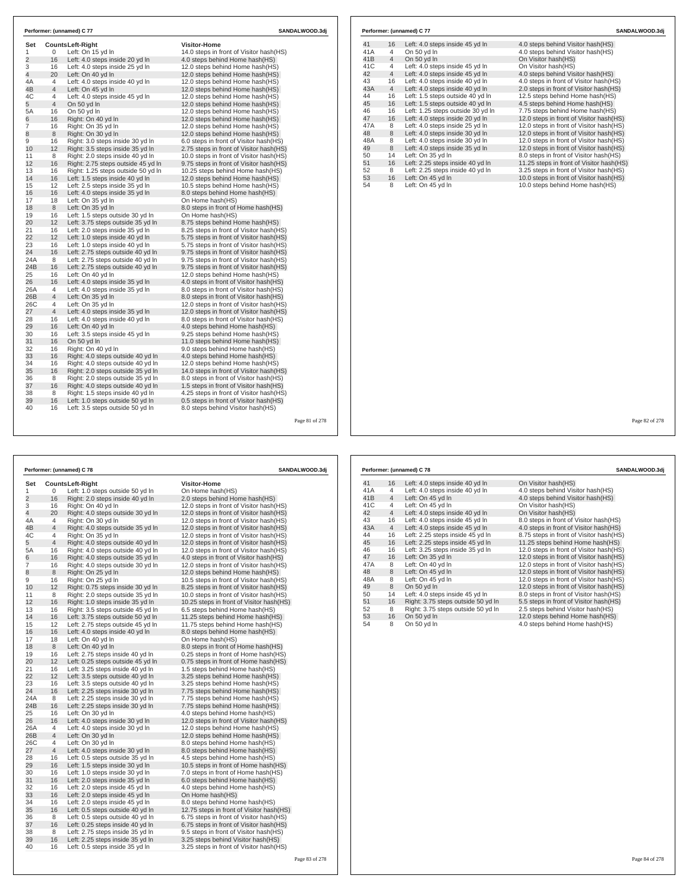## Performer: (unnamed) C 77

| Set | Counts | Left-Right | Visitor-Home |
|---|---|---|---|
| 1 | 0 | Left: On 15 yd ln | 14.0 steps in front of Visitor hash(HS) |
| 2 | 16 | Left: 4.0 steps inside 20 yd ln | 4.0 steps behind Home hash(HS) |
| 3 | 16 | Left: 4.0 steps inside 25 yd ln | 12.0 steps behind Home hash(HS) |
| 4 | 20 | Left: On 40 yd ln | 12.0 steps behind Home hash(HS) |
| 4A | 4 | Left: 4.0 steps inside 40 yd ln | 12.0 steps behind Home hash(HS) |
| 4B | 4 | Left: On 45 yd ln | 12.0 steps behind Home hash(HS) |
| 4C | 4 | Left: 4.0 steps inside 45 yd ln | 12.0 steps behind Home hash(HS) |
| 5 | 4 | On 50 yd ln | 12.0 steps behind Home hash(HS) |
| 5A | 16 | On 50 yd ln | 12.0 steps behind Home hash(HS) |
| 6 | 16 | Right: On 40 yd ln | 12.0 steps behind Home hash(HS) |
| 7 | 16 | Right: On 35 yd ln | 12.0 steps behind Home hash(HS) |
| 8 | 8 | Right: On 30 yd ln | 12.0 steps behind Home hash(HS) |
| 9 | 16 | Right: 3.0 steps inside 30 yd ln | 6.0 steps in front of Visitor hash(HS) |
| 10 | 12 | Right: 3.5 steps inside 35 yd ln | 2.75 steps in front of Visitor hash(HS) |
| 11 | 8 | Right: 2.0 steps inside 40 yd ln | 10.0 steps in front of Visitor hash(HS) |
| 12 | 16 | Right: 2.75 steps outside 45 yd ln | 9.75 steps in front of Visitor hash(HS) |
| 13 | 16 | Right: 1.25 steps outside 50 yd ln | 10.25 steps behind Home hash(HS) |
| 14 | 16 | Left: 1.5 steps inside 40 yd ln | 12.0 steps behind Home hash(HS) |
| 15 | 12 | Left: 2.5 steps inside 35 yd ln | 10.5 steps behind Home hash(HS) |
| 16 | 16 | Left: 4.0 steps inside 35 yd ln | 8.0 steps behind Home hash(HS) |
| 17 | 18 | Left: On 35 yd ln | On Home hash(HS) |
| 18 | 8 | Left: On 35 yd ln | 8.0 steps in front of Home hash(HS) |
| 19 | 16 | Left: 1.5 steps outside 30 yd ln | On Home hash(HS) |
| 20 | 12 | Left: 3.75 steps outside 35 yd ln | 8.75 steps behind Home hash(HS) |
| 21 | 16 | Left: 2.0 steps inside 35 yd ln | 8.25 steps in front of Visitor hash(HS) |
| 22 | 12 | Left: 1.0 steps inside 40 yd ln | 5.75 steps in front of Visitor hash(HS) |
| 23 | 16 | Left: 1.0 steps inside 40 yd ln | 5.75 steps in front of Visitor hash(HS) |
| 24 | 16 | Left: 2.75 steps outside 40 yd ln | 9.75 steps in front of Visitor hash(HS) |
| 24A | 8 | Left: 2.75 steps outside 40 yd ln | 9.75 steps in front of Visitor hash(HS) |
| 24B | 16 | Left: 2.75 steps outside 40 yd ln | 9.75 steps in front of Visitor hash(HS) |
| 25 | 16 | Left: On 40 yd ln | 12.0 steps behind Home hash(HS) |
| 26 | 16 | Left: 4.0 steps inside 35 yd ln | 4.0 steps in front of Visitor hash(HS) |
| 26A | 4 | Left: 4.0 steps inside 35 yd ln | 8.0 steps in front of Visitor hash(HS) |
| 26B | 4 | Left: On 35 yd ln | 8.0 steps in front of Visitor hash(HS) |
| 26C | 4 | Left: On 35 yd ln | 12.0 steps in front of Visitor hash(HS) |
| 27 | 4 | Left: 4.0 steps inside 35 yd ln | 12.0 steps in front of Visitor hash(HS) |
| 28 | 16 | Left: 4.0 steps inside 40 yd ln | 8.0 steps in front of Visitor hash(HS) |
| 29 | 16 | Left: On 40 yd ln | 4.0 steps behind Home hash(HS) |
| 30 | 16 | Left: 3.5 steps inside 45 yd ln | 9.25 steps behind Home hash(HS) |
| 31 | 16 | On 50 yd ln | 11.0 steps behind Home hash(HS) |
| 32 | 16 | Right: On 40 yd ln | 9.0 steps behind Home hash(HS) |
| 33 | 16 | Right: 4.0 steps outside 40 yd ln | 4.0 steps behind Home hash(HS) |
| 34 | 16 | Right: 4.0 steps outside 40 yd ln | 12.0 steps behind Home hash(HS) |
| 35 | 16 | Right: 2.0 steps outside 35 yd ln | 14.0 steps in front of Visitor hash(HS) |
| 36 | 8 | Right: 2.0 steps outside 35 yd ln | 8.0 steps in front of Visitor hash(HS) |
| 37 | 16 | Right: 4.0 steps outside 40 yd ln | 1.5 steps in front of Visitor hash(HS) |
| 38 | 8 | Right: 1.5 steps inside 40 yd ln | 4.25 steps in front of Visitor hash(HS) |
| 39 | 16 | Left: 1.0 steps outside 50 yd ln | 0.5 steps in front of Visitor hash(HS) |
| 40 | 16 | Left: 3.5 steps outside 50 yd ln | 8.0 steps behind Visitor hash(HS) |
| 41 | 16 | Left: 4.0 steps inside 45 yd ln | 4.0 steps behind Visitor hash(HS) |
| 41A | 4 | On 50 yd ln | 4.0 steps behind Visitor hash(HS) |
| 41B | 4 | On 50 yd ln | On Visitor hash(HS) |
| 41C | 4 | Left: 4.0 steps inside 45 yd ln | On Visitor hash(HS) |
| 42 | 4 | Left: 4.0 steps inside 45 yd ln | 4.0 steps behind Visitor hash(HS) |
| 43 | 16 | Left: 4.0 steps inside 40 yd ln | 4.0 steps in front of Visitor hash(HS) |
| 43A | 4 | Left: 4.0 steps inside 40 yd ln | 2.0 steps in front of Visitor hash(HS) |
| 44 | 16 | Left: 1.5 steps outside 40 yd ln | 12.5 steps behind Home hash(HS) |
| 45 | 16 | Left: 1.5 steps outside 40 yd ln | 4.5 steps behind Home hash(HS) |
| 46 | 16 | Left: 1.25 steps outside 30 yd ln | 7.75 steps behind Home hash(HS) |
| 47 | 16 | Left: 4.0 steps inside 20 yd ln | 12.0 steps in front of Visitor hash(HS) |
| 47A | 8 | Left: 4.0 steps inside 25 yd ln | 12.0 steps in front of Visitor hash(HS) |
| 48 | 8 | Left: 4.0 steps inside 30 yd ln | 12.0 steps in front of Visitor hash(HS) |
| 48A | 8 | Left: 4.0 steps inside 30 yd ln | 12.0 steps in front of Visitor hash(HS) |
| 49 | 8 | Left: 4.0 steps inside 35 yd ln | 12.0 steps in front of Visitor hash(HS) |
| 50 | 14 | Left: On 35 yd ln | 8.0 steps in front of Visitor hash(HS) |
| 51 | 16 | Left: 2.25 steps inside 40 yd ln | 11.25 steps in front of Visitor hash(HS) |
| 52 | 8 | Left: 2.25 steps inside 40 yd ln | 3.25 steps in front of Visitor hash(HS) |
| 53 | 16 | Left: On 45 yd ln | 10.0 steps in front of Visitor hash(HS) |
| 54 | 8 | Left: On 45 yd ln | 10.0 steps behind Home hash(HS) |

## Performer: (unnamed) C 78

| Set | Counts | Left-Right | Visitor-Home |
|---|---|---|---|
| 1 | 0 | Left: 1.0 steps outside 50 yd ln | On Home hash(HS) |
| 2 | 16 | Right: 2.0 steps inside 40 yd ln | 2.0 steps behind Home hash(HS) |
| 3 | 16 | Right: On 40 yd ln | 12.0 steps in front of Visitor hash(HS) |
| 4 | 20 | Right: 4.0 steps outside 30 yd ln | 12.0 steps in front of Visitor hash(HS) |
| 4A | 4 | Right: On 30 yd ln | 12.0 steps in front of Visitor hash(HS) |
| 4B | 4 | Right: 4.0 steps outside 35 yd ln | 12.0 steps in front of Visitor hash(HS) |
| 4C | 4 | Right: On 35 yd ln | 12.0 steps in front of Visitor hash(HS) |
| 5 | 4 | Right: 4.0 steps outside 40 yd ln | 12.0 steps in front of Visitor hash(HS) |
| 5A | 16 | Right: 4.0 steps outside 40 yd ln | 12.0 steps in front of Visitor hash(HS) |
| 6 | 16 | Right: 4.0 steps outside 35 yd ln | 4.0 steps in front of Visitor hash(HS) |
| 7 | 16 | Right: 4.0 steps outside 30 yd ln | 12.0 steps in front of Visitor hash(HS) |
| 8 | 8 | Right: On 25 yd ln | 12.0 steps behind Home hash(HS) |
| 9 | 16 | Right: On 25 yd ln | 10.5 steps in front of Visitor hash(HS) |
| 10 | 12 | Right: 0.75 steps inside 30 yd ln | 8.25 steps in front of Visitor hash(HS) |
| 11 | 8 | Right: 2.0 steps outside 35 yd ln | 10.0 steps in front of Visitor hash(HS) |
| 12 | 16 | Right: 1.0 steps inside 35 yd ln | 10.25 steps in front of Visitor hash(HS) |
| 13 | 16 | Right: 3.5 steps outside 45 yd ln | 6.5 steps behind Home hash(HS) |
| 14 | 16 | Left: 3.75 steps outside 50 yd ln | 11.25 steps behind Home hash(HS) |
| 15 | 12 | Left: 2.75 steps outside 45 yd ln | 11.75 steps behind Home hash(HS) |
| 16 | 16 | Left: 4.0 steps inside 40 yd ln | 8.0 steps behind Home hash(HS) |
| 17 | 18 | Left: On 40 yd ln | On Home hash(HS) |
| 18 | 8 | Left: On 40 yd ln | 8.0 steps in front of Home hash(HS) |
| 19 | 16 | Left: 2.75 steps inside 40 yd ln | 0.25 steps in front of Home hash(HS) |
| 20 | 12 | Left: 0.25 steps outside 45 yd ln | 0.75 steps in front of Home hash(HS) |
| 21 | 16 | Left: 3.25 steps inside 40 yd ln | 1.5 steps behind Home hash(HS) |
| 22 | 12 | Left: 3.5 steps outside 40 yd ln | 3.25 steps behind Home hash(HS) |
| 23 | 16 | Left: 3.5 steps outside 40 yd ln | 3.25 steps behind Home hash(HS) |
| 24 | 16 | Left: 2.25 steps inside 30 yd ln | 7.75 steps behind Home hash(HS) |
| 24A | 8 | Left: 2.25 steps inside 30 yd ln | 7.75 steps behind Home hash(HS) |
| 24B | 16 | Left: 2.25 steps inside 30 yd ln | 7.75 steps behind Home hash(HS) |
| 25 | 16 | Left: On 30 yd ln | 4.0 steps behind Home hash(HS) |
| 26 | 16 | Left: 4.0 steps inside 30 yd ln | 12.0 steps in front of Visitor hash(HS) |
| 26A | 4 | Left: 4.0 steps inside 30 yd ln | 12.0 steps behind Home hash(HS) |
| 26B | 4 | Left: On 30 yd ln | 12.0 steps behind Home hash(HS) |
| 26C | 4 | Left: On 30 yd ln | 8.0 steps behind Home hash(HS) |
| 27 | 4 | Left: 4.0 steps inside 30 yd ln | 8.0 steps behind Home hash(HS) |
| 28 | 16 | Left: 0.5 steps outside 35 yd ln | 4.5 steps behind Home hash(HS) |
| 29 | 16 | Left: 1.5 steps inside 30 yd ln | 10.5 steps in front of Home hash(HS) |
| 30 | 16 | Left: 1.0 steps inside 30 yd ln | 7.0 steps in front of Home hash(HS) |
| 31 | 16 | Left: 2.0 steps inside 35 yd ln | 6.0 steps behind Home hash(HS) |
| 32 | 16 | Left: 2.0 steps inside 45 yd ln | 4.0 steps behind Home hash(HS) |
| 33 | 16 | Left: 2.0 steps inside 45 yd ln | On Home hash(HS) |
| 34 | 16 | Left: 2.0 steps inside 45 yd ln | 8.0 steps behind Home hash(HS) |
| 35 | 16 | Left: 0.5 steps outside 40 yd ln | 12.75 steps in front of Visitor hash(HS) |
| 36 | 8 | Left: 0.5 steps outside 40 yd ln | 6.75 steps in front of Visitor hash(HS) |
| 37 | 16 | Left: 0.25 steps inside 40 yd ln | 6.75 steps in front of Visitor hash(HS) |
| 38 | 8 | Left: 2.75 steps inside 35 yd ln | 9.5 steps in front of Visitor hash(HS) |
| 39 | 16 | Left: 2.25 steps inside 35 yd ln | 3.25 steps behind Visitor hash(HS) |
| 40 | 16 | Left: 0.5 steps inside 35 yd ln | 3.25 steps in front of Visitor hash(HS) |
| 41 | 16 | Left: 4.0 steps inside 40 yd ln | On Visitor hash(HS) |
| 41A | 4 | Left: 4.0 steps inside 40 yd ln | 4.0 steps behind Visitor hash(HS) |
| 41B | 4 | Left: On 45 yd ln | 4.0 steps behind Visitor hash(HS) |
| 41C | 4 | Left: On 45 yd ln | On Visitor hash(HS) |
| 42 | 4 | Left: 4.0 steps inside 40 yd ln | On Visitor hash(HS) |
| 43 | 16 | Left: 4.0 steps inside 45 yd ln | 8.0 steps in front of Visitor hash(HS) |
| 43A | 4 | Left: 4.0 steps inside 45 yd ln | 4.0 steps in front of Visitor hash(HS) |
| 44 | 16 | Left: 2.25 steps inside 45 yd ln | 8.75 steps in front of Visitor hash(HS) |
| 45 | 16 | Left: 2.25 steps inside 45 yd ln | 11.25 steps behind Home hash(HS) |
| 46 | 16 | Left: 3.25 steps inside 35 yd ln | 12.0 steps in front of Visitor hash(HS) |
| 47 | 16 | Left: On 35 yd ln | 12.0 steps in front of Visitor hash(HS) |
| 47A | 8 | Left: On 40 yd ln | 12.0 steps in front of Visitor hash(HS) |
| 48 | 8 | Left: On 45 yd ln | 12.0 steps in front of Visitor hash(HS) |
| 48A | 8 | Left: On 45 yd ln | 12.0 steps in front of Visitor hash(HS) |
| 49 | 8 | On 50 yd ln | 12.0 steps in front of Visitor hash(HS) |
| 50 | 14 | Left: 4.0 steps inside 45 yd ln | 8.0 steps in front of Visitor hash(HS) |
| 51 | 16 | Right: 3.75 steps outside 50 yd ln | 5.5 steps in front of Visitor hash(HS) |
| 52 | 8 | Right: 3.75 steps outside 50 yd ln | 2.5 steps behind Visitor hash(HS) |
| 53 | 16 | On 50 yd ln | 12.0 steps behind Home hash(HS) |
| 54 | 8 | On 50 yd ln | 4.0 steps behind Home hash(HS) |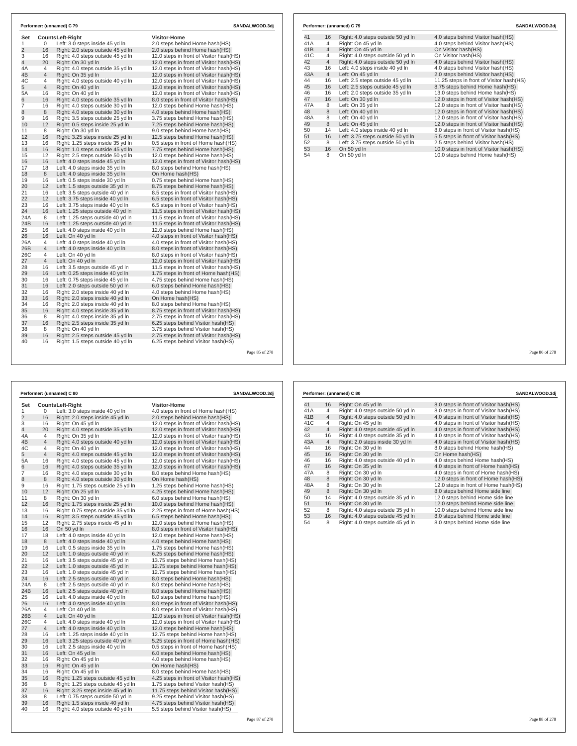## Performer: (unnamed) C 79

SANDALWOOD.3dj

| Set | Counts | Left-Right | Visitor-Home |
|---|---|---|---|
| 1 | 0 | Left: 3.0 steps inside 45 yd ln | 2.0 steps behind Home hash(HS) |
| 2 | 16 | Right: 2.0 steps outside 45 yd ln | 2.0 steps behind Home hash(HS) |
| 3 | 16 | Right: 4.0 steps outside 45 yd ln | 12.0 steps in front of Visitor hash(HS) |
| 4 | 20 | Right: On 30 yd ln | 12.0 steps in front of Visitor hash(HS) |
| 4A | 4 | Right: 4.0 steps outside 35 yd ln | 12.0 steps in front of Visitor hash(HS) |
| 4B | 4 | Right: On 35 yd ln | 12.0 steps in front of Visitor hash(HS) |
| 4C | 4 | Right: 4.0 steps outside 40 yd ln | 12.0 steps in front of Visitor hash(HS) |
| 5 | 4 | Right: On 40 yd ln | 12.0 steps in front of Visitor hash(HS) |
| 5A | 16 | Right: On 40 yd ln | 12.0 steps in front of Visitor hash(HS) |
| 6 | 16 | Right: 4.0 steps outside 35 yd ln | 8.0 steps in front of Visitor hash(HS) |
| 7 | 16 | Right: 4.0 steps outside 30 yd ln | 12.0 steps behind Home hash(HS) |
| 8 | 8 | Right: 4.0 steps outside 30 yd ln | 4.0 steps behind Home hash(HS) |
| 9 | 16 | Right: 3.5 steps outside 25 yd ln | 3.75 steps behind Home hash(HS) |
| 10 | 12 | Right: 0.5 steps inside 25 yd ln | 7.25 steps behind Home hash(HS) |
| 11 | 8 | Right: On 30 yd ln | 9.0 steps behind Home hash(HS) |
| 12 | 16 | Right: 3.25 steps inside 25 yd ln | 12.5 steps behind Home hash(HS) |
| 13 | 16 | Right: 1.25 steps inside 35 yd ln | 0.5 steps in front of Home hash(HS) |
| 14 | 16 | Right: 1.0 steps outside 45 yd ln | 7.75 steps behind Home hash(HS) |
| 15 | 12 | Right: 2.5 steps outside 50 yd ln | 12.0 steps behind Home hash(HS) |
| 16 | 16 | Left: 4.0 steps inside 45 yd ln | 12.0 steps in front of Visitor hash(HS) |
| 17 | 18 | Left: 4.0 steps inside 35 yd ln | 8.0 steps behind Home hash(HS) |
| 18 | 8 | Left: 4.0 steps inside 35 yd ln | On Home hash(HS) |
| 19 | 16 | Left: 0.5 steps inside 30 yd ln | 0.75 steps behind Home hash(HS) |
| 20 | 12 | Left: 1.5 steps outside 35 yd ln | 8.75 steps behind Home hash(HS) |
| 21 | 16 | Left: 3.5 steps outside 40 yd ln | 8.5 steps in front of Visitor hash(HS) |
| 22 | 12 | Left: 3.75 steps inside 40 yd ln | 6.5 steps in front of Visitor hash(HS) |
| 23 | 16 | Left: 3.75 steps inside 40 yd ln | 6.5 steps in front of Visitor hash(HS) |
| 24 | 16 | Left: 1.25 steps outside 40 yd ln | 11.5 steps in front of Visitor hash(HS) |
| 24A | 8 | Left: 1.25 steps outside 40 yd ln | 11.5 steps in front of Visitor hash(HS) |
| 24B | 16 | Left: 1.25 steps outside 40 yd ln | 11.5 steps in front of Visitor hash(HS) |
| 25 | 16 | Left: 4.0 steps inside 40 yd ln | 12.0 steps behind Home hash(HS) |
| 26 | 16 | Left: On 40 yd ln | 4.0 steps in front of Visitor hash(HS) |
| 26A | 4 | Left: 4.0 steps inside 40 yd ln | 4.0 steps in front of Visitor hash(HS) |
| 26B | 4 | Left: 4.0 steps inside 40 yd ln | 8.0 steps in front of Visitor hash(HS) |
| 26C | 4 | Left: On 40 yd ln | 8.0 steps in front of Visitor hash(HS) |
| 27 | 4 | Left: On 40 yd ln | 12.0 steps in front of Visitor hash(HS) |
| 28 | 16 | Left: 3.5 steps outside 45 yd ln | 11.5 steps in front of Visitor hash(HS) |
| 29 | 16 | Left: 0.25 steps inside 40 yd ln | 1.75 steps in front of Home hash(HS) |
| 30 | 16 | Left: 0.75 steps inside 45 yd ln | 4.75 steps behind Home hash(HS) |
| 31 | 16 | Left: 2.0 steps outside 50 yd ln | 6.0 steps behind Home hash(HS) |
| 32 | 16 | Right: 2.0 steps inside 40 yd ln | 4.0 steps behind Home hash(HS) |
| 33 | 16 | Right: 2.0 steps inside 40 yd ln | On Home hash(HS) |
| 34 | 16 | Right: 2.0 steps inside 40 yd ln | 8.0 steps behind Home hash(HS) |
| 35 | 16 | Right: 4.0 steps inside 35 yd ln | 8.75 steps in front of Visitor hash(HS) |
| 36 | 8 | Right: 4.0 steps inside 35 yd ln | 2.75 steps in front of Visitor hash(HS) |
| 37 | 16 | Right: 2.5 steps inside 35 yd ln | 6.25 steps behind Visitor hash(HS) |
| 38 | 8 | Right: On 40 yd ln | 3.75 steps behind Visitor hash(HS) |
| 39 | 16 | Right: 2.5 steps outside 45 yd ln | 2.75 steps in front of Visitor hash(HS) |
| 40 | 16 | Right: 1.5 steps outside 40 yd ln | 6.25 steps behind Visitor hash(HS) |
| 41 | 16 | Right: 4.0 steps outside 50 yd ln | 4.0 steps behind Visitor hash(HS) |
| 41A | 4 | Right: On 45 yd ln | 4.0 steps behind Visitor hash(HS) |
| 41B | 4 | Right: On 45 yd ln | On Visitor hash(HS) |
| 41C | 4 | Right: 4.0 steps outside 50 yd ln | On Visitor hash(HS) |
| 42 | 4 | Right: 4.0 steps outside 50 yd ln | 4.0 steps behind Visitor hash(HS) |
| 43 | 16 | Left: 4.0 steps inside 40 yd ln | 4.0 steps behind Visitor hash(HS) |
| 43A | 4 | Left: On 45 yd ln | 2.0 steps behind Visitor hash(HS) |
| 44 | 16 | Left: 2.5 steps outside 45 yd ln | 11.25 steps in front of Visitor hash(HS) |
| 45 | 16 | Left: 2.5 steps outside 45 yd ln | 8.75 steps behind Home hash(HS) |
| 46 | 16 | Left: 2.0 steps outside 35 yd ln | 13.0 steps behind Home hash(HS) |
| 47 | 16 | Left: On 30 yd ln | 12.0 steps in front of Visitor hash(HS) |
| 47A | 8 | Left: On 35 yd ln | 12.0 steps in front of Visitor hash(HS) |
| 48 | 8 | Left: On 40 yd ln | 12.0 steps in front of Visitor hash(HS) |
| 48A | 8 | Left: On 40 yd ln | 12.0 steps in front of Visitor hash(HS) |
| 49 | 8 | Left: On 45 yd ln | 12.0 steps in front of Visitor hash(HS) |
| 50 | 14 | Left: 4.0 steps inside 40 yd ln | 8.0 steps in front of Visitor hash(HS) |
| 51 | 16 | Left: 3.75 steps outside 50 yd ln | 5.5 steps in front of Visitor hash(HS) |
| 52 | 8 | Left: 3.75 steps outside 50 yd ln | 2.5 steps behind Visitor hash(HS) |
| 53 | 16 | On 50 yd ln | 10.0 steps in front of Visitor hash(HS) |
| 54 | 8 | On 50 yd ln | 10.0 steps behind Home hash(HS) |

## Performer: (unnamed) C 80

SANDALWOOD.3dj

| Set | Counts | Left-Right | Visitor-Home |
|---|---|---|---|
| 1 | 0 | Left: 3.0 steps inside 40 yd ln | 4.0 steps in front of Home hash(HS) |
| 2 | 16 | Right: 2.0 steps inside 45 yd ln | 2.0 steps behind Home hash(HS) |
| 3 | 16 | Right: On 45 yd ln | 12.0 steps in front of Visitor hash(HS) |
| 4 | 20 | Right: 4.0 steps outside 35 yd ln | 12.0 steps in front of Visitor hash(HS) |
| 4A | 4 | Right: On 35 yd ln | 12.0 steps in front of Visitor hash(HS) |
| 4B | 4 | Right: 4.0 steps outside 40 yd ln | 12.0 steps in front of Visitor hash(HS) |
| 4C | 4 | Right: On 40 yd ln | 12.0 steps in front of Visitor hash(HS) |
| 5 | 4 | Right: 4.0 steps outside 45 yd ln | 12.0 steps in front of Visitor hash(HS) |
| 5A | 16 | Right: 4.0 steps outside 45 yd ln | 12.0 steps in front of Visitor hash(HS) |
| 6 | 16 | Right: 4.0 steps outside 35 yd ln | 12.0 steps in front of Visitor hash(HS) |
| 7 | 16 | Right: 4.0 steps outside 30 yd ln | 8.0 steps behind Home hash(HS) |
| 8 | 8 | Right: 4.0 steps outside 30 yd ln | On Home hash(HS) |
| 9 | 16 | Right: 1.75 steps outside 25 yd ln | 1.25 steps behind Home hash(HS) |
| 10 | 12 | Right: On 25 yd ln | 4.25 steps behind Home hash(HS) |
| 11 | 8 | Right: On 30 yd ln | 6.0 steps behind Home hash(HS) |
| 12 | 16 | Right: 1.75 steps inside 25 yd ln | 10.0 steps behind Home hash(HS) |
| 13 | 16 | Right: 0.75 steps outside 35 yd ln | 2.25 steps in front of Home hash(HS) |
| 14 | 16 | Right: 3.5 steps outside 45 yd ln | 6.5 steps behind Home hash(HS) |
| 15 | 12 | Right: 2.75 steps inside 45 yd ln | 12.0 steps behind Home hash(HS) |
| 16 | 16 | On 50 yd ln | 8.0 steps in front of Visitor hash(HS) |
| 17 | 18 | Left: 4.0 steps inside 40 yd ln | 12.0 steps behind Home hash(HS) |
| 18 | 8 | Left: 4.0 steps inside 40 yd ln | 4.0 steps behind Home hash(HS) |
| 19 | 16 | Left: 0.5 steps inside 35 yd ln | 1.75 steps behind Home hash(HS) |
| 20 | 12 | Left: 1.0 steps outside 40 yd ln | 6.25 steps behind Home hash(HS) |
| 21 | 16 | Left: 3.5 steps outside 45 yd ln | 13.75 steps behind Home hash(HS) |
| 22 | 12 | Left: 1.0 steps outside 45 yd ln | 12.75 steps behind Home hash(HS) |
| 23 | 16 | Left: 1.0 steps outside 45 yd ln | 12.75 steps behind Home hash(HS) |
| 24 | 16 | Left: 2.5 steps outside 40 yd ln | 8.0 steps behind Home hash(HS) |
| 24A | 8 | Left: 2.5 steps outside 40 yd ln | 8.0 steps behind Home hash(HS) |
| 24B | 16 | Left: 2.5 steps outside 40 yd ln | 8.0 steps behind Home hash(HS) |
| 25 | 16 | Left: 4.0 steps inside 40 yd ln | 8.0 steps behind Home hash(HS) |
| 26 | 16 | Left: 4.0 steps inside 40 yd ln | 8.0 steps in front of Visitor hash(HS) |
| 26A | 4 | Left: On 40 yd ln | 8.0 steps in front of Visitor hash(HS) |
| 26B | 4 | Left: On 40 yd ln | 12.0 steps in front of Visitor hash(HS) |
| 26C | 4 | Left: 4.0 steps inside 40 yd ln | 12.0 steps in front of Visitor hash(HS) |
| 27 | 4 | Left: 4.0 steps inside 40 yd ln | 12.0 steps behind Home hash(HS) |
| 28 | 16 | Left: 1.25 steps inside 40 yd ln | 12.75 steps behind Home hash(HS) |
| 29 | 16 | Left: 3.25 steps outside 40 yd ln | 5.25 steps in front of Home hash(HS) |
| 30 | 16 | Left: 2.5 steps inside 40 yd ln | 0.5 steps in front of Home hash(HS) |
| 31 | 16 | Left: On 45 yd ln | 6.0 steps behind Home hash(HS) |
| 32 | 16 | Right: On 45 yd ln | 4.0 steps behind Home hash(HS) |
| 33 | 16 | Right: On 45 yd ln | On Home hash(HS) |
| 34 | 16 | Right: On 45 yd ln | 8.0 steps behind Home hash(HS) |
| 35 | 16 | Right: 1.25 steps outside 45 yd ln | 4.25 steps in front of Visitor hash(HS) |
| 36 | 8 | Right: 1.25 steps outside 45 yd ln | 1.75 steps behind Visitor hash(HS) |
| 37 | 16 | Right: 3.25 steps inside 45 yd ln | 11.75 steps behind Visitor hash(HS) |
| 38 | 8 | Left: 0.75 steps outside 50 yd ln | 9.25 steps behind Visitor hash(HS) |
| 39 | 16 | Right: 1.5 steps inside 40 yd ln | 4.75 steps behind Visitor hash(HS) |
| 40 | 16 | Right: 4.0 steps outside 40 yd ln | 5.5 steps behind Visitor hash(HS) |
| 41 | 16 | Right: On 45 yd ln | 8.0 steps in front of Visitor hash(HS) |
| 41A | 4 | Right: 4.0 steps outside 50 yd ln | 8.0 steps in front of Visitor hash(HS) |
| 41B | 4 | Right: 4.0 steps outside 50 yd ln | 4.0 steps in front of Visitor hash(HS) |
| 41C | 4 | Right: On 45 yd ln | 4.0 steps in front of Visitor hash(HS) |
| 42 | 4 | Right: 4.0 steps outside 45 yd ln | 4.0 steps in front of Visitor hash(HS) |
| 43 | 16 | Right: 4.0 steps outside 35 yd ln | 4.0 steps in front of Visitor hash(HS) |
| 43A | 4 | Right: 2.0 steps inside 30 yd ln | 4.0 steps in front of Visitor hash(HS) |
| 44 | 16 | Right: On 30 yd ln | 8.0 steps behind Home hash(HS) |
| 45 | 16 | Right: On 30 yd ln | On Home hash(HS) |
| 46 | 16 | Right: 4.0 steps outside 40 yd ln | 4.0 steps behind Home hash(HS) |
| 47 | 16 | Right: On 35 yd ln | 4.0 steps in front of Home hash(HS) |
| 47A | 8 | Right: On 30 yd ln | 4.0 steps in front of Home hash(HS) |
| 48 | 8 | Right: On 30 yd ln | 12.0 steps in front of Home hash(HS) |
| 48A | 8 | Right: On 30 yd ln | 12.0 steps in front of Home hash(HS) |
| 49 | 8 | Right: On 30 yd ln | 8.0 steps behind Home side line |
| 50 | 14 | Right: 4.0 steps outside 35 yd ln | 12.0 steps behind Home side line |
| 51 | 16 | Right: On 30 yd ln | 12.0 steps behind Home side line |
| 52 | 8 | Right: 4.0 steps outside 35 yd ln | 10.0 steps behind Home side line |
| 53 | 16 | Right: 4.0 steps outside 45 yd ln | 8.0 steps behind Home side line |
| 54 | 8 | Right: 4.0 steps outside 45 yd ln | 8.0 steps behind Home side line |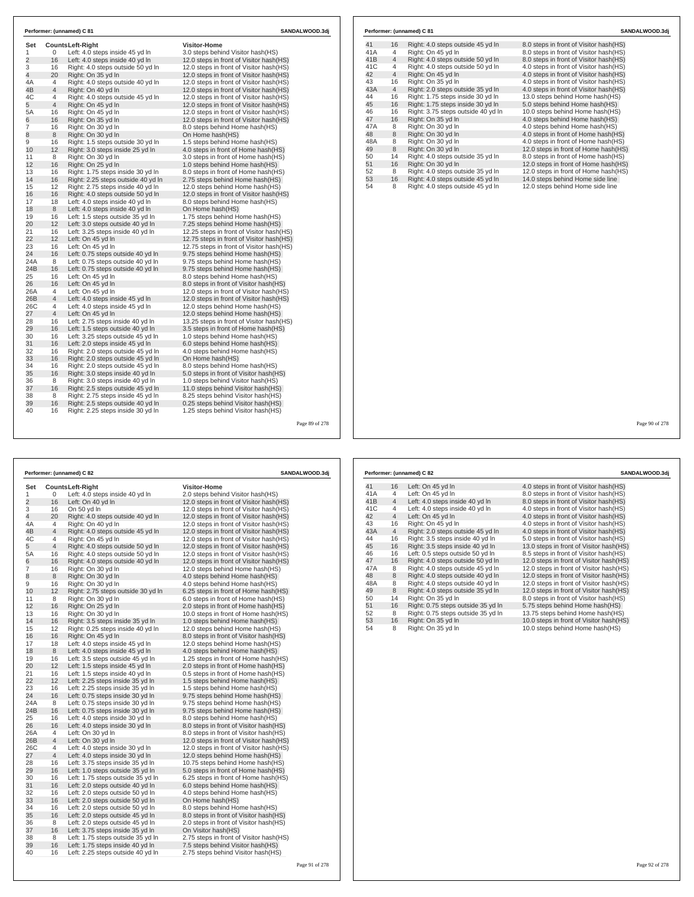## Performer: (unnamed) C 81 — SANDALWOOD.3dj

| Set | Counts | Left-Right | Visitor-Home |
|---|---|---|---|
| 1 | 0 | Left: 4.0 steps inside 45 yd ln | 3.0 steps behind Visitor hash(HS) |
| 2 | 16 | Left: 4.0 steps inside 40 yd ln | 12.0 steps in front of Visitor hash(HS) |
| 3 | 16 | Right: 4.0 steps outside 50 yd ln | 12.0 steps in front of Visitor hash(HS) |
| 4 | 20 | Right: On 35 yd ln | 12.0 steps in front of Visitor hash(HS) |
| 4A | 4 | Right: 4.0 steps outside 40 yd ln | 12.0 steps in front of Visitor hash(HS) |
| 4B | 4 | Right: On 40 yd ln | 12.0 steps in front of Visitor hash(HS) |
| 4C | 4 | Right: 4.0 steps outside 45 yd ln | 12.0 steps in front of Visitor hash(HS) |
| 5 | 4 | Right: On 45 yd ln | 12.0 steps in front of Visitor hash(HS) |
| 5A | 16 | Right: On 45 yd ln | 12.0 steps in front of Visitor hash(HS) |
| 6 | 16 | Right: On 35 yd ln | 12.0 steps in front of Visitor hash(HS) |
| 7 | 16 | Right: On 30 yd ln | 8.0 steps behind Home hash(HS) |
| 8 | 8 | Right: On 30 yd ln | On Home hash(HS) |
| 9 | 16 | Right: 1.5 steps outside 30 yd ln | 1.5 steps behind Home hash(HS) |
| 10 | 12 | Right: 3.0 steps inside 25 yd ln | 4.0 steps in front of Home hash(HS) |
| 11 | 8 | Right: On 30 yd ln | 3.0 steps in front of Home hash(HS) |
| 12 | 16 | Right: On 25 yd ln | 1.0 steps behind Home hash(HS) |
| 13 | 16 | Right: 1.75 steps inside 30 yd ln | 8.0 steps in front of Home hash(HS) |
| 14 | 16 | Right: 2.25 steps outside 40 yd ln | 2.75 steps behind Home hash(HS) |
| 15 | 12 | Right: 2.75 steps inside 40 yd ln | 12.0 steps behind Home hash(HS) |
| 16 | 16 | Right: 4.0 steps outside 50 yd ln | 12.0 steps in front of Visitor hash(HS) |
| 17 | 18 | Left: 4.0 steps inside 40 yd ln | 8.0 steps behind Home hash(HS) |
| 18 | 8 | Left: 4.0 steps inside 40 yd ln | On Home hash(HS) |
| 19 | 16 | Left: 1.5 steps outside 35 yd ln | 1.75 steps behind Home hash(HS) |
| 20 | 12 | Left: 3.0 steps outside 40 yd ln | 7.25 steps behind Home hash(HS) |
| 21 | 16 | Left: 3.25 steps inside 40 yd ln | 12.25 steps in front of Visitor hash(HS) |
| 22 | 12 | Left: On 45 yd ln | 12.75 steps in front of Visitor hash(HS) |
| 23 | 16 | Left: On 45 yd ln | 12.75 steps in front of Visitor hash(HS) |
| 24 | 16 | Left: 0.75 steps outside 40 yd ln | 9.75 steps behind Home hash(HS) |
| 24A | 8 | Left: 0.75 steps outside 40 yd ln | 9.75 steps behind Home hash(HS) |
| 24B | 16 | Left: 0.75 steps outside 40 yd ln | 9.75 steps behind Home hash(HS) |
| 25 | 16 | Left: On 45 yd ln | 8.0 steps behind Home hash(HS) |
| 26 | 16 | Left: On 45 yd ln | 8.0 steps in front of Visitor hash(HS) |
| 26A | 4 | Left: On 45 yd ln | 12.0 steps in front of Visitor hash(HS) |
| 26B | 4 | Left: 4.0 steps inside 45 yd ln | 12.0 steps in front of Visitor hash(HS) |
| 26C | 4 | Left: 4.0 steps inside 45 yd ln | 12.0 steps behind Home hash(HS) |
| 27 | 4 | Left: On 45 yd ln | 12.0 steps behind Home hash(HS) |
| 28 | 16 | Left: 2.75 steps inside 40 yd ln | 13.25 steps in front of Visitor hash(HS) |
| 29 | 16 | Left: 1.5 steps outside 40 yd ln | 3.5 steps in front of Home hash(HS) |
| 30 | 16 | Left: 3.25 steps outside 45 yd ln | 1.0 steps behind Home hash(HS) |
| 31 | 16 | Left: 2.0 steps inside 45 yd ln | 6.0 steps behind Home hash(HS) |
| 32 | 16 | Right: 2.0 steps outside 45 yd ln | 4.0 steps behind Home hash(HS) |
| 33 | 16 | Right: 2.0 steps outside 45 yd ln | On Home hash(HS) |
| 34 | 16 | Right: 2.0 steps outside 45 yd ln | 8.0 steps behind Home hash(HS) |
| 35 | 16 | Right: 3.0 steps inside 40 yd ln | 5.0 steps in front of Visitor hash(HS) |
| 36 | 8 | Right: 3.0 steps inside 40 yd ln | 1.0 steps behind Visitor hash(HS) |
| 37 | 16 | Right: 2.5 steps outside 45 yd ln | 11.0 steps behind Visitor hash(HS) |
| 38 | 8 | Right: 2.75 steps inside 45 yd ln | 8.25 steps behind Visitor hash(HS) |
| 39 | 16 | Right: 2.5 steps outside 40 yd ln | 0.25 steps behind Visitor hash(HS) |
| 40 | 16 | Right: 2.25 steps inside 30 yd ln | 1.25 steps behind Visitor hash(HS) |
| 41 | 16 | Right: 4.0 steps outside 45 yd ln | 8.0 steps in front of Visitor hash(HS) |
| 41A | 4 | Right: On 45 yd ln | 8.0 steps in front of Visitor hash(HS) |
| 41B | 4 | Right: 4.0 steps outside 50 yd ln | 8.0 steps in front of Visitor hash(HS) |
| 41C | 4 | Right: 4.0 steps outside 50 yd ln | 4.0 steps in front of Visitor hash(HS) |
| 42 | 4 | Right: On 45 yd ln | 4.0 steps in front of Visitor hash(HS) |
| 43 | 16 | Right: On 35 yd ln | 4.0 steps in front of Visitor hash(HS) |
| 43A | 4 | Right: 2.0 steps outside 35 yd ln | 4.0 steps in front of Visitor hash(HS) |
| 44 | 16 | Right: 1.75 steps inside 30 yd ln | 13.0 steps behind Home hash(HS) |
| 45 | 16 | Right: 1.75 steps inside 30 yd ln | 5.0 steps behind Home hash(HS) |
| 46 | 16 | Right: 3.75 steps outside 40 yd ln | 10.0 steps behind Home hash(HS) |
| 47 | 16 | Right: On 35 yd ln | 4.0 steps behind Home hash(HS) |
| 47A | 8 | Right: On 30 yd ln | 4.0 steps behind Home hash(HS) |
| 48 | 8 | Right: On 30 yd ln | 4.0 steps in front of Home hash(HS) |
| 48A | 8 | Right: On 30 yd ln | 4.0 steps in front of Home hash(HS) |
| 49 | 8 | Right: On 30 yd ln | 12.0 steps in front of Home hash(HS) |
| 50 | 14 | Right: 4.0 steps outside 35 yd ln | 8.0 steps in front of Home hash(HS) |
| 51 | 16 | Right: On 30 yd ln | 12.0 steps in front of Home hash(HS) |
| 52 | 8 | Right: 4.0 steps outside 35 yd ln | 12.0 steps in front of Home hash(HS) |
| 53 | 16 | Right: 4.0 steps outside 45 yd ln | 14.0 steps behind Home side line |
| 54 | 8 | Right: 4.0 steps outside 45 yd ln | 12.0 steps behind Home side line |

## Performer: (unnamed) C 82 — SANDALWOOD.3dj

| Set | Counts | Left-Right | Visitor-Home |
|---|---|---|---|
| 1 | 0 | Left: 4.0 steps inside 40 yd ln | 2.0 steps behind Visitor hash(HS) |
| 2 | 16 | Left: On 40 yd ln | 12.0 steps in front of Visitor hash(HS) |
| 3 | 16 | On 50 yd ln | 12.0 steps in front of Visitor hash(HS) |
| 4 | 20 | Right: 4.0 steps outside 40 yd ln | 12.0 steps in front of Visitor hash(HS) |
| 4A | 4 | Right: On 40 yd ln | 12.0 steps in front of Visitor hash(HS) |
| 4B | 4 | Right: 4.0 steps outside 45 yd ln | 12.0 steps in front of Visitor hash(HS) |
| 4C | 4 | Right: On 45 yd ln | 12.0 steps in front of Visitor hash(HS) |
| 5 | 4 | Right: 4.0 steps outside 50 yd ln | 12.0 steps in front of Visitor hash(HS) |
| 5A | 16 | Right: 4.0 steps outside 50 yd ln | 12.0 steps in front of Visitor hash(HS) |
| 6 | 16 | Right: 4.0 steps outside 40 yd ln | 12.0 steps in front of Visitor hash(HS) |
| 7 | 16 | Right: On 30 yd ln | 12.0 steps behind Home hash(HS) |
| 8 | 8 | Right: On 30 yd ln | 4.0 steps behind Home hash(HS) |
| 9 | 16 | Right: On 30 yd ln | 4.0 steps behind Home hash(HS) |
| 10 | 12 | Right: 2.75 steps outside 30 yd ln | 6.25 steps in front of Home hash(HS) |
| 11 | 8 | Right: On 30 yd ln | 6.0 steps in front of Home hash(HS) |
| 12 | 16 | Right: On 25 yd ln | 2.0 steps in front of Home hash(HS) |
| 13 | 16 | Right: On 30 yd ln | 10.0 steps in front of Home hash(HS) |
| 14 | 16 | Right: 3.5 steps inside 35 yd ln | 1.0 steps behind Home hash(HS) |
| 15 | 12 | Right: 0.25 steps inside 40 yd ln | 12.0 steps behind Home hash(HS) |
| 16 | 16 | Right: On 45 yd ln | 8.0 steps in front of Visitor hash(HS) |
| 17 | 18 | Left: 4.0 steps inside 45 yd ln | 12.0 steps behind Home hash(HS) |
| 18 | 8 | Left: 4.0 steps inside 45 yd ln | 4.0 steps behind Home hash(HS) |
| 19 | 16 | Left: 3.5 steps outside 45 yd ln | 1.25 steps in front of Home hash(HS) |
| 20 | 12 | Left: 1.5 steps inside 45 yd ln | 2.0 steps in front of Home hash(HS) |
| 21 | 16 | Left: 1.5 steps inside 40 yd ln | 0.5 steps in front of Home hash(HS) |
| 22 | 12 | Left: 2.25 steps inside 35 yd ln | 1.5 steps behind Home hash(HS) |
| 23 | 16 | Left: 2.25 steps inside 35 yd ln | 1.5 steps behind Home hash(HS) |
| 24 | 16 | Left: 0.75 steps inside 30 yd ln | 9.75 steps behind Home hash(HS) |
| 24A | 8 | Left: 0.75 steps inside 30 yd ln | 9.75 steps behind Home hash(HS) |
| 24B | 16 | Left: 0.75 steps inside 30 yd ln | 9.75 steps behind Home hash(HS) |
| 25 | 16 | Left: 4.0 steps inside 30 yd ln | 8.0 steps behind Home hash(HS) |
| 26 | 16 | Left: 4.0 steps inside 30 yd ln | 8.0 steps in front of Visitor hash(HS) |
| 26A | 4 | Left: On 30 yd ln | 8.0 steps in front of Visitor hash(HS) |
| 26B | 4 | Left: On 30 yd ln | 12.0 steps in front of Visitor hash(HS) |
| 26C | 4 | Left: 4.0 steps inside 30 yd ln | 12.0 steps in front of Visitor hash(HS) |
| 27 | 4 | Left: 4.0 steps inside 30 yd ln | 12.0 steps behind Home hash(HS) |
| 28 | 16 | Left: 3.75 steps inside 35 yd ln | 10.75 steps behind Home hash(HS) |
| 29 | 16 | Left: 1.0 steps outside 35 yd ln | 5.0 steps in front of Home hash(HS) |
| 30 | 16 | Left: 1.75 steps outside 35 yd ln | 6.25 steps in front of Home hash(HS) |
| 31 | 16 | Left: 2.0 steps outside 40 yd ln | 6.0 steps behind Home hash(HS) |
| 32 | 16 | Left: 2.0 steps outside 50 yd ln | 4.0 steps behind Home hash(HS) |
| 33 | 16 | Left: 2.0 steps outside 50 yd ln | On Home hash(HS) |
| 34 | 16 | Left: 2.0 steps outside 50 yd ln | 8.0 steps behind Home hash(HS) |
| 35 | 16 | Left: 2.0 steps outside 45 yd ln | 8.0 steps in front of Visitor hash(HS) |
| 36 | 8 | Left: 2.0 steps outside 45 yd ln | 2.0 steps in front of Visitor hash(HS) |
| 37 | 16 | Left: 3.75 steps inside 35 yd ln | On Visitor hash(HS) |
| 38 | 8 | Left: 1.75 steps outside 35 yd ln | 2.75 steps in front of Visitor hash(HS) |
| 39 | 16 | Left: 1.75 steps inside 40 yd ln | 7.5 steps behind Visitor hash(HS) |
| 40 | 16 | Left: 2.25 steps outside 40 yd ln | 2.75 steps behind Visitor hash(HS) |
| 41 | 16 | Left: On 45 yd ln | 4.0 steps in front of Visitor hash(HS) |
| 41A | 4 | Left: On 45 yd ln | 8.0 steps in front of Visitor hash(HS) |
| 41B | 4 | Left: 4.0 steps inside 40 yd ln | 8.0 steps in front of Visitor hash(HS) |
| 41C | 4 | Left: 4.0 steps inside 40 yd ln | 4.0 steps in front of Visitor hash(HS) |
| 42 | 4 | Left: On 45 yd ln | 4.0 steps in front of Visitor hash(HS) |
| 43 | 16 | Right: On 45 yd ln | 4.0 steps in front of Visitor hash(HS) |
| 43A | 4 | Right: 2.0 steps outside 45 yd ln | 4.0 steps in front of Visitor hash(HS) |
| 44 | 16 | Right: 3.5 steps inside 40 yd ln | 5.0 steps in front of Visitor hash(HS) |
| 45 | 16 | Right: 3.5 steps inside 40 yd ln | 13.0 steps in front of Visitor hash(HS) |
| 46 | 16 | Left: 0.5 steps inside 50 yd ln | 8.5 steps in front of Visitor hash(HS) |
| 47 | 16 | Right: 4.0 steps outside 50 yd ln | 12.0 steps in front of Visitor hash(HS) |
| 47A | 8 | Right: 4.0 steps outside 45 yd ln | 12.0 steps in front of Visitor hash(HS) |
| 48 | 8 | Right: 4.0 steps outside 40 yd ln | 12.0 steps in front of Visitor hash(HS) |
| 48A | 8 | Right: 4.0 steps outside 40 yd ln | 12.0 steps in front of Visitor hash(HS) |
| 49 | 8 | Right: 4.0 steps outside 35 yd ln | 12.0 steps in front of Visitor hash(HS) |
| 50 | 14 | Right: On 35 yd ln | 8.0 steps in front of Visitor hash(HS) |
| 51 | 16 | Right: 0.75 steps outside 35 yd ln | 5.75 steps behind Home hash(HS) |
| 52 | 8 | Right: 0.75 steps outside 35 yd ln | 13.75 steps behind Home hash(HS) |
| 53 | 16 | Right: On 35 yd ln | 10.0 steps in front of Visitor hash(HS) |
| 54 | 8 | Right: On 35 yd ln | 10.0 steps behind Home hash(HS) |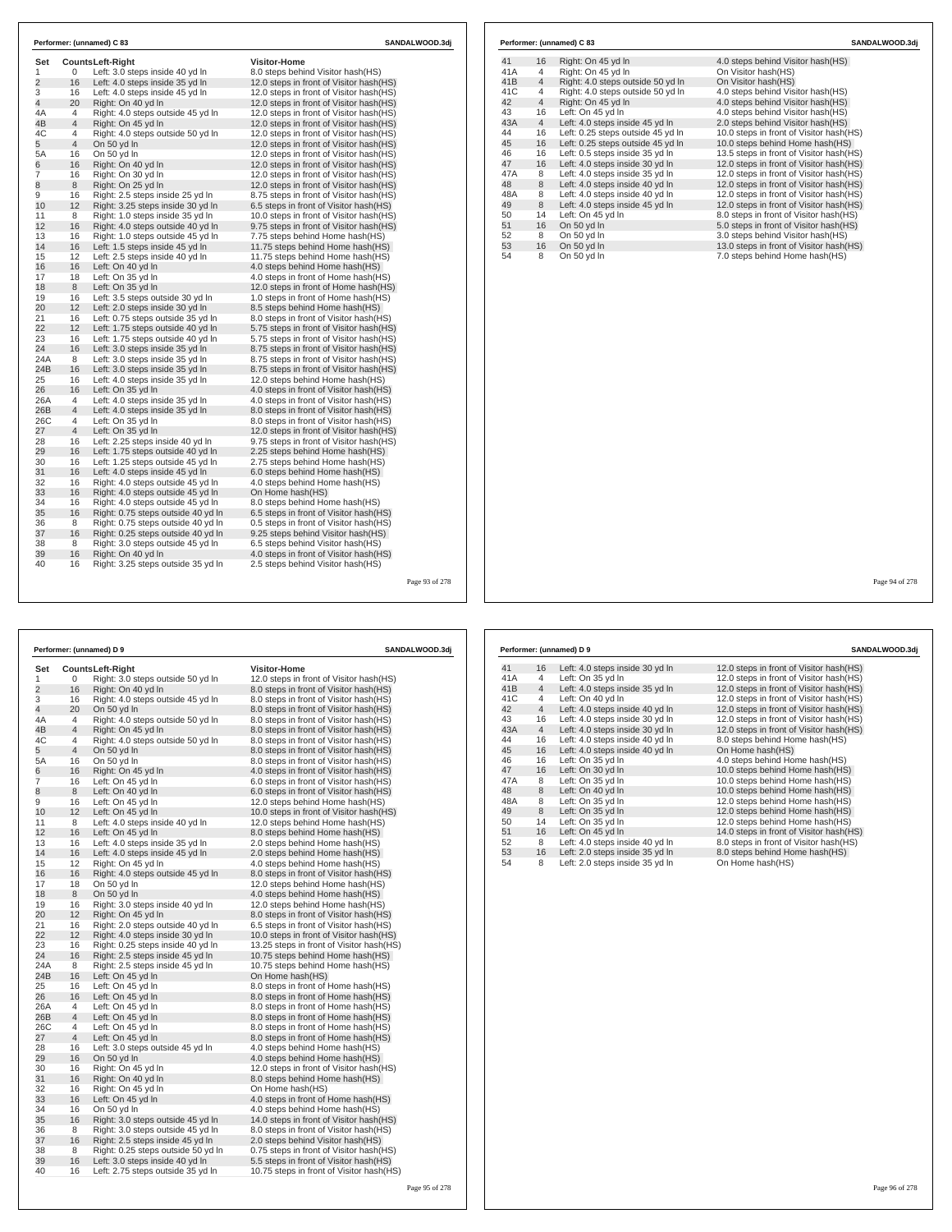## Performer: (unnamed) C 83

SANDALWOOD.3dj

| Set | Counts | Left-Right | Visitor-Home |
|---|---|---|---|
| 1 | 0 | Left: 3.0 steps inside 40 yd ln | 8.0 steps behind Visitor hash(HS) |
| 2 | 16 | Left: 4.0 steps inside 35 yd ln | 12.0 steps in front of Visitor hash(HS) |
| 3 | 16 | Left: 4.0 steps inside 45 yd ln | 12.0 steps in front of Visitor hash(HS) |
| 4 | 20 | Right: On 40 yd ln | 12.0 steps in front of Visitor hash(HS) |
| 4A | 4 | Right: 4.0 steps outside 45 yd ln | 12.0 steps in front of Visitor hash(HS) |
| 4B | 4 | Right: On 45 yd ln | 12.0 steps in front of Visitor hash(HS) |
| 4C | 4 | Right: 4.0 steps outside 50 yd ln | 12.0 steps in front of Visitor hash(HS) |
| 5 | 4 | On 50 yd ln | 12.0 steps in front of Visitor hash(HS) |
| 5A | 16 | On 50 yd ln | 12.0 steps in front of Visitor hash(HS) |
| 6 | 16 | Right: On 40 yd ln | 12.0 steps in front of Visitor hash(HS) |
| 7 | 16 | Right: On 30 yd ln | 12.0 steps in front of Visitor hash(HS) |
| 8 | 8 | Right: On 25 yd ln | 12.0 steps in front of Visitor hash(HS) |
| 9 | 16 | Right: 2.5 steps inside 25 yd ln | 8.75 steps in front of Visitor hash(HS) |
| 10 | 12 | Right: 3.25 steps inside 30 yd ln | 6.5 steps in front of Visitor hash(HS) |
| 11 | 8 | Right: 1.0 steps inside 35 yd ln | 10.0 steps in front of Visitor hash(HS) |
| 12 | 16 | Right: 4.0 steps outside 40 yd ln | 9.75 steps in front of Visitor hash(HS) |
| 13 | 16 | Right: 1.0 steps outside 45 yd ln | 7.75 steps behind Home hash(HS) |
| 14 | 16 | Left: 1.5 steps inside 45 yd ln | 11.75 steps behind Home hash(HS) |
| 15 | 12 | Left: 2.5 steps inside 40 yd ln | 11.75 steps behind Home hash(HS) |
| 16 | 16 | Left: On 40 yd ln | 4.0 steps behind Home hash(HS) |
| 17 | 18 | Left: On 35 yd ln | 4.0 steps in front of Home hash(HS) |
| 18 | 8 | Left: On 35 yd ln | 12.0 steps in front of Home hash(HS) |
| 19 | 16 | Left: 3.5 steps outside 30 yd ln | 1.0 steps in front of Home hash(HS) |
| 20 | 12 | Left: 2.0 steps inside 30 yd ln | 8.5 steps behind Home hash(HS) |
| 21 | 16 | Left: 0.75 steps outside 35 yd ln | 8.0 steps in front of Visitor hash(HS) |
| 22 | 12 | Left: 1.75 steps outside 40 yd ln | 5.75 steps in front of Visitor hash(HS) |
| 23 | 16 | Left: 1.75 steps outside 40 yd ln | 5.75 steps in front of Visitor hash(HS) |
| 24 | 16 | Left: 3.0 steps inside 35 yd ln | 8.75 steps in front of Visitor hash(HS) |
| 24A | 8 | Left: 3.0 steps inside 35 yd ln | 8.75 steps in front of Visitor hash(HS) |
| 24B | 16 | Left: 3.0 steps inside 35 yd ln | 8.75 steps in front of Visitor hash(HS) |
| 25 | 16 | Left: 4.0 steps inside 35 yd ln | 12.0 steps behind Home hash(HS) |
| 26 | 16 | Left: On 35 yd ln | 4.0 steps in front of Visitor hash(HS) |
| 26A | 4 | Left: 4.0 steps inside 35 yd ln | 4.0 steps in front of Visitor hash(HS) |
| 26B | 4 | Left: 4.0 steps inside 35 yd ln | 8.0 steps in front of Visitor hash(HS) |
| 26C | 4 | Left: On 35 yd ln | 8.0 steps in front of Visitor hash(HS) |
| 27 | 4 | Left: On 35 yd ln | 12.0 steps in front of Visitor hash(HS) |
| 28 | 16 | Left: 2.25 steps inside 40 yd ln | 9.75 steps in front of Visitor hash(HS) |
| 29 | 16 | Left: 1.75 steps outside 40 yd ln | 2.25 steps behind Home hash(HS) |
| 30 | 16 | Left: 1.25 steps outside 45 yd ln | 2.75 steps behind Home hash(HS) |
| 31 | 16 | Left: 4.0 steps inside 45 yd ln | 6.0 steps behind Home hash(HS) |
| 32 | 16 | Right: 4.0 steps outside 45 yd ln | 4.0 steps behind Home hash(HS) |
| 33 | 16 | Right: 4.0 steps outside 45 yd ln | On Home hash(HS) |
| 34 | 16 | Right: 4.0 steps outside 45 yd ln | 8.0 steps behind Home hash(HS) |
| 35 | 16 | Right: 0.75 steps outside 40 yd ln | 6.5 steps in front of Visitor hash(HS) |
| 36 | 8 | Right: 0.75 steps outside 40 yd ln | 0.5 steps in front of Visitor hash(HS) |
| 37 | 16 | Right: 0.25 steps outside 40 yd ln | 9.25 steps behind Visitor hash(HS) |
| 38 | 8 | Right: 3.0 steps outside 45 yd ln | 6.5 steps behind Visitor hash(HS) |
| 39 | 16 | Right: On 40 yd ln | 4.0 steps in front of Visitor hash(HS) |
| 40 | 16 | Right: 3.25 steps outside 35 yd ln | 2.5 steps behind Visitor hash(HS) |
| 41 | 16 | Right: On 45 yd ln | 4.0 steps behind Visitor hash(HS) |
| 41A | 4 | Right: On 45 yd ln | On Visitor hash(HS) |
| 41B | 4 | Right: 4.0 steps outside 50 yd ln | On Visitor hash(HS) |
| 41C | 4 | Right: 4.0 steps outside 50 yd ln | 4.0 steps behind Visitor hash(HS) |
| 42 | 4 | Right: On 45 yd ln | 4.0 steps behind Visitor hash(HS) |
| 43 | 16 | Left: On 45 yd ln | 4.0 steps behind Visitor hash(HS) |
| 43A | 4 | Left: 4.0 steps inside 45 yd ln | 2.0 steps behind Visitor hash(HS) |
| 44 | 16 | Left: 0.25 steps outside 45 yd ln | 10.0 steps in front of Visitor hash(HS) |
| 45 | 16 | Left: 0.25 steps outside 45 yd ln | 10.0 steps behind Home hash(HS) |
| 46 | 16 | Left: 0.5 steps inside 35 yd ln | 13.5 steps in front of Visitor hash(HS) |
| 47 | 16 | Left: 4.0 steps inside 30 yd ln | 12.0 steps in front of Visitor hash(HS) |
| 47A | 8 | Left: 4.0 steps inside 35 yd ln | 12.0 steps in front of Visitor hash(HS) |
| 48 | 8 | Left: 4.0 steps inside 40 yd ln | 12.0 steps in front of Visitor hash(HS) |
| 48A | 8 | Left: 4.0 steps inside 40 yd ln | 12.0 steps in front of Visitor hash(HS) |
| 49 | 8 | Left: 4.0 steps inside 45 yd ln | 12.0 steps in front of Visitor hash(HS) |
| 50 | 14 | Left: On 45 yd ln | 8.0 steps in front of Visitor hash(HS) |
| 51 | 16 | On 50 yd ln | 5.0 steps in front of Visitor hash(HS) |
| 52 | 8 | On 50 yd ln | 3.0 steps behind Visitor hash(HS) |
| 53 | 16 | On 50 yd ln | 13.0 steps in front of Visitor hash(HS) |
| 54 | 8 | On 50 yd ln | 7.0 steps behind Home hash(HS) |

## Performer: (unnamed) D 9

SANDALWOOD.3dj

| Set | Counts | Left-Right | Visitor-Home |
|---|---|---|---|
| 1 | 0 | Right: 3.0 steps outside 50 yd ln | 12.0 steps in front of Visitor hash(HS) |
| 2 | 16 | Right: On 40 yd ln | 8.0 steps in front of Visitor hash(HS) |
| 3 | 16 | Right: 4.0 steps outside 45 yd ln | 8.0 steps in front of Visitor hash(HS) |
| 4 | 20 | On 50 yd ln | 8.0 steps in front of Visitor hash(HS) |
| 4A | 4 | Right: 4.0 steps outside 50 yd ln | 8.0 steps in front of Visitor hash(HS) |
| 4B | 4 | Right: On 45 yd ln | 8.0 steps in front of Visitor hash(HS) |
| 4C | 4 | Right: 4.0 steps outside 50 yd ln | 8.0 steps in front of Visitor hash(HS) |
| 5 | 4 | On 50 yd ln | 8.0 steps in front of Visitor hash(HS) |
| 5A | 16 | On 50 yd ln | 8.0 steps in front of Visitor hash(HS) |
| 6 | 16 | Right: On 45 yd ln | 4.0 steps in front of Visitor hash(HS) |
| 7 | 16 | Left: On 45 yd ln | 6.0 steps in front of Visitor hash(HS) |
| 8 | 8 | Left: On 40 yd ln | 6.0 steps in front of Visitor hash(HS) |
| 9 | 16 | Left: On 45 yd ln | 12.0 steps behind Home hash(HS) |
| 10 | 12 | Left: On 45 yd ln | 10.0 steps in front of Visitor hash(HS) |
| 11 | 8 | Left: 4.0 steps inside 40 yd ln | 12.0 steps behind Home hash(HS) |
| 12 | 16 | Left: On 45 yd ln | 8.0 steps behind Home hash(HS) |
| 13 | 16 | Left: 4.0 steps inside 35 yd ln | 2.0 steps behind Home hash(HS) |
| 14 | 16 | Left: 4.0 steps inside 45 yd ln | 2.0 steps behind Home hash(HS) |
| 15 | 12 | Right: On 45 yd ln | 4.0 steps behind Home hash(HS) |
| 16 | 16 | Right: 4.0 steps outside 45 yd ln | 8.0 steps in front of Visitor hash(HS) |
| 17 | 18 | On 50 yd ln | 12.0 steps behind Home hash(HS) |
| 18 | 8 | On 50 yd ln | 4.0 steps behind Home hash(HS) |
| 19 | 16 | Right: 3.0 steps inside 40 yd ln | 12.0 steps behind Home hash(HS) |
| 20 | 12 | Right: On 45 yd ln | 8.0 steps in front of Visitor hash(HS) |
| 21 | 16 | Right: 2.0 steps outside 40 yd ln | 6.5 steps in front of Visitor hash(HS) |
| 22 | 12 | Right: 4.0 steps inside 30 yd ln | 10.0 steps in front of Visitor hash(HS) |
| 23 | 16 | Right: 0.25 steps inside 40 yd ln | 13.25 steps in front of Visitor hash(HS) |
| 24 | 16 | Right: 2.5 steps inside 45 yd ln | 10.75 steps behind Home hash(HS) |
| 24A | 8 | Right: 2.5 steps inside 45 yd ln | 10.75 steps behind Home hash(HS) |
| 24B | 16 | Left: On 45 yd ln | On Home hash(HS) |
| 25 | 16 | Left: On 45 yd ln | 8.0 steps in front of Home hash(HS) |
| 26 | 16 | Left: On 45 yd ln | 8.0 steps in front of Home hash(HS) |
| 26A | 4 | Left: On 45 yd ln | 8.0 steps in front of Home hash(HS) |
| 26B | 4 | Left: On 45 yd ln | 8.0 steps in front of Home hash(HS) |
| 26C | 4 | Left: On 45 yd ln | 8.0 steps in front of Home hash(HS) |
| 27 | 4 | Left: On 45 yd ln | 8.0 steps in front of Home hash(HS) |
| 28 | 16 | Left: 3.0 steps outside 45 yd ln | 4.0 steps behind Home hash(HS) |
| 29 | 16 | On 50 yd ln | 4.0 steps behind Home hash(HS) |
| 30 | 16 | Right: On 45 yd ln | 12.0 steps in front of Visitor hash(HS) |
| 31 | 16 | Right: On 40 yd ln | 8.0 steps behind Home hash(HS) |
| 32 | 16 | Right: On 45 yd ln | On Home hash(HS) |
| 33 | 16 | Left: On 45 yd ln | 4.0 steps in front of Home hash(HS) |
| 34 | 16 | On 50 yd ln | 4.0 steps behind Home hash(HS) |
| 35 | 16 | Right: 3.0 steps outside 45 yd ln | 14.0 steps in front of Visitor hash(HS) |
| 36 | 8 | Right: 3.0 steps outside 45 yd ln | 8.0 steps in front of Visitor hash(HS) |
| 37 | 16 | Right: 2.5 steps inside 45 yd ln | 2.0 steps behind Visitor hash(HS) |
| 38 | 8 | Right: 0.25 steps outside 50 yd ln | 0.75 steps in front of Visitor hash(HS) |
| 39 | 16 | Left: 3.0 steps inside 40 yd ln | 5.5 steps in front of Visitor hash(HS) |
| 40 | 16 | Left: 2.75 steps outside 35 yd ln | 10.75 steps in front of Visitor hash(HS) |
| 41 | 16 | Left: 4.0 steps inside 30 yd ln | 12.0 steps in front of Visitor hash(HS) |
| 41A | 4 | Left: On 35 yd ln | 12.0 steps in front of Visitor hash(HS) |
| 41B | 4 | Left: 4.0 steps inside 35 yd ln | 12.0 steps in front of Visitor hash(HS) |
| 41C | 4 | Left: On 40 yd ln | 12.0 steps in front of Visitor hash(HS) |
| 42 | 4 | Left: 4.0 steps inside 40 yd ln | 12.0 steps in front of Visitor hash(HS) |
| 43 | 16 | Left: 4.0 steps inside 30 yd ln | 12.0 steps in front of Visitor hash(HS) |
| 43A | 4 | Left: 4.0 steps inside 30 yd ln | 12.0 steps in front of Visitor hash(HS) |
| 44 | 16 | Left: 4.0 steps inside 40 yd ln | 8.0 steps behind Home hash(HS) |
| 45 | 16 | Left: 4.0 steps inside 40 yd ln | On Home hash(HS) |
| 46 | 16 | Left: On 35 yd ln | 4.0 steps behind Home hash(HS) |
| 47 | 16 | Left: On 30 yd ln | 10.0 steps behind Home hash(HS) |
| 47A | 8 | Left: On 35 yd ln | 10.0 steps behind Home hash(HS) |
| 48 | 8 | Left: On 40 yd ln | 10.0 steps behind Home hash(HS) |
| 48A | 8 | Left: On 35 yd ln | 12.0 steps behind Home hash(HS) |
| 49 | 8 | Left: On 35 yd ln | 12.0 steps behind Home hash(HS) |
| 50 | 14 | Left: On 35 yd ln | 12.0 steps behind Home hash(HS) |
| 51 | 16 | Left: On 45 yd ln | 14.0 steps in front of Visitor hash(HS) |
| 52 | 8 | Left: 4.0 steps inside 40 yd ln | 8.0 steps in front of Visitor hash(HS) |
| 53 | 16 | Left: 2.0 steps inside 35 yd ln | 8.0 steps behind Home hash(HS) |
| 54 | 8 | Left: 2.0 steps inside 35 yd ln | On Home hash(HS) |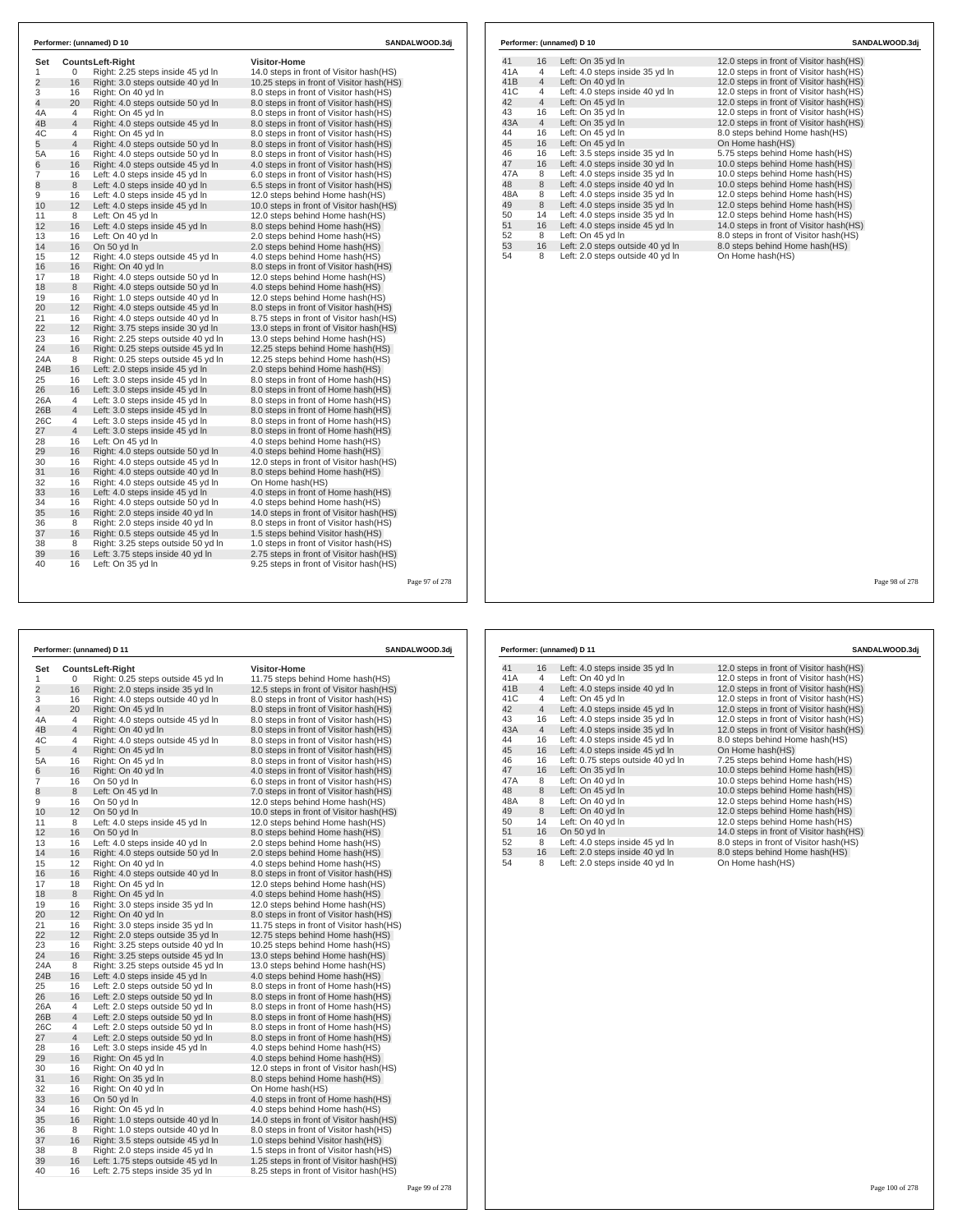## Performer: (unnamed) D 10 — SANDALWOOD.3dj

| Set | Counts | Left-Right | Visitor-Home |
|---|---|---|---|
| 1 | 0 | Right: 2.25 steps inside 45 yd ln | 14.0 steps in front of Visitor hash(HS) |
| 2 | 16 | Right: 3.0 steps outside 40 yd ln | 10.25 steps in front of Visitor hash(HS) |
| 3 | 16 | Right: On 40 yd ln | 8.0 steps in front of Visitor hash(HS) |
| 4 | 20 | Right: 4.0 steps outside 50 yd ln | 8.0 steps in front of Visitor hash(HS) |
| 4A | 4 | Right: On 45 yd ln | 8.0 steps in front of Visitor hash(HS) |
| 4B | 4 | Right: 4.0 steps outside 45 yd ln | 8.0 steps in front of Visitor hash(HS) |
| 4C | 4 | Right: On 45 yd ln | 8.0 steps in front of Visitor hash(HS) |
| 5 | 4 | Right: 4.0 steps outside 50 yd ln | 8.0 steps in front of Visitor hash(HS) |
| 5A | 16 | Right: 4.0 steps outside 50 yd ln | 8.0 steps in front of Visitor hash(HS) |
| 6 | 16 | Right: 4.0 steps outside 45 yd ln | 4.0 steps in front of Visitor hash(HS) |
| 7 | 16 | Left: 4.0 steps inside 45 yd ln | 6.0 steps in front of Visitor hash(HS) |
| 8 | 8 | Left: 4.0 steps inside 40 yd ln | 6.5 steps in front of Visitor hash(HS) |
| 9 | 16 | Left: 4.0 steps inside 45 yd ln | 12.0 steps behind Home hash(HS) |
| 10 | 12 | Left: 4.0 steps inside 45 yd ln | 10.0 steps in front of Visitor hash(HS) |
| 11 | 8 | Left: On 45 yd ln | 12.0 steps behind Home hash(HS) |
| 12 | 16 | Left: 4.0 steps inside 45 yd ln | 8.0 steps behind Home hash(HS) |
| 13 | 16 | Left: On 40 yd ln | 2.0 steps behind Home hash(HS) |
| 14 | 16 | On 50 yd ln | 2.0 steps behind Home hash(HS) |
| 15 | 12 | Right: 4.0 steps outside 45 yd ln | 4.0 steps behind Home hash(HS) |
| 16 | 16 | Right: On 40 yd ln | 8.0 steps in front of Visitor hash(HS) |
| 17 | 18 | Right: 4.0 steps outside 50 yd ln | 12.0 steps behind Home hash(HS) |
| 18 | 8 | Right: 4.0 steps outside 50 yd ln | 4.0 steps behind Home hash(HS) |
| 19 | 16 | Right: 1.0 steps outside 40 yd ln | 12.0 steps behind Home hash(HS) |
| 20 | 12 | Right: 4.0 steps outside 45 yd ln | 8.0 steps in front of Visitor hash(HS) |
| 21 | 16 | Right: 4.0 steps outside 40 yd ln | 8.75 steps in front of Visitor hash(HS) |
| 22 | 12 | Right: 3.75 steps inside 30 yd ln | 13.0 steps in front of Visitor hash(HS) |
| 23 | 16 | Right: 2.25 steps outside 40 yd ln | 13.0 steps behind Home hash(HS) |
| 24 | 16 | Right: 0.25 steps outside 45 yd ln | 12.25 steps behind Home hash(HS) |
| 24A | 8 | Right: 0.25 steps outside 45 yd ln | 12.25 steps behind Home hash(HS) |
| 24B | 16 | Left: 2.0 steps inside 45 yd ln | 2.0 steps behind Home hash(HS) |
| 25 | 16 | Left: 3.0 steps inside 45 yd ln | 8.0 steps in front of Home hash(HS) |
| 26 | 16 | Left: 3.0 steps inside 45 yd ln | 8.0 steps in front of Home hash(HS) |
| 26A | 4 | Left: 3.0 steps inside 45 yd ln | 8.0 steps in front of Home hash(HS) |
| 26B | 4 | Left: 3.0 steps inside 45 yd ln | 8.0 steps in front of Home hash(HS) |
| 26C | 4 | Left: 3.0 steps inside 45 yd ln | 8.0 steps in front of Home hash(HS) |
| 27 | 4 | Left: 3.0 steps inside 45 yd ln | 8.0 steps in front of Home hash(HS) |
| 28 | 16 | Left: On 45 yd ln | 4.0 steps behind Home hash(HS) |
| 29 | 16 | Right: 4.0 steps outside 50 yd ln | 4.0 steps behind Home hash(HS) |
| 30 | 16 | Right: 4.0 steps outside 45 yd ln | 12.0 steps in front of Visitor hash(HS) |
| 31 | 16 | Right: 4.0 steps outside 40 yd ln | 8.0 steps behind Home hash(HS) |
| 32 | 16 | Right: 4.0 steps outside 45 yd ln | On Home hash(HS) |
| 33 | 16 | Left: 4.0 steps inside 45 yd ln | 4.0 steps in front of Home hash(HS) |
| 34 | 16 | Right: 4.0 steps outside 50 yd ln | 4.0 steps behind Home hash(HS) |
| 35 | 16 | Right: 2.0 steps inside 40 yd ln | 14.0 steps in front of Visitor hash(HS) |
| 36 | 8 | Right: 2.0 steps inside 40 yd ln | 8.0 steps in front of Visitor hash(HS) |
| 37 | 16 | Right: 0.5 steps outside 45 yd ln | 1.5 steps behind Visitor hash(HS) |
| 38 | 8 | Right: 3.25 steps outside 50 yd ln | 1.0 steps in front of Visitor hash(HS) |
| 39 | 16 | Left: 3.75 steps inside 40 yd ln | 2.75 steps in front of Visitor hash(HS) |
| 40 | 16 | Left: On 35 yd ln | 9.25 steps in front of Visitor hash(HS) |
| 41 | 16 | Left: On 35 yd ln | 12.0 steps in front of Visitor hash(HS) |
| 41A | 4 | Left: 4.0 steps inside 35 yd ln | 12.0 steps in front of Visitor hash(HS) |
| 41B | 4 | Left: On 40 yd ln | 12.0 steps in front of Visitor hash(HS) |
| 41C | 4 | Left: 4.0 steps inside 40 yd ln | 12.0 steps in front of Visitor hash(HS) |
| 42 | 4 | Left: On 45 yd ln | 12.0 steps in front of Visitor hash(HS) |
| 43 | 16 | Left: On 35 yd ln | 12.0 steps in front of Visitor hash(HS) |
| 43A | 4 | Left: On 35 yd ln | 12.0 steps in front of Visitor hash(HS) |
| 44 | 16 | Left: On 45 yd ln | 8.0 steps behind Home hash(HS) |
| 45 | 16 | Left: On 45 yd ln | On Home hash(HS) |
| 46 | 16 | Left: 3.5 steps inside 35 yd ln | 5.75 steps behind Home hash(HS) |
| 47 | 16 | Left: 4.0 steps inside 30 yd ln | 10.0 steps behind Home hash(HS) |
| 47A | 8 | Left: 4.0 steps inside 35 yd ln | 10.0 steps behind Home hash(HS) |
| 48 | 8 | Left: 4.0 steps inside 40 yd ln | 10.0 steps behind Home hash(HS) |
| 48A | 8 | Left: 4.0 steps inside 35 yd ln | 12.0 steps behind Home hash(HS) |
| 49 | 8 | Left: 4.0 steps inside 35 yd ln | 12.0 steps behind Home hash(HS) |
| 50 | 14 | Left: 4.0 steps inside 35 yd ln | 12.0 steps behind Home hash(HS) |
| 51 | 16 | Left: 4.0 steps inside 45 yd ln | 14.0 steps in front of Visitor hash(HS) |
| 52 | 8 | Left: On 45 yd ln | 8.0 steps in front of Visitor hash(HS) |
| 53 | 16 | Left: 2.0 steps outside 40 yd ln | 8.0 steps behind Home hash(HS) |
| 54 | 8 | Left: 2.0 steps outside 40 yd ln | On Home hash(HS) |

## Performer: (unnamed) D 11 — SANDALWOOD.3dj

| Set | Counts | Left-Right | Visitor-Home |
|---|---|---|---|
| 1 | 0 | Right: 0.25 steps outside 45 yd ln | 11.75 steps behind Home hash(HS) |
| 2 | 16 | Right: 2.0 steps inside 35 yd ln | 12.5 steps in front of Visitor hash(HS) |
| 3 | 16 | Right: 4.0 steps outside 40 yd ln | 8.0 steps in front of Visitor hash(HS) |
| 4 | 20 | Right: On 45 yd ln | 8.0 steps in front of Visitor hash(HS) |
| 4A | 4 | Right: 4.0 steps outside 45 yd ln | 8.0 steps in front of Visitor hash(HS) |
| 4B | 4 | Right: On 40 yd ln | 8.0 steps in front of Visitor hash(HS) |
| 4C | 4 | Right: 4.0 steps outside 45 yd ln | 8.0 steps in front of Visitor hash(HS) |
| 5 | 4 | Right: On 45 yd ln | 8.0 steps in front of Visitor hash(HS) |
| 5A | 16 | Right: On 45 yd ln | 8.0 steps in front of Visitor hash(HS) |
| 6 | 16 | Right: On 40 yd ln | 4.0 steps in front of Visitor hash(HS) |
| 7 | 16 | On 50 yd ln | 6.0 steps in front of Visitor hash(HS) |
| 8 | 8 | Left: On 45 yd ln | 7.0 steps in front of Visitor hash(HS) |
| 9 | 16 | On 50 yd ln | 12.0 steps behind Home hash(HS) |
| 10 | 12 | On 50 yd ln | 10.0 steps in front of Visitor hash(HS) |
| 11 | 8 | Left: 4.0 steps inside 45 yd ln | 12.0 steps behind Home hash(HS) |
| 12 | 16 | On 50 yd ln | 8.0 steps behind Home hash(HS) |
| 13 | 16 | Left: 4.0 steps inside 40 yd ln | 2.0 steps behind Home hash(HS) |
| 14 | 16 | Right: 4.0 steps outside 50 yd ln | 2.0 steps behind Home hash(HS) |
| 15 | 12 | Right: On 40 yd ln | 4.0 steps behind Home hash(HS) |
| 16 | 16 | Right: 4.0 steps outside 40 yd ln | 8.0 steps in front of Visitor hash(HS) |
| 17 | 18 | Right: On 45 yd ln | 12.0 steps behind Home hash(HS) |
| 18 | 8 | Right: On 45 yd ln | 4.0 steps behind Home hash(HS) |
| 19 | 16 | Right: 3.0 steps inside 35 yd ln | 12.0 steps behind Home hash(HS) |
| 20 | 12 | Right: On 40 yd ln | 8.0 steps in front of Visitor hash(HS) |
| 21 | 16 | Right: 3.0 steps inside 35 yd ln | 11.75 steps in front of Visitor hash(HS) |
| 22 | 12 | Right: 2.0 steps outside 35 yd ln | 12.75 steps behind Home hash(HS) |
| 23 | 16 | Right: 3.25 steps outside 40 yd ln | 10.25 steps behind Home hash(HS) |
| 24 | 16 | Right: 3.25 steps outside 45 yd ln | 13.0 steps behind Home hash(HS) |
| 24A | 8 | Right: 3.25 steps outside 45 yd ln | 13.0 steps behind Home hash(HS) |
| 24B | 16 | Left: 4.0 steps inside 45 yd ln | 4.0 steps behind Home hash(HS) |
| 25 | 16 | Left: 2.0 steps outside 50 yd ln | 8.0 steps in front of Home hash(HS) |
| 26 | 16 | Left: 2.0 steps outside 50 yd ln | 8.0 steps in front of Home hash(HS) |
| 26A | 4 | Left: 2.0 steps outside 50 yd ln | 8.0 steps in front of Home hash(HS) |
| 26B | 4 | Left: 2.0 steps outside 50 yd ln | 8.0 steps in front of Home hash(HS) |
| 26C | 4 | Left: 2.0 steps outside 50 yd ln | 8.0 steps in front of Home hash(HS) |
| 27 | 4 | Left: 2.0 steps outside 50 yd ln | 8.0 steps in front of Home hash(HS) |
| 28 | 16 | Left: 3.0 steps inside 45 yd ln | 4.0 steps behind Home hash(HS) |
| 29 | 16 | Right: On 45 yd ln | 4.0 steps behind Home hash(HS) |
| 30 | 16 | Right: On 40 yd ln | 12.0 steps in front of Visitor hash(HS) |
| 31 | 16 | Right: On 35 yd ln | 8.0 steps behind Home hash(HS) |
| 32 | 16 | Right: On 40 yd ln | On Home hash(HS) |
| 33 | 16 | On 50 yd ln | 4.0 steps in front of Home hash(HS) |
| 34 | 16 | Right: On 45 yd ln | 4.0 steps behind Home hash(HS) |
| 35 | 16 | Right: 1.0 steps outside 40 yd ln | 14.0 steps in front of Visitor hash(HS) |
| 36 | 8 | Right: 1.0 steps outside 40 yd ln | 8.0 steps in front of Visitor hash(HS) |
| 37 | 16 | Right: 3.5 steps outside 45 yd ln | 1.0 steps behind Visitor hash(HS) |
| 38 | 8 | Right: 2.0 steps inside 45 yd ln | 1.5 steps in front of Visitor hash(HS) |
| 39 | 16 | Left: 1.75 steps outside 45 yd ln | 1.25 steps in front of Visitor hash(HS) |
| 40 | 16 | Left: 2.75 steps inside 35 yd ln | 8.25 steps in front of Visitor hash(HS) |
| 41 | 16 | Left: 4.0 steps inside 35 yd ln | 12.0 steps in front of Visitor hash(HS) |
| 41A | 4 | Left: On 40 yd ln | 12.0 steps in front of Visitor hash(HS) |
| 41B | 4 | Left: 4.0 steps inside 40 yd ln | 12.0 steps in front of Visitor hash(HS) |
| 41C | 4 | Left: On 45 yd ln | 12.0 steps in front of Visitor hash(HS) |
| 42 | 4 | Left: 4.0 steps inside 45 yd ln | 12.0 steps in front of Visitor hash(HS) |
| 43 | 16 | Left: 4.0 steps inside 35 yd ln | 12.0 steps in front of Visitor hash(HS) |
| 43A | 4 | Left: 4.0 steps inside 35 yd ln | 12.0 steps in front of Visitor hash(HS) |
| 44 | 16 | Left: 4.0 steps inside 45 yd ln | 8.0 steps behind Home hash(HS) |
| 45 | 16 | Left: 4.0 steps inside 45 yd ln | On Home hash(HS) |
| 46 | 16 | Left: 0.75 steps outside 40 yd ln | 7.25 steps behind Home hash(HS) |
| 47 | 16 | Left: On 35 yd ln | 10.0 steps behind Home hash(HS) |
| 47A | 8 | Left: On 40 yd ln | 10.0 steps behind Home hash(HS) |
| 48 | 8 | Left: On 45 yd ln | 10.0 steps behind Home hash(HS) |
| 48A | 8 | Left: On 40 yd ln | 12.0 steps behind Home hash(HS) |
| 49 | 8 | Left: On 40 yd ln | 12.0 steps behind Home hash(HS) |
| 50 | 14 | Left: On 40 yd ln | 12.0 steps behind Home hash(HS) |
| 51 | 16 | On 50 yd ln | 14.0 steps in front of Visitor hash(HS) |
| 52 | 8 | Left: 4.0 steps inside 45 yd ln | 8.0 steps in front of Visitor hash(HS) |
| 53 | 16 | Left: 2.0 steps inside 40 yd ln | 8.0 steps behind Home hash(HS) |
| 54 | 8 | Left: 2.0 steps inside 40 yd ln | On Home hash(HS) |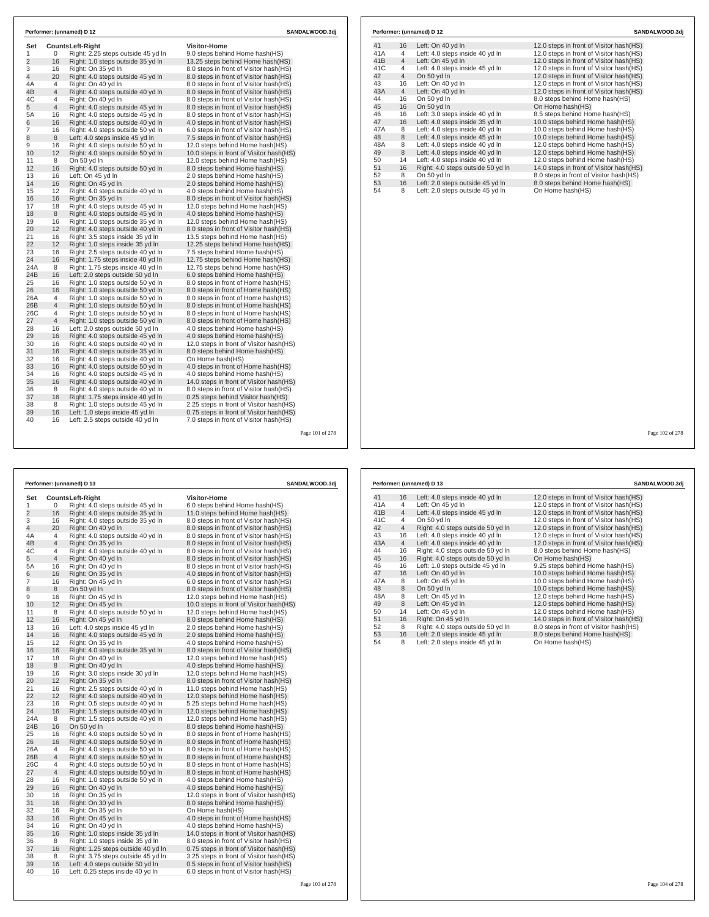## Performer: (unnamed) D 12 — SANDALWOOD.3dj

| Set | Counts | Left-Right | Visitor-Home |
|---|---|---|---|
| 1 | 0 | Right: 2.25 steps outside 45 yd ln | 9.0 steps behind Home hash(HS) |
| 2 | 16 | Right: 1.0 steps outside 35 yd ln | 13.25 steps behind Home hash(HS) |
| 3 | 16 | Right: On 35 yd ln | 8.0 steps in front of Visitor hash(HS) |
| 4 | 20 | Right: 4.0 steps outside 45 yd ln | 8.0 steps in front of Visitor hash(HS) |
| 4A | 4 | Right: On 40 yd ln | 8.0 steps in front of Visitor hash(HS) |
| 4B | 4 | Right: 4.0 steps outside 40 yd ln | 8.0 steps in front of Visitor hash(HS) |
| 4C | 4 | Right: On 40 yd ln | 8.0 steps in front of Visitor hash(HS) |
| 5 | 4 | Right: 4.0 steps outside 45 yd ln | 8.0 steps in front of Visitor hash(HS) |
| 5A | 16 | Right: 4.0 steps outside 45 yd ln | 8.0 steps in front of Visitor hash(HS) |
| 6 | 16 | Right: 4.0 steps outside 40 yd ln | 4.0 steps in front of Visitor hash(HS) |
| 7 | 16 | Right: 4.0 steps outside 50 yd ln | 6.0 steps in front of Visitor hash(HS) |
| 8 | 8 | Left: 4.0 steps inside 45 yd ln | 7.5 steps in front of Visitor hash(HS) |
| 9 | 16 | Right: 4.0 steps outside 50 yd ln | 12.0 steps behind Home hash(HS) |
| 10 | 12 | Right: 4.0 steps outside 50 yd ln | 10.0 steps in front of Visitor hash(HS) |
| 11 | 8 | On 50 yd ln | 12.0 steps behind Home hash(HS) |
| 12 | 16 | Right: 4.0 steps outside 50 yd ln | 8.0 steps behind Home hash(HS) |
| 13 | 16 | Left: On 45 yd ln | 2.0 steps behind Home hash(HS) |
| 14 | 16 | Right: On 45 yd ln | 2.0 steps behind Home hash(HS) |
| 15 | 12 | Right: 4.0 steps outside 40 yd ln | 4.0 steps behind Home hash(HS) |
| 16 | 16 | Right: On 35 yd ln | 8.0 steps in front of Visitor hash(HS) |
| 17 | 18 | Right: 4.0 steps outside 45 yd ln | 12.0 steps behind Home hash(HS) |
| 18 | 8 | Right: 4.0 steps outside 45 yd ln | 4.0 steps behind Home hash(HS) |
| 19 | 16 | Right: 1.0 steps outside 35 yd ln | 12.0 steps behind Home hash(HS) |
| 20 | 12 | Right: 4.0 steps outside 40 yd ln | 8.0 steps in front of Visitor hash(HS) |
| 21 | 16 | Right: 3.5 steps inside 35 yd ln | 13.5 steps behind Home hash(HS) |
| 22 | 12 | Right: 1.0 steps inside 35 yd ln | 12.25 steps behind Home hash(HS) |
| 23 | 16 | Right: 2.5 steps outside 40 yd ln | 7.5 steps behind Home hash(HS) |
| 24 | 16 | Right: 1.75 steps inside 40 yd ln | 12.75 steps behind Home hash(HS) |
| 24A | 8 | Right: 1.75 steps inside 40 yd ln | 12.75 steps behind Home hash(HS) |
| 24B | 16 | Left: 2.0 steps outside 50 yd ln | 6.0 steps behind Home hash(HS) |
| 25 | 16 | Right: 1.0 steps outside 50 yd ln | 8.0 steps in front of Home hash(HS) |
| 26 | 16 | Right: 1.0 steps outside 50 yd ln | 8.0 steps in front of Home hash(HS) |
| 26A | 4 | Right: 1.0 steps outside 50 yd ln | 8.0 steps in front of Home hash(HS) |
| 26B | 4 | Right: 1.0 steps outside 50 yd ln | 8.0 steps in front of Home hash(HS) |
| 26C | 4 | Right: 1.0 steps outside 50 yd ln | 8.0 steps in front of Home hash(HS) |
| 27 | 4 | Right: 1.0 steps outside 50 yd ln | 8.0 steps in front of Home hash(HS) |
| 28 | 16 | Left: 2.0 steps outside 50 yd ln | 4.0 steps behind Home hash(HS) |
| 29 | 16 | Right: 4.0 steps outside 45 yd ln | 4.0 steps behind Home hash(HS) |
| 30 | 16 | Right: 4.0 steps outside 40 yd ln | 12.0 steps in front of Visitor hash(HS) |
| 31 | 16 | Right: 4.0 steps outside 35 yd ln | 8.0 steps behind Home hash(HS) |
| 32 | 16 | Right: 4.0 steps outside 40 yd ln | On Home hash(HS) |
| 33 | 16 | Right: 4.0 steps outside 50 yd ln | 4.0 steps in front of Home hash(HS) |
| 34 | 16 | Right: 4.0 steps outside 45 yd ln | 4.0 steps behind Home hash(HS) |
| 35 | 16 | Right: 4.0 steps outside 40 yd ln | 14.0 steps in front of Visitor hash(HS) |
| 36 | 8 | Right: 4.0 steps outside 40 yd ln | 8.0 steps in front of Visitor hash(HS) |
| 37 | 16 | Right: 1.75 steps inside 40 yd ln | 0.25 steps behind Visitor hash(HS) |
| 38 | 8 | Right: 1.0 steps outside 45 yd ln | 2.25 steps in front of Visitor hash(HS) |
| 39 | 16 | Left: 1.0 steps inside 45 yd ln | 0.75 steps in front of Visitor hash(HS) |
| 40 | 16 | Left: 2.5 steps outside 40 yd ln | 7.0 steps in front of Visitor hash(HS) |
| 41 | 16 | Left: On 40 yd ln | 12.0 steps in front of Visitor hash(HS) |
| 41A | 4 | Left: 4.0 steps inside 40 yd ln | 12.0 steps in front of Visitor hash(HS) |
| 41B | 4 | Left: On 45 yd ln | 12.0 steps in front of Visitor hash(HS) |
| 41C | 4 | Left: 4.0 steps inside 45 yd ln | 12.0 steps in front of Visitor hash(HS) |
| 42 | 4 | On 50 yd ln | 12.0 steps in front of Visitor hash(HS) |
| 43 | 16 | Left: On 40 yd ln | 12.0 steps in front of Visitor hash(HS) |
| 43A | 4 | Left: On 40 yd ln | 12.0 steps in front of Visitor hash(HS) |
| 44 | 16 | On 50 yd ln | 8.0 steps behind Home hash(HS) |
| 45 | 16 | On 50 yd ln | On Home hash(HS) |
| 46 | 16 | Left: 3.0 steps inside 40 yd ln | 8.5 steps behind Home hash(HS) |
| 47 | 16 | Left: 4.0 steps inside 35 yd ln | 10.0 steps behind Home hash(HS) |
| 47A | 8 | Left: 4.0 steps inside 40 yd ln | 10.0 steps behind Home hash(HS) |
| 48 | 8 | Left: 4.0 steps inside 45 yd ln | 10.0 steps behind Home hash(HS) |
| 48A | 8 | Left: 4.0 steps inside 40 yd ln | 12.0 steps behind Home hash(HS) |
| 49 | 8 | Left: 4.0 steps inside 40 yd ln | 12.0 steps behind Home hash(HS) |
| 50 | 14 | Left: 4.0 steps inside 40 yd ln | 12.0 steps behind Home hash(HS) |
| 51 | 16 | Right: 4.0 steps outside 50 yd ln | 14.0 steps in front of Visitor hash(HS) |
| 52 | 8 | On 50 yd ln | 8.0 steps in front of Visitor hash(HS) |
| 53 | 16 | Left: 2.0 steps outside 45 yd ln | 8.0 steps behind Home hash(HS) |
| 54 | 8 | Left: 2.0 steps outside 45 yd ln | On Home hash(HS) |

## Performer: (unnamed) D 13 — SANDALWOOD.3dj

| Set | Counts | Left-Right | Visitor-Home |
|---|---|---|---|
| 1 | 0 | Right: 4.0 steps outside 45 yd ln | 6.0 steps behind Home hash(HS) |
| 2 | 16 | Right: 4.0 steps outside 35 yd ln | 11.0 steps behind Home hash(HS) |
| 3 | 16 | Right: 4.0 steps outside 35 yd ln | 8.0 steps in front of Visitor hash(HS) |
| 4 | 20 | Right: On 40 yd ln | 8.0 steps in front of Visitor hash(HS) |
| 4A | 4 | Right: 4.0 steps outside 40 yd ln | 8.0 steps in front of Visitor hash(HS) |
| 4B | 4 | Right: On 35 yd ln | 8.0 steps in front of Visitor hash(HS) |
| 4C | 4 | Right: 4.0 steps outside 40 yd ln | 8.0 steps in front of Visitor hash(HS) |
| 5 | 4 | Right: On 40 yd ln | 8.0 steps in front of Visitor hash(HS) |
| 5A | 16 | Right: On 40 yd ln | 8.0 steps in front of Visitor hash(HS) |
| 6 | 16 | Right: On 35 yd ln | 4.0 steps in front of Visitor hash(HS) |
| 7 | 16 | Right: On 45 yd ln | 6.0 steps in front of Visitor hash(HS) |
| 8 | 8 | On 50 yd ln | 8.0 steps in front of Visitor hash(HS) |
| 9 | 16 | Right: On 45 yd ln | 12.0 steps behind Home hash(HS) |
| 10 | 12 | Right: On 45 yd ln | 10.0 steps in front of Visitor hash(HS) |
| 11 | 8 | Right: 4.0 steps outside 50 yd ln | 12.0 steps behind Home hash(HS) |
| 12 | 16 | Right: On 45 yd ln | 8.0 steps behind Home hash(HS) |
| 13 | 16 | Left: 4.0 steps inside 45 yd ln | 2.0 steps behind Home hash(HS) |
| 14 | 16 | Right: 4.0 steps outside 45 yd ln | 2.0 steps behind Home hash(HS) |
| 15 | 12 | Right: On 35 yd ln | 4.0 steps behind Home hash(HS) |
| 16 | 16 | Right: 4.0 steps outside 35 yd ln | 8.0 steps in front of Visitor hash(HS) |
| 17 | 18 | Right: On 40 yd ln | 12.0 steps behind Home hash(HS) |
| 18 | 8 | Right: On 40 yd ln | 4.0 steps behind Home hash(HS) |
| 19 | 16 | Right: 3.0 steps inside 30 yd ln | 12.0 steps behind Home hash(HS) |
| 20 | 12 | Right: On 35 yd ln | 8.0 steps in front of Visitor hash(HS) |
| 21 | 16 | Right: 2.5 steps outside 40 yd ln | 11.0 steps behind Home hash(HS) |
| 22 | 12 | Right: 4.0 steps outside 40 yd ln | 12.0 steps behind Home hash(HS) |
| 23 | 16 | Right: 0.5 steps outside 40 yd ln | 5.25 steps behind Home hash(HS) |
| 24 | 16 | Right: 1.5 steps outside 40 yd ln | 12.0 steps behind Home hash(HS) |
| 24A | 8 | Right: 1.5 steps outside 40 yd ln | 12.0 steps behind Home hash(HS) |
| 24B | 16 | On 50 yd ln | 8.0 steps behind Home hash(HS) |
| 25 | 16 | Right: 4.0 steps outside 50 yd ln | 8.0 steps in front of Home hash(HS) |
| 26 | 16 | Right: 4.0 steps outside 50 yd ln | 8.0 steps in front of Home hash(HS) |
| 26A | 4 | Right: 4.0 steps outside 50 yd ln | 8.0 steps in front of Home hash(HS) |
| 26B | 4 | Right: 4.0 steps outside 50 yd ln | 8.0 steps in front of Home hash(HS) |
| 26C | 4 | Right: 4.0 steps outside 50 yd ln | 8.0 steps in front of Home hash(HS) |
| 27 | 4 | Right: 4.0 steps outside 50 yd ln | 8.0 steps in front of Home hash(HS) |
| 28 | 16 | Right: 1.0 steps outside 50 yd ln | 4.0 steps behind Home hash(HS) |
| 29 | 16 | Right: On 40 yd ln | 4.0 steps behind Home hash(HS) |
| 30 | 16 | Right: On 35 yd ln | 12.0 steps in front of Visitor hash(HS) |
| 31 | 16 | Right: On 30 yd ln | 8.0 steps behind Home hash(HS) |
| 32 | 16 | Right: On 35 yd ln | On Home hash(HS) |
| 33 | 16 | Right: On 45 yd ln | 4.0 steps in front of Home hash(HS) |
| 34 | 16 | Right: On 40 yd ln | 4.0 steps behind Home hash(HS) |
| 35 | 16 | Right: 1.0 steps inside 35 yd ln | 14.0 steps in front of Visitor hash(HS) |
| 36 | 8 | Right: 1.0 steps inside 35 yd ln | 8.0 steps in front of Visitor hash(HS) |
| 37 | 16 | Right: 1.25 steps outside 40 yd ln | 0.75 steps in front of Visitor hash(HS) |
| 38 | 8 | Right: 3.75 steps outside 45 yd ln | 3.25 steps in front of Visitor hash(HS) |
| 39 | 16 | Left: 4.0 steps outside 50 yd ln | 0.5 steps in front of Visitor hash(HS) |
| 40 | 16 | Left: 0.25 steps inside 40 yd ln | 6.0 steps in front of Visitor hash(HS) |
| 41 | 16 | Left: 4.0 steps inside 40 yd ln | 12.0 steps in front of Visitor hash(HS) |
| 41A | 4 | Left: On 45 yd ln | 12.0 steps in front of Visitor hash(HS) |
| 41B | 4 | Left: 4.0 steps inside 45 yd ln | 12.0 steps in front of Visitor hash(HS) |
| 41C | 4 | On 50 yd ln | 12.0 steps in front of Visitor hash(HS) |
| 42 | 4 | Right: 4.0 steps outside 50 yd ln | 12.0 steps in front of Visitor hash(HS) |
| 43 | 16 | Left: 4.0 steps inside 40 yd ln | 12.0 steps in front of Visitor hash(HS) |
| 43A | 4 | Left: 4.0 steps inside 40 yd ln | 12.0 steps in front of Visitor hash(HS) |
| 44 | 16 | Right: 4.0 steps outside 50 yd ln | 8.0 steps behind Home hash(HS) |
| 45 | 16 | Right: 4.0 steps outside 50 yd ln | On Home hash(HS) |
| 46 | 16 | Left: 1.0 steps outside 45 yd ln | 9.25 steps behind Home hash(HS) |
| 47 | 16 | Left: On 40 yd ln | 10.0 steps behind Home hash(HS) |
| 47A | 8 | Left: On 45 yd ln | 10.0 steps behind Home hash(HS) |
| 48 | 8 | On 50 yd ln | 10.0 steps behind Home hash(HS) |
| 48A | 8 | Left: On 45 yd ln | 12.0 steps behind Home hash(HS) |
| 49 | 8 | Left: On 45 yd ln | 12.0 steps behind Home hash(HS) |
| 50 | 14 | Left: On 45 yd ln | 12.0 steps behind Home hash(HS) |
| 51 | 16 | Right: On 45 yd ln | 14.0 steps in front of Visitor hash(HS) |
| 52 | 8 | Right: 4.0 steps outside 50 yd ln | 8.0 steps in front of Visitor hash(HS) |
| 53 | 16 | Left: 2.0 steps inside 45 yd ln | 8.0 steps behind Home hash(HS) |
| 54 | 8 | Left: 2.0 steps inside 45 yd ln | On Home hash(HS) |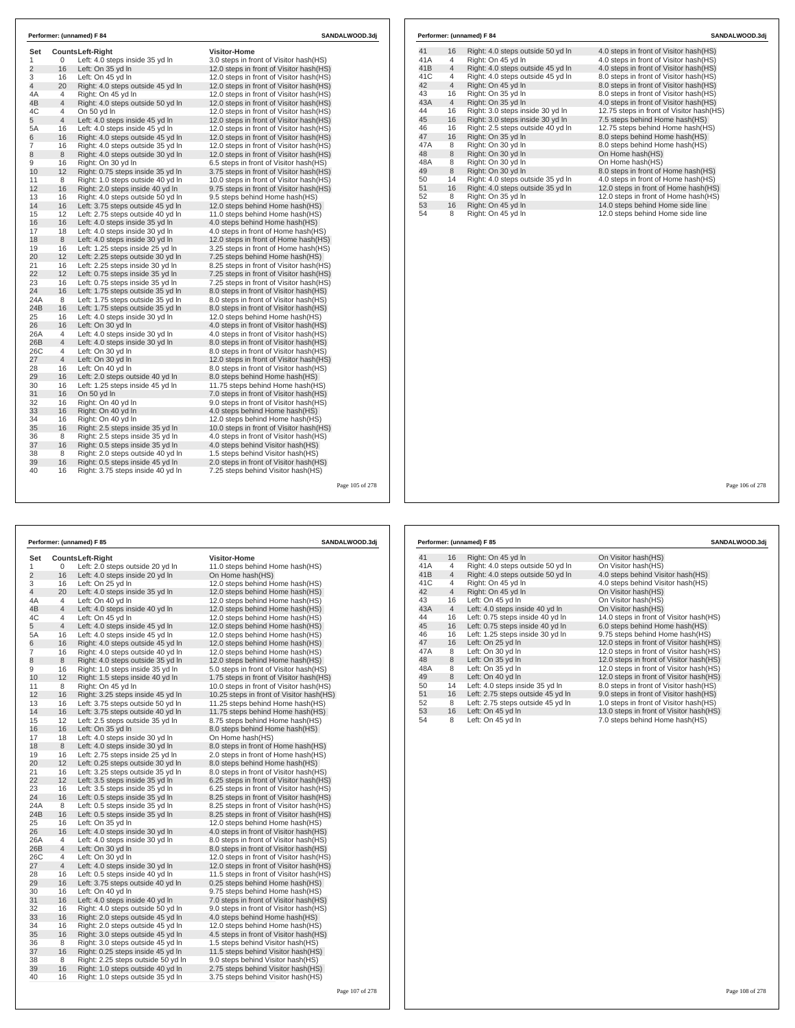Performer: (unnamed) F 84 SANDALWOOD.3dj

| Set | Counts | Left-Right | Visitor-Home |
|---|---|---|---|
| 1 | 0 | Left: 4.0 steps inside 35 yd ln | 3.0 steps in front of Visitor hash(HS) |
| 2 | 16 | Left: On 35 yd ln | 12.0 steps in front of Visitor hash(HS) |
| 3 | 16 | Left: On 45 yd ln | 12.0 steps in front of Visitor hash(HS) |
| 4 | 20 | Right: 4.0 steps outside 45 yd ln | 12.0 steps in front of Visitor hash(HS) |
| 4A | 4 | Right: On 45 yd ln | 12.0 steps in front of Visitor hash(HS) |
| 4B | 4 | Right: 4.0 steps outside 50 yd ln | 12.0 steps in front of Visitor hash(HS) |
| 4C | 4 | On 50 yd ln | 12.0 steps in front of Visitor hash(HS) |
| 5 | 4 | Left: 4.0 steps inside 45 yd ln | 12.0 steps in front of Visitor hash(HS) |
| 5A | 16 | Left: 4.0 steps inside 45 yd ln | 12.0 steps in front of Visitor hash(HS) |
| 6 | 16 | Right: 4.0 steps outside 45 yd ln | 12.0 steps in front of Visitor hash(HS) |
| 7 | 16 | Right: 4.0 steps outside 35 yd ln | 12.0 steps in front of Visitor hash(HS) |
| 8 | 8 | Right: 4.0 steps outside 30 yd ln | 12.0 steps in front of Visitor hash(HS) |
| 9 | 16 | Right: On 30 yd ln | 6.5 steps in front of Visitor hash(HS) |
| 10 | 12 | Right: 0.75 steps inside 35 yd ln | 3.75 steps in front of Visitor hash(HS) |
| 11 | 8 | Right: 1.0 steps outside 40 yd ln | 10.0 steps in front of Visitor hash(HS) |
| 12 | 16 | Right: 2.0 steps inside 40 yd ln | 9.75 steps in front of Visitor hash(HS) |
| 13 | 16 | Right: 4.0 steps outside 50 yd ln | 9.5 steps behind Home hash(HS) |
| 14 | 16 | Left: 3.75 steps outside 45 yd ln | 12.0 steps behind Home hash(HS) |
| 15 | 12 | Left: 2.75 steps outside 40 yd ln | 11.0 steps behind Home hash(HS) |
| 16 | 16 | Left: 4.0 steps inside 35 yd ln | 4.0 steps behind Home hash(HS) |
| 17 | 18 | Left: 4.0 steps inside 30 yd ln | 4.0 steps in front of Home hash(HS) |
| 18 | 8 | Left: 4.0 steps inside 30 yd ln | 12.0 steps in front of Home hash(HS) |
| 19 | 16 | Left: 1.25 steps inside 25 yd ln | 3.25 steps in front of Home hash(HS) |
| 20 | 12 | Left: 2.25 steps outside 30 yd ln | 7.25 steps behind Home hash(HS) |
| 21 | 16 | Left: 2.25 steps inside 30 yd ln | 8.25 steps in front of Visitor hash(HS) |
| 22 | 12 | Left: 0.75 steps inside 35 yd ln | 7.25 steps in front of Visitor hash(HS) |
| 23 | 16 | Left: 0.75 steps inside 35 yd ln | 7.25 steps in front of Visitor hash(HS) |
| 24 | 16 | Left: 1.75 steps outside 35 yd ln | 8.0 steps in front of Visitor hash(HS) |
| 24A | 8 | Left: 1.75 steps outside 35 yd ln | 8.0 steps in front of Visitor hash(HS) |
| 24B | 16 | Left: 1.75 steps outside 35 yd ln | 8.0 steps in front of Visitor hash(HS) |
| 25 | 16 | Left: 4.0 steps inside 30 yd ln | 12.0 steps behind Home hash(HS) |
| 26 | 16 | Left: On 30 yd ln | 4.0 steps in front of Visitor hash(HS) |
| 26A | 4 | Left: 4.0 steps inside 30 yd ln | 4.0 steps in front of Visitor hash(HS) |
| 26B | 4 | Left: 4.0 steps inside 30 yd ln | 8.0 steps in front of Visitor hash(HS) |
| 26C | 4 | Left: On 30 yd ln | 8.0 steps in front of Visitor hash(HS) |
| 27 | 4 | Left: On 30 yd ln | 12.0 steps in front of Visitor hash(HS) |
| 28 | 16 | Left: On 40 yd ln | 8.0 steps in front of Visitor hash(HS) |
| 29 | 16 | Left: 2.0 steps outside 40 yd ln | 8.0 steps behind Home hash(HS) |
| 30 | 16 | Left: 1.25 steps inside 45 yd ln | 11.75 steps behind Home hash(HS) |
| 31 | 16 | On 50 yd ln | 7.0 steps in front of Visitor hash(HS) |
| 32 | 16 | Right: On 40 yd ln | 9.0 steps in front of Visitor hash(HS) |
| 33 | 16 | Right: On 40 yd ln | 4.0 steps behind Home hash(HS) |
| 34 | 16 | Right: On 40 yd ln | 12.0 steps behind Home hash(HS) |
| 35 | 16 | Right: 2.5 steps inside 35 yd ln | 10.0 steps in front of Visitor hash(HS) |
| 36 | 8 | Right: 2.5 steps inside 35 yd ln | 4.0 steps in front of Visitor hash(HS) |
| 37 | 16 | Right: 0.5 steps inside 35 yd ln | 4.0 steps behind Visitor hash(HS) |
| 38 | 8 | Right: 2.0 steps outside 40 yd ln | 1.5 steps behind Visitor hash(HS) |
| 39 | 16 | Right: 0.5 steps inside 45 yd ln | 2.0 steps in front of Visitor hash(HS) |
| 40 | 16 | Right: 3.75 steps inside 40 yd ln | 7.25 steps behind Visitor hash(HS) |

Performer: (unnamed) F 84 SANDALWOOD.3dj

| Set | Counts | Left-Right | Visitor-Home |
|---|---|---|---|
| 41 | 16 | Right: 4.0 steps outside 50 yd ln | 4.0 steps in front of Visitor hash(HS) |
| 41A | 4 | Right: On 45 yd ln | 4.0 steps in front of Visitor hash(HS) |
| 41B | 4 | Right: 4.0 steps outside 45 yd ln | 4.0 steps in front of Visitor hash(HS) |
| 41C | 4 | Right: 4.0 steps outside 45 yd ln | 8.0 steps in front of Visitor hash(HS) |
| 42 | 4 | Right: On 45 yd ln | 8.0 steps in front of Visitor hash(HS) |
| 43 | 16 | Right: On 35 yd ln | 8.0 steps in front of Visitor hash(HS) |
| 43A | 4 | Right: On 35 yd ln | 4.0 steps in front of Visitor hash(HS) |
| 44 | 16 | Right: 3.0 steps inside 30 yd ln | 12.75 steps in front of Visitor hash(HS) |
| 45 | 16 | Right: 3.0 steps inside 30 yd ln | 7.5 steps behind Home hash(HS) |
| 46 | 16 | Right: 2.5 steps outside 40 yd ln | 12.75 steps behind Home hash(HS) |
| 47 | 16 | Right: On 35 yd ln | 8.0 steps behind Home hash(HS) |
| 47A | 8 | Right: On 30 yd ln | 8.0 steps behind Home hash(HS) |
| 48 | 8 | Right: On 30 yd ln | On Home hash(HS) |
| 48A | 8 | Right: On 30 yd ln | On Home hash(HS) |
| 49 | 8 | Right: On 30 yd ln | 8.0 steps in front of Home hash(HS) |
| 50 | 14 | Right: 4.0 steps outside 35 yd ln | 4.0 steps in front of Home hash(HS) |
| 51 | 16 | Right: 4.0 steps outside 35 yd ln | 12.0 steps in front of Home hash(HS) |
| 52 | 8 | Right: On 35 yd ln | 12.0 steps in front of Home hash(HS) |
| 53 | 16 | Right: On 45 yd ln | 14.0 steps behind Home side line |
| 54 | 8 | Right: On 45 yd ln | 12.0 steps behind Home side line |

Performer: (unnamed) F 85 SANDALWOOD.3dj

| Set | Counts | Left-Right | Visitor-Home |
|---|---|---|---|
| 1 | 0 | Left: 2.0 steps outside 20 yd ln | 11.0 steps behind Home hash(HS) |
| 2 | 16 | Left: 4.0 steps inside 20 yd ln | On Home hash(HS) |
| 3 | 16 | Left: On 25 yd ln | 12.0 steps behind Home hash(HS) |
| 4 | 20 | Left: 4.0 steps inside 35 yd ln | 12.0 steps behind Home hash(HS) |
| 4A | 4 | Left: On 40 yd ln | 12.0 steps behind Home hash(HS) |
| 4B | 4 | Left: 4.0 steps inside 40 yd ln | 12.0 steps behind Home hash(HS) |
| 4C | 4 | Left: On 45 yd ln | 12.0 steps behind Home hash(HS) |
| 5 | 4 | Left: 4.0 steps inside 45 yd ln | 12.0 steps behind Home hash(HS) |
| 5A | 16 | Left: 4.0 steps inside 45 yd ln | 12.0 steps behind Home hash(HS) |
| 6 | 16 | Right: 4.0 steps outside 45 yd ln | 12.0 steps behind Home hash(HS) |
| 7 | 16 | Right: 4.0 steps outside 40 yd ln | 12.0 steps behind Home hash(HS) |
| 8 | 8 | Right: 4.0 steps outside 35 yd ln | 12.0 steps behind Home hash(HS) |
| 9 | 16 | Right: 1.0 steps inside 35 yd ln | 5.0 steps in front of Visitor hash(HS) |
| 10 | 12 | Right: 1.5 steps inside 40 yd ln | 1.75 steps in front of Visitor hash(HS) |
| 11 | 8 | Right: On 45 yd ln | 10.0 steps in front of Visitor hash(HS) |
| 12 | 16 | Right: 3.25 steps inside 45 yd ln | 10.25 steps in front of Visitor hash(HS) |
| 13 | 16 | Left: 3.75 steps outside 50 yd ln | 11.25 steps behind Home hash(HS) |
| 14 | 16 | Left: 3.75 steps outside 40 yd ln | 11.75 steps behind Home hash(HS) |
| 15 | 12 | Left: 2.5 steps outside 35 yd ln | 8.75 steps behind Home hash(HS) |
| 16 | 16 | Left: On 35 yd ln | 8.0 steps behind Home hash(HS) |
| 17 | 18 | Left: 4.0 steps inside 30 yd ln | On Home hash(HS) |
| 18 | 8 | Left: 4.0 steps inside 30 yd ln | 8.0 steps in front of Home hash(HS) |
| 19 | 16 | Left: 2.75 steps inside 25 yd ln | 2.0 steps in front of Home hash(HS) |
| 20 | 12 | Left: 0.25 steps outside 30 yd ln | 8.0 steps behind Home hash(HS) |
| 21 | 16 | Left: 3.25 steps outside 35 yd ln | 8.0 steps in front of Visitor hash(HS) |
| 22 | 12 | Left: 3.5 steps inside 35 yd ln | 6.25 steps in front of Visitor hash(HS) |
| 23 | 16 | Left: 3.5 steps inside 35 yd ln | 6.25 steps in front of Visitor hash(HS) |
| 24 | 16 | Left: 0.5 steps inside 35 yd ln | 8.25 steps in front of Visitor hash(HS) |
| 24A | 8 | Left: 0.5 steps inside 35 yd ln | 8.25 steps in front of Visitor hash(HS) |
| 24B | 16 | Left: 0.5 steps inside 35 yd ln | 8.25 steps in front of Visitor hash(HS) |
| 25 | 16 | Left: On 35 yd ln | 12.0 steps behind Home hash(HS) |
| 26 | 16 | Left: 4.0 steps inside 30 yd ln | 4.0 steps in front of Visitor hash(HS) |
| 26A | 4 | Left: 4.0 steps inside 30 yd ln | 8.0 steps in front of Visitor hash(HS) |
| 26B | 4 | Left: On 30 yd ln | 8.0 steps in front of Visitor hash(HS) |
| 26C | 4 | Left: On 30 yd ln | 12.0 steps in front of Visitor hash(HS) |
| 27 | 4 | Left: 4.0 steps inside 30 yd ln | 12.0 steps in front of Visitor hash(HS) |
| 28 | 16 | Left: 0.5 steps inside 40 yd ln | 11.5 steps in front of Visitor hash(HS) |
| 29 | 16 | Left: 3.75 steps outside 40 yd ln | 0.25 steps behind Home hash(HS) |
| 30 | 16 | Left: On 40 yd ln | 9.75 steps behind Home hash(HS) |
| 31 | 16 | Left: 4.0 steps inside 40 yd ln | 7.0 steps in front of Visitor hash(HS) |
| 32 | 16 | Right: 4.0 steps outside 50 yd ln | 9.0 steps in front of Visitor hash(HS) |
| 33 | 16 | Right: 2.0 steps outside 45 yd ln | 4.0 steps behind Home hash(HS) |
| 34 | 16 | Right: 2.0 steps outside 45 yd ln | 12.0 steps behind Home hash(HS) |
| 35 | 16 | Right: 3.0 steps outside 45 yd ln | 4.5 steps in front of Visitor hash(HS) |
| 36 | 8 | Right: 3.0 steps outside 45 yd ln | 1.5 steps behind Visitor hash(HS) |
| 37 | 16 | Right: 0.25 steps inside 45 yd ln | 11.5 steps behind Visitor hash(HS) |
| 38 | 8 | Right: 2.25 steps outside 50 yd ln | 9.0 steps behind Visitor hash(HS) |
| 39 | 16 | Right: 1.0 steps outside 40 yd ln | 2.75 steps behind Visitor hash(HS) |
| 40 | 16 | Right: 1.0 steps outside 35 yd ln | 3.75 steps behind Visitor hash(HS) |

Performer: (unnamed) F 85 SANDALWOOD.3dj

| Set | Counts | Left-Right | Visitor-Home |
|---|---|---|---|
| 41 | 16 | Right: On 45 yd ln | On Visitor hash(HS) |
| 41A | 4 | Right: 4.0 steps outside 50 yd ln | On Visitor hash(HS) |
| 41B | 4 | Right: 4.0 steps outside 50 yd ln | 4.0 steps behind Visitor hash(HS) |
| 41C | 4 | Right: On 45 yd ln | 4.0 steps behind Visitor hash(HS) |
| 42 | 4 | Right: On 45 yd ln | On Visitor hash(HS) |
| 43 | 16 | Left: On 45 yd ln | On Visitor hash(HS) |
| 43A | 4 | Left: 4.0 steps inside 40 yd ln | On Visitor hash(HS) |
| 44 | 16 | Left: 0.75 steps inside 40 yd ln | 14.0 steps in front of Visitor hash(HS) |
| 45 | 16 | Left: 0.75 steps inside 40 yd ln | 6.0 steps behind Home hash(HS) |
| 46 | 16 | Left: 1.25 steps inside 30 yd ln | 9.75 steps behind Home hash(HS) |
| 47 | 16 | Left: On 25 yd ln | 12.0 steps in front of Visitor hash(HS) |
| 47A | 8 | Left: On 30 yd ln | 12.0 steps in front of Visitor hash(HS) |
| 48 | 8 | Left: On 35 yd ln | 12.0 steps in front of Visitor hash(HS) |
| 48A | 8 | Left: On 35 yd ln | 12.0 steps in front of Visitor hash(HS) |
| 49 | 8 | Left: On 40 yd ln | 12.0 steps in front of Visitor hash(HS) |
| 50 | 14 | Left: 4.0 steps inside 35 yd ln | 8.0 steps in front of Visitor hash(HS) |
| 51 | 16 | Left: 2.75 steps outside 45 yd ln | 9.0 steps in front of Visitor hash(HS) |
| 52 | 8 | Left: 2.75 steps outside 45 yd ln | 1.0 steps in front of Visitor hash(HS) |
| 53 | 16 | Left: On 45 yd ln | 13.0 steps in front of Visitor hash(HS) |
| 54 | 8 | Left: On 45 yd ln | 7.0 steps behind Home hash(HS) |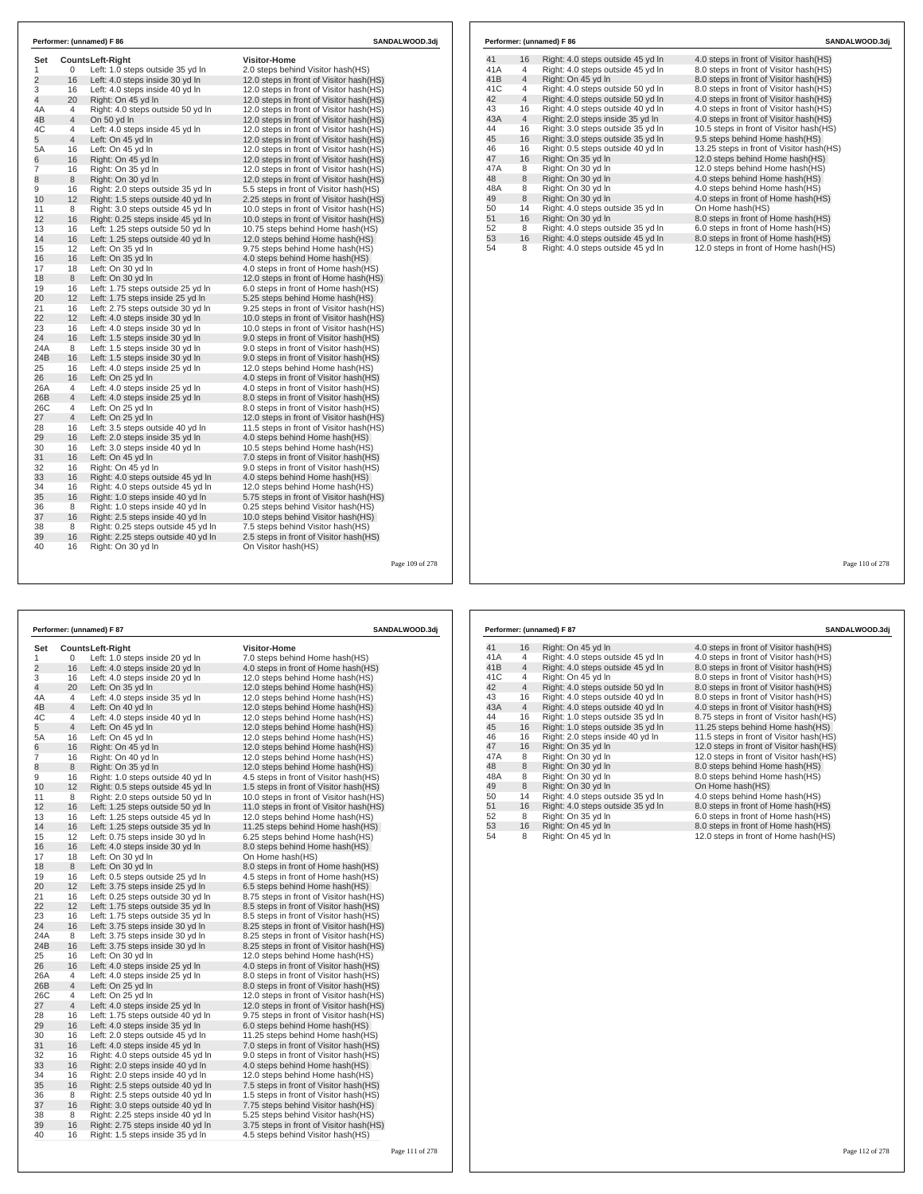**Performer: (unnamed) F 86** SANDALWOOD.3dj

| Set | Counts | Left-Right | Visitor-Home |
|---|---|---|---|
| 1 | 0 | Left: 1.0 steps outside 35 yd ln | 2.0 steps behind Visitor hash(HS) |
| 2 | 16 | Left: 4.0 steps inside 30 yd ln | 12.0 steps in front of Visitor hash(HS) |
| 3 | 16 | Left: 4.0 steps inside 40 yd ln | 12.0 steps in front of Visitor hash(HS) |
| 4 | 20 | Right: On 45 yd ln | 12.0 steps in front of Visitor hash(HS) |
| 4A | 4 | Right: 4.0 steps outside 50 yd ln | 12.0 steps in front of Visitor hash(HS) |
| 4B | 4 | On 50 yd ln | 12.0 steps in front of Visitor hash(HS) |
| 4C | 4 | Left: 4.0 steps inside 45 yd ln | 12.0 steps in front of Visitor hash(HS) |
| 5 | 4 | Left: On 45 yd ln | 12.0 steps in front of Visitor hash(HS) |
| 5A | 16 | Left: On 45 yd ln | 12.0 steps in front of Visitor hash(HS) |
| 6 | 16 | Right: On 45 yd ln | 12.0 steps in front of Visitor hash(HS) |
| 7 | 16 | Right: On 35 yd ln | 12.0 steps in front of Visitor hash(HS) |
| 8 | 8 | Right: On 30 yd ln | 12.0 steps in front of Visitor hash(HS) |
| 9 | 16 | Right: 2.0 steps outside 35 yd ln | 5.5 steps in front of Visitor hash(HS) |
| 10 | 12 | Right: 1.5 steps outside 40 yd ln | 2.25 steps in front of Visitor hash(HS) |
| 11 | 8 | Right: 3.0 steps outside 45 yd ln | 10.0 steps in front of Visitor hash(HS) |
| 12 | 16 | Right: 0.25 steps inside 45 yd ln | 10.0 steps in front of Visitor hash(HS) |
| 13 | 16 | Left: 1.25 steps outside 50 yd ln | 10.75 steps behind Home hash(HS) |
| 14 | 16 | Left: 1.25 steps outside 40 yd ln | 12.0 steps behind Home hash(HS) |
| 15 | 12 | Left: On 35 yd ln | 9.75 steps behind Home hash(HS) |
| 16 | 16 | Left: On 35 yd ln | 4.0 steps behind Home hash(HS) |
| 17 | 18 | Left: On 30 yd ln | 4.0 steps in front of Home hash(HS) |
| 18 | 8 | Left: On 30 yd ln | 12.0 steps in front of Home hash(HS) |
| 19 | 16 | Left: 1.75 steps outside 25 yd ln | 6.0 steps in front of Home hash(HS) |
| 20 | 12 | Left: 1.75 steps inside 25 yd ln | 5.25 steps behind Home hash(HS) |
| 21 | 16 | Left: 2.75 steps outside 30 yd ln | 9.25 steps in front of Visitor hash(HS) |
| 22 | 12 | Left: 4.0 steps inside 30 yd ln | 10.0 steps in front of Visitor hash(HS) |
| 23 | 16 | Left: 4.0 steps inside 30 yd ln | 10.0 steps in front of Visitor hash(HS) |
| 24 | 16 | Left: 1.5 steps inside 30 yd ln | 9.0 steps in front of Visitor hash(HS) |
| 24A | 8 | Left: 1.5 steps inside 30 yd ln | 9.0 steps in front of Visitor hash(HS) |
| 24B | 16 | Left: 1.5 steps inside 30 yd ln | 9.0 steps in front of Visitor hash(HS) |
| 25 | 16 | Left: 4.0 steps inside 25 yd ln | 12.0 steps behind Home hash(HS) |
| 26 | 16 | Left: On 25 yd ln | 4.0 steps in front of Visitor hash(HS) |
| 26A | 4 | Left: 4.0 steps inside 25 yd ln | 4.0 steps in front of Visitor hash(HS) |
| 26B | 4 | Left: 4.0 steps inside 25 yd ln | 8.0 steps in front of Visitor hash(HS) |
| 26C | 4 | Left: On 25 yd ln | 8.0 steps in front of Visitor hash(HS) |
| 27 | 4 | Left: On 25 yd ln | 12.0 steps in front of Visitor hash(HS) |
| 28 | 16 | Left: 3.5 steps outside 40 yd ln | 11.5 steps in front of Visitor hash(HS) |
| 29 | 16 | Left: 2.0 steps inside 35 yd ln | 4.0 steps behind Home hash(HS) |
| 30 | 16 | Left: 3.0 steps inside 40 yd ln | 10.5 steps behind Home hash(HS) |
| 31 | 16 | Left: On 45 yd ln | 7.0 steps in front of Visitor hash(HS) |
| 32 | 16 | Right: On 45 yd ln | 9.0 steps in front of Visitor hash(HS) |
| 33 | 16 | Right: 4.0 steps outside 45 yd ln | 4.0 steps behind Home hash(HS) |
| 34 | 16 | Right: 4.0 steps outside 45 yd ln | 12.0 steps behind Home hash(HS) |
| 35 | 16 | Right: 1.0 steps inside 40 yd ln | 5.75 steps in front of Visitor hash(HS) |
| 36 | 8 | Right: 1.0 steps inside 40 yd ln | 0.25 steps behind Visitor hash(HS) |
| 37 | 16 | Right: 2.5 steps inside 40 yd ln | 10.0 steps behind Visitor hash(HS) |
| 38 | 8 | Right: 0.25 steps outside 45 yd ln | 7.5 steps behind Visitor hash(HS) |
| 39 | 16 | Right: 2.25 steps outside 40 yd ln | 2.5 steps in front of Visitor hash(HS) |
| 40 | 16 | Right: On 30 yd ln | On Visitor hash(HS) |
| 41 | 16 | Right: 4.0 steps outside 45 yd ln | 4.0 steps in front of Visitor hash(HS) |
| 41A | 4 | Right: 4.0 steps outside 45 yd ln | 8.0 steps in front of Visitor hash(HS) |
| 41B | 4 | Right: On 45 yd ln | 8.0 steps in front of Visitor hash(HS) |
| 41C | 4 | Right: 4.0 steps outside 50 yd ln | 8.0 steps in front of Visitor hash(HS) |
| 42 | 4 | Right: 4.0 steps outside 50 yd ln | 4.0 steps in front of Visitor hash(HS) |
| 43 | 16 | Right: 4.0 steps outside 40 yd ln | 4.0 steps in front of Visitor hash(HS) |
| 43A | 4 | Right: 2.0 steps inside 35 yd ln | 4.0 steps in front of Visitor hash(HS) |
| 44 | 16 | Right: 3.0 steps outside 35 yd ln | 10.5 steps in front of Visitor hash(HS) |
| 45 | 16 | Right: 3.0 steps outside 35 yd ln | 9.5 steps behind Home hash(HS) |
| 46 | 16 | Right: 0.5 steps outside 40 yd ln | 13.25 steps in front of Visitor hash(HS) |
| 47 | 16 | Right: On 35 yd ln | 12.0 steps behind Home hash(HS) |
| 47A | 8 | Right: On 30 yd ln | 12.0 steps behind Home hash(HS) |
| 48 | 8 | Right: On 30 yd ln | 4.0 steps behind Home hash(HS) |
| 48A | 8 | Right: On 30 yd ln | 4.0 steps behind Home hash(HS) |
| 49 | 8 | Right: On 30 yd ln | 4.0 steps in front of Home hash(HS) |
| 50 | 14 | Right: 4.0 steps outside 35 yd ln | On Home hash(HS) |
| 51 | 16 | Right: On 30 yd ln | 8.0 steps in front of Home hash(HS) |
| 52 | 8 | Right: 4.0 steps outside 35 yd ln | 6.0 steps in front of Home hash(HS) |
| 53 | 16 | Right: 4.0 steps outside 45 yd ln | 8.0 steps in front of Home hash(HS) |
| 54 | 8 | Right: 4.0 steps outside 45 yd ln | 12.0 steps in front of Home hash(HS) |

**Performer: (unnamed) F 87** SANDALWOOD.3dj

| Set | Counts | Left-Right | Visitor-Home |
|---|---|---|---|
| 1 | 0 | Left: 1.0 steps inside 20 yd ln | 7.0 steps behind Home hash(HS) |
| 2 | 16 | Left: 4.0 steps inside 20 yd ln | 4.0 steps in front of Visitor hash(HS) |
| 3 | 16 | Left: 4.0 steps inside 20 yd ln | 12.0 steps behind Home hash(HS) |
| 4 | 20 | Left: On 35 yd ln | 12.0 steps behind Home hash(HS) |
| 4A | 4 | Left: 4.0 steps inside 35 yd ln | 12.0 steps behind Home hash(HS) |
| 4B | 4 | Left: On 40 yd ln | 12.0 steps behind Home hash(HS) |
| 4C | 4 | Left: 4.0 steps inside 40 yd ln | 12.0 steps behind Home hash(HS) |
| 5 | 4 | Left: On 45 yd ln | 12.0 steps behind Home hash(HS) |
| 5A | 16 | Left: On 45 yd ln | 12.0 steps behind Home hash(HS) |
| 6 | 16 | Right: On 45 yd ln | 12.0 steps behind Home hash(HS) |
| 7 | 16 | Right: On 40 yd ln | 12.0 steps behind Home hash(HS) |
| 8 | 8 | Right: On 35 yd ln | 12.0 steps behind Home hash(HS) |
| 9 | 16 | Right: 1.0 steps outside 40 yd ln | 4.5 steps in front of Visitor hash(HS) |
| 10 | 12 | Right: 0.5 steps outside 45 yd ln | 1.5 steps in front of Visitor hash(HS) |
| 11 | 8 | Right: 2.0 steps outside 50 yd ln | 10.0 steps in front of Visitor hash(HS) |
| 12 | 16 | Left: 1.25 steps outside 50 yd ln | 11.0 steps in front of Visitor hash(HS) |
| 13 | 16 | Left: 1.25 steps outside 45 yd ln | 12.0 steps behind Home hash(HS) |
| 14 | 16 | Left: 1.25 steps outside 35 yd ln | 11.25 steps behind Home hash(HS) |
| 15 | 12 | Left: 0.75 steps inside 30 yd ln | 6.25 steps behind Home hash(HS) |
| 16 | 16 | Left: 4.0 steps inside 30 yd ln | 8.0 steps behind Home hash(HS) |
| 17 | 18 | Left: On 30 yd ln | On Home hash(HS) |
| 18 | 8 | Left: On 30 yd ln | 8.0 steps in front of Home hash(HS) |
| 19 | 16 | Left: 0.5 steps outside 25 yd ln | 4.5 steps in front of Home hash(HS) |
| 20 | 12 | Left: 3.75 steps inside 25 yd ln | 6.5 steps behind Home hash(HS) |
| 21 | 16 | Left: 0.25 steps outside 30 yd ln | 8.75 steps in front of Visitor hash(HS) |
| 22 | 12 | Left: 1.75 steps outside 35 yd ln | 8.5 steps in front of Visitor hash(HS) |
| 23 | 16 | Left: 1.75 steps outside 35 yd ln | 8.5 steps in front of Visitor hash(HS) |
| 24 | 16 | Left: 3.75 steps inside 30 yd ln | 8.25 steps in front of Visitor hash(HS) |
| 24A | 8 | Left: 3.75 steps inside 30 yd ln | 8.25 steps in front of Visitor hash(HS) |
| 24B | 16 | Left: 3.75 steps inside 30 yd ln | 8.25 steps in front of Visitor hash(HS) |
| 25 | 16 | Left: On 30 yd ln | 12.0 steps behind Home hash(HS) |
| 26 | 16 | Left: 4.0 steps inside 25 yd ln | 4.0 steps in front of Visitor hash(HS) |
| 26A | 4 | Left: 4.0 steps inside 25 yd ln | 8.0 steps in front of Visitor hash(HS) |
| 26B | 4 | Left: On 25 yd ln | 8.0 steps in front of Visitor hash(HS) |
| 26C | 4 | Left: On 25 yd ln | 12.0 steps in front of Visitor hash(HS) |
| 27 | 4 | Left: 4.0 steps inside 25 yd ln | 12.0 steps in front of Visitor hash(HS) |
| 28 | 16 | Left: 1.75 steps outside 40 yd ln | 9.75 steps in front of Visitor hash(HS) |
| 29 | 16 | Left: 4.0 steps inside 35 yd ln | 6.0 steps behind Home hash(HS) |
| 30 | 16 | Left: 2.0 steps outside 45 yd ln | 11.25 steps behind Home hash(HS) |
| 31 | 16 | Left: 4.0 steps inside 45 yd ln | 7.0 steps in front of Visitor hash(HS) |
| 32 | 16 | Right: 4.0 steps outside 45 yd ln | 9.0 steps in front of Visitor hash(HS) |
| 33 | 16 | Right: 2.0 steps inside 40 yd ln | 4.0 steps behind Home hash(HS) |
| 34 | 16 | Right: 2.0 steps inside 40 yd ln | 12.0 steps behind Home hash(HS) |
| 35 | 16 | Right: 2.5 steps outside 40 yd ln | 7.5 steps in front of Visitor hash(HS) |
| 36 | 8 | Right: 2.5 steps outside 40 yd ln | 1.5 steps in front of Visitor hash(HS) |
| 37 | 16 | Right: 3.0 steps outside 40 yd ln | 7.75 steps behind Visitor hash(HS) |
| 38 | 8 | Right: 2.25 steps inside 40 yd ln | 5.25 steps behind Visitor hash(HS) |
| 39 | 16 | Right: 2.75 steps inside 40 yd ln | 3.75 steps in front of Visitor hash(HS) |
| 40 | 16 | Right: 1.5 steps inside 35 yd ln | 4.5 steps behind Visitor hash(HS) |
| 41 | 16 | Right: On 45 yd ln | 4.0 steps in front of Visitor hash(HS) |
| 41A | 4 | Right: 4.0 steps outside 45 yd ln | 4.0 steps in front of Visitor hash(HS) |
| 41B | 4 | Right: 4.0 steps outside 45 yd ln | 8.0 steps in front of Visitor hash(HS) |
| 41C | 4 | Right: On 45 yd ln | 8.0 steps in front of Visitor hash(HS) |
| 42 | 4 | Right: 4.0 steps outside 50 yd ln | 8.0 steps in front of Visitor hash(HS) |
| 43 | 16 | Right: 4.0 steps outside 40 yd ln | 8.0 steps in front of Visitor hash(HS) |
| 43A | 4 | Right: 4.0 steps outside 40 yd ln | 4.0 steps in front of Visitor hash(HS) |
| 44 | 16 | Right: 1.0 steps outside 35 yd ln | 8.75 steps in front of Visitor hash(HS) |
| 45 | 16 | Right: 1.0 steps outside 35 yd ln | 11.25 steps behind Home hash(HS) |
| 46 | 16 | Right: 2.0 steps inside 40 yd ln | 11.5 steps in front of Visitor hash(HS) |
| 47 | 16 | Right: On 35 yd ln | 12.0 steps in front of Visitor hash(HS) |
| 47A | 8 | Right: On 30 yd ln | 12.0 steps in front of Visitor hash(HS) |
| 48 | 8 | Right: On 30 yd ln | 8.0 steps behind Home hash(HS) |
| 48A | 8 | Right: On 30 yd ln | 8.0 steps behind Home hash(HS) |
| 49 | 8 | Right: On 30 yd ln | On Home hash(HS) |
| 50 | 14 | Right: 4.0 steps outside 35 yd ln | 4.0 steps behind Home hash(HS) |
| 51 | 16 | Right: 4.0 steps outside 35 yd ln | 8.0 steps in front of Home hash(HS) |
| 52 | 8 | Right: On 35 yd ln | 6.0 steps in front of Home hash(HS) |
| 53 | 16 | Right: On 45 yd ln | 8.0 steps in front of Home hash(HS) |
| 54 | 8 | Right: On 45 yd ln | 12.0 steps in front of Home hash(HS) |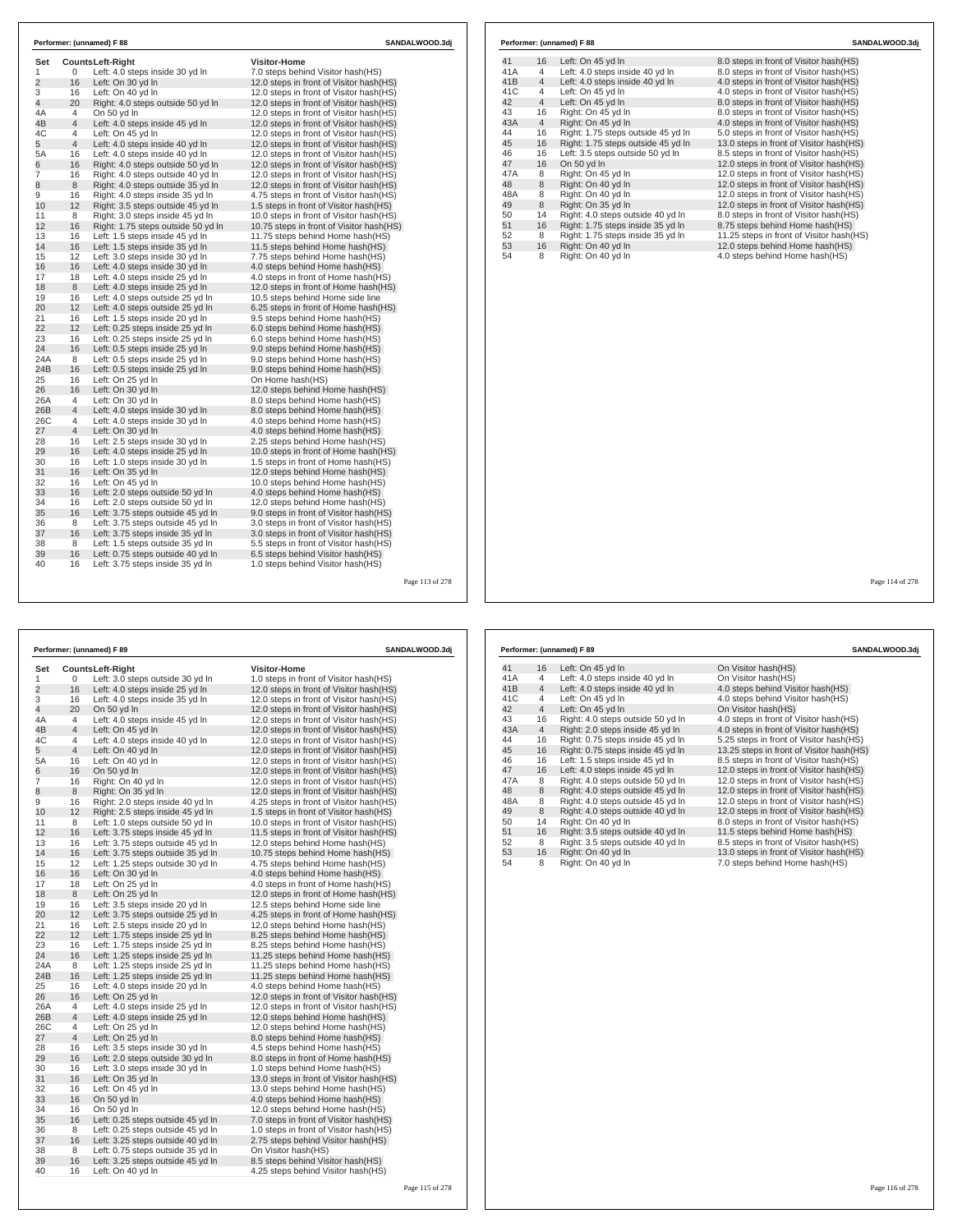## Performer: (unnamed) F 88

SANDALWOOD.3dj

| Set | Counts | Left-Right | Visitor-Home |
|---|---|---|---|
| 1 | 0 | Left: 4.0 steps inside 30 yd ln | 7.0 steps behind Visitor hash(HS) |
| 2 | 16 | Left: On 30 yd ln | 12.0 steps in front of Visitor hash(HS) |
| 3 | 16 | Left: On 40 yd ln | 12.0 steps in front of Visitor hash(HS) |
| 4 | 20 | Right: 4.0 steps outside 50 yd ln | 12.0 steps in front of Visitor hash(HS) |
| 4A | 4 | On 50 yd ln | 12.0 steps in front of Visitor hash(HS) |
| 4B | 4 | Left: 4.0 steps inside 45 yd ln | 12.0 steps in front of Visitor hash(HS) |
| 4C | 4 | Left: On 45 yd ln | 12.0 steps in front of Visitor hash(HS) |
| 5 | 4 | Left: 4.0 steps inside 40 yd ln | 12.0 steps in front of Visitor hash(HS) |
| 5A | 16 | Left: 4.0 steps inside 40 yd ln | 12.0 steps in front of Visitor hash(HS) |
| 6 | 16 | Right: 4.0 steps outside 50 yd ln | 12.0 steps in front of Visitor hash(HS) |
| 7 | 16 | Right: 4.0 steps outside 40 yd ln | 12.0 steps in front of Visitor hash(HS) |
| 8 | 8 | Right: 4.0 steps outside 35 yd ln | 12.0 steps in front of Visitor hash(HS) |
| 9 | 16 | Right: 4.0 steps inside 35 yd ln | 4.75 steps in front of Visitor hash(HS) |
| 10 | 12 | Right: 3.5 steps outside 45 yd ln | 1.5 steps in front of Visitor hash(HS) |
| 11 | 8 | Right: 3.0 steps inside 45 yd ln | 10.0 steps in front of Visitor hash(HS) |
| 12 | 16 | Right: 1.75 steps outside 50 yd ln | 10.75 steps in front of Visitor hash(HS) |
| 13 | 16 | Left: 1.5 steps inside 45 yd ln | 11.75 steps behind Home hash(HS) |
| 14 | 16 | Left: 1.5 steps inside 35 yd ln | 11.5 steps behind Home hash(HS) |
| 15 | 12 | Left: 3.0 steps inside 30 yd ln | 7.75 steps behind Home hash(HS) |
| 16 | 16 | Left: 4.0 steps inside 30 yd ln | 4.0 steps behind Home hash(HS) |
| 17 | 18 | Left: 4.0 steps inside 25 yd ln | 4.0 steps in front of Home hash(HS) |
| 18 | 8 | Left: 4.0 steps inside 25 yd ln | 12.0 steps in front of Home hash(HS) |
| 19 | 16 | Left: 4.0 steps outside 25 yd ln | 10.5 steps behind Home side line |
| 20 | 12 | Left: 4.0 steps outside 25 yd ln | 6.25 steps in front of Home hash(HS) |
| 21 | 16 | Left: 1.5 steps inside 20 yd ln | 9.5 steps behind Home hash(HS) |
| 22 | 12 | Left: 0.25 steps inside 25 yd ln | 6.0 steps behind Home hash(HS) |
| 23 | 16 | Left: 0.25 steps inside 25 yd ln | 6.0 steps behind Home hash(HS) |
| 24 | 16 | Left: 0.5 steps inside 25 yd ln | 9.0 steps behind Home hash(HS) |
| 24A | 8 | Left: 0.5 steps inside 25 yd ln | 9.0 steps behind Home hash(HS) |
| 24B | 16 | Left: 0.5 steps inside 25 yd ln | 9.0 steps behind Home hash(HS) |
| 25 | 16 | Left: On 25 yd ln | On Home hash(HS) |
| 26 | 16 | Left: On 30 yd ln | 12.0 steps behind Home hash(HS) |
| 26A | 4 | Left: On 30 yd ln | 8.0 steps behind Home hash(HS) |
| 26B | 4 | Left: 4.0 steps inside 30 yd ln | 8.0 steps behind Home hash(HS) |
| 26C | 4 | Left: 4.0 steps inside 30 yd ln | 4.0 steps behind Home hash(HS) |
| 27 | 4 | Left: On 30 yd ln | 4.0 steps behind Home hash(HS) |
| 28 | 16 | Left: 2.5 steps inside 30 yd ln | 2.25 steps behind Home hash(HS) |
| 29 | 16 | Left: 4.0 steps inside 25 yd ln | 10.0 steps in front of Home hash(HS) |
| 30 | 16 | Left: 1.0 steps inside 30 yd ln | 1.5 steps in front of Home hash(HS) |
| 31 | 16 | Left: On 35 yd ln | 12.0 steps behind Home hash(HS) |
| 32 | 16 | Left: On 45 yd ln | 10.0 steps behind Home hash(HS) |
| 33 | 16 | Left: 2.0 steps outside 50 yd ln | 4.0 steps behind Home hash(HS) |
| 34 | 16 | Left: 2.0 steps outside 50 yd ln | 12.0 steps behind Home hash(HS) |
| 35 | 16 | Left: 3.75 steps outside 45 yd ln | 9.0 steps in front of Visitor hash(HS) |
| 36 | 8 | Left: 3.75 steps outside 45 yd ln | 3.0 steps in front of Visitor hash(HS) |
| 37 | 16 | Left: 3.75 steps inside 35 yd ln | 3.0 steps in front of Visitor hash(HS) |
| 38 | 8 | Left: 1.5 steps outside 35 yd ln | 5.5 steps in front of Visitor hash(HS) |
| 39 | 16 | Left: 0.75 steps outside 40 yd ln | 6.5 steps behind Visitor hash(HS) |
| 40 | 16 | Left: 3.75 steps inside 35 yd ln | 1.0 steps behind Visitor hash(HS) |
| 41 | 16 | Left: On 45 yd ln | 8.0 steps in front of Visitor hash(HS) |
| 41A | 4 | Left: 4.0 steps inside 40 yd ln | 8.0 steps in front of Visitor hash(HS) |
| 41B | 4 | Left: 4.0 steps inside 40 yd ln | 4.0 steps in front of Visitor hash(HS) |
| 41C | 4 | Left: On 45 yd ln | 4.0 steps in front of Visitor hash(HS) |
| 42 | 4 | Left: On 45 yd ln | 8.0 steps in front of Visitor hash(HS) |
| 43 | 16 | Right: On 45 yd ln | 8.0 steps in front of Visitor hash(HS) |
| 43A | 4 | Right: On 45 yd ln | 4.0 steps in front of Visitor hash(HS) |
| 44 | 16 | Right: 1.75 steps outside 45 yd ln | 5.0 steps in front of Visitor hash(HS) |
| 45 | 16 | Right: 1.75 steps outside 45 yd ln | 13.0 steps in front of Visitor hash(HS) |
| 46 | 16 | Left: 3.5 steps outside 50 yd ln | 8.5 steps in front of Visitor hash(HS) |
| 47 | 16 | On 50 yd ln | 12.0 steps in front of Visitor hash(HS) |
| 47A | 8 | Right: On 45 yd ln | 12.0 steps in front of Visitor hash(HS) |
| 48 | 8 | Right: On 40 yd ln | 12.0 steps in front of Visitor hash(HS) |
| 48A | 8 | Right: On 40 yd ln | 12.0 steps in front of Visitor hash(HS) |
| 49 | 8 | Right: On 35 yd ln | 12.0 steps in front of Visitor hash(HS) |
| 50 | 14 | Right: 4.0 steps outside 40 yd ln | 8.0 steps in front of Visitor hash(HS) |
| 51 | 16 | Right: 1.75 steps inside 35 yd ln | 8.75 steps behind Home hash(HS) |
| 52 | 8 | Right: 1.75 steps inside 35 yd ln | 11.25 steps in front of Visitor hash(HS) |
| 53 | 16 | Right: On 40 yd ln | 12.0 steps behind Home hash(HS) |
| 54 | 8 | Right: On 40 yd ln | 4.0 steps behind Home hash(HS) |

## Performer: (unnamed) F 89

SANDALWOOD.3dj

| Set | Counts | Left-Right | Visitor-Home |
|---|---|---|---|
| 1 | 0 | Left: 3.0 steps outside 30 yd ln | 1.0 steps in front of Visitor hash(HS) |
| 2 | 16 | Left: 4.0 steps inside 25 yd ln | 12.0 steps in front of Visitor hash(HS) |
| 3 | 16 | Left: 4.0 steps inside 35 yd ln | 12.0 steps in front of Visitor hash(HS) |
| 4 | 20 | On 50 yd ln | 12.0 steps in front of Visitor hash(HS) |
| 4A | 4 | Left: 4.0 steps inside 45 yd ln | 12.0 steps in front of Visitor hash(HS) |
| 4B | 4 | Left: On 45 yd ln | 12.0 steps in front of Visitor hash(HS) |
| 4C | 4 | Left: 4.0 steps inside 40 yd ln | 12.0 steps in front of Visitor hash(HS) |
| 5 | 4 | Left: On 40 yd ln | 12.0 steps in front of Visitor hash(HS) |
| 5A | 16 | Left: On 40 yd ln | 12.0 steps in front of Visitor hash(HS) |
| 6 | 16 | On 50 yd ln | 12.0 steps in front of Visitor hash(HS) |
| 7 | 16 | Right: On 40 yd ln | 12.0 steps in front of Visitor hash(HS) |
| 8 | 8 | Right: On 35 yd ln | 12.0 steps in front of Visitor hash(HS) |
| 9 | 16 | Right: 2.0 steps inside 40 yd ln | 4.25 steps in front of Visitor hash(HS) |
| 10 | 12 | Right: 2.5 steps inside 45 yd ln | 1.5 steps in front of Visitor hash(HS) |
| 11 | 8 | Left: 1.0 steps outside 50 yd ln | 10.0 steps in front of Visitor hash(HS) |
| 12 | 16 | Left: 3.75 steps inside 45 yd ln | 11.5 steps in front of Visitor hash(HS) |
| 13 | 16 | Left: 3.75 steps outside 45 yd ln | 12.0 steps behind Home hash(HS) |
| 14 | 16 | Left: 3.75 steps outside 35 yd ln | 10.75 steps behind Home hash(HS) |
| 15 | 12 | Left: 1.25 steps outside 30 yd ln | 4.75 steps behind Home hash(HS) |
| 16 | 16 | Left: On 30 yd ln | 4.0 steps behind Home hash(HS) |
| 17 | 18 | Left: On 25 yd ln | 4.0 steps in front of Home hash(HS) |
| 18 | 8 | Left: On 25 yd ln | 12.0 steps in front of Home hash(HS) |
| 19 | 16 | Left: 3.5 steps inside 20 yd ln | 12.5 steps behind Home side line |
| 20 | 12 | Left: 3.75 steps outside 25 yd ln | 4.25 steps in front of Home hash(HS) |
| 21 | 16 | Left: 2.5 steps inside 20 yd ln | 12.0 steps behind Home hash(HS) |
| 22 | 12 | Left: 1.75 steps inside 25 yd ln | 8.25 steps behind Home hash(HS) |
| 23 | 16 | Left: 1.75 steps inside 25 yd ln | 8.25 steps behind Home hash(HS) |
| 24 | 16 | Left: 1.25 steps inside 25 yd ln | 11.25 steps behind Home hash(HS) |
| 24A | 8 | Left: 1.25 steps inside 25 yd ln | 11.25 steps behind Home hash(HS) |
| 24B | 16 | Left: 1.25 steps inside 25 yd ln | 11.25 steps behind Home hash(HS) |
| 25 | 16 | Left: 4.0 steps inside 20 yd ln | 4.0 steps behind Home hash(HS) |
| 26 | 16 | Left: On 25 yd ln | 12.0 steps in front of Visitor hash(HS) |
| 26A | 4 | Left: 4.0 steps inside 25 yd ln | 12.0 steps in front of Visitor hash(HS) |
| 26B | 4 | Left: 4.0 steps inside 25 yd ln | 12.0 steps behind Home hash(HS) |
| 26C | 4 | Left: On 25 yd ln | 12.0 steps behind Home hash(HS) |
| 27 | 4 | Left: On 25 yd ln | 8.0 steps behind Home hash(HS) |
| 28 | 16 | Left: 3.5 steps inside 30 yd ln | 4.5 steps behind Home hash(HS) |
| 29 | 16 | Left: 2.0 steps outside 30 yd ln | 8.0 steps in front of Home hash(HS) |
| 30 | 16 | Left: 3.0 steps inside 30 yd ln | 1.0 steps behind Home hash(HS) |
| 31 | 16 | Left: On 35 yd ln | 13.0 steps in front of Visitor hash(HS) |
| 32 | 16 | Left: On 45 yd ln | 13.0 steps behind Home hash(HS) |
| 33 | 16 | On 50 yd ln | 4.0 steps behind Home hash(HS) |
| 34 | 16 | On 50 yd ln | 12.0 steps behind Home hash(HS) |
| 35 | 16 | Left: 0.25 steps outside 45 yd ln | 7.0 steps in front of Visitor hash(HS) |
| 36 | 8 | Left: 0.25 steps outside 45 yd ln | 1.0 steps in front of Visitor hash(HS) |
| 37 | 16 | Left: 3.25 steps outside 40 yd ln | 2.75 steps behind Visitor hash(HS) |
| 38 | 8 | Left: 0.75 steps outside 35 yd ln | On Visitor hash(HS) |
| 39 | 16 | Left: 3.25 steps outside 45 yd ln | 8.5 steps behind Visitor hash(HS) |
| 40 | 16 | Left: On 40 yd ln | 4.25 steps behind Visitor hash(HS) |
| 41 | 16 | Left: On 45 yd ln | On Visitor hash(HS) |
| 41A | 4 | Left: 4.0 steps inside 40 yd ln | On Visitor hash(HS) |
| 41B | 4 | Left: 4.0 steps inside 40 yd ln | 4.0 steps behind Visitor hash(HS) |
| 41C | 4 | Left: On 45 yd ln | 4.0 steps behind Visitor hash(HS) |
| 42 | 4 | Left: On 45 yd ln | On Visitor hash(HS) |
| 43 | 16 | Right: 4.0 steps outside 50 yd ln | 4.0 steps in front of Visitor hash(HS) |
| 43A | 4 | Right: 2.0 steps inside 45 yd ln | 4.0 steps in front of Visitor hash(HS) |
| 44 | 16 | Right: 0.75 steps inside 45 yd ln | 5.25 steps in front of Visitor hash(HS) |
| 45 | 16 | Right: 0.75 steps inside 45 yd ln | 13.25 steps in front of Visitor hash(HS) |
| 46 | 16 | Left: 1.5 steps inside 45 yd ln | 8.5 steps in front of Visitor hash(HS) |
| 47 | 16 | Left: 4.0 steps inside 45 yd ln | 12.0 steps in front of Visitor hash(HS) |
| 47A | 8 | Right: 4.0 steps outside 50 yd ln | 12.0 steps in front of Visitor hash(HS) |
| 48 | 8 | Right: 4.0 steps outside 45 yd ln | 12.0 steps in front of Visitor hash(HS) |
| 48A | 8 | Right: 4.0 steps outside 45 yd ln | 12.0 steps in front of Visitor hash(HS) |
| 49 | 8 | Right: 4.0 steps outside 40 yd ln | 12.0 steps in front of Visitor hash(HS) |
| 50 | 14 | Right: On 40 yd ln | 8.0 steps in front of Visitor hash(HS) |
| 51 | 16 | Right: 3.5 steps outside 40 yd ln | 11.5 steps behind Home hash(HS) |
| 52 | 8 | Right: 3.5 steps outside 40 yd ln | 8.5 steps in front of Visitor hash(HS) |
| 53 | 16 | Right: On 40 yd ln | 13.0 steps in front of Visitor hash(HS) |
| 54 | 8 | Right: On 40 yd ln | 7.0 steps behind Home hash(HS) |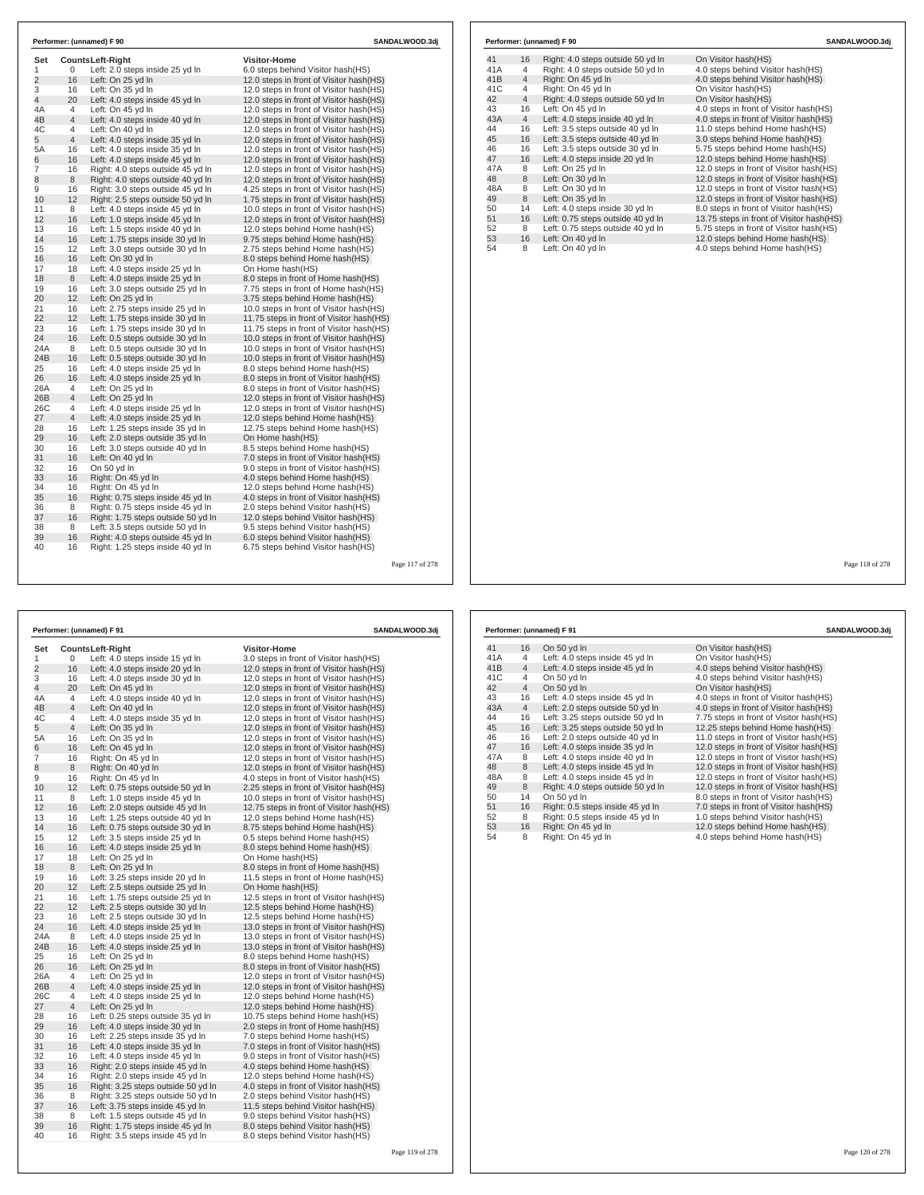Performer: (unnamed) F 90 — SANDALWOOD.3dj

| Set | Counts | Left-Right | Visitor-Home |
|---|---|---|---|
| 1 | 0 | Left: 2.0 steps inside 25 yd ln | 6.0 steps behind Visitor hash(HS) |
| 2 | 16 | Left: On 25 yd ln | 12.0 steps in front of Visitor hash(HS) |
| 3 | 16 | Left: On 35 yd ln | 12.0 steps in front of Visitor hash(HS) |
| 4 | 20 | Left: 4.0 steps inside 45 yd ln | 12.0 steps in front of Visitor hash(HS) |
| 4A | 4 | Left: On 45 yd ln | 12.0 steps in front of Visitor hash(HS) |
| 4B | 4 | Left: 4.0 steps inside 40 yd ln | 12.0 steps in front of Visitor hash(HS) |
| 4C | 4 | Left: On 40 yd ln | 12.0 steps in front of Visitor hash(HS) |
| 5 | 4 | Left: 4.0 steps inside 35 yd ln | 12.0 steps in front of Visitor hash(HS) |
| 5A | 16 | Left: 4.0 steps inside 35 yd ln | 12.0 steps in front of Visitor hash(HS) |
| 6 | 16 | Left: 4.0 steps inside 45 yd ln | 12.0 steps in front of Visitor hash(HS) |
| 7 | 16 | Right: 4.0 steps outside 45 yd ln | 12.0 steps in front of Visitor hash(HS) |
| 8 | 8 | Right: 4.0 steps outside 40 yd ln | 12.0 steps in front of Visitor hash(HS) |
| 9 | 16 | Right: 3.0 steps outside 45 yd ln | 4.25 steps in front of Visitor hash(HS) |
| 10 | 12 | Right: 2.5 steps outside 50 yd ln | 1.75 steps in front of Visitor hash(HS) |
| 11 | 8 | Left: 4.0 steps inside 45 yd ln | 10.0 steps in front of Visitor hash(HS) |
| 12 | 16 | Left: 1.0 steps inside 45 yd ln | 12.0 steps in front of Visitor hash(HS) |
| 13 | 16 | Left: 1.5 steps inside 40 yd ln | 12.0 steps behind Home hash(HS) |
| 14 | 16 | Left: 1.75 steps inside 30 yd ln | 9.75 steps behind Home hash(HS) |
| 15 | 12 | Left: 3.0 steps outside 30 yd ln | 2.75 steps behind Home hash(HS) |
| 16 | 16 | Left: On 30 yd ln | 8.0 steps behind Home hash(HS) |
| 17 | 18 | Left: 4.0 steps inside 25 yd ln | On Home hash(HS) |
| 18 | 8 | Left: 4.0 steps inside 25 yd ln | 8.0 steps in front of Home hash(HS) |
| 19 | 16 | Left: 3.0 steps outside 25 yd ln | 7.75 steps in front of Home hash(HS) |
| 20 | 12 | Left: On 25 yd ln | 3.75 steps behind Home hash(HS) |
| 21 | 16 | Left: 2.75 steps inside 25 yd ln | 10.0 steps in front of Visitor hash(HS) |
| 22 | 12 | Left: 1.75 steps inside 30 yd ln | 11.75 steps in front of Visitor hash(HS) |
| 23 | 16 | Left: 1.75 steps inside 30 yd ln | 11.75 steps in front of Visitor hash(HS) |
| 24 | 16 | Left: 0.5 steps outside 30 yd ln | 10.0 steps in front of Visitor hash(HS) |
| 24A | 8 | Left: 0.5 steps outside 30 yd ln | 10.0 steps in front of Visitor hash(HS) |
| 24B | 16 | Left: 0.5 steps outside 30 yd ln | 10.0 steps in front of Visitor hash(HS) |
| 25 | 16 | Left: 4.0 steps inside 25 yd ln | 8.0 steps behind Home hash(HS) |
| 26 | 16 | Left: 4.0 steps inside 25 yd ln | 8.0 steps in front of Visitor hash(HS) |
| 26A | 4 | Left: On 25 yd ln | 8.0 steps in front of Visitor hash(HS) |
| 26B | 4 | Left: On 25 yd ln | 12.0 steps in front of Visitor hash(HS) |
| 26C | 4 | Left: 4.0 steps inside 25 yd ln | 12.0 steps in front of Visitor hash(HS) |
| 27 | 4 | Left: 4.0 steps inside 25 yd ln | 12.0 steps behind Home hash(HS) |
| 28 | 16 | Left: 1.25 steps inside 35 yd ln | 12.75 steps behind Home hash(HS) |
| 29 | 16 | Left: 2.0 steps outside 35 yd ln | On Home hash(HS) |
| 30 | 16 | Left: 3.0 steps outside 40 yd ln | 8.5 steps behind Home hash(HS) |
| 31 | 16 | Left: On 40 yd ln | 7.0 steps in front of Visitor hash(HS) |
| 32 | 16 | On 50 yd ln | 9.0 steps in front of Visitor hash(HS) |
| 33 | 16 | Right: On 45 yd ln | 4.0 steps behind Home hash(HS) |
| 34 | 16 | Right: On 45 yd ln | 12.0 steps behind Home hash(HS) |
| 35 | 16 | Right: 0.75 steps inside 45 yd ln | 4.0 steps in front of Visitor hash(HS) |
| 36 | 8 | Right: 0.75 steps inside 45 yd ln | 2.0 steps behind Visitor hash(HS) |
| 37 | 16 | Right: 1.75 steps inside 50 yd ln | 12.0 steps behind Visitor hash(HS) |
| 38 | 8 | Left: 3.5 steps outside 50 yd ln | 9.5 steps behind Visitor hash(HS) |
| 39 | 16 | Right: 4.0 steps outside 45 yd ln | 6.0 steps behind Visitor hash(HS) |
| 40 | 16 | Right: 1.25 steps inside 40 yd ln | 6.75 steps behind Visitor hash(HS) |
| 41 | 16 | Right: 4.0 steps outside 50 yd ln | On Visitor hash(HS) |
| 41A | 4 | Right: 4.0 steps outside 50 yd ln | 4.0 steps behind Visitor hash(HS) |
| 41B | 4 | Right: On 45 yd ln | 4.0 steps behind Visitor hash(HS) |
| 41C | 4 | Right: On 45 yd ln | On Visitor hash(HS) |
| 42 | 4 | Right: 4.0 steps outside 50 yd ln | On Visitor hash(HS) |
| 43 | 16 | Left: On 45 yd ln | 4.0 steps in front of Visitor hash(HS) |
| 43A | 4 | Left: 4.0 steps inside 40 yd ln | 4.0 steps in front of Visitor hash(HS) |
| 44 | 16 | Left: 3.5 steps outside 40 yd ln | 11.0 steps behind Home hash(HS) |
| 45 | 16 | Left: 3.5 steps outside 40 yd ln | 3.0 steps behind Home hash(HS) |
| 46 | 16 | Left: 3.5 steps outside 30 yd ln | 5.75 steps behind Home hash(HS) |
| 47 | 16 | Left: 4.0 steps inside 20 yd ln | 12.0 steps behind Home hash(HS) |
| 47A | 8 | Left: On 25 yd ln | 12.0 steps in front of Visitor hash(HS) |
| 48 | 8 | Left: On 30 yd ln | 12.0 steps in front of Visitor hash(HS) |
| 48A | 8 | Left: On 30 yd ln | 12.0 steps in front of Visitor hash(HS) |
| 49 | 8 | Left: On 35 yd ln | 12.0 steps in front of Visitor hash(HS) |
| 50 | 14 | Left: 4.0 steps inside 30 yd ln | 8.0 steps in front of Visitor hash(HS) |
| 51 | 16 | Left: 0.75 steps outside 40 yd ln | 13.75 steps in front of Visitor hash(HS) |
| 52 | 8 | Left: 0.75 steps outside 40 yd ln | 5.75 steps in front of Visitor hash(HS) |
| 53 | 16 | Left: On 40 yd ln | 12.0 steps behind Home hash(HS) |
| 54 | 8 | Left: On 40 yd ln | 4.0 steps behind Home hash(HS) |

Performer: (unnamed) F 91 — SANDALWOOD.3dj

| Set | Counts | Left-Right | Visitor-Home |
|---|---|---|---|
| 1 | 0 | Left: 4.0 steps inside 15 yd ln | 3.0 steps in front of Visitor hash(HS) |
| 2 | 16 | Left: 4.0 steps inside 20 yd ln | 12.0 steps in front of Visitor hash(HS) |
| 3 | 16 | Left: 4.0 steps inside 30 yd ln | 12.0 steps in front of Visitor hash(HS) |
| 4 | 20 | Left: On 45 yd ln | 12.0 steps in front of Visitor hash(HS) |
| 4A | 4 | Left: 4.0 steps inside 40 yd ln | 12.0 steps in front of Visitor hash(HS) |
| 4B | 4 | Left: On 40 yd ln | 12.0 steps in front of Visitor hash(HS) |
| 4C | 4 | Left: 4.0 steps inside 35 yd ln | 12.0 steps in front of Visitor hash(HS) |
| 5 | 4 | Left: On 35 yd ln | 12.0 steps in front of Visitor hash(HS) |
| 5A | 16 | Left: On 35 yd ln | 12.0 steps in front of Visitor hash(HS) |
| 6 | 16 | Left: On 45 yd ln | 12.0 steps in front of Visitor hash(HS) |
| 7 | 16 | Right: On 45 yd ln | 12.0 steps in front of Visitor hash(HS) |
| 8 | 8 | Right: On 40 yd ln | 12.0 steps in front of Visitor hash(HS) |
| 9 | 16 | Right: On 45 yd ln | 4.0 steps in front of Visitor hash(HS) |
| 10 | 12 | Left: 0.75 steps outside 50 yd ln | 2.25 steps in front of Visitor hash(HS) |
| 11 | 8 | Left: 1.0 steps inside 45 yd ln | 10.0 steps in front of Visitor hash(HS) |
| 12 | 16 | Left: 2.0 steps outside 45 yd ln | 12.75 steps in front of Visitor hash(HS) |
| 13 | 16 | Left: 1.25 steps outside 40 yd ln | 12.0 steps behind Home hash(HS) |
| 14 | 16 | Left: 0.75 steps outside 30 yd ln | 8.75 steps behind Home hash(HS) |
| 15 | 12 | Left: 3.5 steps inside 25 yd ln | 0.5 steps behind Home hash(HS) |
| 16 | 16 | Left: 4.0 steps inside 25 yd ln | 8.0 steps behind Home hash(HS) |
| 17 | 18 | Left: On 25 yd ln | On Home hash(HS) |
| 18 | 8 | Left: On 25 yd ln | 8.0 steps in front of Home hash(HS) |
| 19 | 16 | Left: 3.25 steps inside 20 yd ln | 11.5 steps in front of Home hash(HS) |
| 20 | 12 | Left: 2.5 steps outside 25 yd ln | On Home hash(HS) |
| 21 | 16 | Left: 1.75 steps outside 25 yd ln | 12.5 steps in front of Visitor hash(HS) |
| 22 | 12 | Left: 2.5 steps outside 30 yd ln | 12.5 steps behind Home hash(HS) |
| 23 | 16 | Left: 2.5 steps outside 30 yd ln | 12.5 steps behind Home hash(HS) |
| 24 | 16 | Left: 4.0 steps inside 25 yd ln | 13.0 steps in front of Visitor hash(HS) |
| 24A | 8 | Left: 4.0 steps inside 25 yd ln | 13.0 steps in front of Visitor hash(HS) |
| 24B | 16 | Left: 4.0 steps inside 25 yd ln | 13.0 steps in front of Visitor hash(HS) |
| 25 | 16 | Left: On 25 yd ln | 8.0 steps behind Home hash(HS) |
| 26 | 16 | Left: On 25 yd ln | 8.0 steps in front of Visitor hash(HS) |
| 26A | 4 | Left: On 25 yd ln | 12.0 steps in front of Visitor hash(HS) |
| 26B | 4 | Left: 4.0 steps inside 25 yd ln | 12.0 steps in front of Visitor hash(HS) |
| 26C | 4 | Left: 4.0 steps inside 25 yd ln | 12.0 steps behind Home hash(HS) |
| 27 | 4 | Left: On 25 yd ln | 12.0 steps behind Home hash(HS) |
| 28 | 16 | Left: 0.25 steps outside 35 yd ln | 10.75 steps behind Home hash(HS) |
| 29 | 16 | Left: 4.0 steps inside 30 yd ln | 2.0 steps in front of Home hash(HS) |
| 30 | 16 | Left: 2.25 steps inside 35 yd ln | 7.0 steps behind Home hash(HS) |
| 31 | 16 | Left: 4.0 steps inside 35 yd ln | 7.0 steps in front of Visitor hash(HS) |
| 32 | 16 | Left: 4.0 steps inside 45 yd ln | 9.0 steps in front of Visitor hash(HS) |
| 33 | 16 | Right: 2.0 steps inside 45 yd ln | 4.0 steps behind Home hash(HS) |
| 34 | 16 | Right: 2.0 steps inside 45 yd ln | 12.0 steps behind Home hash(HS) |
| 35 | 16 | Right: 3.25 steps outside 50 yd ln | 4.0 steps in front of Visitor hash(HS) |
| 36 | 8 | Right: 3.25 steps outside 50 yd ln | 2.0 steps behind Visitor hash(HS) |
| 37 | 16 | Left: 3.75 steps inside 45 yd ln | 11.5 steps behind Visitor hash(HS) |
| 38 | 8 | Left: 1.5 steps outside 45 yd ln | 9.0 steps behind Visitor hash(HS) |
| 39 | 16 | Right: 1.75 steps inside 45 yd ln | 8.0 steps behind Visitor hash(HS) |
| 40 | 16 | Right: 3.5 steps inside 45 yd ln | 8.0 steps behind Visitor hash(HS) |
| 41 | 16 | On 50 yd ln | On Visitor hash(HS) |
| 41A | 4 | Left: 4.0 steps inside 45 yd ln | On Visitor hash(HS) |
| 41B | 4 | Left: 4.0 steps inside 45 yd ln | 4.0 steps behind Visitor hash(HS) |
| 41C | 4 | On 50 yd ln | 4.0 steps behind Visitor hash(HS) |
| 42 | 4 | On 50 yd ln | On Visitor hash(HS) |
| 43 | 16 | Left: 4.0 steps inside 45 yd ln | 4.0 steps in front of Visitor hash(HS) |
| 43A | 4 | Left: 2.0 steps outside 50 yd ln | 4.0 steps in front of Visitor hash(HS) |
| 44 | 16 | Left: 3.25 steps outside 50 yd ln | 7.75 steps in front of Visitor hash(HS) |
| 45 | 16 | Left: 3.25 steps outside 50 yd ln | 12.25 steps behind Home hash(HS) |
| 46 | 16 | Left: 2.0 steps outside 40 yd ln | 11.0 steps in front of Visitor hash(HS) |
| 47 | 16 | Left: 4.0 steps inside 35 yd ln | 12.0 steps in front of Visitor hash(HS) |
| 47A | 8 | Left: 4.0 steps inside 40 yd ln | 12.0 steps in front of Visitor hash(HS) |
| 48 | 8 | Left: 4.0 steps inside 45 yd ln | 12.0 steps in front of Visitor hash(HS) |
| 48A | 8 | Left: 4.0 steps inside 45 yd ln | 12.0 steps in front of Visitor hash(HS) |
| 49 | 8 | Right: 4.0 steps outside 50 yd ln | 12.0 steps in front of Visitor hash(HS) |
| 50 | 14 | On 50 yd ln | 8.0 steps in front of Visitor hash(HS) |
| 51 | 16 | Right: 0.5 steps inside 45 yd ln | 7.0 steps in front of Visitor hash(HS) |
| 52 | 8 | Right: 0.5 steps inside 45 yd ln | 1.0 steps behind Visitor hash(HS) |
| 53 | 16 | Right: On 45 yd ln | 12.0 steps behind Home hash(HS) |
| 54 | 8 | Right: On 45 yd ln | 4.0 steps behind Home hash(HS) |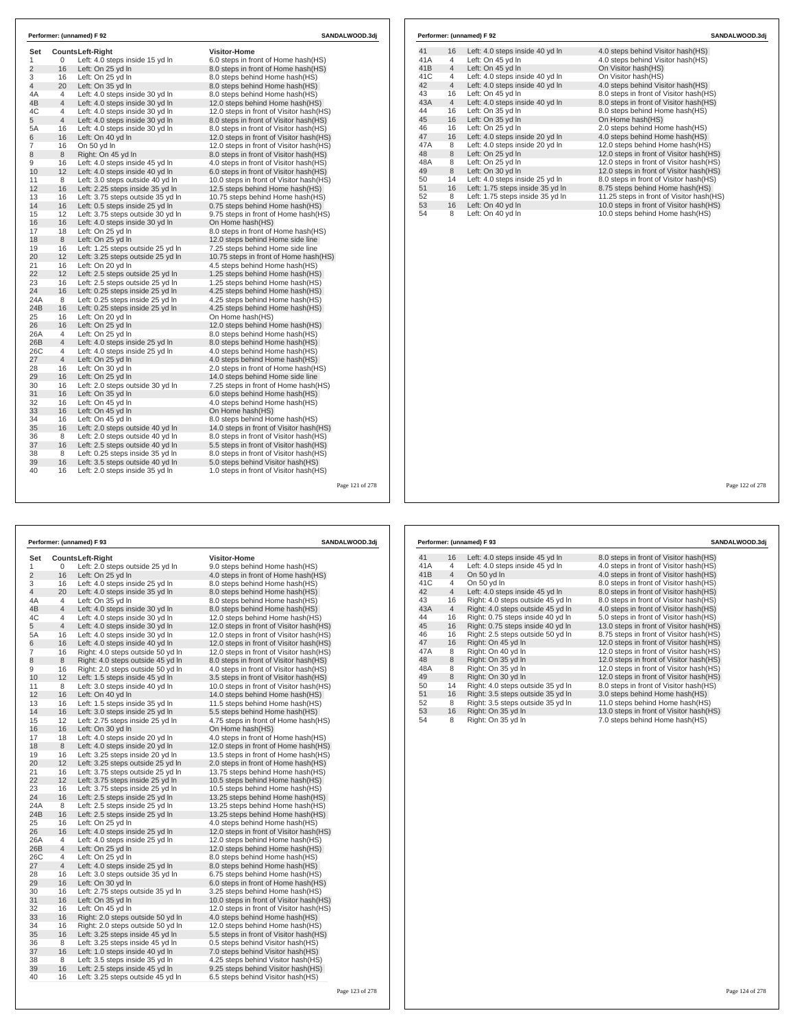## Performer: (unnamed) F 92 — SANDALWOOD.3dj

| Set | Counts | Left-Right | Visitor-Home |
|---|---|---|---|
| 1 | 0 | Left: 4.0 steps inside 15 yd ln | 6.0 steps in front of Home hash(HS) |
| 2 | 16 | Left: On 25 yd ln | 8.0 steps in front of Home hash(HS) |
| 3 | 16 | Left: On 25 yd ln | 8.0 steps behind Home hash(HS) |
| 4 | 20 | Left: On 35 yd ln | 8.0 steps behind Home hash(HS) |
| 4A | 4 | Left: 4.0 steps inside 30 yd ln | 8.0 steps behind Home hash(HS) |
| 4B | 4 | Left: 4.0 steps inside 30 yd ln | 12.0 steps behind Home hash(HS) |
| 4C | 4 | Left: 4.0 steps inside 30 yd ln | 12.0 steps in front of Visitor hash(HS) |
| 5 | 4 | Left: 4.0 steps inside 30 yd ln | 8.0 steps in front of Visitor hash(HS) |
| 5A | 16 | Left: 4.0 steps inside 30 yd ln | 8.0 steps in front of Visitor hash(HS) |
| 6 | 16 | Left: On 40 yd ln | 12.0 steps in front of Visitor hash(HS) |
| 7 | 16 | On 50 yd ln | 12.0 steps in front of Visitor hash(HS) |
| 8 | 8 | Right: On 45 yd ln | 8.0 steps in front of Visitor hash(HS) |
| 9 | 16 | Left: 4.0 steps inside 45 yd ln | 4.0 steps in front of Visitor hash(HS) |
| 10 | 12 | Left: 4.0 steps inside 40 yd ln | 6.0 steps in front of Visitor hash(HS) |
| 11 | 8 | Left: 3.0 steps outside 40 yd ln | 10.0 steps in front of Visitor hash(HS) |
| 12 | 16 | Left: 2.25 steps inside 35 yd ln | 12.5 steps behind Home hash(HS) |
| 13 | 16 | Left: 3.75 steps outside 35 yd ln | 10.75 steps behind Home hash(HS) |
| 14 | 16 | Left: 0.5 steps inside 25 yd ln | 0.75 steps behind Home hash(HS) |
| 15 | 12 | Left: 3.75 steps outside 30 yd ln | 9.75 steps in front of Home hash(HS) |
| 16 | 16 | Left: 4.0 steps inside 30 yd ln | On Home hash(HS) |
| 17 | 18 | Left: On 25 yd ln | 8.0 steps in front of Home hash(HS) |
| 18 | 8 | Left: On 25 yd ln | 12.0 steps behind Home side line |
| 19 | 16 | Left: 1.25 steps outside 25 yd ln | 7.25 steps behind Home side line |
| 20 | 12 | Left: 3.25 steps outside 25 yd ln | 10.75 steps in front of Home hash(HS) |
| 21 | 16 | Left: On 20 yd ln | 4.5 steps behind Home hash(HS) |
| 22 | 12 | Left: 2.5 steps outside 25 yd ln | 1.25 steps behind Home hash(HS) |
| 23 | 16 | Left: 2.5 steps outside 25 yd ln | 1.25 steps behind Home hash(HS) |
| 24 | 16 | Left: 0.25 steps inside 25 yd ln | 4.25 steps behind Home hash(HS) |
| 24A | 8 | Left: 0.25 steps inside 25 yd ln | 4.25 steps behind Home hash(HS) |
| 24B | 16 | Left: 0.25 steps inside 25 yd ln | 4.25 steps behind Home hash(HS) |
| 25 | 16 | Left: On 20 yd ln | On Home hash(HS) |
| 26 | 16 | Left: On 25 yd ln | 12.0 steps behind Home hash(HS) |
| 26A | 4 | Left: On 25 yd ln | 8.0 steps behind Home hash(HS) |
| 26B | 4 | Left: 4.0 steps inside 25 yd ln | 8.0 steps behind Home hash(HS) |
| 26C | 4 | Left: 4.0 steps inside 25 yd ln | 4.0 steps behind Home hash(HS) |
| 27 | 4 | Left: On 25 yd ln | 4.0 steps behind Home hash(HS) |
| 28 | 16 | Left: On 30 yd ln | 2.0 steps in front of Home hash(HS) |
| 29 | 16 | Left: On 25 yd ln | 14.0 steps behind Home side line |
| 30 | 16 | Left: 2.0 steps outside 30 yd ln | 7.25 steps in front of Home hash(HS) |
| 31 | 16 | Left: On 35 yd ln | 6.0 steps behind Home hash(HS) |
| 32 | 16 | Left: On 45 yd ln | 4.0 steps behind Home hash(HS) |
| 33 | 16 | Left: On 45 yd ln | On Home hash(HS) |
| 34 | 16 | Left: On 45 yd ln | 8.0 steps behind Home hash(HS) |
| 35 | 16 | Left: 2.0 steps outside 40 yd ln | 14.0 steps in front of Visitor hash(HS) |
| 36 | 8 | Left: 2.0 steps outside 40 yd ln | 8.0 steps in front of Visitor hash(HS) |
| 37 | 16 | Left: 2.5 steps outside 40 yd ln | 5.5 steps in front of Visitor hash(HS) |
| 38 | 8 | Left: 0.25 steps inside 35 yd ln | 8.0 steps in front of Visitor hash(HS) |
| 39 | 16 | Left: 3.5 steps outside 40 yd ln | 5.0 steps behind Visitor hash(HS) |
| 40 | 16 | Left: 2.0 steps inside 35 yd ln | 1.0 steps in front of Visitor hash(HS) |
| 41 | 16 | Left: 4.0 steps inside 40 yd ln | 4.0 steps behind Visitor hash(HS) |
| 41A | 4 | Left: On 45 yd ln | 4.0 steps behind Visitor hash(HS) |
| 41B | 4 | Left: On 45 yd ln | On Visitor hash(HS) |
| 41C | 4 | Left: 4.0 steps inside 40 yd ln | On Visitor hash(HS) |
| 42 | 4 | Left: 4.0 steps inside 40 yd ln | 4.0 steps behind Visitor hash(HS) |
| 43 | 16 | Left: On 45 yd ln | 8.0 steps in front of Visitor hash(HS) |
| 43A | 4 | Left: 4.0 steps inside 40 yd ln | 8.0 steps in front of Visitor hash(HS) |
| 44 | 16 | Left: On 35 yd ln | 8.0 steps behind Home hash(HS) |
| 45 | 16 | Left: On 35 yd ln | On Home hash(HS) |
| 46 | 16 | Left: On 25 yd ln | 2.0 steps behind Home hash(HS) |
| 47 | 16 | Left: 4.0 steps inside 20 yd ln | 4.0 steps behind Home hash(HS) |
| 47A | 8 | Left: 4.0 steps inside 20 yd ln | 12.0 steps behind Home hash(HS) |
| 48 | 8 | Left: On 25 yd ln | 12.0 steps in front of Visitor hash(HS) |
| 48A | 8 | Left: On 25 yd ln | 12.0 steps in front of Visitor hash(HS) |
| 49 | 8 | Left: On 30 yd ln | 12.0 steps in front of Visitor hash(HS) |
| 50 | 14 | Left: 4.0 steps inside 25 yd ln | 8.0 steps in front of Visitor hash(HS) |
| 51 | 16 | Left: 1.75 steps inside 35 yd ln | 8.75 steps behind Home hash(HS) |
| 52 | 8 | Left: 1.75 steps inside 35 yd ln | 11.25 steps in front of Visitor hash(HS) |
| 53 | 16 | Left: On 40 yd ln | 10.0 steps in front of Visitor hash(HS) |
| 54 | 8 | Left: On 40 yd ln | 10.0 steps behind Home hash(HS) |

## Performer: (unnamed) F 93 — SANDALWOOD.3dj

| Set | Counts | Left-Right | Visitor-Home |
|---|---|---|---|
| 1 | 0 | Left: 2.0 steps outside 25 yd ln | 9.0 steps behind Home hash(HS) |
| 2 | 16 | Left: On 25 yd ln | 4.0 steps in front of Home hash(HS) |
| 3 | 16 | Left: 4.0 steps inside 25 yd ln | 8.0 steps behind Home hash(HS) |
| 4 | 20 | Left: 4.0 steps inside 35 yd ln | 8.0 steps behind Home hash(HS) |
| 4A | 4 | Left: On 35 yd ln | 8.0 steps behind Home hash(HS) |
| 4B | 4 | Left: 4.0 steps inside 30 yd ln | 8.0 steps behind Home hash(HS) |
| 4C | 4 | Left: 4.0 steps inside 30 yd ln | 12.0 steps behind Home hash(HS) |
| 5 | 4 | Left: 4.0 steps inside 30 yd ln | 12.0 steps in front of Visitor hash(HS) |
| 5A | 16 | Left: 4.0 steps inside 30 yd ln | 12.0 steps in front of Visitor hash(HS) |
| 6 | 16 | Left: 4.0 steps inside 40 yd ln | 12.0 steps in front of Visitor hash(HS) |
| 7 | 16 | Right: 4.0 steps outside 50 yd ln | 12.0 steps in front of Visitor hash(HS) |
| 8 | 8 | Right: 4.0 steps outside 45 yd ln | 8.0 steps in front of Visitor hash(HS) |
| 9 | 16 | Right: 2.0 steps outside 50 yd ln | 4.0 steps in front of Visitor hash(HS) |
| 10 | 12 | Left: 1.5 steps inside 45 yd ln | 3.5 steps in front of Visitor hash(HS) |
| 11 | 8 | Left: 3.0 steps inside 40 yd ln | 10.0 steps in front of Visitor hash(HS) |
| 12 | 16 | Left: On 40 yd ln | 14.0 steps behind Home hash(HS) |
| 13 | 16 | Left: 1.5 steps inside 35 yd ln | 11.5 steps behind Home hash(HS) |
| 14 | 16 | Left: 3.0 steps inside 25 yd ln | 5.5 steps behind Home hash(HS) |
| 15 | 12 | Left: 2.75 steps inside 25 yd ln | 4.75 steps in front of Home hash(HS) |
| 16 | 16 | Left: On 30 yd ln | On Home hash(HS) |
| 17 | 18 | Left: 4.0 steps inside 20 yd ln | 4.0 steps in front of Home hash(HS) |
| 18 | 8 | Left: 4.0 steps inside 20 yd ln | 12.0 steps in front of Home hash(HS) |
| 19 | 16 | Left: 3.25 steps inside 20 yd ln | 13.5 steps in front of Home hash(HS) |
| 20 | 12 | Left: 3.25 steps outside 25 yd ln | 2.0 steps in front of Home hash(HS) |
| 21 | 16 | Left: 3.75 steps outside 25 yd ln | 13.75 steps behind Home hash(HS) |
| 22 | 12 | Left: 3.75 steps inside 25 yd ln | 10.5 steps behind Home hash(HS) |
| 23 | 16 | Left: 3.75 steps inside 25 yd ln | 10.5 steps behind Home hash(HS) |
| 24 | 16 | Left: 2.5 steps inside 25 yd ln | 13.25 steps behind Home hash(HS) |
| 24A | 8 | Left: 2.5 steps inside 25 yd ln | 13.25 steps behind Home hash(HS) |
| 24B | 16 | Left: 2.5 steps inside 25 yd ln | 13.25 steps behind Home hash(HS) |
| 25 | 16 | Left: On 25 yd ln | 4.0 steps behind Home hash(HS) |
| 26 | 16 | Left: 4.0 steps inside 25 yd ln | 12.0 steps in front of Visitor hash(HS) |
| 26A | 4 | Left: 4.0 steps inside 25 yd ln | 12.0 steps behind Home hash(HS) |
| 26B | 4 | Left: On 25 yd ln | 12.0 steps behind Home hash(HS) |
| 26C | 4 | Left: On 25 yd ln | 8.0 steps behind Home hash(HS) |
| 27 | 4 | Left: 4.0 steps inside 25 yd ln | 8.0 steps behind Home hash(HS) |
| 28 | 16 | Left: 3.0 steps outside 35 yd ln | 6.75 steps behind Home hash(HS) |
| 29 | 16 | Left: On 30 yd ln | 6.0 steps in front of Home hash(HS) |
| 30 | 16 | Left: 2.75 steps outside 35 yd ln | 3.25 steps behind Home hash(HS) |
| 31 | 16 | Left: On 35 yd ln | 10.0 steps in front of Visitor hash(HS) |
| 32 | 16 | Left: On 45 yd ln | 12.0 steps in front of Visitor hash(HS) |
| 33 | 16 | Right: 2.0 steps outside 50 yd ln | 4.0 steps behind Home hash(HS) |
| 34 | 16 | Right: 2.0 steps outside 50 yd ln | 12.0 steps behind Home hash(HS) |
| 35 | 16 | Left: 3.25 steps inside 45 yd ln | 5.5 steps in front of Visitor hash(HS) |
| 36 | 8 | Left: 3.25 steps inside 45 yd ln | 0.5 steps behind Visitor hash(HS) |
| 37 | 16 | Left: 1.0 steps inside 40 yd ln | 7.0 steps behind Visitor hash(HS) |
| 38 | 8 | Left: 3.5 steps inside 35 yd ln | 4.25 steps behind Visitor hash(HS) |
| 39 | 16 | Left: 2.5 steps inside 45 yd ln | 9.25 steps behind Visitor hash(HS) |
| 40 | 16 | Left: 3.25 steps outside 45 yd ln | 6.5 steps behind Visitor hash(HS) |
| 41 | 16 | Left: 4.0 steps inside 45 yd ln | 8.0 steps in front of Visitor hash(HS) |
| 41A | 4 | Left: 4.0 steps inside 45 yd ln | 4.0 steps in front of Visitor hash(HS) |
| 41B | 4 | On 50 yd ln | 4.0 steps in front of Visitor hash(HS) |
| 41C | 4 | On 50 yd ln | 8.0 steps in front of Visitor hash(HS) |
| 42 | 4 | Left: 4.0 steps inside 45 yd ln | 8.0 steps in front of Visitor hash(HS) |
| 43 | 16 | Right: 4.0 steps outside 45 yd ln | 8.0 steps in front of Visitor hash(HS) |
| 43A | 4 | Right: 4.0 steps outside 45 yd ln | 4.0 steps in front of Visitor hash(HS) |
| 44 | 16 | Right: 0.75 steps inside 40 yd ln | 5.0 steps in front of Visitor hash(HS) |
| 45 | 16 | Right: 0.75 steps inside 40 yd ln | 13.0 steps in front of Visitor hash(HS) |
| 46 | 16 | Right: 2.5 steps outside 50 yd ln | 8.75 steps in front of Visitor hash(HS) |
| 47 | 16 | Right: On 45 yd ln | 12.0 steps in front of Visitor hash(HS) |
| 47A | 8 | Right: On 40 yd ln | 12.0 steps in front of Visitor hash(HS) |
| 48 | 8 | Right: On 35 yd ln | 12.0 steps in front of Visitor hash(HS) |
| 48A | 8 | Right: On 35 yd ln | 12.0 steps in front of Visitor hash(HS) |
| 49 | 8 | Right: On 30 yd ln | 12.0 steps in front of Visitor hash(HS) |
| 50 | 14 | Right: 4.0 steps outside 35 yd ln | 8.0 steps in front of Visitor hash(HS) |
| 51 | 16 | Right: 3.5 steps outside 35 yd ln | 3.0 steps behind Home hash(HS) |
| 52 | 8 | Right: 3.5 steps outside 35 yd ln | 11.0 steps behind Home hash(HS) |
| 53 | 16 | Right: On 35 yd ln | 13.0 steps in front of Visitor hash(HS) |
| 54 | 8 | Right: On 35 yd ln | 7.0 steps behind Home hash(HS) |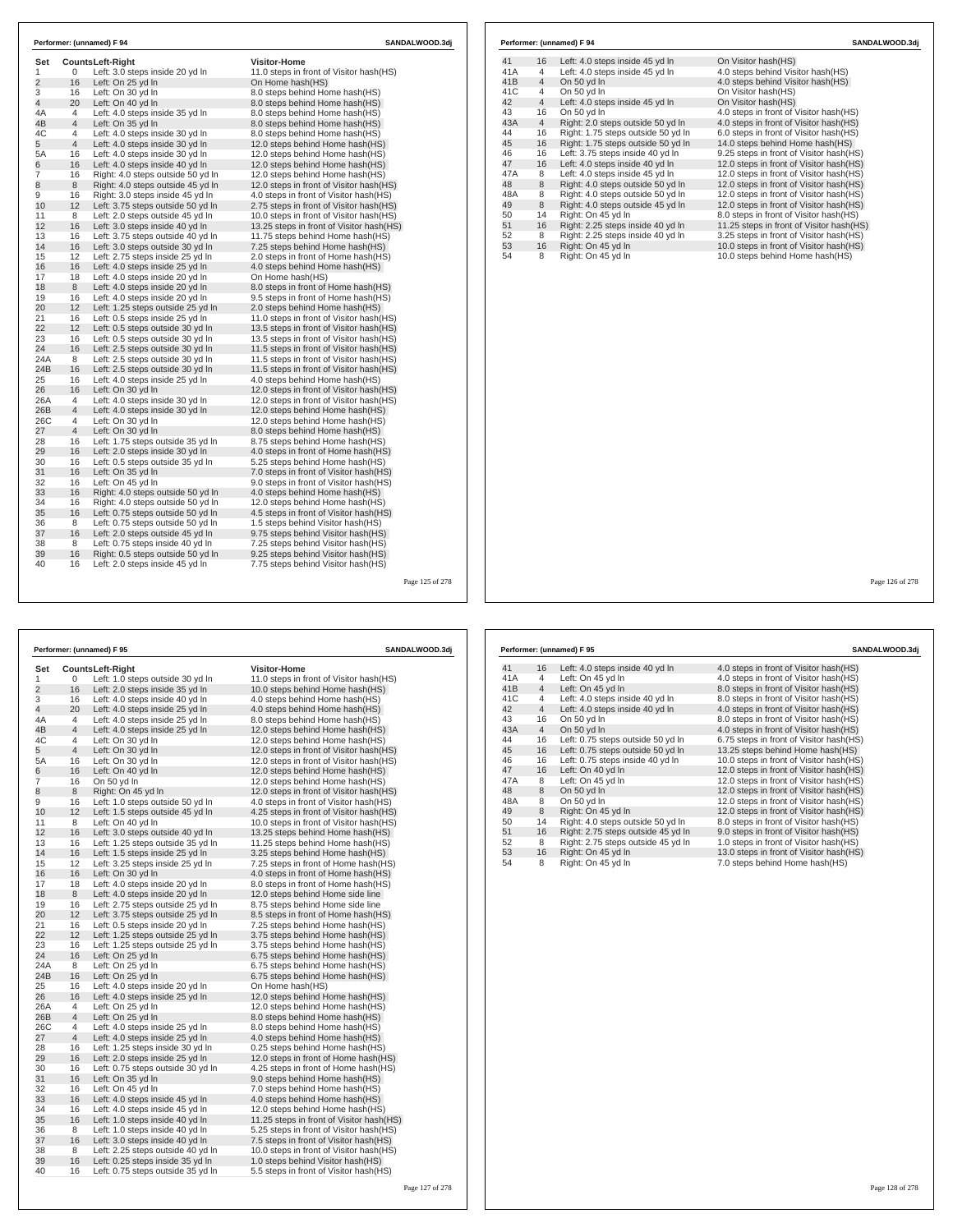**Performer: (unnamed) F 94** SANDALWOOD.3dj

| Set | Counts | Left-Right | Visitor-Home |
|---|---|---|---|
| 1 | 0 | Left: 3.0 steps inside 20 yd ln | 11.0 steps in front of Visitor hash(HS) |
| 2 | 16 | Left: On 25 yd ln | On Home hash(HS) |
| 3 | 16 | Left: On 30 yd ln | 8.0 steps behind Home hash(HS) |
| 4 | 20 | Left: On 40 yd ln | 8.0 steps behind Home hash(HS) |
| 4A | 4 | Left: 4.0 steps inside 35 yd ln | 8.0 steps behind Home hash(HS) |
| 4B | 4 | Left: On 35 yd ln | 8.0 steps behind Home hash(HS) |
| 4C | 4 | Left: 4.0 steps inside 30 yd ln | 8.0 steps behind Home hash(HS) |
| 5 | 4 | Left: 4.0 steps inside 30 yd ln | 12.0 steps behind Home hash(HS) |
| 5A | 16 | Left: 4.0 steps inside 30 yd ln | 12.0 steps behind Home hash(HS) |
| 6 | 16 | Left: 4.0 steps inside 40 yd ln | 12.0 steps behind Home hash(HS) |
| 7 | 16 | Right: 4.0 steps outside 50 yd ln | 12.0 steps behind Home hash(HS) |
| 8 | 8 | Right: 4.0 steps outside 45 yd ln | 12.0 steps in front of Visitor hash(HS) |
| 9 | 16 | Right: 3.0 steps inside 45 yd ln | 4.0 steps in front of Visitor hash(HS) |
| 10 | 12 | Left: 3.75 steps outside 50 yd ln | 2.75 steps in front of Visitor hash(HS) |
| 11 | 8 | Left: 2.0 steps outside 45 yd ln | 10.0 steps in front of Visitor hash(HS) |
| 12 | 16 | Left: 3.0 steps inside 40 yd ln | 13.25 steps in front of Visitor hash(HS) |
| 13 | 16 | Left: 3.75 steps outside 40 yd ln | 11.75 steps behind Home hash(HS) |
| 14 | 16 | Left: 3.0 steps outside 30 yd ln | 7.25 steps behind Home hash(HS) |
| 15 | 12 | Left: 2.75 steps inside 25 yd ln | 2.0 steps in front of Home hash(HS) |
| 16 | 16 | Left: 4.0 steps inside 25 yd ln | 4.0 steps behind Home hash(HS) |
| 17 | 18 | Left: 4.0 steps inside 20 yd ln | On Home hash(HS) |
| 18 | 8 | Left: 4.0 steps inside 20 yd ln | 8.0 steps in front of Home hash(HS) |
| 19 | 16 | Left: 4.0 steps inside 20 yd ln | 9.5 steps in front of Home hash(HS) |
| 20 | 12 | Left: 1.25 steps outside 25 yd ln | 2.0 steps behind Home hash(HS) |
| 21 | 16 | Left: 0.5 steps inside 25 yd ln | 11.0 steps in front of Visitor hash(HS) |
| 22 | 12 | Left: 0.5 steps outside 30 yd ln | 13.5 steps in front of Visitor hash(HS) |
| 23 | 16 | Left: 0.5 steps outside 30 yd ln | 13.5 steps in front of Visitor hash(HS) |
| 24 | 16 | Left: 2.5 steps outside 30 yd ln | 11.5 steps in front of Visitor hash(HS) |
| 24A | 8 | Left: 2.5 steps outside 30 yd ln | 11.5 steps in front of Visitor hash(HS) |
| 24B | 16 | Left: 2.5 steps outside 30 yd ln | 11.5 steps in front of Visitor hash(HS) |
| 25 | 16 | Left: 4.0 steps inside 25 yd ln | 4.0 steps behind Home hash(HS) |
| 26 | 16 | Left: On 30 yd ln | 12.0 steps in front of Visitor hash(HS) |
| 26A | 4 | Left: 4.0 steps inside 30 yd ln | 12.0 steps in front of Visitor hash(HS) |
| 26B | 4 | Left: 4.0 steps inside 30 yd ln | 12.0 steps behind Home hash(HS) |
| 26C | 4 | Left: On 30 yd ln | 12.0 steps behind Home hash(HS) |
| 27 | 4 | Left: On 30 yd ln | 8.0 steps behind Home hash(HS) |
| 28 | 16 | Left: 1.75 steps outside 35 yd ln | 8.75 steps behind Home hash(HS) |
| 29 | 16 | Left: 2.0 steps inside 30 yd ln | 4.0 steps in front of Home hash(HS) |
| 30 | 16 | Left: 0.5 steps outside 35 yd ln | 5.25 steps behind Home hash(HS) |
| 31 | 16 | Left: On 35 yd ln | 7.0 steps in front of Visitor hash(HS) |
| 32 | 16 | Left: On 45 yd ln | 9.0 steps in front of Visitor hash(HS) |
| 33 | 16 | Right: 4.0 steps outside 50 yd ln | 4.0 steps behind Home hash(HS) |
| 34 | 16 | Right: 4.0 steps outside 50 yd ln | 12.0 steps behind Home hash(HS) |
| 35 | 16 | Left: 0.75 steps outside 50 yd ln | 4.5 steps in front of Visitor hash(HS) |
| 36 | 8 | Left: 0.75 steps outside 50 yd ln | 1.5 steps behind Visitor hash(HS) |
| 37 | 16 | Left: 2.0 steps outside 45 yd ln | 9.75 steps behind Visitor hash(HS) |
| 38 | 8 | Left: 0.75 steps inside 40 yd ln | 7.25 steps behind Visitor hash(HS) |
| 39 | 16 | Right: 0.5 steps outside 50 yd ln | 9.25 steps behind Visitor hash(HS) |
| 40 | 16 | Left: 2.0 steps inside 45 yd ln | 7.75 steps behind Visitor hash(HS) |
| 41 | 16 | Left: 4.0 steps inside 45 yd ln | On Visitor hash(HS) |
| 41A | 4 | Left: 4.0 steps inside 45 yd ln | 4.0 steps behind Visitor hash(HS) |
| 41B | 4 | On 50 yd ln | 4.0 steps behind Visitor hash(HS) |
| 41C | 4 | On 50 yd ln | On Visitor hash(HS) |
| 42 | 4 | Left: 4.0 steps inside 45 yd ln | On Visitor hash(HS) |
| 43 | 16 | On 50 yd ln | 4.0 steps in front of Visitor hash(HS) |
| 43A | 4 | Right: 2.0 steps outside 50 yd ln | 4.0 steps in front of Visitor hash(HS) |
| 44 | 16 | Right: 1.75 steps outside 50 yd ln | 6.0 steps in front of Visitor hash(HS) |
| 45 | 16 | Right: 1.75 steps outside 50 yd ln | 14.0 steps behind Home hash(HS) |
| 46 | 16 | Left: 3.75 steps inside 40 yd ln | 9.25 steps in front of Visitor hash(HS) |
| 47 | 16 | Left: 4.0 steps inside 40 yd ln | 12.0 steps in front of Visitor hash(HS) |
| 47A | 8 | Left: 4.0 steps inside 45 yd ln | 12.0 steps in front of Visitor hash(HS) |
| 48 | 8 | Right: 4.0 steps outside 50 yd ln | 12.0 steps in front of Visitor hash(HS) |
| 48A | 8 | Right: 4.0 steps outside 50 yd ln | 12.0 steps in front of Visitor hash(HS) |
| 49 | 8 | Right: 4.0 steps outside 45 yd ln | 12.0 steps in front of Visitor hash(HS) |
| 50 | 14 | Right: On 45 yd ln | 8.0 steps in front of Visitor hash(HS) |
| 51 | 16 | Right: 2.25 steps inside 40 yd ln | 11.25 steps in front of Visitor hash(HS) |
| 52 | 8 | Right: 2.25 steps inside 40 yd ln | 3.25 steps in front of Visitor hash(HS) |
| 53 | 16 | Right: On 45 yd ln | 10.0 steps in front of Visitor hash(HS) |
| 54 | 8 | Right: On 45 yd ln | 10.0 steps behind Home hash(HS) |

**Performer: (unnamed) F 95** SANDALWOOD.3dj

| Set | Counts | Left-Right | Visitor-Home |
|---|---|---|---|
| 1 | 0 | Left: 1.0 steps outside 30 yd ln | 11.0 steps in front of Visitor hash(HS) |
| 2 | 16 | Left: 2.0 steps inside 35 yd ln | 10.0 steps behind Home hash(HS) |
| 3 | 16 | Left: 4.0 steps inside 40 yd ln | 4.0 steps behind Home hash(HS) |
| 4 | 20 | Left: 4.0 steps inside 25 yd ln | 4.0 steps behind Home hash(HS) |
| 4A | 4 | Left: 4.0 steps inside 25 yd ln | 8.0 steps behind Home hash(HS) |
| 4B | 4 | Left: 4.0 steps inside 25 yd ln | 12.0 steps behind Home hash(HS) |
| 4C | 4 | Left: On 30 yd ln | 12.0 steps behind Home hash(HS) |
| 5 | 4 | Left: On 30 yd ln | 12.0 steps in front of Visitor hash(HS) |
| 5A | 16 | Left: On 30 yd ln | 12.0 steps in front of Visitor hash(HS) |
| 6 | 16 | Left: On 40 yd ln | 12.0 steps behind Home hash(HS) |
| 7 | 16 | On 50 yd ln | 12.0 steps behind Home hash(HS) |
| 8 | 8 | Right: On 45 yd ln | 12.0 steps in front of Visitor hash(HS) |
| 9 | 16 | Left: 1.0 steps outside 50 yd ln | 4.0 steps in front of Visitor hash(HS) |
| 10 | 12 | Left: 1.5 steps outside 45 yd ln | 4.25 steps in front of Visitor hash(HS) |
| 11 | 8 | Left: On 40 yd ln | 10.0 steps in front of Visitor hash(HS) |
| 12 | 16 | Left: 3.0 steps outside 40 yd ln | 13.25 steps behind Home hash(HS) |
| 13 | 16 | Left: 1.25 steps outside 35 yd ln | 11.25 steps behind Home hash(HS) |
| 14 | 16 | Left: 1.5 steps inside 25 yd ln | 3.25 steps behind Home hash(HS) |
| 15 | 12 | Left: 3.25 steps inside 25 yd ln | 7.25 steps in front of Home hash(HS) |
| 16 | 16 | Left: On 30 yd ln | 4.0 steps in front of Home hash(HS) |
| 17 | 18 | Left: 4.0 steps inside 20 yd ln | 8.0 steps in front of Home hash(HS) |
| 18 | 8 | Left: 4.0 steps inside 20 yd ln | 12.0 steps behind Home side line |
| 19 | 16 | Left: 2.75 steps outside 25 yd ln | 8.75 steps behind Home side line |
| 20 | 12 | Left: 3.75 steps outside 25 yd ln | 8.5 steps in front of Home hash(HS) |
| 21 | 16 | Left: 0.5 steps inside 20 yd ln | 7.25 steps behind Home hash(HS) |
| 22 | 12 | Left: 1.25 steps outside 25 yd ln | 3.75 steps behind Home hash(HS) |
| 23 | 16 | Left: 1.25 steps outside 25 yd ln | 3.75 steps behind Home hash(HS) |
| 24 | 16 | Left: On 25 yd ln | 6.75 steps behind Home hash(HS) |
| 24A | 8 | Left: On 25 yd ln | 6.75 steps behind Home hash(HS) |
| 24B | 16 | Left: On 25 yd ln | 6.75 steps behind Home hash(HS) |
| 25 | 16 | Left: 4.0 steps inside 20 yd ln | On Home hash(HS) |
| 26 | 16 | Left: 4.0 steps inside 25 yd ln | 12.0 steps behind Home hash(HS) |
| 26A | 4 | Left: On 25 yd ln | 12.0 steps behind Home hash(HS) |
| 26B | 4 | Left: On 25 yd ln | 8.0 steps behind Home hash(HS) |
| 26C | 4 | Left: 4.0 steps inside 25 yd ln | 8.0 steps behind Home hash(HS) |
| 27 | 4 | Left: 4.0 steps inside 25 yd ln | 4.0 steps behind Home hash(HS) |
| 28 | 16 | Left: 1.25 steps inside 30 yd ln | 0.25 steps behind Home hash(HS) |
| 29 | 16 | Left: 2.0 steps inside 25 yd ln | 12.0 steps in front of Home hash(HS) |
| 30 | 16 | Left: 0.75 steps outside 30 yd ln | 4.25 steps in front of Home hash(HS) |
| 31 | 16 | Left: On 35 yd ln | 9.0 steps behind Home hash(HS) |
| 32 | 16 | Left: On 45 yd ln | 7.0 steps behind Home hash(HS) |
| 33 | 16 | Left: 4.0 steps inside 45 yd ln | 4.0 steps behind Home hash(HS) |
| 34 | 16 | Left: 4.0 steps inside 45 yd ln | 12.0 steps behind Home hash(HS) |
| 35 | 16 | Left: 1.0 steps inside 40 yd ln | 11.25 steps in front of Visitor hash(HS) |
| 36 | 8 | Left: 1.0 steps inside 40 yd ln | 5.25 steps in front of Visitor hash(HS) |
| 37 | 16 | Left: 3.0 steps inside 40 yd ln | 7.5 steps in front of Visitor hash(HS) |
| 38 | 8 | Left: 2.25 steps outside 40 yd ln | 10.0 steps in front of Visitor hash(HS) |
| 39 | 16 | Left: 0.25 steps inside 35 yd ln | 1.0 steps behind Visitor hash(HS) |
| 40 | 16 | Left: 0.75 steps outside 35 yd ln | 5.5 steps in front of Visitor hash(HS) |
| 41 | 16 | Left: 4.0 steps inside 40 yd ln | 4.0 steps in front of Visitor hash(HS) |
| 41A | 4 | Left: On 45 yd ln | 4.0 steps in front of Visitor hash(HS) |
| 41B | 4 | Left: On 45 yd ln | 8.0 steps in front of Visitor hash(HS) |
| 41C | 4 | Left: 4.0 steps inside 40 yd ln | 8.0 steps in front of Visitor hash(HS) |
| 42 | 4 | Left: 4.0 steps inside 40 yd ln | 4.0 steps in front of Visitor hash(HS) |
| 43 | 16 | On 50 yd ln | 8.0 steps in front of Visitor hash(HS) |
| 43A | 4 | On 50 yd ln | 4.0 steps in front of Visitor hash(HS) |
| 44 | 16 | Left: 0.75 steps outside 50 yd ln | 6.75 steps in front of Visitor hash(HS) |
| 45 | 16 | Left: 0.75 steps outside 50 yd ln | 13.25 steps behind Home hash(HS) |
| 46 | 16 | Left: 0.75 steps inside 40 yd ln | 10.0 steps in front of Visitor hash(HS) |
| 47 | 16 | Left: On 40 yd ln | 12.0 steps in front of Visitor hash(HS) |
| 47A | 8 | Left: On 45 yd ln | 12.0 steps in front of Visitor hash(HS) |
| 48 | 8 | On 50 yd ln | 12.0 steps in front of Visitor hash(HS) |
| 48A | 8 | On 50 yd ln | 12.0 steps in front of Visitor hash(HS) |
| 49 | 8 | Right: On 45 yd ln | 12.0 steps in front of Visitor hash(HS) |
| 50 | 14 | Right: 4.0 steps outside 50 yd ln | 8.0 steps in front of Visitor hash(HS) |
| 51 | 16 | Right: 2.75 steps outside 45 yd ln | 9.0 steps in front of Visitor hash(HS) |
| 52 | 8 | Right: 2.75 steps outside 45 yd ln | 1.0 steps in front of Visitor hash(HS) |
| 53 | 16 | Right: On 45 yd ln | 13.0 steps in front of Visitor hash(HS) |
| 54 | 8 | Right: On 45 yd ln | 7.0 steps behind Home hash(HS) |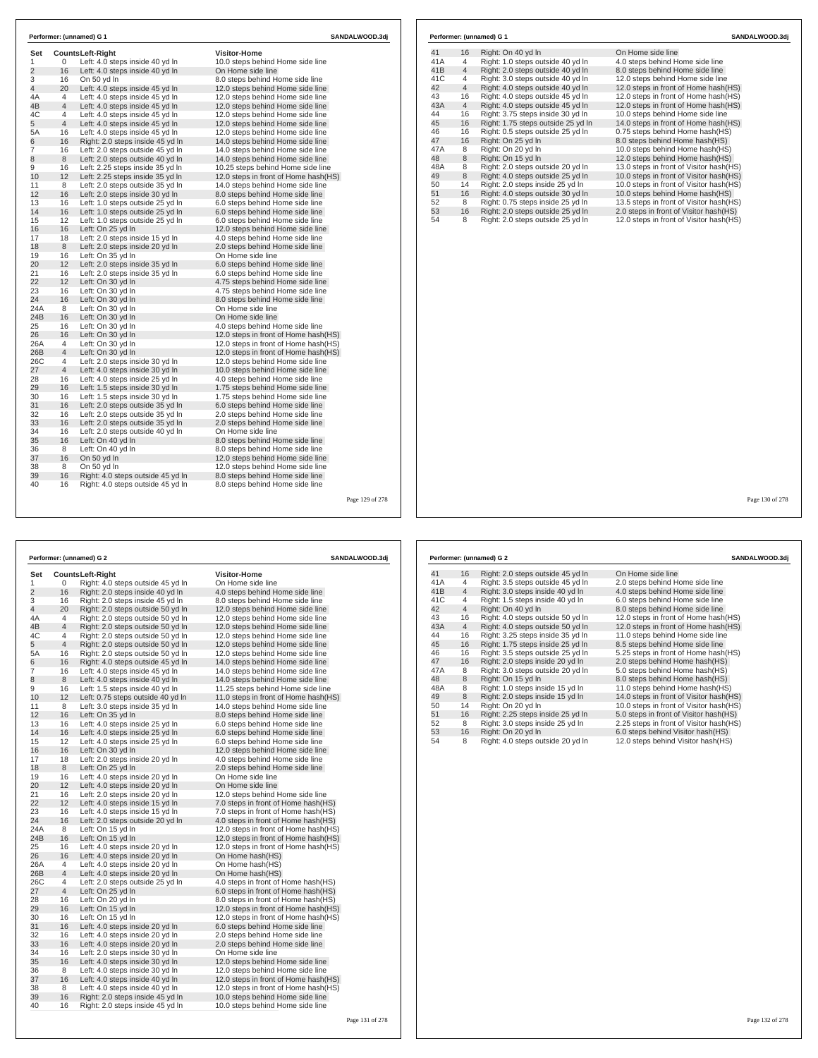**Performer: (unnamed) G 1** SANDALWOOD.3dj

| Set | Counts | Left-Right | Visitor-Home |
|---|---|---|---|
| 1 | 0 | Left: 4.0 steps inside 40 yd ln | 10.0 steps behind Home side line |
| 2 | 16 | Left: 4.0 steps inside 40 yd ln | On Home side line |
| 3 | 16 | On 50 yd ln | 8.0 steps behind Home side line |
| 4 | 20 | Left: 4.0 steps inside 45 yd ln | 12.0 steps behind Home side line |
| 4A | 4 | Left: 4.0 steps inside 45 yd ln | 12.0 steps behind Home side line |
| 4B | 4 | Left: 4.0 steps inside 45 yd ln | 12.0 steps behind Home side line |
| 4C | 4 | Left: 4.0 steps inside 45 yd ln | 12.0 steps behind Home side line |
| 5 | 4 | Left: 4.0 steps inside 45 yd ln | 12.0 steps behind Home side line |
| 5A | 16 | Left: 4.0 steps inside 45 yd ln | 12.0 steps behind Home side line |
| 6 | 16 | Right: 2.0 steps inside 45 yd ln | 14.0 steps behind Home side line |
| 7 | 16 | Left: 2.0 steps outside 45 yd ln | 14.0 steps behind Home side line |
| 8 | 8 | Left: 2.0 steps outside 40 yd ln | 14.0 steps behind Home side line |
| 9 | 16 | Left: 2.25 steps inside 35 yd ln | 10.25 steps behind Home side line |
| 10 | 12 | Left: 2.25 steps inside 35 yd ln | 12.0 steps in front of Home hash(HS) |
| 11 | 8 | Left: 2.0 steps outside 35 yd ln | 14.0 steps behind Home side line |
| 12 | 16 | Left: 2.0 steps inside 30 yd ln | 8.0 steps behind Home side line |
| 13 | 16 | Left: 1.0 steps outside 25 yd ln | 6.0 steps behind Home side line |
| 14 | 16 | Left: 1.0 steps outside 25 yd ln | 6.0 steps behind Home side line |
| 15 | 12 | Left: 1.0 steps outside 25 yd ln | 6.0 steps behind Home side line |
| 16 | 16 | Left: On 25 yd ln | 12.0 steps behind Home side line |
| 17 | 18 | Left: 2.0 steps inside 15 yd ln | 4.0 steps behind Home side line |
| 18 | 8 | Left: 2.0 steps inside 20 yd ln | 2.0 steps behind Home side line |
| 19 | 16 | Left: On 35 yd ln | On Home side line |
| 20 | 12 | Left: 2.0 steps inside 35 yd ln | 6.0 steps behind Home side line |
| 21 | 16 | Left: 2.0 steps inside 35 yd ln | 6.0 steps behind Home side line |
| 22 | 12 | Left: On 30 yd ln | 4.75 steps behind Home side line |
| 23 | 16 | Left: On 30 yd ln | 4.75 steps behind Home side line |
| 24 | 16 | Left: On 30 yd ln | 8.0 steps behind Home side line |
| 24A | 8 | Left: On 30 yd ln | On Home side line |
| 24B | 16 | Left: On 30 yd ln | On Home side line |
| 25 | 16 | Left: On 30 yd ln | 4.0 steps behind Home side line |
| 26 | 16 | Left: On 30 yd ln | 12.0 steps in front of Home hash(HS) |
| 26A | 4 | Left: On 30 yd ln | 12.0 steps in front of Home hash(HS) |
| 26B | 4 | Left: On 30 yd ln | 12.0 steps in front of Home hash(HS) |
| 26C | 4 | Left: 2.0 steps inside 30 yd ln | 12.0 steps behind Home side line |
| 27 | 4 | Left: 4.0 steps inside 30 yd ln | 10.0 steps behind Home side line |
| 28 | 16 | Left: 4.0 steps inside 25 yd ln | 4.0 steps behind Home side line |
| 29 | 16 | Left: 1.5 steps inside 30 yd ln | 1.75 steps behind Home side line |
| 30 | 16 | Left: 1.5 steps inside 30 yd ln | 1.75 steps behind Home side line |
| 31 | 16 | Left: 2.0 steps outside 35 yd ln | 6.0 steps behind Home side line |
| 32 | 16 | Left: 2.0 steps outside 35 yd ln | 2.0 steps behind Home side line |
| 33 | 16 | Left: 2.0 steps outside 35 yd ln | 2.0 steps behind Home side line |
| 34 | 16 | Left: 2.0 steps outside 40 yd ln | On Home side line |
| 35 | 16 | Left: On 40 yd ln | 8.0 steps behind Home side line |
| 36 | 8 | Left: On 40 yd ln | 8.0 steps behind Home side line |
| 37 | 16 | On 50 yd ln | 12.0 steps behind Home side line |
| 38 | 8 | On 50 yd ln | 12.0 steps behind Home side line |
| 39 | 16 | Right: 4.0 steps outside 45 yd ln | 8.0 steps behind Home side line |
| 40 | 16 | Right: 4.0 steps outside 45 yd ln | 8.0 steps behind Home side line |

**Performer: (unnamed) G 1** SANDALWOOD.3dj

| Set | Counts | Left-Right | Visitor-Home |
|---|---|---|---|
| 41 | 16 | Right: On 40 yd ln | On Home side line |
| 41A | 4 | Right: 1.0 steps outside 40 yd ln | 4.0 steps behind Home side line |
| 41B | 4 | Right: 2.0 steps outside 40 yd ln | 8.0 steps behind Home side line |
| 41C | 4 | Right: 3.0 steps outside 40 yd ln | 12.0 steps behind Home side line |
| 42 | 4 | Right: 4.0 steps outside 40 yd ln | 12.0 steps in front of Home hash(HS) |
| 43 | 16 | Right: 4.0 steps outside 45 yd ln | 12.0 steps in front of Home hash(HS) |
| 43A | 4 | Right: 4.0 steps outside 45 yd ln | 12.0 steps in front of Home hash(HS) |
| 44 | 16 | Right: 3.75 steps inside 30 yd ln | 10.0 steps behind Home side line |
| 45 | 16 | Right: 1.75 steps outside 25 yd ln | 14.0 steps in front of Home hash(HS) |
| 46 | 16 | Right: 0.5 steps outside 25 yd ln | 0.75 steps behind Home hash(HS) |
| 47 | 16 | Right: On 25 yd ln | 8.0 steps behind Home hash(HS) |
| 47A | 8 | Right: On 20 yd ln | 10.0 steps behind Home hash(HS) |
| 48 | 8 | Right: On 15 yd ln | 12.0 steps behind Home hash(HS) |
| 48A | 8 | Right: 2.0 steps outside 20 yd ln | 13.0 steps in front of Visitor hash(HS) |
| 49 | 8 | Right: 4.0 steps outside 25 yd ln | 10.0 steps in front of Visitor hash(HS) |
| 50 | 14 | Right: 2.0 steps inside 25 yd ln | 10.0 steps in front of Visitor hash(HS) |
| 51 | 16 | Right: 4.0 steps outside 30 yd ln | 10.0 steps behind Home hash(HS) |
| 52 | 8 | Right: 0.75 steps inside 25 yd ln | 13.5 steps in front of Visitor hash(HS) |
| 53 | 16 | Right: 2.0 steps outside 25 yd ln | 2.0 steps in front of Visitor hash(HS) |
| 54 | 8 | Right: 2.0 steps outside 25 yd ln | 12.0 steps in front of Visitor hash(HS) |

**Performer: (unnamed) G 2** SANDALWOOD.3dj

| Set | Counts | Left-Right | Visitor-Home |
|---|---|---|---|
| 1 | 0 | Right: 4.0 steps outside 45 yd ln | On Home side line |
| 2 | 16 | Right: 2.0 steps inside 40 yd ln | 4.0 steps behind Home side line |
| 3 | 16 | Right: 2.0 steps inside 45 yd ln | 8.0 steps behind Home side line |
| 4 | 20 | Right: 2.0 steps outside 50 yd ln | 12.0 steps behind Home side line |
| 4A | 4 | Right: 2.0 steps outside 50 yd ln | 12.0 steps behind Home side line |
| 4B | 4 | Right: 2.0 steps outside 50 yd ln | 12.0 steps behind Home side line |
| 4C | 4 | Right: 2.0 steps outside 50 yd ln | 12.0 steps behind Home side line |
| 5 | 4 | Right: 2.0 steps outside 50 yd ln | 12.0 steps behind Home side line |
| 5A | 16 | Right: 2.0 steps outside 50 yd ln | 12.0 steps behind Home side line |
| 6 | 16 | Right: 4.0 steps outside 45 yd ln | 14.0 steps behind Home side line |
| 7 | 16 | Left: 4.0 steps inside 45 yd ln | 14.0 steps behind Home side line |
| 8 | 8 | Left: 4.0 steps inside 40 yd ln | 14.0 steps behind Home side line |
| 9 | 16 | Left: 1.5 steps inside 40 yd ln | 11.25 steps behind Home side line |
| 10 | 12 | Left: 0.75 steps outside 40 yd ln | 11.0 steps in front of Home hash(HS) |
| 11 | 8 | Left: 3.0 steps inside 35 yd ln | 14.0 steps behind Home side line |
| 12 | 16 | Left: On 35 yd ln | 8.0 steps behind Home side line |
| 13 | 16 | Left: 4.0 steps inside 25 yd ln | 6.0 steps behind Home side line |
| 14 | 16 | Left: 4.0 steps inside 25 yd ln | 6.0 steps behind Home side line |
| 15 | 12 | Left: 4.0 steps inside 25 yd ln | 6.0 steps behind Home side line |
| 16 | 16 | Left: On 30 yd ln | 12.0 steps behind Home side line |
| 17 | 18 | Left: 2.0 steps inside 20 yd ln | 4.0 steps behind Home side line |
| 18 | 8 | Left: On 25 yd ln | 2.0 steps behind Home side line |
| 19 | 16 | Left: 4.0 steps inside 20 yd ln | On Home side line |
| 20 | 12 | Left: 4.0 steps inside 20 yd ln | On Home side line |
| 21 | 16 | Left: 2.0 steps inside 20 yd ln | 12.0 steps behind Home side line |
| 22 | 12 | Left: 4.0 steps inside 15 yd ln | 7.0 steps in front of Home hash(HS) |
| 23 | 16 | Left: 4.0 steps inside 15 yd ln | 7.0 steps in front of Home hash(HS) |
| 24 | 16 | Left: 2.0 steps outside 20 yd ln | 4.0 steps in front of Home hash(HS) |
| 24A | 8 | Left: On 15 yd ln | 12.0 steps in front of Home hash(HS) |
| 24B | 16 | Left: On 15 yd ln | 12.0 steps in front of Home hash(HS) |
| 25 | 16 | Left: 4.0 steps inside 20 yd ln | 12.0 steps in front of Home hash(HS) |
| 26 | 16 | Left: 4.0 steps inside 20 yd ln | On Home hash(HS) |
| 26A | 4 | Left: 4.0 steps inside 20 yd ln | On Home hash(HS) |
| 26B | 4 | Left: 4.0 steps inside 20 yd ln | On Home hash(HS) |
| 26C | 4 | Left: 2.0 steps outside 25 yd ln | 4.0 steps in front of Home hash(HS) |
| 27 | 4 | Left: On 25 yd ln | 6.0 steps in front of Home hash(HS) |
| 28 | 16 | Left: On 20 yd ln | 8.0 steps in front of Home hash(HS) |
| 29 | 16 | Left: On 15 yd ln | 12.0 steps in front of Home hash(HS) |
| 30 | 16 | Left: On 15 yd ln | 12.0 steps in front of Home hash(HS) |
| 31 | 16 | Left: 4.0 steps inside 20 yd ln | 6.0 steps behind Home side line |
| 32 | 16 | Left: 4.0 steps inside 20 yd ln | 2.0 steps behind Home side line |
| 33 | 16 | Left: 4.0 steps inside 20 yd ln | 2.0 steps behind Home side line |
| 34 | 16 | Left: 2.0 steps inside 30 yd ln | On Home side line |
| 35 | 16 | Left: 4.0 steps inside 30 yd ln | 12.0 steps behind Home side line |
| 36 | 8 | Left: 4.0 steps inside 30 yd ln | 12.0 steps behind Home side line |
| 37 | 16 | Left: 4.0 steps inside 40 yd ln | 12.0 steps in front of Home hash(HS) |
| 38 | 8 | Left: 4.0 steps inside 40 yd ln | 12.0 steps in front of Home hash(HS) |
| 39 | 16 | Right: 2.0 steps inside 45 yd ln | 10.0 steps behind Home side line |
| 40 | 16 | Right: 2.0 steps inside 45 yd ln | 10.0 steps behind Home side line |

**Performer: (unnamed) G 2** SANDALWOOD.3dj

| Set | Counts | Left-Right | Visitor-Home |
|---|---|---|---|
| 41 | 16 | Right: 2.0 steps outside 45 yd ln | On Home side line |
| 41A | 4 | Right: 3.5 steps outside 45 yd ln | 2.0 steps behind Home side line |
| 41B | 4 | Right: 3.0 steps inside 40 yd ln | 4.0 steps behind Home side line |
| 41C | 4 | Right: 1.5 steps inside 40 yd ln | 6.0 steps behind Home side line |
| 42 | 4 | Right: On 40 yd ln | 8.0 steps behind Home side line |
| 43 | 16 | Right: 4.0 steps outside 50 yd ln | 12.0 steps in front of Home hash(HS) |
| 43A | 4 | Right: 4.0 steps outside 50 yd ln | 12.0 steps in front of Home hash(HS) |
| 44 | 16 | Right: 3.25 steps inside 35 yd ln | 11.0 steps behind Home side line |
| 45 | 16 | Right: 1.75 steps inside 25 yd ln | 8.5 steps behind Home side line |
| 46 | 16 | Right: 3.5 steps outside 25 yd ln | 5.25 steps in front of Home hash(HS) |
| 47 | 16 | Right: 2.0 steps inside 20 yd ln | 2.0 steps behind Home hash(HS) |
| 47A | 8 | Right: 3.0 steps outside 20 yd ln | 5.0 steps behind Home hash(HS) |
| 48 | 8 | Right: On 15 yd ln | 8.0 steps behind Home hash(HS) |
| 48A | 8 | Right: 1.0 steps inside 15 yd ln | 11.0 steps behind Home hash(HS) |
| 49 | 8 | Right: 2.0 steps inside 15 yd ln | 14.0 steps in front of Visitor hash(HS) |
| 50 | 14 | Right: On 20 yd ln | 10.0 steps in front of Visitor hash(HS) |
| 51 | 16 | Right: 2.25 steps inside 25 yd ln | 5.0 steps in front of Visitor hash(HS) |
| 52 | 8 | Right: 3.0 steps inside 25 yd ln | 2.25 steps in front of Visitor hash(HS) |
| 53 | 16 | Right: On 20 yd ln | 6.0 steps behind Visitor hash(HS) |
| 54 | 8 | Right: 4.0 steps outside 20 yd ln | 12.0 steps behind Visitor hash(HS) |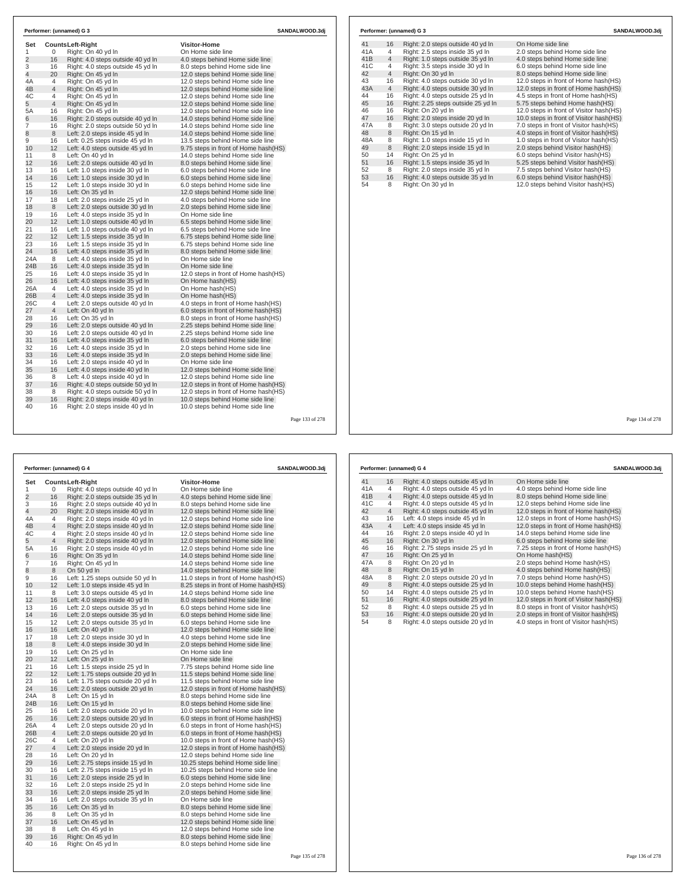## Performer: (unnamed) G 3

SANDALWOOD.3dj

| Set | Counts | Left-Right | Visitor-Home |
|---|---|---|---|
| 1 | 0 | Right: On 40 yd ln | On Home side line |
| 2 | 16 | Right: 4.0 steps outside 40 yd ln | 4.0 steps behind Home side line |
| 3 | 16 | Right: 4.0 steps outside 45 yd ln | 8.0 steps behind Home side line |
| 4 | 20 | Right: On 45 yd ln | 12.0 steps behind Home side line |
| 4A | 4 | Right: On 45 yd ln | 12.0 steps behind Home side line |
| 4B | 4 | Right: On 45 yd ln | 12.0 steps behind Home side line |
| 4C | 4 | Right: On 45 yd ln | 12.0 steps behind Home side line |
| 5 | 4 | Right: On 45 yd ln | 12.0 steps behind Home side line |
| 5A | 16 | Right: On 45 yd ln | 12.0 steps behind Home side line |
| 6 | 16 | Right: 2.0 steps outside 40 yd ln | 14.0 steps behind Home side line |
| 7 | 16 | Right: 2.0 steps outside 50 yd ln | 14.0 steps behind Home side line |
| 8 | 8 | Left: 2.0 steps inside 45 yd ln | 14.0 steps behind Home side line |
| 9 | 16 | Left: 0.25 steps inside 45 yd ln | 13.5 steps behind Home side line |
| 10 | 12 | Left: 4.0 steps outside 45 yd ln | 9.75 steps in front of Home hash(HS) |
| 11 | 8 | Left: On 40 yd ln | 14.0 steps behind Home side line |
| 12 | 16 | Left: 2.0 steps outside 40 yd ln | 8.0 steps behind Home side line |
| 13 | 16 | Left: 1.0 steps inside 30 yd ln | 6.0 steps behind Home side line |
| 14 | 16 | Left: 1.0 steps inside 30 yd ln | 6.0 steps behind Home side line |
| 15 | 12 | Left: 1.0 steps inside 30 yd ln | 6.0 steps behind Home side line |
| 16 | 16 | Left: On 35 yd ln | 12.0 steps behind Home side line |
| 17 | 18 | Left: 2.0 steps inside 25 yd ln | 4.0 steps behind Home side line |
| 18 | 8 | Left: 2.0 steps outside 30 yd ln | 2.0 steps behind Home side line |
| 19 | 16 | Left: 4.0 steps inside 35 yd ln | On Home side line |
| 20 | 12 | Left: 1.0 steps outside 40 yd ln | 6.5 steps behind Home side line |
| 21 | 16 | Left: 1.0 steps outside 40 yd ln | 6.5 steps behind Home side line |
| 22 | 12 | Left: 1.5 steps inside 35 yd ln | 6.75 steps behind Home side line |
| 23 | 16 | Left: 1.5 steps inside 35 yd ln | 6.75 steps behind Home side line |
| 24 | 16 | Left: 4.0 steps inside 35 yd ln | 8.0 steps behind Home side line |
| 24A | 8 | Left: 4.0 steps inside 35 yd ln | On Home side line |
| 24B | 16 | Left: 4.0 steps inside 35 yd ln | On Home side line |
| 25 | 16 | Left: 4.0 steps inside 35 yd ln | 12.0 steps in front of Home hash(HS) |
| 26 | 16 | Left: 4.0 steps inside 35 yd ln | On Home hash(HS) |
| 26A | 4 | Left: 4.0 steps inside 35 yd ln | On Home hash(HS) |
| 26B | 4 | Left: 4.0 steps inside 35 yd ln | On Home hash(HS) |
| 26C | 4 | Left: 2.0 steps outside 40 yd ln | 4.0 steps in front of Home hash(HS) |
| 27 | 4 | Left: On 40 yd ln | 6.0 steps in front of Home hash(HS) |
| 28 | 16 | Left: On 35 yd ln | 8.0 steps in front of Home hash(HS) |
| 29 | 16 | Left: 2.0 steps outside 40 yd ln | 2.25 steps behind Home side line |
| 30 | 16 | Left: 2.0 steps outside 40 yd ln | 2.25 steps behind Home side line |
| 31 | 16 | Left: 4.0 steps inside 35 yd ln | 6.0 steps behind Home side line |
| 32 | 16 | Left: 4.0 steps inside 35 yd ln | 2.0 steps behind Home side line |
| 33 | 16 | Left: 4.0 steps inside 35 yd ln | 2.0 steps behind Home side line |
| 34 | 16 | Left: 2.0 steps inside 40 yd ln | On Home side line |
| 35 | 16 | Left: 4.0 steps inside 40 yd ln | 12.0 steps behind Home side line |
| 36 | 8 | Left: 4.0 steps inside 40 yd ln | 12.0 steps behind Home side line |
| 37 | 16 | Right: 4.0 steps outside 50 yd ln | 12.0 steps in front of Home hash(HS) |
| 38 | 8 | Right: 4.0 steps outside 50 yd ln | 12.0 steps in front of Home hash(HS) |
| 39 | 16 | Right: 2.0 steps inside 40 yd ln | 10.0 steps behind Home side line |
| 40 | 16 | Right: 2.0 steps inside 40 yd ln | 10.0 steps behind Home side line |
| 41 | 16 | Right: 2.0 steps outside 40 yd ln | On Home side line |
| 41A | 4 | Right: 2.5 steps inside 35 yd ln | 2.0 steps behind Home side line |
| 41B | 4 | Right: 1.0 steps outside 35 yd ln | 4.0 steps behind Home side line |
| 41C | 4 | Right: 3.5 steps inside 30 yd ln | 6.0 steps behind Home side line |
| 42 | 4 | Right: On 30 yd ln | 8.0 steps behind Home side line |
| 43 | 16 | Right: 4.0 steps outside 30 yd ln | 12.0 steps in front of Home hash(HS) |
| 43A | 4 | Right: 4.0 steps outside 30 yd ln | 12.0 steps in front of Home hash(HS) |
| 44 | 16 | Right: 4.0 steps outside 25 yd ln | 4.5 steps in front of Home hash(HS) |
| 45 | 16 | Right: 2.25 steps outside 25 yd ln | 5.75 steps behind Home hash(HS) |
| 46 | 16 | Right: On 20 yd ln | 12.0 steps in front of Visitor hash(HS) |
| 47 | 16 | Right: 2.0 steps inside 20 yd ln | 10.0 steps in front of Visitor hash(HS) |
| 47A | 8 | Right: 3.0 steps outside 20 yd ln | 7.0 steps in front of Visitor hash(HS) |
| 48 | 8 | Right: On 15 yd ln | 4.0 steps in front of Visitor hash(HS) |
| 48A | 8 | Right: 1.0 steps inside 15 yd ln | 1.0 steps in front of Visitor hash(HS) |
| 49 | 8 | Right: 2.0 steps inside 15 yd ln | 2.0 steps behind Visitor hash(HS) |
| 50 | 14 | Right: On 25 yd ln | 6.0 steps behind Visitor hash(HS) |
| 51 | 16 | Right: 1.5 steps inside 35 yd ln | 5.25 steps behind Visitor hash(HS) |
| 52 | 8 | Right: 2.0 steps inside 35 yd ln | 7.5 steps behind Visitor hash(HS) |
| 53 | 16 | Right: 4.0 steps outside 35 yd ln | 6.0 steps behind Visitor hash(HS) |
| 54 | 8 | Right: On 30 yd ln | 12.0 steps behind Visitor hash(HS) |

## Performer: (unnamed) G 4

SANDALWOOD.3dj

| Set | Counts | Left-Right | Visitor-Home |
|---|---|---|---|
| 1 | 0 | Right: 4.0 steps outside 40 yd ln | On Home side line |
| 2 | 16 | Right: 2.0 steps outside 35 yd ln | 4.0 steps behind Home side line |
| 3 | 16 | Right: 2.0 steps outside 40 yd ln | 8.0 steps behind Home side line |
| 4 | 20 | Right: 2.0 steps inside 40 yd ln | 12.0 steps behind Home side line |
| 4A | 4 | Right: 2.0 steps inside 40 yd ln | 12.0 steps behind Home side line |
| 4B | 4 | Right: 2.0 steps inside 40 yd ln | 12.0 steps behind Home side line |
| 4C | 4 | Right: 2.0 steps inside 40 yd ln | 12.0 steps behind Home side line |
| 5 | 4 | Right: 2.0 steps inside 40 yd ln | 12.0 steps behind Home side line |
| 5A | 16 | Right: 2.0 steps inside 40 yd ln | 12.0 steps behind Home side line |
| 6 | 16 | Right: On 35 yd ln | 14.0 steps behind Home side line |
| 7 | 16 | Right: On 45 yd ln | 14.0 steps behind Home side line |
| 8 | 8 | On 50 yd ln | 14.0 steps behind Home side line |
| 9 | 16 | Left: 1.25 steps outside 50 yd ln | 11.0 steps in front of Home hash(HS) |
| 10 | 12 | Left: 1.0 steps inside 45 yd ln | 8.25 steps in front of Home hash(HS) |
| 11 | 8 | Left: 3.0 steps outside 45 yd ln | 14.0 steps behind Home side line |
| 12 | 16 | Left: 4.0 steps inside 40 yd ln | 8.0 steps behind Home side line |
| 13 | 16 | Left: 2.0 steps outside 35 yd ln | 6.0 steps behind Home side line |
| 14 | 16 | Left: 2.0 steps outside 35 yd ln | 6.0 steps behind Home side line |
| 15 | 12 | Left: 2.0 steps outside 35 yd ln | 6.0 steps behind Home side line |
| 16 | 16 | Left: On 40 yd ln | 12.0 steps behind Home side line |
| 17 | 18 | Left: 2.0 steps inside 30 yd ln | 4.0 steps behind Home side line |
| 18 | 8 | Left: 4.0 steps inside 30 yd ln | 2.0 steps behind Home side line |
| 19 | 16 | Left: On 25 yd ln | On Home side line |
| 20 | 12 | Left: On 25 yd ln | On Home side line |
| 21 | 16 | Left: 1.5 steps inside 25 yd ln | 7.75 steps behind Home side line |
| 22 | 12 | Left: 1.75 steps outside 20 yd ln | 11.5 steps behind Home side line |
| 23 | 16 | Left: 1.75 steps outside 20 yd ln | 11.5 steps behind Home side line |
| 24 | 16 | Left: 2.0 steps outside 20 yd ln | 12.0 steps in front of Home hash(HS) |
| 24A | 8 | Left: On 15 yd ln | 8.0 steps behind Home side line |
| 24B | 16 | Left: On 15 yd ln | 8.0 steps behind Home side line |
| 25 | 16 | Left: 2.0 steps outside 20 yd ln | 10.0 steps behind Home side line |
| 26 | 16 | Left: 2.0 steps outside 20 yd ln | 6.0 steps in front of Home hash(HS) |
| 26A | 4 | Left: 2.0 steps outside 20 yd ln | 6.0 steps in front of Home hash(HS) |
| 26B | 4 | Left: 2.0 steps outside 20 yd ln | 6.0 steps in front of Home hash(HS) |
| 26C | 4 | Left: On 20 yd ln | 10.0 steps in front of Home hash(HS) |
| 27 | 4 | Left: 2.0 steps inside 20 yd ln | 12.0 steps in front of Home hash(HS) |
| 28 | 16 | Left: On 20 yd ln | 12.0 steps behind Home side line |
| 29 | 16 | Left: 2.75 steps inside 15 yd ln | 10.25 steps behind Home side line |
| 30 | 16 | Left: 2.75 steps inside 15 yd ln | 10.25 steps behind Home side line |
| 31 | 16 | Left: 2.0 steps inside 25 yd ln | 6.0 steps behind Home side line |
| 32 | 16 | Left: 2.0 steps inside 25 yd ln | 2.0 steps behind Home side line |
| 33 | 16 | Left: 2.0 steps inside 25 yd ln | 2.0 steps behind Home side line |
| 34 | 16 | Left: 2.0 steps outside 35 yd ln | On Home side line |
| 35 | 16 | Left: On 35 yd ln | 8.0 steps behind Home side line |
| 36 | 8 | Left: On 35 yd ln | 8.0 steps behind Home side line |
| 37 | 16 | Left: On 45 yd ln | 12.0 steps behind Home side line |
| 38 | 8 | Left: On 45 yd ln | 12.0 steps behind Home side line |
| 39 | 16 | Right: On 45 yd ln | 8.0 steps behind Home side line |
| 40 | 16 | Right: On 45 yd ln | 8.0 steps behind Home side line |
| 41 | 16 | Right: 4.0 steps outside 45 yd ln | On Home side line |
| 41A | 4 | Right: 4.0 steps outside 45 yd ln | 4.0 steps behind Home side line |
| 41B | 4 | Right: 4.0 steps outside 45 yd ln | 8.0 steps behind Home side line |
| 41C | 4 | Right: 4.0 steps outside 45 yd ln | 12.0 steps behind Home side line |
| 42 | 4 | Right: 4.0 steps outside 45 yd ln | 12.0 steps in front of Home hash(HS) |
| 43 | 16 | Left: 4.0 steps inside 45 yd ln | 12.0 steps in front of Home hash(HS) |
| 43A | 4 | Left: 4.0 steps inside 45 yd ln | 12.0 steps in front of Home hash(HS) |
| 44 | 16 | Right: 2.0 steps inside 40 yd ln | 14.0 steps behind Home side line |
| 45 | 16 | Right: On 30 yd ln | 6.0 steps behind Home side line |
| 46 | 16 | Right: 2.75 steps inside 25 yd ln | 7.25 steps in front of Home hash(HS) |
| 47 | 16 | Right: On 25 yd ln | On Home hash(HS) |
| 47A | 8 | Right: On 20 yd ln | 2.0 steps behind Home hash(HS) |
| 48 | 8 | Right: On 15 yd ln | 4.0 steps behind Home hash(HS) |
| 48A | 8 | Right: 2.0 steps outside 20 yd ln | 7.0 steps behind Home hash(HS) |
| 49 | 8 | Right: 4.0 steps outside 25 yd ln | 10.0 steps behind Home hash(HS) |
| 50 | 14 | Right: 4.0 steps outside 25 yd ln | 10.0 steps behind Home hash(HS) |
| 51 | 16 | Right: 4.0 steps outside 25 yd ln | 12.0 steps in front of Visitor hash(HS) |
| 52 | 8 | Right: 4.0 steps outside 25 yd ln | 8.0 steps in front of Visitor hash(HS) |
| 53 | 16 | Right: 4.0 steps outside 20 yd ln | 2.0 steps in front of Visitor hash(HS) |
| 54 | 8 | Right: 4.0 steps outside 20 yd ln | 4.0 steps in front of Visitor hash(HS) |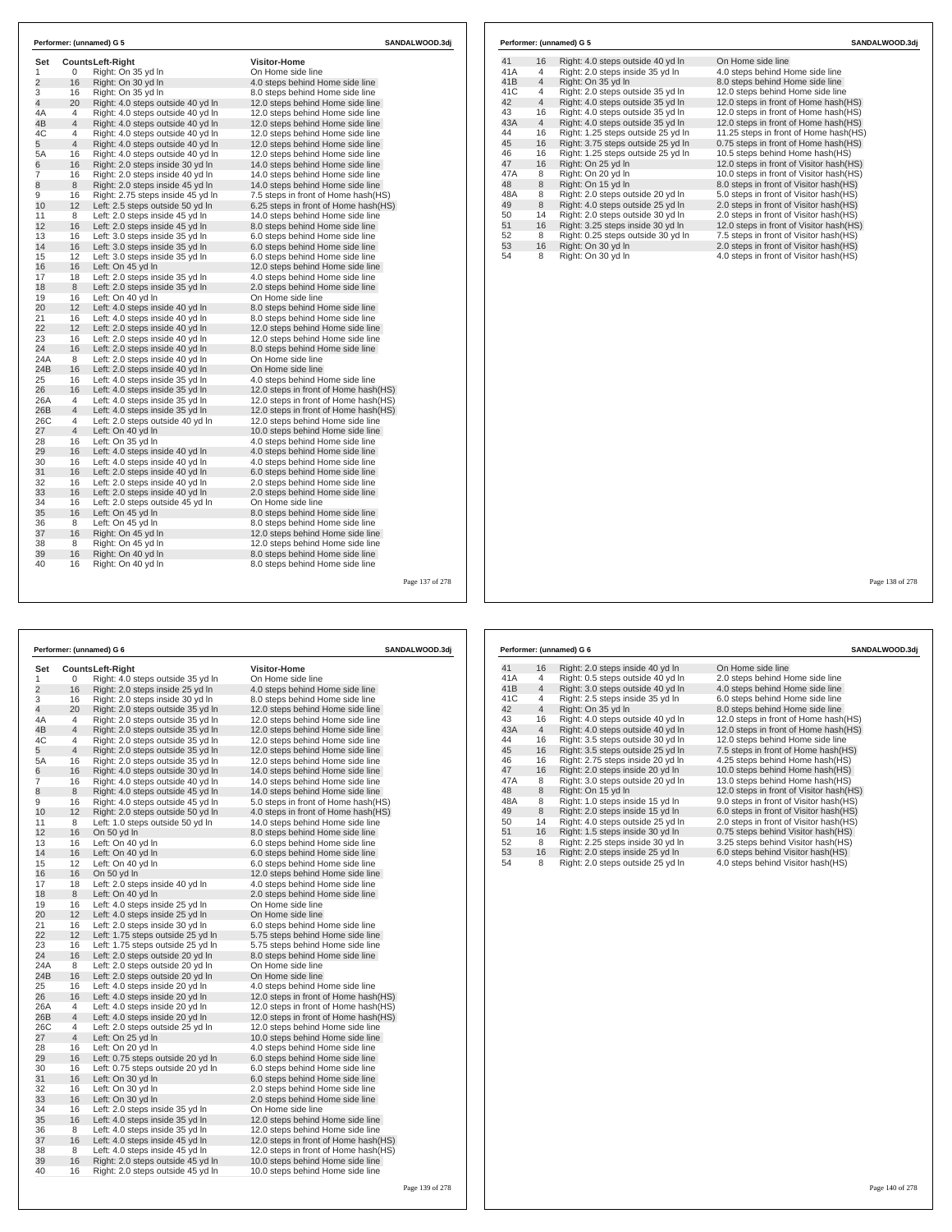## Performer: (unnamed) G 5 — SANDALWOOD.3dj

| Set | Counts | Left-Right | Visitor-Home |
|---|---|---|---|
| 1 | 0 | Right: On 35 yd ln | On Home side line |
| 2 | 16 | Right: On 30 yd ln | 4.0 steps behind Home side line |
| 3 | 16 | Right: On 35 yd ln | 8.0 steps behind Home side line |
| 4 | 20 | Right: 4.0 steps outside 40 yd ln | 12.0 steps behind Home side line |
| 4A | 4 | Right: 4.0 steps outside 40 yd ln | 12.0 steps behind Home side line |
| 4B | 4 | Right: 4.0 steps outside 40 yd ln | 12.0 steps behind Home side line |
| 4C | 4 | Right: 4.0 steps outside 40 yd ln | 12.0 steps behind Home side line |
| 5 | 4 | Right: 4.0 steps outside 40 yd ln | 12.0 steps behind Home side line |
| 5A | 16 | Right: 4.0 steps outside 40 yd ln | 12.0 steps behind Home side line |
| 6 | 16 | Right: 2.0 steps inside 30 yd ln | 14.0 steps behind Home side line |
| 7 | 16 | Right: 2.0 steps inside 40 yd ln | 14.0 steps behind Home side line |
| 8 | 8 | Right: 2.0 steps inside 45 yd ln | 14.0 steps behind Home side line |
| 9 | 16 | Right: 2.75 steps inside 45 yd ln | 7.5 steps in front of Home hash(HS) |
| 10 | 12 | Left: 2.5 steps outside 50 yd ln | 6.25 steps in front of Home hash(HS) |
| 11 | 8 | Left: 2.0 steps inside 45 yd ln | 14.0 steps behind Home side line |
| 12 | 16 | Left: 2.0 steps inside 45 yd ln | 8.0 steps behind Home side line |
| 13 | 16 | Left: 3.0 steps inside 35 yd ln | 6.0 steps behind Home side line |
| 14 | 16 | Left: 3.0 steps inside 35 yd ln | 6.0 steps behind Home side line |
| 15 | 12 | Left: 3.0 steps inside 35 yd ln | 6.0 steps behind Home side line |
| 16 | 16 | Left: On 45 yd ln | 12.0 steps behind Home side line |
| 17 | 18 | Left: 2.0 steps inside 35 yd ln | 4.0 steps behind Home side line |
| 18 | 8 | Left: 2.0 steps inside 35 yd ln | 2.0 steps behind Home side line |
| 19 | 16 | Left: On 40 yd ln | On Home side line |
| 20 | 12 | Left: 4.0 steps inside 40 yd ln | 8.0 steps behind Home side line |
| 21 | 16 | Left: 4.0 steps inside 40 yd ln | 8.0 steps behind Home side line |
| 22 | 12 | Left: 2.0 steps inside 40 yd ln | 12.0 steps behind Home side line |
| 23 | 16 | Left: 2.0 steps inside 40 yd ln | 12.0 steps behind Home side line |
| 24 | 16 | Left: 2.0 steps inside 40 yd ln | 8.0 steps behind Home side line |
| 24A | 8 | Left: 2.0 steps inside 40 yd ln | On Home side line |
| 24B | 16 | Left: 2.0 steps inside 40 yd ln | On Home side line |
| 25 | 16 | Left: 4.0 steps inside 35 yd ln | 4.0 steps behind Home side line |
| 26 | 16 | Left: 4.0 steps inside 35 yd ln | 12.0 steps in front of Home hash(HS) |
| 26A | 4 | Left: 4.0 steps inside 35 yd ln | 12.0 steps in front of Home hash(HS) |
| 26B | 4 | Left: 4.0 steps inside 35 yd ln | 12.0 steps in front of Home hash(HS) |
| 26C | 4 | Left: 2.0 steps outside 40 yd ln | 12.0 steps behind Home side line |
| 27 | 4 | Left: On 40 yd ln | 10.0 steps behind Home side line |
| 28 | 16 | Left: On 35 yd ln | 4.0 steps behind Home side line |
| 29 | 16 | Left: 4.0 steps inside 40 yd ln | 4.0 steps behind Home side line |
| 30 | 16 | Left: 4.0 steps inside 40 yd ln | 4.0 steps behind Home side line |
| 31 | 16 | Left: 2.0 steps inside 40 yd ln | 6.0 steps behind Home side line |
| 32 | 16 | Left: 2.0 steps inside 40 yd ln | 2.0 steps behind Home side line |
| 33 | 16 | Left: 2.0 steps inside 40 yd ln | 2.0 steps behind Home side line |
| 34 | 16 | Left: 2.0 steps outside 45 yd ln | On Home side line |
| 35 | 16 | Left: On 45 yd ln | 8.0 steps behind Home side line |
| 36 | 8 | Left: On 45 yd ln | 8.0 steps behind Home side line |
| 37 | 16 | Right: On 45 yd ln | 12.0 steps behind Home side line |
| 38 | 8 | Right: On 45 yd ln | 12.0 steps behind Home side line |
| 39 | 16 | Right: On 40 yd ln | 8.0 steps behind Home side line |
| 40 | 16 | Right: On 40 yd ln | 8.0 steps behind Home side line |
| 41 | 16 | Right: 4.0 steps outside 40 yd ln | On Home side line |
| 41A | 4 | Right: 2.0 steps inside 35 yd ln | 4.0 steps behind Home side line |
| 41B | 4 | Right: On 35 yd ln | 8.0 steps behind Home side line |
| 41C | 4 | Right: 2.0 steps outside 35 yd ln | 12.0 steps behind Home side line |
| 42 | 4 | Right: 4.0 steps outside 35 yd ln | 12.0 steps in front of Home hash(HS) |
| 43 | 16 | Right: 4.0 steps outside 35 yd ln | 12.0 steps in front of Home hash(HS) |
| 43A | 4 | Right: 4.0 steps outside 35 yd ln | 12.0 steps in front of Home hash(HS) |
| 44 | 16 | Right: 1.25 steps outside 25 yd ln | 11.25 steps in front of Home hash(HS) |
| 45 | 16 | Right: 3.75 steps outside 25 yd ln | 0.75 steps in front of Home hash(HS) |
| 46 | 16 | Right: 1.25 steps outside 25 yd ln | 10.5 steps behind Home hash(HS) |
| 47 | 16 | Right: On 25 yd ln | 12.0 steps in front of Visitor hash(HS) |
| 47A | 8 | Right: On 20 yd ln | 10.0 steps in front of Visitor hash(HS) |
| 48 | 8 | Right: On 15 yd ln | 8.0 steps in front of Visitor hash(HS) |
| 48A | 8 | Right: 2.0 steps outside 20 yd ln | 5.0 steps in front of Visitor hash(HS) |
| 49 | 8 | Right: 4.0 steps outside 25 yd ln | 2.0 steps in front of Visitor hash(HS) |
| 50 | 14 | Right: 2.0 steps outside 30 yd ln | 2.0 steps in front of Visitor hash(HS) |
| 51 | 16 | Right: 3.25 steps inside 30 yd ln | 12.0 steps in front of Visitor hash(HS) |
| 52 | 8 | Right: 0.25 steps outside 30 yd ln | 7.5 steps in front of Visitor hash(HS) |
| 53 | 16 | Right: On 30 yd ln | 2.0 steps in front of Visitor hash(HS) |
| 54 | 8 | Right: On 30 yd ln | 4.0 steps in front of Visitor hash(HS) |

## Performer: (unnamed) G 6 — SANDALWOOD.3dj

| Set | Counts | Left-Right | Visitor-Home |
|---|---|---|---|
| 1 | 0 | Right: 4.0 steps outside 35 yd ln | On Home side line |
| 2 | 16 | Right: 2.0 steps inside 25 yd ln | 4.0 steps behind Home side line |
| 3 | 16 | Right: 2.0 steps inside 30 yd ln | 8.0 steps behind Home side line |
| 4 | 20 | Right: 2.0 steps outside 35 yd ln | 12.0 steps behind Home side line |
| 4A | 4 | Right: 2.0 steps outside 35 yd ln | 12.0 steps behind Home side line |
| 4B | 4 | Right: 2.0 steps outside 35 yd ln | 12.0 steps behind Home side line |
| 4C | 4 | Right: 2.0 steps outside 35 yd ln | 12.0 steps behind Home side line |
| 5 | 4 | Right: 2.0 steps outside 35 yd ln | 12.0 steps behind Home side line |
| 5A | 16 | Right: 2.0 steps outside 35 yd ln | 12.0 steps behind Home side line |
| 6 | 16 | Right: 4.0 steps outside 30 yd ln | 14.0 steps behind Home side line |
| 7 | 16 | Right: 4.0 steps outside 40 yd ln | 14.0 steps behind Home side line |
| 8 | 8 | Right: 4.0 steps outside 45 yd ln | 14.0 steps behind Home side line |
| 9 | 16 | Right: 4.0 steps outside 45 yd ln | 5.0 steps in front of Home hash(HS) |
| 10 | 12 | Right: 2.0 steps outside 50 yd ln | 4.0 steps in front of Home hash(HS) |
| 11 | 8 | Left: 1.0 steps outside 50 yd ln | 14.0 steps behind Home side line |
| 12 | 16 | On 50 yd ln | 8.0 steps behind Home side line |
| 13 | 16 | Left: On 40 yd ln | 6.0 steps behind Home side line |
| 14 | 16 | Left: On 40 yd ln | 6.0 steps behind Home side line |
| 15 | 12 | Left: On 40 yd ln | 6.0 steps behind Home side line |
| 16 | 16 | On 50 yd ln | 12.0 steps behind Home side line |
| 17 | 18 | Left: 2.0 steps inside 40 yd ln | 4.0 steps behind Home side line |
| 18 | 8 | Left: On 40 yd ln | 2.0 steps behind Home side line |
| 19 | 16 | Left: 4.0 steps inside 25 yd ln | On Home side line |
| 20 | 12 | Left: 4.0 steps inside 25 yd ln | On Home side line |
| 21 | 16 | Left: 2.0 steps inside 30 yd ln | 6.0 steps behind Home side line |
| 22 | 12 | Left: 1.75 steps outside 25 yd ln | 5.75 steps behind Home side line |
| 23 | 16 | Left: 1.75 steps outside 25 yd ln | 5.75 steps behind Home side line |
| 24 | 16 | Left: 2.0 steps outside 20 yd ln | 8.0 steps behind Home side line |
| 24A | 8 | Left: 2.0 steps outside 20 yd ln | On Home side line |
| 24B | 16 | Left: 2.0 steps outside 20 yd ln | On Home side line |
| 25 | 16 | Left: 4.0 steps inside 20 yd ln | 4.0 steps behind Home side line |
| 26 | 16 | Left: 4.0 steps inside 20 yd ln | 12.0 steps in front of Home hash(HS) |
| 26A | 4 | Left: 4.0 steps inside 20 yd ln | 12.0 steps in front of Home hash(HS) |
| 26B | 4 | Left: 4.0 steps inside 20 yd ln | 12.0 steps in front of Home hash(HS) |
| 26C | 4 | Left: 2.0 steps outside 25 yd ln | 12.0 steps behind Home side line |
| 27 | 4 | Left: On 25 yd ln | 10.0 steps behind Home side line |
| 28 | 16 | Left: On 20 yd ln | 4.0 steps behind Home side line |
| 29 | 16 | Left: 0.75 steps outside 20 yd ln | 6.0 steps behind Home side line |
| 30 | 16 | Left: 0.75 steps outside 20 yd ln | 6.0 steps behind Home side line |
| 31 | 16 | Left: On 30 yd ln | 6.0 steps behind Home side line |
| 32 | 16 | Left: On 30 yd ln | 2.0 steps behind Home side line |
| 33 | 16 | Left: On 30 yd ln | 2.0 steps behind Home side line |
| 34 | 16 | Left: 2.0 steps inside 35 yd ln | On Home side line |
| 35 | 16 | Left: 4.0 steps inside 35 yd ln | 12.0 steps behind Home side line |
| 36 | 8 | Left: 4.0 steps inside 35 yd ln | 12.0 steps behind Home side line |
| 37 | 16 | Left: 4.0 steps inside 45 yd ln | 12.0 steps in front of Home hash(HS) |
| 38 | 8 | Left: 4.0 steps inside 45 yd ln | 12.0 steps in front of Home hash(HS) |
| 39 | 16 | Right: 2.0 steps outside 45 yd ln | 10.0 steps behind Home side line |
| 40 | 16 | Right: 2.0 steps outside 45 yd ln | 10.0 steps behind Home side line |
| 41 | 16 | Right: 2.0 steps inside 40 yd ln | On Home side line |
| 41A | 4 | Right: 0.5 steps outside 40 yd ln | 2.0 steps behind Home side line |
| 41B | 4 | Right: 3.0 steps outside 40 yd ln | 4.0 steps behind Home side line |
| 41C | 4 | Right: 2.5 steps inside 35 yd ln | 6.0 steps behind Home side line |
| 42 | 4 | Right: On 35 yd ln | 8.0 steps behind Home side line |
| 43 | 16 | Right: 4.0 steps outside 40 yd ln | 12.0 steps in front of Home hash(HS) |
| 43A | 4 | Right: 4.0 steps outside 40 yd ln | 12.0 steps in front of Home hash(HS) |
| 44 | 16 | Right: 3.5 steps outside 30 yd ln | 12.0 steps behind Home side line |
| 45 | 16 | Right: 3.5 steps outside 25 yd ln | 7.5 steps in front of Home hash(HS) |
| 46 | 16 | Right: 2.75 steps inside 20 yd ln | 4.25 steps behind Home hash(HS) |
| 47 | 16 | Right: 2.0 steps inside 20 yd ln | 10.0 steps behind Home hash(HS) |
| 47A | 8 | Right: 3.0 steps outside 20 yd ln | 13.0 steps behind Home hash(HS) |
| 48 | 8 | Right: On 15 yd ln | 12.0 steps in front of Visitor hash(HS) |
| 48A | 8 | Right: 1.0 steps inside 15 yd ln | 9.0 steps in front of Visitor hash(HS) |
| 49 | 8 | Right: 2.0 steps inside 15 yd ln | 6.0 steps in front of Visitor hash(HS) |
| 50 | 14 | Right: 4.0 steps outside 25 yd ln | 2.0 steps in front of Visitor hash(HS) |
| 51 | 16 | Right: 1.5 steps inside 30 yd ln | 0.75 steps behind Visitor hash(HS) |
| 52 | 8 | Right: 2.25 steps inside 30 yd ln | 3.25 steps behind Visitor hash(HS) |
| 53 | 16 | Right: 2.0 steps inside 25 yd ln | 6.0 steps behind Visitor hash(HS) |
| 54 | 8 | Right: 2.0 steps outside 25 yd ln | 4.0 steps behind Visitor hash(HS) |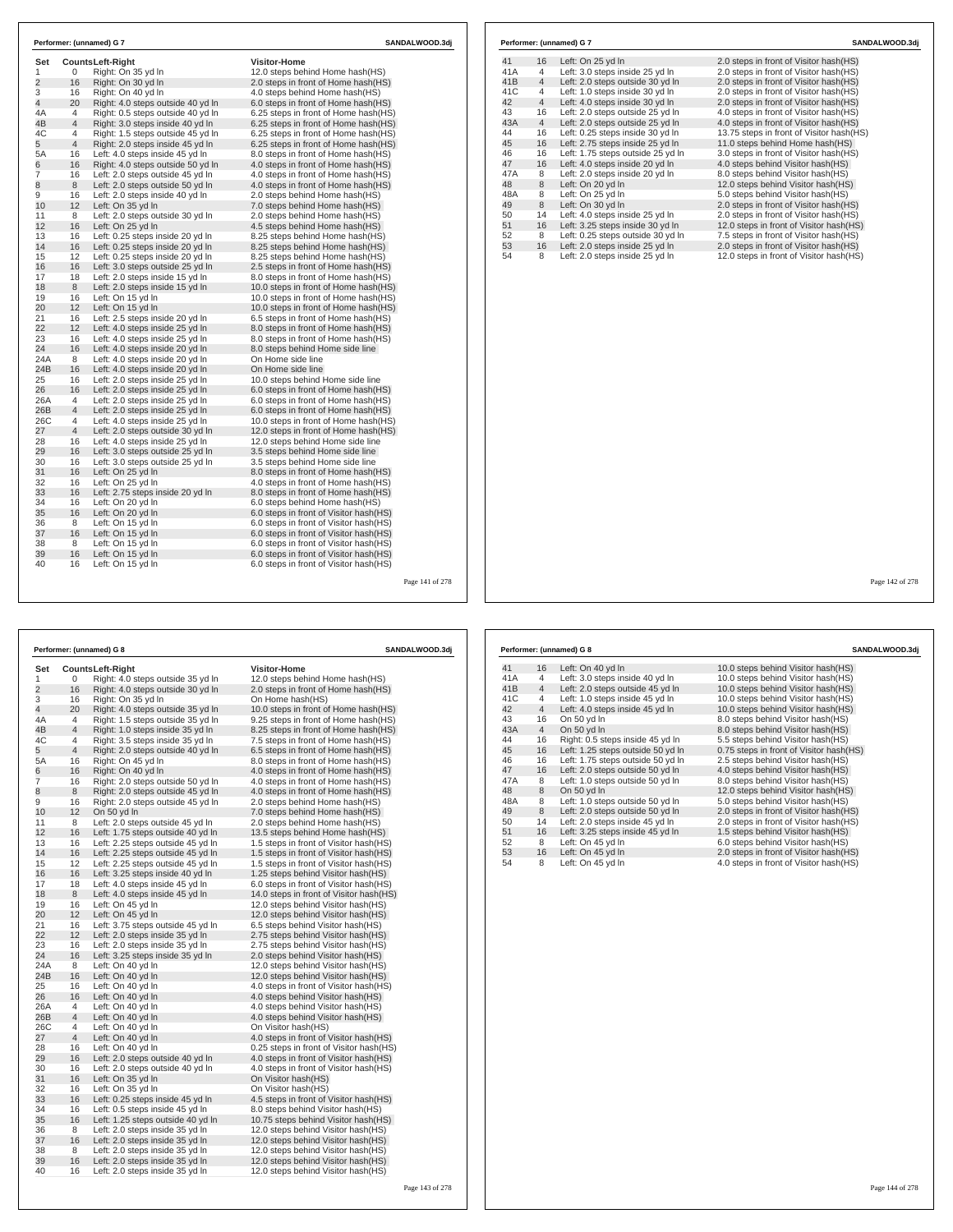## Performer: (unnamed) G 7 — SANDALWOOD.3dj

| Set | Counts | Left-Right | Visitor-Home |
|---|---|---|---|
| 1 | 0 | Right: On 35 yd ln | 12.0 steps behind Home hash(HS) |
| 2 | 16 | Right: On 30 yd ln | 2.0 steps in front of Home hash(HS) |
| 3 | 16 | Right: On 40 yd ln | 4.0 steps behind Home hash(HS) |
| 4 | 20 | Right: 4.0 steps outside 40 yd ln | 6.0 steps in front of Home hash(HS) |
| 4A | 4 | Right: 0.5 steps outside 40 yd ln | 6.25 steps in front of Home hash(HS) |
| 4B | 4 | Right: 3.0 steps inside 40 yd ln | 6.25 steps in front of Home hash(HS) |
| 4C | 4 | Right: 1.5 steps outside 45 yd ln | 6.25 steps in front of Home hash(HS) |
| 5 | 4 | Right: 2.0 steps inside 45 yd ln | 6.25 steps in front of Home hash(HS) |
| 5A | 16 | Left: 4.0 steps inside 45 yd ln | 8.0 steps in front of Home hash(HS) |
| 6 | 16 | Right: 4.0 steps outside 50 yd ln | 4.0 steps in front of Home hash(HS) |
| 7 | 16 | Left: 2.0 steps outside 45 yd ln | 4.0 steps in front of Home hash(HS) |
| 8 | 8 | Left: 2.0 steps outside 50 yd ln | 4.0 steps in front of Home hash(HS) |
| 9 | 16 | Left: 2.0 steps inside 40 yd ln | 2.0 steps behind Home hash(HS) |
| 10 | 12 | Left: On 35 yd ln | 7.0 steps behind Home hash(HS) |
| 11 | 8 | Left: 2.0 steps outside 30 yd ln | 2.0 steps behind Home hash(HS) |
| 12 | 16 | Left: On 25 yd ln | 4.5 steps behind Home hash(HS) |
| 13 | 16 | Left: 0.25 steps inside 20 yd ln | 8.25 steps behind Home hash(HS) |
| 14 | 16 | Left: 0.25 steps inside 20 yd ln | 8.25 steps behind Home hash(HS) |
| 15 | 12 | Left: 0.25 steps inside 20 yd ln | 8.25 steps behind Home hash(HS) |
| 16 | 16 | Left: 3.0 steps outside 25 yd ln | 2.5 steps in front of Home hash(HS) |
| 17 | 18 | Left: 2.0 steps inside 15 yd ln | 8.0 steps in front of Home hash(HS) |
| 18 | 8 | Left: 2.0 steps inside 15 yd ln | 10.0 steps in front of Home hash(HS) |
| 19 | 16 | Left: On 15 yd ln | 10.0 steps in front of Home hash(HS) |
| 20 | 12 | Left: On 15 yd ln | 10.0 steps in front of Home hash(HS) |
| 21 | 16 | Left: 2.5 steps inside 20 yd ln | 6.5 steps in front of Home hash(HS) |
| 22 | 12 | Left: 4.0 steps inside 25 yd ln | 8.0 steps in front of Home hash(HS) |
| 23 | 16 | Left: 4.0 steps inside 25 yd ln | 8.0 steps in front of Home hash(HS) |
| 24 | 16 | Left: 4.0 steps inside 20 yd ln | 8.0 steps behind Home side line |
| 24A | 8 | Left: 4.0 steps inside 20 yd ln | On Home side line |
| 24B | 16 | Left: 4.0 steps inside 20 yd ln | On Home side line |
| 25 | 16 | Left: 2.0 steps inside 25 yd ln | 10.0 steps behind Home side line |
| 26 | 16 | Left: 2.0 steps inside 25 yd ln | 6.0 steps in front of Home hash(HS) |
| 26A | 4 | Left: 2.0 steps inside 25 yd ln | 6.0 steps in front of Home hash(HS) |
| 26B | 4 | Left: 2.0 steps inside 25 yd ln | 6.0 steps in front of Home hash(HS) |
| 26C | 4 | Left: 4.0 steps inside 25 yd ln | 10.0 steps in front of Home hash(HS) |
| 27 | 4 | Left: 2.0 steps outside 30 yd ln | 12.0 steps in front of Home hash(HS) |
| 28 | 16 | Left: 4.0 steps inside 25 yd ln | 12.0 steps behind Home side line |
| 29 | 16 | Left: 3.0 steps outside 25 yd ln | 3.5 steps behind Home side line |
| 30 | 16 | Left: 3.0 steps outside 25 yd ln | 3.5 steps behind Home side line |
| 31 | 16 | Left: On 25 yd ln | 8.0 steps in front of Home hash(HS) |
| 32 | 16 | Left: On 25 yd ln | 4.0 steps in front of Home hash(HS) |
| 33 | 16 | Left: 2.75 steps inside 20 yd ln | 8.0 steps in front of Home hash(HS) |
| 34 | 16 | Left: On 20 yd ln | 6.0 steps behind Home hash(HS) |
| 35 | 16 | Left: On 20 yd ln | 6.0 steps in front of Visitor hash(HS) |
| 36 | 8 | Left: On 15 yd ln | 6.0 steps in front of Visitor hash(HS) |
| 37 | 16 | Left: On 15 yd ln | 6.0 steps in front of Visitor hash(HS) |
| 38 | 8 | Left: On 15 yd ln | 6.0 steps in front of Visitor hash(HS) |
| 39 | 16 | Left: On 15 yd ln | 6.0 steps in front of Visitor hash(HS) |
| 40 | 16 | Left: On 15 yd ln | 6.0 steps in front of Visitor hash(HS) |
| 41 | 16 | Left: On 25 yd ln | 2.0 steps in front of Visitor hash(HS) |
| 41A | 4 | Left: 3.0 steps inside 25 yd ln | 2.0 steps in front of Visitor hash(HS) |
| 41B | 4 | Left: 2.0 steps outside 30 yd ln | 2.0 steps in front of Visitor hash(HS) |
| 41C | 4 | Left: 1.0 steps inside 30 yd ln | 2.0 steps in front of Visitor hash(HS) |
| 42 | 4 | Left: 4.0 steps inside 30 yd ln | 2.0 steps in front of Visitor hash(HS) |
| 43 | 16 | Left: 2.0 steps outside 25 yd ln | 4.0 steps in front of Visitor hash(HS) |
| 43A | 4 | Left: 2.0 steps outside 25 yd ln | 4.0 steps in front of Visitor hash(HS) |
| 44 | 16 | Left: 0.25 steps inside 30 yd ln | 13.75 steps in front of Visitor hash(HS) |
| 45 | 16 | Left: 2.75 steps inside 25 yd ln | 11.0 steps behind Home hash(HS) |
| 46 | 16 | Left: 1.75 steps outside 25 yd ln | 3.0 steps in front of Visitor hash(HS) |
| 47 | 16 | Left: 4.0 steps inside 20 yd ln | 4.0 steps behind Visitor hash(HS) |
| 47A | 8 | Left: 2.0 steps inside 20 yd ln | 8.0 steps behind Visitor hash(HS) |
| 48 | 8 | Left: On 20 yd ln | 12.0 steps behind Visitor hash(HS) |
| 48A | 8 | Left: On 25 yd ln | 5.0 steps behind Visitor hash(HS) |
| 49 | 8 | Left: On 30 yd ln | 2.0 steps in front of Visitor hash(HS) |
| 50 | 14 | Left: 4.0 steps inside 25 yd ln | 2.0 steps in front of Visitor hash(HS) |
| 51 | 16 | Left: 3.25 steps inside 30 yd ln | 12.0 steps in front of Visitor hash(HS) |
| 52 | 8 | Left: 0.25 steps outside 30 yd ln | 7.5 steps in front of Visitor hash(HS) |
| 53 | 16 | Left: 2.0 steps inside 25 yd ln | 2.0 steps in front of Visitor hash(HS) |
| 54 | 8 | Left: 2.0 steps inside 25 yd ln | 12.0 steps in front of Visitor hash(HS) |

## Performer: (unnamed) G 8 — SANDALWOOD.3dj

| Set | Counts | Left-Right | Visitor-Home |
|---|---|---|---|
| 1 | 0 | Right: 4.0 steps outside 35 yd ln | 12.0 steps behind Home hash(HS) |
| 2 | 16 | Right: 4.0 steps outside 30 yd ln | 2.0 steps in front of Home hash(HS) |
| 3 | 16 | Right: On 35 yd ln | On Home hash(HS) |
| 4 | 20 | Right: 4.0 steps outside 35 yd ln | 10.0 steps in front of Home hash(HS) |
| 4A | 4 | Right: 1.5 steps outside 35 yd ln | 9.25 steps in front of Home hash(HS) |
| 4B | 4 | Right: 1.0 steps inside 35 yd ln | 8.25 steps in front of Home hash(HS) |
| 4C | 4 | Right: 3.5 steps inside 35 yd ln | 7.5 steps in front of Home hash(HS) |
| 5 | 4 | Right: 2.0 steps outside 40 yd ln | 6.5 steps in front of Home hash(HS) |
| 5A | 16 | Right: On 45 yd ln | 8.0 steps in front of Home hash(HS) |
| 6 | 16 | Right: On 40 yd ln | 4.0 steps in front of Home hash(HS) |
| 7 | 16 | Right: 2.0 steps outside 50 yd ln | 4.0 steps in front of Home hash(HS) |
| 8 | 8 | Right: 2.0 steps outside 45 yd ln | 4.0 steps in front of Home hash(HS) |
| 9 | 16 | Right: 2.0 steps outside 45 yd ln | 2.0 steps behind Home hash(HS) |
| 10 | 12 | On 50 yd ln | 7.0 steps behind Home hash(HS) |
| 11 | 8 | Left: 2.0 steps outside 45 yd ln | 2.0 steps behind Home hash(HS) |
| 12 | 16 | Left: 1.75 steps outside 40 yd ln | 13.5 steps behind Home hash(HS) |
| 13 | 16 | Left: 2.25 steps outside 45 yd ln | 1.5 steps in front of Visitor hash(HS) |
| 14 | 16 | Left: 2.25 steps outside 45 yd ln | 1.5 steps in front of Visitor hash(HS) |
| 15 | 12 | Left: 2.25 steps outside 45 yd ln | 1.5 steps in front of Visitor hash(HS) |
| 16 | 16 | Left: 3.25 steps inside 40 yd ln | 1.25 steps behind Visitor hash(HS) |
| 17 | 18 | Left: 4.0 steps inside 45 yd ln | 6.0 steps in front of Visitor hash(HS) |
| 18 | 8 | Left: 4.0 steps inside 45 yd ln | 14.0 steps in front of Visitor hash(HS) |
| 19 | 16 | Left: On 45 yd ln | 12.0 steps behind Visitor hash(HS) |
| 20 | 12 | Left: On 45 yd ln | 12.0 steps behind Visitor hash(HS) |
| 21 | 16 | Left: 3.75 steps outside 45 yd ln | 6.5 steps behind Visitor hash(HS) |
| 22 | 12 | Left: 2.0 steps inside 35 yd ln | 2.75 steps behind Visitor hash(HS) |
| 23 | 16 | Left: 2.0 steps inside 35 yd ln | 2.75 steps behind Visitor hash(HS) |
| 24 | 16 | Left: 3.25 steps inside 35 yd ln | 2.0 steps behind Visitor hash(HS) |
| 24A | 8 | Left: On 40 yd ln | 12.0 steps behind Visitor hash(HS) |
| 24B | 16 | Left: On 40 yd ln | 12.0 steps behind Visitor hash(HS) |
| 25 | 16 | Left: On 40 yd ln | 4.0 steps in front of Visitor hash(HS) |
| 26 | 16 | Left: On 40 yd ln | 4.0 steps behind Visitor hash(HS) |
| 26A | 4 | Left: On 40 yd ln | 4.0 steps behind Visitor hash(HS) |
| 26B | 4 | Left: On 40 yd ln | 4.0 steps behind Visitor hash(HS) |
| 26C | 4 | Left: On 40 yd ln | On Visitor hash(HS) |
| 27 | 4 | Left: On 40 yd ln | 4.0 steps in front of Visitor hash(HS) |
| 28 | 16 | Left: On 40 yd ln | 0.25 steps in front of Visitor hash(HS) |
| 29 | 16 | Left: 2.0 steps outside 40 yd ln | 4.0 steps in front of Visitor hash(HS) |
| 30 | 16 | Left: 2.0 steps outside 40 yd ln | 4.0 steps in front of Visitor hash(HS) |
| 31 | 16 | Left: On 35 yd ln | On Visitor hash(HS) |
| 32 | 16 | Left: On 35 yd ln | On Visitor hash(HS) |
| 33 | 16 | Left: 0.25 steps inside 45 yd ln | 4.5 steps in front of Visitor hash(HS) |
| 34 | 16 | Left: 0.5 steps inside 45 yd ln | 8.0 steps behind Visitor hash(HS) |
| 35 | 16 | Left: 1.25 steps inside 40 yd ln | 10.75 steps behind Visitor hash(HS) |
| 36 | 8 | Left: 2.0 steps inside 35 yd ln | 12.0 steps behind Visitor hash(HS) |
| 37 | 16 | Left: 2.0 steps inside 35 yd ln | 12.0 steps behind Visitor hash(HS) |
| 38 | 8 | Left: 2.0 steps inside 35 yd ln | 12.0 steps behind Visitor hash(HS) |
| 39 | 16 | Left: 2.0 steps inside 35 yd ln | 12.0 steps behind Visitor hash(HS) |
| 40 | 16 | Left: 2.0 steps inside 35 yd ln | 12.0 steps behind Visitor hash(HS) |
| 41 | 16 | Left: On 40 yd ln | 10.0 steps behind Visitor hash(HS) |
| 41A | 4 | Left: 3.0 steps inside 40 yd ln | 10.0 steps behind Visitor hash(HS) |
| 41B | 4 | Left: 2.0 steps outside 45 yd ln | 10.0 steps behind Visitor hash(HS) |
| 41C | 4 | Left: 1.0 steps inside 45 yd ln | 10.0 steps behind Visitor hash(HS) |
| 42 | 4 | Left: 4.0 steps inside 45 yd ln | 10.0 steps behind Visitor hash(HS) |
| 43 | 16 | On 50 yd ln | 8.0 steps behind Visitor hash(HS) |
| 43A | 4 | On 50 yd ln | 8.0 steps behind Visitor hash(HS) |
| 44 | 16 | Right: 0.5 steps inside 45 yd ln | 5.5 steps behind Visitor hash(HS) |
| 45 | 16 | Left: 1.25 steps outside 50 yd ln | 0.75 steps in front of Visitor hash(HS) |
| 46 | 16 | Left: 1.75 steps outside 50 yd ln | 2.5 steps behind Visitor hash(HS) |
| 47 | 16 | Left: 2.0 steps outside 50 yd ln | 4.0 steps behind Visitor hash(HS) |
| 47A | 8 | Left: 1.0 steps outside 50 yd ln | 8.0 steps behind Visitor hash(HS) |
| 48 | 8 | On 50 yd ln | 12.0 steps behind Visitor hash(HS) |
| 48A | 8 | Left: 1.0 steps outside 50 yd ln | 5.0 steps behind Visitor hash(HS) |
| 49 | 8 | Left: 2.0 steps outside 50 yd ln | 2.0 steps in front of Visitor hash(HS) |
| 50 | 14 | Left: 2.0 steps inside 45 yd ln | 2.0 steps in front of Visitor hash(HS) |
| 51 | 16 | Left: 3.25 steps inside 45 yd ln | 1.5 steps behind Visitor hash(HS) |
| 52 | 8 | Left: On 45 yd ln | 6.0 steps behind Visitor hash(HS) |
| 53 | 16 | Left: On 45 yd ln | 2.0 steps in front of Visitor hash(HS) |
| 54 | 8 | Left: On 45 yd ln | 4.0 steps in front of Visitor hash(HS) |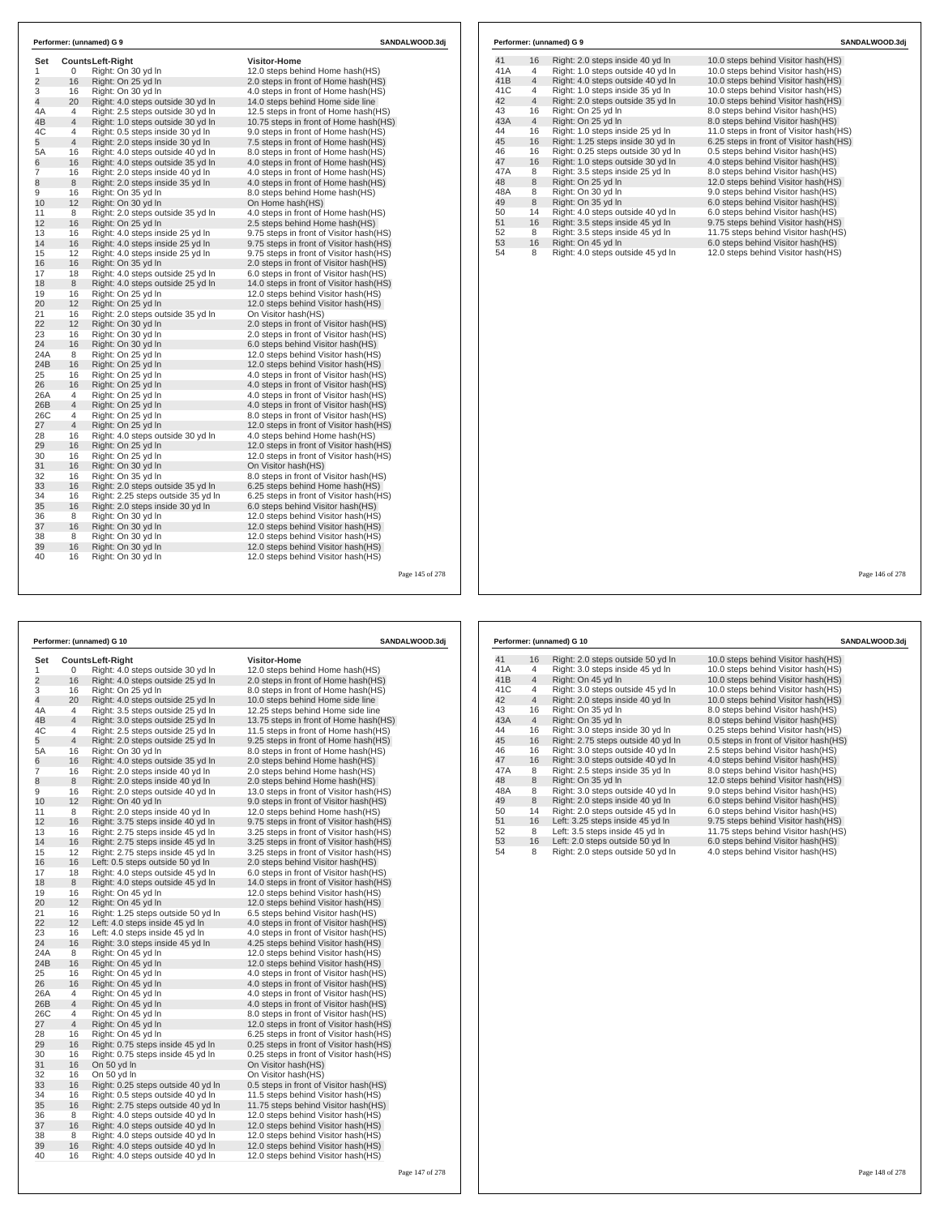**Performer: (unnamed) G 9** SANDALWOOD.3dj

| Set | Counts | Left-Right | Visitor-Home |
|---|---|---|---|
| 1 | 0 | Right: On 30 yd ln | 12.0 steps behind Home hash(HS) |
| 2 | 16 | Right: On 25 yd ln | 2.0 steps in front of Home hash(HS) |
| 3 | 16 | Right: On 30 yd ln | 4.0 steps in front of Home hash(HS) |
| 4 | 20 | Right: 4.0 steps outside 30 yd ln | 14.0 steps behind Home side line |
| 4A | 4 | Right: 2.5 steps outside 30 yd ln | 12.5 steps in front of Home hash(HS) |
| 4B | 4 | Right: 1.0 steps outside 30 yd ln | 10.75 steps in front of Home hash(HS) |
| 4C | 4 | Right: 0.5 steps inside 30 yd ln | 9.0 steps in front of Home hash(HS) |
| 5 | 4 | Right: 2.0 steps inside 30 yd ln | 7.5 steps in front of Home hash(HS) |
| 5A | 16 | Right: 4.0 steps outside 40 yd ln | 8.0 steps in front of Home hash(HS) |
| 6 | 16 | Right: 4.0 steps outside 35 yd ln | 4.0 steps in front of Home hash(HS) |
| 7 | 16 | Right: 2.0 steps inside 40 yd ln | 4.0 steps in front of Home hash(HS) |
| 8 | 8 | Right: 2.0 steps inside 35 yd ln | 4.0 steps in front of Home hash(HS) |
| 9 | 16 | Right: On 35 yd ln | 8.0 steps behind Home hash(HS) |
| 10 | 12 | Right: On 30 yd ln | On Home hash(HS) |
| 11 | 8 | Right: 2.0 steps outside 35 yd ln | 4.0 steps in front of Home hash(HS) |
| 12 | 16 | Right: On 25 yd ln | 2.5 steps behind Home hash(HS) |
| 13 | 16 | Right: 4.0 steps inside 25 yd ln | 9.75 steps in front of Visitor hash(HS) |
| 14 | 16 | Right: 4.0 steps inside 25 yd ln | 9.75 steps in front of Visitor hash(HS) |
| 15 | 12 | Right: 4.0 steps inside 25 yd ln | 9.75 steps in front of Visitor hash(HS) |
| 16 | 16 | Right: On 35 yd ln | 2.0 steps in front of Visitor hash(HS) |
| 17 | 18 | Right: 4.0 steps outside 25 yd ln | 6.0 steps in front of Visitor hash(HS) |
| 18 | 8 | Right: 4.0 steps outside 25 yd ln | 14.0 steps in front of Visitor hash(HS) |
| 19 | 16 | Right: On 25 yd ln | 12.0 steps behind Visitor hash(HS) |
| 20 | 12 | Right: On 25 yd ln | 12.0 steps behind Visitor hash(HS) |
| 21 | 16 | Right: 2.0 steps outside 35 yd ln | On Visitor hash(HS) |
| 22 | 12 | Right: On 30 yd ln | 2.0 steps in front of Visitor hash(HS) |
| 23 | 16 | Right: On 30 yd ln | 2.0 steps in front of Visitor hash(HS) |
| 24 | 16 | Right: On 30 yd ln | 6.0 steps behind Visitor hash(HS) |
| 24A | 8 | Right: On 25 yd ln | 12.0 steps behind Visitor hash(HS) |
| 24B | 16 | Right: On 25 yd ln | 12.0 steps behind Visitor hash(HS) |
| 25 | 16 | Right: On 25 yd ln | 4.0 steps in front of Visitor hash(HS) |
| 26 | 16 | Right: On 25 yd ln | 4.0 steps in front of Visitor hash(HS) |
| 26A | 4 | Right: On 25 yd ln | 4.0 steps in front of Visitor hash(HS) |
| 26B | 4 | Right: On 25 yd ln | 4.0 steps in front of Visitor hash(HS) |
| 26C | 4 | Right: On 25 yd ln | 8.0 steps in front of Visitor hash(HS) |
| 27 | 4 | Right: On 25 yd ln | 12.0 steps in front of Visitor hash(HS) |
| 28 | 16 | Right: 4.0 steps outside 30 yd ln | 4.0 steps behind Home hash(HS) |
| 29 | 16 | Right: On 25 yd ln | 12.0 steps in front of Visitor hash(HS) |
| 30 | 16 | Right: On 25 yd ln | 12.0 steps in front of Visitor hash(HS) |
| 31 | 16 | Right: On 30 yd ln | On Visitor hash(HS) |
| 32 | 16 | Right: On 35 yd ln | 8.0 steps in front of Visitor hash(HS) |
| 33 | 16 | Right: 2.0 steps outside 35 yd ln | 6.25 steps behind Home hash(HS) |
| 34 | 16 | Right: 2.25 steps outside 35 yd ln | 6.25 steps in front of Visitor hash(HS) |
| 35 | 16 | Right: 2.0 steps inside 30 yd ln | 6.0 steps behind Visitor hash(HS) |
| 36 | 8 | Right: On 30 yd ln | 12.0 steps behind Visitor hash(HS) |
| 37 | 16 | Right: On 30 yd ln | 12.0 steps behind Visitor hash(HS) |
| 38 | 8 | Right: On 30 yd ln | 12.0 steps behind Visitor hash(HS) |
| 39 | 16 | Right: On 30 yd ln | 12.0 steps behind Visitor hash(HS) |
| 40 | 16 | Right: On 30 yd ln | 12.0 steps behind Visitor hash(HS) |
| 41 | 16 | Right: 2.0 steps inside 40 yd ln | 10.0 steps behind Visitor hash(HS) |
| 41A | 4 | Right: 1.0 steps outside 40 yd ln | 10.0 steps behind Visitor hash(HS) |
| 41B | 4 | Right: 4.0 steps outside 40 yd ln | 10.0 steps behind Visitor hash(HS) |
| 41C | 4 | Right: 1.0 steps inside 35 yd ln | 10.0 steps behind Visitor hash(HS) |
| 42 | 4 | Right: 2.0 steps outside 35 yd ln | 10.0 steps behind Visitor hash(HS) |
| 43 | 16 | Right: On 25 yd ln | 8.0 steps behind Visitor hash(HS) |
| 43A | 4 | Right: On 25 yd ln | 8.0 steps behind Visitor hash(HS) |
| 44 | 16 | Right: 1.0 steps inside 25 yd ln | 11.0 steps in front of Visitor hash(HS) |
| 45 | 16 | Right: 1.25 steps inside 30 yd ln | 6.25 steps in front of Visitor hash(HS) |
| 46 | 16 | Right: 0.25 steps outside 30 yd ln | 0.5 steps behind Visitor hash(HS) |
| 47 | 16 | Right: 1.0 steps outside 30 yd ln | 4.0 steps behind Visitor hash(HS) |
| 47A | 8 | Right: 3.5 steps inside 25 yd ln | 8.0 steps behind Visitor hash(HS) |
| 48 | 8 | Right: On 25 yd ln | 12.0 steps behind Visitor hash(HS) |
| 48A | 8 | Right: On 30 yd ln | 9.0 steps behind Visitor hash(HS) |
| 49 | 8 | Right: On 35 yd ln | 6.0 steps behind Visitor hash(HS) |
| 50 | 14 | Right: 4.0 steps outside 40 yd ln | 6.0 steps behind Visitor hash(HS) |
| 51 | 16 | Right: 3.5 steps inside 45 yd ln | 9.75 steps behind Visitor hash(HS) |
| 52 | 8 | Right: 3.5 steps inside 45 yd ln | 11.75 steps behind Visitor hash(HS) |
| 53 | 16 | Right: On 45 yd ln | 6.0 steps behind Visitor hash(HS) |
| 54 | 8 | Right: 4.0 steps outside 45 yd ln | 12.0 steps behind Visitor hash(HS) |

**Performer: (unnamed) G 10** SANDALWOOD.3dj

| Set | Counts | Left-Right | Visitor-Home |
|---|---|---|---|
| 1 | 0 | Right: 4.0 steps outside 30 yd ln | 12.0 steps behind Home hash(HS) |
| 2 | 16 | Right: 4.0 steps outside 25 yd ln | 2.0 steps in front of Home hash(HS) |
| 3 | 16 | Right: On 25 yd ln | 8.0 steps in front of Home hash(HS) |
| 4 | 20 | Right: 4.0 steps outside 25 yd ln | 10.0 steps behind Home side line |
| 4A | 4 | Right: 3.5 steps outside 25 yd ln | 12.25 steps behind Home side line |
| 4B | 4 | Right: 3.0 steps outside 25 yd ln | 13.75 steps in front of Home hash(HS) |
| 4C | 4 | Right: 2.5 steps outside 25 yd ln | 11.5 steps in front of Home hash(HS) |
| 5 | 4 | Right: 2.0 steps outside 25 yd ln | 9.25 steps in front of Home hash(HS) |
| 5A | 16 | Right: On 30 yd ln | 8.0 steps in front of Home hash(HS) |
| 6 | 16 | Right: 4.0 steps outside 35 yd ln | 2.0 steps behind Home hash(HS) |
| 7 | 16 | Right: 2.0 steps inside 40 yd ln | 2.0 steps behind Home hash(HS) |
| 8 | 8 | Right: 2.0 steps inside 40 yd ln | 2.0 steps behind Home hash(HS) |
| 9 | 16 | Right: 2.0 steps outside 40 yd ln | 13.0 steps in front of Visitor hash(HS) |
| 10 | 12 | Right: On 40 yd ln | 9.0 steps in front of Visitor hash(HS) |
| 11 | 8 | Right: 2.0 steps inside 40 yd ln | 12.0 steps behind Home hash(HS) |
| 12 | 16 | Right: 3.75 steps inside 40 yd ln | 9.75 steps in front of Visitor hash(HS) |
| 13 | 16 | Right: 2.75 steps inside 45 yd ln | 3.25 steps in front of Visitor hash(HS) |
| 14 | 16 | Right: 2.75 steps inside 45 yd ln | 3.25 steps in front of Visitor hash(HS) |
| 15 | 12 | Right: 2.75 steps inside 45 yd ln | 3.25 steps in front of Visitor hash(HS) |
| 16 | 16 | Left: 0.5 steps outside 50 yd ln | 2.0 steps behind Visitor hash(HS) |
| 17 | 18 | Right: 4.0 steps outside 45 yd ln | 6.0 steps in front of Visitor hash(HS) |
| 18 | 8 | Right: 4.0 steps outside 45 yd ln | 14.0 steps in front of Visitor hash(HS) |
| 19 | 16 | Right: On 45 yd ln | 12.0 steps behind Visitor hash(HS) |
| 20 | 12 | Right: On 45 yd ln | 12.0 steps behind Visitor hash(HS) |
| 21 | 16 | Right: 1.25 steps outside 50 yd ln | 6.5 steps behind Visitor hash(HS) |
| 22 | 12 | Left: 4.0 steps inside 45 yd ln | 4.0 steps in front of Visitor hash(HS) |
| 23 | 16 | Left: 4.0 steps inside 45 yd ln | 4.0 steps in front of Visitor hash(HS) |
| 24 | 16 | Right: 3.0 steps inside 45 yd ln | 4.25 steps behind Visitor hash(HS) |
| 24A | 8 | Right: On 45 yd ln | 12.0 steps behind Visitor hash(HS) |
| 24B | 16 | Right: On 45 yd ln | 12.0 steps behind Visitor hash(HS) |
| 25 | 16 | Right: On 45 yd ln | 4.0 steps in front of Visitor hash(HS) |
| 26 | 16 | Right: On 45 yd ln | 4.0 steps in front of Visitor hash(HS) |
| 26A | 4 | Right: On 45 yd ln | 4.0 steps in front of Visitor hash(HS) |
| 26B | 4 | Right: On 45 yd ln | 4.0 steps in front of Visitor hash(HS) |
| 26C | 4 | Right: On 45 yd ln | 8.0 steps in front of Visitor hash(HS) |
| 27 | 4 | Right: On 45 yd ln | 12.0 steps in front of Visitor hash(HS) |
| 28 | 16 | Right: On 45 yd ln | 6.25 steps in front of Visitor hash(HS) |
| 29 | 16 | Right: 0.75 steps inside 45 yd ln | 0.25 steps in front of Visitor hash(HS) |
| 30 | 16 | Right: 0.75 steps inside 45 yd ln | 0.25 steps in front of Visitor hash(HS) |
| 31 | 16 | On 50 yd ln | On Visitor hash(HS) |
| 32 | 16 | On 50 yd ln | On Visitor hash(HS) |
| 33 | 16 | Right: 0.25 steps outside 40 yd ln | 0.5 steps in front of Visitor hash(HS) |
| 34 | 16 | Right: 0.5 steps outside 40 yd ln | 11.5 steps behind Visitor hash(HS) |
| 35 | 16 | Right: 2.75 steps outside 40 yd ln | 11.75 steps behind Visitor hash(HS) |
| 36 | 8 | Right: 4.0 steps outside 40 yd ln | 12.0 steps behind Visitor hash(HS) |
| 37 | 16 | Right: 4.0 steps outside 40 yd ln | 12.0 steps behind Visitor hash(HS) |
| 38 | 8 | Right: 4.0 steps outside 40 yd ln | 12.0 steps behind Visitor hash(HS) |
| 39 | 16 | Right: 4.0 steps outside 40 yd ln | 12.0 steps behind Visitor hash(HS) |
| 40 | 16 | Right: 4.0 steps outside 40 yd ln | 12.0 steps behind Visitor hash(HS) |
| 41 | 16 | Right: 2.0 steps outside 50 yd ln | 10.0 steps behind Visitor hash(HS) |
| 41A | 4 | Right: 3.0 steps inside 45 yd ln | 10.0 steps behind Visitor hash(HS) |
| 41B | 4 | Right: On 45 yd ln | 10.0 steps behind Visitor hash(HS) |
| 41C | 4 | Right: 3.0 steps outside 45 yd ln | 10.0 steps behind Visitor hash(HS) |
| 42 | 4 | Right: 2.0 steps inside 40 yd ln | 10.0 steps behind Visitor hash(HS) |
| 43 | 16 | Right: On 35 yd ln | 8.0 steps behind Visitor hash(HS) |
| 43A | 4 | Right: On 35 yd ln | 8.0 steps behind Visitor hash(HS) |
| 44 | 16 | Right: 3.0 steps inside 30 yd ln | 0.25 steps behind Visitor hash(HS) |
| 45 | 16 | Right: 2.75 steps outside 40 yd ln | 0.5 steps in front of Visitor hash(HS) |
| 46 | 16 | Right: 3.0 steps outside 40 yd ln | 2.5 steps behind Visitor hash(HS) |
| 47 | 16 | Right: 3.0 steps outside 40 yd ln | 4.0 steps behind Visitor hash(HS) |
| 47A | 8 | Right: 2.5 steps inside 35 yd ln | 8.0 steps behind Visitor hash(HS) |
| 48 | 8 | Right: On 35 yd ln | 12.0 steps behind Visitor hash(HS) |
| 48A | 8 | Right: 3.0 steps outside 40 yd ln | 9.0 steps behind Visitor hash(HS) |
| 49 | 8 | Right: 2.0 steps inside 40 yd ln | 6.0 steps behind Visitor hash(HS) |
| 50 | 14 | Right: 2.0 steps outside 45 yd ln | 6.0 steps behind Visitor hash(HS) |
| 51 | 16 | Left: 3.25 steps inside 45 yd ln | 9.75 steps behind Visitor hash(HS) |
| 52 | 8 | Left: 3.5 steps inside 45 yd ln | 11.75 steps behind Visitor hash(HS) |
| 53 | 16 | Left: 2.0 steps outside 50 yd ln | 6.0 steps behind Visitor hash(HS) |
| 54 | 8 | Right: 2.0 steps outside 50 yd ln | 4.0 steps behind Visitor hash(HS) |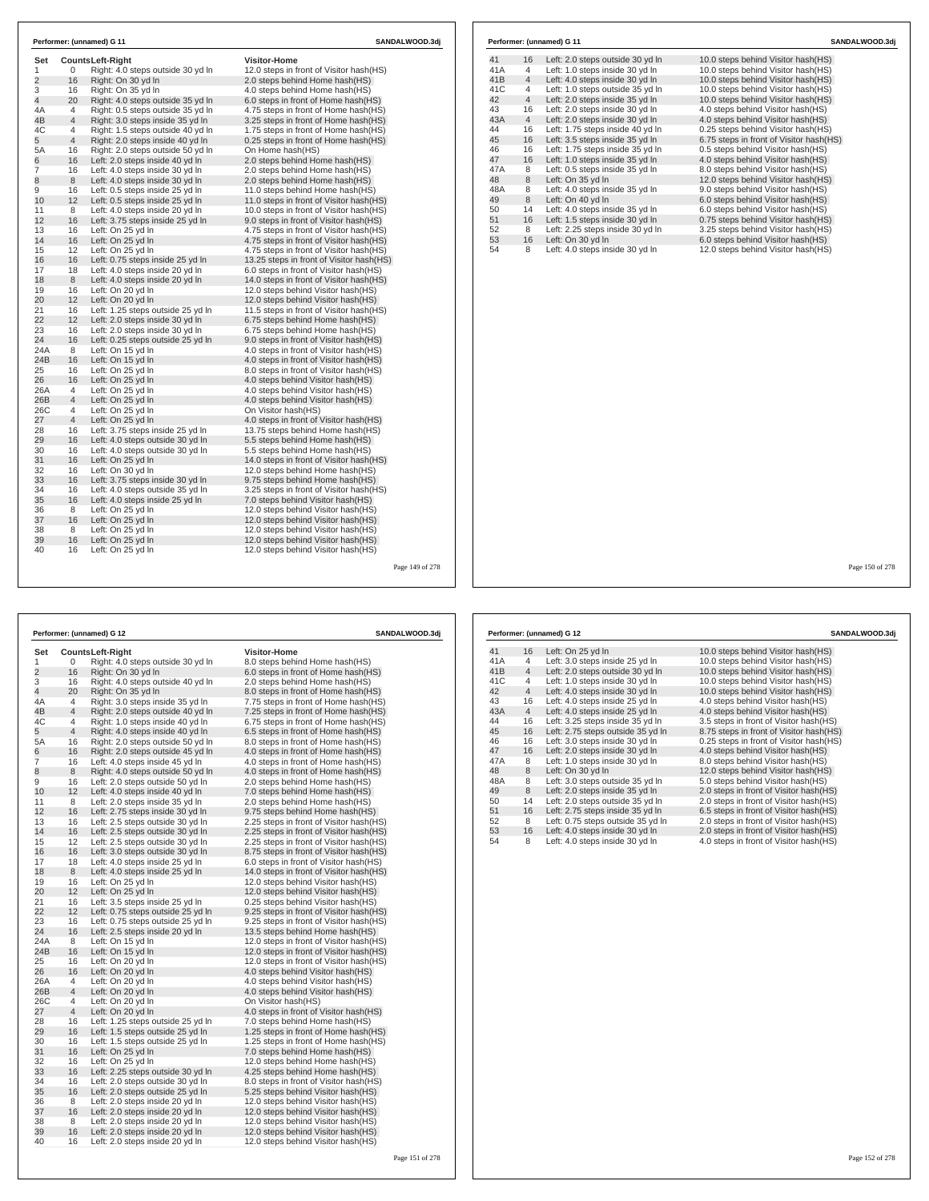**Performer: (unnamed) G 11** SANDALWOOD.3dj

| Set | Counts | Left-Right | Visitor-Home |
|---|---|---|---|
| 1 | 0 | Right: 4.0 steps outside 30 yd ln | 12.0 steps in front of Visitor hash(HS) |
| 2 | 16 | Right: On 30 yd ln | 2.0 steps behind Home hash(HS) |
| 3 | 16 | Right: On 35 yd ln | 4.0 steps behind Home hash(HS) |
| 4 | 20 | Right: 4.0 steps outside 35 yd ln | 6.0 steps in front of Home hash(HS) |
| 4A | 4 | Right: 0.5 steps outside 35 yd ln | 4.75 steps in front of Home hash(HS) |
| 4B | 4 | Right: 3.0 steps inside 35 yd ln | 3.25 steps in front of Home hash(HS) |
| 4C | 4 | Right: 1.5 steps outside 40 yd ln | 1.75 steps in front of Home hash(HS) |
| 5 | 4 | Right: 2.0 steps inside 40 yd ln | 0.25 steps in front of Home hash(HS) |
| 5A | 16 | Right: 2.0 steps outside 50 yd ln | On Home hash(HS) |
| 6 | 16 | Left: 2.0 steps inside 40 yd ln | 2.0 steps behind Home hash(HS) |
| 7 | 16 | Left: 4.0 steps inside 30 yd ln | 2.0 steps behind Home hash(HS) |
| 8 | 8 | Left: 4.0 steps inside 30 yd ln | 2.0 steps behind Home hash(HS) |
| 9 | 16 | Left: 0.5 steps inside 25 yd ln | 11.0 steps behind Home hash(HS) |
| 10 | 12 | Left: 0.5 steps inside 25 yd ln | 11.0 steps in front of Visitor hash(HS) |
| 11 | 8 | Left: 4.0 steps inside 20 yd ln | 10.0 steps in front of Visitor hash(HS) |
| 12 | 16 | Left: 3.75 steps inside 25 yd ln | 9.0 steps in front of Visitor hash(HS) |
| 13 | 16 | Left: On 25 yd ln | 4.75 steps in front of Visitor hash(HS) |
| 14 | 16 | Left: On 25 yd ln | 4.75 steps in front of Visitor hash(HS) |
| 15 | 12 | Left: On 25 yd ln | 4.75 steps in front of Visitor hash(HS) |
| 16 | 16 | Left: 0.75 steps inside 25 yd ln | 13.25 steps in front of Visitor hash(HS) |
| 17 | 18 | Left: 4.0 steps inside 20 yd ln | 6.0 steps in front of Visitor hash(HS) |
| 18 | 8 | Left: 4.0 steps inside 20 yd ln | 14.0 steps in front of Visitor hash(HS) |
| 19 | 16 | Left: On 20 yd ln | 12.0 steps behind Visitor hash(HS) |
| 20 | 12 | Left: On 20 yd ln | 12.0 steps behind Visitor hash(HS) |
| 21 | 16 | Left: 1.25 steps outside 25 yd ln | 11.5 steps in front of Visitor hash(HS) |
| 22 | 12 | Left: 2.0 steps inside 30 yd ln | 6.75 steps behind Home hash(HS) |
| 23 | 16 | Left: 2.0 steps inside 30 yd ln | 6.75 steps behind Home hash(HS) |
| 24 | 16 | Left: 0.25 steps outside 25 yd ln | 9.0 steps in front of Visitor hash(HS) |
| 24A | 8 | Left: On 15 yd ln | 4.0 steps in front of Visitor hash(HS) |
| 24B | 16 | Left: On 15 yd ln | 4.0 steps in front of Visitor hash(HS) |
| 25 | 16 | Left: On 25 yd ln | 8.0 steps in front of Visitor hash(HS) |
| 26 | 16 | Left: On 25 yd ln | 4.0 steps behind Visitor hash(HS) |
| 26A | 4 | Left: On 25 yd ln | 4.0 steps behind Visitor hash(HS) |
| 26B | 4 | Left: On 25 yd ln | 4.0 steps behind Visitor hash(HS) |
| 26C | 4 | Left: On 25 yd ln | On Visitor hash(HS) |
| 27 | 4 | Left: On 25 yd ln | 4.0 steps in front of Visitor hash(HS) |
| 28 | 16 | Left: 3.75 steps inside 25 yd ln | 13.75 steps behind Home hash(HS) |
| 29 | 16 | Left: 4.0 steps outside 30 yd ln | 5.5 steps behind Home hash(HS) |
| 30 | 16 | Left: 4.0 steps outside 30 yd ln | 5.5 steps behind Home hash(HS) |
| 31 | 16 | Left: On 25 yd ln | 14.0 steps in front of Visitor hash(HS) |
| 32 | 16 | Left: On 30 yd ln | 12.0 steps behind Home hash(HS) |
| 33 | 16 | Left: 3.75 steps inside 30 yd ln | 9.75 steps behind Home hash(HS) |
| 34 | 16 | Left: 4.0 steps outside 35 yd ln | 3.25 steps in front of Visitor hash(HS) |
| 35 | 16 | Left: 4.0 steps inside 25 yd ln | 7.0 steps behind Visitor hash(HS) |
| 36 | 8 | Left: On 25 yd ln | 12.0 steps behind Visitor hash(HS) |
| 37 | 16 | Left: On 25 yd ln | 12.0 steps behind Visitor hash(HS) |
| 38 | 8 | Left: On 25 yd ln | 12.0 steps behind Visitor hash(HS) |
| 39 | 16 | Left: On 25 yd ln | 12.0 steps behind Visitor hash(HS) |
| 40 | 16 | Left: On 25 yd ln | 12.0 steps behind Visitor hash(HS) |

**Performer: (unnamed) G 11** SANDALWOOD.3dj

| Set | Counts | Left-Right | Visitor-Home |
|---|---|---|---|
| 41 | 16 | Left: 2.0 steps outside 30 yd ln | 10.0 steps behind Visitor hash(HS) |
| 41A | 4 | Left: 1.0 steps inside 30 yd ln | 10.0 steps behind Visitor hash(HS) |
| 41B | 4 | Left: 4.0 steps inside 30 yd ln | 10.0 steps behind Visitor hash(HS) |
| 41C | 4 | Left: 1.0 steps outside 35 yd ln | 10.0 steps behind Visitor hash(HS) |
| 42 | 4 | Left: 2.0 steps inside 35 yd ln | 10.0 steps behind Visitor hash(HS) |
| 43 | 16 | Left: 2.0 steps inside 30 yd ln | 4.0 steps behind Visitor hash(HS) |
| 43A | 4 | Left: 2.0 steps inside 30 yd ln | 4.0 steps behind Visitor hash(HS) |
| 44 | 16 | Left: 1.75 steps inside 40 yd ln | 0.25 steps behind Visitor hash(HS) |
| 45 | 16 | Left: 3.5 steps inside 35 yd ln | 6.75 steps in front of Visitor hash(HS) |
| 46 | 16 | Left: 1.75 steps inside 35 yd ln | 0.5 steps behind Visitor hash(HS) |
| 47 | 16 | Left: 1.0 steps inside 35 yd ln | 4.0 steps behind Visitor hash(HS) |
| 47A | 8 | Left: 0.5 steps inside 35 yd ln | 8.0 steps behind Visitor hash(HS) |
| 48 | 8 | Left: On 35 yd ln | 12.0 steps behind Visitor hash(HS) |
| 48A | 8 | Left: 4.0 steps inside 35 yd ln | 9.0 steps behind Visitor hash(HS) |
| 49 | 8 | Left: On 40 yd ln | 6.0 steps behind Visitor hash(HS) |
| 50 | 14 | Left: 4.0 steps inside 35 yd ln | 6.0 steps behind Visitor hash(HS) |
| 51 | 16 | Left: 1.5 steps inside 30 yd ln | 0.75 steps behind Visitor hash(HS) |
| 52 | 8 | Left: 2.25 steps inside 30 yd ln | 3.25 steps behind Visitor hash(HS) |
| 53 | 16 | Left: On 30 yd ln | 6.0 steps behind Visitor hash(HS) |
| 54 | 8 | Left: 4.0 steps inside 30 yd ln | 12.0 steps behind Visitor hash(HS) |

**Performer: (unnamed) G 12** SANDALWOOD.3dj

| Set | Counts | Left-Right | Visitor-Home |
|---|---|---|---|
| 1 | 0 | Right: 4.0 steps outside 30 yd ln | 8.0 steps behind Home hash(HS) |
| 2 | 16 | Right: On 30 yd ln | 6.0 steps in front of Home hash(HS) |
| 3 | 16 | Right: 4.0 steps outside 40 yd ln | 2.0 steps behind Home hash(HS) |
| 4 | 20 | Right: On 35 yd ln | 8.0 steps in front of Home hash(HS) |
| 4A | 4 | Right: 3.0 steps inside 35 yd ln | 7.75 steps in front of Home hash(HS) |
| 4B | 4 | Right: 2.0 steps outside 40 yd ln | 7.25 steps in front of Home hash(HS) |
| 4C | 4 | Right: 1.0 steps inside 40 yd ln | 6.75 steps in front of Home hash(HS) |
| 5 | 4 | Right: 4.0 steps inside 40 yd ln | 6.5 steps in front of Home hash(HS) |
| 5A | 16 | Right: 2.0 steps outside 50 yd ln | 8.0 steps in front of Home hash(HS) |
| 6 | 16 | Right: 2.0 steps outside 45 yd ln | 4.0 steps in front of Home hash(HS) |
| 7 | 16 | Left: 4.0 steps inside 45 yd ln | 4.0 steps in front of Home hash(HS) |
| 8 | 8 | Right: 4.0 steps outside 50 yd ln | 4.0 steps in front of Home hash(HS) |
| 9 | 16 | Left: 2.0 steps outside 50 yd ln | 2.0 steps behind Home hash(HS) |
| 10 | 12 | Left: 4.0 steps inside 40 yd ln | 7.0 steps behind Home hash(HS) |
| 11 | 8 | Left: 2.0 steps inside 35 yd ln | 2.0 steps behind Home hash(HS) |
| 12 | 16 | Left: 2.75 steps inside 30 yd ln | 9.75 steps behind Home hash(HS) |
| 13 | 16 | Left: 2.5 steps outside 30 yd ln | 2.25 steps in front of Visitor hash(HS) |
| 14 | 16 | Left: 2.5 steps outside 30 yd ln | 2.25 steps in front of Visitor hash(HS) |
| 15 | 12 | Left: 2.5 steps outside 30 yd ln | 2.25 steps in front of Visitor hash(HS) |
| 16 | 16 | Left: 3.0 steps outside 30 yd ln | 8.75 steps in front of Visitor hash(HS) |
| 17 | 18 | Left: 4.0 steps inside 25 yd ln | 6.0 steps in front of Visitor hash(HS) |
| 18 | 8 | Left: 4.0 steps inside 25 yd ln | 14.0 steps in front of Visitor hash(HS) |
| 19 | 16 | Left: On 25 yd ln | 12.0 steps behind Visitor hash(HS) |
| 20 | 12 | Left: On 25 yd ln | 12.0 steps behind Visitor hash(HS) |
| 21 | 16 | Left: 3.5 steps inside 25 yd ln | 0.25 steps behind Visitor hash(HS) |
| 22 | 12 | Left: 0.75 steps outside 25 yd ln | 9.25 steps in front of Visitor hash(HS) |
| 23 | 16 | Left: 0.75 steps outside 25 yd ln | 9.25 steps in front of Visitor hash(HS) |
| 24 | 16 | Left: 2.5 steps inside 20 yd ln | 13.5 steps behind Home hash(HS) |
| 24A | 8 | Left: On 15 yd ln | 12.0 steps in front of Visitor hash(HS) |
| 24B | 16 | Left: On 15 yd ln | 12.0 steps in front of Visitor hash(HS) |
| 25 | 16 | Left: On 20 yd ln | 12.0 steps in front of Visitor hash(HS) |
| 26 | 16 | Left: On 20 yd ln | 4.0 steps behind Visitor hash(HS) |
| 26A | 4 | Left: On 20 yd ln | 4.0 steps behind Visitor hash(HS) |
| 26B | 4 | Left: On 20 yd ln | 4.0 steps behind Visitor hash(HS) |
| 26C | 4 | Left: On 20 yd ln | On Visitor hash(HS) |
| 27 | 4 | Left: On 20 yd ln | 4.0 steps in front of Visitor hash(HS) |
| 28 | 16 | Left: 1.25 steps outside 25 yd ln | 7.0 steps behind Home hash(HS) |
| 29 | 16 | Left: 1.5 steps outside 25 yd ln | 1.25 steps in front of Home hash(HS) |
| 30 | 16 | Left: 1.5 steps outside 25 yd ln | 1.25 steps in front of Home hash(HS) |
| 31 | 16 | Left: On 25 yd ln | 7.0 steps behind Home hash(HS) |
| 32 | 16 | Left: On 25 yd ln | 12.0 steps behind Home hash(HS) |
| 33 | 16 | Left: 2.25 steps outside 30 yd ln | 4.25 steps behind Home hash(HS) |
| 34 | 16 | Left: 2.0 steps outside 30 yd ln | 8.0 steps in front of Visitor hash(HS) |
| 35 | 16 | Left: 2.0 steps outside 25 yd ln | 5.25 steps in front of Visitor hash(HS) |
| 36 | 8 | Left: 2.0 steps inside 20 yd ln | 12.0 steps behind Visitor hash(HS) |
| 37 | 16 | Left: 2.0 steps inside 20 yd ln | 12.0 steps behind Visitor hash(HS) |
| 38 | 8 | Left: 2.0 steps inside 20 yd ln | 12.0 steps behind Visitor hash(HS) |
| 39 | 16 | Left: 2.0 steps inside 20 yd ln | 12.0 steps behind Visitor hash(HS) |
| 40 | 16 | Left: 2.0 steps inside 20 yd ln | 12.0 steps behind Visitor hash(HS) |

**Performer: (unnamed) G 12** SANDALWOOD.3dj

| Set | Counts | Left-Right | Visitor-Home |
|---|---|---|---|
| 41 | 16 | Left: On 25 yd ln | 10.0 steps behind Visitor hash(HS) |
| 41A | 4 | Left: 3.0 steps inside 25 yd ln | 10.0 steps behind Visitor hash(HS) |
| 41B | 4 | Left: 2.0 steps outside 30 yd ln | 10.0 steps behind Visitor hash(HS) |
| 41C | 4 | Left: 1.0 steps inside 30 yd ln | 10.0 steps behind Visitor hash(HS) |
| 42 | 4 | Left: 4.0 steps inside 30 yd ln | 10.0 steps behind Visitor hash(HS) |
| 43 | 16 | Left: 4.0 steps inside 25 yd ln | 4.0 steps behind Visitor hash(HS) |
| 43A | 4 | Left: 4.0 steps inside 25 yd ln | 4.0 steps behind Visitor hash(HS) |
| 44 | 16 | Left: 3.25 steps inside 35 yd ln | 3.5 steps in front of Visitor hash(HS) |
| 45 | 16 | Left: 2.75 steps outside 35 yd ln | 8.75 steps in front of Visitor hash(HS) |
| 46 | 16 | Left: 3.0 steps inside 30 yd ln | 0.25 steps in front of Visitor hash(HS) |
| 47 | 16 | Left: 2.0 steps inside 30 yd ln | 4.0 steps behind Visitor hash(HS) |
| 47A | 8 | Left: 1.0 steps inside 30 yd ln | 8.0 steps behind Visitor hash(HS) |
| 48 | 8 | Left: On 30 yd ln | 12.0 steps behind Visitor hash(HS) |
| 48A | 8 | Left: 3.0 steps outside 35 yd ln | 5.0 steps behind Visitor hash(HS) |
| 49 | 8 | Left: 2.0 steps inside 35 yd ln | 2.0 steps in front of Visitor hash(HS) |
| 50 | 14 | Left: 2.0 steps outside 35 yd ln | 2.0 steps in front of Visitor hash(HS) |
| 51 | 16 | Left: 2.75 steps inside 35 yd ln | 6.5 steps in front of Visitor hash(HS) |
| 52 | 8 | Left: 0.75 steps outside 35 yd ln | 2.0 steps in front of Visitor hash(HS) |
| 53 | 16 | Left: 4.0 steps inside 30 yd ln | 2.0 steps in front of Visitor hash(HS) |
| 54 | 8 | Left: 4.0 steps inside 30 yd ln | 4.0 steps in front of Visitor hash(HS) |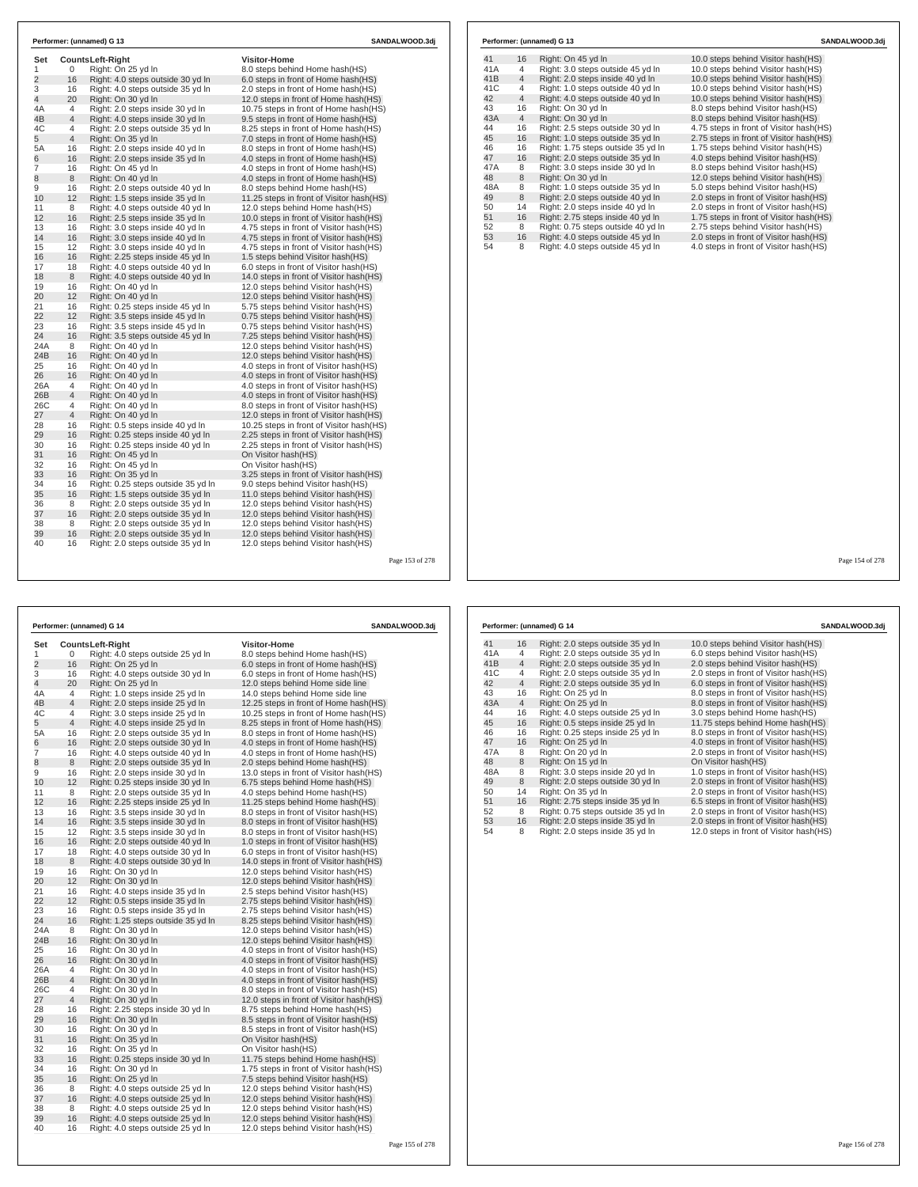## Performer: (unnamed) G 13

| Set | Counts | Left-Right | Visitor-Home |
|---|---|---|---|
| 1 | 0 | Right: On 25 yd ln | 8.0 steps behind Home hash(HS) |
| 2 | 16 | Right: 4.0 steps outside 30 yd ln | 6.0 steps in front of Home hash(HS) |
| 3 | 16 | Right: 4.0 steps outside 35 yd ln | 2.0 steps in front of Home hash(HS) |
| 4 | 20 | Right: On 30 yd ln | 12.0 steps in front of Home hash(HS) |
| 4A | 4 | Right: 2.0 steps inside 30 yd ln | 10.75 steps in front of Home hash(HS) |
| 4B | 4 | Right: 4.0 steps inside 30 yd ln | 9.5 steps in front of Home hash(HS) |
| 4C | 4 | Right: 2.0 steps outside 35 yd ln | 8.25 steps in front of Home hash(HS) |
| 5 | 4 | Right: On 35 yd ln | 7.0 steps in front of Home hash(HS) |
| 5A | 16 | Right: 2.0 steps inside 40 yd ln | 8.0 steps in front of Home hash(HS) |
| 6 | 16 | Right: 2.0 steps inside 35 yd ln | 4.0 steps in front of Home hash(HS) |
| 7 | 16 | Right: On 45 yd ln | 4.0 steps in front of Home hash(HS) |
| 8 | 8 | Right: On 40 yd ln | 4.0 steps in front of Home hash(HS) |
| 9 | 16 | Right: 2.0 steps outside 40 yd ln | 8.0 steps behind Home hash(HS) |
| 10 | 12 | Right: 1.5 steps inside 35 yd ln | 11.25 steps in front of Visitor hash(HS) |
| 11 | 8 | Right: 4.0 steps outside 40 yd ln | 12.0 steps behind Home hash(HS) |
| 12 | 16 | Right: 2.5 steps inside 35 yd ln | 10.0 steps in front of Visitor hash(HS) |
| 13 | 16 | Right: 3.0 steps inside 40 yd ln | 4.75 steps in front of Visitor hash(HS) |
| 14 | 16 | Right: 3.0 steps inside 40 yd ln | 4.75 steps in front of Visitor hash(HS) |
| 15 | 12 | Right: 3.0 steps inside 40 yd ln | 4.75 steps in front of Visitor hash(HS) |
| 16 | 16 | Right: 2.25 steps inside 45 yd ln | 1.5 steps behind Visitor hash(HS) |
| 17 | 18 | Right: 4.0 steps outside 40 yd ln | 6.0 steps in front of Visitor hash(HS) |
| 18 | 8 | Right: 4.0 steps outside 40 yd ln | 14.0 steps in front of Visitor hash(HS) |
| 19 | 16 | Right: On 40 yd ln | 12.0 steps behind Visitor hash(HS) |
| 20 | 12 | Right: On 40 yd ln | 12.0 steps behind Visitor hash(HS) |
| 21 | 16 | Right: 0.25 steps inside 45 yd ln | 5.75 steps behind Visitor hash(HS) |
| 22 | 12 | Right: 3.5 steps inside 45 yd ln | 0.75 steps behind Visitor hash(HS) |
| 23 | 16 | Right: 3.5 steps inside 45 yd ln | 0.75 steps behind Visitor hash(HS) |
| 24 | 16 | Right: 3.5 steps outside 45 yd ln | 7.25 steps behind Visitor hash(HS) |
| 24A | 8 | Right: On 40 yd ln | 12.0 steps behind Visitor hash(HS) |
| 24B | 16 | Right: On 40 yd ln | 12.0 steps behind Visitor hash(HS) |
| 25 | 16 | Right: On 40 yd ln | 4.0 steps in front of Visitor hash(HS) |
| 26 | 16 | Right: On 40 yd ln | 4.0 steps in front of Visitor hash(HS) |
| 26A | 4 | Right: On 40 yd ln | 4.0 steps in front of Visitor hash(HS) |
| 26B | 4 | Right: On 40 yd ln | 4.0 steps in front of Visitor hash(HS) |
| 26C | 4 | Right: On 40 yd ln | 8.0 steps in front of Visitor hash(HS) |
| 27 | 4 | Right: On 40 yd ln | 12.0 steps in front of Visitor hash(HS) |
| 28 | 16 | Right: 0.5 steps inside 40 yd ln | 10.25 steps in front of Visitor hash(HS) |
| 29 | 16 | Right: 0.25 steps inside 40 yd ln | 2.25 steps in front of Visitor hash(HS) |
| 30 | 16 | Right: 0.25 steps inside 40 yd ln | 2.25 steps in front of Visitor hash(HS) |
| 31 | 16 | Right: On 45 yd ln | On Visitor hash(HS) |
| 32 | 16 | Right: On 45 yd ln | On Visitor hash(HS) |
| 33 | 16 | Right: On 35 yd ln | 3.25 steps in front of Visitor hash(HS) |
| 34 | 16 | Right: 0.25 steps outside 35 yd ln | 9.0 steps behind Visitor hash(HS) |
| 35 | 16 | Right: 1.5 steps outside 35 yd ln | 11.0 steps behind Visitor hash(HS) |
| 36 | 8 | Right: 2.0 steps outside 35 yd ln | 12.0 steps behind Visitor hash(HS) |
| 37 | 16 | Right: 2.0 steps outside 35 yd ln | 12.0 steps behind Visitor hash(HS) |
| 38 | 8 | Right: 2.0 steps outside 35 yd ln | 12.0 steps behind Visitor hash(HS) |
| 39 | 16 | Right: 2.0 steps outside 35 yd ln | 12.0 steps behind Visitor hash(HS) |
| 40 | 16 | Right: 2.0 steps outside 35 yd ln | 12.0 steps behind Visitor hash(HS) |
| 41 | 16 | Right: On 45 yd ln | 10.0 steps behind Visitor hash(HS) |
| 41A | 4 | Right: 3.0 steps outside 45 yd ln | 10.0 steps behind Visitor hash(HS) |
| 41B | 4 | Right: 2.0 steps inside 40 yd ln | 10.0 steps behind Visitor hash(HS) |
| 41C | 4 | Right: 1.0 steps outside 40 yd ln | 10.0 steps behind Visitor hash(HS) |
| 42 | 4 | Right: 4.0 steps outside 40 yd ln | 10.0 steps behind Visitor hash(HS) |
| 43 | 16 | Right: On 30 yd ln | 8.0 steps behind Visitor hash(HS) |
| 43A | 4 | Right: On 30 yd ln | 8.0 steps behind Visitor hash(HS) |
| 44 | 16 | Right: 2.5 steps outside 30 yd ln | 4.75 steps in front of Visitor hash(HS) |
| 45 | 16 | Right: 1.0 steps outside 35 yd ln | 2.75 steps in front of Visitor hash(HS) |
| 46 | 16 | Right: 1.75 steps outside 35 yd ln | 1.75 steps behind Visitor hash(HS) |
| 47 | 16 | Right: 2.0 steps outside 35 yd ln | 4.0 steps behind Visitor hash(HS) |
| 47A | 8 | Right: 3.0 steps inside 30 yd ln | 8.0 steps behind Visitor hash(HS) |
| 48 | 8 | Right: On 30 yd ln | 12.0 steps behind Visitor hash(HS) |
| 48A | 8 | Right: 1.0 steps outside 35 yd ln | 5.0 steps behind Visitor hash(HS) |
| 49 | 8 | Right: 2.0 steps outside 40 yd ln | 2.0 steps in front of Visitor hash(HS) |
| 50 | 14 | Right: 2.0 steps inside 40 yd ln | 2.0 steps in front of Visitor hash(HS) |
| 51 | 16 | Right: 2.75 steps inside 40 yd ln | 1.75 steps in front of Visitor hash(HS) |
| 52 | 8 | Right: 0.75 steps outside 40 yd ln | 2.75 steps behind Visitor hash(HS) |
| 53 | 16 | Right: 4.0 steps outside 45 yd ln | 2.0 steps in front of Visitor hash(HS) |
| 54 | 8 | Right: 4.0 steps outside 45 yd ln | 4.0 steps in front of Visitor hash(HS) |

## Performer: (unnamed) G 14

| Set | Counts | Left-Right | Visitor-Home |
|---|---|---|---|
| 1 | 0 | Right: 4.0 steps outside 25 yd ln | 8.0 steps behind Home hash(HS) |
| 2 | 16 | Right: On 25 yd ln | 6.0 steps in front of Home hash(HS) |
| 3 | 16 | Right: 4.0 steps outside 30 yd ln | 6.0 steps in front of Home hash(HS) |
| 4 | 20 | Right: On 25 yd ln | 12.0 steps behind Home side line |
| 4A | 4 | Right: 1.0 steps inside 25 yd ln | 14.0 steps behind Home side line |
| 4B | 4 | Right: 2.0 steps inside 25 yd ln | 12.25 steps in front of Home hash(HS) |
| 4C | 4 | Right: 3.0 steps inside 25 yd ln | 10.25 steps in front of Home hash(HS) |
| 5 | 4 | Right: 4.0 steps inside 25 yd ln | 8.25 steps in front of Home hash(HS) |
| 5A | 16 | Right: 2.0 steps outside 35 yd ln | 8.0 steps in front of Home hash(HS) |
| 6 | 16 | Right: 2.0 steps outside 30 yd ln | 4.0 steps in front of Home hash(HS) |
| 7 | 16 | Right: 4.0 steps outside 40 yd ln | 4.0 steps in front of Home hash(HS) |
| 8 | 8 | Right: 2.0 steps outside 35 yd ln | 2.0 steps behind Home hash(HS) |
| 9 | 16 | Right: 2.0 steps inside 30 yd ln | 13.0 steps in front of Visitor hash(HS) |
| 10 | 12 | Right: 0.25 steps inside 30 yd ln | 6.75 steps behind Home hash(HS) |
| 11 | 8 | Right: 2.0 steps outside 35 yd ln | 4.0 steps behind Home hash(HS) |
| 12 | 16 | Right: 2.25 steps inside 25 yd ln | 11.25 steps behind Home hash(HS) |
| 13 | 16 | Right: 3.5 steps inside 30 yd ln | 8.0 steps in front of Visitor hash(HS) |
| 14 | 16 | Right: 3.5 steps inside 30 yd ln | 8.0 steps in front of Visitor hash(HS) |
| 15 | 12 | Right: 3.5 steps inside 30 yd ln | 8.0 steps in front of Visitor hash(HS) |
| 16 | 16 | Right: 2.0 steps outside 40 yd ln | 1.0 steps in front of Visitor hash(HS) |
| 17 | 18 | Right: 4.0 steps outside 30 yd ln | 6.0 steps in front of Visitor hash(HS) |
| 18 | 8 | Right: 4.0 steps outside 30 yd ln | 14.0 steps in front of Visitor hash(HS) |
| 19 | 16 | Right: On 30 yd ln | 12.0 steps behind Visitor hash(HS) |
| 20 | 12 | Right: On 30 yd ln | 12.0 steps behind Visitor hash(HS) |
| 21 | 16 | Right: 4.0 steps inside 35 yd ln | 2.5 steps behind Visitor hash(HS) |
| 22 | 12 | Right: 0.5 steps inside 35 yd ln | 2.75 steps behind Visitor hash(HS) |
| 23 | 16 | Right: 0.5 steps inside 35 yd ln | 2.75 steps behind Visitor hash(HS) |
| 24 | 16 | Right: 1.25 steps outside 35 yd ln | 8.25 steps behind Visitor hash(HS) |
| 24A | 8 | Right: On 30 yd ln | 12.0 steps behind Visitor hash(HS) |
| 24B | 16 | Right: On 30 yd ln | 12.0 steps behind Visitor hash(HS) |
| 25 | 16 | Right: On 30 yd ln | 4.0 steps in front of Visitor hash(HS) |
| 26 | 16 | Right: On 30 yd ln | 4.0 steps in front of Visitor hash(HS) |
| 26A | 4 | Right: On 30 yd ln | 4.0 steps in front of Visitor hash(HS) |
| 26B | 4 | Right: On 30 yd ln | 4.0 steps in front of Visitor hash(HS) |
| 26C | 4 | Right: On 30 yd ln | 8.0 steps in front of Visitor hash(HS) |
| 27 | 4 | Right: On 30 yd ln | 12.0 steps in front of Visitor hash(HS) |
| 28 | 16 | Right: 2.25 steps inside 30 yd ln | 8.75 steps behind Home hash(HS) |
| 29 | 16 | Right: On 30 yd ln | 8.5 steps in front of Visitor hash(HS) |
| 30 | 16 | Right: On 30 yd ln | 8.5 steps in front of Visitor hash(HS) |
| 31 | 16 | Right: On 35 yd ln | On Visitor hash(HS) |
| 32 | 16 | Right: On 35 yd ln | On Visitor hash(HS) |
| 33 | 16 | Right: 0.25 steps inside 30 yd ln | 11.75 steps behind Home hash(HS) |
| 34 | 16 | Right: On 30 yd ln | 1.75 steps in front of Visitor hash(HS) |
| 35 | 16 | Right: On 25 yd ln | 7.5 steps behind Visitor hash(HS) |
| 36 | 8 | Right: 4.0 steps outside 25 yd ln | 12.0 steps behind Visitor hash(HS) |
| 37 | 16 | Right: 4.0 steps outside 25 yd ln | 12.0 steps behind Visitor hash(HS) |
| 38 | 8 | Right: 4.0 steps outside 25 yd ln | 12.0 steps behind Visitor hash(HS) |
| 39 | 16 | Right: 4.0 steps outside 25 yd ln | 12.0 steps behind Visitor hash(HS) |
| 40 | 16 | Right: 4.0 steps outside 25 yd ln | 12.0 steps behind Visitor hash(HS) |
| 41 | 16 | Right: 2.0 steps outside 35 yd ln | 10.0 steps behind Visitor hash(HS) |
| 41A | 4 | Right: 2.0 steps outside 35 yd ln | 6.0 steps behind Visitor hash(HS) |
| 41B | 4 | Right: 2.0 steps outside 35 yd ln | 2.0 steps behind Visitor hash(HS) |
| 41C | 4 | Right: 2.0 steps outside 35 yd ln | 2.0 steps in front of Visitor hash(HS) |
| 42 | 4 | Right: 2.0 steps outside 35 yd ln | 6.0 steps in front of Visitor hash(HS) |
| 43 | 16 | Right: On 25 yd ln | 8.0 steps in front of Visitor hash(HS) |
| 43A | 4 | Right: On 25 yd ln | 8.0 steps in front of Visitor hash(HS) |
| 44 | 16 | Right: 4.0 steps outside 25 yd ln | 3.0 steps behind Home hash(HS) |
| 45 | 16 | Right: 0.5 steps inside 25 yd ln | 11.75 steps behind Home hash(HS) |
| 46 | 16 | Right: 0.25 steps inside 25 yd ln | 8.0 steps in front of Visitor hash(HS) |
| 47 | 16 | Right: On 25 yd ln | 4.0 steps in front of Visitor hash(HS) |
| 47A | 8 | Right: On 20 yd ln | 2.0 steps in front of Visitor hash(HS) |
| 48 | 8 | Right: On 15 yd ln | On Visitor hash(HS) |
| 48A | 8 | Right: 3.0 steps inside 20 yd ln | 1.0 steps in front of Visitor hash(HS) |
| 49 | 8 | Right: 2.0 steps outside 30 yd ln | 2.0 steps in front of Visitor hash(HS) |
| 50 | 14 | Right: On 35 yd ln | 2.0 steps in front of Visitor hash(HS) |
| 51 | 16 | Right: 2.75 steps inside 35 yd ln | 6.5 steps in front of Visitor hash(HS) |
| 52 | 8 | Right: 0.75 steps outside 35 yd ln | 2.0 steps in front of Visitor hash(HS) |
| 53 | 16 | Right: 2.0 steps inside 35 yd ln | 2.0 steps in front of Visitor hash(HS) |
| 54 | 8 | Right: 2.0 steps inside 35 yd ln | 12.0 steps in front of Visitor hash(HS) |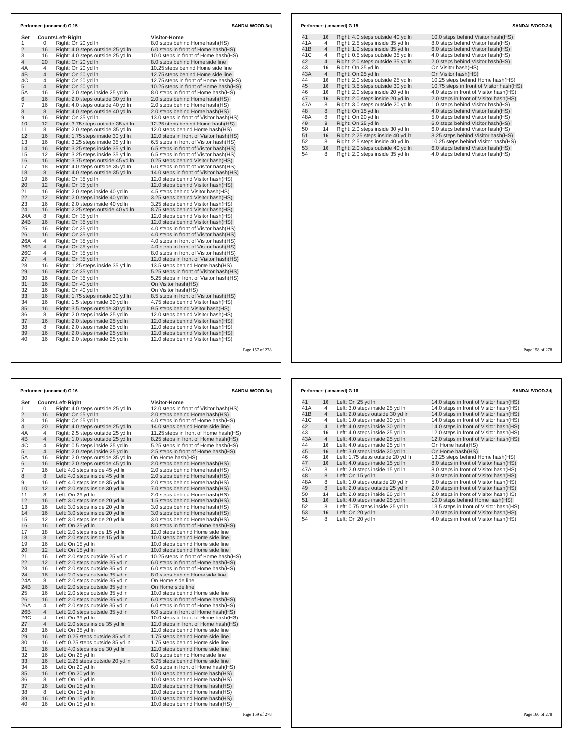## Performer: (unnamed) G 15 — SANDALWOOD.3dj

| Set | Counts | Left-Right | Visitor-Home |
|---|---|---|---|
| 1 | 0 | Right: On 20 yd ln | 8.0 steps behind Home hash(HS) |
| 2 | 16 | Right: 4.0 steps outside 25 yd ln | 6.0 steps in front of Home hash(HS) |
| 3 | 16 | Right: 4.0 steps outside 25 yd ln | 10.0 steps in front of Home hash(HS) |
| 4 | 20 | Right: On 20 yd ln | 8.0 steps behind Home side line |
| 4A | 4 | Right: On 20 yd ln | 10.25 steps behind Home side line |
| 4B | 4 | Right: On 20 yd ln | 12.75 steps behind Home side line |
| 4C | 4 | Right: On 20 yd ln | 12.75 steps in front of Home hash(HS) |
| 5 | 4 | Right: On 20 yd ln | 10.25 steps in front of Home hash(HS) |
| 5A | 16 | Right: 2.0 steps inside 25 yd ln | 8.0 steps in front of Home hash(HS) |
| 6 | 16 | Right: 2.0 steps outside 30 yd ln | 2.0 steps behind Home hash(HS) |
| 7 | 16 | Right: 4.0 steps outside 40 yd ln | 2.0 steps behind Home hash(HS) |
| 8 | 8 | Right: 4.0 steps outside 40 yd ln | 2.0 steps behind Home hash(HS) |
| 9 | 16 | Right: On 35 yd ln | 13.0 steps in front of Visitor hash(HS) |
| 10 | 12 | Right: 3.75 steps outside 35 yd ln | 12.25 steps behind Home hash(HS) |
| 11 | 8 | Right: 2.0 steps outside 35 yd ln | 12.0 steps behind Home hash(HS) |
| 12 | 16 | Right: 1.75 steps inside 30 yd ln | 12.0 steps in front of Visitor hash(HS) |
| 13 | 16 | Right: 3.25 steps inside 35 yd ln | 6.5 steps in front of Visitor hash(HS) |
| 14 | 16 | Right: 3.25 steps inside 35 yd ln | 6.5 steps in front of Visitor hash(HS) |
| 15 | 12 | Right: 3.25 steps inside 35 yd ln | 6.5 steps in front of Visitor hash(HS) |
| 16 | 16 | Right: 3.75 steps outside 45 yd ln | 0.25 steps behind Visitor hash(HS) |
| 17 | 18 | Right: 4.0 steps outside 35 yd ln | 6.0 steps in front of Visitor hash(HS) |
| 18 | 8 | Right: 4.0 steps outside 35 yd ln | 14.0 steps in front of Visitor hash(HS) |
| 19 | 16 | Right: On 35 yd ln | 12.0 steps behind Visitor hash(HS) |
| 20 | 12 | Right: On 35 yd ln | 12.0 steps behind Visitor hash(HS) |
| 21 | 16 | Right: 2.0 steps inside 40 yd ln | 4.5 steps behind Visitor hash(HS) |
| 22 | 12 | Right: 2.0 steps inside 40 yd ln | 3.25 steps behind Visitor hash(HS) |
| 23 | 16 | Right: 2.0 steps inside 40 yd ln | 3.25 steps behind Visitor hash(HS) |
| 24 | 16 | Right: 2.25 steps outside 40 yd ln | 8.75 steps behind Visitor hash(HS) |
| 24A | 8 | Right: On 35 yd ln | 12.0 steps behind Visitor hash(HS) |
| 24B | 16 | Right: On 35 yd ln | 12.0 steps behind Visitor hash(HS) |
| 25 | 16 | Right: On 35 yd ln | 4.0 steps in front of Visitor hash(HS) |
| 26 | 16 | Right: On 35 yd ln | 4.0 steps in front of Visitor hash(HS) |
| 26A | 4 | Right: On 35 yd ln | 4.0 steps in front of Visitor hash(HS) |
| 26B | 4 | Right: On 35 yd ln | 4.0 steps in front of Visitor hash(HS) |
| 26C | 4 | Right: On 35 yd ln | 8.0 steps in front of Visitor hash(HS) |
| 27 | 4 | Right: On 35 yd ln | 12.0 steps in front of Visitor hash(HS) |
| 28 | 16 | Right: 1.25 steps inside 35 yd ln | 13.5 steps behind Home hash(HS) |
| 29 | 16 | Right: On 35 yd ln | 5.25 steps in front of Visitor hash(HS) |
| 30 | 16 | Right: On 35 yd ln | 5.25 steps in front of Visitor hash(HS) |
| 31 | 16 | Right: On 40 yd ln | On Visitor hash(HS) |
| 32 | 16 | Right: On 40 yd ln | On Visitor hash(HS) |
| 33 | 16 | Right: 1.75 steps inside 30 yd ln | 8.5 steps in front of Visitor hash(HS) |
| 34 | 16 | Right: 1.5 steps inside 30 yd ln | 4.75 steps behind Visitor hash(HS) |
| 35 | 16 | Right: 3.5 steps outside 30 yd ln | 9.5 steps behind Visitor hash(HS) |
| 36 | 8 | Right: 2.0 steps inside 25 yd ln | 12.0 steps behind Visitor hash(HS) |
| 37 | 16 | Right: 2.0 steps inside 25 yd ln | 12.0 steps behind Visitor hash(HS) |
| 38 | 8 | Right: 2.0 steps inside 25 yd ln | 12.0 steps behind Visitor hash(HS) |
| 39 | 16 | Right: 2.0 steps inside 25 yd ln | 12.0 steps behind Visitor hash(HS) |
| 40 | 16 | Right: 2.0 steps inside 25 yd ln | 12.0 steps behind Visitor hash(HS) |
| 41 | 16 | Right: 4.0 steps outside 40 yd ln | 10.0 steps behind Visitor hash(HS) |
| 41A | 4 | Right: 2.5 steps inside 35 yd ln | 8.0 steps behind Visitor hash(HS) |
| 41B | 4 | Right: 1.0 steps inside 35 yd ln | 6.0 steps behind Visitor hash(HS) |
| 41C | 4 | Right: 0.5 steps outside 35 yd ln | 4.0 steps behind Visitor hash(HS) |
| 42 | 4 | Right: 2.0 steps outside 35 yd ln | 2.0 steps behind Visitor hash(HS) |
| 43 | 16 | Right: On 25 yd ln | On Visitor hash(HS) |
| 43A | 4 | Right: On 25 yd ln | On Visitor hash(HS) |
| 44 | 16 | Right: 2.0 steps outside 25 yd ln | 10.25 steps behind Home hash(HS) |
| 45 | 16 | Right: 3.5 steps outside 30 yd ln | 10.75 steps in front of Visitor hash(HS) |
| 46 | 16 | Right: 2.0 steps inside 20 yd ln | 4.0 steps in front of Visitor hash(HS) |
| 47 | 16 | Right: 2.0 steps inside 20 yd ln | 2.0 steps in front of Visitor hash(HS) |
| 47A | 8 | Right: 3.0 steps outside 20 yd ln | 1.0 steps behind Visitor hash(HS) |
| 48 | 8 | Right: On 15 yd ln | 4.0 steps behind Visitor hash(HS) |
| 48A | 8 | Right: On 20 yd ln | 5.0 steps behind Visitor hash(HS) |
| 49 | 8 | Right: On 25 yd ln | 6.0 steps behind Visitor hash(HS) |
| 50 | 14 | Right: 2.0 steps inside 30 yd ln | 6.0 steps behind Visitor hash(HS) |
| 51 | 16 | Right: 2.25 steps inside 40 yd ln | 8.25 steps behind Visitor hash(HS) |
| 52 | 8 | Right: 2.5 steps inside 40 yd ln | 10.25 steps behind Visitor hash(HS) |
| 53 | 16 | Right: 2.0 steps outside 40 yd ln | 6.0 steps behind Visitor hash(HS) |
| 54 | 8 | Right: 2.0 steps inside 35 yd ln | 4.0 steps behind Visitor hash(HS) |

## Performer: (unnamed) G 16 — SANDALWOOD.3dj

| Set | Counts | Left-Right | Visitor-Home |
|---|---|---|---|
| 1 | 0 | Right: 4.0 steps outside 25 yd ln | 12.0 steps in front of Visitor hash(HS) |
| 2 | 16 | Right: On 25 yd ln | 2.0 steps behind Home hash(HS) |
| 3 | 16 | Right: On 25 yd ln | 4.0 steps in front of Home hash(HS) |
| 4 | 20 | Right: 4.0 steps outside 25 yd ln | 14.0 steps behind Home side line |
| 4A | 4 | Right: 2.5 steps outside 25 yd ln | 11.25 steps in front of Home hash(HS) |
| 4B | 4 | Right: 1.0 steps outside 25 yd ln | 8.25 steps in front of Home hash(HS) |
| 4C | 4 | Right: 0.5 steps inside 25 yd ln | 5.25 steps in front of Home hash(HS) |
| 5 | 4 | Right: 2.0 steps inside 25 yd ln | 2.5 steps in front of Home hash(HS) |
| 5A | 16 | Right: 2.0 steps outside 35 yd ln | On Home hash(HS) |
| 6 | 16 | Right: 2.0 steps outside 45 yd ln | 2.0 steps behind Home hash(HS) |
| 7 | 16 | Left: 4.0 steps inside 45 yd ln | 2.0 steps behind Home hash(HS) |
| 8 | 8 | Left: 4.0 steps inside 45 yd ln | 2.0 steps behind Home hash(HS) |
| 9 | 16 | Left: 4.0 steps inside 35 yd ln | 2.0 steps behind Home hash(HS) |
| 10 | 12 | Left: 2.0 steps inside 30 yd ln | 7.0 steps behind Home hash(HS) |
| 11 | 8 | Left: On 25 yd ln | 2.0 steps behind Home hash(HS) |
| 12 | 16 | Left: 3.0 steps inside 20 yd ln | 1.5 steps behind Home hash(HS) |
| 13 | 16 | Left: 3.0 steps inside 20 yd ln | 3.0 steps behind Home hash(HS) |
| 14 | 16 | Left: 3.0 steps inside 20 yd ln | 3.0 steps behind Home hash(HS) |
| 15 | 12 | Left: 3.0 steps inside 20 yd ln | 3.0 steps behind Home hash(HS) |
| 16 | 16 | Left: On 25 yd ln | 8.0 steps in front of Home hash(HS) |
| 17 | 18 | Left: 2.0 steps inside 15 yd ln | 12.0 steps behind Home side line |
| 18 | 8 | Left: 2.0 steps inside 15 yd ln | 10.0 steps behind Home side line |
| 19 | 16 | Left: On 15 yd ln | 10.0 steps behind Home side line |
| 20 | 12 | Left: On 15 yd ln | 10.0 steps behind Home side line |
| 21 | 16 | Left: 2.0 steps outside 25 yd ln | 10.25 steps in front of Home hash(HS) |
| 22 | 12 | Left: 2.0 steps outside 35 yd ln | 6.0 steps in front of Home hash(HS) |
| 23 | 16 | Left: 2.0 steps outside 35 yd ln | 6.0 steps in front of Home hash(HS) |
| 24 | 16 | Left: 2.0 steps outside 35 yd ln | 8.0 steps behind Home side line |
| 24A | 8 | Left: 2.0 steps outside 35 yd ln | On Home side line |
| 24B | 16 | Left: 2.0 steps outside 35 yd ln | On Home side line |
| 25 | 16 | Left: 2.0 steps outside 35 yd ln | 10.0 steps behind Home side line |
| 26 | 16 | Left: 2.0 steps outside 35 yd ln | 6.0 steps in front of Home hash(HS) |
| 26A | 4 | Left: 2.0 steps outside 35 yd ln | 6.0 steps in front of Home hash(HS) |
| 26B | 4 | Left: 2.0 steps outside 35 yd ln | 6.0 steps in front of Home hash(HS) |
| 26C | 4 | Left: On 35 yd ln | 10.0 steps in front of Home hash(HS) |
| 27 | 4 | Left: 2.0 steps inside 35 yd ln | 12.0 steps in front of Home hash(HS) |
| 28 | 16 | Left: On 35 yd ln | 12.0 steps behind Home side line |
| 29 | 16 | Left: 0.25 steps outside 35 yd ln | 1.75 steps behind Home side line |
| 30 | 16 | Left: 0.25 steps outside 35 yd ln | 1.75 steps behind Home side line |
| 31 | 16 | Left: 4.0 steps inside 30 yd ln | 12.0 steps behind Home side line |
| 32 | 16 | Left: On 25 yd ln | 8.0 steps behind Home side line |
| 33 | 16 | Left: 2.25 steps outside 20 yd ln | 5.75 steps behind Home side line |
| 34 | 16 | Left: On 20 yd ln | 6.0 steps in front of Home hash(HS) |
| 35 | 16 | Left: On 20 yd ln | 10.0 steps behind Home hash(HS) |
| 36 | 8 | Left: On 15 yd ln | 10.0 steps behind Home hash(HS) |
| 37 | 16 | Left: On 15 yd ln | 10.0 steps behind Home hash(HS) |
| 38 | 8 | Left: On 15 yd ln | 10.0 steps behind Home hash(HS) |
| 39 | 16 | Left: On 15 yd ln | 10.0 steps behind Home hash(HS) |
| 40 | 16 | Left: On 15 yd ln | 10.0 steps behind Home hash(HS) |
| 41 | 16 | Left: On 25 yd ln | 14.0 steps in front of Visitor hash(HS) |
| 41A | 4 | Left: 3.0 steps inside 25 yd ln | 14.0 steps in front of Visitor hash(HS) |
| 41B | 4 | Left: 2.0 steps outside 30 yd ln | 14.0 steps in front of Visitor hash(HS) |
| 41C | 4 | Left: 1.0 steps inside 30 yd ln | 14.0 steps in front of Visitor hash(HS) |
| 42 | 4 | Left: 4.0 steps inside 30 yd ln | 14.0 steps in front of Visitor hash(HS) |
| 43 | 16 | Left: 4.0 steps inside 25 yd ln | 12.0 steps in front of Visitor hash(HS) |
| 43A | 4 | Left: 4.0 steps inside 25 yd ln | 12.0 steps in front of Visitor hash(HS) |
| 44 | 16 | Left: 4.0 steps inside 25 yd ln | On Home hash(HS) |
| 45 | 16 | Left: 3.0 steps inside 20 yd ln | On Home hash(HS) |
| 46 | 16 | Left: 1.75 steps outside 20 yd ln | 13.25 steps behind Home hash(HS) |
| 47 | 16 | Left: 4.0 steps inside 15 yd ln | 8.0 steps in front of Visitor hash(HS) |
| 47A | 8 | Left: 2.0 steps inside 15 yd ln | 8.0 steps in front of Visitor hash(HS) |
| 48 | 8 | Left: On 15 yd ln | 8.0 steps in front of Visitor hash(HS) |
| 48A | 8 | Left: 1.0 steps outside 20 yd ln | 5.0 steps in front of Visitor hash(HS) |
| 49 | 8 | Left: 2.0 steps outside 25 yd ln | 2.0 steps in front of Visitor hash(HS) |
| 50 | 14 | Left: 2.0 steps inside 20 yd ln | 2.0 steps in front of Visitor hash(HS) |
| 51 | 16 | Left: 4.0 steps inside 25 yd ln | 10.0 steps behind Home hash(HS) |
| 52 | 8 | Left: 0.75 steps inside 25 yd ln | 13.5 steps in front of Visitor hash(HS) |
| 53 | 16 | Left: On 20 yd ln | 2.0 steps in front of Visitor hash(HS) |
| 54 | 8 | Left: On 20 yd ln | 4.0 steps in front of Visitor hash(HS) |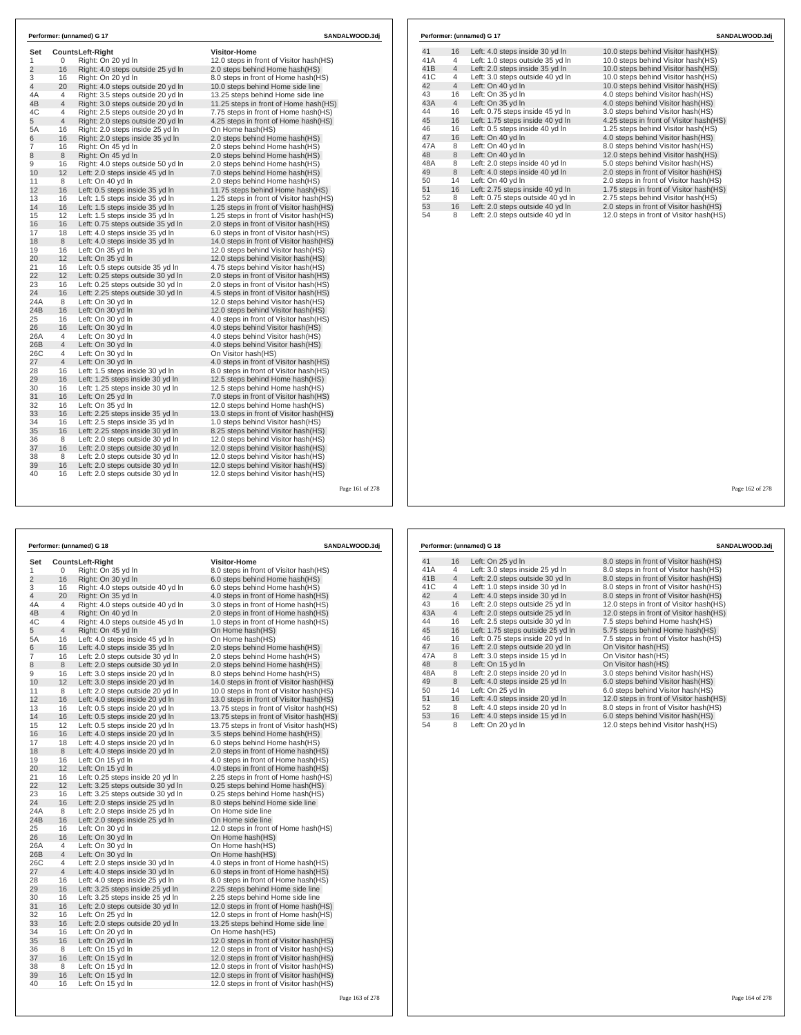## Performer: (unnamed) G 17 — SANDALWOOD.3dj

| Set | Counts | Left-Right | Visitor-Home |
|---|---|---|---|
| 1 | 0 | Right: On 20 yd ln | 12.0 steps in front of Visitor hash(HS) |
| 2 | 16 | Right: 4.0 steps outside 25 yd ln | 2.0 steps behind Home hash(HS) |
| 3 | 16 | Right: On 20 yd ln | 8.0 steps in front of Home hash(HS) |
| 4 | 20 | Right: 4.0 steps outside 20 yd ln | 10.0 steps behind Home side line |
| 4A | 4 | Right: 3.5 steps outside 20 yd ln | 13.25 steps behind Home side line |
| 4B | 4 | Right: 3.0 steps outside 20 yd ln | 11.25 steps in front of Home hash(HS) |
| 4C | 4 | Right: 2.5 steps outside 20 yd ln | 7.75 steps in front of Home hash(HS) |
| 5 | 4 | Right: 2.0 steps outside 20 yd ln | 4.25 steps in front of Home hash(HS) |
| 5A | 16 | Right: 2.0 steps inside 25 yd ln | On Home hash(HS) |
| 6 | 16 | Right: 2.0 steps inside 35 yd ln | 2.0 steps behind Home hash(HS) |
| 7 | 16 | Right: On 45 yd ln | 2.0 steps behind Home hash(HS) |
| 8 | 8 | Right: On 45 yd ln | 2.0 steps behind Home hash(HS) |
| 9 | 16 | Right: 4.0 steps outside 50 yd ln | 2.0 steps behind Home hash(HS) |
| 10 | 12 | Left: 2.0 steps inside 45 yd ln | 7.0 steps behind Home hash(HS) |
| 11 | 8 | Left: On 40 yd ln | 2.0 steps behind Home hash(HS) |
| 12 | 16 | Left: 0.5 steps inside 35 yd ln | 11.75 steps behind Home hash(HS) |
| 13 | 16 | Left: 1.5 steps inside 35 yd ln | 1.25 steps in front of Visitor hash(HS) |
| 14 | 16 | Left: 1.5 steps inside 35 yd ln | 1.25 steps in front of Visitor hash(HS) |
| 15 | 12 | Left: 1.5 steps inside 35 yd ln | 1.25 steps in front of Visitor hash(HS) |
| 16 | 16 | Left: 0.75 steps outside 35 yd ln | 2.0 steps in front of Visitor hash(HS) |
| 17 | 18 | Left: 4.0 steps inside 35 yd ln | 6.0 steps in front of Visitor hash(HS) |
| 18 | 8 | Left: 4.0 steps inside 35 yd ln | 14.0 steps in front of Visitor hash(HS) |
| 19 | 16 | Left: On 35 yd ln | 12.0 steps behind Visitor hash(HS) |
| 20 | 12 | Left: On 35 yd ln | 12.0 steps behind Visitor hash(HS) |
| 21 | 16 | Left: 0.5 steps outside 35 yd ln | 4.75 steps behind Visitor hash(HS) |
| 22 | 12 | Left: 0.25 steps outside 30 yd ln | 2.0 steps in front of Visitor hash(HS) |
| 23 | 16 | Left: 0.25 steps outside 30 yd ln | 2.0 steps in front of Visitor hash(HS) |
| 24 | 16 | Left: 2.25 steps outside 30 yd ln | 4.5 steps in front of Visitor hash(HS) |
| 24A | 8 | Left: On 30 yd ln | 12.0 steps behind Visitor hash(HS) |
| 24B | 16 | Left: On 30 yd ln | 12.0 steps behind Visitor hash(HS) |
| 25 | 16 | Left: On 30 yd ln | 4.0 steps in front of Visitor hash(HS) |
| 26 | 16 | Left: On 30 yd ln | 4.0 steps behind Visitor hash(HS) |
| 26A | 4 | Left: On 30 yd ln | 4.0 steps behind Visitor hash(HS) |
| 26B | 4 | Left: On 30 yd ln | 4.0 steps behind Visitor hash(HS) |
| 26C | 4 | Left: On 30 yd ln | On Visitor hash(HS) |
| 27 | 4 | Left: On 30 yd ln | 4.0 steps in front of Visitor hash(HS) |
| 28 | 16 | Left: 1.5 steps inside 30 yd ln | 8.0 steps in front of Visitor hash(HS) |
| 29 | 16 | Left: 1.25 steps inside 30 yd ln | 12.5 steps behind Home hash(HS) |
| 30 | 16 | Left: 1.25 steps inside 30 yd ln | 12.5 steps behind Home hash(HS) |
| 31 | 16 | Left: On 25 yd ln | 7.0 steps in front of Visitor hash(HS) |
| 32 | 16 | Left: On 35 yd ln | 12.0 steps behind Home hash(HS) |
| 33 | 16 | Left: 2.25 steps inside 35 yd ln | 13.0 steps in front of Visitor hash(HS) |
| 34 | 16 | Left: 2.5 steps inside 35 yd ln | 1.0 steps behind Visitor hash(HS) |
| 35 | 16 | Left: 2.25 steps inside 30 yd ln | 8.25 steps behind Visitor hash(HS) |
| 36 | 8 | Left: 2.0 steps outside 30 yd ln | 12.0 steps behind Visitor hash(HS) |
| 37 | 16 | Left: 2.0 steps outside 30 yd ln | 12.0 steps behind Visitor hash(HS) |
| 38 | 8 | Left: 2.0 steps outside 30 yd ln | 12.0 steps behind Visitor hash(HS) |
| 39 | 16 | Left: 2.0 steps outside 30 yd ln | 12.0 steps behind Visitor hash(HS) |
| 40 | 16 | Left: 2.0 steps outside 30 yd ln | 12.0 steps behind Visitor hash(HS) |
| 41 | 16 | Left: 4.0 steps inside 30 yd ln | 10.0 steps behind Visitor hash(HS) |
| 41A | 4 | Left: 1.0 steps outside 35 yd ln | 10.0 steps behind Visitor hash(HS) |
| 41B | 4 | Left: 2.0 steps inside 35 yd ln | 10.0 steps behind Visitor hash(HS) |
| 41C | 4 | Left: 3.0 steps outside 40 yd ln | 10.0 steps behind Visitor hash(HS) |
| 42 | 4 | Left: On 40 yd ln | 10.0 steps behind Visitor hash(HS) |
| 43 | 16 | Left: On 35 yd ln | 4.0 steps behind Visitor hash(HS) |
| 43A | 4 | Left: On 35 yd ln | 4.0 steps behind Visitor hash(HS) |
| 44 | 16 | Left: 0.75 steps inside 45 yd ln | 3.0 steps behind Visitor hash(HS) |
| 45 | 16 | Left: 1.75 steps inside 40 yd ln | 4.25 steps in front of Visitor hash(HS) |
| 46 | 16 | Left: 0.5 steps inside 40 yd ln | 1.25 steps behind Visitor hash(HS) |
| 47 | 16 | Left: On 40 yd ln | 4.0 steps behind Visitor hash(HS) |
| 47A | 8 | Left: On 40 yd ln | 8.0 steps behind Visitor hash(HS) |
| 48 | 8 | Left: On 40 yd ln | 12.0 steps behind Visitor hash(HS) |
| 48A | 8 | Left: 2.0 steps inside 40 yd ln | 5.0 steps behind Visitor hash(HS) |
| 49 | 8 | Left: 4.0 steps inside 40 yd ln | 2.0 steps in front of Visitor hash(HS) |
| 50 | 14 | Left: On 40 yd ln | 2.0 steps in front of Visitor hash(HS) |
| 51 | 16 | Left: 2.75 steps inside 40 yd ln | 1.75 steps in front of Visitor hash(HS) |
| 52 | 8 | Left: 0.75 steps outside 40 yd ln | 2.75 steps behind Visitor hash(HS) |
| 53 | 16 | Left: 2.0 steps outside 40 yd ln | 2.0 steps in front of Visitor hash(HS) |
| 54 | 8 | Left: 2.0 steps outside 40 yd ln | 12.0 steps in front of Visitor hash(HS) |

## Performer: (unnamed) G 18 — SANDALWOOD.3dj

| Set | Counts | Left-Right | Visitor-Home |
|---|---|---|---|
| 1 | 0 | Right: On 35 yd ln | 8.0 steps in front of Visitor hash(HS) |
| 2 | 16 | Right: On 30 yd ln | 6.0 steps behind Home hash(HS) |
| 3 | 16 | Right: 4.0 steps outside 40 yd ln | 6.0 steps behind Home hash(HS) |
| 4 | 20 | Right: On 35 yd ln | 4.0 steps in front of Home hash(HS) |
| 4A | 4 | Right: 4.0 steps outside 40 yd ln | 3.0 steps in front of Home hash(HS) |
| 4B | 4 | Right: On 40 yd ln | 2.0 steps in front of Home hash(HS) |
| 4C | 4 | Right: 4.0 steps outside 45 yd ln | 1.0 steps in front of Home hash(HS) |
| 5 | 4 | Right: On 45 yd ln | On Home hash(HS) |
| 5A | 16 | Left: 4.0 steps inside 45 yd ln | On Home hash(HS) |
| 6 | 16 | Left: 4.0 steps inside 35 yd ln | 2.0 steps behind Home hash(HS) |
| 7 | 16 | Left: 2.0 steps outside 30 yd ln | 2.0 steps behind Home hash(HS) |
| 8 | 8 | Left: 2.0 steps outside 30 yd ln | 2.0 steps behind Home hash(HS) |
| 9 | 16 | Left: 3.0 steps inside 20 yd ln | 8.0 steps behind Home hash(HS) |
| 10 | 12 | Left: 3.0 steps inside 20 yd ln | 14.0 steps in front of Visitor hash(HS) |
| 11 | 8 | Left: 2.0 steps outside 20 yd ln | 10.0 steps in front of Visitor hash(HS) |
| 12 | 16 | Left: 4.0 steps inside 20 yd ln | 13.0 steps in front of Visitor hash(HS) |
| 13 | 16 | Left: 0.5 steps inside 20 yd ln | 13.75 steps in front of Visitor hash(HS) |
| 14 | 16 | Left: 0.5 steps inside 20 yd ln | 13.75 steps in front of Visitor hash(HS) |
| 15 | 12 | Left: 0.5 steps inside 20 yd ln | 13.75 steps in front of Visitor hash(HS) |
| 16 | 16 | Left: 4.0 steps inside 20 yd ln | 3.5 steps behind Home hash(HS) |
| 17 | 18 | Left: 4.0 steps inside 20 yd ln | 6.0 steps behind Home hash(HS) |
| 18 | 8 | Left: 4.0 steps inside 20 yd ln | 2.0 steps in front of Home hash(HS) |
| 19 | 16 | Left: On 15 yd ln | 4.0 steps in front of Home hash(HS) |
| 20 | 12 | Left: On 15 yd ln | 4.0 steps in front of Home hash(HS) |
| 21 | 16 | Left: 0.25 steps inside 20 yd ln | 2.25 steps in front of Home hash(HS) |
| 22 | 12 | Left: 3.25 steps outside 30 yd ln | 0.25 steps behind Home hash(HS) |
| 23 | 16 | Left: 3.25 steps outside 30 yd ln | 0.25 steps behind Home hash(HS) |
| 24 | 16 | Left: 2.0 steps inside 25 yd ln | 8.0 steps behind Home side line |
| 24A | 8 | Left: 2.0 steps inside 25 yd ln | On Home side line |
| 24B | 16 | Left: 2.0 steps inside 25 yd ln | On Home side line |
| 25 | 16 | Left: On 30 yd ln | 12.0 steps in front of Home hash(HS) |
| 26 | 16 | Left: On 30 yd ln | On Home hash(HS) |
| 26A | 4 | Left: On 30 yd ln | On Home hash(HS) |
| 26B | 4 | Left: On 30 yd ln | On Home hash(HS) |
| 26C | 4 | Left: 2.0 steps inside 30 yd ln | 4.0 steps in front of Home hash(HS) |
| 27 | 4 | Left: 4.0 steps inside 30 yd ln | 6.0 steps in front of Home hash(HS) |
| 28 | 16 | Left: 4.0 steps inside 25 yd ln | 8.0 steps in front of Home hash(HS) |
| 29 | 16 | Left: 3.25 steps inside 25 yd ln | 2.25 steps behind Home side line |
| 30 | 16 | Left: 3.25 steps inside 25 yd ln | 2.25 steps behind Home side line |
| 31 | 16 | Left: 2.0 steps outside 30 yd ln | 12.0 steps in front of Home hash(HS) |
| 32 | 16 | Left: On 25 yd ln | 12.0 steps in front of Home hash(HS) |
| 33 | 16 | Left: 2.0 steps outside 20 yd ln | 13.25 steps behind Home side line |
| 34 | 16 | Left: On 20 yd ln | On Home hash(HS) |
| 35 | 16 | Left: On 20 yd ln | 12.0 steps in front of Visitor hash(HS) |
| 36 | 8 | Left: On 15 yd ln | 12.0 steps in front of Visitor hash(HS) |
| 37 | 16 | Left: On 15 yd ln | 12.0 steps in front of Visitor hash(HS) |
| 38 | 8 | Left: On 15 yd ln | 12.0 steps in front of Visitor hash(HS) |
| 39 | 16 | Left: On 15 yd ln | 12.0 steps in front of Visitor hash(HS) |
| 40 | 16 | Left: On 15 yd ln | 12.0 steps in front of Visitor hash(HS) |
| 41 | 16 | Left: On 25 yd ln | 8.0 steps in front of Visitor hash(HS) |
| 41A | 4 | Left: 3.0 steps inside 25 yd ln | 8.0 steps in front of Visitor hash(HS) |
| 41B | 4 | Left: 2.0 steps outside 30 yd ln | 8.0 steps in front of Visitor hash(HS) |
| 41C | 4 | Left: 1.0 steps inside 30 yd ln | 8.0 steps in front of Visitor hash(HS) |
| 42 | 4 | Left: 4.0 steps inside 30 yd ln | 8.0 steps in front of Visitor hash(HS) |
| 43 | 16 | Left: 2.0 steps outside 25 yd ln | 12.0 steps in front of Visitor hash(HS) |
| 43A | 4 | Left: 2.0 steps outside 25 yd ln | 12.0 steps in front of Visitor hash(HS) |
| 44 | 16 | Left: 2.5 steps outside 30 yd ln | 7.5 steps behind Home hash(HS) |
| 45 | 16 | Left: 1.75 steps outside 25 yd ln | 5.75 steps behind Home hash(HS) |
| 46 | 16 | Left: 0.75 steps inside 20 yd ln | 7.5 steps in front of Visitor hash(HS) |
| 47 | 16 | Left: 2.0 steps outside 20 yd ln | On Visitor hash(HS) |
| 47A | 8 | Left: 3.0 steps inside 15 yd ln | On Visitor hash(HS) |
| 48 | 8 | Left: On 15 yd ln | On Visitor hash(HS) |
| 48A | 8 | Left: 2.0 steps inside 20 yd ln | 3.0 steps behind Visitor hash(HS) |
| 49 | 8 | Left: 4.0 steps inside 25 yd ln | 6.0 steps behind Visitor hash(HS) |
| 50 | 14 | Left: On 25 yd ln | 6.0 steps behind Visitor hash(HS) |
| 51 | 16 | Left: 4.0 steps inside 20 yd ln | 12.0 steps in front of Visitor hash(HS) |
| 52 | 8 | Left: 4.0 steps inside 20 yd ln | 8.0 steps in front of Visitor hash(HS) |
| 53 | 16 | Left: 4.0 steps inside 15 yd ln | 6.0 steps behind Visitor hash(HS) |
| 54 | 8 | Left: On 20 yd ln | 12.0 steps behind Visitor hash(HS) |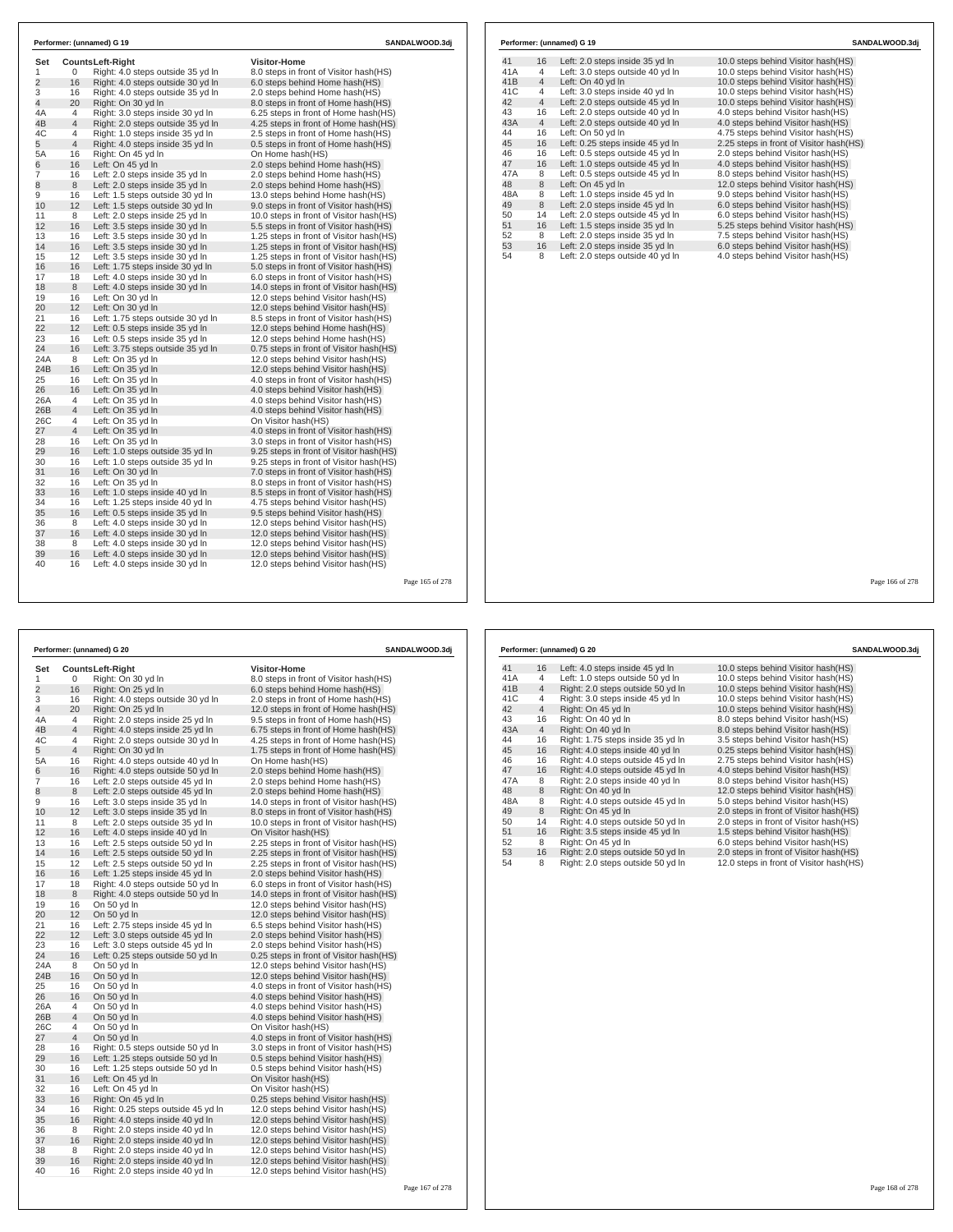## Performer: (unnamed) G 19

| Set | Counts | Left-Right | Visitor-Home |
|---|---|---|---|
| 1 | 0 | Right: 4.0 steps outside 35 yd ln | 8.0 steps in front of Visitor hash(HS) |
| 2 | 16 | Right: 4.0 steps outside 30 yd ln | 6.0 steps behind Home hash(HS) |
| 3 | 16 | Right: 4.0 steps outside 35 yd ln | 2.0 steps behind Home hash(HS) |
| 4 | 20 | Right: On 30 yd ln | 8.0 steps in front of Home hash(HS) |
| 4A | 4 | Right: 3.0 steps inside 30 yd ln | 6.25 steps in front of Home hash(HS) |
| 4B | 4 | Right: 2.0 steps outside 35 yd ln | 4.25 steps in front of Home hash(HS) |
| 4C | 4 | Right: 1.0 steps inside 35 yd ln | 2.5 steps in front of Home hash(HS) |
| 5 | 4 | Right: 4.0 steps inside 35 yd ln | 0.5 steps in front of Home hash(HS) |
| 5A | 16 | Right: On 45 yd ln | On Home hash(HS) |
| 6 | 16 | Left: On 45 yd ln | 2.0 steps behind Home hash(HS) |
| 7 | 16 | Left: 2.0 steps inside 35 yd ln | 2.0 steps behind Home hash(HS) |
| 8 | 8 | Left: 2.0 steps inside 35 yd ln | 2.0 steps behind Home hash(HS) |
| 9 | 16 | Left: 1.5 steps outside 30 yd ln | 13.0 steps behind Home hash(HS) |
| 10 | 12 | Left: 1.5 steps outside 30 yd ln | 9.0 steps in front of Visitor hash(HS) |
| 11 | 8 | Left: 2.0 steps inside 25 yd ln | 10.0 steps in front of Visitor hash(HS) |
| 12 | 16 | Left: 3.5 steps inside 30 yd ln | 5.5 steps in front of Visitor hash(HS) |
| 13 | 16 | Left: 3.5 steps inside 30 yd ln | 1.25 steps in front of Visitor hash(HS) |
| 14 | 16 | Left: 3.5 steps inside 30 yd ln | 1.25 steps in front of Visitor hash(HS) |
| 15 | 12 | Left: 3.5 steps inside 30 yd ln | 1.25 steps in front of Visitor hash(HS) |
| 16 | 16 | Left: 1.75 steps inside 30 yd ln | 5.0 steps in front of Visitor hash(HS) |
| 17 | 18 | Left: 4.0 steps inside 30 yd ln | 6.0 steps in front of Visitor hash(HS) |
| 18 | 8 | Left: 4.0 steps inside 30 yd ln | 14.0 steps in front of Visitor hash(HS) |
| 19 | 16 | Left: On 30 yd ln | 12.0 steps behind Visitor hash(HS) |
| 20 | 12 | Left: On 30 yd ln | 12.0 steps behind Visitor hash(HS) |
| 21 | 16 | Left: 1.75 steps outside 30 yd ln | 8.5 steps in front of Visitor hash(HS) |
| 22 | 12 | Left: 0.5 steps inside 35 yd ln | 12.0 steps behind Home hash(HS) |
| 23 | 16 | Left: 0.5 steps inside 35 yd ln | 12.0 steps behind Home hash(HS) |
| 24 | 16 | Left: 3.75 steps outside 35 yd ln | 0.75 steps in front of Visitor hash(HS) |
| 24A | 8 | Left: On 35 yd ln | 12.0 steps behind Visitor hash(HS) |
| 24B | 16 | Left: On 35 yd ln | 12.0 steps behind Visitor hash(HS) |
| 25 | 16 | Left: On 35 yd ln | 4.0 steps in front of Visitor hash(HS) |
| 26 | 16 | Left: On 35 yd ln | 4.0 steps behind Visitor hash(HS) |
| 26A | 4 | Left: On 35 yd ln | 4.0 steps behind Visitor hash(HS) |
| 26B | 4 | Left: On 35 yd ln | 4.0 steps behind Visitor hash(HS) |
| 26C | 4 | Left: On 35 yd ln | On Visitor hash(HS) |
| 27 | 4 | Left: On 35 yd ln | 4.0 steps in front of Visitor hash(HS) |
| 28 | 16 | Left: On 35 yd ln | 3.0 steps in front of Visitor hash(HS) |
| 29 | 16 | Left: 1.0 steps outside 35 yd ln | 9.25 steps in front of Visitor hash(HS) |
| 30 | 16 | Left: 1.0 steps outside 35 yd ln | 9.25 steps in front of Visitor hash(HS) |
| 31 | 16 | Left: On 30 yd ln | 7.0 steps in front of Visitor hash(HS) |
| 32 | 16 | Left: On 35 yd ln | 8.0 steps in front of Visitor hash(HS) |
| 33 | 16 | Left: 1.0 steps inside 40 yd ln | 8.5 steps in front of Visitor hash(HS) |
| 34 | 16 | Left: 1.25 steps inside 40 yd ln | 4.75 steps behind Visitor hash(HS) |
| 35 | 16 | Left: 0.5 steps inside 35 yd ln | 9.5 steps behind Visitor hash(HS) |
| 36 | 8 | Left: 4.0 steps inside 30 yd ln | 12.0 steps behind Visitor hash(HS) |
| 37 | 16 | Left: 4.0 steps inside 30 yd ln | 12.0 steps behind Visitor hash(HS) |
| 38 | 8 | Left: 4.0 steps inside 30 yd ln | 12.0 steps behind Visitor hash(HS) |
| 39 | 16 | Left: 4.0 steps inside 30 yd ln | 12.0 steps behind Visitor hash(HS) |
| 40 | 16 | Left: 4.0 steps inside 30 yd ln | 12.0 steps behind Visitor hash(HS) |
| 41 | 16 | Left: 2.0 steps inside 35 yd ln | 10.0 steps behind Visitor hash(HS) |
| 41A | 4 | Left: 3.0 steps outside 40 yd ln | 10.0 steps behind Visitor hash(HS) |
| 41B | 4 | Left: On 40 yd ln | 10.0 steps behind Visitor hash(HS) |
| 41C | 4 | Left: 3.0 steps inside 40 yd ln | 10.0 steps behind Visitor hash(HS) |
| 42 | 4 | Left: 2.0 steps outside 45 yd ln | 10.0 steps behind Visitor hash(HS) |
| 43 | 16 | Left: 2.0 steps outside 40 yd ln | 4.0 steps behind Visitor hash(HS) |
| 43A | 4 | Left: 2.0 steps outside 40 yd ln | 4.0 steps behind Visitor hash(HS) |
| 44 | 16 | Left: On 50 yd ln | 4.75 steps behind Visitor hash(HS) |
| 45 | 16 | Left: 0.25 steps inside 45 yd ln | 2.25 steps in front of Visitor hash(HS) |
| 46 | 16 | Left: 0.5 steps inside 45 yd ln | 2.0 steps behind Visitor hash(HS) |
| 47 | 16 | Left: 1.0 steps outside 45 yd ln | 4.0 steps behind Visitor hash(HS) |
| 47A | 8 | Left: 0.5 steps outside 45 yd ln | 8.0 steps behind Visitor hash(HS) |
| 48 | 8 | Left: On 45 yd ln | 12.0 steps behind Visitor hash(HS) |
| 48A | 8 | Left: 1.0 steps inside 45 yd ln | 9.0 steps behind Visitor hash(HS) |
| 49 | 8 | Left: 2.0 steps inside 45 yd ln | 6.0 steps behind Visitor hash(HS) |
| 50 | 14 | Left: 2.0 steps outside 45 yd ln | 6.0 steps behind Visitor hash(HS) |
| 51 | 16 | Left: 1.5 steps inside 35 yd ln | 5.25 steps behind Visitor hash(HS) |
| 52 | 8 | Left: 2.0 steps inside 35 yd ln | 7.5 steps behind Visitor hash(HS) |
| 53 | 16 | Left: 2.0 steps inside 35 yd ln | 6.0 steps behind Visitor hash(HS) |
| 54 | 8 | Left: 2.0 steps outside 40 yd ln | 4.0 steps behind Visitor hash(HS) |

## Performer: (unnamed) G 20

| Set | Counts | Left-Right | Visitor-Home |
|---|---|---|---|
| 1 | 0 | Right: On 30 yd ln | 8.0 steps in front of Visitor hash(HS) |
| 2 | 16 | Right: On 25 yd ln | 6.0 steps behind Home hash(HS) |
| 3 | 16 | Right: 4.0 steps outside 30 yd ln | 2.0 steps in front of Home hash(HS) |
| 4 | 20 | Right: On 25 yd ln | 12.0 steps in front of Home hash(HS) |
| 4A | 4 | Right: 2.0 steps inside 25 yd ln | 9.5 steps in front of Home hash(HS) |
| 4B | 4 | Right: 4.0 steps inside 25 yd ln | 6.75 steps in front of Home hash(HS) |
| 4C | 4 | Right: 2.0 steps outside 30 yd ln | 4.25 steps in front of Home hash(HS) |
| 5 | 4 | Right: On 30 yd ln | 1.75 steps in front of Home hash(HS) |
| 5A | 16 | Right: 4.0 steps outside 40 yd ln | On Home hash(HS) |
| 6 | 16 | Right: 4.0 steps outside 50 yd ln | 2.0 steps behind Home hash(HS) |
| 7 | 16 | Left: 2.0 steps outside 45 yd ln | 2.0 steps behind Home hash(HS) |
| 8 | 8 | Left: 2.0 steps outside 45 yd ln | 2.0 steps behind Home hash(HS) |
| 9 | 16 | Left: 3.0 steps inside 35 yd ln | 14.0 steps in front of Visitor hash(HS) |
| 10 | 12 | Left: 3.0 steps inside 35 yd ln | 8.0 steps in front of Visitor hash(HS) |
| 11 | 8 | Left: 2.0 steps outside 35 yd ln | 10.0 steps in front of Visitor hash(HS) |
| 12 | 16 | Left: 4.0 steps inside 40 yd ln | On Visitor hash(HS) |
| 13 | 16 | Left: 2.5 steps outside 50 yd ln | 2.25 steps in front of Visitor hash(HS) |
| 14 | 16 | Left: 2.5 steps outside 50 yd ln | 2.25 steps in front of Visitor hash(HS) |
| 15 | 12 | Left: 2.5 steps outside 50 yd ln | 2.25 steps in front of Visitor hash(HS) |
| 16 | 16 | Left: 1.25 steps inside 45 yd ln | 2.0 steps behind Visitor hash(HS) |
| 17 | 18 | Right: 4.0 steps outside 50 yd ln | 6.0 steps in front of Visitor hash(HS) |
| 18 | 8 | Right: 4.0 steps outside 50 yd ln | 14.0 steps in front of Visitor hash(HS) |
| 19 | 16 | On 50 yd ln | 12.0 steps behind Visitor hash(HS) |
| 20 | 12 | On 50 yd ln | 12.0 steps behind Visitor hash(HS) |
| 21 | 16 | Left: 2.75 steps inside 45 yd ln | 6.5 steps behind Visitor hash(HS) |
| 22 | 12 | Left: 3.0 steps outside 45 yd ln | 2.0 steps behind Visitor hash(HS) |
| 23 | 16 | Left: 3.0 steps outside 45 yd ln | 2.0 steps behind Visitor hash(HS) |
| 24 | 16 | Left: 0.25 steps outside 50 yd ln | 0.25 steps in front of Visitor hash(HS) |
| 24A | 8 | On 50 yd ln | 12.0 steps behind Visitor hash(HS) |
| 24B | 16 | On 50 yd ln | 12.0 steps behind Visitor hash(HS) |
| 25 | 16 | On 50 yd ln | 4.0 steps in front of Visitor hash(HS) |
| 26 | 16 | On 50 yd ln | 4.0 steps behind Visitor hash(HS) |
| 26A | 4 | On 50 yd ln | 4.0 steps behind Visitor hash(HS) |
| 26B | 4 | On 50 yd ln | 4.0 steps behind Visitor hash(HS) |
| 26C | 4 | On 50 yd ln | On Visitor hash(HS) |
| 27 | 4 | On 50 yd ln | 4.0 steps in front of Visitor hash(HS) |
| 28 | 16 | Right: 0.5 steps outside 50 yd ln | 3.0 steps in front of Visitor hash(HS) |
| 29 | 16 | Left: 1.25 steps outside 50 yd ln | 0.5 steps behind Visitor hash(HS) |
| 30 | 16 | Left: 1.25 steps outside 50 yd ln | 0.5 steps behind Visitor hash(HS) |
| 31 | 16 | Left: On 45 yd ln | On Visitor hash(HS) |
| 32 | 16 | Left: On 45 yd ln | On Visitor hash(HS) |
| 33 | 16 | Right: On 45 yd ln | 0.25 steps behind Visitor hash(HS) |
| 34 | 16 | Right: 0.25 steps outside 45 yd ln | 12.0 steps behind Visitor hash(HS) |
| 35 | 16 | Right: 4.0 steps inside 40 yd ln | 12.0 steps behind Visitor hash(HS) |
| 36 | 8 | Right: 2.0 steps inside 40 yd ln | 12.0 steps behind Visitor hash(HS) |
| 37 | 16 | Right: 2.0 steps inside 40 yd ln | 12.0 steps behind Visitor hash(HS) |
| 38 | 8 | Right: 2.0 steps inside 40 yd ln | 12.0 steps behind Visitor hash(HS) |
| 39 | 16 | Right: 2.0 steps inside 40 yd ln | 12.0 steps behind Visitor hash(HS) |
| 40 | 16 | Right: 2.0 steps inside 40 yd ln | 12.0 steps behind Visitor hash(HS) |
| 41 | 16 | Left: 4.0 steps inside 45 yd ln | 10.0 steps behind Visitor hash(HS) |
| 41A | 4 | Left: 1.0 steps outside 50 yd ln | 10.0 steps behind Visitor hash(HS) |
| 41B | 4 | Right: 2.0 steps outside 50 yd ln | 10.0 steps behind Visitor hash(HS) |
| 41C | 4 | Right: 3.0 steps inside 45 yd ln | 10.0 steps behind Visitor hash(HS) |
| 42 | 4 | Right: On 45 yd ln | 10.0 steps behind Visitor hash(HS) |
| 43 | 16 | Right: On 40 yd ln | 8.0 steps behind Visitor hash(HS) |
| 43A | 4 | Right: On 40 yd ln | 8.0 steps behind Visitor hash(HS) |
| 44 | 16 | Right: 1.75 steps inside 35 yd ln | 3.5 steps behind Visitor hash(HS) |
| 45 | 16 | Right: 4.0 steps inside 40 yd ln | 0.25 steps behind Visitor hash(HS) |
| 46 | 16 | Right: 4.0 steps outside 45 yd ln | 2.75 steps behind Visitor hash(HS) |
| 47 | 16 | Right: 4.0 steps outside 45 yd ln | 4.0 steps behind Visitor hash(HS) |
| 47A | 8 | Right: 2.0 steps inside 40 yd ln | 8.0 steps behind Visitor hash(HS) |
| 48 | 8 | Right: On 40 yd ln | 12.0 steps behind Visitor hash(HS) |
| 48A | 8 | Right: 4.0 steps outside 45 yd ln | 5.0 steps behind Visitor hash(HS) |
| 49 | 8 | Right: On 45 yd ln | 2.0 steps in front of Visitor hash(HS) |
| 50 | 14 | Right: 4.0 steps outside 50 yd ln | 2.0 steps in front of Visitor hash(HS) |
| 51 | 16 | Right: 3.5 steps inside 45 yd ln | 1.5 steps behind Visitor hash(HS) |
| 52 | 8 | Right: On 45 yd ln | 6.0 steps behind Visitor hash(HS) |
| 53 | 16 | Right: 2.0 steps outside 50 yd ln | 2.0 steps in front of Visitor hash(HS) |
| 54 | 8 | Right: 2.0 steps outside 50 yd ln | 12.0 steps in front of Visitor hash(HS) |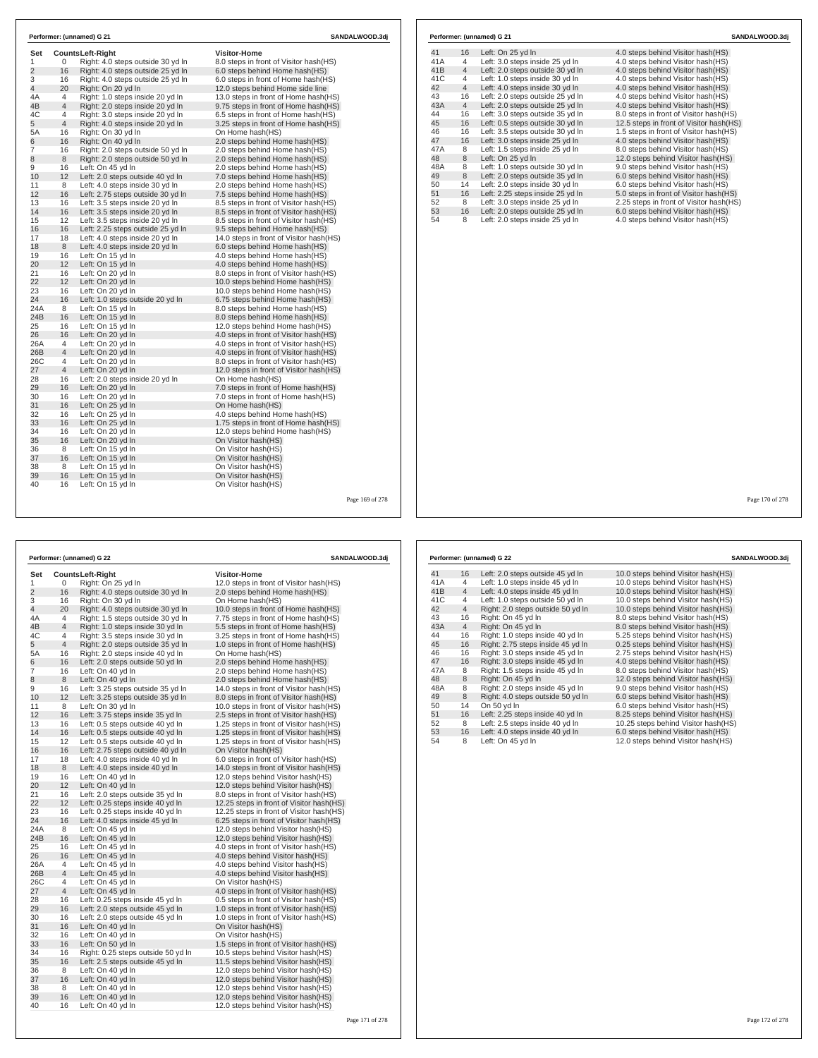## Performer: (unnamed) G 21 — SANDALWOOD.3dj

| Set | Counts | Left-Right | Visitor-Home |
|---|---|---|---|
| 1 | 0 | Right: 4.0 steps outside 30 yd ln | 8.0 steps in front of Visitor hash(HS) |
| 2 | 16 | Right: 4.0 steps outside 25 yd ln | 6.0 steps behind Home hash(HS) |
| 3 | 16 | Right: 4.0 steps outside 25 yd ln | 6.0 steps in front of Home hash(HS) |
| 4 | 20 | Right: On 20 yd ln | 12.0 steps behind Home side line |
| 4A | 4 | Right: 1.0 steps inside 20 yd ln | 13.0 steps in front of Home hash(HS) |
| 4B | 4 | Right: 2.0 steps inside 20 yd ln | 9.75 steps in front of Home hash(HS) |
| 4C | 4 | Right: 3.0 steps inside 20 yd ln | 6.5 steps in front of Home hash(HS) |
| 5 | 4 | Right: 4.0 steps inside 20 yd ln | 3.25 steps in front of Home hash(HS) |
| 5A | 16 | Right: On 30 yd ln | On Home hash(HS) |
| 6 | 16 | Right: On 40 yd ln | 2.0 steps behind Home hash(HS) |
| 7 | 16 | Right: 2.0 steps outside 50 yd ln | 2.0 steps behind Home hash(HS) |
| 8 | 8 | Right: 2.0 steps outside 50 yd ln | 2.0 steps behind Home hash(HS) |
| 9 | 16 | Left: On 45 yd ln | 2.0 steps behind Home hash(HS) |
| 10 | 12 | Left: 2.0 steps outside 40 yd ln | 7.0 steps behind Home hash(HS) |
| 11 | 8 | Left: 4.0 steps inside 30 yd ln | 2.0 steps behind Home hash(HS) |
| 12 | 16 | Left: 2.75 steps outside 30 yd ln | 7.5 steps behind Home hash(HS) |
| 13 | 16 | Left: 3.5 steps inside 20 yd ln | 8.5 steps in front of Visitor hash(HS) |
| 14 | 16 | Left: 3.5 steps inside 20 yd ln | 8.5 steps in front of Visitor hash(HS) |
| 15 | 12 | Left: 3.5 steps inside 20 yd ln | 8.5 steps in front of Visitor hash(HS) |
| 16 | 16 | Left: 2.25 steps outside 25 yd ln | 9.5 steps behind Home hash(HS) |
| 17 | 18 | Left: 4.0 steps inside 20 yd ln | 14.0 steps in front of Visitor hash(HS) |
| 18 | 8 | Left: 4.0 steps inside 20 yd ln | 6.0 steps behind Home hash(HS) |
| 19 | 16 | Left: On 15 yd ln | 4.0 steps behind Home hash(HS) |
| 20 | 12 | Left: On 15 yd ln | 4.0 steps behind Home hash(HS) |
| 21 | 16 | Left: On 20 yd ln | 8.0 steps in front of Visitor hash(HS) |
| 22 | 12 | Left: On 20 yd ln | 10.0 steps behind Home hash(HS) |
| 23 | 16 | Left: On 20 yd ln | 10.0 steps behind Home hash(HS) |
| 24 | 16 | Left: 1.0 steps outside 20 yd ln | 6.75 steps behind Home hash(HS) |
| 24A | 8 | Left: On 15 yd ln | 8.0 steps behind Home hash(HS) |
| 24B | 16 | Left: On 15 yd ln | 8.0 steps behind Home hash(HS) |
| 25 | 16 | Left: On 15 yd ln | 12.0 steps behind Home hash(HS) |
| 26 | 16 | Left: On 20 yd ln | 4.0 steps in front of Visitor hash(HS) |
| 26A | 4 | Left: On 20 yd ln | 4.0 steps in front of Visitor hash(HS) |
| 26B | 4 | Left: On 20 yd ln | 4.0 steps in front of Visitor hash(HS) |
| 26C | 4 | Left: On 20 yd ln | 8.0 steps in front of Visitor hash(HS) |
| 27 | 4 | Left: On 20 yd ln | 12.0 steps in front of Visitor hash(HS) |
| 28 | 16 | Left: 2.0 steps inside 20 yd ln | On Home hash(HS) |
| 29 | 16 | Left: On 20 yd ln | 7.0 steps in front of Home hash(HS) |
| 30 | 16 | Left: On 20 yd ln | 7.0 steps in front of Home hash(HS) |
| 31 | 16 | Left: On 25 yd ln | On Home hash(HS) |
| 32 | 16 | Left: On 25 yd ln | 4.0 steps behind Home hash(HS) |
| 33 | 16 | Left: On 25 yd ln | 1.75 steps in front of Home hash(HS) |
| 34 | 16 | Left: On 20 yd ln | 12.0 steps behind Home hash(HS) |
| 35 | 16 | Left: On 20 yd ln | On Visitor hash(HS) |
| 36 | 8 | Left: On 15 yd ln | On Visitor hash(HS) |
| 37 | 16 | Left: On 15 yd ln | On Visitor hash(HS) |
| 38 | 8 | Left: On 15 yd ln | On Visitor hash(HS) |
| 39 | 16 | Left: On 15 yd ln | On Visitor hash(HS) |
| 40 | 16 | Left: On 15 yd ln | On Visitor hash(HS) |
| 41 | 16 | Left: On 25 yd ln | 4.0 steps behind Visitor hash(HS) |
| 41A | 4 | Left: 3.0 steps inside 25 yd ln | 4.0 steps behind Visitor hash(HS) |
| 41B | 4 | Left: 2.0 steps outside 30 yd ln | 4.0 steps behind Visitor hash(HS) |
| 41C | 4 | Left: 1.0 steps inside 30 yd ln | 4.0 steps behind Visitor hash(HS) |
| 42 | 4 | Left: 4.0 steps inside 30 yd ln | 4.0 steps behind Visitor hash(HS) |
| 43 | 16 | Left: 2.0 steps outside 25 yd ln | 4.0 steps behind Visitor hash(HS) |
| 43A | 4 | Left: 2.0 steps outside 25 yd ln | 4.0 steps behind Visitor hash(HS) |
| 44 | 16 | Left: 3.0 steps outside 35 yd ln | 8.0 steps in front of Visitor hash(HS) |
| 45 | 16 | Left: 0.5 steps outside 30 yd ln | 12.5 steps in front of Visitor hash(HS) |
| 46 | 16 | Left: 3.5 steps outside 30 yd ln | 1.5 steps in front of Visitor hash(HS) |
| 47 | 16 | Left: 3.0 steps inside 25 yd ln | 4.0 steps behind Visitor hash(HS) |
| 47A | 8 | Left: 1.5 steps inside 25 yd ln | 8.0 steps behind Visitor hash(HS) |
| 48 | 8 | Left: On 25 yd ln | 12.0 steps behind Visitor hash(HS) |
| 48A | 8 | Left: 1.0 steps outside 30 yd ln | 9.0 steps behind Visitor hash(HS) |
| 49 | 8 | Left: 2.0 steps outside 35 yd ln | 6.0 steps behind Visitor hash(HS) |
| 50 | 14 | Left: 2.0 steps inside 30 yd ln | 6.0 steps behind Visitor hash(HS) |
| 51 | 16 | Left: 2.25 steps inside 25 yd ln | 5.0 steps in front of Visitor hash(HS) |
| 52 | 8 | Left: 3.0 steps inside 25 yd ln | 2.25 steps in front of Visitor hash(HS) |
| 53 | 16 | Left: 2.0 steps outside 25 yd ln | 6.0 steps behind Visitor hash(HS) |
| 54 | 8 | Left: 2.0 steps inside 25 yd ln | 4.0 steps behind Visitor hash(HS) |

## Performer: (unnamed) G 22 — SANDALWOOD.3dj

| Set | Counts | Left-Right | Visitor-Home |
|---|---|---|---|
| 1 | 0 | Right: On 25 yd ln | 12.0 steps in front of Visitor hash(HS) |
| 2 | 16 | Right: 4.0 steps outside 30 yd ln | 2.0 steps behind Home hash(HS) |
| 3 | 16 | Right: On 30 yd ln | On Home hash(HS) |
| 4 | 20 | Right: 4.0 steps outside 30 yd ln | 10.0 steps in front of Home hash(HS) |
| 4A | 4 | Right: 1.5 steps outside 30 yd ln | 7.75 steps in front of Home hash(HS) |
| 4B | 4 | Right: 1.0 steps inside 30 yd ln | 5.5 steps in front of Home hash(HS) |
| 4C | 4 | Right: 3.5 steps inside 30 yd ln | 3.25 steps in front of Home hash(HS) |
| 5 | 4 | Right: 2.0 steps outside 35 yd ln | 1.0 steps in front of Home hash(HS) |
| 5A | 16 | Right: 2.0 steps inside 40 yd ln | On Home hash(HS) |
| 6 | 16 | Left: 2.0 steps outside 50 yd ln | 2.0 steps behind Home hash(HS) |
| 7 | 16 | Left: On 40 yd ln | 2.0 steps behind Home hash(HS) |
| 8 | 8 | Left: On 40 yd ln | 2.0 steps behind Home hash(HS) |
| 9 | 16 | Left: 3.25 steps outside 35 yd ln | 14.0 steps in front of Visitor hash(HS) |
| 10 | 12 | Left: 3.25 steps outside 35 yd ln | 8.0 steps in front of Visitor hash(HS) |
| 11 | 8 | Left: On 30 yd ln | 10.0 steps in front of Visitor hash(HS) |
| 12 | 16 | Left: 3.75 steps inside 35 yd ln | 2.5 steps in front of Visitor hash(HS) |
| 13 | 16 | Left: 0.5 steps outside 40 yd ln | 1.25 steps in front of Visitor hash(HS) |
| 14 | 16 | Left: 0.5 steps outside 40 yd ln | 1.25 steps in front of Visitor hash(HS) |
| 15 | 12 | Left: 0.5 steps outside 40 yd ln | 1.25 steps in front of Visitor hash(HS) |
| 16 | 16 | Left: 2.75 steps outside 40 yd ln | On Visitor hash(HS) |
| 17 | 18 | Left: 4.0 steps inside 40 yd ln | 6.0 steps in front of Visitor hash(HS) |
| 18 | 8 | Left: 4.0 steps inside 40 yd ln | 14.0 steps in front of Visitor hash(HS) |
| 19 | 16 | Left: On 40 yd ln | 12.0 steps behind Visitor hash(HS) |
| 20 | 12 | Left: On 40 yd ln | 12.0 steps behind Visitor hash(HS) |
| 21 | 16 | Left: 2.0 steps outside 35 yd ln | 8.0 steps in front of Visitor hash(HS) |
| 22 | 12 | Left: 0.25 steps inside 40 yd ln | 12.25 steps in front of Visitor hash(HS) |
| 23 | 16 | Left: 0.25 steps inside 40 yd ln | 12.25 steps in front of Visitor hash(HS) |
| 24 | 16 | Left: 4.0 steps inside 45 yd ln | 6.25 steps in front of Visitor hash(HS) |
| 24A | 8 | Left: On 45 yd ln | 12.0 steps behind Visitor hash(HS) |
| 24B | 16 | Left: On 45 yd ln | 12.0 steps behind Visitor hash(HS) |
| 25 | 16 | Left: On 45 yd ln | 4.0 steps in front of Visitor hash(HS) |
| 26 | 16 | Left: On 45 yd ln | 4.0 steps behind Visitor hash(HS) |
| 26A | 4 | Left: On 45 yd ln | 4.0 steps behind Visitor hash(HS) |
| 26B | 4 | Left: On 45 yd ln | 4.0 steps behind Visitor hash(HS) |
| 26C | 4 | Left: On 45 yd ln | On Visitor hash(HS) |
| 27 | 4 | Left: On 45 yd ln | 4.0 steps in front of Visitor hash(HS) |
| 28 | 16 | Left: 0.25 steps inside 45 yd ln | 0.5 steps in front of Visitor hash(HS) |
| 29 | 16 | Left: 2.0 steps outside 45 yd ln | 1.0 steps in front of Visitor hash(HS) |
| 30 | 16 | Left: 2.0 steps outside 45 yd ln | 1.0 steps in front of Visitor hash(HS) |
| 31 | 16 | Left: On 40 yd ln | On Visitor hash(HS) |
| 32 | 16 | Left: On 40 yd ln | On Visitor hash(HS) |
| 33 | 16 | Left: On 50 yd ln | 1.5 steps in front of Visitor hash(HS) |
| 34 | 16 | Right: 0.25 steps outside 50 yd ln | 10.5 steps behind Visitor hash(HS) |
| 35 | 16 | Left: 2.5 steps outside 45 yd ln | 11.5 steps behind Visitor hash(HS) |
| 36 | 8 | Left: On 40 yd ln | 12.0 steps behind Visitor hash(HS) |
| 37 | 16 | Left: On 40 yd ln | 12.0 steps behind Visitor hash(HS) |
| 38 | 8 | Left: On 40 yd ln | 12.0 steps behind Visitor hash(HS) |
| 39 | 16 | Left: On 40 yd ln | 12.0 steps behind Visitor hash(HS) |
| 40 | 16 | Left: On 40 yd ln | 12.0 steps behind Visitor hash(HS) |
| 41 | 16 | Left: 2.0 steps outside 45 yd ln | 10.0 steps behind Visitor hash(HS) |
| 41A | 4 | Left: 1.0 steps inside 45 yd ln | 10.0 steps behind Visitor hash(HS) |
| 41B | 4 | Left: 4.0 steps inside 45 yd ln | 10.0 steps behind Visitor hash(HS) |
| 41C | 4 | Left: 1.0 steps outside 50 yd ln | 10.0 steps behind Visitor hash(HS) |
| 42 | 4 | Right: 2.0 steps outside 50 yd ln | 10.0 steps behind Visitor hash(HS) |
| 43 | 16 | Right: On 45 yd ln | 8.0 steps behind Visitor hash(HS) |
| 43A | 4 | Right: On 45 yd ln | 8.0 steps behind Visitor hash(HS) |
| 44 | 16 | Right: 1.0 steps inside 40 yd ln | 5.25 steps behind Visitor hash(HS) |
| 45 | 16 | Right: 2.75 steps inside 45 yd ln | 0.25 steps behind Visitor hash(HS) |
| 46 | 16 | Right: 3.0 steps inside 45 yd ln | 2.75 steps behind Visitor hash(HS) |
| 47 | 16 | Right: 3.0 steps inside 45 yd ln | 4.0 steps behind Visitor hash(HS) |
| 47A | 8 | Right: 1.5 steps inside 45 yd ln | 8.0 steps behind Visitor hash(HS) |
| 48 | 8 | Right: On 45 yd ln | 12.0 steps behind Visitor hash(HS) |
| 48A | 8 | Right: 2.0 steps inside 45 yd ln | 9.0 steps behind Visitor hash(HS) |
| 49 | 8 | Right: 4.0 steps outside 50 yd ln | 6.0 steps behind Visitor hash(HS) |
| 50 | 14 | On 50 yd ln | 6.0 steps behind Visitor hash(HS) |
| 51 | 16 | Left: 2.25 steps inside 40 yd ln | 8.25 steps behind Visitor hash(HS) |
| 52 | 8 | Left: 2.5 steps inside 40 yd ln | 10.25 steps behind Visitor hash(HS) |
| 53 | 16 | Left: 4.0 steps inside 40 yd ln | 6.0 steps behind Visitor hash(HS) |
| 54 | 8 | Left: On 45 yd ln | 12.0 steps behind Visitor hash(HS) |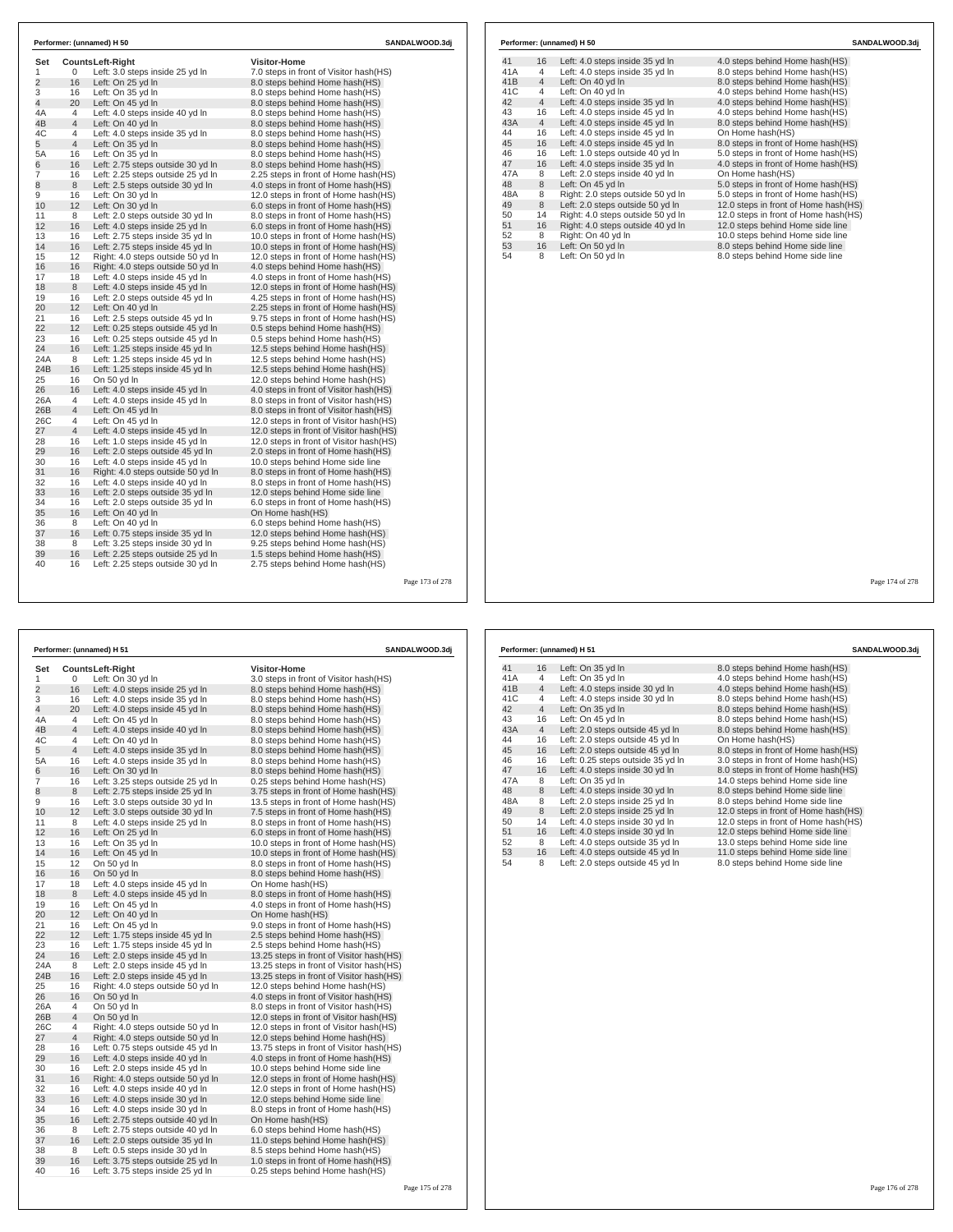## Performer: (unnamed) H 50

SANDALWOOD.3dj

| Set | Counts | Left-Right | Visitor-Home |
|---|---|---|---|
| 1 | 0 | Left: 3.0 steps inside 25 yd ln | 7.0 steps in front of Visitor hash(HS) |
| 2 | 16 | Left: On 25 yd ln | 8.0 steps behind Home hash(HS) |
| 3 | 16 | Left: On 35 yd ln | 8.0 steps behind Home hash(HS) |
| 4 | 20 | Left: On 45 yd ln | 8.0 steps behind Home hash(HS) |
| 4A | 4 | Left: 4.0 steps inside 40 yd ln | 8.0 steps behind Home hash(HS) |
| 4B | 4 | Left: On 40 yd ln | 8.0 steps behind Home hash(HS) |
| 4C | 4 | Left: 4.0 steps inside 35 yd ln | 8.0 steps behind Home hash(HS) |
| 5 | 4 | Left: On 35 yd ln | 8.0 steps behind Home hash(HS) |
| 5A | 16 | Left: On 35 yd ln | 8.0 steps behind Home hash(HS) |
| 6 | 16 | Left: 2.75 steps outside 30 yd ln | 8.0 steps behind Home hash(HS) |
| 7 | 16 | Left: 2.25 steps outside 25 yd ln | 2.25 steps in front of Home hash(HS) |
| 8 | 8 | Left: 2.5 steps outside 30 yd ln | 4.0 steps in front of Home hash(HS) |
| 9 | 16 | Left: On 30 yd ln | 12.0 steps in front of Home hash(HS) |
| 10 | 12 | Left: On 30 yd ln | 6.0 steps in front of Home hash(HS) |
| 11 | 8 | Left: 2.0 steps outside 30 yd ln | 8.0 steps in front of Home hash(HS) |
| 12 | 16 | Left: 4.0 steps inside 25 yd ln | 6.0 steps in front of Home hash(HS) |
| 13 | 16 | Left: 2.75 steps inside 35 yd ln | 10.0 steps in front of Home hash(HS) |
| 14 | 16 | Left: 2.75 steps inside 45 yd ln | 10.0 steps in front of Home hash(HS) |
| 15 | 12 | Right: 4.0 steps outside 50 yd ln | 12.0 steps in front of Home hash(HS) |
| 16 | 16 | Right: 4.0 steps outside 50 yd ln | 4.0 steps behind Home hash(HS) |
| 17 | 18 | Left: 4.0 steps inside 45 yd ln | 4.0 steps in front of Home hash(HS) |
| 18 | 8 | Left: 4.0 steps inside 45 yd ln | 12.0 steps in front of Home hash(HS) |
| 19 | 16 | Left: 2.0 steps outside 45 yd ln | 4.25 steps in front of Home hash(HS) |
| 20 | 12 | Left: On 40 yd ln | 2.25 steps in front of Home hash(HS) |
| 21 | 16 | Left: 2.5 steps outside 45 yd ln | 9.75 steps in front of Home hash(HS) |
| 22 | 12 | Left: 0.25 steps outside 45 yd ln | 0.5 steps behind Home hash(HS) |
| 23 | 16 | Left: 0.25 steps outside 45 yd ln | 0.5 steps behind Home hash(HS) |
| 24 | 16 | Left: 1.25 steps inside 45 yd ln | 12.5 steps behind Home hash(HS) |
| 24A | 8 | Left: 1.25 steps inside 45 yd ln | 12.5 steps behind Home hash(HS) |
| 24B | 16 | Left: 1.25 steps inside 45 yd ln | 12.5 steps behind Home hash(HS) |
| 25 | 16 | On 50 yd ln | 12.0 steps behind Home hash(HS) |
| 26 | 16 | Left: 4.0 steps inside 45 yd ln | 4.0 steps in front of Visitor hash(HS) |
| 26A | 4 | Left: 4.0 steps inside 45 yd ln | 8.0 steps in front of Visitor hash(HS) |
| 26B | 4 | Left: On 45 yd ln | 8.0 steps in front of Visitor hash(HS) |
| 26C | 4 | Left: On 45 yd ln | 12.0 steps in front of Visitor hash(HS) |
| 27 | 4 | Left: 4.0 steps inside 45 yd ln | 12.0 steps in front of Visitor hash(HS) |
| 28 | 16 | Left: 1.0 steps inside 45 yd ln | 12.0 steps in front of Visitor hash(HS) |
| 29 | 16 | Left: 2.0 steps outside 45 yd ln | 2.0 steps in front of Home hash(HS) |
| 30 | 16 | Left: 4.0 steps inside 45 yd ln | 10.0 steps behind Home side line |
| 31 | 16 | Right: 4.0 steps outside 50 yd ln | 8.0 steps in front of Home hash(HS) |
| 32 | 16 | Left: 4.0 steps inside 40 yd ln | 8.0 steps in front of Home hash(HS) |
| 33 | 16 | Left: 2.0 steps outside 35 yd ln | 12.0 steps behind Home side line |
| 34 | 16 | Left: 2.0 steps outside 35 yd ln | 6.0 steps in front of Home hash(HS) |
| 35 | 16 | Left: On 40 yd ln | On Home hash(HS) |
| 36 | 8 | Left: On 40 yd ln | 6.0 steps behind Home hash(HS) |
| 37 | 16 | Left: 0.75 steps inside 35 yd ln | 12.0 steps behind Home hash(HS) |
| 38 | 8 | Left: 3.25 steps inside 30 yd ln | 9.25 steps behind Home hash(HS) |
| 39 | 16 | Left: 2.25 steps outside 25 yd ln | 1.5 steps behind Home hash(HS) |
| 40 | 16 | Left: 2.25 steps outside 30 yd ln | 2.75 steps behind Home hash(HS) |
| 41 | 16 | Left: 4.0 steps inside 35 yd ln | 4.0 steps behind Home hash(HS) |
| 41A | 4 | Left: 4.0 steps inside 35 yd ln | 8.0 steps behind Home hash(HS) |
| 41B | 4 | Left: On 40 yd ln | 8.0 steps behind Home hash(HS) |
| 41C | 4 | Left: On 40 yd ln | 4.0 steps behind Home hash(HS) |
| 42 | 4 | Left: 4.0 steps inside 35 yd ln | 4.0 steps behind Home hash(HS) |
| 43 | 16 | Left: 4.0 steps inside 45 yd ln | 4.0 steps behind Home hash(HS) |
| 43A | 4 | Left: 4.0 steps inside 45 yd ln | 8.0 steps behind Home hash(HS) |
| 44 | 16 | Left: 4.0 steps inside 45 yd ln | On Home hash(HS) |
| 45 | 16 | Left: 4.0 steps inside 45 yd ln | 8.0 steps in front of Home hash(HS) |
| 46 | 16 | Left: 1.0 steps outside 40 yd ln | 5.0 steps in front of Home hash(HS) |
| 47 | 16 | Left: 4.0 steps inside 35 yd ln | 4.0 steps in front of Home hash(HS) |
| 47A | 8 | Left: 2.0 steps inside 40 yd ln | On Home hash(HS) |
| 48 | 8 | Left: On 45 yd ln | 5.0 steps in front of Home hash(HS) |
| 48A | 8 | Right: 2.0 steps outside 50 yd ln | 5.0 steps in front of Home hash(HS) |
| 49 | 8 | Left: 2.0 steps outside 50 yd ln | 12.0 steps in front of Home hash(HS) |
| 50 | 14 | Right: 4.0 steps outside 50 yd ln | 12.0 steps in front of Home hash(HS) |
| 51 | 16 | Right: 4.0 steps outside 40 yd ln | 12.0 steps behind Home side line |
| 52 | 8 | Right: On 40 yd ln | 10.0 steps behind Home side line |
| 53 | 16 | Left: On 50 yd ln | 8.0 steps behind Home side line |
| 54 | 8 | Left: On 50 yd ln | 8.0 steps behind Home side line |

## Performer: (unnamed) H 51

SANDALWOOD.3dj

| Set | Counts | Left-Right | Visitor-Home |
|---|---|---|---|
| 1 | 0 | Left: On 30 yd ln | 3.0 steps in front of Visitor hash(HS) |
| 2 | 16 | Left: 4.0 steps inside 25 yd ln | 8.0 steps behind Home hash(HS) |
| 3 | 16 | Left: 4.0 steps inside 35 yd ln | 8.0 steps behind Home hash(HS) |
| 4 | 20 | Left: 4.0 steps inside 45 yd ln | 8.0 steps behind Home hash(HS) |
| 4A | 4 | Left: On 45 yd ln | 8.0 steps behind Home hash(HS) |
| 4B | 4 | Left: 4.0 steps inside 40 yd ln | 8.0 steps behind Home hash(HS) |
| 4C | 4 | Left: On 40 yd ln | 8.0 steps behind Home hash(HS) |
| 5 | 4 | Left: 4.0 steps inside 35 yd ln | 8.0 steps behind Home hash(HS) |
| 5A | 16 | Left: 4.0 steps inside 35 yd ln | 8.0 steps behind Home hash(HS) |
| 6 | 16 | Left: On 30 yd ln | 8.0 steps behind Home hash(HS) |
| 7 | 16 | Left: 3.25 steps outside 25 yd ln | 0.25 steps behind Home hash(HS) |
| 8 | 8 | Left: 2.75 steps inside 25 yd ln | 3.75 steps in front of Home hash(HS) |
| 9 | 16 | Left: 3.0 steps outside 30 yd ln | 13.5 steps in front of Home hash(HS) |
| 10 | 12 | Left: 3.0 steps outside 30 yd ln | 7.5 steps in front of Home hash(HS) |
| 11 | 8 | Left: 4.0 steps inside 25 yd ln | 8.0 steps in front of Home hash(HS) |
| 12 | 16 | Left: On 25 yd ln | 6.0 steps in front of Home hash(HS) |
| 13 | 16 | Left: On 35 yd ln | 10.0 steps in front of Home hash(HS) |
| 14 | 16 | Left: On 45 yd ln | 10.0 steps in front of Home hash(HS) |
| 15 | 12 | On 50 yd ln | 8.0 steps in front of Home hash(HS) |
| 16 | 16 | On 50 yd ln | 8.0 steps behind Home hash(HS) |
| 17 | 18 | Left: 4.0 steps inside 45 yd ln | On Home hash(HS) |
| 18 | 8 | Left: 4.0 steps inside 45 yd ln | 8.0 steps in front of Home hash(HS) |
| 19 | 16 | Left: On 45 yd ln | 4.0 steps in front of Home hash(HS) |
| 20 | 12 | Left: On 40 yd ln | On Home hash(HS) |
| 21 | 16 | Left: On 45 yd ln | 9.0 steps in front of Home hash(HS) |
| 22 | 12 | Left: 1.75 steps inside 45 yd ln | 2.5 steps behind Home hash(HS) |
| 23 | 16 | Left: 1.75 steps inside 45 yd ln | 2.5 steps behind Home hash(HS) |
| 24 | 16 | Left: 2.0 steps inside 45 yd ln | 13.25 steps in front of Visitor hash(HS) |
| 24A | 8 | Left: 2.0 steps inside 45 yd ln | 13.25 steps in front of Visitor hash(HS) |
| 24B | 16 | Left: 2.0 steps inside 45 yd ln | 13.25 steps in front of Visitor hash(HS) |
| 25 | 16 | Right: 4.0 steps outside 50 yd ln | 12.0 steps behind Home hash(HS) |
| 26 | 16 | On 50 yd ln | 4.0 steps in front of Visitor hash(HS) |
| 26A | 4 | On 50 yd ln | 8.0 steps in front of Visitor hash(HS) |
| 26B | 4 | On 50 yd ln | 12.0 steps in front of Visitor hash(HS) |
| 26C | 4 | Right: 4.0 steps outside 50 yd ln | 12.0 steps in front of Visitor hash(HS) |
| 27 | 4 | Right: 4.0 steps outside 50 yd ln | 12.0 steps behind Home hash(HS) |
| 28 | 16 | Left: 0.75 steps outside 45 yd ln | 13.75 steps in front of Visitor hash(HS) |
| 29 | 16 | Left: 4.0 steps inside 40 yd ln | 4.0 steps in front of Home hash(HS) |
| 30 | 16 | Left: 2.0 steps inside 45 yd ln | 10.0 steps behind Home side line |
| 31 | 16 | Right: 4.0 steps outside 50 yd ln | 12.0 steps in front of Home hash(HS) |
| 32 | 16 | Left: 4.0 steps inside 40 yd ln | 12.0 steps in front of Home hash(HS) |
| 33 | 16 | Left: 4.0 steps inside 30 yd ln | 12.0 steps behind Home side line |
| 34 | 16 | Left: 4.0 steps inside 30 yd ln | 8.0 steps in front of Home hash(HS) |
| 35 | 16 | Left: 2.75 steps outside 40 yd ln | On Home hash(HS) |
| 36 | 8 | Left: 2.75 steps outside 40 yd ln | 6.0 steps behind Home hash(HS) |
| 37 | 16 | Left: 2.0 steps outside 35 yd ln | 11.0 steps behind Home hash(HS) |
| 38 | 8 | Left: 0.5 steps inside 30 yd ln | 8.5 steps behind Home hash(HS) |
| 39 | 16 | Left: 3.75 steps outside 25 yd ln | 1.0 steps in front of Home hash(HS) |
| 40 | 16 | Left: 3.75 steps inside 25 yd ln | 0.25 steps behind Home hash(HS) |
| 41 | 16 | Left: On 35 yd ln | 8.0 steps behind Home hash(HS) |
| 41A | 4 | Left: On 35 yd ln | 4.0 steps behind Home hash(HS) |
| 41B | 4 | Left: 4.0 steps inside 30 yd ln | 4.0 steps behind Home hash(HS) |
| 41C | 4 | Left: 4.0 steps inside 30 yd ln | 8.0 steps behind Home hash(HS) |
| 42 | 4 | Left: On 35 yd ln | 8.0 steps behind Home hash(HS) |
| 43 | 16 | Left: On 45 yd ln | 8.0 steps behind Home hash(HS) |
| 43A | 4 | Left: 2.0 steps outside 45 yd ln | 8.0 steps behind Home hash(HS) |
| 44 | 16 | Left: 2.0 steps outside 45 yd ln | On Home hash(HS) |
| 45 | 16 | Left: 2.0 steps outside 45 yd ln | 8.0 steps in front of Home hash(HS) |
| 46 | 16 | Left: 0.25 steps outside 35 yd ln | 3.0 steps in front of Home hash(HS) |
| 47 | 16 | Left: 4.0 steps inside 30 yd ln | 8.0 steps in front of Home hash(HS) |
| 47A | 8 | Left: On 35 yd ln | 14.0 steps behind Home side line |
| 48 | 8 | Left: 4.0 steps inside 30 yd ln | 8.0 steps behind Home side line |
| 48A | 8 | Left: 2.0 steps inside 25 yd ln | 8.0 steps behind Home side line |
| 49 | 8 | Left: 2.0 steps inside 25 yd ln | 12.0 steps in front of Home hash(HS) |
| 50 | 14 | Left: 4.0 steps inside 30 yd ln | 12.0 steps in front of Home hash(HS) |
| 51 | 16 | Left: 4.0 steps inside 30 yd ln | 12.0 steps behind Home side line |
| 52 | 8 | Left: 4.0 steps outside 35 yd ln | 13.0 steps behind Home side line |
| 53 | 16 | Left: 4.0 steps outside 45 yd ln | 11.0 steps behind Home side line |
| 54 | 8 | Left: 2.0 steps outside 45 yd ln | 8.0 steps behind Home side line |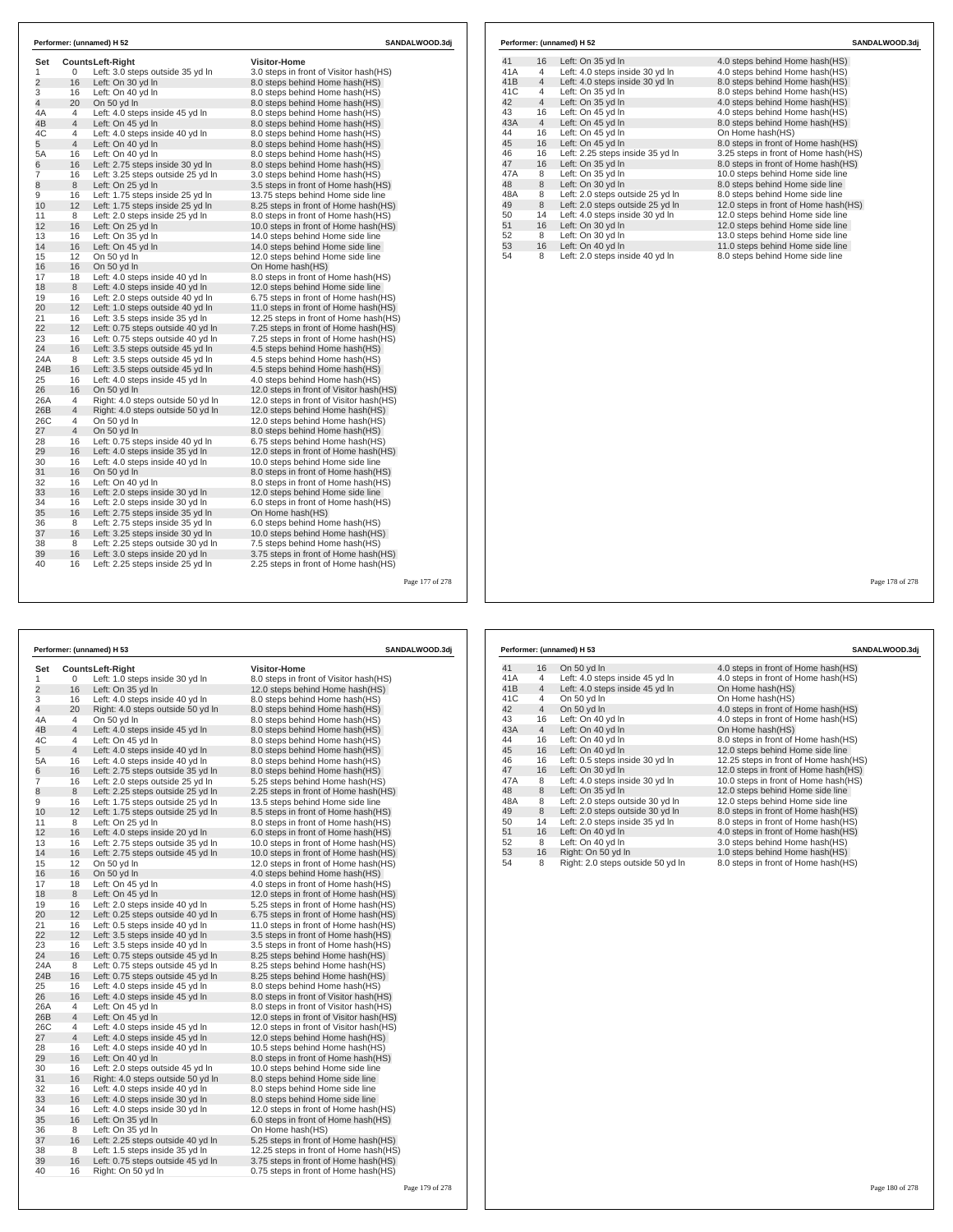## Performer: (unnamed) H 52

SANDALWOOD.3dj

| Set | Counts | Left-Right | Visitor-Home |
|---|---|---|---|
| 1 | 0 | Left: 3.0 steps outside 35 yd ln | 3.0 steps in front of Visitor hash(HS) |
| 2 | 16 | Left: On 30 yd ln | 8.0 steps behind Home hash(HS) |
| 3 | 16 | Left: On 40 yd ln | 8.0 steps behind Home hash(HS) |
| 4 | 20 | On 50 yd ln | 8.0 steps behind Home hash(HS) |
| 4A | 4 | Left: 4.0 steps inside 45 yd ln | 8.0 steps behind Home hash(HS) |
| 4B | 4 | Left: On 45 yd ln | 8.0 steps behind Home hash(HS) |
| 4C | 4 | Left: 4.0 steps inside 40 yd ln | 8.0 steps behind Home hash(HS) |
| 5 | 4 | Left: On 40 yd ln | 8.0 steps behind Home hash(HS) |
| 5A | 16 | Left: On 40 yd ln | 8.0 steps behind Home hash(HS) |
| 6 | 16 | Left: 2.75 steps inside 30 yd ln | 8.0 steps behind Home hash(HS) |
| 7 | 16 | Left: 3.25 steps outside 25 yd ln | 3.0 steps behind Home hash(HS) |
| 8 | 8 | Left: On 25 yd ln | 3.5 steps in front of Home hash(HS) |
| 9 | 16 | Left: 1.75 steps inside 25 yd ln | 13.75 steps behind Home side line |
| 10 | 12 | Left: 1.75 steps inside 25 yd ln | 8.25 steps in front of Home hash(HS) |
| 11 | 8 | Left: 2.0 steps inside 25 yd ln | 8.0 steps in front of Home hash(HS) |
| 12 | 16 | Left: On 25 yd ln | 10.0 steps in front of Home hash(HS) |
| 13 | 16 | Left: On 35 yd ln | 14.0 steps behind Home side line |
| 14 | 16 | Left: On 45 yd ln | 14.0 steps behind Home side line |
| 15 | 12 | On 50 yd ln | 12.0 steps behind Home side line |
| 16 | 16 | On 50 yd ln | On Home hash(HS) |
| 17 | 18 | Left: 4.0 steps inside 40 yd ln | 8.0 steps in front of Home hash(HS) |
| 18 | 8 | Left: 4.0 steps inside 40 yd ln | 12.0 steps behind Home side line |
| 19 | 16 | Left: 2.0 steps outside 40 yd ln | 6.75 steps in front of Home hash(HS) |
| 20 | 12 | Left: 1.0 steps outside 40 yd ln | 11.0 steps in front of Home hash(HS) |
| 21 | 16 | Left: 3.5 steps inside 35 yd ln | 12.25 steps in front of Home hash(HS) |
| 22 | 12 | Left: 0.75 steps outside 40 yd ln | 7.25 steps in front of Home hash(HS) |
| 23 | 16 | Left: 0.75 steps outside 40 yd ln | 7.25 steps in front of Home hash(HS) |
| 24 | 16 | Left: 3.5 steps outside 45 yd ln | 4.5 steps behind Home hash(HS) |
| 24A | 8 | Left: 3.5 steps outside 45 yd ln | 4.5 steps behind Home hash(HS) |
| 24B | 16 | Left: 3.5 steps outside 45 yd ln | 4.5 steps behind Home hash(HS) |
| 25 | 16 | Left: 4.0 steps inside 45 yd ln | 4.0 steps behind Home hash(HS) |
| 26 | 16 | On 50 yd ln | 12.0 steps in front of Visitor hash(HS) |
| 26A | 4 | Right: 4.0 steps outside 50 yd ln | 12.0 steps in front of Visitor hash(HS) |
| 26B | 4 | Right: 4.0 steps outside 50 yd ln | 12.0 steps behind Home hash(HS) |
| 26C | 4 | On 50 yd ln | 12.0 steps behind Home hash(HS) |
| 27 | 4 | On 50 yd ln | 8.0 steps behind Home hash(HS) |
| 28 | 16 | Left: 0.75 steps inside 40 yd ln | 6.75 steps behind Home hash(HS) |
| 29 | 16 | Left: 4.0 steps inside 35 yd ln | 12.0 steps in front of Home hash(HS) |
| 30 | 16 | Left: 4.0 steps inside 40 yd ln | 10.0 steps behind Home side line |
| 31 | 16 | On 50 yd ln | 8.0 steps in front of Home hash(HS) |
| 32 | 16 | Left: On 40 yd ln | 8.0 steps in front of Home hash(HS) |
| 33 | 16 | Left: 2.0 steps inside 30 yd ln | 12.0 steps behind Home side line |
| 34 | 16 | Left: 2.0 steps inside 30 yd ln | 6.0 steps in front of Home hash(HS) |
| 35 | 16 | Left: 2.75 steps inside 35 yd ln | On Home hash(HS) |
| 36 | 8 | Left: 2.75 steps inside 35 yd ln | 6.0 steps behind Home hash(HS) |
| 37 | 16 | Left: 3.25 steps inside 30 yd ln | 10.0 steps behind Home hash(HS) |
| 38 | 8 | Left: 2.25 steps outside 30 yd ln | 7.5 steps behind Home hash(HS) |
| 39 | 16 | Left: 3.0 steps inside 20 yd ln | 3.75 steps in front of Home hash(HS) |
| 40 | 16 | Left: 2.25 steps inside 25 yd ln | 2.25 steps in front of Home hash(HS) |
| 41 | 16 | Left: On 35 yd ln | 4.0 steps behind Home hash(HS) |
| 41A | 4 | Left: 4.0 steps inside 30 yd ln | 4.0 steps behind Home hash(HS) |
| 41B | 4 | Left: 4.0 steps inside 30 yd ln | 8.0 steps behind Home hash(HS) |
| 41C | 4 | Left: On 35 yd ln | 8.0 steps behind Home hash(HS) |
| 42 | 4 | Left: On 35 yd ln | 4.0 steps behind Home hash(HS) |
| 43 | 16 | Left: On 45 yd ln | 4.0 steps behind Home hash(HS) |
| 43A | 4 | Left: On 45 yd ln | 8.0 steps behind Home hash(HS) |
| 44 | 16 | Left: On 45 yd ln | On Home hash(HS) |
| 45 | 16 | Left: On 45 yd ln | 8.0 steps in front of Home hash(HS) |
| 46 | 16 | Left: 2.25 steps inside 35 yd ln | 3.25 steps in front of Home hash(HS) |
| 47 | 16 | Left: On 35 yd ln | 8.0 steps in front of Home hash(HS) |
| 47A | 8 | Left: On 35 yd ln | 10.0 steps behind Home side line |
| 48 | 8 | Left: On 30 yd ln | 8.0 steps behind Home side line |
| 48A | 8 | Left: 2.0 steps outside 25 yd ln | 8.0 steps behind Home side line |
| 49 | 8 | Left: 2.0 steps outside 25 yd ln | 12.0 steps in front of Home hash(HS) |
| 50 | 14 | Left: 4.0 steps inside 30 yd ln | 12.0 steps behind Home side line |
| 51 | 16 | Left: On 30 yd ln | 12.0 steps behind Home side line |
| 52 | 8 | Left: On 30 yd ln | 13.0 steps behind Home side line |
| 53 | 16 | Left: On 40 yd ln | 11.0 steps behind Home side line |
| 54 | 8 | Left: 2.0 steps inside 40 yd ln | 8.0 steps behind Home side line |

## Performer: (unnamed) H 53

SANDALWOOD.3dj

| Set | Counts | Left-Right | Visitor-Home |
|---|---|---|---|
| 1 | 0 | Left: 1.0 steps inside 30 yd ln | 8.0 steps in front of Visitor hash(HS) |
| 2 | 16 | Left: On 35 yd ln | 12.0 steps behind Home hash(HS) |
| 3 | 16 | Left: 4.0 steps inside 40 yd ln | 8.0 steps behind Home hash(HS) |
| 4 | 20 | Right: 4.0 steps outside 50 yd ln | 8.0 steps behind Home hash(HS) |
| 4A | 4 | On 50 yd ln | 8.0 steps behind Home hash(HS) |
| 4B | 4 | Left: 4.0 steps inside 45 yd ln | 8.0 steps behind Home hash(HS) |
| 4C | 4 | Left: On 45 yd ln | 8.0 steps behind Home hash(HS) |
| 5 | 4 | Left: 4.0 steps inside 40 yd ln | 8.0 steps behind Home hash(HS) |
| 5A | 16 | Left: 4.0 steps inside 40 yd ln | 8.0 steps behind Home hash(HS) |
| 6 | 16 | Left: 2.75 steps outside 35 yd ln | 8.0 steps behind Home hash(HS) |
| 7 | 16 | Left: 2.0 steps outside 25 yd ln | 5.25 steps behind Home hash(HS) |
| 8 | 8 | Left: 2.25 steps outside 25 yd ln | 2.25 steps in front of Home hash(HS) |
| 9 | 16 | Left: 1.75 steps inside 25 yd ln | 13.5 steps behind Home side line |
| 10 | 12 | Left: 1.75 steps outside 25 yd ln | 8.5 steps in front of Home hash(HS) |
| 11 | 8 | Left: On 25 yd ln | 8.0 steps in front of Home hash(HS) |
| 12 | 16 | Left: 4.0 steps inside 20 yd ln | 6.0 steps in front of Home hash(HS) |
| 13 | 16 | Left: 2.75 steps outside 35 yd ln | 10.0 steps in front of Home hash(HS) |
| 14 | 16 | Left: 2.75 steps outside 45 yd ln | 10.0 steps in front of Home hash(HS) |
| 15 | 12 | On 50 yd ln | 12.0 steps in front of Home hash(HS) |
| 16 | 16 | On 50 yd ln | 4.0 steps behind Home hash(HS) |
| 17 | 18 | Left: On 45 yd ln | 4.0 steps in front of Home hash(HS) |
| 18 | 8 | Left: On 45 yd ln | 12.0 steps in front of Home hash(HS) |
| 19 | 16 | Left: 2.0 steps inside 40 yd ln | 5.25 steps in front of Home hash(HS) |
| 20 | 12 | Left: 0.25 steps outside 40 yd ln | 6.75 steps in front of Home hash(HS) |
| 21 | 16 | Left: 0.5 steps inside 40 yd ln | 11.0 steps in front of Home hash(HS) |
| 22 | 12 | Left: 3.5 steps inside 40 yd ln | 3.5 steps in front of Home hash(HS) |
| 23 | 16 | Left: 3.5 steps inside 40 yd ln | 3.5 steps in front of Home hash(HS) |
| 24 | 16 | Left: 0.75 steps outside 45 yd ln | 8.25 steps behind Home hash(HS) |
| 24A | 8 | Left: 0.75 steps outside 45 yd ln | 8.25 steps behind Home hash(HS) |
| 24B | 16 | Left: 0.75 steps outside 45 yd ln | 8.25 steps behind Home hash(HS) |
| 25 | 16 | Left: 4.0 steps inside 45 yd ln | 8.0 steps behind Home hash(HS) |
| 26 | 16 | Left: 4.0 steps inside 45 yd ln | 8.0 steps in front of Visitor hash(HS) |
| 26A | 4 | Left: On 45 yd ln | 8.0 steps in front of Visitor hash(HS) |
| 26B | 4 | Left: On 45 yd ln | 12.0 steps in front of Visitor hash(HS) |
| 26C | 4 | Left: 4.0 steps inside 45 yd ln | 12.0 steps in front of Visitor hash(HS) |
| 27 | 4 | Left: 4.0 steps inside 45 yd ln | 12.0 steps behind Home hash(HS) |
| 28 | 16 | Left: 4.0 steps inside 40 yd ln | 10.5 steps behind Home hash(HS) |
| 29 | 16 | Left: On 40 yd ln | 8.0 steps in front of Home hash(HS) |
| 30 | 16 | Left: 2.0 steps outside 45 yd ln | 10.0 steps behind Home side line |
| 31 | 16 | Right: 4.0 steps outside 50 yd ln | 8.0 steps behind Home side line |
| 32 | 16 | Left: 4.0 steps inside 40 yd ln | 8.0 steps behind Home side line |
| 33 | 16 | Left: 4.0 steps inside 30 yd ln | 8.0 steps behind Home side line |
| 34 | 16 | Left: 4.0 steps inside 30 yd ln | 12.0 steps in front of Home hash(HS) |
| 35 | 16 | Left: On 35 yd ln | 6.0 steps in front of Home hash(HS) |
| 36 | 8 | Left: On 35 yd ln | On Home hash(HS) |
| 37 | 16 | Left: 2.25 steps outside 40 yd ln | 5.25 steps in front of Home hash(HS) |
| 38 | 8 | Left: 1.5 steps inside 35 yd ln | 12.25 steps in front of Home hash(HS) |
| 39 | 16 | Left: 0.75 steps outside 45 yd ln | 3.75 steps in front of Home hash(HS) |
| 40 | 16 | Right: On 50 yd ln | 0.75 steps in front of Home hash(HS) |
| 41 | 16 | On 50 yd ln | 4.0 steps in front of Home hash(HS) |
| 41A | 4 | Left: 4.0 steps inside 45 yd ln | 4.0 steps in front of Home hash(HS) |
| 41B | 4 | Left: 4.0 steps inside 45 yd ln | On Home hash(HS) |
| 41C | 4 | On 50 yd ln | On Home hash(HS) |
| 42 | 4 | On 50 yd ln | 4.0 steps in front of Home hash(HS) |
| 43 | 16 | Left: On 40 yd ln | 4.0 steps in front of Home hash(HS) |
| 43A | 4 | Left: On 40 yd ln | On Home hash(HS) |
| 44 | 16 | Left: On 40 yd ln | 8.0 steps in front of Home hash(HS) |
| 45 | 16 | Left: On 40 yd ln | 12.0 steps behind Home side line |
| 46 | 16 | Left: 0.5 steps inside 30 yd ln | 12.25 steps in front of Home hash(HS) |
| 47 | 16 | Left: On 30 yd ln | 12.0 steps in front of Home hash(HS) |
| 47A | 8 | Left: 4.0 steps inside 30 yd ln | 10.0 steps behind Home side line |
| 48 | 8 | Left: On 35 yd ln | 12.0 steps behind Home side line |
| 48A | 8 | Left: 2.0 steps outside 30 yd ln | 12.0 steps behind Home side line |
| 49 | 8 | Left: 2.0 steps outside 30 yd ln | 8.0 steps in front of Home hash(HS) |
| 50 | 14 | Left: 2.0 steps inside 35 yd ln | 8.0 steps in front of Home hash(HS) |
| 51 | 16 | Left: On 40 yd ln | 4.0 steps in front of Home hash(HS) |
| 52 | 8 | Left: On 40 yd ln | 3.0 steps behind Home hash(HS) |
| 53 | 16 | Right: On 50 yd ln | 1.0 steps behind Home hash(HS) |
| 54 | 8 | Right: 2.0 steps outside 50 yd ln | 8.0 steps in front of Home hash(HS) |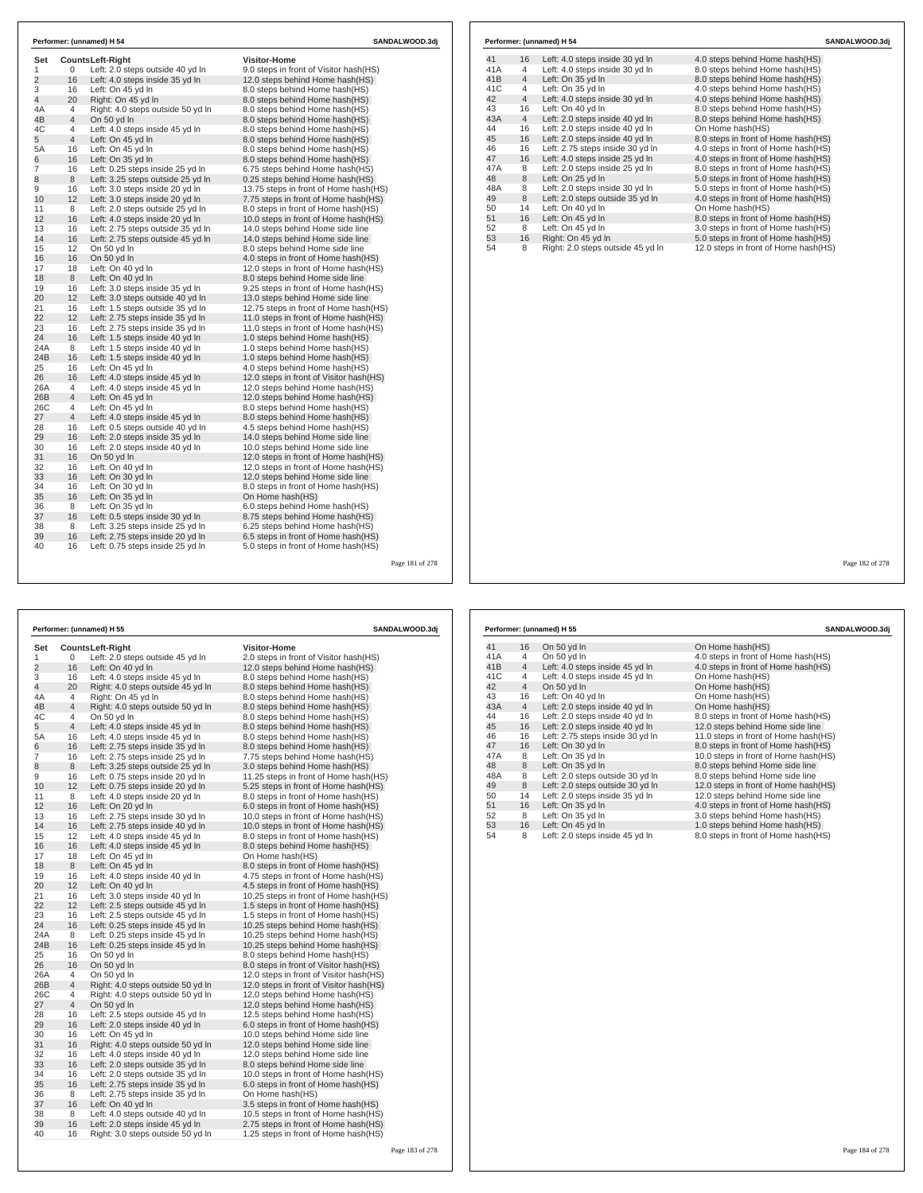**Performer: (unnamed) H 54** SANDALWOOD.3dj

| Set | Counts | Left-Right | Visitor-Home |
|---|---|---|---|
| 1 | 0 | Left: 2.0 steps outside 40 yd ln | 9.0 steps in front of Visitor hash(HS) |
| 2 | 16 | Left: 4.0 steps inside 35 yd ln | 12.0 steps behind Home hash(HS) |
| 3 | 16 | Left: On 45 yd ln | 8.0 steps behind Home hash(HS) |
| 4 | 20 | Right: On 45 yd ln | 8.0 steps behind Home hash(HS) |
| 4A | 4 | Right: 4.0 steps outside 50 yd ln | 8.0 steps behind Home hash(HS) |
| 4B | 4 | On 50 yd ln | 8.0 steps behind Home hash(HS) |
| 4C | 4 | Left: 4.0 steps inside 45 yd ln | 8.0 steps behind Home hash(HS) |
| 5 | 4 | Left: On 45 yd ln | 8.0 steps behind Home hash(HS) |
| 5A | 16 | Left: On 45 yd ln | 8.0 steps behind Home hash(HS) |
| 6 | 16 | Left: On 35 yd ln | 8.0 steps behind Home hash(HS) |
| 7 | 16 | Left: 0.25 steps inside 25 yd ln | 6.75 steps behind Home hash(HS) |
| 8 | 8 | Left: 3.25 steps outside 25 yd ln | 0.25 steps behind Home hash(HS) |
| 9 | 16 | Left: 3.0 steps inside 20 yd ln | 13.75 steps in front of Home hash(HS) |
| 10 | 12 | Left: 3.0 steps inside 20 yd ln | 7.75 steps in front of Home hash(HS) |
| 11 | 8 | Left: 2.0 steps outside 25 yd ln | 8.0 steps in front of Home hash(HS) |
| 12 | 16 | Left: 4.0 steps inside 20 yd ln | 10.0 steps in front of Home hash(HS) |
| 13 | 16 | Left: 2.75 steps outside 35 yd ln | 14.0 steps behind Home side line |
| 14 | 16 | Left: 2.75 steps outside 45 yd ln | 14.0 steps behind Home side line |
| 15 | 12 | On 50 yd ln | 8.0 steps behind Home side line |
| 16 | 16 | On 50 yd ln | 4.0 steps in front of Home hash(HS) |
| 17 | 18 | Left: On 40 yd ln | 12.0 steps in front of Home hash(HS) |
| 18 | 8 | Left: On 40 yd ln | 8.0 steps behind Home side line |
| 19 | 16 | Left: 3.0 steps inside 35 yd ln | 9.25 steps in front of Home hash(HS) |
| 20 | 12 | Left: 3.0 steps outside 40 yd ln | 13.0 steps behind Home side line |
| 21 | 16 | Left: 1.5 steps outside 35 yd ln | 12.75 steps in front of Home hash(HS) |
| 22 | 12 | Left: 2.75 steps inside 35 yd ln | 11.0 steps in front of Home hash(HS) |
| 23 | 16 | Left: 2.75 steps inside 35 yd ln | 11.0 steps in front of Home hash(HS) |
| 24 | 16 | Left: 1.5 steps inside 40 yd ln | 1.0 steps behind Home hash(HS) |
| 24A | 8 | Left: 1.5 steps inside 40 yd ln | 1.0 steps behind Home hash(HS) |
| 24B | 16 | Left: 1.5 steps inside 40 yd ln | 1.0 steps behind Home hash(HS) |
| 25 | 16 | Left: On 45 yd ln | 4.0 steps behind Home hash(HS) |
| 26 | 16 | Left: 4.0 steps inside 45 yd ln | 12.0 steps in front of Visitor hash(HS) |
| 26A | 4 | Left: 4.0 steps inside 45 yd ln | 12.0 steps behind Home hash(HS) |
| 26B | 4 | Left: On 45 yd ln | 12.0 steps behind Home hash(HS) |
| 26C | 4 | Left: On 45 yd ln | 8.0 steps behind Home hash(HS) |
| 27 | 4 | Left: 4.0 steps inside 45 yd ln | 8.0 steps behind Home hash(HS) |
| 28 | 16 | Left: 0.5 steps outside 40 yd ln | 4.5 steps behind Home hash(HS) |
| 29 | 16 | Left: 2.0 steps inside 35 yd ln | 14.0 steps behind Home side line |
| 30 | 16 | Left: 2.0 steps inside 40 yd ln | 10.0 steps behind Home side line |
| 31 | 16 | On 50 yd ln | 12.0 steps in front of Home hash(HS) |
| 32 | 16 | Left: On 40 yd ln | 12.0 steps in front of Home hash(HS) |
| 33 | 16 | Left: On 30 yd ln | 12.0 steps behind Home side line |
| 34 | 16 | Left: On 30 yd ln | 8.0 steps in front of Home hash(HS) |
| 35 | 16 | Left: On 35 yd ln | On Home hash(HS) |
| 36 | 8 | Left: On 35 yd ln | 6.0 steps behind Home hash(HS) |
| 37 | 16 | Left: 0.5 steps inside 30 yd ln | 8.75 steps behind Home hash(HS) |
| 38 | 8 | Left: 3.25 steps inside 25 yd ln | 6.25 steps behind Home hash(HS) |
| 39 | 16 | Left: 2.75 steps inside 20 yd ln | 6.5 steps in front of Home hash(HS) |
| 40 | 16 | Left: 0.75 steps inside 25 yd ln | 5.0 steps in front of Home hash(HS) |
| 41 | 16 | Left: 4.0 steps inside 30 yd ln | 4.0 steps behind Home hash(HS) |
| 41A | 4 | Left: 4.0 steps inside 30 yd ln | 8.0 steps behind Home hash(HS) |
| 41B | 4 | Left: On 35 yd ln | 8.0 steps behind Home hash(HS) |
| 41C | 4 | Left: On 35 yd ln | 4.0 steps behind Home hash(HS) |
| 42 | 4 | Left: 4.0 steps inside 30 yd ln | 4.0 steps behind Home hash(HS) |
| 43 | 16 | Left: On 40 yd ln | 8.0 steps behind Home hash(HS) |
| 43A | 4 | Left: 2.0 steps inside 40 yd ln | 8.0 steps behind Home hash(HS) |
| 44 | 16 | Left: 2.0 steps inside 40 yd ln | On Home hash(HS) |
| 45 | 16 | Left: 2.0 steps inside 40 yd ln | 8.0 steps in front of Home hash(HS) |
| 46 | 16 | Left: 2.75 steps inside 30 yd ln | 4.0 steps in front of Home hash(HS) |
| 47 | 16 | Left: 4.0 steps inside 25 yd ln | 4.0 steps in front of Home hash(HS) |
| 47A | 8 | Left: 2.0 steps inside 25 yd ln | 8.0 steps in front of Home hash(HS) |
| 48 | 8 | Left: On 25 yd ln | 5.0 steps in front of Home hash(HS) |
| 48A | 8 | Left: 2.0 steps inside 30 yd ln | 5.0 steps in front of Home hash(HS) |
| 49 | 8 | Left: 2.0 steps outside 35 yd ln | 4.0 steps in front of Home hash(HS) |
| 50 | 14 | Left: On 40 yd ln | On Home hash(HS) |
| 51 | 16 | Left: On 45 yd ln | 8.0 steps in front of Home hash(HS) |
| 52 | 8 | Left: On 45 yd ln | 3.0 steps in front of Home hash(HS) |
| 53 | 16 | Right: On 45 yd ln | 5.0 steps in front of Home hash(HS) |
| 54 | 8 | Right: 2.0 steps outside 45 yd ln | 12.0 steps in front of Home hash(HS) |

**Performer: (unnamed) H 55** SANDALWOOD.3dj

| Set | Counts | Left-Right | Visitor-Home |
|---|---|---|---|
| 1 | 0 | Left: 2.0 steps outside 45 yd ln | 2.0 steps in front of Visitor hash(HS) |
| 2 | 16 | Left: On 40 yd ln | 12.0 steps behind Home hash(HS) |
| 3 | 16 | Left: 4.0 steps inside 45 yd ln | 8.0 steps behind Home hash(HS) |
| 4 | 20 | Right: 4.0 steps outside 45 yd ln | 8.0 steps behind Home hash(HS) |
| 4A | 4 | Right: On 45 yd ln | 8.0 steps behind Home hash(HS) |
| 4B | 4 | Right: 4.0 steps outside 50 yd ln | 8.0 steps behind Home hash(HS) |
| 4C | 4 | On 50 yd ln | 8.0 steps behind Home hash(HS) |
| 5 | 4 | Left: 4.0 steps inside 45 yd ln | 8.0 steps behind Home hash(HS) |
| 5A | 16 | Left: 4.0 steps inside 45 yd ln | 8.0 steps behind Home hash(HS) |
| 6 | 16 | Left: 2.75 steps inside 35 yd ln | 8.0 steps behind Home hash(HS) |
| 7 | 16 | Left: 2.75 steps inside 25 yd ln | 7.75 steps behind Home hash(HS) |
| 8 | 8 | Left: 3.25 steps outside 25 yd ln | 3.0 steps behind Home hash(HS) |
| 9 | 16 | Left: 0.75 steps inside 20 yd ln | 11.25 steps in front of Home hash(HS) |
| 10 | 12 | Left: 0.75 steps inside 20 yd ln | 5.25 steps in front of Home hash(HS) |
| 11 | 8 | Left: 4.0 steps inside 20 yd ln | 8.0 steps in front of Home hash(HS) |
| 12 | 16 | Left: On 20 yd ln | 6.0 steps in front of Home hash(HS) |
| 13 | 16 | Left: 2.75 steps inside 30 yd ln | 10.0 steps in front of Home hash(HS) |
| 14 | 16 | Left: 2.75 steps inside 40 yd ln | 10.0 steps in front of Home hash(HS) |
| 15 | 12 | Left: 4.0 steps inside 45 yd ln | 8.0 steps in front of Home hash(HS) |
| 16 | 16 | Left: 4.0 steps inside 45 yd ln | 8.0 steps behind Home hash(HS) |
| 17 | 18 | Left: On 45 yd ln | On Home hash(HS) |
| 18 | 8 | Left: On 45 yd ln | 8.0 steps in front of Home hash(HS) |
| 19 | 16 | Left: 4.0 steps inside 40 yd ln | 4.75 steps in front of Home hash(HS) |
| 20 | 12 | Left: On 40 yd ln | 4.5 steps in front of Home hash(HS) |
| 21 | 16 | Left: 3.0 steps inside 40 yd ln | 10.25 steps in front of Home hash(HS) |
| 22 | 12 | Left: 2.5 steps outside 45 yd ln | 1.5 steps in front of Home hash(HS) |
| 23 | 16 | Left: 2.5 steps outside 45 yd ln | 1.5 steps in front of Home hash(HS) |
| 24 | 16 | Left: 0.25 steps inside 45 yd ln | 10.25 steps behind Home hash(HS) |
| 24A | 8 | Left: 0.25 steps inside 45 yd ln | 10.25 steps behind Home hash(HS) |
| 24B | 16 | Left: 0.25 steps inside 45 yd ln | 10.25 steps behind Home hash(HS) |
| 25 | 16 | On 50 yd ln | 8.0 steps behind Home hash(HS) |
| 26 | 16 | On 50 yd ln | 8.0 steps in front of Visitor hash(HS) |
| 26A | 4 | On 50 yd ln | 12.0 steps in front of Visitor hash(HS) |
| 26B | 4 | Right: 4.0 steps outside 50 yd ln | 12.0 steps in front of Visitor hash(HS) |
| 26C | 4 | Right: 4.0 steps outside 50 yd ln | 12.0 steps behind Home hash(HS) |
| 27 | 4 | On 50 yd ln | 12.0 steps behind Home hash(HS) |
| 28 | 16 | Left: 2.5 steps outside 45 yd ln | 12.5 steps behind Home hash(HS) |
| 29 | 16 | Left: 2.0 steps inside 40 yd ln | 6.0 steps in front of Home hash(HS) |
| 30 | 16 | Left: On 45 yd ln | 10.0 steps behind Home side line |
| 31 | 16 | Right: 4.0 steps outside 50 yd ln | 12.0 steps behind Home side line |
| 32 | 16 | Left: 4.0 steps inside 40 yd ln | 12.0 steps behind Home side line |
| 33 | 16 | Left: 2.0 steps outside 35 yd ln | 8.0 steps behind Home side line |
| 34 | 16 | Left: 2.0 steps outside 35 yd ln | 10.0 steps in front of Home hash(HS) |
| 35 | 16 | Left: 2.75 steps inside 35 yd ln | 6.0 steps in front of Home hash(HS) |
| 36 | 8 | Left: 2.75 steps inside 35 yd ln | On Home hash(HS) |
| 37 | 16 | Left: On 40 yd ln | 3.5 steps in front of Home hash(HS) |
| 38 | 8 | Left: 4.0 steps outside 40 yd ln | 10.5 steps in front of Home hash(HS) |
| 39 | 16 | Left: 2.0 steps inside 45 yd ln | 2.75 steps in front of Home hash(HS) |
| 40 | 16 | Right: 3.0 steps outside 50 yd ln | 1.25 steps in front of Home hash(HS) |
| 41 | 16 | On 50 yd ln | On Home hash(HS) |
| 41A | 4 | On 50 yd ln | 4.0 steps in front of Home hash(HS) |
| 41B | 4 | Left: 4.0 steps inside 45 yd ln | 4.0 steps in front of Home hash(HS) |
| 41C | 4 | Left: 4.0 steps inside 45 yd ln | On Home hash(HS) |
| 42 | 4 | On 50 yd ln | On Home hash(HS) |
| 43 | 16 | Left: On 40 yd ln | On Home hash(HS) |
| 43A | 4 | Left: 2.0 steps inside 40 yd ln | On Home hash(HS) |
| 44 | 16 | Left: 2.0 steps inside 40 yd ln | 8.0 steps in front of Home hash(HS) |
| 45 | 16 | Left: 2.0 steps inside 40 yd ln | 12.0 steps behind Home side line |
| 46 | 16 | Left: 2.75 steps inside 30 yd ln | 11.0 steps in front of Home hash(HS) |
| 47 | 16 | Left: On 30 yd ln | 8.0 steps in front of Home hash(HS) |
| 47A | 8 | Left: On 35 yd ln | 10.0 steps in front of Home hash(HS) |
| 48 | 8 | Left: On 35 yd ln | 8.0 steps behind Home side line |
| 48A | 8 | Left: 2.0 steps outside 30 yd ln | 8.0 steps behind Home side line |
| 49 | 8 | Left: 2.0 steps outside 30 yd ln | 12.0 steps in front of Home hash(HS) |
| 50 | 14 | Left: 2.0 steps inside 35 yd ln | 12.0 steps behind Home side line |
| 51 | 16 | Left: On 35 yd ln | 4.0 steps in front of Home hash(HS) |
| 52 | 8 | Left: On 35 yd ln | 3.0 steps behind Home hash(HS) |
| 53 | 16 | Left: On 45 yd ln | 1.0 steps behind Home hash(HS) |
| 54 | 8 | Left: 2.0 steps inside 45 yd ln | 8.0 steps in front of Home hash(HS) |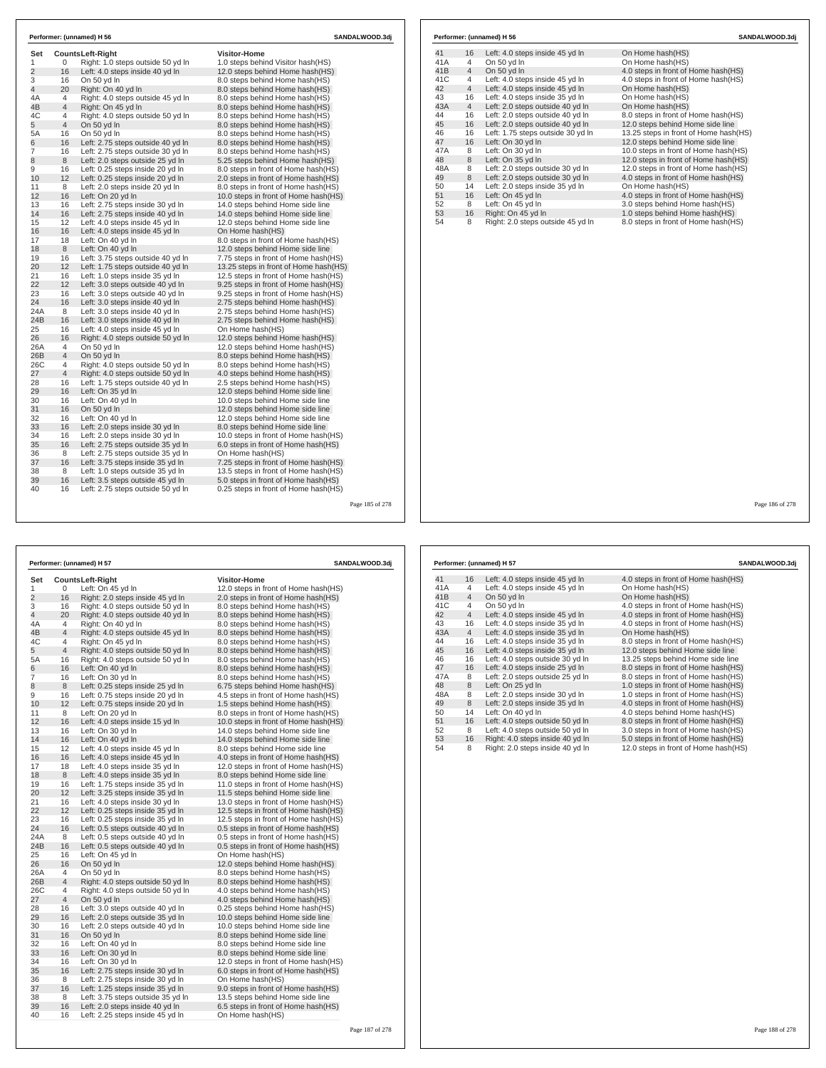**Performer: (unnamed) H 56** — SANDALWOOD.3dj

| Set | Counts | Left-Right | Visitor-Home |
|---|---|---|---|
| 1 | 0 | Right: 1.0 steps outside 50 yd ln | 1.0 steps behind Visitor hash(HS) |
| 2 | 16 | Left: 4.0 steps inside 40 yd ln | 12.0 steps behind Home hash(HS) |
| 3 | 16 | On 50 yd ln | 8.0 steps behind Home hash(HS) |
| 4 | 20 | Right: On 40 yd ln | 8.0 steps behind Home hash(HS) |
| 4A | 4 | Right: 4.0 steps outside 45 yd ln | 8.0 steps behind Home hash(HS) |
| 4B | 4 | Right: On 45 yd ln | 8.0 steps behind Home hash(HS) |
| 4C | 4 | Right: 4.0 steps outside 50 yd ln | 8.0 steps behind Home hash(HS) |
| 5 | 4 | On 50 yd ln | 8.0 steps behind Home hash(HS) |
| 5A | 16 | On 50 yd ln | 8.0 steps behind Home hash(HS) |
| 6 | 16 | Left: 2.75 steps outside 40 yd ln | 8.0 steps behind Home hash(HS) |
| 7 | 16 | Left: 2.75 steps outside 30 yd ln | 8.0 steps behind Home hash(HS) |
| 8 | 8 | Left: 2.0 steps outside 25 yd ln | 5.25 steps behind Home hash(HS) |
| 9 | 16 | Left: 0.25 steps inside 20 yd ln | 8.0 steps in front of Home hash(HS) |
| 10 | 12 | Left: 0.25 steps inside 20 yd ln | 2.0 steps in front of Home hash(HS) |
| 11 | 8 | Left: 2.0 steps inside 20 yd ln | 8.0 steps in front of Home hash(HS) |
| 12 | 16 | Left: On 20 yd ln | 10.0 steps in front of Home hash(HS) |
| 13 | 16 | Left: 2.75 steps inside 30 yd ln | 14.0 steps behind Home side line |
| 14 | 16 | Left: 2.75 steps inside 40 yd ln | 14.0 steps behind Home side line |
| 15 | 12 | Left: 4.0 steps inside 45 yd ln | 12.0 steps behind Home side line |
| 16 | 16 | Left: 4.0 steps inside 45 yd ln | On Home hash(HS) |
| 17 | 18 | Left: On 40 yd ln | 8.0 steps in front of Home hash(HS) |
| 18 | 8 | Left: On 40 yd ln | 12.0 steps behind Home side line |
| 19 | 16 | Left: 3.75 steps outside 40 yd ln | 7.75 steps in front of Home hash(HS) |
| 20 | 12 | Left: 1.75 steps outside 40 yd ln | 13.25 steps in front of Home hash(HS) |
| 21 | 16 | Left: 1.0 steps inside 35 yd ln | 12.5 steps in front of Home hash(HS) |
| 22 | 12 | Left: 3.0 steps outside 40 yd ln | 9.25 steps in front of Home hash(HS) |
| 23 | 16 | Left: 3.0 steps outside 40 yd ln | 9.25 steps in front of Home hash(HS) |
| 24 | 16 | Left: 3.0 steps inside 40 yd ln | 2.75 steps behind Home hash(HS) |
| 24A | 8 | Left: 3.0 steps inside 40 yd ln | 2.75 steps behind Home hash(HS) |
| 24B | 16 | Left: 3.0 steps inside 40 yd ln | 2.75 steps behind Home hash(HS) |
| 25 | 16 | Left: 4.0 steps inside 45 yd ln | On Home hash(HS) |
| 26 | 16 | Right: 4.0 steps outside 50 yd ln | 12.0 steps behind Home hash(HS) |
| 26A | 4 | On 50 yd ln | 12.0 steps behind Home hash(HS) |
| 26B | 4 | On 50 yd ln | 8.0 steps behind Home hash(HS) |
| 26C | 4 | Right: 4.0 steps outside 50 yd ln | 8.0 steps behind Home hash(HS) |
| 27 | 4 | Right: 4.0 steps outside 50 yd ln | 4.0 steps behind Home hash(HS) |
| 28 | 16 | Left: 1.75 steps outside 40 yd ln | 2.5 steps behind Home hash(HS) |
| 29 | 16 | Left: On 35 yd ln | 12.0 steps behind Home side line |
| 30 | 16 | Left: On 40 yd ln | 10.0 steps behind Home side line |
| 31 | 16 | On 50 yd ln | 12.0 steps behind Home side line |
| 32 | 16 | Left: On 40 yd ln | 12.0 steps behind Home side line |
| 33 | 16 | Left: 2.0 steps inside 30 yd ln | 8.0 steps behind Home side line |
| 34 | 16 | Left: 2.0 steps inside 30 yd ln | 10.0 steps in front of Home hash(HS) |
| 35 | 16 | Left: 2.75 steps outside 35 yd ln | 6.0 steps in front of Home hash(HS) |
| 36 | 8 | Left: 2.75 steps outside 35 yd ln | On Home hash(HS) |
| 37 | 16 | Left: 3.75 steps inside 35 yd ln | 7.25 steps in front of Home hash(HS) |
| 38 | 8 | Left: 1.0 steps outside 35 yd ln | 13.5 steps in front of Home hash(HS) |
| 39 | 16 | Left: 3.5 steps outside 45 yd ln | 5.0 steps in front of Home hash(HS) |
| 40 | 16 | Left: 2.75 steps outside 50 yd ln | 0.25 steps in front of Home hash(HS) |
| 41 | 16 | Left: 4.0 steps inside 45 yd ln | On Home hash(HS) |
| 41A | 4 | On 50 yd ln | On Home hash(HS) |
| 41B | 4 | On 50 yd ln | 4.0 steps in front of Home hash(HS) |
| 41C | 4 | Left: 4.0 steps inside 45 yd ln | 4.0 steps in front of Home hash(HS) |
| 42 | 4 | Left: 4.0 steps inside 45 yd ln | On Home hash(HS) |
| 43 | 16 | Left: 4.0 steps inside 35 yd ln | On Home hash(HS) |
| 43A | 4 | Left: 2.0 steps outside 40 yd ln | On Home hash(HS) |
| 44 | 16 | Left: 2.0 steps outside 40 yd ln | 8.0 steps in front of Home hash(HS) |
| 45 | 16 | Left: 2.0 steps outside 40 yd ln | 12.0 steps behind Home side line |
| 46 | 16 | Left: 1.75 steps outside 30 yd ln | 13.25 steps in front of Home hash(HS) |
| 47 | 16 | Left: On 30 yd ln | 12.0 steps behind Home side line |
| 47A | 8 | Left: On 30 yd ln | 10.0 steps in front of Home hash(HS) |
| 48 | 8 | Left: On 35 yd ln | 12.0 steps in front of Home hash(HS) |
| 48A | 8 | Left: 2.0 steps outside 30 yd ln | 12.0 steps in front of Home hash(HS) |
| 49 | 8 | Left: 2.0 steps outside 30 yd ln | 4.0 steps in front of Home hash(HS) |
| 50 | 14 | Left: 2.0 steps inside 35 yd ln | On Home hash(HS) |
| 51 | 16 | Left: On 45 yd ln | 4.0 steps in front of Home hash(HS) |
| 52 | 8 | Left: On 45 yd ln | 3.0 steps behind Home hash(HS) |
| 53 | 16 | Right: On 45 yd ln | 1.0 steps behind Home hash(HS) |
| 54 | 8 | Right: 2.0 steps outside 45 yd ln | 8.0 steps in front of Home hash(HS) |

**Performer: (unnamed) H 57** — SANDALWOOD.3dj

| Set | Counts | Left-Right | Visitor-Home |
|---|---|---|---|
| 1 | 0 | Left: On 45 yd ln | 12.0 steps in front of Home hash(HS) |
| 2 | 16 | Right: 2.0 steps inside 45 yd ln | 2.0 steps in front of Home hash(HS) |
| 3 | 16 | Right: 4.0 steps outside 50 yd ln | 8.0 steps behind Home hash(HS) |
| 4 | 20 | Right: 4.0 steps outside 40 yd ln | 8.0 steps behind Home hash(HS) |
| 4A | 4 | Right: On 40 yd ln | 8.0 steps behind Home hash(HS) |
| 4B | 4 | Right: 4.0 steps outside 45 yd ln | 8.0 steps behind Home hash(HS) |
| 4C | 4 | Right: On 45 yd ln | 8.0 steps behind Home hash(HS) |
| 5 | 4 | Right: 4.0 steps outside 50 yd ln | 8.0 steps behind Home hash(HS) |
| 5A | 16 | Right: 4.0 steps outside 50 yd ln | 8.0 steps behind Home hash(HS) |
| 6 | 16 | Left: On 40 yd ln | 8.0 steps behind Home hash(HS) |
| 7 | 16 | Left: On 30 yd ln | 8.0 steps behind Home hash(HS) |
| 8 | 8 | Left: 0.25 steps inside 25 yd ln | 6.75 steps behind Home hash(HS) |
| 9 | 16 | Left: 0.75 steps inside 20 yd ln | 4.5 steps in front of Home hash(HS) |
| 10 | 12 | Left: 0.75 steps inside 20 yd ln | 1.5 steps behind Home hash(HS) |
| 11 | 8 | Left: On 20 yd ln | 8.0 steps in front of Home hash(HS) |
| 12 | 16 | Left: 4.0 steps inside 15 yd ln | 10.0 steps in front of Home hash(HS) |
| 13 | 16 | Left: On 30 yd ln | 14.0 steps behind Home side line |
| 14 | 16 | Left: On 40 yd ln | 14.0 steps behind Home side line |
| 15 | 12 | Left: 4.0 steps inside 45 yd ln | 8.0 steps behind Home side line |
| 16 | 16 | Left: 4.0 steps inside 45 yd ln | 4.0 steps in front of Home hash(HS) |
| 17 | 18 | Left: 4.0 steps inside 35 yd ln | 12.0 steps in front of Home hash(HS) |
| 18 | 8 | Left: 4.0 steps inside 35 yd ln | 8.0 steps behind Home side line |
| 19 | 16 | Left: 1.75 steps inside 35 yd ln | 11.0 steps in front of Home hash(HS) |
| 20 | 12 | Left: 3.25 steps inside 35 yd ln | 11.5 steps behind Home side line |
| 21 | 16 | Left: 4.0 steps inside 30 yd ln | 13.0 steps in front of Home hash(HS) |
| 22 | 12 | Left: 0.25 steps inside 35 yd ln | 12.5 steps in front of Home hash(HS) |
| 23 | 16 | Left: 0.25 steps inside 35 yd ln | 12.5 steps in front of Home hash(HS) |
| 24 | 16 | Left: 0.5 steps outside 40 yd ln | 0.5 steps in front of Home hash(HS) |
| 24A | 8 | Left: 0.5 steps outside 40 yd ln | 0.5 steps in front of Home hash(HS) |
| 24B | 16 | Left: 0.5 steps outside 40 yd ln | 0.5 steps in front of Home hash(HS) |
| 25 | 16 | Left: On 45 yd ln | On Home hash(HS) |
| 26 | 16 | On 50 yd ln | 12.0 steps behind Home hash(HS) |
| 26A | 4 | On 50 yd ln | 8.0 steps behind Home hash(HS) |
| 26B | 4 | Right: 4.0 steps outside 50 yd ln | 8.0 steps behind Home hash(HS) |
| 26C | 4 | Right: 4.0 steps outside 50 yd ln | 4.0 steps behind Home hash(HS) |
| 27 | 4 | On 50 yd ln | 4.0 steps behind Home hash(HS) |
| 28 | 16 | Left: 3.0 steps outside 40 yd ln | 0.25 steps behind Home hash(HS) |
| 29 | 16 | Left: 2.0 steps outside 35 yd ln | 10.0 steps behind Home side line |
| 30 | 16 | Left: 2.0 steps outside 40 yd ln | 10.0 steps behind Home side line |
| 31 | 16 | On 50 yd ln | 8.0 steps behind Home side line |
| 32 | 16 | Left: On 40 yd ln | 8.0 steps behind Home side line |
| 33 | 16 | Left: On 30 yd ln | 8.0 steps behind Home side line |
| 34 | 16 | Left: On 30 yd ln | 12.0 steps in front of Home hash(HS) |
| 35 | 16 | Left: 2.75 steps inside 30 yd ln | 6.0 steps in front of Home hash(HS) |
| 36 | 8 | Left: 2.75 steps inside 30 yd ln | On Home hash(HS) |
| 37 | 16 | Left: 1.25 steps inside 35 yd ln | 9.0 steps in front of Home hash(HS) |
| 38 | 8 | Left: 3.75 steps inside 35 yd ln | 13.5 steps behind Home side line |
| 39 | 16 | Left: 2.0 steps inside 40 yd ln | 6.5 steps in front of Home hash(HS) |
| 40 | 16 | Left: 2.25 steps inside 45 yd ln | On Home hash(HS) |
| 41 | 16 | Left: 4.0 steps inside 45 yd ln | 4.0 steps in front of Home hash(HS) |
| 41A | 4 | Left: 4.0 steps inside 45 yd ln | On Home hash(HS) |
| 41B | 4 | On 50 yd ln | On Home hash(HS) |
| 41C | 4 | On 50 yd ln | 4.0 steps in front of Home hash(HS) |
| 42 | 4 | Left: 4.0 steps inside 45 yd ln | 4.0 steps in front of Home hash(HS) |
| 43 | 16 | Left: 4.0 steps inside 35 yd ln | 4.0 steps in front of Home hash(HS) |
| 43A | 4 | Left: 4.0 steps inside 35 yd ln | On Home hash(HS) |
| 44 | 16 | Left: 4.0 steps inside 35 yd ln | 8.0 steps in front of Home hash(HS) |
| 45 | 16 | Left: 4.0 steps inside 35 yd ln | 12.0 steps behind Home side line |
| 46 | 16 | Left: 4.0 steps outside 30 yd ln | 13.25 steps behind Home side line |
| 47 | 16 | Left: 4.0 steps inside 25 yd ln | 8.0 steps in front of Home hash(HS) |
| 47A | 8 | Left: 2.0 steps outside 25 yd ln | 8.0 steps in front of Home hash(HS) |
| 48 | 8 | Left: On 25 yd ln | 1.0 steps in front of Home hash(HS) |
| 48A | 8 | Left: 2.0 steps inside 30 yd ln | 1.0 steps in front of Home hash(HS) |
| 49 | 8 | Left: 2.0 steps inside 35 yd ln | 4.0 steps in front of Home hash(HS) |
| 50 | 14 | Left: On 40 yd ln | 4.0 steps behind Home hash(HS) |
| 51 | 16 | Left: 4.0 steps outside 50 yd ln | 8.0 steps in front of Home hash(HS) |
| 52 | 8 | Left: 4.0 steps outside 50 yd ln | 3.0 steps in front of Home hash(HS) |
| 53 | 16 | Right: 4.0 steps inside 40 yd ln | 5.0 steps in front of Home hash(HS) |
| 54 | 8 | Right: 2.0 steps inside 40 yd ln | 12.0 steps in front of Home hash(HS) |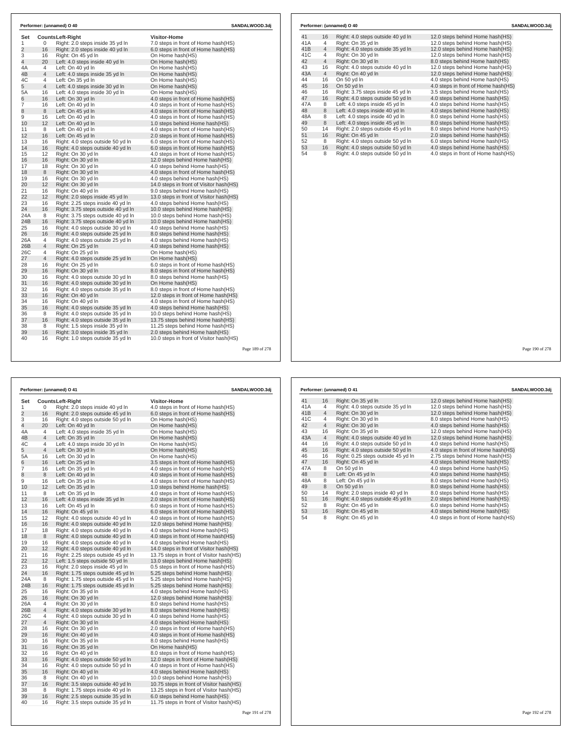**Performer: (unnamed) O 40** SANDALWOOD.3dj

| Set | Counts | Left-Right | Visitor-Home |
|---|---|---|---|
| 1 | 0 | Right: 2.0 steps inside 35 yd ln | 7.0 steps in front of Home hash(HS) |
| 2 | 16 | Right: 2.0 steps inside 40 yd ln | 6.0 steps in front of Home hash(HS) |
| 3 | 16 | Right: On 45 yd ln | On Home hash(HS) |
| 4 | 20 | Left: 4.0 steps inside 40 yd ln | On Home hash(HS) |
| 4A | 4 | Left: On 40 yd ln | On Home hash(HS) |
| 4B | 4 | Left: 4.0 steps inside 35 yd ln | On Home hash(HS) |
| 4C | 4 | Left: On 35 yd ln | On Home hash(HS) |
| 5 | 4 | Left: 4.0 steps inside 30 yd ln | On Home hash(HS) |
| 5A | 16 | Left: 4.0 steps inside 30 yd ln | On Home hash(HS) |
| 6 | 16 | Left: On 30 yd ln | 4.0 steps in front of Home hash(HS) |
| 7 | 16 | Left: On 40 yd ln | 4.0 steps in front of Home hash(HS) |
| 8 | 8 | Left: On 45 yd ln | 4.0 steps in front of Home hash(HS) |
| 9 | 16 | Left: On 40 yd ln | 4.0 steps in front of Home hash(HS) |
| 10 | 12 | Left: On 40 yd ln | 1.0 steps behind Home hash(HS) |
| 11 | 8 | Left: On 40 yd ln | 4.0 steps in front of Home hash(HS) |
| 12 | 16 | Left: On 45 yd ln | 2.0 steps in front of Home hash(HS) |
| 13 | 16 | Right: 4.0 steps outside 50 yd ln | 6.0 steps in front of Home hash(HS) |
| 14 | 16 | Right: 4.0 steps outside 40 yd ln | 6.0 steps in front of Home hash(HS) |
| 15 | 12 | Right: On 30 yd ln | 4.0 steps in front of Home hash(HS) |
| 16 | 16 | Right: On 30 yd ln | 12.0 steps behind Home hash(HS) |
| 17 | 18 | Right: On 30 yd ln | 4.0 steps behind Home hash(HS) |
| 18 | 8 | Right: On 30 yd ln | 4.0 steps in front of Home hash(HS) |
| 19 | 16 | Right: On 30 yd ln | 4.0 steps behind Home hash(HS) |
| 20 | 12 | Right: On 30 yd ln | 14.0 steps in front of Visitor hash(HS) |
| 21 | 16 | Right: On 40 yd ln | 9.0 steps behind Home hash(HS) |
| 22 | 12 | Right: 2.0 steps inside 45 yd ln | 13.0 steps in front of Visitor hash(HS) |
| 23 | 16 | Right: 2.25 steps inside 40 yd ln | 4.0 steps behind Home hash(HS) |
| 24 | 16 | Right: 3.75 steps outside 40 yd ln | 10.0 steps behind Home hash(HS) |
| 24A | 8 | Right: 3.75 steps outside 40 yd ln | 10.0 steps behind Home hash(HS) |
| 24B | 16 | Right: 3.75 steps outside 40 yd ln | 10.0 steps behind Home hash(HS) |
| 25 | 16 | Right: 4.0 steps outside 30 yd ln | 4.0 steps behind Home hash(HS) |
| 26 | 16 | Right: 4.0 steps outside 25 yd ln | 8.0 steps behind Home hash(HS) |
| 26A | 4 | Right: 4.0 steps outside 25 yd ln | 4.0 steps behind Home hash(HS) |
| 26B | 4 | Right: On 25 yd ln | 4.0 steps behind Home hash(HS) |
| 26C | 4 | Right: On 25 yd ln | On Home hash(HS) |
| 27 | 4 | Right: 4.0 steps outside 25 yd ln | On Home hash(HS) |
| 28 | 16 | Right: On 25 yd ln | 6.0 steps in front of Home hash(HS) |
| 29 | 16 | Right: On 30 yd ln | 8.0 steps in front of Home hash(HS) |
| 30 | 16 | Right: 4.0 steps outside 30 yd ln | 8.0 steps behind Home hash(HS) |
| 31 | 16 | Right: 4.0 steps outside 30 yd ln | On Home hash(HS) |
| 32 | 16 | Right: 4.0 steps outside 35 yd ln | 8.0 steps in front of Home hash(HS) |
| 33 | 16 | Right: On 40 yd ln | 12.0 steps in front of Home hash(HS) |
| 34 | 16 | Right: On 40 yd ln | 4.0 steps in front of Home hash(HS) |
| 35 | 16 | Right: 4.0 steps outside 35 yd ln | 4.0 steps behind Home hash(HS) |
| 36 | 8 | Right: 4.0 steps outside 35 yd ln | 10.0 steps behind Home hash(HS) |
| 37 | 16 | Right: 4.0 steps outside 35 yd ln | 13.75 steps behind Home hash(HS) |
| 38 | 8 | Right: 1.5 steps inside 35 yd ln | 11.25 steps behind Home hash(HS) |
| 39 | 16 | Right: 3.0 steps inside 35 yd ln | 2.0 steps behind Home hash(HS) |
| 40 | 16 | Right: 1.0 steps outside 35 yd ln | 10.0 steps in front of Visitor hash(HS) |
| 41 | 16 | Right: 4.0 steps outside 40 yd ln | 12.0 steps behind Home hash(HS) |
| 41A | 4 | Right: On 35 yd ln | 12.0 steps behind Home hash(HS) |
| 41B | 4 | Right: 4.0 steps outside 35 yd ln | 12.0 steps behind Home hash(HS) |
| 41C | 4 | Right: On 30 yd ln | 12.0 steps behind Home hash(HS) |
| 42 | 4 | Right: On 30 yd ln | 8.0 steps behind Home hash(HS) |
| 43 | 16 | Right: 4.0 steps outside 40 yd ln | 12.0 steps behind Home hash(HS) |
| 43A | 4 | Right: On 40 yd ln | 12.0 steps behind Home hash(HS) |
| 44 | 16 | On 50 yd ln | 4.0 steps behind Home hash(HS) |
| 45 | 16 | On 50 yd ln | 4.0 steps in front of Home hash(HS) |
| 46 | 16 | Right: 3.75 steps inside 45 yd ln | 3.5 steps behind Home hash(HS) |
| 47 | 16 | Right: 4.0 steps outside 50 yd ln | 4.0 steps behind Home hash(HS) |
| 47A | 8 | Left: 4.0 steps inside 45 yd ln | 4.0 steps behind Home hash(HS) |
| 48 | 8 | Left: 4.0 steps inside 40 yd ln | 4.0 steps behind Home hash(HS) |
| 48A | 8 | Left: 4.0 steps inside 40 yd ln | 8.0 steps behind Home hash(HS) |
| 49 | 8 | Left: 4.0 steps inside 45 yd ln | 8.0 steps behind Home hash(HS) |
| 50 | 14 | Right: 2.0 steps outside 45 yd ln | 8.0 steps behind Home hash(HS) |
| 51 | 16 | Right: On 45 yd ln | 2.0 steps behind Home hash(HS) |
| 52 | 8 | Right: 4.0 steps outside 50 yd ln | 6.0 steps behind Home hash(HS) |
| 53 | 16 | Right: 4.0 steps outside 50 yd ln | 4.0 steps behind Home hash(HS) |
| 54 | 8 | Right: 4.0 steps outside 50 yd ln | 4.0 steps in front of Home hash(HS) |

**Performer: (unnamed) O 41** SANDALWOOD.3dj

| Set | Counts | Left-Right | Visitor-Home |
|---|---|---|---|
| 1 | 0 | Right: 2.0 steps inside 40 yd ln | 4.0 steps in front of Home hash(HS) |
| 2 | 16 | Right: 2.0 steps outside 45 yd ln | 6.0 steps in front of Home hash(HS) |
| 3 | 16 | Right: 4.0 steps outside 50 yd ln | On Home hash(HS) |
| 4 | 20 | Left: On 40 yd ln | On Home hash(HS) |
| 4A | 4 | Left: 4.0 steps inside 35 yd ln | On Home hash(HS) |
| 4B | 4 | Left: On 35 yd ln | On Home hash(HS) |
| 4C | 4 | Left: 4.0 steps inside 30 yd ln | On Home hash(HS) |
| 5 | 4 | Left: On 30 yd ln | On Home hash(HS) |
| 5A | 16 | Left: On 30 yd ln | On Home hash(HS) |
| 6 | 16 | Left: On 25 yd ln | 3.5 steps in front of Home hash(HS) |
| 7 | 16 | Left: On 35 yd ln | 4.0 steps in front of Home hash(HS) |
| 8 | 8 | Left: On 40 yd ln | 4.0 steps in front of Home hash(HS) |
| 9 | 16 | Left: On 35 yd ln | 4.0 steps in front of Home hash(HS) |
| 10 | 12 | Left: On 35 yd ln | 1.0 steps behind Home hash(HS) |
| 11 | 8 | Left: On 35 yd ln | 4.0 steps in front of Home hash(HS) |
| 12 | 16 | Left: 4.0 steps inside 35 yd ln | 2.0 steps in front of Home hash(HS) |
| 13 | 16 | Left: On 45 yd ln | 6.0 steps in front of Home hash(HS) |
| 14 | 16 | Right: On 45 yd ln | 6.0 steps in front of Home hash(HS) |
| 15 | 12 | Right: 4.0 steps outside 40 yd ln | 4.0 steps in front of Home hash(HS) |
| 16 | 16 | Right: 4.0 steps outside 40 yd ln | 12.0 steps behind Home hash(HS) |
| 17 | 18 | Right: 4.0 steps outside 40 yd ln | 4.0 steps behind Home hash(HS) |
| 18 | 8 | Right: 4.0 steps outside 40 yd ln | 4.0 steps in front of Home hash(HS) |
| 19 | 16 | Right: 4.0 steps outside 40 yd ln | 4.0 steps behind Home hash(HS) |
| 20 | 12 | Right: 4.0 steps outside 40 yd ln | 14.0 steps in front of Visitor hash(HS) |
| 21 | 16 | Right: 2.25 steps outside 45 yd ln | 13.75 steps in front of Visitor hash(HS) |
| 22 | 12 | Left: 1.5 steps outside 50 yd ln | 13.0 steps behind Home hash(HS) |
| 23 | 16 | Right: 2.0 steps inside 45 yd ln | 0.5 steps in front of Home hash(HS) |
| 24 | 16 | Right: 1.75 steps outside 45 yd ln | 5.25 steps behind Home hash(HS) |
| 24A | 8 | Right: 1.75 steps outside 45 yd ln | 5.25 steps behind Home hash(HS) |
| 24B | 16 | Right: 1.75 steps outside 45 yd ln | 5.25 steps behind Home hash(HS) |
| 25 | 16 | Right: On 35 yd ln | 4.0 steps behind Home hash(HS) |
| 26 | 16 | Right: On 30 yd ln | 12.0 steps behind Home hash(HS) |
| 26A | 4 | Right: On 30 yd ln | 8.0 steps behind Home hash(HS) |
| 26B | 4 | Right: 4.0 steps outside 30 yd ln | 8.0 steps behind Home hash(HS) |
| 26C | 4 | Right: 4.0 steps outside 30 yd ln | 4.0 steps behind Home hash(HS) |
| 27 | 4 | Right: On 30 yd ln | 4.0 steps behind Home hash(HS) |
| 28 | 16 | Right: On 30 yd ln | 2.0 steps in front of Home hash(HS) |
| 29 | 16 | Right: On 40 yd ln | 4.0 steps in front of Home hash(HS) |
| 30 | 16 | Right: On 35 yd ln | 8.0 steps behind Home hash(HS) |
| 31 | 16 | Right: On 35 yd ln | On Home hash(HS) |
| 32 | 16 | Right: On 40 yd ln | 8.0 steps in front of Home hash(HS) |
| 33 | 16 | Right: 4.0 steps outside 50 yd ln | 12.0 steps in front of Home hash(HS) |
| 34 | 16 | Right: 4.0 steps outside 50 yd ln | 4.0 steps in front of Home hash(HS) |
| 35 | 16 | Right: On 40 yd ln | 4.0 steps behind Home hash(HS) |
| 36 | 8 | Right: On 40 yd ln | 10.0 steps behind Home hash(HS) |
| 37 | 16 | Right: 3.5 steps outside 40 yd ln | 10.75 steps in front of Visitor hash(HS) |
| 38 | 8 | Right: 1.75 steps inside 40 yd ln | 13.25 steps in front of Visitor hash(HS) |
| 39 | 16 | Right: 2.5 steps outside 35 yd ln | 6.0 steps behind Home hash(HS) |
| 40 | 16 | Right: 3.5 steps outside 35 yd ln | 11.75 steps in front of Visitor hash(HS) |
| 41 | 16 | Right: On 35 yd ln | 12.0 steps behind Home hash(HS) |
| 41A | 4 | Right: 4.0 steps outside 35 yd ln | 12.0 steps behind Home hash(HS) |
| 41B | 4 | Right: On 30 yd ln | 12.0 steps behind Home hash(HS) |
| 41C | 4 | Right: On 30 yd ln | 8.0 steps behind Home hash(HS) |
| 42 | 4 | Right: On 30 yd ln | 4.0 steps behind Home hash(HS) |
| 43 | 16 | Right: On 35 yd ln | 12.0 steps behind Home hash(HS) |
| 43A | 4 | Right: 4.0 steps outside 40 yd ln | 12.0 steps behind Home hash(HS) |
| 44 | 16 | Right: 4.0 steps outside 50 yd ln | 4.0 steps behind Home hash(HS) |
| 45 | 16 | Right: 4.0 steps outside 50 yd ln | 4.0 steps in front of Home hash(HS) |
| 46 | 16 | Right: 0.25 steps outside 45 yd ln | 2.75 steps behind Home hash(HS) |
| 47 | 16 | Right: On 45 yd ln | 4.0 steps behind Home hash(HS) |
| 47A | 8 | On 50 yd ln | 4.0 steps behind Home hash(HS) |
| 48 | 8 | Left: On 45 yd ln | 4.0 steps behind Home hash(HS) |
| 48A | 8 | Left: On 45 yd ln | 8.0 steps behind Home hash(HS) |
| 49 | 8 | On 50 yd ln | 8.0 steps behind Home hash(HS) |
| 50 | 14 | Right: 2.0 steps inside 40 yd ln | 8.0 steps behind Home hash(HS) |
| 51 | 16 | Right: 4.0 steps outside 45 yd ln | 2.0 steps behind Home hash(HS) |
| 52 | 8 | Right: On 45 yd ln | 6.0 steps behind Home hash(HS) |
| 53 | 16 | Right: On 45 yd ln | 4.0 steps behind Home hash(HS) |
| 54 | 8 | Right: On 45 yd ln | 4.0 steps in front of Home hash(HS) |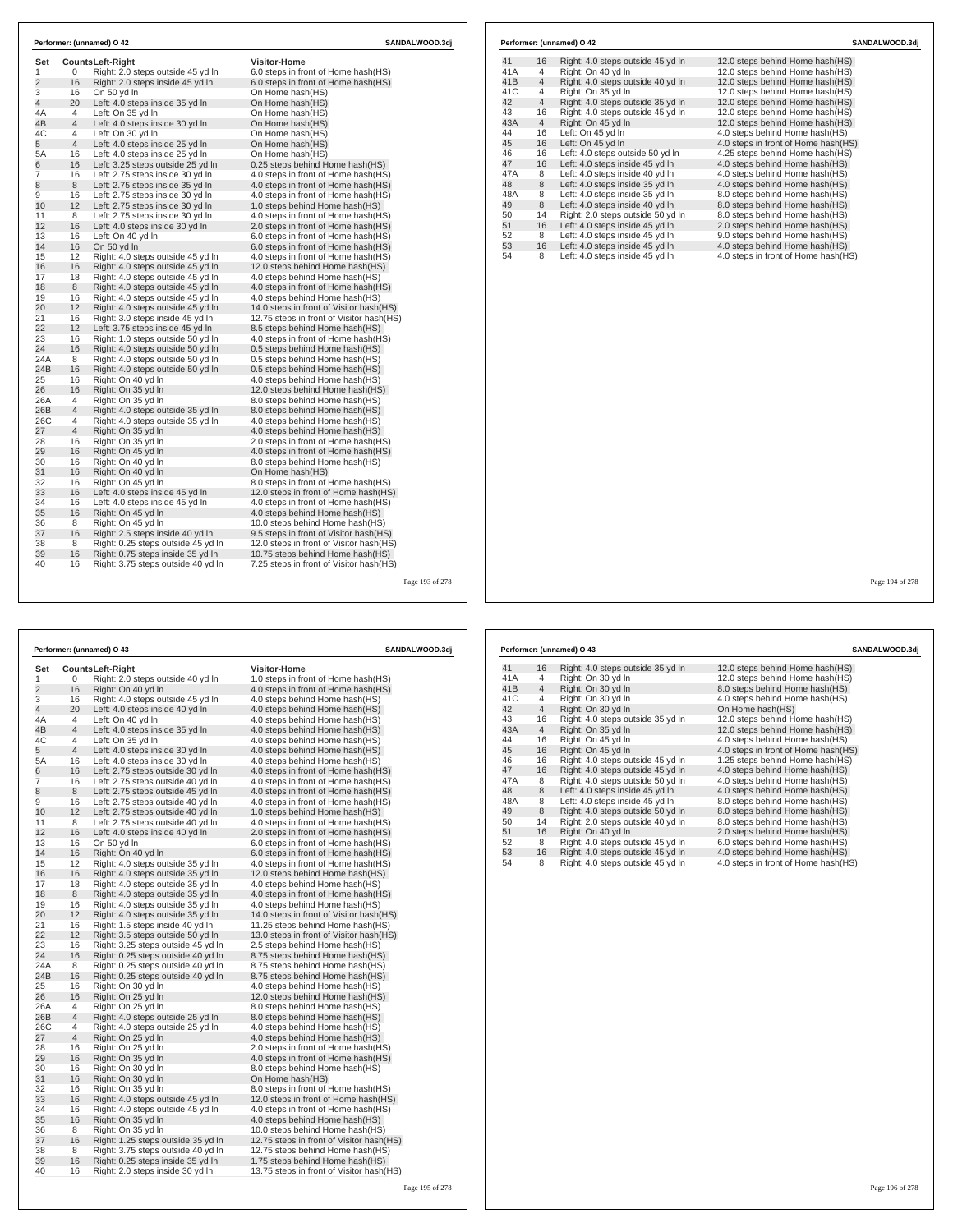## Performer: (unnamed) O 42 — SANDALWOOD.3dj

| Set | Counts | Left-Right | Visitor-Home |
|---|---|---|---|
| 1 | 0 | Right: 2.0 steps outside 45 yd ln | 6.0 steps in front of Home hash(HS) |
| 2 | 16 | Right: 2.0 steps inside 45 yd ln | 6.0 steps in front of Home hash(HS) |
| 3 | 16 | On 50 yd ln | On Home hash(HS) |
| 4 | 20 | Left: 4.0 steps inside 35 yd ln | On Home hash(HS) |
| 4A | 4 | Left: On 35 yd ln | On Home hash(HS) |
| 4B | 4 | Left: 4.0 steps inside 30 yd ln | On Home hash(HS) |
| 4C | 4 | Left: On 30 yd ln | On Home hash(HS) |
| 5 | 4 | Left: 4.0 steps inside 25 yd ln | On Home hash(HS) |
| 5A | 16 | Left: 4.0 steps inside 25 yd ln | On Home hash(HS) |
| 6 | 16 | Left: 3.25 steps outside 25 yd ln | 0.25 steps behind Home hash(HS) |
| 7 | 16 | Left: 2.75 steps inside 30 yd ln | 4.0 steps in front of Home hash(HS) |
| 8 | 8 | Left: 2.75 steps inside 35 yd ln | 4.0 steps in front of Home hash(HS) |
| 9 | 16 | Left: 2.75 steps inside 30 yd ln | 4.0 steps in front of Home hash(HS) |
| 10 | 12 | Left: 2.75 steps inside 30 yd ln | 1.0 steps behind Home hash(HS) |
| 11 | 8 | Left: 2.75 steps inside 30 yd ln | 4.0 steps in front of Home hash(HS) |
| 12 | 16 | Left: 4.0 steps inside 30 yd ln | 2.0 steps in front of Home hash(HS) |
| 13 | 16 | Left: On 40 yd ln | 6.0 steps in front of Home hash(HS) |
| 14 | 16 | On 50 yd ln | 6.0 steps in front of Home hash(HS) |
| 15 | 12 | Right: 4.0 steps outside 45 yd ln | 4.0 steps in front of Home hash(HS) |
| 16 | 16 | Right: 4.0 steps outside 45 yd ln | 12.0 steps behind Home hash(HS) |
| 17 | 18 | Right: 4.0 steps outside 45 yd ln | 4.0 steps behind Home hash(HS) |
| 18 | 8 | Right: 4.0 steps outside 45 yd ln | 4.0 steps in front of Home hash(HS) |
| 19 | 16 | Right: 4.0 steps outside 45 yd ln | 4.0 steps behind Home hash(HS) |
| 20 | 12 | Right: 4.0 steps outside 45 yd ln | 14.0 steps in front of Visitor hash(HS) |
| 21 | 16 | Right: 3.0 steps inside 45 yd ln | 12.75 steps in front of Visitor hash(HS) |
| 22 | 12 | Left: 3.75 steps inside 45 yd ln | 8.5 steps behind Home hash(HS) |
| 23 | 16 | Right: 1.0 steps outside 50 yd ln | 4.0 steps in front of Home hash(HS) |
| 24 | 16 | Right: 4.0 steps outside 50 yd ln | 0.5 steps behind Home hash(HS) |
| 24A | 8 | Right: 4.0 steps outside 50 yd ln | 0.5 steps behind Home hash(HS) |
| 24B | 16 | Right: 4.0 steps outside 50 yd ln | 0.5 steps behind Home hash(HS) |
| 25 | 16 | Right: On 40 yd ln | 4.0 steps behind Home hash(HS) |
| 26 | 16 | Right: On 35 yd ln | 12.0 steps behind Home hash(HS) |
| 26A | 4 | Right: On 35 yd ln | 8.0 steps behind Home hash(HS) |
| 26B | 4 | Right: 4.0 steps outside 35 yd ln | 8.0 steps behind Home hash(HS) |
| 26C | 4 | Right: 4.0 steps outside 35 yd ln | 4.0 steps behind Home hash(HS) |
| 27 | 4 | Right: On 35 yd ln | 4.0 steps behind Home hash(HS) |
| 28 | 16 | Right: On 35 yd ln | 2.0 steps in front of Home hash(HS) |
| 29 | 16 | Right: On 45 yd ln | 4.0 steps in front of Home hash(HS) |
| 30 | 16 | Right: On 40 yd ln | 8.0 steps behind Home hash(HS) |
| 31 | 16 | Right: On 40 yd ln | On Home hash(HS) |
| 32 | 16 | Right: On 45 yd ln | 8.0 steps in front of Home hash(HS) |
| 33 | 16 | Left: 4.0 steps inside 45 yd ln | 12.0 steps in front of Home hash(HS) |
| 34 | 16 | Left: 4.0 steps inside 45 yd ln | 4.0 steps in front of Home hash(HS) |
| 35 | 16 | Right: On 45 yd ln | 4.0 steps behind Home hash(HS) |
| 36 | 8 | Right: On 45 yd ln | 10.0 steps behind Home hash(HS) |
| 37 | 16 | Right: 2.5 steps inside 40 yd ln | 9.5 steps in front of Visitor hash(HS) |
| 38 | 8 | Right: 0.25 steps outside 45 yd ln | 12.0 steps in front of Visitor hash(HS) |
| 39 | 16 | Right: 0.75 steps inside 35 yd ln | 10.75 steps behind Home hash(HS) |
| 40 | 16 | Right: 3.75 steps outside 40 yd ln | 7.25 steps in front of Visitor hash(HS) |
| 41 | 16 | Right: 4.0 steps outside 45 yd ln | 12.0 steps behind Home hash(HS) |
| 41A | 4 | Right: On 40 yd ln | 12.0 steps behind Home hash(HS) |
| 41B | 4 | Right: 4.0 steps outside 40 yd ln | 12.0 steps behind Home hash(HS) |
| 41C | 4 | Right: On 35 yd ln | 12.0 steps behind Home hash(HS) |
| 42 | 4 | Right: 4.0 steps outside 35 yd ln | 12.0 steps behind Home hash(HS) |
| 43 | 16 | Right: 4.0 steps outside 45 yd ln | 12.0 steps behind Home hash(HS) |
| 43A | 4 | Right: On 45 yd ln | 12.0 steps behind Home hash(HS) |
| 44 | 16 | Left: On 45 yd ln | 4.0 steps behind Home hash(HS) |
| 45 | 16 | Left: On 45 yd ln | 4.0 steps in front of Home hash(HS) |
| 46 | 16 | Left: 4.0 steps outside 50 yd ln | 4.25 steps behind Home hash(HS) |
| 47 | 16 | Left: 4.0 steps inside 45 yd ln | 4.0 steps behind Home hash(HS) |
| 47A | 8 | Left: 4.0 steps inside 40 yd ln | 4.0 steps behind Home hash(HS) |
| 48 | 8 | Left: 4.0 steps inside 35 yd ln | 4.0 steps behind Home hash(HS) |
| 48A | 8 | Left: 4.0 steps inside 35 yd ln | 8.0 steps behind Home hash(HS) |
| 49 | 8 | Left: 4.0 steps inside 40 yd ln | 8.0 steps behind Home hash(HS) |
| 50 | 14 | Right: 2.0 steps outside 50 yd ln | 8.0 steps behind Home hash(HS) |
| 51 | 16 | Left: 4.0 steps inside 45 yd ln | 2.0 steps behind Home hash(HS) |
| 52 | 8 | Left: 4.0 steps inside 45 yd ln | 9.0 steps behind Home hash(HS) |
| 53 | 16 | Left: 4.0 steps inside 45 yd ln | 4.0 steps behind Home hash(HS) |
| 54 | 8 | Left: 4.0 steps inside 45 yd ln | 4.0 steps in front of Home hash(HS) |

## Performer: (unnamed) O 43 — SANDALWOOD.3dj

| Set | Counts | Left-Right | Visitor-Home |
|---|---|---|---|
| 1 | 0 | Right: 2.0 steps outside 40 yd ln | 1.0 steps in front of Home hash(HS) |
| 2 | 16 | Right: On 40 yd ln | 4.0 steps in front of Home hash(HS) |
| 3 | 16 | Right: 4.0 steps outside 45 yd ln | 4.0 steps behind Home hash(HS) |
| 4 | 20 | Left: 4.0 steps inside 40 yd ln | 4.0 steps behind Home hash(HS) |
| 4A | 4 | Left: On 40 yd ln | 4.0 steps behind Home hash(HS) |
| 4B | 4 | Left: 4.0 steps inside 35 yd ln | 4.0 steps behind Home hash(HS) |
| 4C | 4 | Left: On 35 yd ln | 4.0 steps behind Home hash(HS) |
| 5 | 4 | Left: 4.0 steps inside 30 yd ln | 4.0 steps behind Home hash(HS) |
| 5A | 16 | Left: 4.0 steps inside 30 yd ln | 4.0 steps behind Home hash(HS) |
| 6 | 16 | Left: 2.75 steps outside 30 yd ln | 4.0 steps in front of Home hash(HS) |
| 7 | 16 | Left: 2.75 steps outside 40 yd ln | 4.0 steps in front of Home hash(HS) |
| 8 | 8 | Left: 2.75 steps outside 45 yd ln | 4.0 steps in front of Home hash(HS) |
| 9 | 16 | Left: 2.75 steps outside 40 yd ln | 4.0 steps in front of Home hash(HS) |
| 10 | 12 | Left: 2.75 steps outside 40 yd ln | 1.0 steps behind Home hash(HS) |
| 11 | 8 | Left: 2.75 steps outside 40 yd ln | 4.0 steps in front of Home hash(HS) |
| 12 | 16 | Left: 4.0 steps inside 40 yd ln | 2.0 steps in front of Home hash(HS) |
| 13 | 16 | On 50 yd ln | 6.0 steps in front of Home hash(HS) |
| 14 | 16 | Right: On 40 yd ln | 6.0 steps in front of Home hash(HS) |
| 15 | 12 | Right: 4.0 steps outside 35 yd ln | 4.0 steps in front of Home hash(HS) |
| 16 | 16 | Right: 4.0 steps outside 35 yd ln | 12.0 steps behind Home hash(HS) |
| 17 | 18 | Right: 4.0 steps outside 35 yd ln | 4.0 steps behind Home hash(HS) |
| 18 | 8 | Right: 4.0 steps outside 35 yd ln | 4.0 steps in front of Home hash(HS) |
| 19 | 16 | Right: 4.0 steps outside 35 yd ln | 4.0 steps behind Home hash(HS) |
| 20 | 12 | Right: 4.0 steps outside 35 yd ln | 14.0 steps in front of Visitor hash(HS) |
| 21 | 16 | Right: 1.5 steps inside 40 yd ln | 11.25 steps behind Home hash(HS) |
| 22 | 12 | Right: 3.5 steps outside 50 yd ln | 13.0 steps in front of Visitor hash(HS) |
| 23 | 16 | Right: 3.25 steps outside 45 yd ln | 2.5 steps behind Home hash(HS) |
| 24 | 16 | Right: 0.25 steps outside 40 yd ln | 8.75 steps behind Home hash(HS) |
| 24A | 8 | Right: 0.25 steps outside 40 yd ln | 8.75 steps behind Home hash(HS) |
| 24B | 16 | Right: 0.25 steps outside 40 yd ln | 8.75 steps behind Home hash(HS) |
| 25 | 16 | Right: On 30 yd ln | 4.0 steps behind Home hash(HS) |
| 26 | 16 | Right: On 25 yd ln | 12.0 steps behind Home hash(HS) |
| 26A | 4 | Right: On 25 yd ln | 8.0 steps behind Home hash(HS) |
| 26B | 4 | Right: 4.0 steps outside 25 yd ln | 8.0 steps behind Home hash(HS) |
| 26C | 4 | Right: 4.0 steps outside 25 yd ln | 4.0 steps behind Home hash(HS) |
| 27 | 4 | Right: On 25 yd ln | 4.0 steps behind Home hash(HS) |
| 28 | 16 | Right: On 25 yd ln | 2.0 steps in front of Home hash(HS) |
| 29 | 16 | Right: On 35 yd ln | 4.0 steps in front of Home hash(HS) |
| 30 | 16 | Right: On 30 yd ln | 8.0 steps behind Home hash(HS) |
| 31 | 16 | Right: On 30 yd ln | On Home hash(HS) |
| 32 | 16 | Right: On 35 yd ln | 8.0 steps in front of Home hash(HS) |
| 33 | 16 | Right: 4.0 steps outside 45 yd ln | 12.0 steps in front of Home hash(HS) |
| 34 | 16 | Right: 4.0 steps outside 45 yd ln | 4.0 steps in front of Home hash(HS) |
| 35 | 16 | Right: On 35 yd ln | 4.0 steps behind Home hash(HS) |
| 36 | 8 | Right: On 35 yd ln | 10.0 steps behind Home hash(HS) |
| 37 | 16 | Right: 1.25 steps outside 35 yd ln | 12.75 steps in front of Visitor hash(HS) |
| 38 | 8 | Right: 3.75 steps outside 40 yd ln | 12.75 steps behind Home hash(HS) |
| 39 | 16 | Right: 0.25 steps inside 35 yd ln | 1.75 steps behind Home hash(HS) |
| 40 | 16 | Right: 2.0 steps inside 30 yd ln | 13.75 steps in front of Visitor hash(HS) |
| 41 | 16 | Right: 4.0 steps outside 35 yd ln | 12.0 steps behind Home hash(HS) |
| 41A | 4 | Right: On 30 yd ln | 12.0 steps behind Home hash(HS) |
| 41B | 4 | Right: On 30 yd ln | 8.0 steps behind Home hash(HS) |
| 41C | 4 | Right: On 30 yd ln | 4.0 steps behind Home hash(HS) |
| 42 | 4 | Right: On 30 yd ln | On Home hash(HS) |
| 43 | 16 | Right: 4.0 steps outside 35 yd ln | 12.0 steps behind Home hash(HS) |
| 43A | 4 | Right: On 35 yd ln | 12.0 steps behind Home hash(HS) |
| 44 | 16 | Right: On 45 yd ln | 4.0 steps behind Home hash(HS) |
| 45 | 16 | Right: On 45 yd ln | 4.0 steps in front of Home hash(HS) |
| 46 | 16 | Right: 4.0 steps outside 45 yd ln | 1.25 steps behind Home hash(HS) |
| 47 | 16 | Right: 4.0 steps outside 45 yd ln | 4.0 steps behind Home hash(HS) |
| 47A | 8 | Right: 4.0 steps outside 50 yd ln | 4.0 steps behind Home hash(HS) |
| 48 | 8 | Left: 4.0 steps inside 45 yd ln | 4.0 steps behind Home hash(HS) |
| 48A | 8 | Left: 4.0 steps inside 45 yd ln | 8.0 steps behind Home hash(HS) |
| 49 | 8 | Right: 4.0 steps outside 50 yd ln | 8.0 steps behind Home hash(HS) |
| 50 | 14 | Right: 2.0 steps outside 40 yd ln | 8.0 steps behind Home hash(HS) |
| 51 | 16 | Right: On 40 yd ln | 2.0 steps behind Home hash(HS) |
| 52 | 8 | Right: 4.0 steps outside 45 yd ln | 6.0 steps behind Home hash(HS) |
| 53 | 16 | Right: 4.0 steps outside 45 yd ln | 4.0 steps behind Home hash(HS) |
| 54 | 8 | Right: 4.0 steps outside 45 yd ln | 4.0 steps in front of Home hash(HS) |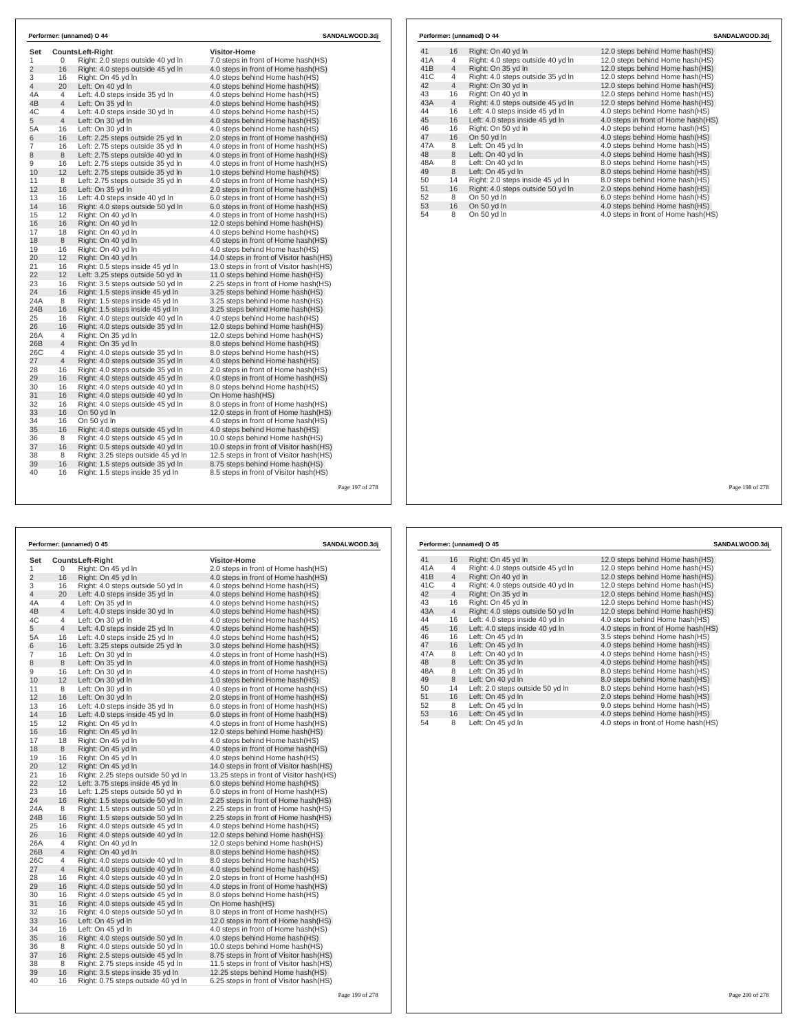**Performer: (unnamed) O 44** SANDALWOOD.3dj

| Set | Counts | Left-Right | Visitor-Home |
|---|---|---|---|
| 1 | 0 | Right: 2.0 steps outside 40 yd ln | 7.0 steps in front of Home hash(HS) |
| 2 | 16 | Right: 4.0 steps outside 45 yd ln | 4.0 steps in front of Home hash(HS) |
| 3 | 16 | Right: On 45 yd ln | 4.0 steps behind Home hash(HS) |
| 4 | 20 | Left: On 40 yd ln | 4.0 steps behind Home hash(HS) |
| 4A | 4 | Left: 4.0 steps inside 35 yd ln | 4.0 steps behind Home hash(HS) |
| 4B | 4 | Left: On 35 yd ln | 4.0 steps behind Home hash(HS) |
| 4C | 4 | Left: 4.0 steps inside 30 yd ln | 4.0 steps behind Home hash(HS) |
| 5 | 4 | Left: On 30 yd ln | 4.0 steps behind Home hash(HS) |
| 5A | 16 | Left: On 30 yd ln | 4.0 steps behind Home hash(HS) |
| 6 | 16 | Left: 2.25 steps outside 25 yd ln | 2.0 steps in front of Home hash(HS) |
| 7 | 16 | Left: 2.75 steps outside 35 yd ln | 4.0 steps in front of Home hash(HS) |
| 8 | 8 | Left: 2.75 steps outside 40 yd ln | 4.0 steps in front of Home hash(HS) |
| 9 | 16 | Left: 2.75 steps outside 35 yd ln | 4.0 steps in front of Home hash(HS) |
| 10 | 12 | Left: 2.75 steps outside 35 yd ln | 1.0 steps behind Home hash(HS) |
| 11 | 8 | Left: 2.75 steps outside 35 yd ln | 4.0 steps in front of Home hash(HS) |
| 12 | 16 | Left: On 35 yd ln | 2.0 steps in front of Home hash(HS) |
| 13 | 16 | Left: 4.0 steps inside 40 yd ln | 6.0 steps in front of Home hash(HS) |
| 14 | 16 | Right: 4.0 steps outside 50 yd ln | 6.0 steps in front of Home hash(HS) |
| 15 | 12 | Right: On 40 yd ln | 4.0 steps in front of Home hash(HS) |
| 16 | 16 | Right: On 40 yd ln | 12.0 steps behind Home hash(HS) |
| 17 | 18 | Right: On 40 yd ln | 4.0 steps behind Home hash(HS) |
| 18 | 8 | Right: On 40 yd ln | 4.0 steps in front of Home hash(HS) |
| 19 | 16 | Right: On 40 yd ln | 4.0 steps behind Home hash(HS) |
| 20 | 12 | Right: On 40 yd ln | 14.0 steps in front of Visitor hash(HS) |
| 21 | 16 | Right: 0.5 steps inside 45 yd ln | 13.0 steps in front of Visitor hash(HS) |
| 22 | 12 | Left: 3.25 steps outside 50 yd ln | 11.0 steps behind Home hash(HS) |
| 23 | 16 | Right: 3.5 steps outside 50 yd ln | 2.25 steps in front of Home hash(HS) |
| 24 | 16 | Right: 1.5 steps inside 45 yd ln | 3.25 steps behind Home hash(HS) |
| 24A | 8 | Right: 1.5 steps inside 45 yd ln | 3.25 steps behind Home hash(HS) |
| 24B | 16 | Right: 1.5 steps inside 45 yd ln | 3.25 steps behind Home hash(HS) |
| 25 | 16 | Right: 4.0 steps outside 40 yd ln | 4.0 steps behind Home hash(HS) |
| 26 | 16 | Right: 4.0 steps outside 35 yd ln | 12.0 steps behind Home hash(HS) |
| 26A | 4 | Right: On 35 yd ln | 12.0 steps behind Home hash(HS) |
| 26B | 4 | Right: On 35 yd ln | 8.0 steps behind Home hash(HS) |
| 26C | 4 | Right: 4.0 steps outside 35 yd ln | 8.0 steps behind Home hash(HS) |
| 27 | 4 | Right: 4.0 steps outside 35 yd ln | 4.0 steps behind Home hash(HS) |
| 28 | 16 | Right: 4.0 steps outside 35 yd ln | 2.0 steps in front of Home hash(HS) |
| 29 | 16 | Right: 4.0 steps outside 45 yd ln | 4.0 steps in front of Home hash(HS) |
| 30 | 16 | Right: 4.0 steps outside 40 yd ln | 8.0 steps behind Home hash(HS) |
| 31 | 16 | Right: 4.0 steps outside 40 yd ln | On Home hash(HS) |
| 32 | 16 | Right: 4.0 steps outside 45 yd ln | 8.0 steps in front of Home hash(HS) |
| 33 | 16 | On 50 yd ln | 12.0 steps in front of Home hash(HS) |
| 34 | 16 | On 50 yd ln | 4.0 steps in front of Home hash(HS) |
| 35 | 16 | Right: 4.0 steps outside 45 yd ln | 4.0 steps behind Home hash(HS) |
| 36 | 8 | Right: 4.0 steps outside 45 yd ln | 10.0 steps behind Home hash(HS) |
| 37 | 16 | Right: 0.5 steps outside 40 yd ln | 10.0 steps in front of Visitor hash(HS) |
| 38 | 8 | Right: 3.25 steps outside 45 yd ln | 12.5 steps in front of Visitor hash(HS) |
| 39 | 16 | Right: 1.5 steps outside 35 yd ln | 8.75 steps behind Home hash(HS) |
| 40 | 16 | Right: 1.5 steps inside 35 yd ln | 8.5 steps in front of Visitor hash(HS) |
| 41 | 16 | Right: On 40 yd ln | 12.0 steps behind Home hash(HS) |
| 41A | 4 | Right: 4.0 steps outside 40 yd ln | 12.0 steps behind Home hash(HS) |
| 41B | 4 | Right: On 35 yd ln | 12.0 steps behind Home hash(HS) |
| 41C | 4 | Right: 4.0 steps outside 35 yd ln | 12.0 steps behind Home hash(HS) |
| 42 | 4 | Right: On 30 yd ln | 12.0 steps behind Home hash(HS) |
| 43 | 16 | Right: On 40 yd ln | 12.0 steps behind Home hash(HS) |
| 43A | 4 | Right: 4.0 steps outside 45 yd ln | 12.0 steps behind Home hash(HS) |
| 44 | 16 | Left: 4.0 steps inside 45 yd ln | 4.0 steps behind Home hash(HS) |
| 45 | 16 | Left: 4.0 steps inside 45 yd ln | 4.0 steps in front of Home hash(HS) |
| 46 | 16 | Right: On 50 yd ln | 4.0 steps behind Home hash(HS) |
| 47 | 16 | On 50 yd ln | 4.0 steps behind Home hash(HS) |
| 47A | 8 | Left: On 45 yd ln | 4.0 steps behind Home hash(HS) |
| 48 | 8 | Left: On 40 yd ln | 4.0 steps behind Home hash(HS) |
| 48A | 8 | Left: On 40 yd ln | 8.0 steps behind Home hash(HS) |
| 49 | 8 | Left: On 45 yd ln | 8.0 steps behind Home hash(HS) |
| 50 | 14 | Right: 2.0 steps inside 45 yd ln | 8.0 steps behind Home hash(HS) |
| 51 | 16 | Right: 4.0 steps outside 50 yd ln | 2.0 steps behind Home hash(HS) |
| 52 | 8 | On 50 yd ln | 6.0 steps behind Home hash(HS) |
| 53 | 16 | On 50 yd ln | 4.0 steps behind Home hash(HS) |
| 54 | 8 | On 50 yd ln | 4.0 steps in front of Home hash(HS) |

**Performer: (unnamed) O 45** SANDALWOOD.3dj

| Set | Counts | Left-Right | Visitor-Home |
|---|---|---|---|
| 1 | 0 | Right: On 45 yd ln | 2.0 steps in front of Home hash(HS) |
| 2 | 16 | Right: On 45 yd ln | 4.0 steps in front of Home hash(HS) |
| 3 | 16 | Right: 4.0 steps outside 50 yd ln | 4.0 steps behind Home hash(HS) |
| 4 | 20 | Left: 4.0 steps inside 35 yd ln | 4.0 steps behind Home hash(HS) |
| 4A | 4 | Left: On 35 yd ln | 4.0 steps behind Home hash(HS) |
| 4B | 4 | Left: 4.0 steps inside 30 yd ln | 4.0 steps behind Home hash(HS) |
| 4C | 4 | Left: On 30 yd ln | 4.0 steps behind Home hash(HS) |
| 5 | 4 | Left: 4.0 steps inside 25 yd ln | 4.0 steps behind Home hash(HS) |
| 5A | 16 | Left: 4.0 steps inside 25 yd ln | 4.0 steps behind Home hash(HS) |
| 6 | 16 | Left: 3.25 steps outside 25 yd ln | 3.0 steps behind Home hash(HS) |
| 7 | 16 | Left: On 30 yd ln | 4.0 steps in front of Home hash(HS) |
| 8 | 8 | Left: On 35 yd ln | 4.0 steps in front of Home hash(HS) |
| 9 | 16 | Left: On 30 yd ln | 4.0 steps in front of Home hash(HS) |
| 10 | 12 | Left: On 30 yd ln | 1.0 steps behind Home hash(HS) |
| 11 | 8 | Left: On 30 yd ln | 4.0 steps in front of Home hash(HS) |
| 12 | 16 | Left: On 30 yd ln | 2.0 steps in front of Home hash(HS) |
| 13 | 16 | Left: 4.0 steps inside 35 yd ln | 6.0 steps in front of Home hash(HS) |
| 14 | 16 | Left: 4.0 steps inside 45 yd ln | 6.0 steps in front of Home hash(HS) |
| 15 | 12 | Right: On 45 yd ln | 4.0 steps in front of Home hash(HS) |
| 16 | 16 | Right: On 45 yd ln | 12.0 steps behind Home hash(HS) |
| 17 | 18 | Right: On 45 yd ln | 4.0 steps behind Home hash(HS) |
| 18 | 8 | Right: On 45 yd ln | 4.0 steps in front of Home hash(HS) |
| 19 | 16 | Right: On 45 yd ln | 4.0 steps behind Home hash(HS) |
| 20 | 12 | Right: On 45 yd ln | 14.0 steps in front of Visitor hash(HS) |
| 21 | 16 | Right: 2.25 steps outside 50 yd ln | 13.25 steps in front of Visitor hash(HS) |
| 22 | 12 | Left: 3.75 steps inside 45 yd ln | 6.0 steps behind Home hash(HS) |
| 23 | 16 | Left: 1.25 steps outside 50 yd ln | 6.0 steps in front of Home hash(HS) |
| 24 | 16 | Right: 1.5 steps outside 50 yd ln | 2.25 steps in front of Home hash(HS) |
| 24A | 8 | Right: 1.5 steps outside 50 yd ln | 2.25 steps in front of Home hash(HS) |
| 24B | 16 | Right: 1.5 steps outside 50 yd ln | 2.25 steps in front of Home hash(HS) |
| 25 | 16 | Right: 4.0 steps outside 45 yd ln | 4.0 steps behind Home hash(HS) |
| 26 | 16 | Right: 4.0 steps outside 40 yd ln | 12.0 steps behind Home hash(HS) |
| 26A | 4 | Right: On 40 yd ln | 12.0 steps behind Home hash(HS) |
| 26B | 4 | Right: On 40 yd ln | 8.0 steps behind Home hash(HS) |
| 26C | 4 | Right: 4.0 steps outside 40 yd ln | 8.0 steps behind Home hash(HS) |
| 27 | 4 | Right: 4.0 steps outside 40 yd ln | 4.0 steps behind Home hash(HS) |
| 28 | 16 | Right: 4.0 steps outside 40 yd ln | 2.0 steps in front of Home hash(HS) |
| 29 | 16 | Right: 4.0 steps outside 50 yd ln | 4.0 steps in front of Home hash(HS) |
| 30 | 16 | Right: 4.0 steps outside 45 yd ln | 8.0 steps behind Home hash(HS) |
| 31 | 16 | Right: 4.0 steps outside 45 yd ln | On Home hash(HS) |
| 32 | 16 | Right: 4.0 steps outside 50 yd ln | 8.0 steps in front of Home hash(HS) |
| 33 | 16 | Left: On 45 yd ln | 12.0 steps in front of Home hash(HS) |
| 34 | 16 | Left: On 45 yd ln | 4.0 steps in front of Home hash(HS) |
| 35 | 16 | Right: 4.0 steps outside 50 yd ln | 4.0 steps behind Home hash(HS) |
| 36 | 8 | Right: 4.0 steps outside 50 yd ln | 10.0 steps behind Home hash(HS) |
| 37 | 16 | Right: 2.5 steps outside 45 yd ln | 8.75 steps in front of Visitor hash(HS) |
| 38 | 8 | Right: 2.75 steps inside 45 yd ln | 11.5 steps in front of Visitor hash(HS) |
| 39 | 16 | Right: 3.5 steps inside 35 yd ln | 12.25 steps behind Home hash(HS) |
| 40 | 16 | Right: 0.75 steps outside 40 yd ln | 6.25 steps in front of Visitor hash(HS) |
| 41 | 16 | Right: On 45 yd ln | 12.0 steps behind Home hash(HS) |
| 41A | 4 | Right: 4.0 steps outside 45 yd ln | 12.0 steps behind Home hash(HS) |
| 41B | 4 | Right: On 40 yd ln | 12.0 steps behind Home hash(HS) |
| 41C | 4 | Right: 4.0 steps outside 40 yd ln | 12.0 steps behind Home hash(HS) |
| 42 | 4 | Right: On 35 yd ln | 12.0 steps behind Home hash(HS) |
| 43 | 16 | Right: On 45 yd ln | 12.0 steps behind Home hash(HS) |
| 43A | 4 | Right: 4.0 steps outside 50 yd ln | 12.0 steps behind Home hash(HS) |
| 44 | 16 | Left: 4.0 steps inside 40 yd ln | 4.0 steps behind Home hash(HS) |
| 45 | 16 | Left: 4.0 steps inside 40 yd ln | 4.0 steps in front of Home hash(HS) |
| 46 | 16 | Left: On 45 yd ln | 3.5 steps behind Home hash(HS) |
| 47 | 16 | Left: On 45 yd ln | 4.0 steps behind Home hash(HS) |
| 47A | 8 | Left: On 40 yd ln | 4.0 steps behind Home hash(HS) |
| 48 | 8 | Left: On 35 yd ln | 4.0 steps behind Home hash(HS) |
| 48A | 8 | Left: On 35 yd ln | 8.0 steps behind Home hash(HS) |
| 49 | 8 | Left: On 40 yd ln | 8.0 steps behind Home hash(HS) |
| 50 | 14 | Left: 2.0 steps outside 50 yd ln | 8.0 steps behind Home hash(HS) |
| 51 | 16 | Left: On 45 yd ln | 2.0 steps behind Home hash(HS) |
| 52 | 8 | Left: On 45 yd ln | 9.0 steps behind Home hash(HS) |
| 53 | 16 | Left: On 45 yd ln | 4.0 steps behind Home hash(HS) |
| 54 | 8 | Left: On 45 yd ln | 4.0 steps in front of Home hash(HS) |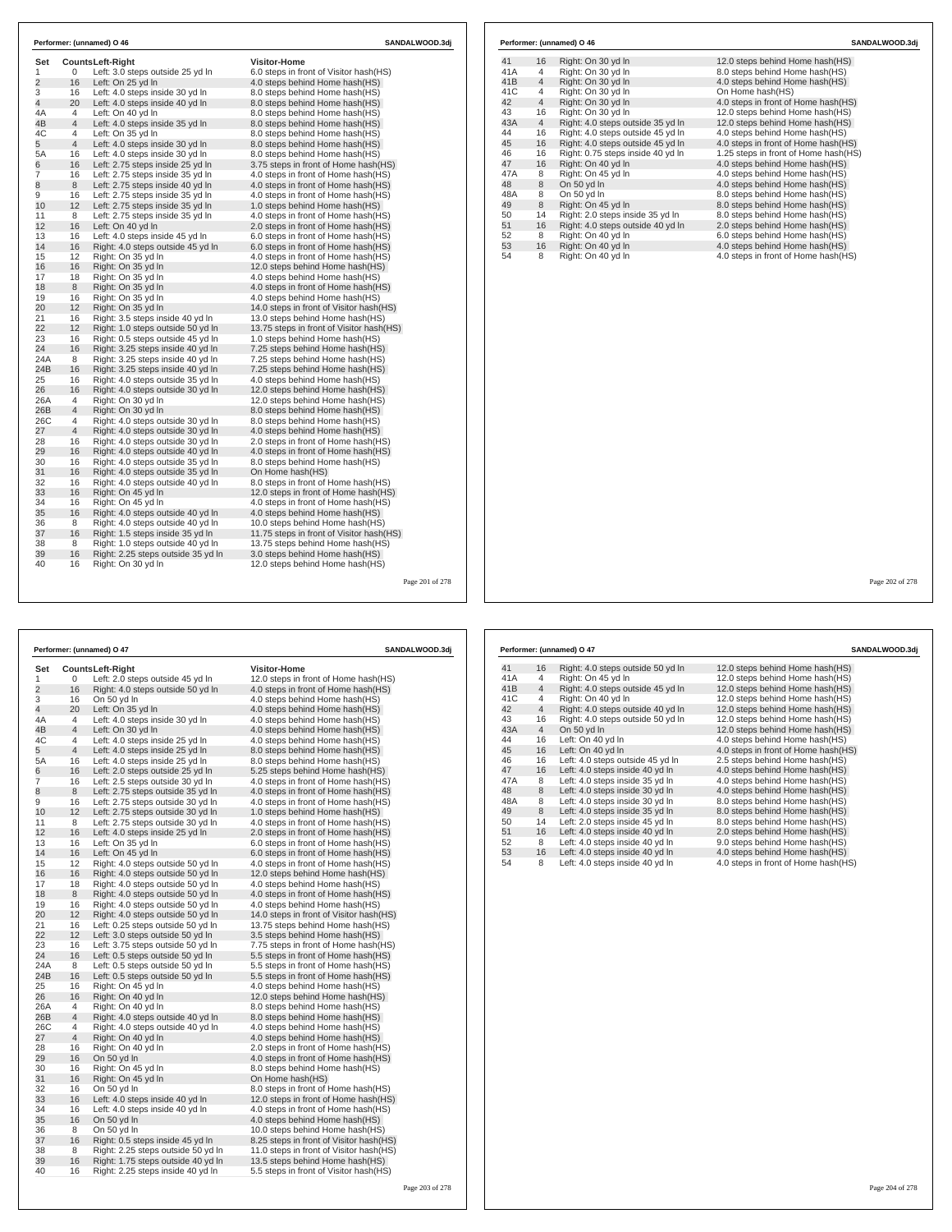## Performer: (unnamed) O 46

SANDALWOOD.3dj

| Set | Counts | Left-Right | Visitor-Home |
|---|---|---|---|
| 1 | 0 | Left: 3.0 steps outside 25 yd ln | 6.0 steps in front of Visitor hash(HS) |
| 2 | 16 | Left: On 25 yd ln | 4.0 steps behind Home hash(HS) |
| 3 | 16 | Left: 4.0 steps inside 30 yd ln | 8.0 steps behind Home hash(HS) |
| 4 | 20 | Left: 4.0 steps inside 40 yd ln | 8.0 steps behind Home hash(HS) |
| 4A | 4 | Left: On 40 yd ln | 8.0 steps behind Home hash(HS) |
| 4B | 4 | Left: 4.0 steps inside 35 yd ln | 8.0 steps behind Home hash(HS) |
| 4C | 4 | Left: On 35 yd ln | 8.0 steps behind Home hash(HS) |
| 5 | 4 | Left: 4.0 steps inside 30 yd ln | 8.0 steps behind Home hash(HS) |
| 5A | 16 | Left: 4.0 steps inside 30 yd ln | 8.0 steps behind Home hash(HS) |
| 6 | 16 | Left: 2.75 steps inside 25 yd ln | 3.75 steps in front of Home hash(HS) |
| 7 | 16 | Left: 2.75 steps inside 35 yd ln | 4.0 steps in front of Home hash(HS) |
| 8 | 8 | Left: 2.75 steps inside 40 yd ln | 4.0 steps in front of Home hash(HS) |
| 9 | 16 | Left: 2.75 steps inside 35 yd ln | 4.0 steps in front of Home hash(HS) |
| 10 | 12 | Left: 2.75 steps inside 35 yd ln | 1.0 steps behind Home hash(HS) |
| 11 | 8 | Left: 2.75 steps inside 35 yd ln | 4.0 steps in front of Home hash(HS) |
| 12 | 16 | Left: On 40 yd ln | 2.0 steps in front of Home hash(HS) |
| 13 | 16 | Left: 4.0 steps inside 45 yd ln | 6.0 steps in front of Home hash(HS) |
| 14 | 16 | Right: 4.0 steps outside 45 yd ln | 6.0 steps in front of Home hash(HS) |
| 15 | 12 | Right: On 35 yd ln | 4.0 steps in front of Home hash(HS) |
| 16 | 16 | Right: On 35 yd ln | 12.0 steps behind Home hash(HS) |
| 17 | 18 | Right: On 35 yd ln | 4.0 steps behind Home hash(HS) |
| 18 | 8 | Right: On 35 yd ln | 4.0 steps in front of Home hash(HS) |
| 19 | 16 | Right: On 35 yd ln | 4.0 steps behind Home hash(HS) |
| 20 | 12 | Right: On 35 yd ln | 14.0 steps in front of Visitor hash(HS) |
| 21 | 16 | Right: 3.5 steps inside 40 yd ln | 13.0 steps behind Home hash(HS) |
| 22 | 12 | Right: 1.0 steps outside 50 yd ln | 13.75 steps in front of Visitor hash(HS) |
| 23 | 16 | Right: 0.5 steps outside 45 yd ln | 1.0 steps behind Home hash(HS) |
| 24 | 16 | Right: 3.25 steps inside 40 yd ln | 7.25 steps behind Home hash(HS) |
| 24A | 8 | Right: 3.25 steps inside 40 yd ln | 7.25 steps behind Home hash(HS) |
| 24B | 16 | Right: 3.25 steps inside 40 yd ln | 7.25 steps behind Home hash(HS) |
| 25 | 16 | Right: 4.0 steps outside 35 yd ln | 4.0 steps behind Home hash(HS) |
| 26 | 16 | Right: 4.0 steps outside 30 yd ln | 12.0 steps behind Home hash(HS) |
| 26A | 4 | Right: On 30 yd ln | 12.0 steps behind Home hash(HS) |
| 26B | 4 | Right: On 30 yd ln | 8.0 steps behind Home hash(HS) |
| 26C | 4 | Right: 4.0 steps outside 30 yd ln | 8.0 steps behind Home hash(HS) |
| 27 | 4 | Right: 4.0 steps outside 30 yd ln | 4.0 steps behind Home hash(HS) |
| 28 | 16 | Right: 4.0 steps outside 30 yd ln | 2.0 steps in front of Home hash(HS) |
| 29 | 16 | Right: 4.0 steps outside 40 yd ln | 4.0 steps in front of Home hash(HS) |
| 30 | 16 | Right: 4.0 steps outside 35 yd ln | 8.0 steps behind Home hash(HS) |
| 31 | 16 | Right: 4.0 steps outside 35 yd ln | On Home hash(HS) |
| 32 | 16 | Right: 4.0 steps outside 40 yd ln | 8.0 steps in front of Home hash(HS) |
| 33 | 16 | Right: On 45 yd ln | 12.0 steps in front of Home hash(HS) |
| 34 | 16 | Right: On 45 yd ln | 4.0 steps in front of Home hash(HS) |
| 35 | 16 | Right: 4.0 steps outside 40 yd ln | 4.0 steps behind Home hash(HS) |
| 36 | 8 | Right: 4.0 steps outside 40 yd ln | 10.0 steps behind Home hash(HS) |
| 37 | 16 | Right: 1.5 steps inside 35 yd ln | 11.75 steps in front of Visitor hash(HS) |
| 38 | 8 | Right: 1.0 steps outside 40 yd ln | 13.75 steps behind Home hash(HS) |
| 39 | 16 | Right: 2.25 steps outside 35 yd ln | 3.0 steps behind Home hash(HS) |
| 40 | 16 | Right: On 30 yd ln | 12.0 steps behind Home hash(HS) |
| 41 | 16 | Right: On 30 yd ln | 12.0 steps behind Home hash(HS) |
| 41A | 4 | Right: On 30 yd ln | 8.0 steps behind Home hash(HS) |
| 41B | 4 | Right: On 30 yd ln | 4.0 steps behind Home hash(HS) |
| 41C | 4 | Right: On 30 yd ln | On Home hash(HS) |
| 42 | 4 | Right: On 30 yd ln | 4.0 steps in front of Home hash(HS) |
| 43 | 16 | Right: On 30 yd ln | 12.0 steps behind Home hash(HS) |
| 43A | 4 | Right: 4.0 steps outside 35 yd ln | 12.0 steps behind Home hash(HS) |
| 44 | 16 | Right: 4.0 steps outside 45 yd ln | 4.0 steps behind Home hash(HS) |
| 45 | 16 | Right: 4.0 steps outside 45 yd ln | 4.0 steps in front of Home hash(HS) |
| 46 | 16 | Right: 0.75 steps inside 40 yd ln | 1.25 steps in front of Home hash(HS) |
| 47 | 16 | Right: On 40 yd ln | 4.0 steps behind Home hash(HS) |
| 47A | 8 | Right: On 45 yd ln | 4.0 steps behind Home hash(HS) |
| 48 | 8 | On 50 yd ln | 4.0 steps behind Home hash(HS) |
| 48A | 8 | On 50 yd ln | 8.0 steps behind Home hash(HS) |
| 49 | 8 | Right: On 45 yd ln | 8.0 steps behind Home hash(HS) |
| 50 | 14 | Right: 2.0 steps inside 35 yd ln | 8.0 steps behind Home hash(HS) |
| 51 | 16 | Right: 4.0 steps outside 40 yd ln | 2.0 steps behind Home hash(HS) |
| 52 | 8 | Right: On 40 yd ln | 6.0 steps behind Home hash(HS) |
| 53 | 16 | Right: On 40 yd ln | 4.0 steps behind Home hash(HS) |
| 54 | 8 | Right: On 40 yd ln | 4.0 steps in front of Home hash(HS) |

## Performer: (unnamed) O 47

SANDALWOOD.3dj

| Set | Counts | Left-Right | Visitor-Home |
|---|---|---|---|
| 1 | 0 | Left: 2.0 steps outside 45 yd ln | 12.0 steps in front of Home hash(HS) |
| 2 | 16 | Right: 4.0 steps outside 50 yd ln | 4.0 steps in front of Home hash(HS) |
| 3 | 16 | On 50 yd ln | 4.0 steps behind Home hash(HS) |
| 4 | 20 | Left: On 35 yd ln | 4.0 steps behind Home hash(HS) |
| 4A | 4 | Left: 4.0 steps inside 30 yd ln | 4.0 steps behind Home hash(HS) |
| 4B | 4 | Left: On 30 yd ln | 4.0 steps behind Home hash(HS) |
| 4C | 4 | Left: 4.0 steps inside 25 yd ln | 4.0 steps behind Home hash(HS) |
| 5 | 4 | Left: 4.0 steps inside 25 yd ln | 8.0 steps behind Home hash(HS) |
| 5A | 16 | Left: 4.0 steps inside 25 yd ln | 8.0 steps behind Home hash(HS) |
| 6 | 16 | Left: 2.0 steps outside 25 yd ln | 5.25 steps behind Home hash(HS) |
| 7 | 16 | Left: 2.5 steps outside 30 yd ln | 4.0 steps in front of Home hash(HS) |
| 8 | 8 | Left: 2.75 steps outside 35 yd ln | 4.0 steps in front of Home hash(HS) |
| 9 | 16 | Left: 2.75 steps outside 30 yd ln | 4.0 steps in front of Home hash(HS) |
| 10 | 12 | Left: 2.75 steps outside 30 yd ln | 1.0 steps behind Home hash(HS) |
| 11 | 8 | Left: 2.75 steps outside 30 yd ln | 4.0 steps in front of Home hash(HS) |
| 12 | 16 | Left: 4.0 steps inside 25 yd ln | 2.0 steps in front of Home hash(HS) |
| 13 | 16 | Left: On 35 yd ln | 6.0 steps in front of Home hash(HS) |
| 14 | 16 | Left: On 45 yd ln | 6.0 steps in front of Home hash(HS) |
| 15 | 12 | Right: 4.0 steps outside 50 yd ln | 4.0 steps in front of Home hash(HS) |
| 16 | 16 | Right: 4.0 steps outside 50 yd ln | 12.0 steps behind Home hash(HS) |
| 17 | 18 | Right: 4.0 steps outside 50 yd ln | 4.0 steps behind Home hash(HS) |
| 18 | 8 | Right: 4.0 steps outside 50 yd ln | 4.0 steps in front of Home hash(HS) |
| 19 | 16 | Right: 4.0 steps outside 50 yd ln | 4.0 steps behind Home hash(HS) |
| 20 | 12 | Right: 4.0 steps outside 50 yd ln | 14.0 steps in front of Visitor hash(HS) |
| 21 | 16 | Left: 0.25 steps outside 50 yd ln | 13.75 steps behind Home hash(HS) |
| 22 | 12 | Left: 3.0 steps outside 50 yd ln | 3.5 steps behind Home hash(HS) |
| 23 | 16 | Left: 3.75 steps outside 50 yd ln | 7.75 steps in front of Home hash(HS) |
| 24 | 16 | Left: 0.5 steps outside 50 yd ln | 5.5 steps in front of Home hash(HS) |
| 24A | 8 | Left: 0.5 steps outside 50 yd ln | 5.5 steps in front of Home hash(HS) |
| 24B | 16 | Left: 0.5 steps outside 50 yd ln | 5.5 steps in front of Home hash(HS) |
| 25 | 16 | Right: On 45 yd ln | 4.0 steps behind Home hash(HS) |
| 26 | 16 | Right: On 40 yd ln | 12.0 steps behind Home hash(HS) |
| 26A | 4 | Right: On 40 yd ln | 8.0 steps behind Home hash(HS) |
| 26B | 4 | Right: 4.0 steps outside 40 yd ln | 8.0 steps behind Home hash(HS) |
| 26C | 4 | Right: 4.0 steps outside 40 yd ln | 4.0 steps behind Home hash(HS) |
| 27 | 4 | Right: On 40 yd ln | 4.0 steps behind Home hash(HS) |
| 28 | 16 | Right: On 40 yd ln | 2.0 steps in front of Home hash(HS) |
| 29 | 16 | On 50 yd ln | 4.0 steps in front of Home hash(HS) |
| 30 | 16 | Right: On 45 yd ln | 8.0 steps behind Home hash(HS) |
| 31 | 16 | Right: On 45 yd ln | On Home hash(HS) |
| 32 | 16 | On 50 yd ln | 8.0 steps in front of Home hash(HS) |
| 33 | 16 | Left: 4.0 steps inside 40 yd ln | 12.0 steps in front of Home hash(HS) |
| 34 | 16 | Left: 4.0 steps inside 40 yd ln | 4.0 steps in front of Home hash(HS) |
| 35 | 16 | On 50 yd ln | 4.0 steps behind Home hash(HS) |
| 36 | 8 | On 50 yd ln | 10.0 steps behind Home hash(HS) |
| 37 | 16 | Right: 0.5 steps inside 45 yd ln | 8.25 steps in front of Visitor hash(HS) |
| 38 | 8 | Right: 2.25 steps outside 50 yd ln | 11.0 steps in front of Visitor hash(HS) |
| 39 | 16 | Right: 1.75 steps outside 40 yd ln | 13.5 steps behind Home hash(HS) |
| 40 | 16 | Right: 2.25 steps inside 40 yd ln | 5.5 steps in front of Visitor hash(HS) |
| 41 | 16 | Right: 4.0 steps outside 50 yd ln | 12.0 steps behind Home hash(HS) |
| 41A | 4 | Right: On 45 yd ln | 12.0 steps behind Home hash(HS) |
| 41B | 4 | Right: 4.0 steps outside 45 yd ln | 12.0 steps behind Home hash(HS) |
| 41C | 4 | Right: On 40 yd ln | 12.0 steps behind Home hash(HS) |
| 42 | 4 | Right: 4.0 steps outside 40 yd ln | 12.0 steps behind Home hash(HS) |
| 43 | 16 | Right: 4.0 steps outside 50 yd ln | 12.0 steps behind Home hash(HS) |
| 43A | 4 | On 50 yd ln | 12.0 steps behind Home hash(HS) |
| 44 | 16 | Left: On 40 yd ln | 4.0 steps behind Home hash(HS) |
| 45 | 16 | Left: On 40 yd ln | 4.0 steps in front of Home hash(HS) |
| 46 | 16 | Left: 4.0 steps outside 45 yd ln | 2.5 steps behind Home hash(HS) |
| 47 | 16 | Left: 4.0 steps inside 40 yd ln | 4.0 steps behind Home hash(HS) |
| 47A | 8 | Left: 4.0 steps inside 35 yd ln | 4.0 steps behind Home hash(HS) |
| 48 | 8 | Left: 4.0 steps inside 30 yd ln | 4.0 steps behind Home hash(HS) |
| 48A | 8 | Left: 4.0 steps inside 30 yd ln | 8.0 steps behind Home hash(HS) |
| 49 | 8 | Left: 4.0 steps inside 35 yd ln | 8.0 steps behind Home hash(HS) |
| 50 | 14 | Left: 2.0 steps inside 45 yd ln | 8.0 steps behind Home hash(HS) |
| 51 | 16 | Left: 4.0 steps inside 40 yd ln | 2.0 steps behind Home hash(HS) |
| 52 | 8 | Left: 4.0 steps inside 40 yd ln | 9.0 steps behind Home hash(HS) |
| 53 | 16 | Left: 4.0 steps inside 40 yd ln | 4.0 steps behind Home hash(HS) |
| 54 | 8 | Left: 4.0 steps inside 40 yd ln | 4.0 steps in front of Home hash(HS) |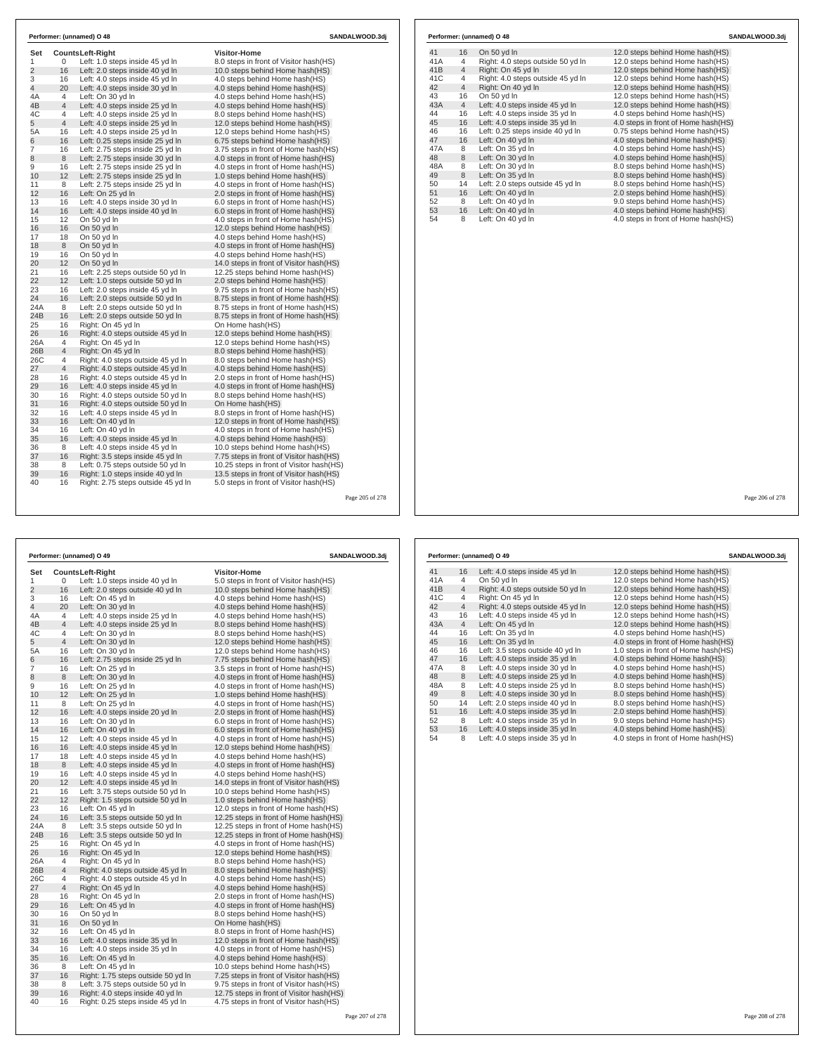**Performer: (unnamed) O 48** SANDALWOOD.3dj

| Set | Counts | Left-Right | Visitor-Home |
|---|---|---|---|
| 1 | 0 | Left: 1.0 steps inside 45 yd ln | 8.0 steps in front of Visitor hash(HS) |
| 2 | 16 | Left: 2.0 steps inside 40 yd ln | 10.0 steps behind Home hash(HS) |
| 3 | 16 | Left: 4.0 steps inside 45 yd ln | 4.0 steps behind Home hash(HS) |
| 4 | 20 | Left: 4.0 steps inside 30 yd ln | 4.0 steps behind Home hash(HS) |
| 4A | 4 | Left: On 30 yd ln | 4.0 steps behind Home hash(HS) |
| 4B | 4 | Left: 4.0 steps inside 25 yd ln | 4.0 steps behind Home hash(HS) |
| 4C | 4 | Left: 4.0 steps inside 25 yd ln | 8.0 steps behind Home hash(HS) |
| 5 | 4 | Left: 4.0 steps inside 25 yd ln | 12.0 steps behind Home hash(HS) |
| 5A | 16 | Left: 4.0 steps inside 25 yd ln | 12.0 steps behind Home hash(HS) |
| 6 | 16 | Left: 0.25 steps inside 25 yd ln | 6.75 steps behind Home hash(HS) |
| 7 | 16 | Left: 2.75 steps inside 25 yd ln | 3.75 steps in front of Home hash(HS) |
| 8 | 8 | Left: 2.75 steps inside 30 yd ln | 4.0 steps in front of Home hash(HS) |
| 9 | 16 | Left: 2.75 steps inside 25 yd ln | 4.0 steps in front of Home hash(HS) |
| 10 | 12 | Left: 2.75 steps inside 25 yd ln | 1.0 steps behind Home hash(HS) |
| 11 | 8 | Left: 2.75 steps inside 25 yd ln | 4.0 steps in front of Home hash(HS) |
| 12 | 16 | Left: On 25 yd ln | 2.0 steps in front of Home hash(HS) |
| 13 | 16 | Left: 4.0 steps inside 30 yd ln | 6.0 steps in front of Home hash(HS) |
| 14 | 16 | Left: 4.0 steps inside 40 yd ln | 6.0 steps in front of Home hash(HS) |
| 15 | 12 | On 50 yd ln | 4.0 steps in front of Home hash(HS) |
| 16 | 16 | On 50 yd ln | 12.0 steps behind Home hash(HS) |
| 17 | 18 | On 50 yd ln | 4.0 steps behind Home hash(HS) |
| 18 | 8 | On 50 yd ln | 4.0 steps in front of Home hash(HS) |
| 19 | 16 | On 50 yd ln | 4.0 steps behind Home hash(HS) |
| 20 | 12 | On 50 yd ln | 14.0 steps in front of Visitor hash(HS) |
| 21 | 16 | Left: 2.25 steps outside 50 yd ln | 12.25 steps behind Home hash(HS) |
| 22 | 12 | Left: 1.0 steps outside 50 yd ln | 2.0 steps behind Home hash(HS) |
| 23 | 16 | Left: 2.0 steps inside 45 yd ln | 9.75 steps in front of Home hash(HS) |
| 24 | 16 | Left: 2.0 steps outside 50 yd ln | 8.75 steps in front of Home hash(HS) |
| 24A | 8 | Left: 2.0 steps outside 50 yd ln | 8.75 steps in front of Home hash(HS) |
| 24B | 16 | Left: 2.0 steps outside 50 yd ln | 8.75 steps in front of Home hash(HS) |
| 25 | 16 | Right: On 45 yd ln | On Home hash(HS) |
| 26 | 16 | Right: 4.0 steps outside 45 yd ln | 12.0 steps behind Home hash(HS) |
| 26A | 4 | Right: On 45 yd ln | 12.0 steps behind Home hash(HS) |
| 26B | 4 | Right: On 45 yd ln | 8.0 steps behind Home hash(HS) |
| 26C | 4 | Right: 4.0 steps outside 45 yd ln | 8.0 steps behind Home hash(HS) |
| 27 | 4 | Right: 4.0 steps outside 45 yd ln | 4.0 steps behind Home hash(HS) |
| 28 | 16 | Right: 4.0 steps outside 45 yd ln | 2.0 steps in front of Home hash(HS) |
| 29 | 16 | Left: 4.0 steps inside 45 yd ln | 4.0 steps in front of Home hash(HS) |
| 30 | 16 | Right: 4.0 steps outside 50 yd ln | 8.0 steps behind Home hash(HS) |
| 31 | 16 | Right: 4.0 steps outside 50 yd ln | On Home hash(HS) |
| 32 | 16 | Left: 4.0 steps inside 45 yd ln | 8.0 steps in front of Home hash(HS) |
| 33 | 16 | Left: On 40 yd ln | 12.0 steps in front of Home hash(HS) |
| 34 | 16 | Left: On 40 yd ln | 4.0 steps in front of Home hash(HS) |
| 35 | 16 | Left: 4.0 steps inside 45 yd ln | 4.0 steps behind Home hash(HS) |
| 36 | 8 | Left: 4.0 steps inside 45 yd ln | 10.0 steps behind Home hash(HS) |
| 37 | 16 | Right: 3.5 steps inside 45 yd ln | 7.75 steps in front of Visitor hash(HS) |
| 38 | 8 | Left: 0.75 steps outside 50 yd ln | 10.25 steps in front of Visitor hash(HS) |
| 39 | 16 | Right: 1.0 steps inside 40 yd ln | 13.5 steps in front of Visitor hash(HS) |
| 40 | 16 | Right: 2.75 steps outside 45 yd ln | 5.0 steps in front of Visitor hash(HS) |
| 41 | 16 | On 50 yd ln | 12.0 steps behind Home hash(HS) |
| 41A | 4 | Right: 4.0 steps outside 50 yd ln | 12.0 steps behind Home hash(HS) |
| 41B | 4 | Right: On 45 yd ln | 12.0 steps behind Home hash(HS) |
| 41C | 4 | Right: 4.0 steps outside 45 yd ln | 12.0 steps behind Home hash(HS) |
| 42 | 4 | Right: On 40 yd ln | 12.0 steps behind Home hash(HS) |
| 43 | 16 | On 50 yd ln | 12.0 steps behind Home hash(HS) |
| 43A | 4 | Left: 4.0 steps inside 45 yd ln | 12.0 steps behind Home hash(HS) |
| 44 | 16 | Left: 4.0 steps inside 35 yd ln | 4.0 steps behind Home hash(HS) |
| 45 | 16 | Left: 4.0 steps inside 35 yd ln | 4.0 steps in front of Home hash(HS) |
| 46 | 16 | Left: 0.25 steps inside 40 yd ln | 0.75 steps behind Home hash(HS) |
| 47 | 16 | Left: On 40 yd ln | 4.0 steps behind Home hash(HS) |
| 47A | 8 | Left: On 35 yd ln | 4.0 steps behind Home hash(HS) |
| 48 | 8 | Left: On 30 yd ln | 4.0 steps behind Home hash(HS) |
| 48A | 8 | Left: On 30 yd ln | 8.0 steps behind Home hash(HS) |
| 49 | 8 | Left: On 35 yd ln | 8.0 steps behind Home hash(HS) |
| 50 | 14 | Left: 2.0 steps outside 45 yd ln | 8.0 steps behind Home hash(HS) |
| 51 | 16 | Left: On 40 yd ln | 2.0 steps behind Home hash(HS) |
| 52 | 8 | Left: On 40 yd ln | 9.0 steps behind Home hash(HS) |
| 53 | 16 | Left: On 40 yd ln | 4.0 steps behind Home hash(HS) |
| 54 | 8 | Left: On 40 yd ln | 4.0 steps in front of Home hash(HS) |

**Performer: (unnamed) O 49** SANDALWOOD.3dj

| Set | Counts | Left-Right | Visitor-Home |
|---|---|---|---|
| 1 | 0 | Left: 1.0 steps inside 40 yd ln | 5.0 steps in front of Visitor hash(HS) |
| 2 | 16 | Left: 2.0 steps outside 40 yd ln | 10.0 steps behind Home hash(HS) |
| 3 | 16 | Left: On 45 yd ln | 4.0 steps behind Home hash(HS) |
| 4 | 20 | Left: On 30 yd ln | 4.0 steps behind Home hash(HS) |
| 4A | 4 | Left: 4.0 steps inside 25 yd ln | 4.0 steps behind Home hash(HS) |
| 4B | 4 | Left: 4.0 steps inside 25 yd ln | 8.0 steps behind Home hash(HS) |
| 4C | 4 | Left: On 30 yd ln | 8.0 steps behind Home hash(HS) |
| 5 | 4 | Left: On 30 yd ln | 12.0 steps behind Home hash(HS) |
| 5A | 16 | Left: On 30 yd ln | 12.0 steps behind Home hash(HS) |
| 6 | 16 | Left: 2.75 steps inside 25 yd ln | 7.75 steps behind Home hash(HS) |
| 7 | 16 | Left: On 25 yd ln | 3.5 steps in front of Home hash(HS) |
| 8 | 8 | Left: On 30 yd ln | 4.0 steps in front of Home hash(HS) |
| 9 | 16 | Left: On 25 yd ln | 4.0 steps in front of Home hash(HS) |
| 10 | 12 | Left: On 25 yd ln | 1.0 steps behind Home hash(HS) |
| 11 | 8 | Left: On 25 yd ln | 4.0 steps in front of Home hash(HS) |
| 12 | 16 | Left: 4.0 steps inside 20 yd ln | 2.0 steps in front of Home hash(HS) |
| 13 | 16 | Left: On 30 yd ln | 6.0 steps in front of Home hash(HS) |
| 14 | 16 | Left: On 40 yd ln | 6.0 steps in front of Home hash(HS) |
| 15 | 12 | Left: 4.0 steps inside 45 yd ln | 4.0 steps in front of Home hash(HS) |
| 16 | 16 | Left: 4.0 steps inside 45 yd ln | 12.0 steps behind Home hash(HS) |
| 17 | 18 | Left: 4.0 steps inside 45 yd ln | 4.0 steps behind Home hash(HS) |
| 18 | 8 | Left: 4.0 steps inside 45 yd ln | 4.0 steps in front of Home hash(HS) |
| 19 | 16 | Left: 4.0 steps inside 45 yd ln | 4.0 steps behind Home hash(HS) |
| 20 | 12 | Left: 4.0 steps inside 45 yd ln | 14.0 steps in front of Visitor hash(HS) |
| 21 | 16 | Left: 3.75 steps outside 50 yd ln | 10.0 steps behind Home hash(HS) |
| 22 | 12 | Right: 1.5 steps outside 50 yd ln | 1.0 steps behind Home hash(HS) |
| 23 | 16 | Left: On 45 yd ln | 12.0 steps in front of Home hash(HS) |
| 24 | 16 | Left: 3.5 steps outside 50 yd ln | 12.25 steps in front of Home hash(HS) |
| 24A | 8 | Left: 3.5 steps outside 50 yd ln | 12.25 steps in front of Home hash(HS) |
| 24B | 16 | Left: 3.5 steps outside 50 yd ln | 12.25 steps in front of Home hash(HS) |
| 25 | 16 | Right: On 45 yd ln | 4.0 steps in front of Home hash(HS) |
| 26 | 16 | Right: On 45 yd ln | 12.0 steps behind Home hash(HS) |
| 26A | 4 | Right: On 45 yd ln | 8.0 steps behind Home hash(HS) |
| 26B | 4 | Right: 4.0 steps outside 45 yd ln | 8.0 steps behind Home hash(HS) |
| 26C | 4 | Right: 4.0 steps outside 45 yd ln | 4.0 steps behind Home hash(HS) |
| 27 | 4 | Right: On 45 yd ln | 4.0 steps behind Home hash(HS) |
| 28 | 16 | Right: On 45 yd ln | 2.0 steps in front of Home hash(HS) |
| 29 | 16 | Left: On 45 yd ln | 4.0 steps in front of Home hash(HS) |
| 30 | 16 | On 50 yd ln | 8.0 steps behind Home hash(HS) |
| 31 | 16 | On 50 yd ln | On Home hash(HS) |
| 32 | 16 | Left: On 45 yd ln | 8.0 steps in front of Home hash(HS) |
| 33 | 16 | Left: 4.0 steps inside 35 yd ln | 12.0 steps in front of Home hash(HS) |
| 34 | 16 | Left: 4.0 steps inside 35 yd ln | 4.0 steps in front of Home hash(HS) |
| 35 | 16 | Left: On 45 yd ln | 4.0 steps behind Home hash(HS) |
| 36 | 8 | Left: On 45 yd ln | 10.0 steps behind Home hash(HS) |
| 37 | 16 | Right: 1.75 steps outside 50 yd ln | 7.25 steps in front of Visitor hash(HS) |
| 38 | 8 | Left: 3.75 steps outside 50 yd ln | 9.75 steps in front of Visitor hash(HS) |
| 39 | 16 | Right: 4.0 steps inside 40 yd ln | 12.75 steps in front of Visitor hash(HS) |
| 40 | 16 | Right: 0.25 steps inside 45 yd ln | 4.75 steps in front of Visitor hash(HS) |
| 41 | 16 | Left: 4.0 steps inside 45 yd ln | 12.0 steps behind Home hash(HS) |
| 41A | 4 | On 50 yd ln | 12.0 steps behind Home hash(HS) |
| 41B | 4 | Right: 4.0 steps outside 50 yd ln | 12.0 steps behind Home hash(HS) |
| 41C | 4 | Right: On 45 yd ln | 12.0 steps behind Home hash(HS) |
| 42 | 4 | Right: 4.0 steps outside 45 yd ln | 12.0 steps behind Home hash(HS) |
| 43 | 16 | Left: 4.0 steps inside 45 yd ln | 12.0 steps behind Home hash(HS) |
| 43A | 4 | Left: On 45 yd ln | 12.0 steps behind Home hash(HS) |
| 44 | 16 | Left: On 35 yd ln | 4.0 steps behind Home hash(HS) |
| 45 | 16 | Left: On 35 yd ln | 4.0 steps in front of Home hash(HS) |
| 46 | 16 | Left: 3.5 steps outside 40 yd ln | 1.0 steps in front of Home hash(HS) |
| 47 | 16 | Left: 4.0 steps inside 35 yd ln | 4.0 steps behind Home hash(HS) |
| 47A | 8 | Left: 4.0 steps inside 30 yd ln | 4.0 steps behind Home hash(HS) |
| 48 | 8 | Left: 4.0 steps inside 25 yd ln | 4.0 steps behind Home hash(HS) |
| 48A | 8 | Left: 4.0 steps inside 25 yd ln | 8.0 steps behind Home hash(HS) |
| 49 | 8 | Left: 4.0 steps inside 30 yd ln | 8.0 steps behind Home hash(HS) |
| 50 | 14 | Left: 2.0 steps inside 40 yd ln | 8.0 steps behind Home hash(HS) |
| 51 | 16 | Left: 4.0 steps inside 35 yd ln | 2.0 steps behind Home hash(HS) |
| 52 | 8 | Left: 4.0 steps inside 35 yd ln | 9.0 steps behind Home hash(HS) |
| 53 | 16 | Left: 4.0 steps inside 35 yd ln | 4.0 steps behind Home hash(HS) |
| 54 | 8 | Left: 4.0 steps inside 35 yd ln | 4.0 steps in front of Home hash(HS) |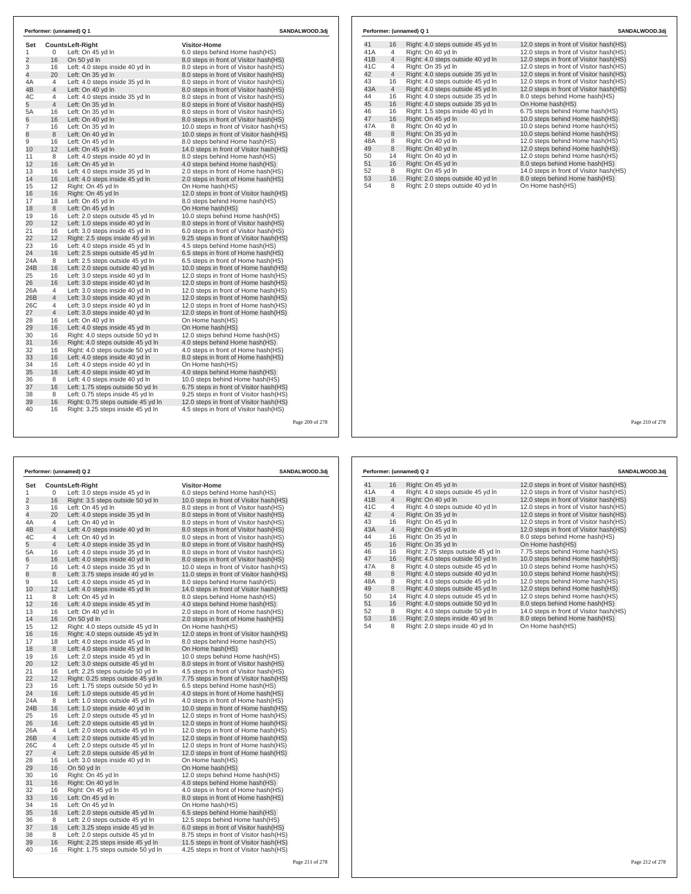## Performer: (unnamed) Q 1

SANDALWOOD.3dj

| Set | Counts | Left-Right | Visitor-Home |
|---|---|---|---|
| 1 | 0 | Left: On 45 yd ln | 6.0 steps behind Home hash(HS) |
| 2 | 16 | On 50 yd ln | 8.0 steps in front of Visitor hash(HS) |
| 3 | 16 | Left: 4.0 steps inside 40 yd ln | 8.0 steps in front of Visitor hash(HS) |
| 4 | 20 | Left: On 35 yd ln | 8.0 steps in front of Visitor hash(HS) |
| 4A | 4 | Left: 4.0 steps inside 35 yd ln | 8.0 steps in front of Visitor hash(HS) |
| 4B | 4 | Left: On 40 yd ln | 8.0 steps in front of Visitor hash(HS) |
| 4C | 4 | Left: 4.0 steps inside 35 yd ln | 8.0 steps in front of Visitor hash(HS) |
| 5 | 4 | Left: On 35 yd ln | 8.0 steps in front of Visitor hash(HS) |
| 5A | 16 | Left: On 35 yd ln | 8.0 steps in front of Visitor hash(HS) |
| 6 | 16 | Left: On 40 yd ln | 8.0 steps in front of Visitor hash(HS) |
| 7 | 16 | Left: On 35 yd ln | 10.0 steps in front of Visitor hash(HS) |
| 8 | 8 | Left: On 40 yd ln | 10.0 steps in front of Visitor hash(HS) |
| 9 | 16 | Left: On 45 yd ln | 8.0 steps behind Home hash(HS) |
| 10 | 12 | Left: On 45 yd ln | 14.0 steps in front of Visitor hash(HS) |
| 11 | 8 | Left: 4.0 steps inside 40 yd ln | 8.0 steps behind Home hash(HS) |
| 12 | 16 | Left: On 45 yd ln | 4.0 steps behind Home hash(HS) |
| 13 | 16 | Left: 4.0 steps inside 35 yd ln | 2.0 steps in front of Home hash(HS) |
| 14 | 16 | Left: 4.0 steps inside 45 yd ln | 2.0 steps in front of Home hash(HS) |
| 15 | 12 | Right: On 45 yd ln | On Home hash(HS) |
| 16 | 16 | Right: On 45 yd ln | 12.0 steps in front of Visitor hash(HS) |
| 17 | 18 | Left: On 45 yd ln | 8.0 steps behind Home hash(HS) |
| 18 | 8 | Left: On 45 yd ln | On Home hash(HS) |
| 19 | 16 | Left: 2.0 steps outside 45 yd ln | 10.0 steps behind Home hash(HS) |
| 20 | 12 | Left: 1.0 steps inside 40 yd ln | 8.0 steps in front of Visitor hash(HS) |
| 21 | 16 | Left: 3.0 steps inside 45 yd ln | 6.0 steps in front of Visitor hash(HS) |
| 22 | 12 | Right: 2.5 steps inside 45 yd ln | 9.25 steps in front of Visitor hash(HS) |
| 23 | 16 | Left: 4.0 steps inside 45 yd ln | 4.5 steps behind Home hash(HS) |
| 24 | 16 | Left: 2.5 steps outside 45 yd ln | 6.5 steps in front of Home hash(HS) |
| 24A | 8 | Left: 2.5 steps outside 45 yd ln | 6.5 steps in front of Home hash(HS) |
| 24B | 16 | Left: 2.0 steps outside 40 yd ln | 10.0 steps in front of Home hash(HS) |
| 25 | 16 | Left: 3.0 steps inside 40 yd ln | 12.0 steps in front of Home hash(HS) |
| 26 | 16 | Left: 3.0 steps inside 40 yd ln | 12.0 steps in front of Home hash(HS) |
| 26A | 4 | Left: 3.0 steps inside 40 yd ln | 12.0 steps in front of Home hash(HS) |
| 26B | 4 | Left: 3.0 steps inside 40 yd ln | 12.0 steps in front of Home hash(HS) |
| 26C | 4 | Left: 3.0 steps inside 40 yd ln | 12.0 steps in front of Home hash(HS) |
| 27 | 4 | Left: 3.0 steps inside 40 yd ln | 12.0 steps in front of Home hash(HS) |
| 28 | 16 | Left: On 40 yd ln | On Home hash(HS) |
| 29 | 16 | Left: 4.0 steps inside 45 yd ln | On Home hash(HS) |
| 30 | 16 | Right: 4.0 steps outside 50 yd ln | 12.0 steps behind Home hash(HS) |
| 31 | 16 | Right: 4.0 steps outside 45 yd ln | 4.0 steps behind Home hash(HS) |
| 32 | 16 | Right: 4.0 steps outside 50 yd ln | 4.0 steps in front of Home hash(HS) |
| 33 | 16 | Left: 4.0 steps inside 40 yd ln | 8.0 steps in front of Home hash(HS) |
| 34 | 16 | Left: 4.0 steps inside 40 yd ln | On Home hash(HS) |
| 35 | 16 | Left: 4.0 steps inside 40 yd ln | 4.0 steps behind Home hash(HS) |
| 36 | 8 | Left: 4.0 steps inside 40 yd ln | 10.0 steps behind Home hash(HS) |
| 37 | 16 | Left: 1.75 steps outside 50 yd ln | 6.75 steps in front of Visitor hash(HS) |
| 38 | 8 | Left: 0.75 steps inside 45 yd ln | 9.25 steps in front of Visitor hash(HS) |
| 39 | 16 | Right: 0.75 steps outside 45 yd ln | 12.0 steps in front of Visitor hash(HS) |
| 40 | 16 | Right: 3.25 steps inside 45 yd ln | 4.5 steps in front of Visitor hash(HS) |
| 41 | 16 | Right: 4.0 steps outside 45 yd ln | 12.0 steps in front of Visitor hash(HS) |
| 41A | 4 | Right: On 40 yd ln | 12.0 steps in front of Visitor hash(HS) |
| 41B | 4 | Right: 4.0 steps outside 40 yd ln | 12.0 steps in front of Visitor hash(HS) |
| 41C | 4 | Right: On 35 yd ln | 12.0 steps in front of Visitor hash(HS) |
| 42 | 4 | Right: 4.0 steps outside 35 yd ln | 12.0 steps in front of Visitor hash(HS) |
| 43 | 16 | Right: 4.0 steps outside 45 yd ln | 12.0 steps in front of Visitor hash(HS) |
| 43A | 4 | Right: 4.0 steps outside 45 yd ln | 12.0 steps in front of Visitor hash(HS) |
| 44 | 16 | Right: 4.0 steps outside 35 yd ln | 8.0 steps behind Home hash(HS) |
| 45 | 16 | Right: 4.0 steps outside 35 yd ln | On Home hash(HS) |
| 46 | 16 | Right: 1.5 steps inside 40 yd ln | 6.75 steps behind Home hash(HS) |
| 47 | 16 | Right: On 45 yd ln | 10.0 steps behind Home hash(HS) |
| 47A | 8 | Right: On 40 yd ln | 10.0 steps behind Home hash(HS) |
| 48 | 8 | Right: On 35 yd ln | 10.0 steps behind Home hash(HS) |
| 48A | 8 | Right: On 40 yd ln | 12.0 steps behind Home hash(HS) |
| 49 | 8 | Right: On 40 yd ln | 12.0 steps behind Home hash(HS) |
| 50 | 14 | Right: On 40 yd ln | 12.0 steps behind Home hash(HS) |
| 51 | 16 | Right: On 45 yd ln | 8.0 steps behind Home hash(HS) |
| 52 | 8 | Right: On 45 yd ln | 14.0 steps in front of Visitor hash(HS) |
| 53 | 16 | Right: 2.0 steps outside 40 yd ln | 8.0 steps behind Home hash(HS) |
| 54 | 8 | Right: 2.0 steps outside 40 yd ln | On Home hash(HS) |

## Performer: (unnamed) Q 2

SANDALWOOD.3dj

| Set | Counts | Left-Right | Visitor-Home |
|---|---|---|---|
| 1 | 0 | Left: 3.0 steps inside 45 yd ln | 6.0 steps behind Home hash(HS) |
| 2 | 16 | Right: 3.5 steps outside 50 yd ln | 10.0 steps in front of Visitor hash(HS) |
| 3 | 16 | Left: On 45 yd ln | 8.0 steps in front of Visitor hash(HS) |
| 4 | 20 | Left: 4.0 steps inside 35 yd ln | 8.0 steps in front of Visitor hash(HS) |
| 4A | 4 | Left: On 40 yd ln | 8.0 steps in front of Visitor hash(HS) |
| 4B | 4 | Left: 4.0 steps inside 40 yd ln | 8.0 steps in front of Visitor hash(HS) |
| 4C | 4 | Left: On 40 yd ln | 8.0 steps in front of Visitor hash(HS) |
| 5 | 4 | Left: 4.0 steps inside 35 yd ln | 8.0 steps in front of Visitor hash(HS) |
| 5A | 16 | Left: 4.0 steps inside 35 yd ln | 8.0 steps in front of Visitor hash(HS) |
| 6 | 16 | Left: 4.0 steps inside 40 yd ln | 8.0 steps in front of Visitor hash(HS) |
| 7 | 16 | Left: 4.0 steps inside 35 yd ln | 10.0 steps in front of Visitor hash(HS) |
| 8 | 8 | Left: 3.75 steps inside 40 yd ln | 11.0 steps in front of Visitor hash(HS) |
| 9 | 16 | Left: 4.0 steps inside 45 yd ln | 8.0 steps behind Home hash(HS) |
| 10 | 12 | Left: 4.0 steps inside 45 yd ln | 14.0 steps in front of Visitor hash(HS) |
| 11 | 8 | Left: On 45 yd ln | 8.0 steps behind Home hash(HS) |
| 12 | 16 | Left: 4.0 steps inside 45 yd ln | 4.0 steps behind Home hash(HS) |
| 13 | 16 | Left: On 40 yd ln | 2.0 steps in front of Home hash(HS) |
| 14 | 16 | On 50 yd ln | 2.0 steps in front of Home hash(HS) |
| 15 | 12 | Right: 4.0 steps outside 45 yd ln | On Home hash(HS) |
| 16 | 16 | Right: 4.0 steps outside 45 yd ln | 12.0 steps in front of Visitor hash(HS) |
| 17 | 18 | Left: 4.0 steps inside 45 yd ln | 8.0 steps behind Home hash(HS) |
| 18 | 8 | Left: 4.0 steps inside 45 yd ln | On Home hash(HS) |
| 19 | 16 | Left: 2.0 steps inside 45 yd ln | 10.0 steps behind Home hash(HS) |
| 20 | 12 | Left: 3.0 steps outside 45 yd ln | 8.0 steps in front of Visitor hash(HS) |
| 21 | 16 | Left: 2.25 steps outside 50 yd ln | 4.5 steps in front of Visitor hash(HS) |
| 22 | 12 | Right: 0.25 steps outside 45 yd ln | 7.75 steps in front of Visitor hash(HS) |
| 23 | 16 | Left: 1.75 steps outside 50 yd ln | 6.5 steps behind Home hash(HS) |
| 24 | 16 | Left: 1.0 steps outside 45 yd ln | 4.0 steps in front of Home hash(HS) |
| 24A | 8 | Left: 1.0 steps outside 45 yd ln | 4.0 steps in front of Home hash(HS) |
| 24B | 16 | Left: 1.0 steps inside 40 yd ln | 10.0 steps in front of Home hash(HS) |
| 25 | 16 | Left: 2.0 steps outside 45 yd ln | 12.0 steps in front of Home hash(HS) |
| 26 | 16 | Left: 2.0 steps outside 45 yd ln | 12.0 steps in front of Home hash(HS) |
| 26A | 4 | Left: 2.0 steps outside 45 yd ln | 12.0 steps in front of Home hash(HS) |
| 26B | 4 | Left: 2.0 steps outside 45 yd ln | 12.0 steps in front of Home hash(HS) |
| 26C | 4 | Left: 2.0 steps outside 45 yd ln | 12.0 steps in front of Home hash(HS) |
| 27 | 4 | Left: 2.0 steps outside 45 yd ln | 12.0 steps in front of Home hash(HS) |
| 28 | 16 | Left: 3.0 steps inside 40 yd ln | On Home hash(HS) |
| 29 | 16 | On 50 yd ln | On Home hash(HS) |
| 30 | 16 | Right: On 45 yd ln | 12.0 steps behind Home hash(HS) |
| 31 | 16 | Right: On 40 yd ln | 4.0 steps behind Home hash(HS) |
| 32 | 16 | Right: On 45 yd ln | 4.0 steps in front of Home hash(HS) |
| 33 | 16 | Left: On 45 yd ln | 8.0 steps in front of Home hash(HS) |
| 34 | 16 | Left: On 45 yd ln | On Home hash(HS) |
| 35 | 16 | Left: 2.0 steps outside 45 yd ln | 6.5 steps behind Home hash(HS) |
| 36 | 8 | Left: 2.0 steps outside 45 yd ln | 12.5 steps behind Home hash(HS) |
| 37 | 16 | Left: 3.25 steps inside 45 yd ln | 6.0 steps in front of Visitor hash(HS) |
| 38 | 8 | Left: 2.0 steps outside 45 yd ln | 8.75 steps in front of Visitor hash(HS) |
| 39 | 16 | Right: 2.25 steps inside 45 yd ln | 11.5 steps in front of Visitor hash(HS) |
| 40 | 16 | Right: 1.75 steps outside 50 yd ln | 4.25 steps in front of Visitor hash(HS) |
| 41 | 16 | Right: On 45 yd ln | 12.0 steps in front of Visitor hash(HS) |
| 41A | 4 | Right: 4.0 steps outside 45 yd ln | 12.0 steps in front of Visitor hash(HS) |
| 41B | 4 | Right: On 40 yd ln | 12.0 steps in front of Visitor hash(HS) |
| 41C | 4 | Right: 4.0 steps outside 40 yd ln | 12.0 steps in front of Visitor hash(HS) |
| 42 | 4 | Right: On 35 yd ln | 12.0 steps in front of Visitor hash(HS) |
| 43 | 16 | Right: On 45 yd ln | 12.0 steps in front of Visitor hash(HS) |
| 43A | 4 | Right: On 45 yd ln | 12.0 steps in front of Visitor hash(HS) |
| 44 | 16 | Right: On 35 yd ln | 8.0 steps behind Home hash(HS) |
| 45 | 16 | Right: On 35 yd ln | On Home hash(HS) |
| 46 | 16 | Right: 2.75 steps outside 45 yd ln | 7.75 steps behind Home hash(HS) |
| 47 | 16 | Right: 4.0 steps outside 50 yd ln | 10.0 steps behind Home hash(HS) |
| 47A | 8 | Right: 4.0 steps outside 45 yd ln | 10.0 steps behind Home hash(HS) |
| 48 | 8 | Right: 4.0 steps outside 40 yd ln | 10.0 steps behind Home hash(HS) |
| 48A | 8 | Right: 4.0 steps outside 45 yd ln | 12.0 steps behind Home hash(HS) |
| 49 | 8 | Right: 4.0 steps outside 45 yd ln | 12.0 steps behind Home hash(HS) |
| 50 | 14 | Right: 4.0 steps outside 45 yd ln | 12.0 steps behind Home hash(HS) |
| 51 | 16 | Right: 4.0 steps outside 50 yd ln | 8.0 steps behind Home hash(HS) |
| 52 | 8 | Right: 4.0 steps outside 50 yd ln | 14.0 steps in front of Visitor hash(HS) |
| 53 | 16 | Right: 2.0 steps inside 40 yd ln | 8.0 steps behind Home hash(HS) |
| 54 | 8 | Right: 2.0 steps inside 40 yd ln | On Home hash(HS) |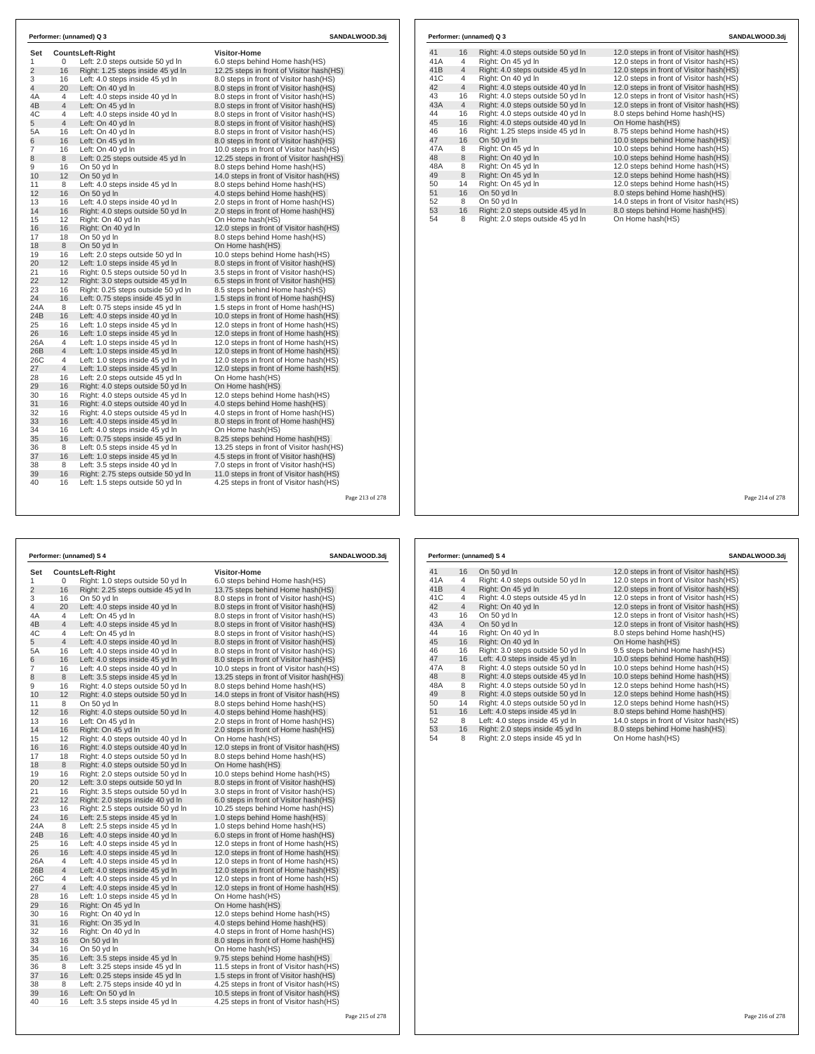**Performer: (unnamed) Q 3** SANDALWOOD.3dj

| Set | Counts | Left-Right | Visitor-Home |
|---|---|---|---|
| 1 | 0 | Left: 2.0 steps outside 50 yd ln | 6.0 steps behind Home hash(HS) |
| 2 | 16 | Right: 1.25 steps inside 45 yd ln | 12.25 steps in front of Visitor hash(HS) |
| 3 | 16 | Left: 4.0 steps inside 45 yd ln | 8.0 steps in front of Visitor hash(HS) |
| 4 | 20 | Left: On 40 yd ln | 8.0 steps in front of Visitor hash(HS) |
| 4A | 4 | Left: 4.0 steps inside 40 yd ln | 8.0 steps in front of Visitor hash(HS) |
| 4B | 4 | Left: On 45 yd ln | 8.0 steps in front of Visitor hash(HS) |
| 4C | 4 | Left: 4.0 steps inside 40 yd ln | 8.0 steps in front of Visitor hash(HS) |
| 5 | 4 | Left: On 40 yd ln | 8.0 steps in front of Visitor hash(HS) |
| 5A | 16 | Left: On 40 yd ln | 8.0 steps in front of Visitor hash(HS) |
| 6 | 16 | Left: On 45 yd ln | 8.0 steps in front of Visitor hash(HS) |
| 7 | 16 | Left: On 40 yd ln | 10.0 steps in front of Visitor hash(HS) |
| 8 | 8 | Left: 0.25 steps outside 45 yd ln | 12.25 steps in front of Visitor hash(HS) |
| 9 | 16 | On 50 yd ln | 8.0 steps behind Home hash(HS) |
| 10 | 12 | On 50 yd ln | 14.0 steps in front of Visitor hash(HS) |
| 11 | 8 | Left: 4.0 steps inside 45 yd ln | 8.0 steps behind Home hash(HS) |
| 12 | 16 | On 50 yd ln | 4.0 steps behind Home hash(HS) |
| 13 | 16 | Left: 4.0 steps inside 40 yd ln | 2.0 steps in front of Home hash(HS) |
| 14 | 16 | Right: 4.0 steps outside 50 yd ln | 2.0 steps in front of Home hash(HS) |
| 15 | 12 | Right: On 40 yd ln | On Home hash(HS) |
| 16 | 16 | Right: On 40 yd ln | 12.0 steps in front of Visitor hash(HS) |
| 17 | 18 | On 50 yd ln | 8.0 steps behind Home hash(HS) |
| 18 | 8 | On 50 yd ln | On Home hash(HS) |
| 19 | 16 | Left: 2.0 steps outside 50 yd ln | 10.0 steps behind Home hash(HS) |
| 20 | 12 | Left: 1.0 steps inside 45 yd ln | 8.0 steps in front of Visitor hash(HS) |
| 21 | 16 | Right: 0.5 steps outside 50 yd ln | 3.5 steps in front of Visitor hash(HS) |
| 22 | 12 | Right: 3.0 steps outside 45 yd ln | 6.5 steps in front of Visitor hash(HS) |
| 23 | 16 | Right: 0.25 steps outside 50 yd ln | 8.5 steps behind Home hash(HS) |
| 24 | 16 | Left: 0.75 steps inside 45 yd ln | 1.5 steps in front of Home hash(HS) |
| 24A | 8 | Left: 0.75 steps inside 45 yd ln | 1.5 steps in front of Home hash(HS) |
| 24B | 16 | Left: 4.0 steps inside 40 yd ln | 10.0 steps in front of Home hash(HS) |
| 25 | 16 | Left: 1.0 steps inside 45 yd ln | 12.0 steps in front of Home hash(HS) |
| 26 | 16 | Left: 1.0 steps inside 45 yd ln | 12.0 steps in front of Home hash(HS) |
| 26A | 4 | Left: 1.0 steps inside 45 yd ln | 12.0 steps in front of Home hash(HS) |
| 26B | 4 | Left: 1.0 steps inside 45 yd ln | 12.0 steps in front of Home hash(HS) |
| 26C | 4 | Left: 1.0 steps inside 45 yd ln | 12.0 steps in front of Home hash(HS) |
| 27 | 4 | Left: 1.0 steps inside 45 yd ln | 12.0 steps in front of Home hash(HS) |
| 28 | 16 | Left: 2.0 steps outside 45 yd ln | On Home hash(HS) |
| 29 | 16 | Right: 4.0 steps outside 50 yd ln | On Home hash(HS) |
| 30 | 16 | Right: 4.0 steps outside 45 yd ln | 12.0 steps behind Home hash(HS) |
| 31 | 16 | Right: 4.0 steps outside 40 yd ln | 4.0 steps behind Home hash(HS) |
| 32 | 16 | Right: 4.0 steps outside 45 yd ln | 4.0 steps in front of Home hash(HS) |
| 33 | 16 | Left: 4.0 steps inside 45 yd ln | 8.0 steps in front of Home hash(HS) |
| 34 | 16 | Left: 4.0 steps inside 45 yd ln | On Home hash(HS) |
| 35 | 16 | Left: 0.75 steps inside 45 yd ln | 8.25 steps behind Home hash(HS) |
| 36 | 8 | Left: 0.5 steps inside 45 yd ln | 13.25 steps in front of Visitor hash(HS) |
| 37 | 16 | Left: 1.0 steps inside 45 yd ln | 4.5 steps in front of Visitor hash(HS) |
| 38 | 8 | Left: 3.5 steps inside 40 yd ln | 7.0 steps in front of Visitor hash(HS) |
| 39 | 16 | Right: 2.75 steps outside 50 yd ln | 11.0 steps in front of Visitor hash(HS) |
| 40 | 16 | Left: 1.5 steps outside 50 yd ln | 4.25 steps in front of Visitor hash(HS) |

**Performer: (unnamed) Q 3** SANDALWOOD.3dj

| Set | Counts | Left-Right | Visitor-Home |
|---|---|---|---|
| 41 | 16 | Right: 4.0 steps outside 50 yd ln | 12.0 steps in front of Visitor hash(HS) |
| 41A | 4 | Right: On 45 yd ln | 12.0 steps in front of Visitor hash(HS) |
| 41B | 4 | Right: 4.0 steps outside 45 yd ln | 12.0 steps in front of Visitor hash(HS) |
| 41C | 4 | Right: On 40 yd ln | 12.0 steps in front of Visitor hash(HS) |
| 42 | 4 | Right: 4.0 steps outside 40 yd ln | 12.0 steps in front of Visitor hash(HS) |
| 43 | 16 | Right: 4.0 steps outside 50 yd ln | 12.0 steps in front of Visitor hash(HS) |
| 43A | 4 | Right: 4.0 steps outside 50 yd ln | 12.0 steps in front of Visitor hash(HS) |
| 44 | 16 | Right: 4.0 steps outside 40 yd ln | 8.0 steps behind Home hash(HS) |
| 45 | 16 | Right: 4.0 steps outside 40 yd ln | On Home hash(HS) |
| 46 | 16 | Right: 1.25 steps inside 45 yd ln | 8.75 steps behind Home hash(HS) |
| 47 | 16 | On 50 yd ln | 10.0 steps behind Home hash(HS) |
| 47A | 8 | Right: On 45 yd ln | 10.0 steps behind Home hash(HS) |
| 48 | 8 | Right: On 40 yd ln | 10.0 steps behind Home hash(HS) |
| 48A | 8 | Right: On 45 yd ln | 12.0 steps behind Home hash(HS) |
| 49 | 8 | Right: On 45 yd ln | 12.0 steps behind Home hash(HS) |
| 50 | 14 | Right: On 45 yd ln | 12.0 steps behind Home hash(HS) |
| 51 | 16 | On 50 yd ln | 8.0 steps behind Home hash(HS) |
| 52 | 8 | On 50 yd ln | 14.0 steps in front of Visitor hash(HS) |
| 53 | 16 | Right: 2.0 steps outside 45 yd ln | 8.0 steps behind Home hash(HS) |
| 54 | 8 | Right: 2.0 steps outside 45 yd ln | On Home hash(HS) |

**Performer: (unnamed) S 4** SANDALWOOD.3dj

| Set | Counts | Left-Right | Visitor-Home |
|---|---|---|---|
| 1 | 0 | Right: 1.0 steps outside 50 yd ln | 6.0 steps behind Home hash(HS) |
| 2 | 16 | Right: 2.25 steps outside 45 yd ln | 13.75 steps behind Home hash(HS) |
| 3 | 16 | On 50 yd ln | 8.0 steps in front of Visitor hash(HS) |
| 4 | 20 | Left: 4.0 steps inside 40 yd ln | 8.0 steps in front of Visitor hash(HS) |
| 4A | 4 | Left: On 45 yd ln | 8.0 steps in front of Visitor hash(HS) |
| 4B | 4 | Left: 4.0 steps inside 45 yd ln | 8.0 steps in front of Visitor hash(HS) |
| 4C | 4 | Left: On 45 yd ln | 8.0 steps in front of Visitor hash(HS) |
| 5 | 4 | Left: 4.0 steps inside 40 yd ln | 8.0 steps in front of Visitor hash(HS) |
| 5A | 16 | Left: 4.0 steps inside 40 yd ln | 8.0 steps in front of Visitor hash(HS) |
| 6 | 16 | Left: 4.0 steps inside 45 yd ln | 8.0 steps in front of Visitor hash(HS) |
| 7 | 16 | Left: 4.0 steps inside 40 yd ln | 10.0 steps in front of Visitor hash(HS) |
| 8 | 8 | Left: 3.5 steps inside 45 yd ln | 13.25 steps in front of Visitor hash(HS) |
| 9 | 16 | Right: 4.0 steps outside 50 yd ln | 8.0 steps behind Home hash(HS) |
| 10 | 12 | Right: 4.0 steps outside 50 yd ln | 14.0 steps in front of Visitor hash(HS) |
| 11 | 8 | On 50 yd ln | 8.0 steps behind Home hash(HS) |
| 12 | 16 | Right: 4.0 steps outside 50 yd ln | 4.0 steps behind Home hash(HS) |
| 13 | 16 | Left: On 45 yd ln | 2.0 steps in front of Home hash(HS) |
| 14 | 16 | Right: On 45 yd ln | 2.0 steps in front of Home hash(HS) |
| 15 | 12 | Right: 4.0 steps outside 40 yd ln | On Home hash(HS) |
| 16 | 16 | Right: 4.0 steps outside 40 yd ln | 12.0 steps in front of Visitor hash(HS) |
| 17 | 18 | Right: 4.0 steps outside 50 yd ln | 8.0 steps behind Home hash(HS) |
| 18 | 8 | Right: 4.0 steps outside 50 yd ln | On Home hash(HS) |
| 19 | 16 | Right: 2.0 steps outside 50 yd ln | 10.0 steps behind Home hash(HS) |
| 20 | 12 | Left: 3.0 steps outside 50 yd ln | 8.0 steps in front of Visitor hash(HS) |
| 21 | 16 | Right: 3.5 steps outside 50 yd ln | 3.0 steps in front of Visitor hash(HS) |
| 22 | 12 | Right: 2.0 steps inside 40 yd ln | 6.0 steps in front of Visitor hash(HS) |
| 23 | 16 | Right: 2.5 steps outside 50 yd ln | 10.25 steps behind Home hash(HS) |
| 24 | 16 | Left: 2.5 steps inside 45 yd ln | 1.0 steps behind Home hash(HS) |
| 24A | 8 | Left: 2.5 steps inside 45 yd ln | 1.0 steps behind Home hash(HS) |
| 24B | 16 | Left: 4.0 steps inside 40 yd ln | 6.0 steps in front of Home hash(HS) |
| 25 | 16 | Left: 4.0 steps inside 45 yd ln | 12.0 steps in front of Home hash(HS) |
| 26 | 16 | Left: 4.0 steps inside 45 yd ln | 12.0 steps in front of Home hash(HS) |
| 26A | 4 | Left: 4.0 steps inside 45 yd ln | 12.0 steps in front of Home hash(HS) |
| 26B | 4 | Left: 4.0 steps inside 45 yd ln | 12.0 steps in front of Home hash(HS) |
| 26C | 4 | Left: 4.0 steps inside 45 yd ln | 12.0 steps in front of Home hash(HS) |
| 27 | 4 | Left: 4.0 steps inside 45 yd ln | 12.0 steps in front of Home hash(HS) |
| 28 | 16 | Left: 1.0 steps inside 45 yd ln | On Home hash(HS) |
| 29 | 16 | Right: On 45 yd ln | On Home hash(HS) |
| 30 | 16 | Right: On 40 yd ln | 12.0 steps behind Home hash(HS) |
| 31 | 16 | Right: On 35 yd ln | 4.0 steps behind Home hash(HS) |
| 32 | 16 | Right: On 40 yd ln | 4.0 steps in front of Home hash(HS) |
| 33 | 16 | On 50 yd ln | 8.0 steps in front of Home hash(HS) |
| 34 | 16 | On 50 yd ln | On Home hash(HS) |
| 35 | 16 | Left: 3.5 steps inside 45 yd ln | 9.75 steps behind Home hash(HS) |
| 36 | 8 | Left: 3.25 steps inside 45 yd ln | 11.5 steps in front of Visitor hash(HS) |
| 37 | 16 | Left: 0.25 steps inside 45 yd ln | 1.5 steps in front of Visitor hash(HS) |
| 38 | 8 | Left: 2.75 steps inside 40 yd ln | 4.25 steps in front of Visitor hash(HS) |
| 39 | 16 | Left: On 50 yd ln | 10.5 steps in front of Visitor hash(HS) |
| 40 | 16 | Left: 3.5 steps inside 45 yd ln | 4.25 steps in front of Visitor hash(HS) |

**Performer: (unnamed) S 4** SANDALWOOD.3dj

| Set | Counts | Left-Right | Visitor-Home |
|---|---|---|---|
| 41 | 16 | On 50 yd ln | 12.0 steps in front of Visitor hash(HS) |
| 41A | 4 | Right: 4.0 steps outside 50 yd ln | 12.0 steps in front of Visitor hash(HS) |
| 41B | 4 | Right: On 45 yd ln | 12.0 steps in front of Visitor hash(HS) |
| 41C | 4 | Right: 4.0 steps outside 45 yd ln | 12.0 steps in front of Visitor hash(HS) |
| 42 | 4 | Right: On 40 yd ln | 12.0 steps in front of Visitor hash(HS) |
| 43 | 16 | On 50 yd ln | 12.0 steps in front of Visitor hash(HS) |
| 43A | 4 | On 50 yd ln | 12.0 steps in front of Visitor hash(HS) |
| 44 | 16 | Right: On 40 yd ln | 8.0 steps behind Home hash(HS) |
| 45 | 16 | Right: On 40 yd ln | On Home hash(HS) |
| 46 | 16 | Right: 3.0 steps outside 50 yd ln | 9.5 steps behind Home hash(HS) |
| 47 | 16 | Left: 4.0 steps inside 45 yd ln | 10.0 steps behind Home hash(HS) |
| 47A | 8 | Right: 4.0 steps outside 50 yd ln | 10.0 steps behind Home hash(HS) |
| 48 | 8 | Right: 4.0 steps outside 45 yd ln | 10.0 steps behind Home hash(HS) |
| 48A | 8 | Right: 4.0 steps outside 50 yd ln | 12.0 steps behind Home hash(HS) |
| 49 | 8 | Right: 4.0 steps outside 50 yd ln | 12.0 steps behind Home hash(HS) |
| 50 | 14 | Right: 4.0 steps outside 50 yd ln | 12.0 steps behind Home hash(HS) |
| 51 | 16 | Left: 4.0 steps inside 45 yd ln | 8.0 steps behind Home hash(HS) |
| 52 | 8 | Left: 4.0 steps inside 45 yd ln | 14.0 steps in front of Visitor hash(HS) |
| 53 | 16 | Right: 2.0 steps inside 45 yd ln | 8.0 steps behind Home hash(HS) |
| 54 | 8 | Right: 2.0 steps inside 45 yd ln | On Home hash(HS) |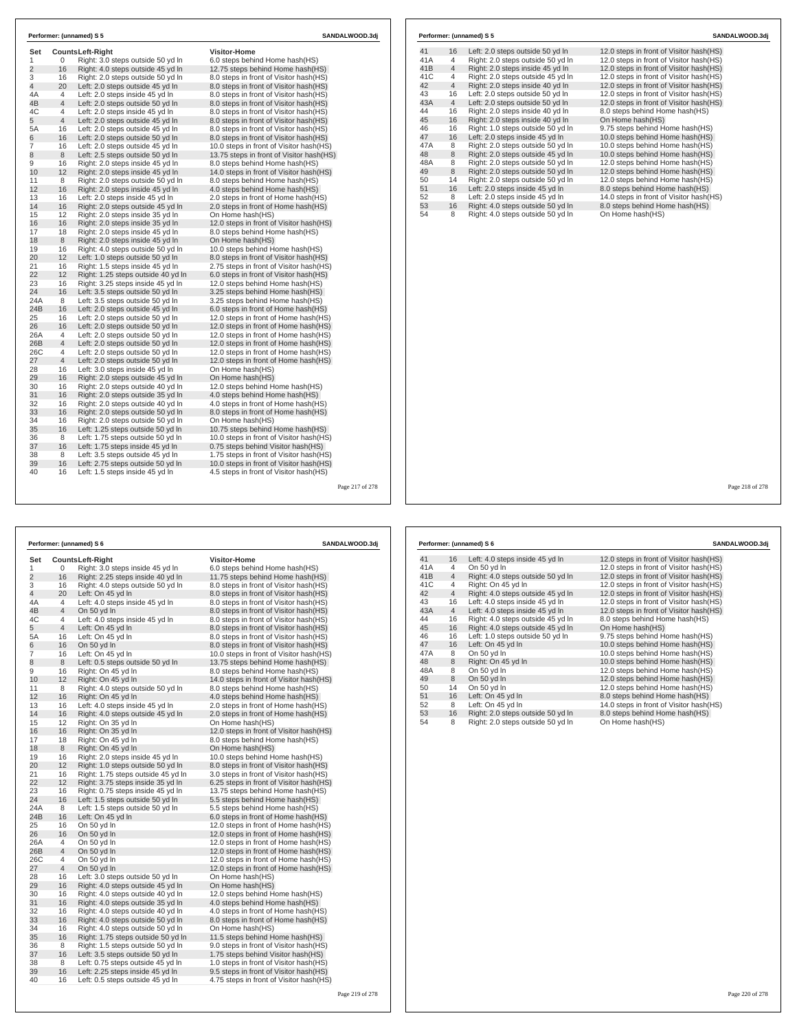**Performer: (unnamed) S 5**

| Set | Counts | Left-Right | Visitor-Home |
|---|---|---|---|
| 1 | 0 | Right: 3.0 steps outside 50 yd ln | 6.0 steps behind Home hash(HS) |
| 2 | 16 | Right: 4.0 steps outside 45 yd ln | 12.75 steps behind Home hash(HS) |
| 3 | 16 | Right: 2.0 steps outside 50 yd ln | 8.0 steps in front of Visitor hash(HS) |
| 4 | 20 | Left: 2.0 steps outside 45 yd ln | 8.0 steps in front of Visitor hash(HS) |
| 4A | 4 | Left: 2.0 steps inside 45 yd ln | 8.0 steps in front of Visitor hash(HS) |
| 4B | 4 | Left: 2.0 steps outside 50 yd ln | 8.0 steps in front of Visitor hash(HS) |
| 4C | 4 | Left: 2.0 steps inside 45 yd ln | 8.0 steps in front of Visitor hash(HS) |
| 5 | 4 | Left: 2.0 steps outside 45 yd ln | 8.0 steps in front of Visitor hash(HS) |
| 5A | 16 | Left: 2.0 steps outside 45 yd ln | 8.0 steps in front of Visitor hash(HS) |
| 6 | 16 | Left: 2.0 steps outside 50 yd ln | 8.0 steps in front of Visitor hash(HS) |
| 7 | 16 | Left: 2.0 steps outside 45 yd ln | 10.0 steps in front of Visitor hash(HS) |
| 8 | 8 | Left: 2.5 steps outside 50 yd ln | 13.75 steps in front of Visitor hash(HS) |
| 9 | 16 | Right: 2.0 steps inside 45 yd ln | 8.0 steps behind Home hash(HS) |
| 10 | 12 | Right: 2.0 steps inside 45 yd ln | 14.0 steps in front of Visitor hash(HS) |
| 11 | 8 | Right: 2.0 steps outside 50 yd ln | 8.0 steps behind Home hash(HS) |
| 12 | 16 | Right: 2.0 steps inside 45 yd ln | 4.0 steps behind Home hash(HS) |
| 13 | 16 | Left: 2.0 steps inside 45 yd ln | 2.0 steps in front of Home hash(HS) |
| 14 | 16 | Right: 2.0 steps outside 45 yd ln | 2.0 steps in front of Home hash(HS) |
| 15 | 12 | Right: 2.0 steps inside 35 yd ln | On Home hash(HS) |
| 16 | 16 | Right: 2.0 steps inside 35 yd ln | 12.0 steps in front of Visitor hash(HS) |
| 17 | 18 | Right: 2.0 steps inside 45 yd ln | 8.0 steps behind Home hash(HS) |
| 18 | 8 | Right: 2.0 steps inside 45 yd ln | On Home hash(HS) |
| 19 | 16 | Right: 4.0 steps outside 50 yd ln | 10.0 steps behind Home hash(HS) |
| 20 | 12 | Left: 1.0 steps outside 50 yd ln | 8.0 steps in front of Visitor hash(HS) |
| 21 | 16 | Right: 1.5 steps inside 45 yd ln | 2.75 steps in front of Visitor hash(HS) |
| 22 | 12 | Right: 1.25 steps outside 40 yd ln | 6.0 steps in front of Visitor hash(HS) |
| 23 | 16 | Right: 3.25 steps inside 45 yd ln | 12.0 steps behind Home hash(HS) |
| 24 | 16 | Left: 3.5 steps outside 50 yd ln | 3.25 steps behind Home hash(HS) |
| 24A | 8 | Left: 3.5 steps outside 50 yd ln | 3.25 steps behind Home hash(HS) |
| 24B | 16 | Left: 2.0 steps outside 45 yd ln | 6.0 steps in front of Home hash(HS) |
| 25 | 16 | Left: 2.0 steps outside 50 yd ln | 12.0 steps in front of Home hash(HS) |
| 26 | 16 | Left: 2.0 steps outside 50 yd ln | 12.0 steps in front of Home hash(HS) |
| 26A | 4 | Left: 2.0 steps outside 50 yd ln | 12.0 steps in front of Home hash(HS) |
| 26B | 4 | Left: 2.0 steps outside 50 yd ln | 12.0 steps in front of Home hash(HS) |
| 26C | 4 | Left: 2.0 steps outside 50 yd ln | 12.0 steps in front of Home hash(HS) |
| 27 | 4 | Left: 2.0 steps outside 50 yd ln | 12.0 steps in front of Home hash(HS) |
| 28 | 16 | Left: 3.0 steps inside 45 yd ln | On Home hash(HS) |
| 29 | 16 | Right: 2.0 steps outside 45 yd ln | On Home hash(HS) |
| 30 | 16 | Right: 2.0 steps outside 40 yd ln | 12.0 steps behind Home hash(HS) |
| 31 | 16 | Right: 2.0 steps outside 35 yd ln | 4.0 steps behind Home hash(HS) |
| 32 | 16 | Right: 2.0 steps outside 40 yd ln | 4.0 steps in front of Home hash(HS) |
| 33 | 16 | Right: 2.0 steps outside 50 yd ln | 8.0 steps in front of Home hash(HS) |
| 34 | 16 | Right: 2.0 steps outside 50 yd ln | On Home hash(HS) |
| 35 | 16 | Left: 1.25 steps outside 50 yd ln | 10.75 steps behind Home hash(HS) |
| 36 | 8 | Left: 1.75 steps outside 50 yd ln | 10.0 steps in front of Visitor hash(HS) |
| 37 | 16 | Left: 1.75 steps inside 45 yd ln | 0.75 steps behind Visitor hash(HS) |
| 38 | 8 | Left: 3.5 steps outside 45 yd ln | 1.75 steps in front of Visitor hash(HS) |
| 39 | 16 | Left: 2.75 steps outside 50 yd ln | 10.0 steps in front of Visitor hash(HS) |
| 40 | 16 | Left: 1.5 steps inside 45 yd ln | 4.5 steps in front of Visitor hash(HS) |
| 41 | 16 | Left: 2.0 steps outside 50 yd ln | 12.0 steps in front of Visitor hash(HS) |
| 41A | 4 | Right: 2.0 steps outside 50 yd ln | 12.0 steps in front of Visitor hash(HS) |
| 41B | 4 | Right: 2.0 steps inside 45 yd ln | 12.0 steps in front of Visitor hash(HS) |
| 41C | 4 | Right: 2.0 steps outside 45 yd ln | 12.0 steps in front of Visitor hash(HS) |
| 42 | 4 | Right: 2.0 steps inside 40 yd ln | 12.0 steps in front of Visitor hash(HS) |
| 43 | 16 | Left: 2.0 steps outside 50 yd ln | 12.0 steps in front of Visitor hash(HS) |
| 43A | 4 | Left: 2.0 steps outside 50 yd ln | 12.0 steps in front of Visitor hash(HS) |
| 44 | 16 | Right: 2.0 steps inside 40 yd ln | 8.0 steps behind Home hash(HS) |
| 45 | 16 | Right: 2.0 steps inside 40 yd ln | On Home hash(HS) |
| 46 | 16 | Right: 1.0 steps outside 50 yd ln | 9.75 steps behind Home hash(HS) |
| 47 | 16 | Left: 2.0 steps inside 45 yd ln | 10.0 steps behind Home hash(HS) |
| 47A | 8 | Right: 2.0 steps outside 50 yd ln | 10.0 steps behind Home hash(HS) |
| 48 | 8 | Right: 2.0 steps outside 45 yd ln | 10.0 steps behind Home hash(HS) |
| 48A | 8 | Right: 2.0 steps outside 50 yd ln | 12.0 steps behind Home hash(HS) |
| 49 | 8 | Right: 2.0 steps outside 50 yd ln | 12.0 steps behind Home hash(HS) |
| 50 | 14 | Right: 2.0 steps outside 50 yd ln | 12.0 steps behind Home hash(HS) |
| 51 | 16 | Left: 2.0 steps inside 45 yd ln | 8.0 steps behind Home hash(HS) |
| 52 | 8 | Left: 2.0 steps inside 45 yd ln | 14.0 steps in front of Visitor hash(HS) |
| 53 | 16 | Right: 4.0 steps outside 50 yd ln | 8.0 steps behind Home hash(HS) |
| 54 | 8 | Right: 4.0 steps outside 50 yd ln | On Home hash(HS) |

**Performer: (unnamed) S 6**

| Set | Counts | Left-Right | Visitor-Home |
|---|---|---|---|
| 1 | 0 | Right: 3.0 steps inside 45 yd ln | 6.0 steps behind Home hash(HS) |
| 2 | 16 | Right: 2.25 steps inside 40 yd ln | 11.75 steps behind Home hash(HS) |
| 3 | 16 | Right: 4.0 steps outside 50 yd ln | 8.0 steps in front of Visitor hash(HS) |
| 4 | 20 | Left: On 45 yd ln | 8.0 steps in front of Visitor hash(HS) |
| 4A | 4 | Left: 4.0 steps inside 45 yd ln | 8.0 steps in front of Visitor hash(HS) |
| 4B | 4 | On 50 yd ln | 8.0 steps in front of Visitor hash(HS) |
| 4C | 4 | Left: 4.0 steps inside 45 yd ln | 8.0 steps in front of Visitor hash(HS) |
| 5 | 4 | Left: On 45 yd ln | 8.0 steps in front of Visitor hash(HS) |
| 5A | 16 | Left: On 45 yd ln | 8.0 steps in front of Visitor hash(HS) |
| 6 | 16 | On 50 yd ln | 8.0 steps in front of Visitor hash(HS) |
| 7 | 16 | Left: On 45 yd ln | 10.0 steps in front of Visitor hash(HS) |
| 8 | 8 | Left: 0.5 steps outside 50 yd ln | 13.75 steps behind Home hash(HS) |
| 9 | 16 | Right: On 45 yd ln | 8.0 steps behind Home hash(HS) |
| 10 | 12 | Right: On 45 yd ln | 14.0 steps in front of Visitor hash(HS) |
| 11 | 8 | Right: 4.0 steps outside 50 yd ln | 8.0 steps behind Home hash(HS) |
| 12 | 16 | Right: On 45 yd ln | 4.0 steps behind Home hash(HS) |
| 13 | 16 | Left: 4.0 steps inside 45 yd ln | 2.0 steps in front of Home hash(HS) |
| 14 | 16 | Right: 4.0 steps outside 45 yd ln | 2.0 steps in front of Home hash(HS) |
| 15 | 12 | Right: On 35 yd ln | On Home hash(HS) |
| 16 | 16 | Right: On 35 yd ln | 12.0 steps in front of Visitor hash(HS) |
| 17 | 18 | Right: On 45 yd ln | 8.0 steps behind Home hash(HS) |
| 18 | 8 | Right: On 45 yd ln | On Home hash(HS) |
| 19 | 16 | Right: 2.0 steps inside 45 yd ln | 10.0 steps behind Home hash(HS) |
| 20 | 12 | Right: 1.0 steps outside 50 yd ln | 8.0 steps in front of Visitor hash(HS) |
| 21 | 16 | Right: 1.75 steps outside 45 yd ln | 3.0 steps in front of Visitor hash(HS) |
| 22 | 12 | Right: 3.75 steps inside 35 yd ln | 6.25 steps in front of Visitor hash(HS) |
| 23 | 16 | Right: 0.75 steps inside 45 yd ln | 13.75 steps behind Home hash(HS) |
| 24 | 16 | Left: 1.5 steps outside 50 yd ln | 5.5 steps behind Home hash(HS) |
| 24A | 8 | Left: 1.5 steps outside 50 yd ln | 5.5 steps behind Home hash(HS) |
| 24B | 16 | Left: On 45 yd ln | 6.0 steps in front of Home hash(HS) |
| 25 | 16 | On 50 yd ln | 12.0 steps in front of Home hash(HS) |
| 26 | 16 | On 50 yd ln | 12.0 steps in front of Home hash(HS) |
| 26A | 4 | On 50 yd ln | 12.0 steps in front of Home hash(HS) |
| 26B | 4 | On 50 yd ln | 12.0 steps in front of Home hash(HS) |
| 26C | 4 | On 50 yd ln | 12.0 steps in front of Home hash(HS) |
| 27 | 4 | On 50 yd ln | 12.0 steps in front of Home hash(HS) |
| 28 | 16 | Left: 3.0 steps outside 50 yd ln | On Home hash(HS) |
| 29 | 16 | Right: 4.0 steps outside 45 yd ln | On Home hash(HS) |
| 30 | 16 | Right: 4.0 steps outside 40 yd ln | 12.0 steps behind Home hash(HS) |
| 31 | 16 | Right: 4.0 steps outside 35 yd ln | 4.0 steps behind Home hash(HS) |
| 32 | 16 | Right: 4.0 steps outside 40 yd ln | 4.0 steps in front of Home hash(HS) |
| 33 | 16 | Right: 4.0 steps outside 50 yd ln | 8.0 steps in front of Home hash(HS) |
| 34 | 16 | Right: 4.0 steps outside 50 yd ln | On Home hash(HS) |
| 35 | 16 | Right: 1.75 steps outside 50 yd ln | 11.5 steps behind Home hash(HS) |
| 36 | 8 | Right: 1.5 steps outside 50 yd ln | 9.0 steps in front of Visitor hash(HS) |
| 37 | 16 | Left: 3.5 steps outside 50 yd ln | 1.75 steps behind Visitor hash(HS) |
| 38 | 8 | Left: 0.75 steps outside 45 yd ln | 1.0 steps in front of Visitor hash(HS) |
| 39 | 16 | Left: 2.25 steps inside 45 yd ln | 9.5 steps in front of Visitor hash(HS) |
| 40 | 16 | Left: 0.5 steps outside 45 yd ln | 4.75 steps in front of Visitor hash(HS) |
| 41 | 16 | Left: 4.0 steps inside 45 yd ln | 12.0 steps in front of Visitor hash(HS) |
| 41A | 4 | On 50 yd ln | 12.0 steps in front of Visitor hash(HS) |
| 41B | 4 | Right: 4.0 steps outside 50 yd ln | 12.0 steps in front of Visitor hash(HS) |
| 41C | 4 | Right: On 45 yd ln | 12.0 steps in front of Visitor hash(HS) |
| 42 | 4 | Right: 4.0 steps outside 45 yd ln | 12.0 steps in front of Visitor hash(HS) |
| 43 | 16 | Left: 4.0 steps inside 45 yd ln | 12.0 steps in front of Visitor hash(HS) |
| 43A | 4 | Left: 4.0 steps inside 45 yd ln | 12.0 steps in front of Visitor hash(HS) |
| 44 | 16 | Right: 4.0 steps outside 45 yd ln | 8.0 steps behind Home hash(HS) |
| 45 | 16 | Right: 4.0 steps outside 45 yd ln | On Home hash(HS) |
| 46 | 16 | Left: 1.0 steps outside 50 yd ln | 9.75 steps behind Home hash(HS) |
| 47 | 16 | Left: On 45 yd ln | 10.0 steps behind Home hash(HS) |
| 47A | 8 | On 50 yd ln | 10.0 steps behind Home hash(HS) |
| 48 | 8 | Right: On 45 yd ln | 10.0 steps behind Home hash(HS) |
| 48A | 8 | On 50 yd ln | 12.0 steps behind Home hash(HS) |
| 49 | 8 | On 50 yd ln | 12.0 steps behind Home hash(HS) |
| 50 | 14 | On 50 yd ln | 12.0 steps behind Home hash(HS) |
| 51 | 16 | Left: On 45 yd ln | 8.0 steps behind Home hash(HS) |
| 52 | 8 | Left: On 45 yd ln | 14.0 steps in front of Visitor hash(HS) |
| 53 | 16 | Right: 2.0 steps outside 50 yd ln | 8.0 steps behind Home hash(HS) |
| 54 | 8 | Right: 2.0 steps outside 50 yd ln | On Home hash(HS) |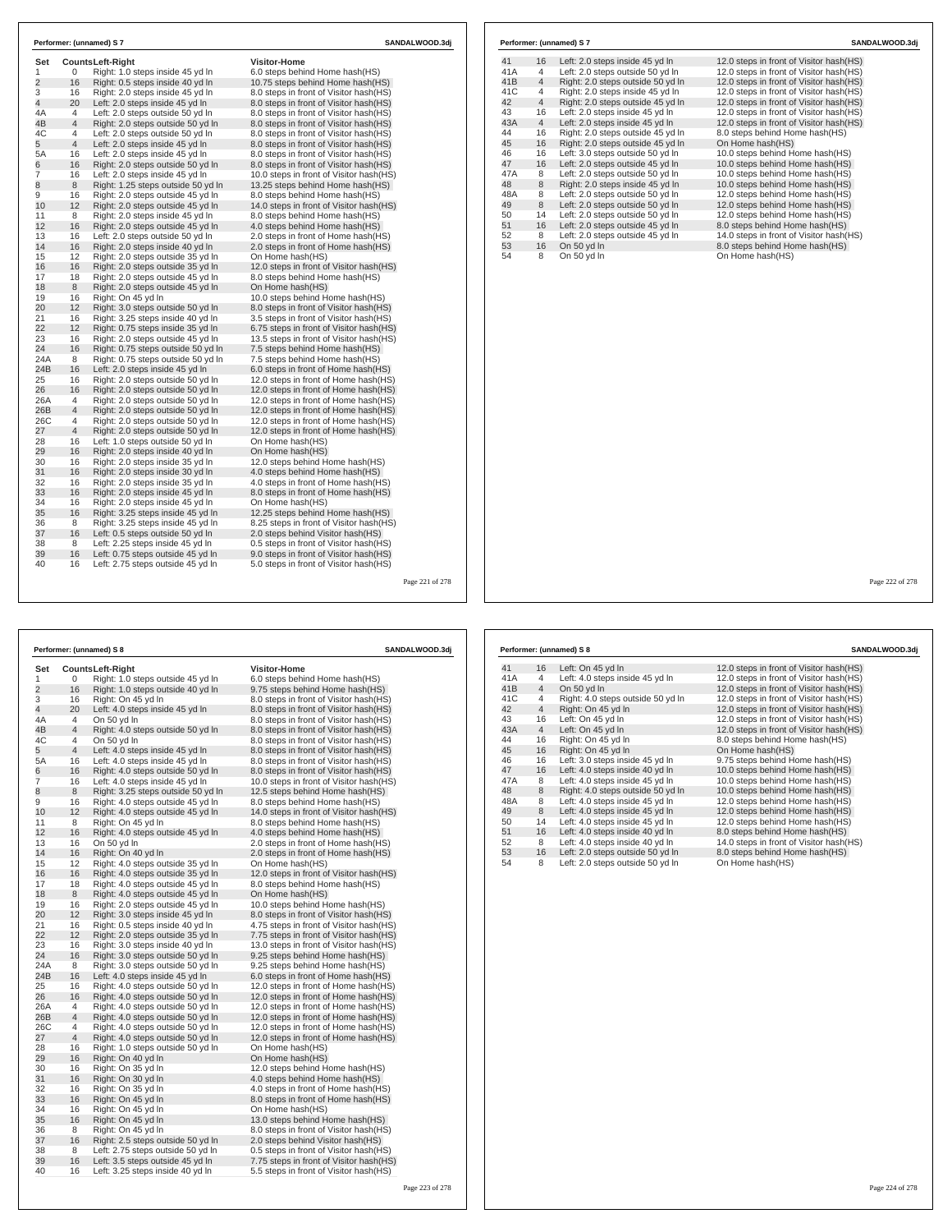**Performer: (unnamed) S 7** SANDALWOOD.3dj

| Set | Counts | Left-Right | Visitor-Home |
|---|---|---|---|
| 1 | 0 | Right: 1.0 steps inside 45 yd ln | 6.0 steps behind Home hash(HS) |
| 2 | 16 | Right: 0.5 steps inside 40 yd ln | 10.75 steps behind Home hash(HS) |
| 3 | 16 | Right: 2.0 steps inside 45 yd ln | 8.0 steps in front of Visitor hash(HS) |
| 4 | 20 | Left: 2.0 steps inside 45 yd ln | 8.0 steps in front of Visitor hash(HS) |
| 4A | 4 | Left: 2.0 steps outside 50 yd ln | 8.0 steps in front of Visitor hash(HS) |
| 4B | 4 | Right: 2.0 steps outside 50 yd ln | 8.0 steps in front of Visitor hash(HS) |
| 4C | 4 | Left: 2.0 steps outside 50 yd ln | 8.0 steps in front of Visitor hash(HS) |
| 5 | 4 | Left: 2.0 steps inside 45 yd ln | 8.0 steps in front of Visitor hash(HS) |
| 5A | 16 | Left: 2.0 steps inside 45 yd ln | 8.0 steps in front of Visitor hash(HS) |
| 6 | 16 | Right: 2.0 steps outside 50 yd ln | 8.0 steps in front of Visitor hash(HS) |
| 7 | 16 | Left: 2.0 steps inside 45 yd ln | 10.0 steps in front of Visitor hash(HS) |
| 8 | 8 | Right: 1.25 steps outside 50 yd ln | 13.25 steps behind Home hash(HS) |
| 9 | 16 | Right: 2.0 steps outside 45 yd ln | 8.0 steps behind Home hash(HS) |
| 10 | 12 | Right: 2.0 steps outside 45 yd ln | 14.0 steps in front of Visitor hash(HS) |
| 11 | 8 | Right: 2.0 steps inside 45 yd ln | 8.0 steps behind Home hash(HS) |
| 12 | 16 | Right: 2.0 steps outside 45 yd ln | 4.0 steps behind Home hash(HS) |
| 13 | 16 | Left: 2.0 steps outside 50 yd ln | 2.0 steps in front of Home hash(HS) |
| 14 | 16 | Right: 2.0 steps inside 40 yd ln | 2.0 steps in front of Home hash(HS) |
| 15 | 12 | Right: 2.0 steps outside 35 yd ln | On Home hash(HS) |
| 16 | 16 | Right: 2.0 steps outside 35 yd ln | 12.0 steps in front of Visitor hash(HS) |
| 17 | 18 | Right: 2.0 steps outside 45 yd ln | 8.0 steps behind Home hash(HS) |
| 18 | 8 | Right: 2.0 steps outside 45 yd ln | On Home hash(HS) |
| 19 | 16 | Right: On 45 yd ln | 10.0 steps behind Home hash(HS) |
| 20 | 12 | Right: 3.0 steps outside 50 yd ln | 8.0 steps in front of Visitor hash(HS) |
| 21 | 16 | Right: 3.25 steps inside 40 yd ln | 3.5 steps in front of Visitor hash(HS) |
| 22 | 12 | Right: 0.75 steps inside 35 yd ln | 6.75 steps in front of Visitor hash(HS) |
| 23 | 16 | Right: 2.0 steps outside 45 yd ln | 13.5 steps in front of Visitor hash(HS) |
| 24 | 16 | Right: 0.75 steps outside 50 yd ln | 7.5 steps behind Home hash(HS) |
| 24A | 8 | Right: 0.75 steps outside 50 yd ln | 7.5 steps behind Home hash(HS) |
| 24B | 16 | Left: 2.0 steps inside 45 yd ln | 6.0 steps in front of Home hash(HS) |
| 25 | 16 | Right: 2.0 steps outside 50 yd ln | 12.0 steps in front of Home hash(HS) |
| 26 | 16 | Right: 2.0 steps outside 50 yd ln | 12.0 steps in front of Home hash(HS) |
| 26A | 4 | Right: 2.0 steps outside 50 yd ln | 12.0 steps in front of Home hash(HS) |
| 26B | 4 | Right: 2.0 steps outside 50 yd ln | 12.0 steps in front of Home hash(HS) |
| 26C | 4 | Right: 2.0 steps outside 50 yd ln | 12.0 steps in front of Home hash(HS) |
| 27 | 4 | Right: 2.0 steps outside 50 yd ln | 12.0 steps in front of Home hash(HS) |
| 28 | 16 | Left: 1.0 steps outside 50 yd ln | On Home hash(HS) |
| 29 | 16 | Right: 2.0 steps inside 40 yd ln | On Home hash(HS) |
| 30 | 16 | Right: 2.0 steps inside 35 yd ln | 12.0 steps behind Home hash(HS) |
| 31 | 16 | Right: 2.0 steps inside 30 yd ln | 4.0 steps behind Home hash(HS) |
| 32 | 16 | Right: 2.0 steps inside 35 yd ln | 4.0 steps in front of Home hash(HS) |
| 33 | 16 | Right: 2.0 steps inside 45 yd ln | 8.0 steps in front of Home hash(HS) |
| 34 | 16 | Right: 2.0 steps inside 45 yd ln | On Home hash(HS) |
| 35 | 16 | Right: 3.25 steps inside 45 yd ln | 12.25 steps behind Home hash(HS) |
| 36 | 8 | Right: 3.25 steps inside 45 yd ln | 8.25 steps in front of Visitor hash(HS) |
| 37 | 16 | Left: 0.5 steps outside 50 yd ln | 2.0 steps behind Visitor hash(HS) |
| 38 | 8 | Left: 2.25 steps inside 45 yd ln | 0.5 steps in front of Visitor hash(HS) |
| 39 | 16 | Left: 0.75 steps outside 45 yd ln | 9.0 steps in front of Visitor hash(HS) |
| 40 | 16 | Left: 2.75 steps outside 45 yd ln | 5.0 steps in front of Visitor hash(HS) |
| 41 | 16 | Left: 2.0 steps inside 45 yd ln | 12.0 steps in front of Visitor hash(HS) |
| 41A | 4 | Left: 2.0 steps outside 50 yd ln | 12.0 steps in front of Visitor hash(HS) |
| 41B | 4 | Right: 2.0 steps outside 50 yd ln | 12.0 steps in front of Visitor hash(HS) |
| 41C | 4 | Right: 2.0 steps inside 45 yd ln | 12.0 steps in front of Visitor hash(HS) |
| 42 | 4 | Right: 2.0 steps outside 45 yd ln | 12.0 steps in front of Visitor hash(HS) |
| 43 | 16 | Left: 2.0 steps inside 45 yd ln | 12.0 steps in front of Visitor hash(HS) |
| 43A | 4 | Left: 2.0 steps inside 45 yd ln | 12.0 steps in front of Visitor hash(HS) |
| 44 | 16 | Right: 2.0 steps outside 45 yd ln | 8.0 steps behind Home hash(HS) |
| 45 | 16 | Right: 2.0 steps outside 45 yd ln | On Home hash(HS) |
| 46 | 16 | Left: 3.0 steps outside 50 yd ln | 10.0 steps behind Home hash(HS) |
| 47 | 16 | Left: 2.0 steps outside 45 yd ln | 10.0 steps behind Home hash(HS) |
| 47A | 8 | Left: 2.0 steps outside 50 yd ln | 10.0 steps behind Home hash(HS) |
| 48 | 8 | Right: 2.0 steps inside 45 yd ln | 10.0 steps behind Home hash(HS) |
| 48A | 8 | Left: 2.0 steps outside 50 yd ln | 12.0 steps behind Home hash(HS) |
| 49 | 8 | Left: 2.0 steps outside 50 yd ln | 12.0 steps behind Home hash(HS) |
| 50 | 14 | Left: 2.0 steps outside 50 yd ln | 12.0 steps behind Home hash(HS) |
| 51 | 16 | Left: 2.0 steps outside 45 yd ln | 8.0 steps behind Home hash(HS) |
| 52 | 8 | Left: 2.0 steps outside 45 yd ln | 14.0 steps in front of Visitor hash(HS) |
| 53 | 16 | On 50 yd ln | 8.0 steps behind Home hash(HS) |
| 54 | 8 | On 50 yd ln | On Home hash(HS) |

**Performer: (unnamed) S 8** SANDALWOOD.3dj

| Set | Counts | Left-Right | Visitor-Home |
|---|---|---|---|
| 1 | 0 | Right: 1.0 steps outside 45 yd ln | 6.0 steps behind Home hash(HS) |
| 2 | 16 | Right: 1.0 steps outside 40 yd ln | 9.75 steps behind Home hash(HS) |
| 3 | 16 | Right: On 45 yd ln | 8.0 steps in front of Visitor hash(HS) |
| 4 | 20 | Left: 4.0 steps inside 45 yd ln | 8.0 steps in front of Visitor hash(HS) |
| 4A | 4 | On 50 yd ln | 8.0 steps in front of Visitor hash(HS) |
| 4B | 4 | Right: 4.0 steps outside 50 yd ln | 8.0 steps in front of Visitor hash(HS) |
| 4C | 4 | On 50 yd ln | 8.0 steps in front of Visitor hash(HS) |
| 5 | 4 | Left: 4.0 steps inside 45 yd ln | 8.0 steps in front of Visitor hash(HS) |
| 5A | 16 | Left: 4.0 steps inside 45 yd ln | 8.0 steps in front of Visitor hash(HS) |
| 6 | 16 | Right: 4.0 steps outside 50 yd ln | 8.0 steps in front of Visitor hash(HS) |
| 7 | 16 | Left: 4.0 steps inside 45 yd ln | 10.0 steps in front of Visitor hash(HS) |
| 8 | 8 | Right: 3.25 steps outside 50 yd ln | 12.5 steps behind Home hash(HS) |
| 9 | 16 | Right: 4.0 steps outside 45 yd ln | 8.0 steps behind Home hash(HS) |
| 10 | 12 | Right: 4.0 steps outside 45 yd ln | 14.0 steps in front of Visitor hash(HS) |
| 11 | 8 | Right: On 45 yd ln | 8.0 steps behind Home hash(HS) |
| 12 | 16 | Right: 4.0 steps outside 45 yd ln | 4.0 steps behind Home hash(HS) |
| 13 | 16 | On 50 yd ln | 2.0 steps in front of Home hash(HS) |
| 14 | 16 | Right: On 40 yd ln | 2.0 steps in front of Home hash(HS) |
| 15 | 12 | Right: 4.0 steps outside 35 yd ln | On Home hash(HS) |
| 16 | 16 | Right: 4.0 steps outside 35 yd ln | 12.0 steps in front of Visitor hash(HS) |
| 17 | 18 | Right: 4.0 steps outside 45 yd ln | 8.0 steps behind Home hash(HS) |
| 18 | 8 | Right: 4.0 steps outside 45 yd ln | On Home hash(HS) |
| 19 | 16 | Right: 2.0 steps outside 45 yd ln | 10.0 steps behind Home hash(HS) |
| 20 | 12 | Right: 3.0 steps inside 45 yd ln | 8.0 steps in front of Visitor hash(HS) |
| 21 | 16 | Right: 0.5 steps inside 40 yd ln | 4.75 steps in front of Visitor hash(HS) |
| 22 | 12 | Right: 2.0 steps outside 35 yd ln | 7.75 steps in front of Visitor hash(HS) |
| 23 | 16 | Right: 3.0 steps inside 40 yd ln | 13.0 steps in front of Visitor hash(HS) |
| 24 | 16 | Right: 3.0 steps outside 50 yd ln | 9.25 steps behind Home hash(HS) |
| 24A | 8 | Right: 3.0 steps outside 50 yd ln | 9.25 steps behind Home hash(HS) |
| 24B | 16 | Left: 4.0 steps inside 45 yd ln | 6.0 steps in front of Home hash(HS) |
| 25 | 16 | Right: 4.0 steps outside 50 yd ln | 12.0 steps in front of Home hash(HS) |
| 26 | 16 | Right: 4.0 steps outside 50 yd ln | 12.0 steps in front of Home hash(HS) |
| 26A | 4 | Right: 4.0 steps outside 50 yd ln | 12.0 steps in front of Home hash(HS) |
| 26B | 4 | Right: 4.0 steps outside 50 yd ln | 12.0 steps in front of Home hash(HS) |
| 26C | 4 | Right: 4.0 steps outside 50 yd ln | 12.0 steps in front of Home hash(HS) |
| 27 | 4 | Right: 4.0 steps outside 50 yd ln | 12.0 steps in front of Home hash(HS) |
| 28 | 16 | Right: 1.0 steps outside 50 yd ln | On Home hash(HS) |
| 29 | 16 | Right: On 40 yd ln | On Home hash(HS) |
| 30 | 16 | Right: On 35 yd ln | 12.0 steps behind Home hash(HS) |
| 31 | 16 | Right: On 30 yd ln | 4.0 steps behind Home hash(HS) |
| 32 | 16 | Right: On 35 yd ln | 4.0 steps in front of Home hash(HS) |
| 33 | 16 | Right: On 45 yd ln | 8.0 steps in front of Home hash(HS) |
| 34 | 16 | Right: On 45 yd ln | On Home hash(HS) |
| 35 | 16 | Right: On 45 yd ln | 13.0 steps behind Home hash(HS) |
| 36 | 8 | Right: On 45 yd ln | 8.0 steps in front of Visitor hash(HS) |
| 37 | 16 | Right: 2.5 steps outside 50 yd ln | 2.0 steps behind Visitor hash(HS) |
| 38 | 8 | Left: 2.75 steps outside 50 yd ln | 0.5 steps in front of Visitor hash(HS) |
| 39 | 16 | Left: 3.5 steps outside 45 yd ln | 7.75 steps in front of Visitor hash(HS) |
| 40 | 16 | Left: 3.25 steps inside 40 yd ln | 5.5 steps in front of Visitor hash(HS) |
| 41 | 16 | Left: On 45 yd ln | 12.0 steps in front of Visitor hash(HS) |
| 41A | 4 | Left: 4.0 steps inside 45 yd ln | 12.0 steps in front of Visitor hash(HS) |
| 41B | 4 | On 50 yd ln | 12.0 steps in front of Visitor hash(HS) |
| 41C | 4 | Right: 4.0 steps outside 50 yd ln | 12.0 steps in front of Visitor hash(HS) |
| 42 | 4 | Right: On 45 yd ln | 12.0 steps in front of Visitor hash(HS) |
| 43 | 16 | Left: On 45 yd ln | 12.0 steps in front of Visitor hash(HS) |
| 43A | 4 | Left: On 45 yd ln | 12.0 steps in front of Visitor hash(HS) |
| 44 | 16 | Right: On 45 yd ln | 8.0 steps behind Home hash(HS) |
| 45 | 16 | Right: On 45 yd ln | On Home hash(HS) |
| 46 | 16 | Left: 3.0 steps inside 45 yd ln | 9.75 steps behind Home hash(HS) |
| 47 | 16 | Left: 4.0 steps inside 40 yd ln | 10.0 steps behind Home hash(HS) |
| 47A | 8 | Left: 4.0 steps inside 45 yd ln | 10.0 steps behind Home hash(HS) |
| 48 | 8 | Right: 4.0 steps outside 50 yd ln | 10.0 steps behind Home hash(HS) |
| 48A | 8 | Left: 4.0 steps inside 45 yd ln | 12.0 steps behind Home hash(HS) |
| 49 | 8 | Left: 4.0 steps inside 45 yd ln | 12.0 steps behind Home hash(HS) |
| 50 | 14 | Left: 4.0 steps inside 45 yd ln | 12.0 steps behind Home hash(HS) |
| 51 | 16 | Left: 4.0 steps inside 40 yd ln | 8.0 steps behind Home hash(HS) |
| 52 | 8 | Left: 4.0 steps inside 40 yd ln | 14.0 steps in front of Visitor hash(HS) |
| 53 | 16 | Left: 2.0 steps outside 50 yd ln | 8.0 steps behind Home hash(HS) |
| 54 | 8 | Left: 2.0 steps outside 50 yd ln | On Home hash(HS) |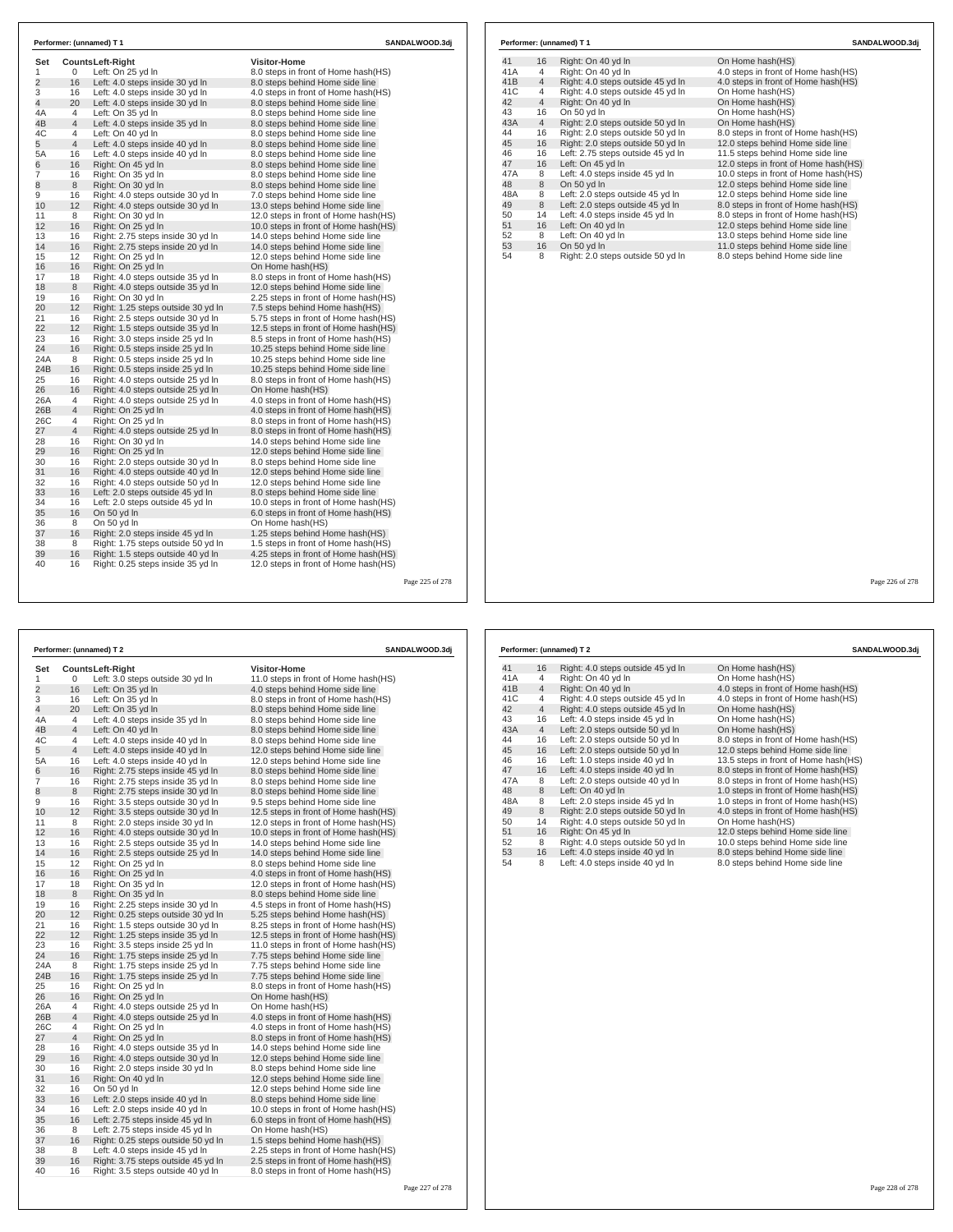**Performer: (unnamed) T 1** SANDALWOOD.3dj

| Set | Counts | Left-Right | Visitor-Home |
|---|---|---|---|
| 1 | 0 | Left: On 25 yd ln | 8.0 steps in front of Home hash(HS) |
| 2 | 16 | Left: 4.0 steps inside 30 yd ln | 8.0 steps behind Home side line |
| 3 | 16 | Left: 4.0 steps inside 30 yd ln | 4.0 steps in front of Home hash(HS) |
| 4 | 20 | Left: 4.0 steps inside 30 yd ln | 8.0 steps behind Home side line |
| 4A | 4 | Left: On 35 yd ln | 8.0 steps behind Home side line |
| 4B | 4 | Left: 4.0 steps inside 35 yd ln | 8.0 steps behind Home side line |
| 4C | 4 | Left: On 40 yd ln | 8.0 steps behind Home side line |
| 5 | 4 | Left: 4.0 steps inside 40 yd ln | 8.0 steps behind Home side line |
| 5A | 16 | Left: 4.0 steps inside 40 yd ln | 8.0 steps behind Home side line |
| 6 | 16 | Right: On 45 yd ln | 8.0 steps behind Home side line |
| 7 | 16 | Right: On 35 yd ln | 8.0 steps behind Home side line |
| 8 | 8 | Right: On 30 yd ln | 8.0 steps behind Home side line |
| 9 | 16 | Right: 4.0 steps outside 30 yd ln | 7.0 steps behind Home side line |
| 10 | 12 | Right: 4.0 steps outside 30 yd ln | 13.0 steps behind Home side line |
| 11 | 8 | Right: On 30 yd ln | 12.0 steps in front of Home hash(HS) |
| 12 | 16 | Right: On 25 yd ln | 10.0 steps in front of Home hash(HS) |
| 13 | 16 | Right: 2.75 steps inside 30 yd ln | 14.0 steps behind Home side line |
| 14 | 16 | Right: 2.75 steps inside 20 yd ln | 14.0 steps behind Home side line |
| 15 | 12 | Right: On 25 yd ln | 12.0 steps behind Home side line |
| 16 | 16 | Right: On 25 yd ln | On Home hash(HS) |
| 17 | 18 | Right: 4.0 steps outside 35 yd ln | 8.0 steps in front of Home hash(HS) |
| 18 | 8 | Right: 4.0 steps outside 35 yd ln | 12.0 steps behind Home side line |
| 19 | 16 | Right: On 30 yd ln | 2.25 steps in front of Home hash(HS) |
| 20 | 12 | Right: 1.25 steps outside 30 yd ln | 7.5 steps behind Home hash(HS) |
| 21 | 16 | Right: 2.5 steps outside 30 yd ln | 5.75 steps in front of Home hash(HS) |
| 22 | 12 | Right: 1.5 steps outside 35 yd ln | 12.5 steps in front of Home hash(HS) |
| 23 | 16 | Right: 3.0 steps inside 25 yd ln | 8.5 steps in front of Home hash(HS) |
| 24 | 16 | Right: 0.5 steps inside 25 yd ln | 10.25 steps behind Home side line |
| 24A | 8 | Right: 0.5 steps inside 25 yd ln | 10.25 steps behind Home side line |
| 24B | 16 | Right: 0.5 steps inside 25 yd ln | 10.25 steps behind Home side line |
| 25 | 16 | Right: 4.0 steps outside 25 yd ln | 8.0 steps in front of Home hash(HS) |
| 26 | 16 | Right: 4.0 steps outside 25 yd ln | On Home hash(HS) |
| 26A | 4 | Right: 4.0 steps outside 25 yd ln | 4.0 steps in front of Home hash(HS) |
| 26B | 4 | Right: On 25 yd ln | 4.0 steps in front of Home hash(HS) |
| 26C | 4 | Right: On 25 yd ln | 8.0 steps in front of Home hash(HS) |
| 27 | 4 | Right: 4.0 steps outside 25 yd ln | 8.0 steps in front of Home hash(HS) |
| 28 | 16 | Right: On 30 yd ln | 14.0 steps behind Home side line |
| 29 | 16 | Right: On 25 yd ln | 12.0 steps behind Home side line |
| 30 | 16 | Right: 2.0 steps outside 30 yd ln | 8.0 steps behind Home side line |
| 31 | 16 | Right: 4.0 steps outside 40 yd ln | 12.0 steps behind Home side line |
| 32 | 16 | Right: 4.0 steps outside 50 yd ln | 12.0 steps behind Home side line |
| 33 | 16 | Left: 2.0 steps outside 45 yd ln | 8.0 steps behind Home side line |
| 34 | 16 | Left: 2.0 steps outside 45 yd ln | 10.0 steps in front of Home hash(HS) |
| 35 | 16 | On 50 yd ln | 6.0 steps in front of Home hash(HS) |
| 36 | 8 | On 50 yd ln | On Home hash(HS) |
| 37 | 16 | Right: 2.0 steps inside 45 yd ln | 1.25 steps behind Home hash(HS) |
| 38 | 8 | Right: 1.75 steps outside 50 yd ln | 1.5 steps in front of Home hash(HS) |
| 39 | 16 | Right: 1.5 steps outside 40 yd ln | 4.25 steps in front of Home hash(HS) |
| 40 | 16 | Right: 0.25 steps inside 35 yd ln | 12.0 steps in front of Home hash(HS) |

**Performer: (unnamed) T 1** SANDALWOOD.3dj

| Set | Counts | Left-Right | Visitor-Home |
|---|---|---|---|
| 41 | 16 | Right: On 40 yd ln | On Home hash(HS) |
| 41A | 4 | Right: On 40 yd ln | 4.0 steps in front of Home hash(HS) |
| 41B | 4 | Right: 4.0 steps outside 45 yd ln | 4.0 steps in front of Home hash(HS) |
| 41C | 4 | Right: 4.0 steps outside 45 yd ln | On Home hash(HS) |
| 42 | 4 | Right: On 40 yd ln | On Home hash(HS) |
| 43 | 16 | On 50 yd ln | On Home hash(HS) |
| 43A | 4 | Right: 2.0 steps outside 50 yd ln | On Home hash(HS) |
| 44 | 16 | Right: 2.0 steps outside 50 yd ln | 8.0 steps in front of Home hash(HS) |
| 45 | 16 | Right: 2.0 steps outside 50 yd ln | 12.0 steps behind Home side line |
| 46 | 16 | Left: 2.75 steps outside 45 yd ln | 11.5 steps behind Home side line |
| 47 | 16 | Left: On 45 yd ln | 12.0 steps in front of Home hash(HS) |
| 47A | 8 | Left: 4.0 steps inside 45 yd ln | 10.0 steps in front of Home hash(HS) |
| 48 | 8 | On 50 yd ln | 12.0 steps behind Home side line |
| 48A | 8 | Left: 2.0 steps outside 45 yd ln | 12.0 steps behind Home side line |
| 49 | 8 | Left: 2.0 steps outside 45 yd ln | 8.0 steps in front of Home hash(HS) |
| 50 | 14 | Left: 4.0 steps inside 45 yd ln | 8.0 steps in front of Home hash(HS) |
| 51 | 16 | Left: On 40 yd ln | 12.0 steps behind Home side line |
| 52 | 8 | Left: On 40 yd ln | 13.0 steps behind Home side line |
| 53 | 16 | On 50 yd ln | 11.0 steps behind Home side line |
| 54 | 8 | Right: 2.0 steps outside 50 yd ln | 8.0 steps behind Home side line |

**Performer: (unnamed) T 2** SANDALWOOD.3dj

| Set | Counts | Left-Right | Visitor-Home |
|---|---|---|---|
| 1 | 0 | Left: 3.0 steps outside 30 yd ln | 11.0 steps in front of Home hash(HS) |
| 2 | 16 | Left: On 35 yd ln | 4.0 steps behind Home side line |
| 3 | 16 | Left: On 35 yd ln | 8.0 steps in front of Home hash(HS) |
| 4 | 20 | Left: On 35 yd ln | 8.0 steps behind Home side line |
| 4A | 4 | Left: 4.0 steps inside 35 yd ln | 8.0 steps behind Home side line |
| 4B | 4 | Left: On 40 yd ln | 8.0 steps behind Home side line |
| 4C | 4 | Left: 4.0 steps inside 40 yd ln | 8.0 steps behind Home side line |
| 5 | 4 | Left: 4.0 steps inside 40 yd ln | 12.0 steps behind Home side line |
| 5A | 16 | Left: 4.0 steps inside 40 yd ln | 12.0 steps behind Home side line |
| 6 | 16 | Right: 2.75 steps inside 45 yd ln | 8.0 steps behind Home side line |
| 7 | 16 | Right: 2.75 steps inside 35 yd ln | 8.0 steps behind Home side line |
| 8 | 8 | Right: 2.75 steps inside 30 yd ln | 8.0 steps behind Home side line |
| 9 | 16 | Right: 3.5 steps outside 30 yd ln | 9.5 steps behind Home side line |
| 10 | 12 | Right: 3.5 steps outside 30 yd ln | 12.5 steps in front of Home hash(HS) |
| 11 | 8 | Right: 2.0 steps inside 30 yd ln | 12.0 steps in front of Home hash(HS) |
| 12 | 16 | Right: 4.0 steps outside 30 yd ln | 10.0 steps in front of Home hash(HS) |
| 13 | 16 | Right: 2.5 steps outside 35 yd ln | 14.0 steps behind Home side line |
| 14 | 16 | Right: 2.5 steps outside 25 yd ln | 14.0 steps behind Home side line |
| 15 | 12 | Right: On 25 yd ln | 8.0 steps behind Home side line |
| 16 | 16 | Right: On 25 yd ln | 4.0 steps in front of Home hash(HS) |
| 17 | 18 | Right: On 35 yd ln | 12.0 steps in front of Home hash(HS) |
| 18 | 8 | Right: On 35 yd ln | 8.0 steps behind Home side line |
| 19 | 16 | Right: 2.25 steps inside 30 yd ln | 4.5 steps in front of Home hash(HS) |
| 20 | 12 | Right: 0.25 steps outside 30 yd ln | 5.25 steps behind Home hash(HS) |
| 21 | 16 | Right: 1.5 steps outside 30 yd ln | 8.25 steps in front of Home hash(HS) |
| 22 | 12 | Right: 1.25 steps outside 35 yd ln | 12.5 steps in front of Home hash(HS) |
| 23 | 16 | Right: 3.5 steps inside 25 yd ln | 11.0 steps in front of Home hash(HS) |
| 24 | 16 | Right: 1.75 steps inside 25 yd ln | 7.75 steps behind Home side line |
| 24A | 8 | Right: 1.75 steps inside 25 yd ln | 7.75 steps behind Home side line |
| 24B | 16 | Right: 1.75 steps inside 25 yd ln | 7.75 steps behind Home side line |
| 25 | 16 | Right: On 25 yd ln | 8.0 steps in front of Home hash(HS) |
| 26 | 16 | Right: On 25 yd ln | On Home hash(HS) |
| 26A | 4 | Right: 4.0 steps outside 25 yd ln | On Home hash(HS) |
| 26B | 4 | Right: 4.0 steps outside 25 yd ln | 4.0 steps in front of Home hash(HS) |
| 26C | 4 | Right: On 25 yd ln | 4.0 steps in front of Home hash(HS) |
| 27 | 4 | Right: On 25 yd ln | 8.0 steps in front of Home hash(HS) |
| 28 | 16 | Right: 4.0 steps outside 35 yd ln | 14.0 steps behind Home side line |
| 29 | 16 | Right: 4.0 steps outside 30 yd ln | 12.0 steps behind Home side line |
| 30 | 16 | Right: 2.0 steps inside 30 yd ln | 8.0 steps behind Home side line |
| 31 | 16 | Right: On 40 yd ln | 12.0 steps behind Home side line |
| 32 | 16 | On 50 yd ln | 12.0 steps behind Home side line |
| 33 | 16 | Left: 2.0 steps inside 40 yd ln | 8.0 steps behind Home side line |
| 34 | 16 | Left: 2.0 steps inside 40 yd ln | 10.0 steps in front of Home hash(HS) |
| 35 | 16 | Left: 2.75 steps inside 45 yd ln | 6.0 steps in front of Home hash(HS) |
| 36 | 8 | Left: 2.75 steps inside 45 yd ln | On Home hash(HS) |
| 37 | 16 | Right: 0.25 steps outside 50 yd ln | 1.5 steps behind Home hash(HS) |
| 38 | 8 | Left: 4.0 steps inside 45 yd ln | 2.25 steps in front of Home hash(HS) |
| 39 | 16 | Right: 3.75 steps outside 45 yd ln | 2.5 steps in front of Home hash(HS) |
| 40 | 16 | Right: 3.5 steps outside 40 yd ln | 8.0 steps in front of Home hash(HS) |

**Performer: (unnamed) T 2** SANDALWOOD.3dj

| Set | Counts | Left-Right | Visitor-Home |
|---|---|---|---|
| 41 | 16 | Right: 4.0 steps outside 45 yd ln | On Home hash(HS) |
| 41A | 4 | Right: On 40 yd ln | On Home hash(HS) |
| 41B | 4 | Right: On 40 yd ln | 4.0 steps in front of Home hash(HS) |
| 41C | 4 | Right: 4.0 steps outside 45 yd ln | 4.0 steps in front of Home hash(HS) |
| 42 | 4 | Right: 4.0 steps outside 45 yd ln | On Home hash(HS) |
| 43 | 16 | Left: 4.0 steps inside 45 yd ln | On Home hash(HS) |
| 43A | 4 | Left: 2.0 steps outside 50 yd ln | On Home hash(HS) |
| 44 | 16 | Left: 2.0 steps outside 50 yd ln | 8.0 steps in front of Home hash(HS) |
| 45 | 16 | Left: 2.0 steps outside 50 yd ln | 12.0 steps behind Home side line |
| 46 | 16 | Left: 1.0 steps inside 40 yd ln | 13.5 steps in front of Home hash(HS) |
| 47 | 16 | Left: 4.0 steps inside 40 yd ln | 8.0 steps in front of Home hash(HS) |
| 47A | 8 | Left: 2.0 steps outside 40 yd ln | 8.0 steps in front of Home hash(HS) |
| 48 | 8 | Left: On 40 yd ln | 1.0 steps in front of Home hash(HS) |
| 48A | 8 | Left: 2.0 steps inside 45 yd ln | 1.0 steps in front of Home hash(HS) |
| 49 | 8 | Right: 2.0 steps outside 50 yd ln | 4.0 steps in front of Home hash(HS) |
| 50 | 14 | Right: 4.0 steps outside 50 yd ln | On Home hash(HS) |
| 51 | 16 | Right: On 45 yd ln | 12.0 steps behind Home side line |
| 52 | 8 | Right: 4.0 steps outside 50 yd ln | 10.0 steps behind Home side line |
| 53 | 16 | Left: 4.0 steps inside 40 yd ln | 8.0 steps behind Home side line |
| 54 | 8 | Left: 4.0 steps inside 40 yd ln | 8.0 steps behind Home side line |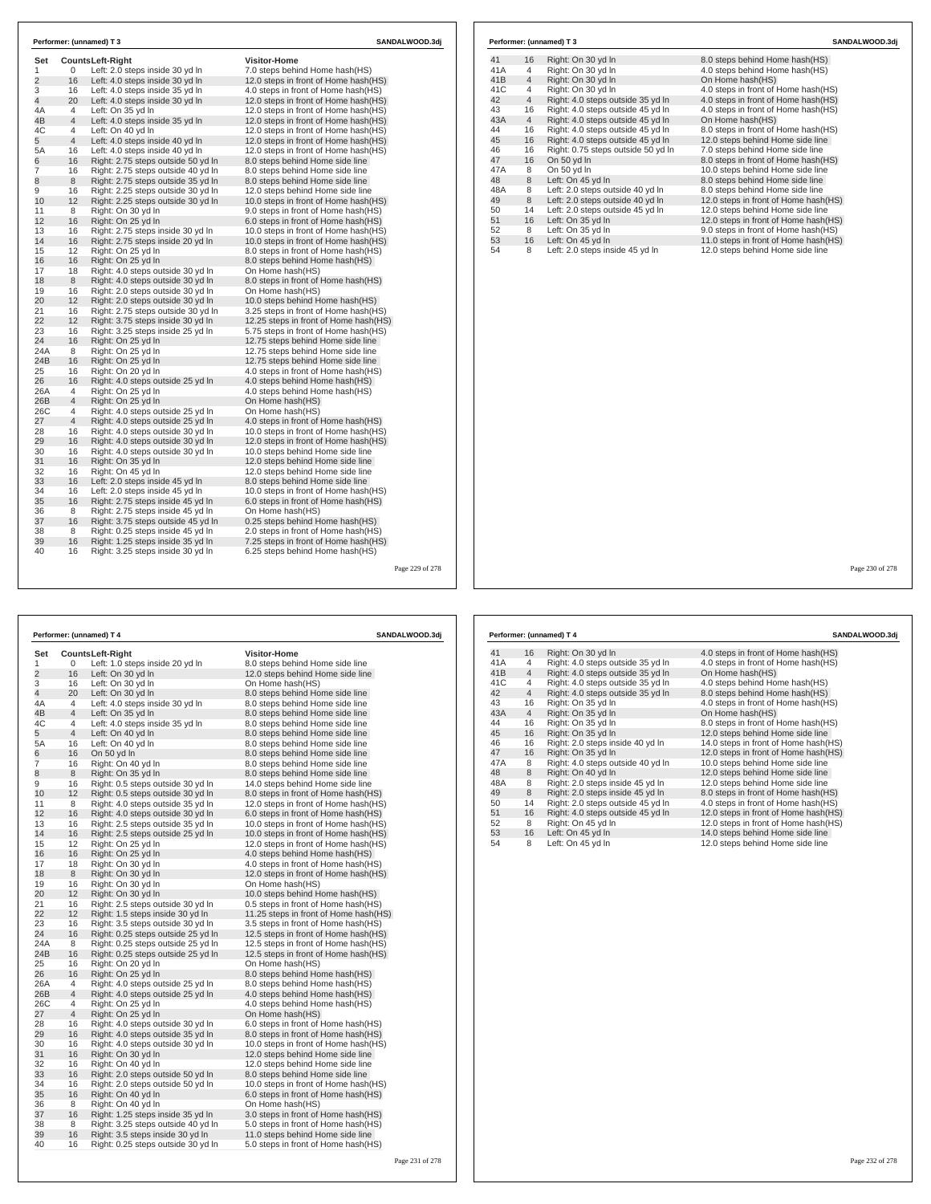**Performer: (unnamed) T 3** SANDALWOOD.3dj

| Set | Counts | Left-Right | Visitor-Home |
|---|---|---|---|
| 1 | 0 | Left: 2.0 steps inside 30 yd ln | 7.0 steps behind Home hash(HS) |
| 2 | 16 | Left: 4.0 steps inside 30 yd ln | 12.0 steps in front of Home hash(HS) |
| 3 | 16 | Left: 4.0 steps inside 35 yd ln | 4.0 steps in front of Home hash(HS) |
| 4 | 20 | Left: 4.0 steps inside 30 yd ln | 12.0 steps in front of Home hash(HS) |
| 4A | 4 | Left: On 35 yd ln | 12.0 steps in front of Home hash(HS) |
| 4B | 4 | Left: 4.0 steps inside 35 yd ln | 12.0 steps in front of Home hash(HS) |
| 4C | 4 | Left: On 40 yd ln | 12.0 steps in front of Home hash(HS) |
| 5 | 4 | Left: 4.0 steps inside 40 yd ln | 12.0 steps in front of Home hash(HS) |
| 5A | 16 | Left: 4.0 steps inside 40 yd ln | 12.0 steps in front of Home hash(HS) |
| 6 | 16 | Right: 2.75 steps outside 50 yd ln | 8.0 steps behind Home side line |
| 7 | 16 | Right: 2.75 steps outside 40 yd ln | 8.0 steps behind Home side line |
| 8 | 8 | Right: 2.75 steps outside 35 yd ln | 8.0 steps behind Home side line |
| 9 | 16 | Right: 2.25 steps outside 30 yd ln | 12.0 steps behind Home side line |
| 10 | 12 | Right: 2.25 steps outside 30 yd ln | 10.0 steps in front of Home hash(HS) |
| 11 | 8 | Right: On 30 yd ln | 9.0 steps in front of Home hash(HS) |
| 12 | 16 | Right: On 25 yd ln | 6.0 steps in front of Home hash(HS) |
| 13 | 16 | Right: 2.75 steps inside 30 yd ln | 10.0 steps in front of Home hash(HS) |
| 14 | 16 | Right: 2.75 steps inside 20 yd ln | 10.0 steps in front of Home hash(HS) |
| 15 | 12 | Right: On 25 yd ln | 8.0 steps in front of Home hash(HS) |
| 16 | 16 | Right: On 25 yd ln | 8.0 steps behind Home hash(HS) |
| 17 | 18 | Right: 4.0 steps outside 30 yd ln | On Home hash(HS) |
| 18 | 8 | Right: 4.0 steps outside 30 yd ln | 8.0 steps in front of Home hash(HS) |
| 19 | 16 | Right: 2.0 steps outside 30 yd ln | On Home hash(HS) |
| 20 | 12 | Right: 2.0 steps outside 30 yd ln | 10.0 steps behind Home hash(HS) |
| 21 | 16 | Right: 2.75 steps outside 30 yd ln | 3.25 steps in front of Home hash(HS) |
| 22 | 12 | Right: 3.75 steps inside 30 yd ln | 12.25 steps in front of Home hash(HS) |
| 23 | 16 | Right: 3.25 steps inside 25 yd ln | 5.75 steps in front of Home hash(HS) |
| 24 | 16 | Right: On 25 yd ln | 12.75 steps behind Home side line |
| 24A | 8 | Right: On 25 yd ln | 12.75 steps behind Home side line |
| 24B | 16 | Right: On 25 yd ln | 12.75 steps behind Home side line |
| 25 | 16 | Right: On 20 yd ln | 4.0 steps in front of Home hash(HS) |
| 26 | 16 | Right: 4.0 steps outside 25 yd ln | 4.0 steps behind Home hash(HS) |
| 26A | 4 | Right: On 25 yd ln | 4.0 steps behind Home hash(HS) |
| 26B | 4 | Right: On 25 yd ln | On Home hash(HS) |
| 26C | 4 | Right: 4.0 steps outside 25 yd ln | On Home hash(HS) |
| 27 | 4 | Right: 4.0 steps outside 25 yd ln | 4.0 steps in front of Home hash(HS) |
| 28 | 16 | Right: 4.0 steps outside 30 yd ln | 10.0 steps in front of Home hash(HS) |
| 29 | 16 | Right: 4.0 steps outside 30 yd ln | 12.0 steps in front of Home hash(HS) |
| 30 | 16 | Right: 4.0 steps outside 30 yd ln | 10.0 steps behind Home side line |
| 31 | 16 | Right: On 35 yd ln | 12.0 steps behind Home side line |
| 32 | 16 | Right: On 45 yd ln | 12.0 steps behind Home side line |
| 33 | 16 | Left: 2.0 steps inside 45 yd ln | 8.0 steps behind Home side line |
| 34 | 16 | Left: 2.0 steps inside 45 yd ln | 10.0 steps in front of Home hash(HS) |
| 35 | 16 | Right: 2.75 steps inside 45 yd ln | 6.0 steps in front of Home hash(HS) |
| 36 | 8 | Right: 2.75 steps inside 45 yd ln | On Home hash(HS) |
| 37 | 16 | Right: 3.75 steps outside 45 yd ln | 0.25 steps behind Home hash(HS) |
| 38 | 8 | Right: 0.25 steps inside 45 yd ln | 2.0 steps in front of Home hash(HS) |
| 39 | 16 | Right: 1.25 steps inside 35 yd ln | 7.25 steps in front of Home hash(HS) |
| 40 | 16 | Right: 3.25 steps inside 30 yd ln | 6.25 steps behind Home hash(HS) |
| 41 | 16 | Right: On 30 yd ln | 8.0 steps behind Home hash(HS) |
| 41A | 4 | Right: On 30 yd ln | 4.0 steps behind Home hash(HS) |
| 41B | 4 | Right: On 30 yd ln | On Home hash(HS) |
| 41C | 4 | Right: On 30 yd ln | 4.0 steps in front of Home hash(HS) |
| 42 | 4 | Right: 4.0 steps outside 35 yd ln | 4.0 steps in front of Home hash(HS) |
| 43 | 16 | Right: 4.0 steps outside 45 yd ln | 4.0 steps in front of Home hash(HS) |
| 43A | 4 | Right: 4.0 steps outside 45 yd ln | On Home hash(HS) |
| 44 | 16 | Right: 4.0 steps outside 45 yd ln | 8.0 steps in front of Home hash(HS) |
| 45 | 16 | Right: 4.0 steps outside 45 yd ln | 12.0 steps behind Home side line |
| 46 | 16 | Right: 0.75 steps outside 50 yd ln | 7.0 steps behind Home side line |
| 47 | 16 | On 50 yd ln | 8.0 steps in front of Home hash(HS) |
| 47A | 8 | On 50 yd ln | 10.0 steps behind Home side line |
| 48 | 8 | Left: On 45 yd ln | 8.0 steps behind Home side line |
| 48A | 8 | Left: 2.0 steps outside 40 yd ln | 8.0 steps behind Home side line |
| 49 | 8 | Left: 2.0 steps outside 40 yd ln | 12.0 steps in front of Home hash(HS) |
| 50 | 14 | Left: 2.0 steps outside 45 yd ln | 12.0 steps behind Home side line |
| 51 | 16 | Left: On 35 yd ln | 12.0 steps in front of Home hash(HS) |
| 52 | 8 | Left: On 35 yd ln | 9.0 steps in front of Home hash(HS) |
| 53 | 16 | Left: On 45 yd ln | 11.0 steps in front of Home hash(HS) |
| 54 | 8 | Left: 2.0 steps inside 45 yd ln | 12.0 steps behind Home side line |

**Performer: (unnamed) T 4** SANDALWOOD.3dj

| Set | Counts | Left-Right | Visitor-Home |
|---|---|---|---|
| 1 | 0 | Left: 1.0 steps inside 20 yd ln | 8.0 steps behind Home side line |
| 2 | 16 | Left: On 30 yd ln | 12.0 steps behind Home side line |
| 3 | 16 | Left: On 30 yd ln | On Home hash(HS) |
| 4 | 20 | Left: On 30 yd ln | 8.0 steps behind Home side line |
| 4A | 4 | Left: 4.0 steps inside 30 yd ln | 8.0 steps behind Home side line |
| 4B | 4 | Left: On 35 yd ln | 8.0 steps behind Home side line |
| 4C | 4 | Left: 4.0 steps inside 35 yd ln | 8.0 steps behind Home side line |
| 5 | 4 | Left: On 40 yd ln | 8.0 steps behind Home side line |
| 5A | 16 | Left: On 40 yd ln | 8.0 steps behind Home side line |
| 6 | 16 | On 50 yd ln | 8.0 steps behind Home side line |
| 7 | 16 | Right: On 40 yd ln | 8.0 steps behind Home side line |
| 8 | 8 | Right: On 35 yd ln | 8.0 steps behind Home side line |
| 9 | 16 | Right: 0.5 steps inside 30 yd ln | 14.0 steps behind Home side line |
| 10 | 12 | Right: 0.5 steps outside 30 yd ln | 8.0 steps in front of Home hash(HS) |
| 11 | 8 | Right: 4.0 steps outside 35 yd ln | 12.0 steps in front of Home hash(HS) |
| 12 | 16 | Right: 4.0 steps outside 30 yd ln | 6.0 steps in front of Home hash(HS) |
| 13 | 16 | Right: 2.5 steps outside 35 yd ln | 10.0 steps in front of Home hash(HS) |
| 14 | 16 | Right: 2.5 steps outside 25 yd ln | 10.0 steps in front of Home hash(HS) |
| 15 | 12 | Right: On 25 yd ln | 12.0 steps in front of Home hash(HS) |
| 16 | 16 | Right: On 25 yd ln | 4.0 steps behind Home hash(HS) |
| 17 | 18 | Right: On 30 yd ln | 4.0 steps in front of Home hash(HS) |
| 18 | 8 | Right: On 30 yd ln | 12.0 steps in front of Home hash(HS) |
| 19 | 16 | Right: On 30 yd ln | On Home hash(HS) |
| 20 | 12 | Right: On 30 yd ln | 10.0 steps behind Home hash(HS) |
| 21 | 16 | Right: 2.5 steps outside 30 yd ln | 0.5 steps in front of Home hash(HS) |
| 22 | 12 | Right: 1.5 steps inside 30 yd ln | 11.25 steps in front of Home hash(HS) |
| 23 | 16 | Right: 3.5 steps outside 30 yd ln | 3.5 steps in front of Home hash(HS) |
| 24 | 16 | Right: 0.25 steps outside 25 yd ln | 12.5 steps in front of Home hash(HS) |
| 24A | 8 | Right: 0.25 steps outside 25 yd ln | 12.5 steps in front of Home hash(HS) |
| 24B | 16 | Right: 0.25 steps outside 25 yd ln | 12.5 steps in front of Home hash(HS) |
| 25 | 16 | Right: On 20 yd ln | On Home hash(HS) |
| 26 | 16 | Right: On 25 yd ln | 8.0 steps behind Home hash(HS) |
| 26A | 4 | Right: 4.0 steps outside 25 yd ln | 8.0 steps behind Home hash(HS) |
| 26B | 4 | Right: 4.0 steps outside 25 yd ln | 4.0 steps behind Home hash(HS) |
| 26C | 4 | Right: On 25 yd ln | 4.0 steps behind Home hash(HS) |
| 27 | 4 | Right: On 25 yd ln | On Home hash(HS) |
| 28 | 16 | Right: 4.0 steps outside 30 yd ln | 6.0 steps in front of Home hash(HS) |
| 29 | 16 | Right: 4.0 steps outside 35 yd ln | 8.0 steps in front of Home hash(HS) |
| 30 | 16 | Right: 4.0 steps outside 30 yd ln | 10.0 steps in front of Home hash(HS) |
| 31 | 16 | Right: On 30 yd ln | 12.0 steps behind Home side line |
| 32 | 16 | Right: On 40 yd ln | 12.0 steps behind Home side line |
| 33 | 16 | Right: 2.0 steps outside 50 yd ln | 8.0 steps behind Home side line |
| 34 | 16 | Right: 2.0 steps outside 50 yd ln | 10.0 steps in front of Home hash(HS) |
| 35 | 16 | Right: On 40 yd ln | 6.0 steps in front of Home hash(HS) |
| 36 | 8 | Right: On 40 yd ln | On Home hash(HS) |
| 37 | 16 | Right: 1.25 steps inside 35 yd ln | 3.0 steps in front of Home hash(HS) |
| 38 | 8 | Right: 3.25 steps outside 40 yd ln | 5.0 steps in front of Home hash(HS) |
| 39 | 16 | Right: 3.5 steps inside 30 yd ln | 11.0 steps behind Home side line |
| 40 | 16 | Right: 0.25 steps outside 30 yd ln | 5.0 steps in front of Home hash(HS) |
| 41 | 16 | Right: On 30 yd ln | 4.0 steps in front of Home hash(HS) |
| 41A | 4 | Right: 4.0 steps outside 35 yd ln | 4.0 steps in front of Home hash(HS) |
| 41B | 4 | Right: 4.0 steps outside 35 yd ln | On Home hash(HS) |
| 41C | 4 | Right: 4.0 steps outside 35 yd ln | 4.0 steps behind Home hash(HS) |
| 42 | 4 | Right: 4.0 steps outside 35 yd ln | 8.0 steps behind Home hash(HS) |
| 43 | 16 | Right: On 35 yd ln | 4.0 steps in front of Home hash(HS) |
| 43A | 4 | Right: On 35 yd ln | On Home hash(HS) |
| 44 | 16 | Right: On 35 yd ln | 8.0 steps in front of Home hash(HS) |
| 45 | 16 | Right: On 35 yd ln | 12.0 steps behind Home side line |
| 46 | 16 | Right: 2.0 steps inside 40 yd ln | 14.0 steps in front of Home hash(HS) |
| 47 | 16 | Right: On 35 yd ln | 12.0 steps in front of Home hash(HS) |
| 47A | 8 | Right: 4.0 steps outside 40 yd ln | 10.0 steps behind Home side line |
| 48 | 8 | Right: On 40 yd ln | 12.0 steps behind Home side line |
| 48A | 8 | Right: 2.0 steps inside 45 yd ln | 12.0 steps behind Home side line |
| 49 | 8 | Right: 2.0 steps inside 45 yd ln | 8.0 steps in front of Home hash(HS) |
| 50 | 14 | Right: 2.0 steps outside 45 yd ln | 4.0 steps in front of Home hash(HS) |
| 51 | 16 | Right: 4.0 steps outside 45 yd ln | 12.0 steps in front of Home hash(HS) |
| 52 | 8 | Right: On 45 yd ln | 12.0 steps in front of Home hash(HS) |
| 53 | 16 | Left: On 45 yd ln | 14.0 steps behind Home side line |
| 54 | 8 | Left: On 45 yd ln | 12.0 steps behind Home side line |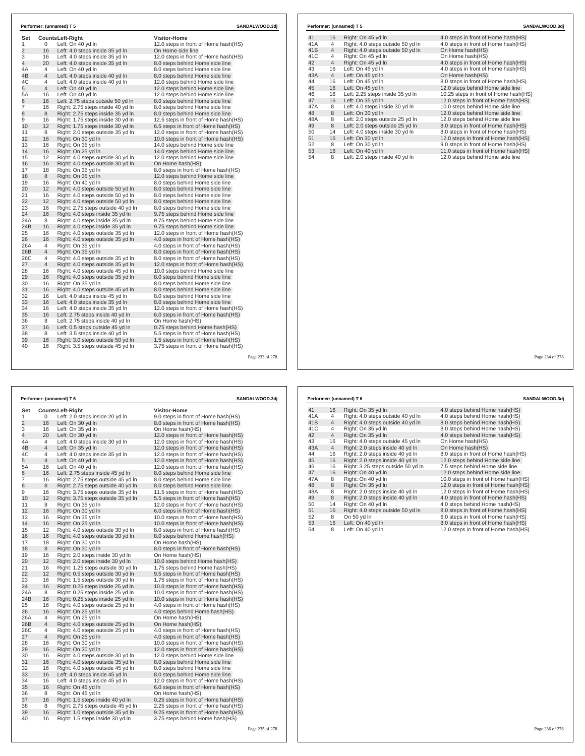## Performer: (unnamed) T 5 — SANDALWOOD.3dj

| Set | Counts | Left-Right | Visitor-Home |
|---|---|---|---|
| 1 | 0 | Left: On 40 yd ln | 12.0 steps in front of Home hash(HS) |
| 2 | 16 | Left: 4.0 steps inside 35 yd ln | On Home side line |
| 3 | 16 | Left: 4.0 steps inside 35 yd ln | 12.0 steps in front of Home hash(HS) |
| 4 | 20 | Left: 4.0 steps inside 35 yd ln | 8.0 steps behind Home side line |
| 4A | 4 | Left: On 40 yd ln | 8.0 steps behind Home side line |
| 4B | 4 | Left: 4.0 steps inside 40 yd ln | 8.0 steps behind Home side line |
| 4C | 4 | Left: 4.0 steps inside 40 yd ln | 12.0 steps behind Home side line |
| 5 | 4 | Left: On 40 yd ln | 12.0 steps behind Home side line |
| 5A | 16 | Left: On 40 yd ln | 12.0 steps behind Home side line |
| 6 | 16 | Left: 2.75 steps outside 50 yd ln | 8.0 steps behind Home side line |
| 7 | 16 | Right: 2.75 steps inside 40 yd ln | 8.0 steps behind Home side line |
| 8 | 8 | Right: 2.75 steps inside 35 yd ln | 8.0 steps behind Home side line |
| 9 | 16 | Right: 1.75 steps inside 30 yd ln | 12.5 steps in front of Home hash(HS) |
| 10 | 12 | Right: 1.75 steps inside 30 yd ln | 6.5 steps in front of Home hash(HS) |
| 11 | 8 | Right: 2.0 steps outside 35 yd ln | 12.0 steps in front of Home hash(HS) |
| 12 | 16 | Right: On 30 yd ln | 10.0 steps in front of Home hash(HS) |
| 13 | 16 | Right: On 35 yd ln | 14.0 steps behind Home side line |
| 14 | 16 | Right: On 25 yd ln | 14.0 steps behind Home side line |
| 15 | 12 | Right: 4.0 steps outside 30 yd ln | 12.0 steps behind Home side line |
| 16 | 16 | Right: 4.0 steps outside 30 yd ln | On Home hash(HS) |
| 17 | 18 | Right: On 35 yd ln | 8.0 steps in front of Home hash(HS) |
| 18 | 8 | Right: On 35 yd ln | 12.0 steps behind Home side line |
| 19 | 16 | Right: On 40 yd ln | 8.0 steps behind Home side line |
| 20 | 12 | Right: 4.0 steps outside 50 yd ln | 8.0 steps behind Home side line |
| 21 | 16 | Right: 4.0 steps outside 50 yd ln | 8.0 steps behind Home side line |
| 22 | 12 | Right: 4.0 steps outside 50 yd ln | 8.0 steps behind Home side line |
| 23 | 16 | Right: 2.75 steps outside 40 yd ln | 8.0 steps behind Home side line |
| 24 | 16 | Right: 4.0 steps inside 35 yd ln | 9.75 steps behind Home side line |
| 24A | 8 | Right: 4.0 steps inside 35 yd ln | 9.75 steps behind Home side line |
| 24B | 16 | Right: 4.0 steps inside 35 yd ln | 9.75 steps behind Home side line |
| 25 | 16 | Right: 4.0 steps outside 35 yd ln | 12.0 steps in front of Home hash(HS) |
| 26 | 16 | Right: 4.0 steps outside 35 yd ln | 4.0 steps in front of Home hash(HS) |
| 26A | 4 | Right: On 35 yd ln | 4.0 steps in front of Home hash(HS) |
| 26B | 4 | Right: On 35 yd ln | 8.0 steps in front of Home hash(HS) |
| 26C | 4 | Right: 4.0 steps outside 35 yd ln | 8.0 steps in front of Home hash(HS) |
| 27 | 4 | Right: 4.0 steps outside 35 yd ln | 12.0 steps in front of Home hash(HS) |
| 28 | 16 | Right: 4.0 steps outside 45 yd ln | 10.0 steps behind Home side line |
| 29 | 16 | Right: 4.0 steps outside 35 yd ln | 8.0 steps behind Home side line |
| 30 | 16 | Right: On 35 yd ln | 8.0 steps behind Home side line |
| 31 | 16 | Right: 4.0 steps outside 45 yd ln | 8.0 steps behind Home side line |
| 32 | 16 | Left: 4.0 steps inside 45 yd ln | 8.0 steps behind Home side line |
| 33 | 16 | Left: 4.0 steps inside 35 yd ln | 8.0 steps behind Home side line |
| 34 | 16 | Left: 4.0 steps inside 35 yd ln | 12.0 steps in front of Home hash(HS) |
| 35 | 16 | Left: 2.75 steps inside 40 yd ln | 6.0 steps in front of Home hash(HS) |
| 36 | 8 | Left: 2.75 steps inside 40 yd ln | On Home hash(HS) |
| 37 | 16 | Left: 0.5 steps outside 45 yd ln | 0.75 steps behind Home hash(HS) |
| 38 | 8 | Left: 3.5 steps inside 40 yd ln | 5.5 steps in front of Home hash(HS) |
| 39 | 16 | Right: 3.0 steps outside 50 yd ln | 1.5 steps in front of Home hash(HS) |
| 40 | 16 | Right: 3.5 steps outside 45 yd ln | 3.75 steps in front of Home hash(HS) |
| 41 | 16 | Right: On 45 yd ln | 4.0 steps in front of Home hash(HS) |
| 41A | 4 | Right: 4.0 steps outside 50 yd ln | 4.0 steps in front of Home hash(HS) |
| 41B | 4 | Right: 4.0 steps outside 50 yd ln | On Home hash(HS) |
| 41C | 4 | Right: On 45 yd ln | On Home hash(HS) |
| 42 | 4 | Right: On 45 yd ln | 4.0 steps in front of Home hash(HS) |
| 43 | 16 | Left: On 45 yd ln | 4.0 steps in front of Home hash(HS) |
| 43A | 4 | Left: On 45 yd ln | On Home hash(HS) |
| 44 | 16 | Left: On 45 yd ln | 8.0 steps in front of Home hash(HS) |
| 45 | 16 | Left: On 45 yd ln | 12.0 steps behind Home side line |
| 46 | 16 | Left: 2.25 steps inside 35 yd ln | 10.25 steps in front of Home hash(HS) |
| 47 | 16 | Left: On 35 yd ln | 12.0 steps in front of Home hash(HS) |
| 47A | 8 | Left: 4.0 steps inside 30 yd ln | 10.0 steps behind Home side line |
| 48 | 8 | Left: On 30 yd ln | 12.0 steps behind Home side line |
| 48A | 8 | Left: 2.0 steps outside 25 yd ln | 12.0 steps behind Home side line |
| 49 | 8 | Left: 2.0 steps outside 25 yd ln | 8.0 steps in front of Home hash(HS) |
| 50 | 14 | Left: 4.0 steps inside 30 yd ln | 8.0 steps in front of Home hash(HS) |
| 51 | 16 | Left: On 30 yd ln | 12.0 steps in front of Home hash(HS) |
| 52 | 8 | Left: On 30 yd ln | 9.0 steps in front of Home hash(HS) |
| 53 | 16 | Left: On 40 yd ln | 11.0 steps in front of Home hash(HS) |
| 54 | 8 | Left: 2.0 steps inside 40 yd ln | 12.0 steps behind Home side line |

## Performer: (unnamed) T 6 — SANDALWOOD.3dj

| Set | Counts | Left-Right | Visitor-Home |
|---|---|---|---|
| 1 | 0 | Left: 2.0 steps inside 20 yd ln | 9.0 steps in front of Home hash(HS) |
| 2 | 16 | Left: On 30 yd ln | 8.0 steps in front of Home hash(HS) |
| 3 | 16 | Left: On 35 yd ln | On Home hash(HS) |
| 4 | 20 | Left: On 30 yd ln | 12.0 steps in front of Home hash(HS) |
| 4A | 4 | Left: 4.0 steps inside 30 yd ln | 12.0 steps in front of Home hash(HS) |
| 4B | 4 | Left: On 35 yd ln | 12.0 steps in front of Home hash(HS) |
| 4C | 4 | Left: 4.0 steps inside 35 yd ln | 12.0 steps in front of Home hash(HS) |
| 5 | 4 | Left: On 40 yd ln | 12.0 steps in front of Home hash(HS) |
| 5A | 16 | Left: On 40 yd ln | 12.0 steps in front of Home hash(HS) |
| 6 | 16 | Left: 2.75 steps inside 45 yd ln | 8.0 steps behind Home side line |
| 7 | 16 | Right: 2.75 steps outside 45 yd ln | 8.0 steps behind Home side line |
| 8 | 8 | Right: 2.75 steps outside 40 yd ln | 8.0 steps behind Home side line |
| 9 | 16 | Right: 3.75 steps outside 35 yd ln | 11.5 steps in front of Home hash(HS) |
| 10 | 12 | Right: 3.75 steps outside 35 yd ln | 5.5 steps in front of Home hash(HS) |
| 11 | 8 | Right: On 35 yd ln | 12.0 steps in front of Home hash(HS) |
| 12 | 16 | Right: On 30 yd ln | 6.0 steps in front of Home hash(HS) |
| 13 | 16 | Right: On 35 yd ln | 10.0 steps in front of Home hash(HS) |
| 14 | 16 | Right: On 25 yd ln | 10.0 steps in front of Home hash(HS) |
| 15 | 12 | Right: 4.0 steps outside 30 yd ln | 8.0 steps in front of Home hash(HS) |
| 16 | 16 | Right: 4.0 steps outside 30 yd ln | 8.0 steps behind Home hash(HS) |
| 17 | 18 | Right: On 30 yd ln | On Home hash(HS) |
| 18 | 8 | Right: On 30 yd ln | 8.0 steps in front of Home hash(HS) |
| 19 | 16 | Right: 2.0 steps inside 30 yd ln | On Home hash(HS) |
| 20 | 12 | Right: 2.0 steps inside 30 yd ln | 10.0 steps behind Home hash(HS) |
| 21 | 16 | Right: 1.25 steps outside 30 yd ln | 1.75 steps behind Home hash(HS) |
| 22 | 12 | Right: 0.5 steps outside 30 yd ln | 9.5 steps in front of Home hash(HS) |
| 23 | 16 | Right: 1.5 steps outside 30 yd ln | 1.75 steps in front of Home hash(HS) |
| 24 | 16 | Right: 0.25 steps inside 25 yd ln | 10.0 steps in front of Home hash(HS) |
| 24A | 8 | Right: 0.25 steps inside 25 yd ln | 10.0 steps in front of Home hash(HS) |
| 24B | 16 | Right: 0.25 steps inside 25 yd ln | 10.0 steps in front of Home hash(HS) |
| 25 | 16 | Right: 4.0 steps outside 25 yd ln | 4.0 steps in front of Home hash(HS) |
| 26 | 16 | Right: On 25 yd ln | 4.0 steps behind Home hash(HS) |
| 26A | 4 | Right: On 25 yd ln | On Home hash(HS) |
| 26B | 4 | Right: 4.0 steps outside 25 yd ln | On Home hash(HS) |
| 26C | 4 | Right: 4.0 steps outside 25 yd ln | 4.0 steps in front of Home hash(HS) |
| 27 | 4 | Right: On 25 yd ln | 4.0 steps in front of Home hash(HS) |
| 28 | 16 | Right: On 30 yd ln | 10.0 steps in front of Home hash(HS) |
| 29 | 16 | Right: On 30 yd ln | 12.0 steps in front of Home hash(HS) |
| 30 | 16 | Right: 4.0 steps outside 30 yd ln | 12.0 steps behind Home side line |
| 31 | 16 | Right: 4.0 steps outside 35 yd ln | 8.0 steps behind Home side line |
| 32 | 16 | Right: 4.0 steps outside 45 yd ln | 8.0 steps behind Home side line |
| 33 | 16 | Left: 4.0 steps inside 45 yd ln | 8.0 steps behind Home side line |
| 34 | 16 | Left: 4.0 steps inside 45 yd ln | 12.0 steps in front of Home hash(HS) |
| 35 | 16 | Right: On 45 yd ln | 6.0 steps in front of Home hash(HS) |
| 36 | 8 | Right: On 45 yd ln | On Home hash(HS) |
| 37 | 16 | Right: 1.5 steps inside 40 yd ln | 0.25 steps in front of Home hash(HS) |
| 38 | 8 | Right: 2.75 steps outside 45 yd ln | 2.25 steps in front of Home hash(HS) |
| 39 | 16 | Right: 1.0 steps outside 35 yd ln | 9.25 steps in front of Home hash(HS) |
| 40 | 16 | Right: 1.5 steps inside 30 yd ln | 3.75 steps behind Home hash(HS) |
| 41 | 16 | Right: On 35 yd ln | 4.0 steps behind Home hash(HS) |
| 41A | 4 | Right: 4.0 steps outside 40 yd ln | 4.0 steps behind Home hash(HS) |
| 41B | 4 | Right: 4.0 steps outside 40 yd ln | 8.0 steps behind Home hash(HS) |
| 41C | 4 | Right: On 35 yd ln | 8.0 steps behind Home hash(HS) |
| 42 | 4 | Right: On 35 yd ln | 4.0 steps behind Home hash(HS) |
| 43 | 16 | Right: 4.0 steps outside 45 yd ln | On Home hash(HS) |
| 43A | 4 | Right: 2.0 steps inside 40 yd ln | On Home hash(HS) |
| 44 | 16 | Right: 2.0 steps inside 40 yd ln | 8.0 steps in front of Home hash(HS) |
| 45 | 16 | Right: 2.0 steps inside 40 yd ln | 12.0 steps behind Home side line |
| 46 | 16 | Right: 3.25 steps outside 50 yd ln | 7.5 steps behind Home side line |
| 47 | 16 | Right: On 40 yd ln | 12.0 steps behind Home side line |
| 47A | 8 | Right: On 40 yd ln | 10.0 steps in front of Home hash(HS) |
| 48 | 8 | Right: On 35 yd ln | 12.0 steps in front of Home hash(HS) |
| 48A | 8 | Right: 2.0 steps inside 40 yd ln | 12.0 steps in front of Home hash(HS) |
| 49 | 8 | Right: 2.0 steps inside 40 yd ln | 4.0 steps in front of Home hash(HS) |
| 50 | 14 | Right: On 40 yd ln | 4.0 steps behind Home hash(HS) |
| 51 | 16 | Right: 4.0 steps outside 50 yd ln | 8.0 steps in front of Home hash(HS) |
| 52 | 8 | On 50 yd ln | 6.0 steps in front of Home hash(HS) |
| 53 | 16 | Left: On 40 yd ln | 8.0 steps in front of Home hash(HS) |
| 54 | 8 | Left: On 40 yd ln | 12.0 steps in front of Home hash(HS) |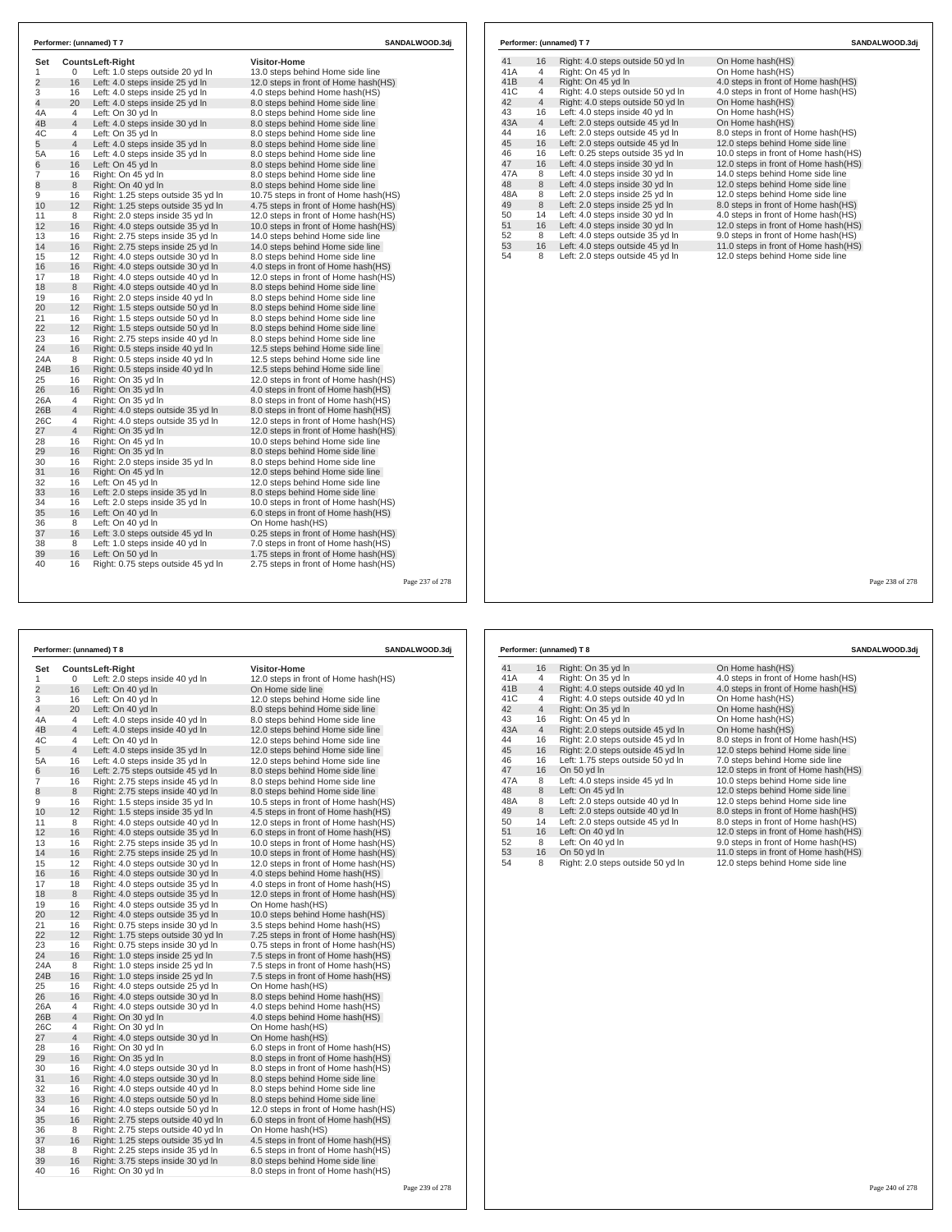**Performer: (unnamed) T 7** SANDALWOOD.3dj

| Set | Counts | Left-Right | Visitor-Home |
|---|---|---|---|
| 1 | 0 | Left: 1.0 steps outside 20 yd ln | 13.0 steps behind Home side line |
| 2 | 16 | Left: 4.0 steps inside 25 yd ln | 12.0 steps in front of Home hash(HS) |
| 3 | 16 | Left: 4.0 steps inside 25 yd ln | 4.0 steps behind Home hash(HS) |
| 4 | 20 | Left: 4.0 steps inside 25 yd ln | 8.0 steps behind Home side line |
| 4A | 4 | Left: On 30 yd ln | 8.0 steps behind Home side line |
| 4B | 4 | Left: 4.0 steps inside 30 yd ln | 8.0 steps behind Home side line |
| 4C | 4 | Left: On 35 yd ln | 8.0 steps behind Home side line |
| 5 | 4 | Left: 4.0 steps inside 35 yd ln | 8.0 steps behind Home side line |
| 5A | 16 | Left: 4.0 steps inside 35 yd ln | 8.0 steps behind Home side line |
| 6 | 16 | Left: On 45 yd ln | 8.0 steps behind Home side line |
| 7 | 16 | Right: On 45 yd ln | 8.0 steps behind Home side line |
| 8 | 8 | Right: On 40 yd ln | 8.0 steps behind Home side line |
| 9 | 16 | Right: 1.25 steps outside 35 yd ln | 10.75 steps in front of Home hash(HS) |
| 10 | 12 | Right: 1.25 steps outside 35 yd ln | 4.75 steps in front of Home hash(HS) |
| 11 | 8 | Right: 2.0 steps inside 35 yd ln | 12.0 steps in front of Home hash(HS) |
| 12 | 16 | Right: 4.0 steps outside 35 yd ln | 10.0 steps in front of Home hash(HS) |
| 13 | 16 | Right: 2.75 steps inside 35 yd ln | 14.0 steps behind Home side line |
| 14 | 16 | Right: 2.75 steps inside 25 yd ln | 14.0 steps behind Home side line |
| 15 | 12 | Right: 4.0 steps outside 30 yd ln | 8.0 steps behind Home side line |
| 16 | 16 | Right: 4.0 steps outside 30 yd ln | 4.0 steps in front of Home hash(HS) |
| 17 | 18 | Right: 4.0 steps outside 40 yd ln | 12.0 steps in front of Home hash(HS) |
| 18 | 8 | Right: 4.0 steps outside 40 yd ln | 8.0 steps behind Home side line |
| 19 | 16 | Right: 2.0 steps inside 40 yd ln | 8.0 steps behind Home side line |
| 20 | 12 | Right: 1.5 steps outside 50 yd ln | 8.0 steps behind Home side line |
| 21 | 16 | Right: 1.5 steps outside 50 yd ln | 8.0 steps behind Home side line |
| 22 | 12 | Right: 1.5 steps outside 50 yd ln | 8.0 steps behind Home side line |
| 23 | 16 | Right: 2.75 steps outside 40 yd ln | 8.0 steps behind Home side line |
| 24 | 16 | Right: 0.5 steps inside 40 yd ln | 12.5 steps behind Home side line |
| 24A | 8 | Right: 0.5 steps inside 40 yd ln | 12.5 steps behind Home side line |
| 24B | 16 | Right: 0.5 steps inside 40 yd ln | 12.5 steps behind Home side line |
| 25 | 16 | Right: On 35 yd ln | 12.0 steps in front of Home hash(HS) |
| 26 | 16 | Right: On 35 yd ln | 4.0 steps in front of Home hash(HS) |
| 26A | 4 | Right: On 35 yd ln | 8.0 steps in front of Home hash(HS) |
| 26B | 4 | Right: 4.0 steps outside 35 yd ln | 8.0 steps in front of Home hash(HS) |
| 26C | 4 | Right: 4.0 steps outside 35 yd ln | 12.0 steps in front of Home hash(HS) |
| 27 | 4 | Right: On 35 yd ln | 12.0 steps in front of Home hash(HS) |
| 28 | 16 | Right: On 45 yd ln | 10.0 steps behind Home side line |
| 29 | 16 | Right: On 35 yd ln | 8.0 steps behind Home side line |
| 30 | 16 | Right: 2.0 steps inside 35 yd ln | 8.0 steps behind Home side line |
| 31 | 16 | Right: On 45 yd ln | 12.0 steps behind Home side line |
| 32 | 16 | Left: On 45 yd ln | 12.0 steps behind Home side line |
| 33 | 16 | Left: 2.0 steps inside 35 yd ln | 8.0 steps behind Home side line |
| 34 | 16 | Left: 2.0 steps inside 35 yd ln | 10.0 steps in front of Home hash(HS) |
| 35 | 16 | Left: On 40 yd ln | 6.0 steps in front of Home hash(HS) |
| 36 | 8 | Left: On 40 yd ln | On Home hash(HS) |
| 37 | 16 | Left: 3.0 steps outside 45 yd ln | 0.25 steps in front of Home hash(HS) |
| 38 | 8 | Left: 1.0 steps inside 40 yd ln | 7.0 steps in front of Home hash(HS) |
| 39 | 16 | Left: On 50 yd ln | 1.75 steps in front of Home hash(HS) |
| 40 | 16 | Right: 0.75 steps outside 45 yd ln | 2.75 steps in front of Home hash(HS) |

**Performer: (unnamed) T 7** SANDALWOOD.3dj

| Set | Counts | Left-Right | Visitor-Home |
|---|---|---|---|
| 41 | 16 | Right: 4.0 steps outside 50 yd ln | On Home hash(HS) |
| 41A | 4 | Right: On 45 yd ln | On Home hash(HS) |
| 41B | 4 | Right: On 45 yd ln | 4.0 steps in front of Home hash(HS) |
| 41C | 4 | Right: 4.0 steps outside 50 yd ln | 4.0 steps in front of Home hash(HS) |
| 42 | 4 | Right: 4.0 steps outside 50 yd ln | On Home hash(HS) |
| 43 | 16 | Left: 4.0 steps inside 40 yd ln | On Home hash(HS) |
| 43A | 4 | Left: 2.0 steps outside 45 yd ln | On Home hash(HS) |
| 44 | 16 | Left: 2.0 steps outside 45 yd ln | 8.0 steps in front of Home hash(HS) |
| 45 | 16 | Left: 2.0 steps outside 45 yd ln | 12.0 steps behind Home side line |
| 46 | 16 | Left: 0.25 steps outside 35 yd ln | 10.0 steps in front of Home hash(HS) |
| 47 | 16 | Left: 4.0 steps inside 30 yd ln | 12.0 steps in front of Home hash(HS) |
| 47A | 8 | Left: 4.0 steps inside 30 yd ln | 14.0 steps behind Home side line |
| 48 | 8 | Left: 4.0 steps inside 30 yd ln | 12.0 steps behind Home side line |
| 48A | 8 | Left: 2.0 steps inside 25 yd ln | 12.0 steps behind Home side line |
| 49 | 8 | Left: 2.0 steps inside 25 yd ln | 8.0 steps in front of Home hash(HS) |
| 50 | 14 | Left: 4.0 steps inside 30 yd ln | 4.0 steps in front of Home hash(HS) |
| 51 | 16 | Left: 4.0 steps inside 30 yd ln | 12.0 steps in front of Home hash(HS) |
| 52 | 8 | Left: 4.0 steps outside 35 yd ln | 9.0 steps in front of Home hash(HS) |
| 53 | 16 | Left: 4.0 steps outside 45 yd ln | 11.0 steps in front of Home hash(HS) |
| 54 | 8 | Left: 2.0 steps outside 45 yd ln | 12.0 steps behind Home side line |

**Performer: (unnamed) T 8** SANDALWOOD.3dj

| Set | Counts | Left-Right | Visitor-Home |
|---|---|---|---|
| 1 | 0 | Left: 2.0 steps inside 40 yd ln | 12.0 steps in front of Home hash(HS) |
| 2 | 16 | Left: On 40 yd ln | On Home side line |
| 3 | 16 | Left: On 40 yd ln | 12.0 steps behind Home side line |
| 4 | 20 | Left: On 40 yd ln | 8.0 steps behind Home side line |
| 4A | 4 | Left: 4.0 steps inside 40 yd ln | 8.0 steps behind Home side line |
| 4B | 4 | Left: 4.0 steps inside 40 yd ln | 12.0 steps behind Home side line |
| 4C | 4 | Left: On 40 yd ln | 12.0 steps behind Home side line |
| 5 | 4 | Left: 4.0 steps inside 35 yd ln | 12.0 steps behind Home side line |
| 5A | 16 | Left: 4.0 steps inside 35 yd ln | 12.0 steps behind Home side line |
| 6 | 16 | Left: 2.75 steps outside 45 yd ln | 8.0 steps behind Home side line |
| 7 | 16 | Right: 2.75 steps inside 45 yd ln | 8.0 steps behind Home side line |
| 8 | 8 | Right: 2.75 steps inside 40 yd ln | 8.0 steps behind Home side line |
| 9 | 16 | Right: 1.5 steps inside 35 yd ln | 10.5 steps in front of Home hash(HS) |
| 10 | 12 | Right: 1.5 steps inside 35 yd ln | 4.5 steps in front of Home hash(HS) |
| 11 | 8 | Right: 4.0 steps outside 40 yd ln | 12.0 steps in front of Home hash(HS) |
| 12 | 16 | Right: 4.0 steps outside 35 yd ln | 6.0 steps in front of Home hash(HS) |
| 13 | 16 | Right: 2.75 steps inside 35 yd ln | 10.0 steps in front of Home hash(HS) |
| 14 | 16 | Right: 2.75 steps inside 25 yd ln | 10.0 steps in front of Home hash(HS) |
| 15 | 12 | Right: 4.0 steps outside 30 yd ln | 12.0 steps in front of Home hash(HS) |
| 16 | 16 | Right: 4.0 steps outside 30 yd ln | 4.0 steps behind Home hash(HS) |
| 17 | 18 | Right: 4.0 steps outside 35 yd ln | 4.0 steps in front of Home hash(HS) |
| 18 | 8 | Right: 4.0 steps outside 35 yd ln | 12.0 steps in front of Home hash(HS) |
| 19 | 16 | Right: 4.0 steps outside 35 yd ln | On Home hash(HS) |
| 20 | 12 | Right: 4.0 steps outside 35 yd ln | 10.0 steps behind Home hash(HS) |
| 21 | 16 | Right: 0.75 steps inside 30 yd ln | 3.5 steps behind Home hash(HS) |
| 22 | 12 | Right: 1.75 steps outside 30 yd ln | 7.25 steps in front of Home hash(HS) |
| 23 | 16 | Right: 0.75 steps inside 30 yd ln | 0.75 steps in front of Home hash(HS) |
| 24 | 16 | Right: 1.0 steps inside 25 yd ln | 7.5 steps in front of Home hash(HS) |
| 24A | 8 | Right: 1.0 steps inside 25 yd ln | 7.5 steps in front of Home hash(HS) |
| 24B | 16 | Right: 1.0 steps inside 25 yd ln | 7.5 steps in front of Home hash(HS) |
| 25 | 16 | Right: 4.0 steps outside 25 yd ln | On Home hash(HS) |
| 26 | 16 | Right: 4.0 steps outside 30 yd ln | 8.0 steps behind Home hash(HS) |
| 26A | 4 | Right: 4.0 steps outside 30 yd ln | 4.0 steps behind Home hash(HS) |
| 26B | 4 | Right: On 30 yd ln | 4.0 steps behind Home hash(HS) |
| 26C | 4 | Right: On 30 yd ln | On Home hash(HS) |
| 27 | 4 | Right: 4.0 steps outside 30 yd ln | On Home hash(HS) |
| 28 | 16 | Right: On 30 yd ln | 6.0 steps in front of Home hash(HS) |
| 29 | 16 | Right: On 35 yd ln | 8.0 steps in front of Home hash(HS) |
| 30 | 16 | Right: 4.0 steps outside 30 yd ln | 8.0 steps in front of Home hash(HS) |
| 31 | 16 | Right: 4.0 steps outside 30 yd ln | 8.0 steps behind Home side line |
| 32 | 16 | Right: 4.0 steps outside 40 yd ln | 8.0 steps behind Home side line |
| 33 | 16 | Right: 4.0 steps outside 50 yd ln | 8.0 steps behind Home side line |
| 34 | 16 | Right: 4.0 steps outside 50 yd ln | 12.0 steps in front of Home hash(HS) |
| 35 | 16 | Right: 2.75 steps outside 40 yd ln | 6.0 steps in front of Home hash(HS) |
| 36 | 8 | Right: 2.75 steps outside 40 yd ln | On Home hash(HS) |
| 37 | 16 | Right: 1.25 steps outside 35 yd ln | 4.5 steps in front of Home hash(HS) |
| 38 | 8 | Right: 2.25 steps inside 35 yd ln | 6.5 steps in front of Home hash(HS) |
| 39 | 16 | Right: 3.75 steps inside 30 yd ln | 8.0 steps behind Home side line |
| 40 | 16 | Right: On 30 yd ln | 8.0 steps in front of Home hash(HS) |

**Performer: (unnamed) T 8** SANDALWOOD.3dj

| Set | Counts | Left-Right | Visitor-Home |
|---|---|---|---|
| 41 | 16 | Right: On 35 yd ln | On Home hash(HS) |
| 41A | 4 | Right: On 35 yd ln | 4.0 steps in front of Home hash(HS) |
| 41B | 4 | Right: 4.0 steps outside 40 yd ln | 4.0 steps in front of Home hash(HS) |
| 41C | 4 | Right: 4.0 steps outside 40 yd ln | On Home hash(HS) |
| 42 | 4 | Right: On 35 yd ln | On Home hash(HS) |
| 43 | 16 | Right: On 45 yd ln | On Home hash(HS) |
| 43A | 4 | Right: 2.0 steps outside 45 yd ln | On Home hash(HS) |
| 44 | 16 | Right: 2.0 steps outside 45 yd ln | 8.0 steps in front of Home hash(HS) |
| 45 | 16 | Right: 2.0 steps outside 45 yd ln | 12.0 steps behind Home side line |
| 46 | 16 | Left: 1.75 steps outside 50 yd ln | 7.0 steps behind Home side line |
| 47 | 16 | On 50 yd ln | 12.0 steps in front of Home hash(HS) |
| 47A | 8 | Left: 4.0 steps inside 45 yd ln | 10.0 steps behind Home side line |
| 48 | 8 | Left: On 45 yd ln | 12.0 steps behind Home side line |
| 48A | 8 | Left: 2.0 steps outside 40 yd ln | 12.0 steps behind Home side line |
| 49 | 8 | Left: 2.0 steps outside 40 yd ln | 8.0 steps in front of Home hash(HS) |
| 50 | 14 | Left: 2.0 steps outside 45 yd ln | 8.0 steps in front of Home hash(HS) |
| 51 | 16 | Left: On 40 yd ln | 12.0 steps in front of Home hash(HS) |
| 52 | 8 | Left: On 40 yd ln | 9.0 steps in front of Home hash(HS) |
| 53 | 16 | On 50 yd ln | 11.0 steps in front of Home hash(HS) |
| 54 | 8 | Right: 2.0 steps outside 50 yd ln | 12.0 steps behind Home side line |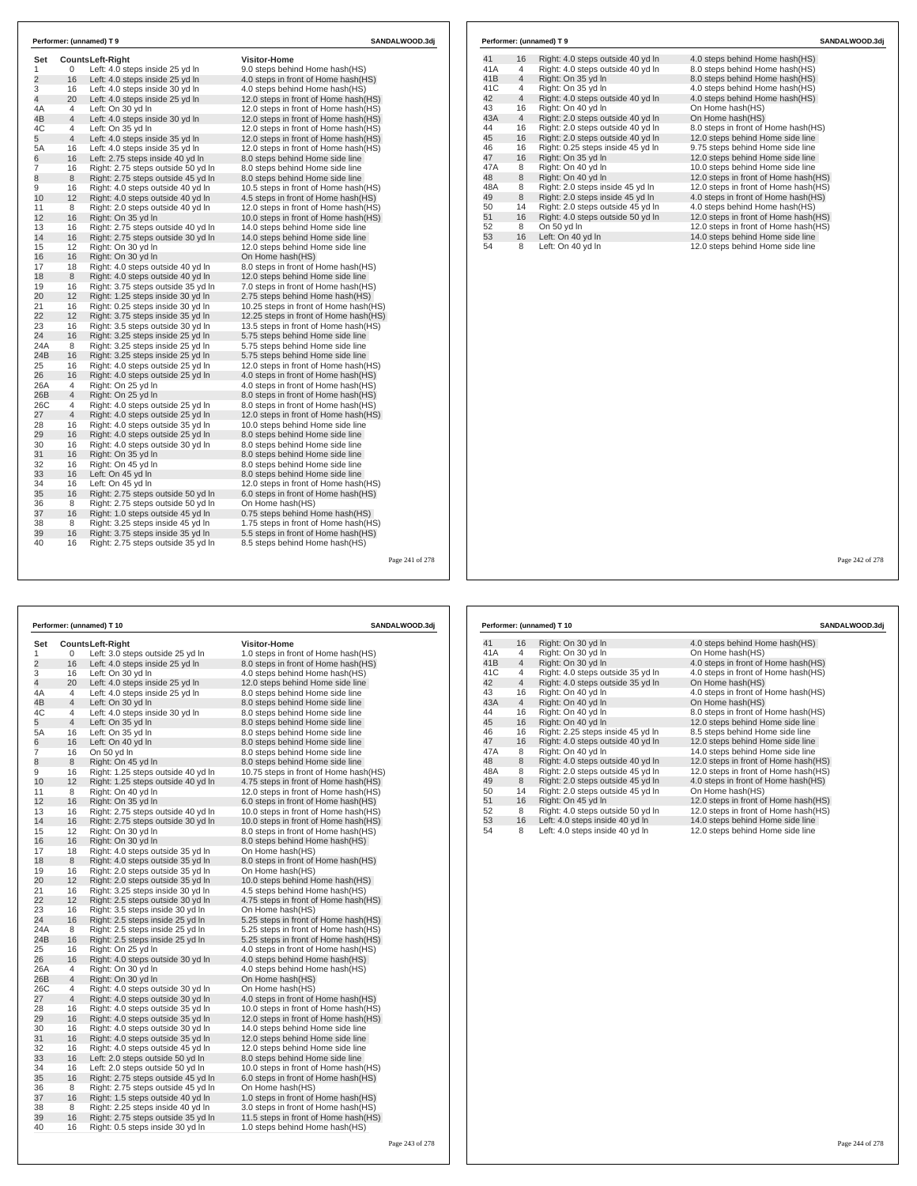## Performer: (unnamed) T 9 — SANDALWOOD.3dj

| Set | Counts | Left-Right | Visitor-Home |
|---|---|---|---|
| 1 | 0 | Left: 4.0 steps inside 25 yd ln | 9.0 steps behind Home hash(HS) |
| 2 | 16 | Left: 4.0 steps inside 25 yd ln | 4.0 steps in front of Home hash(HS) |
| 3 | 16 | Left: 4.0 steps inside 30 yd ln | 4.0 steps behind Home hash(HS) |
| 4 | 20 | Left: 4.0 steps inside 25 yd ln | 12.0 steps in front of Home hash(HS) |
| 4A | 4 | Left: On 30 yd ln | 12.0 steps in front of Home hash(HS) |
| 4B | 4 | Left: 4.0 steps inside 30 yd ln | 12.0 steps in front of Home hash(HS) |
| 4C | 4 | Left: On 35 yd ln | 12.0 steps in front of Home hash(HS) |
| 5 | 4 | Left: 4.0 steps inside 35 yd ln | 12.0 steps in front of Home hash(HS) |
| 5A | 16 | Left: 4.0 steps inside 35 yd ln | 12.0 steps in front of Home hash(HS) |
| 6 | 16 | Left: 2.75 steps inside 40 yd ln | 8.0 steps behind Home side line |
| 7 | 16 | Right: 2.75 steps outside 50 yd ln | 8.0 steps behind Home side line |
| 8 | 8 | Right: 2.75 steps outside 45 yd ln | 8.0 steps behind Home side line |
| 9 | 16 | Right: 4.0 steps outside 40 yd ln | 10.5 steps in front of Home hash(HS) |
| 10 | 12 | Right: 4.0 steps outside 40 yd ln | 4.5 steps in front of Home hash(HS) |
| 11 | 8 | Right: 2.0 steps outside 40 yd ln | 12.0 steps in front of Home hash(HS) |
| 12 | 16 | Right: On 35 yd ln | 10.0 steps in front of Home hash(HS) |
| 13 | 16 | Right: 2.75 steps outside 40 yd ln | 14.0 steps behind Home side line |
| 14 | 16 | Right: 2.75 steps outside 30 yd ln | 14.0 steps behind Home side line |
| 15 | 12 | Right: On 30 yd ln | 12.0 steps behind Home side line |
| 16 | 16 | Right: On 30 yd ln | On Home hash(HS) |
| 17 | 18 | Right: 4.0 steps outside 40 yd ln | 8.0 steps in front of Home hash(HS) |
| 18 | 8 | Right: 4.0 steps outside 40 yd ln | 12.0 steps behind Home side line |
| 19 | 16 | Right: 3.75 steps outside 35 yd ln | 7.0 steps in front of Home hash(HS) |
| 20 | 12 | Right: 1.25 steps inside 30 yd ln | 2.75 steps behind Home hash(HS) |
| 21 | 16 | Right: 0.25 steps inside 30 yd ln | 10.25 steps in front of Home hash(HS) |
| 22 | 12 | Right: 3.75 steps inside 35 yd ln | 12.25 steps in front of Home hash(HS) |
| 23 | 16 | Right: 3.5 steps outside 30 yd ln | 13.5 steps in front of Home hash(HS) |
| 24 | 16 | Right: 3.25 steps inside 25 yd ln | 5.75 steps behind Home side line |
| 24A | 8 | Right: 3.25 steps outside 25 yd ln | 5.75 steps behind Home side line |
| 24B | 16 | Right: 3.25 steps inside 25 yd ln | 5.75 steps behind Home side line |
| 25 | 16 | Right: 4.0 steps outside 25 yd ln | 12.0 steps in front of Home hash(HS) |
| 26 | 16 | Right: 4.0 steps outside 25 yd ln | 4.0 steps in front of Home hash(HS) |
| 26A | 4 | Right: On 25 yd ln | 4.0 steps in front of Home hash(HS) |
| 26B | 4 | Right: On 25 yd ln | 8.0 steps in front of Home hash(HS) |
| 26C | 4 | Right: 4.0 steps outside 25 yd ln | 8.0 steps in front of Home hash(HS) |
| 27 | 4 | Right: 4.0 steps outside 25 yd ln | 12.0 steps in front of Home hash(HS) |
| 28 | 16 | Right: 4.0 steps outside 35 yd ln | 10.0 steps behind Home side line |
| 29 | 16 | Right: 4.0 steps outside 25 yd ln | 8.0 steps behind Home side line |
| 30 | 16 | Right: 4.0 steps outside 30 yd ln | 8.0 steps behind Home side line |
| 31 | 16 | Right: On 35 yd ln | 8.0 steps behind Home side line |
| 32 | 16 | Right: On 45 yd ln | 8.0 steps behind Home side line |
| 33 | 16 | Left: On 45 yd ln | 8.0 steps behind Home side line |
| 34 | 16 | Left: On 45 yd ln | 12.0 steps in front of Home hash(HS) |
| 35 | 16 | Right: 2.75 steps outside 50 yd ln | 6.0 steps in front of Home hash(HS) |
| 36 | 8 | Right: 2.75 steps outside 50 yd ln | On Home hash(HS) |
| 37 | 16 | Right: 1.0 steps outside 45 yd ln | 0.75 steps behind Home hash(HS) |
| 38 | 8 | Right: 3.25 steps inside 45 yd ln | 1.75 steps in front of Home hash(HS) |
| 39 | 16 | Right: 3.75 steps inside 35 yd ln | 5.5 steps in front of Home hash(HS) |
| 40 | 16 | Right: 2.75 steps outside 35 yd ln | 8.5 steps behind Home hash(HS) |
| 41 | 16 | Right: 4.0 steps outside 40 yd ln | 4.0 steps behind Home hash(HS) |
| 41A | 4 | Right: 4.0 steps outside 40 yd ln | 8.0 steps behind Home hash(HS) |
| 41B | 4 | Right: On 35 yd ln | 8.0 steps behind Home hash(HS) |
| 41C | 4 | Right: On 35 yd ln | 4.0 steps behind Home hash(HS) |
| 42 | 4 | Right: 4.0 steps outside 40 yd ln | 4.0 steps behind Home hash(HS) |
| 43 | 16 | Right: On 40 yd ln | On Home hash(HS) |
| 43A | 4 | Right: 2.0 steps outside 40 yd ln | On Home hash(HS) |
| 44 | 16 | Right: 2.0 steps outside 40 yd ln | 8.0 steps in front of Home hash(HS) |
| 45 | 16 | Right: 2.0 steps outside 40 yd ln | 12.0 steps behind Home side line |
| 46 | 16 | Right: 0.25 steps inside 45 yd ln | 9.75 steps behind Home side line |
| 47 | 16 | Right: On 35 yd ln | 12.0 steps behind Home side line |
| 47A | 8 | Right: On 40 yd ln | 10.0 steps behind Home side line |
| 48 | 8 | Right: On 40 yd ln | 12.0 steps in front of Home hash(HS) |
| 48A | 8 | Right: 2.0 steps inside 45 yd ln | 12.0 steps in front of Home hash(HS) |
| 49 | 8 | Right: 2.0 steps inside 45 yd ln | 4.0 steps in front of Home hash(HS) |
| 50 | 14 | Right: 2.0 steps outside 45 yd ln | 4.0 steps behind Home hash(HS) |
| 51 | 16 | Right: 4.0 steps outside 50 yd ln | 12.0 steps in front of Home hash(HS) |
| 52 | 8 | On 50 yd ln | 12.0 steps in front of Home hash(HS) |
| 53 | 16 | Left: On 40 yd ln | 14.0 steps behind Home side line |
| 54 | 8 | Left: On 40 yd ln | 12.0 steps behind Home side line |

## Performer: (unnamed) T 10 — SANDALWOOD.3dj

| Set | Counts | Left-Right | Visitor-Home |
|---|---|---|---|
| 1 | 0 | Left: 3.0 steps outside 25 yd ln | 1.0 steps in front of Home hash(HS) |
| 2 | 16 | Left: 4.0 steps inside 25 yd ln | 8.0 steps in front of Home hash(HS) |
| 3 | 16 | Left: On 30 yd ln | 4.0 steps behind Home hash(HS) |
| 4 | 20 | Left: 4.0 steps inside 25 yd ln | 12.0 steps behind Home side line |
| 4A | 4 | Left: 4.0 steps inside 25 yd ln | 8.0 steps behind Home side line |
| 4B | 4 | Left: On 30 yd ln | 8.0 steps behind Home side line |
| 4C | 4 | Left: 4.0 steps inside 30 yd ln | 8.0 steps behind Home side line |
| 5 | 4 | Left: On 35 yd ln | 8.0 steps behind Home side line |
| 5A | 16 | Left: On 35 yd ln | 8.0 steps behind Home side line |
| 6 | 16 | Left: On 40 yd ln | 8.0 steps behind Home side line |
| 7 | 16 | On 50 yd ln | 8.0 steps behind Home side line |
| 8 | 8 | Right: On 45 yd ln | 8.0 steps behind Home side line |
| 9 | 16 | Right: 1.25 steps outside 40 yd ln | 10.75 steps in front of Home hash(HS) |
| 10 | 12 | Right: 1.25 steps outside 40 yd ln | 4.75 steps in front of Home hash(HS) |
| 11 | 8 | Right: On 40 yd ln | 12.0 steps in front of Home hash(HS) |
| 12 | 16 | Right: On 35 yd ln | 6.0 steps in front of Home hash(HS) |
| 13 | 16 | Right: 2.75 steps outside 40 yd ln | 10.0 steps in front of Home hash(HS) |
| 14 | 16 | Right: 2.75 steps outside 30 yd ln | 10.0 steps in front of Home hash(HS) |
| 15 | 12 | Right: On 30 yd ln | 8.0 steps in front of Home hash(HS) |
| 16 | 16 | Right: On 30 yd ln | 8.0 steps behind Home hash(HS) |
| 17 | 18 | Right: 4.0 steps outside 35 yd ln | On Home hash(HS) |
| 18 | 8 | Right: 4.0 steps outside 35 yd ln | 8.0 steps in front of Home hash(HS) |
| 19 | 16 | Right: 2.0 steps outside 35 yd ln | On Home hash(HS) |
| 20 | 12 | Right: 2.0 steps outside 35 yd ln | 10.0 steps behind Home hash(HS) |
| 21 | 16 | Right: 3.25 steps inside 30 yd ln | 4.5 steps behind Home hash(HS) |
| 22 | 12 | Right: 2.5 steps outside 30 yd ln | 4.75 steps in front of Home hash(HS) |
| 23 | 16 | Right: 3.5 steps inside 30 yd ln | On Home hash(HS) |
| 24 | 16 | Right: 2.5 steps inside 25 yd ln | 5.25 steps in front of Home hash(HS) |
| 24A | 8 | Right: 2.5 steps inside 25 yd ln | 5.25 steps in front of Home hash(HS) |
| 24B | 16 | Right: 2.5 steps inside 25 yd ln | 5.25 steps in front of Home hash(HS) |
| 25 | 16 | Right: On 25 yd ln | 4.0 steps in front of Home hash(HS) |
| 26 | 16 | Right: 4.0 steps outside 30 yd ln | 4.0 steps behind Home hash(HS) |
| 26A | 4 | Right: On 30 yd ln | 4.0 steps behind Home hash(HS) |
| 26B | 4 | Right: On 30 yd ln | On Home hash(HS) |
| 26C | 4 | Right: 4.0 steps outside 30 yd ln | On Home hash(HS) |
| 27 | 4 | Right: 4.0 steps outside 30 yd ln | 4.0 steps in front of Home hash(HS) |
| 28 | 16 | Right: 4.0 steps outside 35 yd ln | 10.0 steps in front of Home hash(HS) |
| 29 | 16 | Right: 4.0 steps outside 35 yd ln | 12.0 steps in front of Home hash(HS) |
| 30 | 16 | Right: 4.0 steps outside 30 yd ln | 14.0 steps behind Home side line |
| 31 | 16 | Right: 4.0 steps outside 35 yd ln | 12.0 steps behind Home side line |
| 32 | 16 | Right: 4.0 steps outside 45 yd ln | 12.0 steps behind Home side line |
| 33 | 16 | Left: 2.0 steps outside 50 yd ln | 8.0 steps behind Home side line |
| 34 | 16 | Left: 2.0 steps outside 50 yd ln | 10.0 steps in front of Home hash(HS) |
| 35 | 16 | Right: 2.75 steps outside 45 yd ln | 6.0 steps in front of Home hash(HS) |
| 36 | 8 | Right: 2.75 steps outside 45 yd ln | On Home hash(HS) |
| 37 | 16 | Right: 1.5 steps outside 40 yd ln | 1.0 steps in front of Home hash(HS) |
| 38 | 8 | Right: 2.25 steps inside 40 yd ln | 3.0 steps in front of Home hash(HS) |
| 39 | 16 | Right: 2.75 steps outside 35 yd ln | 11.5 steps in front of Home hash(HS) |
| 40 | 16 | Right: 0.5 steps inside 30 yd ln | 1.0 steps behind Home hash(HS) |
| 41 | 16 | Right: On 30 yd ln | 4.0 steps behind Home hash(HS) |
| 41A | 4 | Right: On 30 yd ln | On Home hash(HS) |
| 41B | 4 | Right: On 30 yd ln | 4.0 steps in front of Home hash(HS) |
| 41C | 4 | Right: 4.0 steps outside 35 yd ln | 4.0 steps in front of Home hash(HS) |
| 42 | 4 | Right: 4.0 steps outside 35 yd ln | On Home hash(HS) |
| 43 | 16 | Right: On 40 yd ln | 4.0 steps in front of Home hash(HS) |
| 43A | 4 | Right: On 40 yd ln | On Home hash(HS) |
| 44 | 16 | Right: On 40 yd ln | 8.0 steps in front of Home hash(HS) |
| 45 | 16 | Right: On 40 yd ln | 12.0 steps behind Home side line |
| 46 | 16 | Right: 2.25 steps inside 45 yd ln | 8.5 steps behind Home side line |
| 47 | 16 | Right: 4.0 steps outside 40 yd ln | 12.0 steps behind Home side line |
| 47A | 8 | Right: On 40 yd ln | 14.0 steps behind Home side line |
| 48 | 8 | Right: 4.0 steps outside 40 yd ln | 12.0 steps in front of Home hash(HS) |
| 48A | 8 | Right: 2.0 steps outside 45 yd ln | 12.0 steps in front of Home hash(HS) |
| 49 | 8 | Right: 2.0 steps outside 45 yd ln | 4.0 steps in front of Home hash(HS) |
| 50 | 14 | Right: 2.0 steps outside 45 yd ln | On Home hash(HS) |
| 51 | 16 | Right: On 45 yd ln | 12.0 steps in front of Home hash(HS) |
| 52 | 8 | Right: 4.0 steps outside 50 yd ln | 12.0 steps in front of Home hash(HS) |
| 53 | 16 | Left: 4.0 steps inside 40 yd ln | 14.0 steps behind Home side line |
| 54 | 8 | Left: 4.0 steps inside 40 yd ln | 12.0 steps behind Home side line |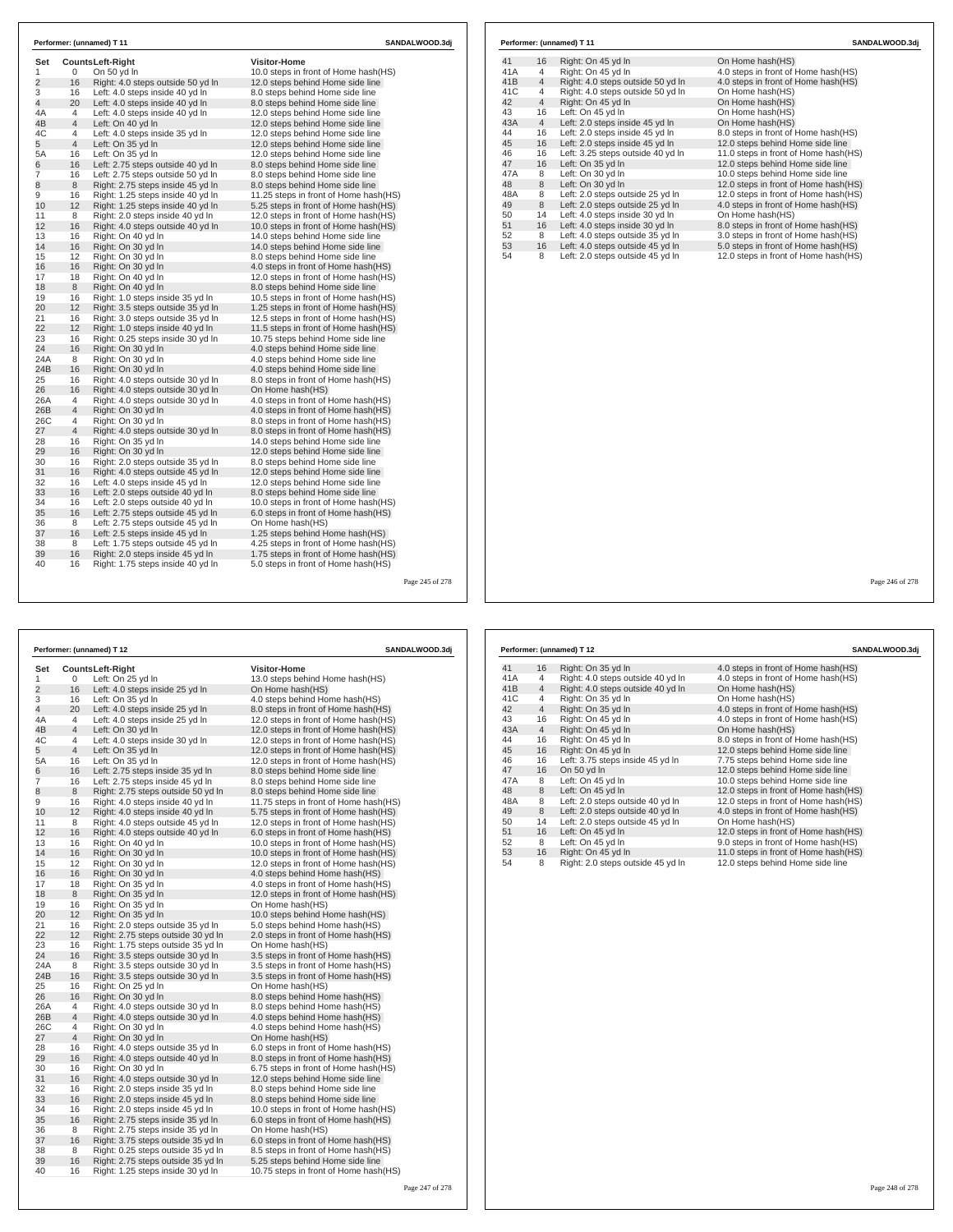**Performer: (unnamed) T 11** SANDALWOOD.3dj

| Set | Counts | Left-Right | Visitor-Home |
|---|---|---|---|
| 1 | 0 | On 50 yd ln | 10.0 steps in front of Home hash(HS) |
| 2 | 16 | Right: 4.0 steps outside 50 yd ln | 12.0 steps behind Home side line |
| 3 | 16 | Left: 4.0 steps inside 40 yd ln | 8.0 steps behind Home side line |
| 4 | 20 | Left: 4.0 steps inside 40 yd ln | 8.0 steps behind Home side line |
| 4A | 4 | Left: 4.0 steps inside 40 yd ln | 12.0 steps behind Home side line |
| 4B | 4 | Left: On 40 yd ln | 12.0 steps behind Home side line |
| 4C | 4 | Left: 4.0 steps inside 35 yd ln | 12.0 steps behind Home side line |
| 5 | 4 | Left: On 35 yd ln | 12.0 steps behind Home side line |
| 5A | 16 | Left: On 35 yd ln | 12.0 steps behind Home side line |
| 6 | 16 | Left: 2.75 steps outside 40 yd ln | 8.0 steps behind Home side line |
| 7 | 16 | Left: 2.75 steps outside 50 yd ln | 8.0 steps behind Home side line |
| 8 | 8 | Right: 2.75 steps inside 45 yd ln | 8.0 steps behind Home side line |
| 9 | 16 | Right: 1.25 steps inside 40 yd ln | 11.25 steps in front of Home hash(HS) |
| 10 | 12 | Right: 1.25 steps inside 40 yd ln | 5.25 steps in front of Home hash(HS) |
| 11 | 8 | Right: 2.0 steps inside 40 yd ln | 12.0 steps in front of Home hash(HS) |
| 12 | 16 | Right: 4.0 steps outside 40 yd ln | 10.0 steps in front of Home hash(HS) |
| 13 | 16 | Right: On 40 yd ln | 14.0 steps behind Home side line |
| 14 | 16 | Right: On 30 yd ln | 14.0 steps behind Home side line |
| 15 | 12 | Right: On 30 yd ln | 8.0 steps behind Home side line |
| 16 | 16 | Right: On 30 yd ln | 4.0 steps in front of Home hash(HS) |
| 17 | 18 | Right: On 40 yd ln | 12.0 steps in front of Home hash(HS) |
| 18 | 8 | Right: On 40 yd ln | 8.0 steps behind Home side line |
| 19 | 16 | Right: 1.0 steps inside 35 yd ln | 10.5 steps in front of Home hash(HS) |
| 20 | 12 | Right: 3.5 steps outside 35 yd ln | 1.25 steps in front of Home hash(HS) |
| 21 | 16 | Right: 3.0 steps outside 35 yd ln | 12.5 steps in front of Home hash(HS) |
| 22 | 12 | Right: 1.0 steps inside 40 yd ln | 11.5 steps in front of Home hash(HS) |
| 23 | 16 | Right: 0.25 steps inside 30 yd ln | 10.75 steps behind Home side line |
| 24 | 16 | Right: On 30 yd ln | 4.0 steps behind Home side line |
| 24A | 8 | Right: On 30 yd ln | 4.0 steps behind Home side line |
| 24B | 16 | Right: On 30 yd ln | 4.0 steps behind Home side line |
| 25 | 16 | Right: 4.0 steps outside 30 yd ln | 8.0 steps in front of Home hash(HS) |
| 26 | 16 | Right: 4.0 steps outside 30 yd ln | On Home hash(HS) |
| 26A | 4 | Right: 4.0 steps outside 30 yd ln | 4.0 steps in front of Home hash(HS) |
| 26B | 4 | Right: On 30 yd ln | 4.0 steps in front of Home hash(HS) |
| 26C | 4 | Right: On 30 yd ln | 8.0 steps in front of Home hash(HS) |
| 27 | 4 | Right: 4.0 steps outside 30 yd ln | 8.0 steps in front of Home hash(HS) |
| 28 | 16 | Right: On 35 yd ln | 14.0 steps behind Home side line |
| 29 | 16 | Right: On 30 yd ln | 12.0 steps behind Home side line |
| 30 | 16 | Right: 2.0 steps outside 35 yd ln | 8.0 steps behind Home side line |
| 31 | 16 | Right: 4.0 steps outside 45 yd ln | 12.0 steps behind Home side line |
| 32 | 16 | Left: 4.0 steps inside 45 yd ln | 12.0 steps behind Home side line |
| 33 | 16 | Left: 2.0 steps outside 40 yd ln | 8.0 steps behind Home side line |
| 34 | 16 | Left: 2.0 steps outside 40 yd ln | 10.0 steps in front of Home hash(HS) |
| 35 | 16 | Left: 2.75 steps outside 45 yd ln | 6.0 steps in front of Home hash(HS) |
| 36 | 8 | Left: 2.75 steps outside 45 yd ln | On Home hash(HS) |
| 37 | 16 | Left: 2.5 steps inside 45 yd ln | 1.25 steps behind Home hash(HS) |
| 38 | 8 | Left: 1.75 steps outside 45 yd ln | 4.25 steps in front of Home hash(HS) |
| 39 | 16 | Right: 2.0 steps inside 45 yd ln | 1.75 steps in front of Home hash(HS) |
| 40 | 16 | Right: 1.75 steps inside 40 yd ln | 5.0 steps in front of Home hash(HS) |
| 41 | 16 | Right: On 45 yd ln | On Home hash(HS) |
| 41A | 4 | Right: On 45 yd ln | 4.0 steps in front of Home hash(HS) |
| 41B | 4 | Right: 4.0 steps outside 50 yd ln | 4.0 steps in front of Home hash(HS) |
| 41C | 4 | Right: 4.0 steps outside 50 yd ln | On Home hash(HS) |
| 42 | 4 | Right: On 45 yd ln | On Home hash(HS) |
| 43 | 16 | Left: On 45 yd ln | On Home hash(HS) |
| 43A | 4 | Left: 2.0 steps inside 45 yd ln | On Home hash(HS) |
| 44 | 16 | Left: 2.0 steps inside 45 yd ln | 8.0 steps in front of Home hash(HS) |
| 45 | 16 | Left: 2.0 steps inside 45 yd ln | 12.0 steps behind Home side line |
| 46 | 16 | Left: 3.25 steps outside 40 yd ln | 11.0 steps in front of Home hash(HS) |
| 47 | 16 | Left: On 35 yd ln | 12.0 steps behind Home side line |
| 47A | 8 | Left: On 30 yd ln | 10.0 steps behind Home side line |
| 48 | 8 | Left: On 30 yd ln | 12.0 steps in front of Home hash(HS) |
| 48A | 8 | Left: 2.0 steps outside 25 yd ln | 12.0 steps in front of Home hash(HS) |
| 49 | 8 | Left: 2.0 steps outside 25 yd ln | 4.0 steps in front of Home hash(HS) |
| 50 | 14 | Left: 4.0 steps inside 30 yd ln | On Home hash(HS) |
| 51 | 16 | Left: 4.0 steps inside 30 yd ln | 8.0 steps in front of Home hash(HS) |
| 52 | 8 | Left: 4.0 steps outside 35 yd ln | 3.0 steps in front of Home hash(HS) |
| 53 | 16 | Left: 4.0 steps outside 45 yd ln | 5.0 steps in front of Home hash(HS) |
| 54 | 8 | Left: 2.0 steps outside 45 yd ln | 12.0 steps in front of Home hash(HS) |

**Performer: (unnamed) T 12** SANDALWOOD.3dj

| Set | Counts | Left-Right | Visitor-Home |
|---|---|---|---|
| 1 | 0 | Left: On 25 yd ln | 13.0 steps behind Home hash(HS) |
| 2 | 16 | Left: 4.0 steps inside 25 yd ln | On Home hash(HS) |
| 3 | 16 | Left: On 35 yd ln | 4.0 steps behind Home hash(HS) |
| 4 | 20 | Left: 4.0 steps inside 25 yd ln | 8.0 steps in front of Home hash(HS) |
| 4A | 4 | Left: 4.0 steps inside 25 yd ln | 12.0 steps in front of Home hash(HS) |
| 4B | 4 | Left: On 30 yd ln | 12.0 steps in front of Home hash(HS) |
| 4C | 4 | Left: 4.0 steps inside 30 yd ln | 12.0 steps in front of Home hash(HS) |
| 5 | 4 | Left: On 35 yd ln | 12.0 steps in front of Home hash(HS) |
| 5A | 16 | Left: On 35 yd ln | 12.0 steps in front of Home hash(HS) |
| 6 | 16 | Left: 2.75 steps inside 35 yd ln | 8.0 steps behind Home side line |
| 7 | 16 | Left: 2.75 steps inside 45 yd ln | 8.0 steps behind Home side line |
| 8 | 8 | Right: 2.75 steps outside 50 yd ln | 8.0 steps behind Home side line |
| 9 | 16 | Right: 4.0 steps inside 40 yd ln | 11.75 steps in front of Home hash(HS) |
| 10 | 12 | Right: 4.0 steps inside 40 yd ln | 5.75 steps in front of Home hash(HS) |
| 11 | 8 | Right: 4.0 steps outside 45 yd ln | 12.0 steps in front of Home hash(HS) |
| 12 | 16 | Right: 4.0 steps outside 40 yd ln | 6.0 steps in front of Home hash(HS) |
| 13 | 16 | Right: On 40 yd ln | 10.0 steps in front of Home hash(HS) |
| 14 | 16 | Right: On 30 yd ln | 10.0 steps in front of Home hash(HS) |
| 15 | 12 | Right: On 30 yd ln | 12.0 steps in front of Home hash(HS) |
| 16 | 16 | Right: On 30 yd ln | 4.0 steps behind Home hash(HS) |
| 17 | 18 | Right: On 35 yd ln | 4.0 steps in front of Home hash(HS) |
| 18 | 8 | Right: On 35 yd ln | 12.0 steps in front of Home hash(HS) |
| 19 | 16 | Right: On 35 yd ln | On Home hash(HS) |
| 20 | 12 | Right: On 35 yd ln | 10.0 steps behind Home hash(HS) |
| 21 | 16 | Right: 2.0 steps outside 35 yd ln | 5.0 steps behind Home hash(HS) |
| 22 | 12 | Right: 2.75 steps outside 30 yd ln | 2.0 steps in front of Home hash(HS) |
| 23 | 16 | Right: 1.75 steps outside 35 yd ln | On Home hash(HS) |
| 24 | 16 | Right: 3.5 steps outside 30 yd ln | 3.5 steps in front of Home hash(HS) |
| 24A | 8 | Right: 3.5 steps outside 30 yd ln | 3.5 steps in front of Home hash(HS) |
| 24B | 16 | Right: 3.5 steps outside 30 yd ln | 3.5 steps in front of Home hash(HS) |
| 25 | 16 | Right: On 25 yd ln | On Home hash(HS) |
| 26 | 16 | Right: On 30 yd ln | 8.0 steps behind Home hash(HS) |
| 26A | 4 | Right: 4.0 steps outside 30 yd ln | 8.0 steps behind Home hash(HS) |
| 26B | 4 | Right: 4.0 steps outside 30 yd ln | 4.0 steps behind Home hash(HS) |
| 26C | 4 | Right: On 30 yd ln | 4.0 steps behind Home hash(HS) |
| 27 | 4 | Right: On 30 yd ln | On Home hash(HS) |
| 28 | 16 | Right: 4.0 steps outside 35 yd ln | 6.0 steps in front of Home hash(HS) |
| 29 | 16 | Right: 4.0 steps outside 40 yd ln | 8.0 steps in front of Home hash(HS) |
| 30 | 16 | Right: On 30 yd ln | 6.75 steps in front of Home hash(HS) |
| 31 | 16 | Right: 4.0 steps outside 30 yd ln | 12.0 steps behind Home side line |
| 32 | 16 | Right: 2.0 steps inside 35 yd ln | 8.0 steps behind Home side line |
| 33 | 16 | Right: 2.0 steps inside 45 yd ln | 8.0 steps behind Home side line |
| 34 | 16 | Right: 2.0 steps inside 45 yd ln | 10.0 steps in front of Home hash(HS) |
| 35 | 16 | Right: 2.75 steps inside 35 yd ln | 6.0 steps in front of Home hash(HS) |
| 36 | 8 | Right: 2.75 steps inside 35 yd ln | On Home hash(HS) |
| 37 | 16 | Right: 3.75 steps outside 35 yd ln | 6.0 steps in front of Home hash(HS) |
| 38 | 8 | Right: 0.25 steps outside 35 yd ln | 8.5 steps in front of Home hash(HS) |
| 39 | 16 | Right: 2.75 steps outside 35 yd ln | 5.25 steps behind Home side line |
| 40 | 16 | Right: 1.25 steps inside 30 yd ln | 10.75 steps in front of Home hash(HS) |
| 41 | 16 | Right: On 35 yd ln | 4.0 steps in front of Home hash(HS) |
| 41A | 4 | Right: 4.0 steps outside 40 yd ln | 4.0 steps in front of Home hash(HS) |
| 41B | 4 | Right: 4.0 steps outside 40 yd ln | On Home hash(HS) |
| 41C | 4 | Right: On 35 yd ln | On Home hash(HS) |
| 42 | 4 | Right: On 35 yd ln | 4.0 steps in front of Home hash(HS) |
| 43 | 16 | Right: On 45 yd ln | 4.0 steps in front of Home hash(HS) |
| 43A | 4 | Right: On 45 yd ln | On Home hash(HS) |
| 44 | 16 | Right: On 45 yd ln | 8.0 steps in front of Home hash(HS) |
| 45 | 16 | Right: On 45 yd ln | 12.0 steps behind Home side line |
| 46 | 16 | Left: 3.75 steps inside 45 yd ln | 7.75 steps behind Home side line |
| 47 | 16 | On 50 yd ln | 12.0 steps behind Home side line |
| 47A | 8 | Left: On 45 yd ln | 10.0 steps behind Home side line |
| 48 | 8 | Left: On 45 yd ln | 12.0 steps in front of Home hash(HS) |
| 48A | 8 | Left: 2.0 steps outside 40 yd ln | 12.0 steps in front of Home hash(HS) |
| 49 | 8 | Left: 2.0 steps outside 40 yd ln | 4.0 steps in front of Home hash(HS) |
| 50 | 14 | Left: 2.0 steps outside 45 yd ln | On Home hash(HS) |
| 51 | 16 | Left: On 45 yd ln | 12.0 steps in front of Home hash(HS) |
| 52 | 8 | Left: On 45 yd ln | 9.0 steps in front of Home hash(HS) |
| 53 | 16 | Right: On 45 yd ln | 11.0 steps in front of Home hash(HS) |
| 54 | 8 | Right: 2.0 steps outside 45 yd ln | 12.0 steps behind Home side line |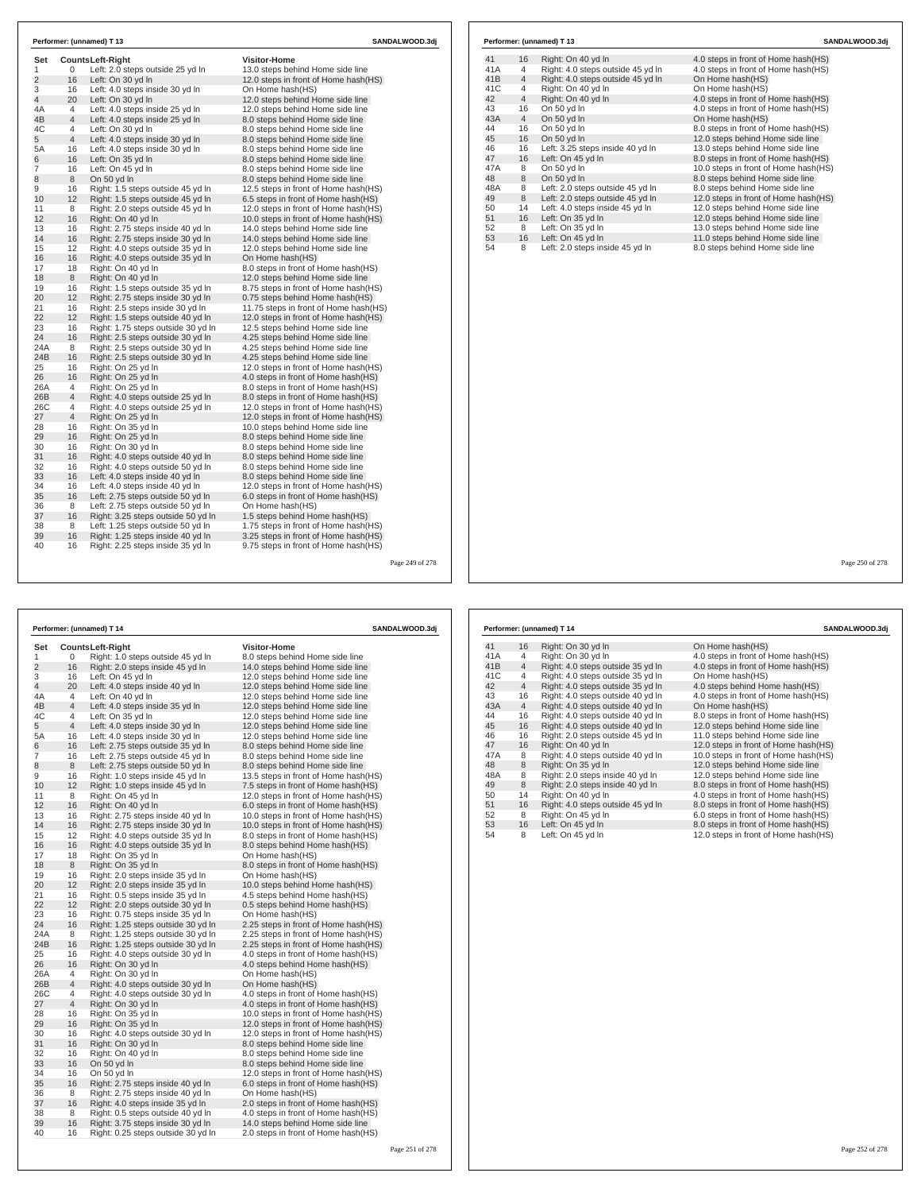**Performer: (unnamed) T 13** SANDALWOOD.3dj

| Set | Counts | Left-Right | Visitor-Home |
|---|---|---|---|
| 1 | 0 | Left: 2.0 steps outside 25 yd ln | 13.0 steps behind Home side line |
| 2 | 16 | Left: On 30 yd ln | 12.0 steps in front of Home hash(HS) |
| 3 | 16 | Left: 4.0 steps inside 30 yd ln | On Home hash(HS) |
| 4 | 20 | Left: On 30 yd ln | 12.0 steps behind Home side line |
| 4A | 4 | Left: 4.0 steps inside 25 yd ln | 12.0 steps behind Home side line |
| 4B | 4 | Left: 4.0 steps inside 25 yd ln | 8.0 steps behind Home side line |
| 4C | 4 | Left: On 30 yd ln | 8.0 steps behind Home side line |
| 5 | 4 | Left: 4.0 steps inside 30 yd ln | 8.0 steps behind Home side line |
| 5A | 16 | Left: 4.0 steps inside 30 yd ln | 8.0 steps behind Home side line |
| 6 | 16 | Left: On 35 yd ln | 8.0 steps behind Home side line |
| 7 | 16 | Left: On 45 yd ln | 8.0 steps behind Home side line |
| 8 | 8 | On 50 yd ln | 8.0 steps behind Home side line |
| 9 | 16 | Right: 1.5 steps outside 45 yd ln | 12.5 steps in front of Home hash(HS) |
| 10 | 12 | Right: 1.5 steps outside 45 yd ln | 6.5 steps in front of Home hash(HS) |
| 11 | 8 | Right: 2.0 steps outside 45 yd ln | 12.0 steps in front of Home hash(HS) |
| 12 | 16 | Right: On 40 yd ln | 10.0 steps in front of Home hash(HS) |
| 13 | 16 | Right: 2.75 steps inside 40 yd ln | 14.0 steps behind Home side line |
| 14 | 16 | Right: 2.75 steps inside 30 yd ln | 14.0 steps behind Home side line |
| 15 | 12 | Right: 4.0 steps outside 35 yd ln | 12.0 steps behind Home side line |
| 16 | 16 | Right: 4.0 steps outside 35 yd ln | On Home hash(HS) |
| 17 | 18 | Right: On 40 yd ln | 8.0 steps in front of Home hash(HS) |
| 18 | 8 | Right: On 40 yd ln | 12.0 steps behind Home side line |
| 19 | 16 | Right: 1.5 steps outside 35 yd ln | 8.75 steps in front of Home hash(HS) |
| 20 | 12 | Right: 2.75 steps inside 30 yd ln | 0.75 steps behind Home hash(HS) |
| 21 | 16 | Right: 2.5 steps inside 30 yd ln | 11.75 steps in front of Home hash(HS) |
| 22 | 12 | Right: 1.5 steps inside 40 yd ln | 12.0 steps in front of Home hash(HS) |
| 23 | 16 | Right: 1.75 steps outside 30 yd ln | 12.5 steps behind Home side line |
| 24 | 16 | Right: 2.5 steps outside 30 yd ln | 4.25 steps behind Home side line |
| 24A | 8 | Right: 2.5 steps outside 30 yd ln | 4.25 steps behind Home side line |
| 24B | 16 | Right: 2.5 steps outside 30 yd ln | 4.25 steps behind Home side line |
| 25 | 16 | Right: On 25 yd ln | 12.0 steps in front of Home hash(HS) |
| 26 | 16 | Right: On 25 yd ln | 4.0 steps in front of Home hash(HS) |
| 26A | 4 | Right: On 25 yd ln | 8.0 steps in front of Home hash(HS) |
| 26B | 4 | Right: 4.0 steps outside 25 yd ln | 8.0 steps in front of Home hash(HS) |
| 26C | 4 | Right: 4.0 steps outside 25 yd ln | 12.0 steps in front of Home hash(HS) |
| 27 | 4 | Right: On 25 yd ln | 12.0 steps in front of Home hash(HS) |
| 28 | 16 | Right: On 35 yd ln | 10.0 steps behind Home side line |
| 29 | 16 | Right: On 25 yd ln | 8.0 steps behind Home side line |
| 30 | 16 | Right: On 30 yd ln | 8.0 steps behind Home side line |
| 31 | 16 | Right: 4.0 steps outside 40 yd ln | 8.0 steps behind Home side line |
| 32 | 16 | Right: 4.0 steps outside 50 yd ln | 8.0 steps behind Home side line |
| 33 | 16 | Left: 4.0 steps inside 40 yd ln | 8.0 steps behind Home side line |
| 34 | 16 | Left: 4.0 steps inside 40 yd ln | 12.0 steps in front of Home hash(HS) |
| 35 | 16 | Left: 2.75 steps outside 50 yd ln | 6.0 steps in front of Home hash(HS) |
| 36 | 8 | Left: 2.75 steps outside 50 yd ln | On Home hash(HS) |
| 37 | 16 | Right: 3.25 steps outside 50 yd ln | 1.5 steps behind Home hash(HS) |
| 38 | 8 | Left: 1.25 steps outside 50 yd ln | 1.75 steps in front of Home hash(HS) |
| 39 | 16 | Right: 1.25 steps inside 40 yd ln | 3.25 steps in front of Home hash(HS) |
| 40 | 16 | Right: 2.25 steps inside 35 yd ln | 9.75 steps in front of Home hash(HS) |
| 41 | 16 | Right: On 40 yd ln | 4.0 steps in front of Home hash(HS) |
| 41A | 4 | Right: 4.0 steps outside 45 yd ln | 4.0 steps in front of Home hash(HS) |
| 41B | 4 | Right: 4.0 steps outside 45 yd ln | On Home hash(HS) |
| 41C | 4 | Right: On 40 yd ln | On Home hash(HS) |
| 42 | 4 | Right: On 40 yd ln | 4.0 steps in front of Home hash(HS) |
| 43 | 16 | On 50 yd ln | 4.0 steps in front of Home hash(HS) |
| 43A | 4 | On 50 yd ln | On Home hash(HS) |
| 44 | 16 | On 50 yd ln | 8.0 steps in front of Home hash(HS) |
| 45 | 16 | On 50 yd ln | 12.0 steps behind Home side line |
| 46 | 16 | Left: 3.25 steps inside 40 yd ln | 13.0 steps behind Home side line |
| 47 | 16 | Left: On 45 yd ln | 8.0 steps in front of Home hash(HS) |
| 47A | 8 | On 50 yd ln | 10.0 steps in front of Home hash(HS) |
| 48 | 8 | On 50 yd ln | 8.0 steps behind Home side line |
| 48A | 8 | Left: 2.0 steps outside 45 yd ln | 8.0 steps behind Home side line |
| 49 | 8 | Left: 2.0 steps outside 45 yd ln | 12.0 steps in front of Home hash(HS) |
| 50 | 14 | Left: 4.0 steps inside 45 yd ln | 12.0 steps behind Home side line |
| 51 | 16 | Left: On 35 yd ln | 12.0 steps behind Home side line |
| 52 | 8 | Left: On 35 yd ln | 13.0 steps behind Home side line |
| 53 | 16 | Left: On 45 yd ln | 11.0 steps behind Home side line |
| 54 | 8 | Left: 2.0 steps inside 45 yd ln | 8.0 steps behind Home side line |

**Performer: (unnamed) T 14** SANDALWOOD.3dj

| Set | Counts | Left-Right | Visitor-Home |
|---|---|---|---|
| 1 | 0 | Right: 1.0 steps outside 45 yd ln | 8.0 steps behind Home side line |
| 2 | 16 | Right: 2.0 steps inside 45 yd ln | 14.0 steps behind Home side line |
| 3 | 16 | Left: On 45 yd ln | 12.0 steps behind Home side line |
| 4 | 20 | Left: 4.0 steps inside 40 yd ln | 12.0 steps behind Home side line |
| 4A | 4 | Left: On 40 yd ln | 12.0 steps behind Home side line |
| 4B | 4 | Left: 4.0 steps inside 35 yd ln | 12.0 steps behind Home side line |
| 4C | 4 | Left: On 35 yd ln | 12.0 steps behind Home side line |
| 5 | 4 | Left: 4.0 steps inside 30 yd ln | 12.0 steps behind Home side line |
| 5A | 16 | Left: 4.0 steps inside 30 yd ln | 12.0 steps behind Home side line |
| 6 | 16 | Left: 2.75 steps outside 35 yd ln | 8.0 steps behind Home side line |
| 7 | 16 | Left: 2.75 steps outside 45 yd ln | 8.0 steps behind Home side line |
| 8 | 8 | Left: 2.75 steps outside 50 yd ln | 8.0 steps behind Home side line |
| 9 | 16 | Right: 1.0 steps inside 45 yd ln | 13.5 steps in front of Home hash(HS) |
| 10 | 12 | Right: 1.0 steps inside 45 yd ln | 7.5 steps in front of Home hash(HS) |
| 11 | 8 | Right: On 45 yd ln | 12.0 steps in front of Home hash(HS) |
| 12 | 16 | Right: On 40 yd ln | 6.0 steps in front of Home hash(HS) |
| 13 | 16 | Right: 2.75 steps inside 40 yd ln | 10.0 steps in front of Home hash(HS) |
| 14 | 16 | Right: 2.75 steps inside 30 yd ln | 10.0 steps in front of Home hash(HS) |
| 15 | 12 | Right: 4.0 steps outside 35 yd ln | 8.0 steps in front of Home hash(HS) |
| 16 | 16 | Right: 4.0 steps outside 35 yd ln | 8.0 steps behind Home hash(HS) |
| 17 | 18 | Right: On 35 yd ln | On Home hash(HS) |
| 18 | 8 | Right: On 35 yd ln | 8.0 steps in front of Home hash(HS) |
| 19 | 16 | Right: 2.0 steps inside 35 yd ln | On Home hash(HS) |
| 20 | 12 | Right: 2.0 steps inside 35 yd ln | 10.0 steps behind Home hash(HS) |
| 21 | 16 | Right: 0.5 steps inside 35 yd ln | 4.5 steps behind Home hash(HS) |
| 22 | 12 | Right: 2.0 steps outside 30 yd ln | 0.5 steps behind Home hash(HS) |
| 23 | 16 | Right: 0.75 steps inside 35 yd ln | On Home hash(HS) |
| 24 | 16 | Right: 1.25 steps outside 30 yd ln | 2.25 steps in front of Home hash(HS) |
| 24A | 8 | Right: 1.25 steps outside 30 yd ln | 2.25 steps in front of Home hash(HS) |
| 24B | 16 | Right: 1.25 steps outside 30 yd ln | 2.25 steps in front of Home hash(HS) |
| 25 | 16 | Right: 4.0 steps outside 30 yd ln | 4.0 steps in front of Home hash(HS) |
| 26 | 16 | Right: On 30 yd ln | 4.0 steps behind Home hash(HS) |
| 26A | 4 | Right: On 30 yd ln | On Home hash(HS) |
| 26B | 4 | Right: 4.0 steps outside 30 yd ln | On Home hash(HS) |
| 26C | 4 | Right: 4.0 steps outside 30 yd ln | 4.0 steps in front of Home hash(HS) |
| 27 | 4 | Right: On 30 yd ln | 4.0 steps in front of Home hash(HS) |
| 28 | 16 | Right: On 35 yd ln | 10.0 steps in front of Home hash(HS) |
| 29 | 16 | Right: On 35 yd ln | 12.0 steps in front of Home hash(HS) |
| 30 | 16 | Right: 4.0 steps outside 30 yd ln | 12.0 steps in front of Home hash(HS) |
| 31 | 16 | Right: On 30 yd ln | 8.0 steps behind Home side line |
| 32 | 16 | Right: On 40 yd ln | 8.0 steps behind Home side line |
| 33 | 16 | On 50 yd ln | 8.0 steps behind Home side line |
| 34 | 16 | On 50 yd ln | 12.0 steps in front of Home hash(HS) |
| 35 | 16 | Right: 2.75 steps inside 40 yd ln | 6.0 steps in front of Home hash(HS) |
| 36 | 8 | Right: 2.75 steps inside 40 yd ln | On Home hash(HS) |
| 37 | 16 | Right: 4.0 steps inside 35 yd ln | 2.0 steps in front of Home hash(HS) |
| 38 | 8 | Right: 0.5 steps outside 40 yd ln | 4.0 steps in front of Home hash(HS) |
| 39 | 16 | Right: 3.75 steps inside 30 yd ln | 14.0 steps behind Home side line |
| 40 | 16 | Right: 0.25 steps outside 30 yd ln | 2.0 steps in front of Home hash(HS) |
| 41 | 16 | Right: On 30 yd ln | On Home hash(HS) |
| 41A | 4 | Right: On 30 yd ln | 4.0 steps in front of Home hash(HS) |
| 41B | 4 | Right: 4.0 steps outside 35 yd ln | 4.0 steps in front of Home hash(HS) |
| 41C | 4 | Right: 4.0 steps outside 35 yd ln | On Home hash(HS) |
| 42 | 4 | Right: 4.0 steps outside 35 yd ln | 4.0 steps behind Home hash(HS) |
| 43 | 16 | Right: 4.0 steps outside 40 yd ln | 4.0 steps in front of Home hash(HS) |
| 43A | 4 | Right: 4.0 steps outside 40 yd ln | On Home hash(HS) |
| 44 | 16 | Right: 4.0 steps outside 40 yd ln | 8.0 steps in front of Home hash(HS) |
| 45 | 16 | Right: 4.0 steps outside 40 yd ln | 12.0 steps behind Home side line |
| 46 | 16 | Right: 2.0 steps outside 45 yd ln | 11.0 steps behind Home side line |
| 47 | 16 | Right: On 40 yd ln | 12.0 steps in front of Home hash(HS) |
| 47A | 8 | Right: 4.0 steps outside 40 yd ln | 10.0 steps in front of Home hash(HS) |
| 48 | 8 | Right: On 35 yd ln | 12.0 steps behind Home side line |
| 48A | 8 | Right: 2.0 steps inside 40 yd ln | 12.0 steps behind Home side line |
| 49 | 8 | Right: 2.0 steps inside 40 yd ln | 8.0 steps in front of Home hash(HS) |
| 50 | 14 | Right: On 40 yd ln | 4.0 steps in front of Home hash(HS) |
| 51 | 16 | Right: 4.0 steps outside 45 yd ln | 8.0 steps in front of Home hash(HS) |
| 52 | 8 | Right: On 45 yd ln | 6.0 steps in front of Home hash(HS) |
| 53 | 16 | Left: On 45 yd ln | 8.0 steps in front of Home hash(HS) |
| 54 | 8 | Left: On 45 yd ln | 12.0 steps in front of Home hash(HS) |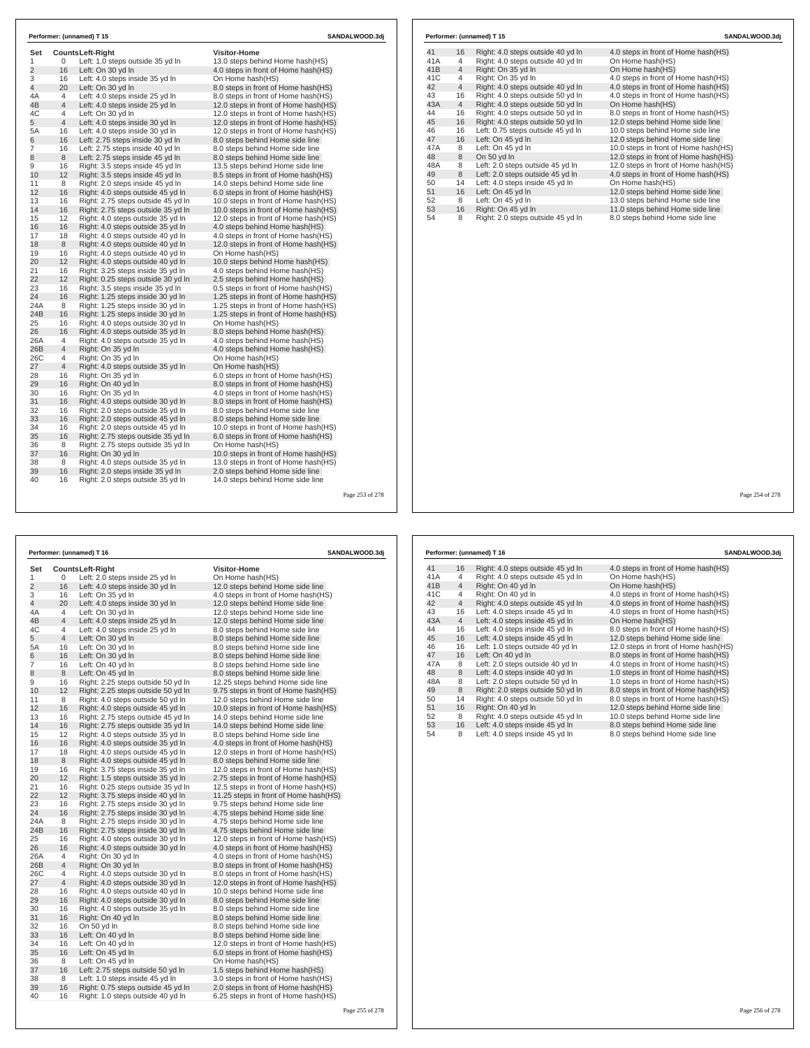## Performer: (unnamed) T 15 — SANDALWOOD.3dj

| Set | Counts | Left-Right | Visitor-Home |
|---|---|---|---|
| 1 | 0 | Left: 1.0 steps outside 35 yd ln | 13.0 steps behind Home hash(HS) |
| 2 | 16 | Left: On 30 yd ln | 4.0 steps in front of Home hash(HS) |
| 3 | 16 | Left: 4.0 steps inside 35 yd ln | On Home hash(HS) |
| 4 | 20 | Left: On 30 yd ln | 8.0 steps in front of Home hash(HS) |
| 4A | 4 | Left: 4.0 steps inside 25 yd ln | 8.0 steps in front of Home hash(HS) |
| 4B | 4 | Left: 4.0 steps inside 25 yd ln | 12.0 steps in front of Home hash(HS) |
| 4C | 4 | Left: On 30 yd ln | 12.0 steps in front of Home hash(HS) |
| 5 | 4 | Left: 4.0 steps inside 30 yd ln | 12.0 steps in front of Home hash(HS) |
| 5A | 16 | Left: 4.0 steps inside 30 yd ln | 12.0 steps in front of Home hash(HS) |
| 6 | 16 | Left: 2.75 steps inside 30 yd ln | 8.0 steps behind Home side line |
| 7 | 16 | Left: 2.75 steps inside 40 yd ln | 8.0 steps behind Home side line |
| 8 | 8 | Left: 2.75 steps inside 45 yd ln | 8.0 steps behind Home side line |
| 9 | 16 | Right: 3.5 steps inside 45 yd ln | 13.5 steps behind Home side line |
| 10 | 12 | Right: 3.5 steps inside 45 yd ln | 8.5 steps in front of Home hash(HS) |
| 11 | 8 | Right: 2.0 steps inside 45 yd ln | 14.0 steps behind Home side line |
| 12 | 16 | Right: 4.0 steps outside 45 yd ln | 6.0 steps in front of Home hash(HS) |
| 13 | 16 | Right: 2.75 steps outside 45 yd ln | 10.0 steps in front of Home hash(HS) |
| 14 | 16 | Right: 2.75 steps outside 35 yd ln | 10.0 steps in front of Home hash(HS) |
| 15 | 12 | Right: 4.0 steps outside 35 yd ln | 12.0 steps in front of Home hash(HS) |
| 16 | 16 | Right: 4.0 steps outside 35 yd ln | 4.0 steps behind Home hash(HS) |
| 17 | 18 | Right: 4.0 steps outside 40 yd ln | 4.0 steps in front of Home hash(HS) |
| 18 | 8 | Right: 4.0 steps outside 40 yd ln | 12.0 steps in front of Home hash(HS) |
| 19 | 16 | Right: 4.0 steps outside 40 yd ln | On Home hash(HS) |
| 20 | 12 | Right: 4.0 steps outside 40 yd ln | 10.0 steps behind Home hash(HS) |
| 21 | 16 | Right: 3.25 steps inside 35 yd ln | 4.0 steps behind Home hash(HS) |
| 22 | 12 | Right: 0.25 steps outside 30 yd ln | 2.5 steps behind Home hash(HS) |
| 23 | 16 | Right: 3.5 steps inside 35 yd ln | 0.5 steps in front of Home hash(HS) |
| 24 | 16 | Right: 1.25 steps inside 30 yd ln | 1.25 steps in front of Home hash(HS) |
| 24A | 8 | Right: 1.25 steps inside 30 yd ln | 1.25 steps in front of Home hash(HS) |
| 24B | 16 | Right: 1.25 steps inside 30 yd ln | 1.25 steps in front of Home hash(HS) |
| 25 | 16 | Right: 4.0 steps outside 30 yd ln | On Home hash(HS) |
| 26 | 16 | Right: 4.0 steps outside 35 yd ln | 8.0 steps behind Home hash(HS) |
| 26A | 4 | Right: 4.0 steps outside 35 yd ln | 4.0 steps behind Home hash(HS) |
| 26B | 4 | Right: On 35 yd ln | 4.0 steps behind Home hash(HS) |
| 26C | 4 | Right: On 35 yd ln | On Home hash(HS) |
| 27 | 4 | Right: 4.0 steps outside 35 yd ln | On Home hash(HS) |
| 28 | 16 | Right: On 35 yd ln | 6.0 steps in front of Home hash(HS) |
| 29 | 16 | Right: On 40 yd ln | 8.0 steps in front of Home hash(HS) |
| 30 | 16 | Right: On 35 yd ln | 4.0 steps in front of Home hash(HS) |
| 31 | 16 | Right: 4.0 steps outside 30 yd ln | 8.0 steps in front of Home hash(HS) |
| 32 | 16 | Right: 2.0 steps outside 35 yd ln | 8.0 steps behind Home side line |
| 33 | 16 | Right: 2.0 steps outside 45 yd ln | 8.0 steps behind Home side line |
| 34 | 16 | Right: 2.0 steps outside 45 yd ln | 10.0 steps in front of Home hash(HS) |
| 35 | 16 | Right: 2.75 steps outside 35 yd ln | 6.0 steps in front of Home hash(HS) |
| 36 | 8 | Right: 2.75 steps outside 35 yd ln | On Home hash(HS) |
| 37 | 16 | Right: On 30 yd ln | 10.0 steps in front of Home hash(HS) |
| 38 | 8 | Right: 4.0 steps outside 35 yd ln | 13.0 steps in front of Home hash(HS) |
| 39 | 16 | Right: 2.0 steps inside 35 yd ln | 2.0 steps behind Home side line |
| 40 | 16 | Right: 2.0 steps outside 35 yd ln | 14.0 steps behind Home side line |
| 41 | 16 | Right: 4.0 steps outside 40 yd ln | 4.0 steps in front of Home hash(HS) |
| 41A | 4 | Right: 4.0 steps outside 40 yd ln | On Home hash(HS) |
| 41B | 4 | Right: On 35 yd ln | On Home hash(HS) |
| 41C | 4 | Right: On 35 yd ln | 4.0 steps in front of Home hash(HS) |
| 42 | 4 | Right: 4.0 steps outside 40 yd ln | 4.0 steps in front of Home hash(HS) |
| 43 | 16 | Right: 4.0 steps outside 50 yd ln | 4.0 steps in front of Home hash(HS) |
| 43A | 4 | Right: 4.0 steps outside 50 yd ln | On Home hash(HS) |
| 44 | 16 | Right: 4.0 steps outside 50 yd ln | 8.0 steps in front of Home hash(HS) |
| 45 | 16 | Right: 4.0 steps outside 50 yd ln | 12.0 steps behind Home side line |
| 46 | 16 | Left: 0.75 steps outside 45 yd ln | 10.0 steps behind Home side line |
| 47 | 16 | Left: On 45 yd ln | 12.0 steps behind Home side line |
| 47A | 8 | Left: On 45 yd ln | 10.0 steps in front of Home hash(HS) |
| 48 | 8 | On 50 yd ln | 12.0 steps in front of Home hash(HS) |
| 48A | 8 | Left: 2.0 steps outside 45 yd ln | 12.0 steps in front of Home hash(HS) |
| 49 | 8 | Left: 2.0 steps outside 45 yd ln | 4.0 steps in front of Home hash(HS) |
| 50 | 14 | Left: 4.0 steps inside 45 yd ln | On Home hash(HS) |
| 51 | 16 | Left: On 45 yd ln | 12.0 steps behind Home side line |
| 52 | 8 | Left: On 45 yd ln | 13.0 steps behind Home side line |
| 53 | 16 | Right: On 45 yd ln | 11.0 steps behind Home side line |
| 54 | 8 | Right: 2.0 steps outside 45 yd ln | 8.0 steps behind Home side line |

## Performer: (unnamed) T 16 — SANDALWOOD.3dj

| Set | Counts | Left-Right | Visitor-Home |
|---|---|---|---|
| 1 | 0 | Left: 2.0 steps inside 25 yd ln | On Home hash(HS) |
| 2 | 16 | Left: 4.0 steps inside 30 yd ln | 12.0 steps behind Home side line |
| 3 | 16 | Left: On 35 yd ln | 4.0 steps in front of Home hash(HS) |
| 4 | 20 | Left: 4.0 steps inside 30 yd ln | 12.0 steps behind Home side line |
| 4A | 4 | Left: On 30 yd ln | 12.0 steps behind Home side line |
| 4B | 4 | Left: 4.0 steps inside 25 yd ln | 12.0 steps behind Home side line |
| 4C | 4 | Left: 4.0 steps inside 25 yd ln | 8.0 steps behind Home side line |
| 5 | 4 | Left: On 30 yd ln | 8.0 steps behind Home side line |
| 5A | 16 | Left: On 30 yd ln | 8.0 steps behind Home side line |
| 6 | 16 | Left: On 30 yd ln | 8.0 steps behind Home side line |
| 7 | 16 | Left: On 40 yd ln | 8.0 steps behind Home side line |
| 8 | 8 | Left: On 45 yd ln | 8.0 steps behind Home side line |
| 9 | 16 | Right: 2.25 steps outside 50 yd ln | 12.25 steps behind Home side line |
| 10 | 12 | Right: 2.25 steps outside 50 yd ln | 9.75 steps in front of Home hash(HS) |
| 11 | 8 | Right: 4.0 steps outside 50 yd ln | 12.0 steps behind Home side line |
| 12 | 16 | Right: 4.0 steps outside 45 yd ln | 10.0 steps in front of Home hash(HS) |
| 13 | 16 | Right: 2.75 steps outside 45 yd ln | 14.0 steps behind Home side line |
| 14 | 16 | Right: 2.75 steps outside 35 yd ln | 14.0 steps behind Home side line |
| 15 | 12 | Right: 4.0 steps outside 35 yd ln | 8.0 steps behind Home side line |
| 16 | 16 | Right: 4.0 steps outside 35 yd ln | 4.0 steps in front of Home hash(HS) |
| 17 | 18 | Right: 4.0 steps outside 45 yd ln | 12.0 steps in front of Home hash(HS) |
| 18 | 8 | Right: 4.0 steps outside 45 yd ln | 8.0 steps behind Home side line |
| 19 | 16 | Right: 3.75 steps inside 35 yd ln | 12.0 steps in front of Home hash(HS) |
| 20 | 12 | Right: 1.5 steps inside 35 yd ln | 2.75 steps in front of Home hash(HS) |
| 21 | 16 | Right: 0.25 steps outside 35 yd ln | 12.5 steps in front of Home hash(HS) |
| 22 | 12 | Right: 3.75 steps inside 40 yd ln | 11.25 steps in front of Home hash(HS) |
| 23 | 16 | Right: 2.75 steps inside 30 yd ln | 9.75 steps behind Home side line |
| 24 | 16 | Right: 2.75 steps inside 30 yd ln | 4.75 steps behind Home side line |
| 24A | 8 | Right: 2.75 steps inside 30 yd ln | 4.75 steps behind Home side line |
| 24B | 16 | Right: 2.75 steps inside 30 yd ln | 4.75 steps behind Home side line |
| 25 | 16 | Right: 4.0 steps outside 30 yd ln | 12.0 steps in front of Home hash(HS) |
| 26 | 16 | Right: 4.0 steps outside 30 yd ln | 4.0 steps in front of Home hash(HS) |
| 26A | 4 | Right: On 30 yd ln | 4.0 steps in front of Home hash(HS) |
| 26B | 4 | Right: On 30 yd ln | 8.0 steps in front of Home hash(HS) |
| 26C | 4 | Right: 4.0 steps outside 30 yd ln | 8.0 steps in front of Home hash(HS) |
| 27 | 4 | Right: 4.0 steps outside 30 yd ln | 12.0 steps in front of Home hash(HS) |
| 28 | 16 | Right: 4.0 steps outside 40 yd ln | 10.0 steps behind Home side line |
| 29 | 16 | Right: 4.0 steps outside 30 yd ln | 8.0 steps behind Home side line |
| 30 | 16 | Right: 4.0 steps outside 35 yd ln | 8.0 steps behind Home side line |
| 31 | 16 | Right: On 40 yd ln | 8.0 steps behind Home side line |
| 32 | 16 | On 50 yd ln | 8.0 steps behind Home side line |
| 33 | 16 | Left: On 40 yd ln | 8.0 steps behind Home side line |
| 34 | 16 | Left: On 40 yd ln | 12.0 steps in front of Home hash(HS) |
| 35 | 16 | Left: On 45 yd ln | 6.0 steps in front of Home hash(HS) |
| 36 | 8 | Left: On 45 yd ln | On Home hash(HS) |
| 37 | 16 | Left: 2.75 steps outside 50 yd ln | 1.5 steps behind Home hash(HS) |
| 38 | 8 | Left: 1.0 steps inside 45 yd ln | 3.0 steps in front of Home hash(HS) |
| 39 | 16 | Right: 0.75 steps outside 45 yd ln | 2.0 steps in front of Home hash(HS) |
| 40 | 16 | Right: 1.0 steps outside 40 yd ln | 6.25 steps in front of Home hash(HS) |
| 41 | 16 | Right: 4.0 steps outside 45 yd ln | 4.0 steps in front of Home hash(HS) |
| 41A | 4 | Right: 4.0 steps outside 45 yd ln | On Home hash(HS) |
| 41B | 4 | Right: On 40 yd ln | On Home hash(HS) |
| 41C | 4 | Right: On 40 yd ln | 4.0 steps in front of Home hash(HS) |
| 42 | 4 | Right: 4.0 steps outside 45 yd ln | 4.0 steps in front of Home hash(HS) |
| 43 | 16 | Left: 4.0 steps inside 45 yd ln | 4.0 steps in front of Home hash(HS) |
| 43A | 4 | Left: 4.0 steps inside 45 yd ln | On Home hash(HS) |
| 44 | 16 | Left: 4.0 steps inside 45 yd ln | 8.0 steps in front of Home hash(HS) |
| 45 | 16 | Left: 4.0 steps inside 45 yd ln | 12.0 steps behind Home side line |
| 46 | 16 | Left: 1.0 steps outside 40 yd ln | 12.0 steps in front of Home hash(HS) |
| 47 | 16 | Left: On 40 yd ln | 8.0 steps in front of Home hash(HS) |
| 47A | 8 | Left: 2.0 steps outside 40 yd ln | 4.0 steps in front of Home hash(HS) |
| 48 | 8 | Left: 4.0 steps inside 40 yd ln | 1.0 steps in front of Home hash(HS) |
| 48A | 8 | Left: 2.0 steps outside 50 yd ln | 1.0 steps in front of Home hash(HS) |
| 49 | 8 | Right: 2.0 steps outside 50 yd ln | 8.0 steps in front of Home hash(HS) |
| 50 | 14 | Right: 4.0 steps outside 50 yd ln | 8.0 steps in front of Home hash(HS) |
| 51 | 16 | Right: On 40 yd ln | 12.0 steps behind Home side line |
| 52 | 8 | Right: 4.0 steps outside 45 yd ln | 10.0 steps behind Home side line |
| 53 | 16 | Left: 4.0 steps inside 45 yd ln | 8.0 steps behind Home side line |
| 54 | 8 | Left: 4.0 steps inside 45 yd ln | 8.0 steps behind Home side line |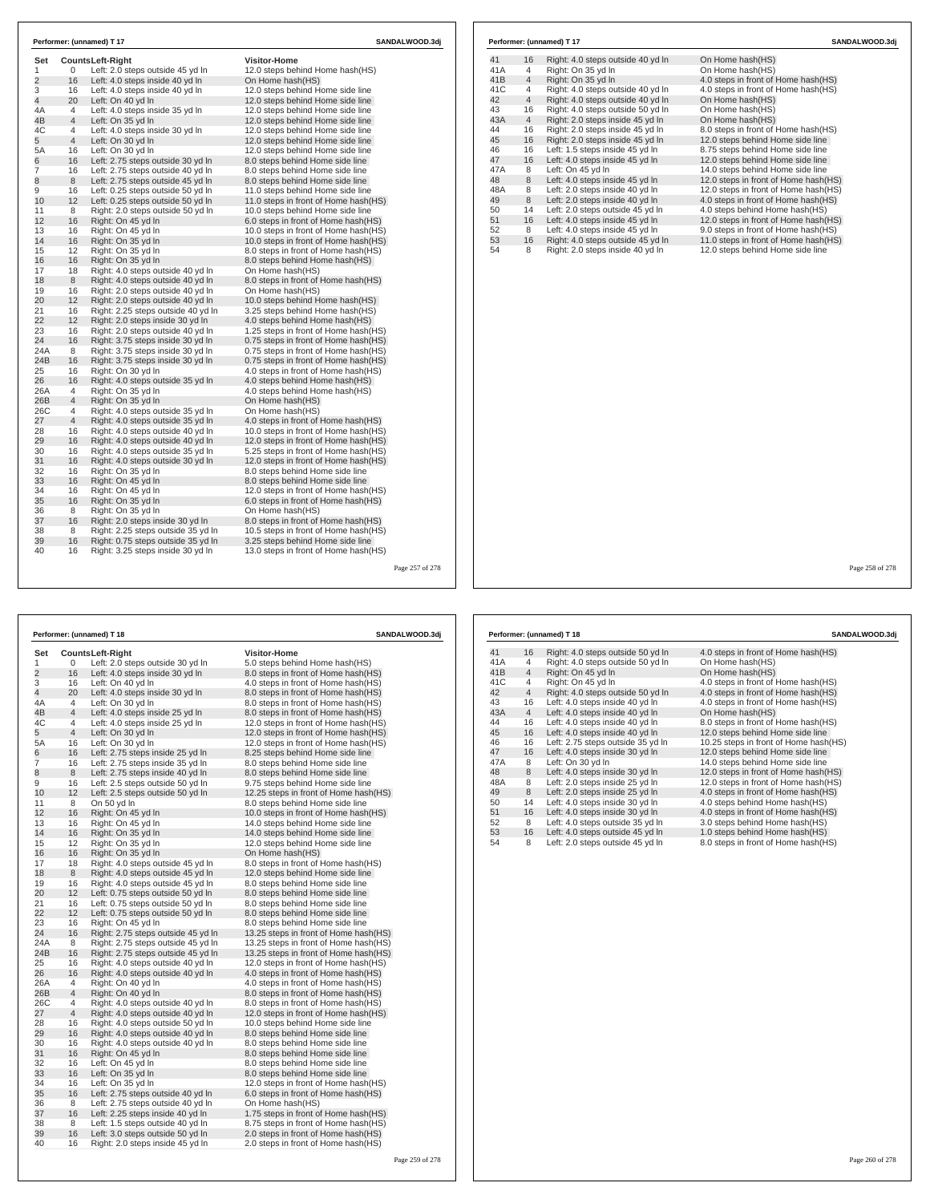## Performer: (unnamed) T 17 — SANDALWOOD.3dj

| Set | Counts | Left-Right | Visitor-Home |
|---|---|---|---|
| 1 | 0 | Left: 2.0 steps outside 45 yd ln | 12.0 steps behind Home hash(HS) |
| 2 | 16 | Left: 4.0 steps inside 40 yd ln | On Home hash(HS) |
| 3 | 16 | Left: 4.0 steps inside 40 yd ln | 12.0 steps behind Home side line |
| 4 | 20 | Left: On 40 yd ln | 12.0 steps behind Home side line |
| 4A | 4 | Left: 4.0 steps inside 35 yd ln | 12.0 steps behind Home side line |
| 4B | 4 | Left: On 35 yd ln | 12.0 steps behind Home side line |
| 4C | 4 | Left: 4.0 steps inside 30 yd ln | 12.0 steps behind Home side line |
| 5 | 4 | Left: On 30 yd ln | 12.0 steps behind Home side line |
| 5A | 16 | Left: On 30 yd ln | 12.0 steps behind Home side line |
| 6 | 16 | Left: 2.75 steps outside 30 yd ln | 8.0 steps behind Home side line |
| 7 | 16 | Left: 2.75 steps outside 40 yd ln | 8.0 steps behind Home side line |
| 8 | 8 | Left: 2.75 steps outside 45 yd ln | 8.0 steps behind Home side line |
| 9 | 16 | Left: 0.25 steps outside 50 yd ln | 11.0 steps behind Home side line |
| 10 | 12 | Left: 0.25 steps outside 50 yd ln | 11.0 steps in front of Home hash(HS) |
| 11 | 8 | Right: 2.0 steps outside 50 yd ln | 10.0 steps behind Home side line |
| 12 | 16 | Right: On 45 yd ln | 6.0 steps in front of Home hash(HS) |
| 13 | 16 | Right: On 45 yd ln | 10.0 steps in front of Home hash(HS) |
| 14 | 16 | Right: On 35 yd ln | 10.0 steps in front of Home hash(HS) |
| 15 | 12 | Right: On 35 yd ln | 8.0 steps in front of Home hash(HS) |
| 16 | 16 | Right: On 35 yd ln | 8.0 steps behind Home hash(HS) |
| 17 | 18 | Right: 4.0 steps outside 40 yd ln | On Home hash(HS) |
| 18 | 8 | Right: 4.0 steps outside 40 yd ln | 8.0 steps in front of Home hash(HS) |
| 19 | 16 | Right: 2.0 steps outside 40 yd ln | On Home hash(HS) |
| 20 | 12 | Right: 2.0 steps outside 40 yd ln | 10.0 steps behind Home hash(HS) |
| 21 | 16 | Right: 2.25 steps outside 40 yd ln | 3.25 steps behind Home hash(HS) |
| 22 | 12 | Right: 2.0 steps inside 30 yd ln | 4.0 steps behind Home hash(HS) |
| 23 | 16 | Right: 2.0 steps outside 40 yd ln | 1.25 steps in front of Home hash(HS) |
| 24 | 16 | Right: 3.75 steps inside 30 yd ln | 0.75 steps in front of Home hash(HS) |
| 24A | 8 | Right: 3.75 steps inside 30 yd ln | 0.75 steps in front of Home hash(HS) |
| 24B | 16 | Right: 3.75 steps inside 30 yd ln | 0.75 steps in front of Home hash(HS) |
| 25 | 16 | Right: On 30 yd ln | 4.0 steps in front of Home hash(HS) |
| 26 | 16 | Right: 4.0 steps outside 35 yd ln | 4.0 steps behind Home hash(HS) |
| 26A | 4 | Right: On 35 yd ln | 4.0 steps behind Home hash(HS) |
| 26B | 4 | Right: On 35 yd ln | On Home hash(HS) |
| 26C | 4 | Right: 4.0 steps outside 35 yd ln | On Home hash(HS) |
| 27 | 4 | Right: 4.0 steps outside 35 yd ln | 4.0 steps in front of Home hash(HS) |
| 28 | 16 | Right: 4.0 steps outside 40 yd ln | 10.0 steps in front of Home hash(HS) |
| 29 | 16 | Right: 4.0 steps outside 40 yd ln | 12.0 steps in front of Home hash(HS) |
| 30 | 16 | Right: 4.0 steps outside 35 yd ln | 5.25 steps in front of Home hash(HS) |
| 31 | 16 | Right: 4.0 steps outside 30 yd ln | 12.0 steps in front of Home hash(HS) |
| 32 | 16 | Right: On 35 yd ln | 8.0 steps behind Home side line |
| 33 | 16 | Right: On 45 yd ln | 8.0 steps behind Home side line |
| 34 | 16 | Right: On 45 yd ln | 12.0 steps in front of Home hash(HS) |
| 35 | 16 | Right: On 35 yd ln | 6.0 steps in front of Home hash(HS) |
| 36 | 8 | Right: On 35 yd ln | On Home hash(HS) |
| 37 | 16 | Right: 2.0 steps inside 30 yd ln | 8.0 steps in front of Home hash(HS) |
| 38 | 8 | Right: 2.25 steps outside 35 yd ln | 10.5 steps in front of Home hash(HS) |
| 39 | 16 | Right: 0.75 steps outside 35 yd ln | 3.25 steps behind Home side line |
| 40 | 16 | Right: 3.25 steps inside 30 yd ln | 13.0 steps in front of Home hash(HS) |
| 41 | 16 | Right: 4.0 steps outside 40 yd ln | On Home hash(HS) |
| 41A | 4 | Right: On 35 yd ln | On Home hash(HS) |
| 41B | 4 | Right: On 35 yd ln | 4.0 steps in front of Home hash(HS) |
| 41C | 4 | Right: 4.0 steps outside 40 yd ln | 4.0 steps in front of Home hash(HS) |
| 42 | 4 | Right: 4.0 steps outside 40 yd ln | On Home hash(HS) |
| 43 | 16 | Right: 4.0 steps outside 50 yd ln | On Home hash(HS) |
| 43A | 4 | Right: 2.0 steps inside 45 yd ln | On Home hash(HS) |
| 44 | 16 | Right: 2.0 steps inside 45 yd ln | 8.0 steps in front of Home hash(HS) |
| 45 | 16 | Right: 2.0 steps inside 45 yd ln | 12.0 steps behind Home side line |
| 46 | 16 | Left: 1.5 steps inside 45 yd ln | 8.75 steps behind Home side line |
| 47 | 16 | Left: 4.0 steps inside 45 yd ln | 12.0 steps behind Home side line |
| 47A | 8 | Left: On 45 yd ln | 14.0 steps behind Home side line |
| 48 | 8 | Left: 4.0 steps inside 45 yd ln | 12.0 steps in front of Home hash(HS) |
| 48A | 8 | Left: 2.0 steps inside 40 yd ln | 12.0 steps in front of Home hash(HS) |
| 49 | 8 | Left: 2.0 steps inside 40 yd ln | 4.0 steps in front of Home hash(HS) |
| 50 | 14 | Left: 2.0 steps outside 45 yd ln | 4.0 steps behind Home hash(HS) |
| 51 | 16 | Left: 4.0 steps inside 45 yd ln | 12.0 steps in front of Home hash(HS) |
| 52 | 8 | Left: 4.0 steps inside 45 yd ln | 9.0 steps in front of Home hash(HS) |
| 53 | 16 | Right: 4.0 steps outside 45 yd ln | 11.0 steps in front of Home hash(HS) |
| 54 | 8 | Right: 2.0 steps inside 40 yd ln | 12.0 steps behind Home side line |

## Performer: (unnamed) T 18 — SANDALWOOD.3dj

| Set | Counts | Left-Right | Visitor-Home |
|---|---|---|---|
| 1 | 0 | Left: 2.0 steps outside 30 yd ln | 5.0 steps behind Home hash(HS) |
| 2 | 16 | Left: 4.0 steps inside 30 yd ln | 8.0 steps in front of Home hash(HS) |
| 3 | 16 | Left: On 40 yd ln | 4.0 steps in front of Home hash(HS) |
| 4 | 20 | Left: 4.0 steps inside 30 yd ln | 8.0 steps in front of Home hash(HS) |
| 4A | 4 | Left: On 30 yd ln | 8.0 steps in front of Home hash(HS) |
| 4B | 4 | Left: 4.0 steps inside 25 yd ln | 8.0 steps in front of Home hash(HS) |
| 4C | 4 | Left: 4.0 steps inside 25 yd ln | 12.0 steps in front of Home hash(HS) |
| 5 | 4 | Left: On 30 yd ln | 12.0 steps in front of Home hash(HS) |
| 5A | 16 | Left: On 30 yd ln | 12.0 steps in front of Home hash(HS) |
| 6 | 16 | Left: 2.75 steps inside 25 yd ln | 8.25 steps behind Home side line |
| 7 | 16 | Left: 2.75 steps inside 35 yd ln | 8.0 steps behind Home side line |
| 8 | 8 | Left: 2.75 steps inside 40 yd ln | 8.0 steps behind Home side line |
| 9 | 16 | Left: 2.5 steps outside 50 yd ln | 9.75 steps behind Home side line |
| 10 | 12 | Left: 2.5 steps outside 50 yd ln | 12.25 steps in front of Home hash(HS) |
| 11 | 8 | On 50 yd ln | 8.0 steps behind Home side line |
| 12 | 16 | Right: On 45 yd ln | 10.0 steps in front of Home hash(HS) |
| 13 | 16 | Right: On 45 yd ln | 14.0 steps behind Home side line |
| 14 | 16 | Right: On 35 yd ln | 14.0 steps behind Home side line |
| 15 | 12 | Right: On 35 yd ln | 12.0 steps behind Home side line |
| 16 | 16 | Right: On 35 yd ln | On Home hash(HS) |
| 17 | 18 | Right: 4.0 steps outside 45 yd ln | 8.0 steps in front of Home hash(HS) |
| 18 | 8 | Right: 4.0 steps outside 45 yd ln | 12.0 steps behind Home side line |
| 19 | 16 | Right: 4.0 steps outside 45 yd ln | 8.0 steps behind Home side line |
| 20 | 12 | Left: 0.75 steps outside 50 yd ln | 8.0 steps behind Home side line |
| 21 | 16 | Left: 0.75 steps outside 50 yd ln | 8.0 steps behind Home side line |
| 22 | 12 | Left: 0.75 steps outside 50 yd ln | 8.0 steps behind Home side line |
| 23 | 16 | Right: On 45 yd ln | 8.0 steps behind Home side line |
| 24 | 16 | Right: 2.75 steps outside 45 yd ln | 13.25 steps in front of Home hash(HS) |
| 24A | 8 | Right: 2.75 steps outside 45 yd ln | 13.25 steps in front of Home hash(HS) |
| 24B | 16 | Right: 2.75 steps outside 45 yd ln | 13.25 steps in front of Home hash(HS) |
| 25 | 16 | Right: 4.0 steps outside 40 yd ln | 12.0 steps in front of Home hash(HS) |
| 26 | 16 | Right: 4.0 steps outside 40 yd ln | 4.0 steps in front of Home hash(HS) |
| 26A | 4 | Right: On 40 yd ln | 4.0 steps in front of Home hash(HS) |
| 26B | 4 | Right: On 40 yd ln | 8.0 steps in front of Home hash(HS) |
| 26C | 4 | Right: 4.0 steps outside 40 yd ln | 8.0 steps in front of Home hash(HS) |
| 27 | 4 | Right: 4.0 steps outside 40 yd ln | 12.0 steps in front of Home hash(HS) |
| 28 | 16 | Right: 4.0 steps outside 50 yd ln | 10.0 steps behind Home side line |
| 29 | 16 | Right: 4.0 steps outside 40 yd ln | 8.0 steps behind Home side line |
| 30 | 16 | Right: 4.0 steps outside 40 yd ln | 8.0 steps behind Home side line |
| 31 | 16 | Right: On 45 yd ln | 8.0 steps behind Home side line |
| 32 | 16 | Left: On 45 yd ln | 8.0 steps behind Home side line |
| 33 | 16 | Left: On 35 yd ln | 8.0 steps behind Home side line |
| 34 | 16 | Left: On 35 yd ln | 12.0 steps in front of Home hash(HS) |
| 35 | 16 | Left: 2.75 steps outside 40 yd ln | 6.0 steps in front of Home hash(HS) |
| 36 | 8 | Left: 2.75 steps outside 40 yd ln | On Home hash(HS) |
| 37 | 16 | Left: 2.25 steps inside 40 yd ln | 1.75 steps in front of Home hash(HS) |
| 38 | 8 | Left: 1.5 steps outside 40 yd ln | 8.75 steps in front of Home hash(HS) |
| 39 | 16 | Left: 3.0 steps outside 50 yd ln | 2.0 steps in front of Home hash(HS) |
| 40 | 16 | Right: 2.0 steps inside 45 yd ln | 2.0 steps in front of Home hash(HS) |
| 41 | 16 | Right: 4.0 steps outside 50 yd ln | 4.0 steps in front of Home hash(HS) |
| 41A | 4 | Right: 4.0 steps outside 50 yd ln | On Home hash(HS) |
| 41B | 4 | Right: On 45 yd ln | On Home hash(HS) |
| 41C | 4 | Right: On 45 yd ln | 4.0 steps in front of Home hash(HS) |
| 42 | 4 | Right: 4.0 steps outside 50 yd ln | 4.0 steps in front of Home hash(HS) |
| 43 | 16 | Left: 4.0 steps inside 40 yd ln | 4.0 steps in front of Home hash(HS) |
| 43A | 4 | Left: 4.0 steps inside 40 yd ln | On Home hash(HS) |
| 44 | 16 | Left: 4.0 steps inside 40 yd ln | 8.0 steps in front of Home hash(HS) |
| 45 | 16 | Left: 4.0 steps inside 40 yd ln | 12.0 steps behind Home side line |
| 46 | 16 | Left: 2.75 steps outside 35 yd ln | 10.25 steps in front of Home hash(HS) |
| 47 | 16 | Left: 4.0 steps inside 30 yd ln | 12.0 steps behind Home side line |
| 47A | 8 | Left: On 30 yd ln | 14.0 steps behind Home side line |
| 48 | 8 | Left: 4.0 steps inside 30 yd ln | 12.0 steps in front of Home hash(HS) |
| 48A | 8 | Left: 2.0 steps inside 25 yd ln | 12.0 steps in front of Home hash(HS) |
| 49 | 8 | Left: 2.0 steps inside 25 yd ln | 4.0 steps in front of Home hash(HS) |
| 50 | 14 | Left: 4.0 steps inside 30 yd ln | 4.0 steps behind Home hash(HS) |
| 51 | 16 | Left: 4.0 steps inside 30 yd ln | 4.0 steps in front of Home hash(HS) |
| 52 | 8 | Left: 4.0 steps outside 35 yd ln | 3.0 steps behind Home hash(HS) |
| 53 | 16 | Left: 4.0 steps outside 45 yd ln | 1.0 steps behind Home hash(HS) |
| 54 | 8 | Left: 2.0 steps outside 45 yd ln | 8.0 steps in front of Home hash(HS) |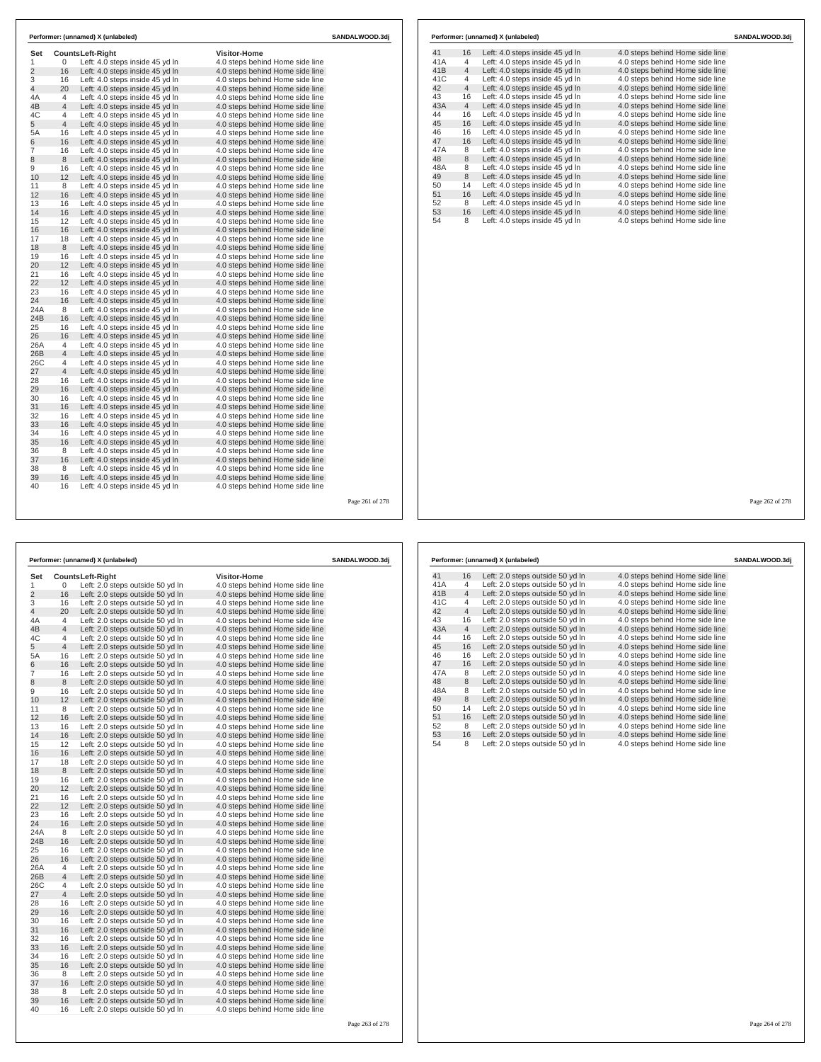**Performer: (unnamed) X (unlabeled)** SANDALWOOD.3dj

| Set | Counts | Left-Right | Visitor-Home |
|---|---|---|---|
| 1 | 0 | Left: 4.0 steps inside 45 yd ln | 4.0 steps behind Home side line |
| 2 | 16 | Left: 4.0 steps inside 45 yd ln | 4.0 steps behind Home side line |
| 3 | 16 | Left: 4.0 steps inside 45 yd ln | 4.0 steps behind Home side line |
| 4 | 20 | Left: 4.0 steps inside 45 yd ln | 4.0 steps behind Home side line |
| 4A | 4 | Left: 4.0 steps inside 45 yd ln | 4.0 steps behind Home side line |
| 4B | 4 | Left: 4.0 steps inside 45 yd ln | 4.0 steps behind Home side line |
| 4C | 4 | Left: 4.0 steps inside 45 yd ln | 4.0 steps behind Home side line |
| 5 | 4 | Left: 4.0 steps inside 45 yd ln | 4.0 steps behind Home side line |
| 5A | 16 | Left: 4.0 steps inside 45 yd ln | 4.0 steps behind Home side line |
| 6 | 16 | Left: 4.0 steps inside 45 yd ln | 4.0 steps behind Home side line |
| 7 | 16 | Left: 4.0 steps inside 45 yd ln | 4.0 steps behind Home side line |
| 8 | 8 | Left: 4.0 steps inside 45 yd ln | 4.0 steps behind Home side line |
| 9 | 16 | Left: 4.0 steps inside 45 yd ln | 4.0 steps behind Home side line |
| 10 | 12 | Left: 4.0 steps inside 45 yd ln | 4.0 steps behind Home side line |
| 11 | 8 | Left: 4.0 steps inside 45 yd ln | 4.0 steps behind Home side line |
| 12 | 16 | Left: 4.0 steps inside 45 yd ln | 4.0 steps behind Home side line |
| 13 | 16 | Left: 4.0 steps inside 45 yd ln | 4.0 steps behind Home side line |
| 14 | 16 | Left: 4.0 steps inside 45 yd ln | 4.0 steps behind Home side line |
| 15 | 12 | Left: 4.0 steps inside 45 yd ln | 4.0 steps behind Home side line |
| 16 | 16 | Left: 4.0 steps inside 45 yd ln | 4.0 steps behind Home side line |
| 17 | 18 | Left: 4.0 steps inside 45 yd ln | 4.0 steps behind Home side line |
| 18 | 8 | Left: 4.0 steps inside 45 yd ln | 4.0 steps behind Home side line |
| 19 | 16 | Left: 4.0 steps inside 45 yd ln | 4.0 steps behind Home side line |
| 20 | 12 | Left: 4.0 steps inside 45 yd ln | 4.0 steps behind Home side line |
| 21 | 16 | Left: 4.0 steps inside 45 yd ln | 4.0 steps behind Home side line |
| 22 | 12 | Left: 4.0 steps inside 45 yd ln | 4.0 steps behind Home side line |
| 23 | 16 | Left: 4.0 steps inside 45 yd ln | 4.0 steps behind Home side line |
| 24 | 16 | Left: 4.0 steps inside 45 yd ln | 4.0 steps behind Home side line |
| 24A | 8 | Left: 4.0 steps inside 45 yd ln | 4.0 steps behind Home side line |
| 24B | 16 | Left: 4.0 steps inside 45 yd ln | 4.0 steps behind Home side line |
| 25 | 16 | Left: 4.0 steps inside 45 yd ln | 4.0 steps behind Home side line |
| 26 | 16 | Left: 4.0 steps inside 45 yd ln | 4.0 steps behind Home side line |
| 26A | 4 | Left: 4.0 steps inside 45 yd ln | 4.0 steps behind Home side line |
| 26B | 4 | Left: 4.0 steps inside 45 yd ln | 4.0 steps behind Home side line |
| 26C | 4 | Left: 4.0 steps inside 45 yd ln | 4.0 steps behind Home side line |
| 27 | 4 | Left: 4.0 steps inside 45 yd ln | 4.0 steps behind Home side line |
| 28 | 16 | Left: 4.0 steps inside 45 yd ln | 4.0 steps behind Home side line |
| 29 | 16 | Left: 4.0 steps inside 45 yd ln | 4.0 steps behind Home side line |
| 30 | 16 | Left: 4.0 steps inside 45 yd ln | 4.0 steps behind Home side line |
| 31 | 16 | Left: 4.0 steps inside 45 yd ln | 4.0 steps behind Home side line |
| 32 | 16 | Left: 4.0 steps inside 45 yd ln | 4.0 steps behind Home side line |
| 33 | 16 | Left: 4.0 steps inside 45 yd ln | 4.0 steps behind Home side line |
| 34 | 16 | Left: 4.0 steps inside 45 yd ln | 4.0 steps behind Home side line |
| 35 | 16 | Left: 4.0 steps inside 45 yd ln | 4.0 steps behind Home side line |
| 36 | 8 | Left: 4.0 steps inside 45 yd ln | 4.0 steps behind Home side line |
| 37 | 16 | Left: 4.0 steps inside 45 yd ln | 4.0 steps behind Home side line |
| 38 | 8 | Left: 4.0 steps inside 45 yd ln | 4.0 steps behind Home side line |
| 39 | 16 | Left: 4.0 steps inside 45 yd ln | 4.0 steps behind Home side line |
| 40 | 16 | Left: 4.0 steps inside 45 yd ln | 4.0 steps behind Home side line |
| 41 | 16 | Left: 4.0 steps inside 45 yd ln | 4.0 steps behind Home side line |
| 41A | 4 | Left: 4.0 steps inside 45 yd ln | 4.0 steps behind Home side line |
| 41B | 4 | Left: 4.0 steps inside 45 yd ln | 4.0 steps behind Home side line |
| 41C | 4 | Left: 4.0 steps inside 45 yd ln | 4.0 steps behind Home side line |
| 42 | 4 | Left: 4.0 steps inside 45 yd ln | 4.0 steps behind Home side line |
| 43 | 16 | Left: 4.0 steps inside 45 yd ln | 4.0 steps behind Home side line |
| 43A | 4 | Left: 4.0 steps inside 45 yd ln | 4.0 steps behind Home side line |
| 44 | 16 | Left: 4.0 steps inside 45 yd ln | 4.0 steps behind Home side line |
| 45 | 16 | Left: 4.0 steps inside 45 yd ln | 4.0 steps behind Home side line |
| 46 | 16 | Left: 4.0 steps inside 45 yd ln | 4.0 steps behind Home side line |
| 47 | 16 | Left: 4.0 steps inside 45 yd ln | 4.0 steps behind Home side line |
| 47A | 8 | Left: 4.0 steps inside 45 yd ln | 4.0 steps behind Home side line |
| 48 | 8 | Left: 4.0 steps inside 45 yd ln | 4.0 steps behind Home side line |
| 48A | 8 | Left: 4.0 steps inside 45 yd ln | 4.0 steps behind Home side line |
| 49 | 8 | Left: 4.0 steps inside 45 yd ln | 4.0 steps behind Home side line |
| 50 | 14 | Left: 4.0 steps inside 45 yd ln | 4.0 steps behind Home side line |
| 51 | 16 | Left: 4.0 steps inside 45 yd ln | 4.0 steps behind Home side line |
| 52 | 8 | Left: 4.0 steps inside 45 yd ln | 4.0 steps behind Home side line |
| 53 | 16 | Left: 4.0 steps inside 45 yd ln | 4.0 steps behind Home side line |
| 54 | 8 | Left: 4.0 steps inside 45 yd ln | 4.0 steps behind Home side line |

**Performer: (unnamed) X (unlabeled)** SANDALWOOD.3dj

| Set | Counts | Left-Right | Visitor-Home |
|---|---|---|---|
| 1 | 0 | Left: 2.0 steps outside 50 yd ln | 4.0 steps behind Home side line |
| 2 | 16 | Left: 2.0 steps outside 50 yd ln | 4.0 steps behind Home side line |
| 3 | 16 | Left: 2.0 steps outside 50 yd ln | 4.0 steps behind Home side line |
| 4 | 20 | Left: 2.0 steps outside 50 yd ln | 4.0 steps behind Home side line |
| 4A | 4 | Left: 2.0 steps outside 50 yd ln | 4.0 steps behind Home side line |
| 4B | 4 | Left: 2.0 steps outside 50 yd ln | 4.0 steps behind Home side line |
| 4C | 4 | Left: 2.0 steps outside 50 yd ln | 4.0 steps behind Home side line |
| 5 | 4 | Left: 2.0 steps outside 50 yd ln | 4.0 steps behind Home side line |
| 5A | 16 | Left: 2.0 steps outside 50 yd ln | 4.0 steps behind Home side line |
| 6 | 16 | Left: 2.0 steps outside 50 yd ln | 4.0 steps behind Home side line |
| 7 | 16 | Left: 2.0 steps outside 50 yd ln | 4.0 steps behind Home side line |
| 8 | 8 | Left: 2.0 steps outside 50 yd ln | 4.0 steps behind Home side line |
| 9 | 16 | Left: 2.0 steps outside 50 yd ln | 4.0 steps behind Home side line |
| 10 | 12 | Left: 2.0 steps outside 50 yd ln | 4.0 steps behind Home side line |
| 11 | 8 | Left: 2.0 steps outside 50 yd ln | 4.0 steps behind Home side line |
| 12 | 16 | Left: 2.0 steps outside 50 yd ln | 4.0 steps behind Home side line |
| 13 | 16 | Left: 2.0 steps outside 50 yd ln | 4.0 steps behind Home side line |
| 14 | 16 | Left: 2.0 steps outside 50 yd ln | 4.0 steps behind Home side line |
| 15 | 12 | Left: 2.0 steps outside 50 yd ln | 4.0 steps behind Home side line |
| 16 | 16 | Left: 2.0 steps outside 50 yd ln | 4.0 steps behind Home side line |
| 17 | 18 | Left: 2.0 steps outside 50 yd ln | 4.0 steps behind Home side line |
| 18 | 8 | Left: 2.0 steps outside 50 yd ln | 4.0 steps behind Home side line |
| 19 | 16 | Left: 2.0 steps outside 50 yd ln | 4.0 steps behind Home side line |
| 20 | 12 | Left: 2.0 steps outside 50 yd ln | 4.0 steps behind Home side line |
| 21 | 16 | Left: 2.0 steps outside 50 yd ln | 4.0 steps behind Home side line |
| 22 | 12 | Left: 2.0 steps outside 50 yd ln | 4.0 steps behind Home side line |
| 23 | 16 | Left: 2.0 steps outside 50 yd ln | 4.0 steps behind Home side line |
| 24 | 16 | Left: 2.0 steps outside 50 yd ln | 4.0 steps behind Home side line |
| 24A | 8 | Left: 2.0 steps outside 50 yd ln | 4.0 steps behind Home side line |
| 24B | 16 | Left: 2.0 steps outside 50 yd ln | 4.0 steps behind Home side line |
| 25 | 16 | Left: 2.0 steps outside 50 yd ln | 4.0 steps behind Home side line |
| 26 | 16 | Left: 2.0 steps outside 50 yd ln | 4.0 steps behind Home side line |
| 26A | 4 | Left: 2.0 steps outside 50 yd ln | 4.0 steps behind Home side line |
| 26B | 4 | Left: 2.0 steps outside 50 yd ln | 4.0 steps behind Home side line |
| 26C | 4 | Left: 2.0 steps outside 50 yd ln | 4.0 steps behind Home side line |
| 27 | 4 | Left: 2.0 steps outside 50 yd ln | 4.0 steps behind Home side line |
| 28 | 16 | Left: 2.0 steps outside 50 yd ln | 4.0 steps behind Home side line |
| 29 | 16 | Left: 2.0 steps outside 50 yd ln | 4.0 steps behind Home side line |
| 30 | 16 | Left: 2.0 steps outside 50 yd ln | 4.0 steps behind Home side line |
| 31 | 16 | Left: 2.0 steps outside 50 yd ln | 4.0 steps behind Home side line |
| 32 | 16 | Left: 2.0 steps outside 50 yd ln | 4.0 steps behind Home side line |
| 33 | 16 | Left: 2.0 steps outside 50 yd ln | 4.0 steps behind Home side line |
| 34 | 16 | Left: 2.0 steps outside 50 yd ln | 4.0 steps behind Home side line |
| 35 | 16 | Left: 2.0 steps outside 50 yd ln | 4.0 steps behind Home side line |
| 36 | 8 | Left: 2.0 steps outside 50 yd ln | 4.0 steps behind Home side line |
| 37 | 16 | Left: 2.0 steps outside 50 yd ln | 4.0 steps behind Home side line |
| 38 | 8 | Left: 2.0 steps outside 50 yd ln | 4.0 steps behind Home side line |
| 39 | 16 | Left: 2.0 steps outside 50 yd ln | 4.0 steps behind Home side line |
| 40 | 16 | Left: 2.0 steps outside 50 yd ln | 4.0 steps behind Home side line |
| 41 | 16 | Left: 2.0 steps outside 50 yd ln | 4.0 steps behind Home side line |
| 41A | 4 | Left: 2.0 steps outside 50 yd ln | 4.0 steps behind Home side line |
| 41B | 4 | Left: 2.0 steps outside 50 yd ln | 4.0 steps behind Home side line |
| 41C | 4 | Left: 2.0 steps outside 50 yd ln | 4.0 steps behind Home side line |
| 42 | 4 | Left: 2.0 steps outside 50 yd ln | 4.0 steps behind Home side line |
| 43 | 16 | Left: 2.0 steps outside 50 yd ln | 4.0 steps behind Home side line |
| 43A | 4 | Left: 2.0 steps outside 50 yd ln | 4.0 steps behind Home side line |
| 44 | 16 | Left: 2.0 steps outside 50 yd ln | 4.0 steps behind Home side line |
| 45 | 16 | Left: 2.0 steps outside 50 yd ln | 4.0 steps behind Home side line |
| 46 | 16 | Left: 2.0 steps outside 50 yd ln | 4.0 steps behind Home side line |
| 47 | 16 | Left: 2.0 steps outside 50 yd ln | 4.0 steps behind Home side line |
| 47A | 8 | Left: 2.0 steps outside 50 yd ln | 4.0 steps behind Home side line |
| 48 | 8 | Left: 2.0 steps outside 50 yd ln | 4.0 steps behind Home side line |
| 48A | 8 | Left: 2.0 steps outside 50 yd ln | 4.0 steps behind Home side line |
| 49 | 8 | Left: 2.0 steps outside 50 yd ln | 4.0 steps behind Home side line |
| 50 | 14 | Left: 2.0 steps outside 50 yd ln | 4.0 steps behind Home side line |
| 51 | 16 | Left: 2.0 steps outside 50 yd ln | 4.0 steps behind Home side line |
| 52 | 8 | Left: 2.0 steps outside 50 yd ln | 4.0 steps behind Home side line |
| 53 | 16 | Left: 2.0 steps outside 50 yd ln | 4.0 steps behind Home side line |
| 54 | 8 | Left: 2.0 steps outside 50 yd ln | 4.0 steps behind Home side line |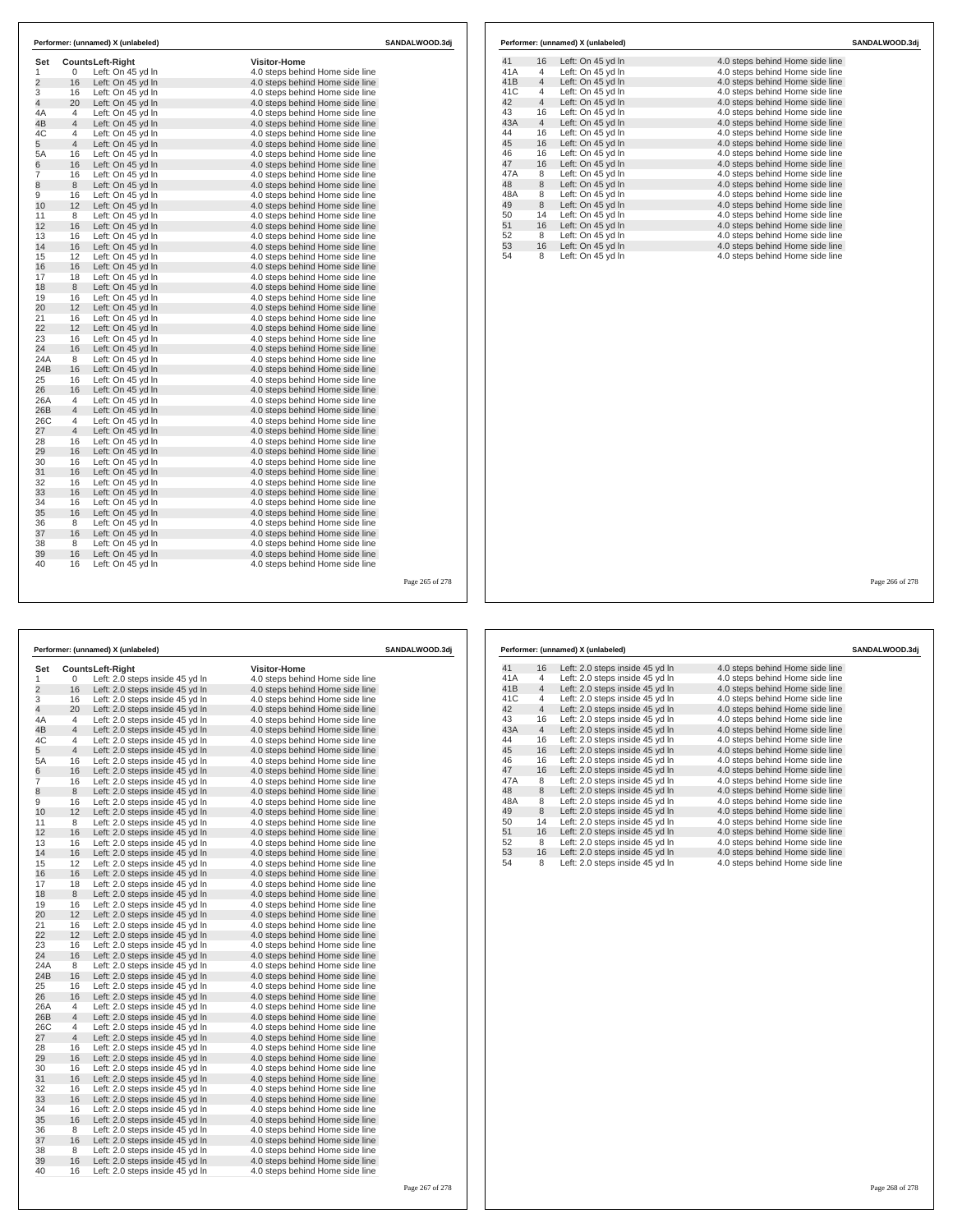**Performer: (unnamed) X (unlabeled)** SANDALWOOD.3dj

| Set | Counts | Left-Right | Visitor-Home |
|---|---|---|---|
| 1 | 0 | Left: On 45 yd ln | 4.0 steps behind Home side line |
| 2 | 16 | Left: On 45 yd ln | 4.0 steps behind Home side line |
| 3 | 16 | Left: On 45 yd ln | 4.0 steps behind Home side line |
| 4 | 20 | Left: On 45 yd ln | 4.0 steps behind Home side line |
| 4A | 4 | Left: On 45 yd ln | 4.0 steps behind Home side line |
| 4B | 4 | Left: On 45 yd ln | 4.0 steps behind Home side line |
| 4C | 4 | Left: On 45 yd ln | 4.0 steps behind Home side line |
| 5 | 4 | Left: On 45 yd ln | 4.0 steps behind Home side line |
| 5A | 16 | Left: On 45 yd ln | 4.0 steps behind Home side line |
| 6 | 16 | Left: On 45 yd ln | 4.0 steps behind Home side line |
| 7 | 16 | Left: On 45 yd ln | 4.0 steps behind Home side line |
| 8 | 8 | Left: On 45 yd ln | 4.0 steps behind Home side line |
| 9 | 16 | Left: On 45 yd ln | 4.0 steps behind Home side line |
| 10 | 12 | Left: On 45 yd ln | 4.0 steps behind Home side line |
| 11 | 8 | Left: On 45 yd ln | 4.0 steps behind Home side line |
| 12 | 16 | Left: On 45 yd ln | 4.0 steps behind Home side line |
| 13 | 16 | Left: On 45 yd ln | 4.0 steps behind Home side line |
| 14 | 16 | Left: On 45 yd ln | 4.0 steps behind Home side line |
| 15 | 12 | Left: On 45 yd ln | 4.0 steps behind Home side line |
| 16 | 16 | Left: On 45 yd ln | 4.0 steps behind Home side line |
| 17 | 18 | Left: On 45 yd ln | 4.0 steps behind Home side line |
| 18 | 8 | Left: On 45 yd ln | 4.0 steps behind Home side line |
| 19 | 16 | Left: On 45 yd ln | 4.0 steps behind Home side line |
| 20 | 12 | Left: On 45 yd ln | 4.0 steps behind Home side line |
| 21 | 16 | Left: On 45 yd ln | 4.0 steps behind Home side line |
| 22 | 12 | Left: On 45 yd ln | 4.0 steps behind Home side line |
| 23 | 16 | Left: On 45 yd ln | 4.0 steps behind Home side line |
| 24 | 16 | Left: On 45 yd ln | 4.0 steps behind Home side line |
| 24A | 8 | Left: On 45 yd ln | 4.0 steps behind Home side line |
| 24B | 16 | Left: On 45 yd ln | 4.0 steps behind Home side line |
| 25 | 16 | Left: On 45 yd ln | 4.0 steps behind Home side line |
| 26 | 16 | Left: On 45 yd ln | 4.0 steps behind Home side line |
| 26A | 4 | Left: On 45 yd ln | 4.0 steps behind Home side line |
| 26B | 4 | Left: On 45 yd ln | 4.0 steps behind Home side line |
| 26C | 4 | Left: On 45 yd ln | 4.0 steps behind Home side line |
| 27 | 4 | Left: On 45 yd ln | 4.0 steps behind Home side line |
| 28 | 16 | Left: On 45 yd ln | 4.0 steps behind Home side line |
| 29 | 16 | Left: On 45 yd ln | 4.0 steps behind Home side line |
| 30 | 16 | Left: On 45 yd ln | 4.0 steps behind Home side line |
| 31 | 16 | Left: On 45 yd ln | 4.0 steps behind Home side line |
| 32 | 16 | Left: On 45 yd ln | 4.0 steps behind Home side line |
| 33 | 16 | Left: On 45 yd ln | 4.0 steps behind Home side line |
| 34 | 16 | Left: On 45 yd ln | 4.0 steps behind Home side line |
| 35 | 16 | Left: On 45 yd ln | 4.0 steps behind Home side line |
| 36 | 8 | Left: On 45 yd ln | 4.0 steps behind Home side line |
| 37 | 16 | Left: On 45 yd ln | 4.0 steps behind Home side line |
| 38 | 8 | Left: On 45 yd ln | 4.0 steps behind Home side line |
| 39 | 16 | Left: On 45 yd ln | 4.0 steps behind Home side line |
| 40 | 16 | Left: On 45 yd ln | 4.0 steps behind Home side line |
| 41 | 16 | Left: On 45 yd ln | 4.0 steps behind Home side line |
| 41A | 4 | Left: On 45 yd ln | 4.0 steps behind Home side line |
| 41B | 4 | Left: On 45 yd ln | 4.0 steps behind Home side line |
| 41C | 4 | Left: On 45 yd ln | 4.0 steps behind Home side line |
| 42 | 4 | Left: On 45 yd ln | 4.0 steps behind Home side line |
| 43 | 16 | Left: On 45 yd ln | 4.0 steps behind Home side line |
| 43A | 4 | Left: On 45 yd ln | 4.0 steps behind Home side line |
| 44 | 16 | Left: On 45 yd ln | 4.0 steps behind Home side line |
| 45 | 16 | Left: On 45 yd ln | 4.0 steps behind Home side line |
| 46 | 16 | Left: On 45 yd ln | 4.0 steps behind Home side line |
| 47 | 16 | Left: On 45 yd ln | 4.0 steps behind Home side line |
| 47A | 8 | Left: On 45 yd ln | 4.0 steps behind Home side line |
| 48 | 8 | Left: On 45 yd ln | 4.0 steps behind Home side line |
| 48A | 8 | Left: On 45 yd ln | 4.0 steps behind Home side line |
| 49 | 8 | Left: On 45 yd ln | 4.0 steps behind Home side line |
| 50 | 14 | Left: On 45 yd ln | 4.0 steps behind Home side line |
| 51 | 16 | Left: On 45 yd ln | 4.0 steps behind Home side line |
| 52 | 8 | Left: On 45 yd ln | 4.0 steps behind Home side line |
| 53 | 16 | Left: On 45 yd ln | 4.0 steps behind Home side line |
| 54 | 8 | Left: On 45 yd ln | 4.0 steps behind Home side line |

**Performer: (unnamed) X (unlabeled)** SANDALWOOD.3dj

| Set | Counts | Left-Right | Visitor-Home |
|---|---|---|---|
| 1 | 0 | Left: 2.0 steps inside 45 yd ln | 4.0 steps behind Home side line |
| 2 | 16 | Left: 2.0 steps inside 45 yd ln | 4.0 steps behind Home side line |
| 3 | 16 | Left: 2.0 steps inside 45 yd ln | 4.0 steps behind Home side line |
| 4 | 20 | Left: 2.0 steps inside 45 yd ln | 4.0 steps behind Home side line |
| 4A | 4 | Left: 2.0 steps inside 45 yd ln | 4.0 steps behind Home side line |
| 4B | 4 | Left: 2.0 steps inside 45 yd ln | 4.0 steps behind Home side line |
| 4C | 4 | Left: 2.0 steps inside 45 yd ln | 4.0 steps behind Home side line |
| 5 | 4 | Left: 2.0 steps inside 45 yd ln | 4.0 steps behind Home side line |
| 5A | 16 | Left: 2.0 steps inside 45 yd ln | 4.0 steps behind Home side line |
| 6 | 16 | Left: 2.0 steps inside 45 yd ln | 4.0 steps behind Home side line |
| 7 | 16 | Left: 2.0 steps inside 45 yd ln | 4.0 steps behind Home side line |
| 8 | 8 | Left: 2.0 steps inside 45 yd ln | 4.0 steps behind Home side line |
| 9 | 16 | Left: 2.0 steps inside 45 yd ln | 4.0 steps behind Home side line |
| 10 | 12 | Left: 2.0 steps inside 45 yd ln | 4.0 steps behind Home side line |
| 11 | 8 | Left: 2.0 steps inside 45 yd ln | 4.0 steps behind Home side line |
| 12 | 16 | Left: 2.0 steps inside 45 yd ln | 4.0 steps behind Home side line |
| 13 | 16 | Left: 2.0 steps inside 45 yd ln | 4.0 steps behind Home side line |
| 14 | 16 | Left: 2.0 steps inside 45 yd ln | 4.0 steps behind Home side line |
| 15 | 12 | Left: 2.0 steps inside 45 yd ln | 4.0 steps behind Home side line |
| 16 | 16 | Left: 2.0 steps inside 45 yd ln | 4.0 steps behind Home side line |
| 17 | 18 | Left: 2.0 steps inside 45 yd ln | 4.0 steps behind Home side line |
| 18 | 8 | Left: 2.0 steps inside 45 yd ln | 4.0 steps behind Home side line |
| 19 | 16 | Left: 2.0 steps inside 45 yd ln | 4.0 steps behind Home side line |
| 20 | 12 | Left: 2.0 steps inside 45 yd ln | 4.0 steps behind Home side line |
| 21 | 16 | Left: 2.0 steps inside 45 yd ln | 4.0 steps behind Home side line |
| 22 | 12 | Left: 2.0 steps inside 45 yd ln | 4.0 steps behind Home side line |
| 23 | 16 | Left: 2.0 steps inside 45 yd ln | 4.0 steps behind Home side line |
| 24 | 16 | Left: 2.0 steps inside 45 yd ln | 4.0 steps behind Home side line |
| 24A | 8 | Left: 2.0 steps inside 45 yd ln | 4.0 steps behind Home side line |
| 24B | 16 | Left: 2.0 steps inside 45 yd ln | 4.0 steps behind Home side line |
| 25 | 16 | Left: 2.0 steps inside 45 yd ln | 4.0 steps behind Home side line |
| 26 | 16 | Left: 2.0 steps inside 45 yd ln | 4.0 steps behind Home side line |
| 26A | 4 | Left: 2.0 steps inside 45 yd ln | 4.0 steps behind Home side line |
| 26B | 4 | Left: 2.0 steps inside 45 yd ln | 4.0 steps behind Home side line |
| 26C | 4 | Left: 2.0 steps inside 45 yd ln | 4.0 steps behind Home side line |
| 27 | 4 | Left: 2.0 steps inside 45 yd ln | 4.0 steps behind Home side line |
| 28 | 16 | Left: 2.0 steps inside 45 yd ln | 4.0 steps behind Home side line |
| 29 | 16 | Left: 2.0 steps inside 45 yd ln | 4.0 steps behind Home side line |
| 30 | 16 | Left: 2.0 steps inside 45 yd ln | 4.0 steps behind Home side line |
| 31 | 16 | Left: 2.0 steps inside 45 yd ln | 4.0 steps behind Home side line |
| 32 | 16 | Left: 2.0 steps inside 45 yd ln | 4.0 steps behind Home side line |
| 33 | 16 | Left: 2.0 steps inside 45 yd ln | 4.0 steps behind Home side line |
| 34 | 16 | Left: 2.0 steps inside 45 yd ln | 4.0 steps behind Home side line |
| 35 | 16 | Left: 2.0 steps inside 45 yd ln | 4.0 steps behind Home side line |
| 36 | 8 | Left: 2.0 steps inside 45 yd ln | 4.0 steps behind Home side line |
| 37 | 16 | Left: 2.0 steps inside 45 yd ln | 4.0 steps behind Home side line |
| 38 | 8 | Left: 2.0 steps inside 45 yd ln | 4.0 steps behind Home side line |
| 39 | 16 | Left: 2.0 steps inside 45 yd ln | 4.0 steps behind Home side line |
| 40 | 16 | Left: 2.0 steps inside 45 yd ln | 4.0 steps behind Home side line |
| 41 | 16 | Left: 2.0 steps inside 45 yd ln | 4.0 steps behind Home side line |
| 41A | 4 | Left: 2.0 steps inside 45 yd ln | 4.0 steps behind Home side line |
| 41B | 4 | Left: 2.0 steps inside 45 yd ln | 4.0 steps behind Home side line |
| 41C | 4 | Left: 2.0 steps inside 45 yd ln | 4.0 steps behind Home side line |
| 42 | 4 | Left: 2.0 steps inside 45 yd ln | 4.0 steps behind Home side line |
| 43 | 16 | Left: 2.0 steps inside 45 yd ln | 4.0 steps behind Home side line |
| 43A | 4 | Left: 2.0 steps inside 45 yd ln | 4.0 steps behind Home side line |
| 44 | 16 | Left: 2.0 steps inside 45 yd ln | 4.0 steps behind Home side line |
| 45 | 16 | Left: 2.0 steps inside 45 yd ln | 4.0 steps behind Home side line |
| 46 | 16 | Left: 2.0 steps inside 45 yd ln | 4.0 steps behind Home side line |
| 47 | 16 | Left: 2.0 steps inside 45 yd ln | 4.0 steps behind Home side line |
| 47A | 8 | Left: 2.0 steps inside 45 yd ln | 4.0 steps behind Home side line |
| 48 | 8 | Left: 2.0 steps inside 45 yd ln | 4.0 steps behind Home side line |
| 48A | 8 | Left: 2.0 steps inside 45 yd ln | 4.0 steps behind Home side line |
| 49 | 8 | Left: 2.0 steps inside 45 yd ln | 4.0 steps behind Home side line |
| 50 | 14 | Left: 2.0 steps inside 45 yd ln | 4.0 steps behind Home side line |
| 51 | 16 | Left: 2.0 steps inside 45 yd ln | 4.0 steps behind Home side line |
| 52 | 8 | Left: 2.0 steps inside 45 yd ln | 4.0 steps behind Home side line |
| 53 | 16 | Left: 2.0 steps inside 45 yd ln | 4.0 steps behind Home side line |
| 54 | 8 | Left: 2.0 steps inside 45 yd ln | 4.0 steps behind Home side line |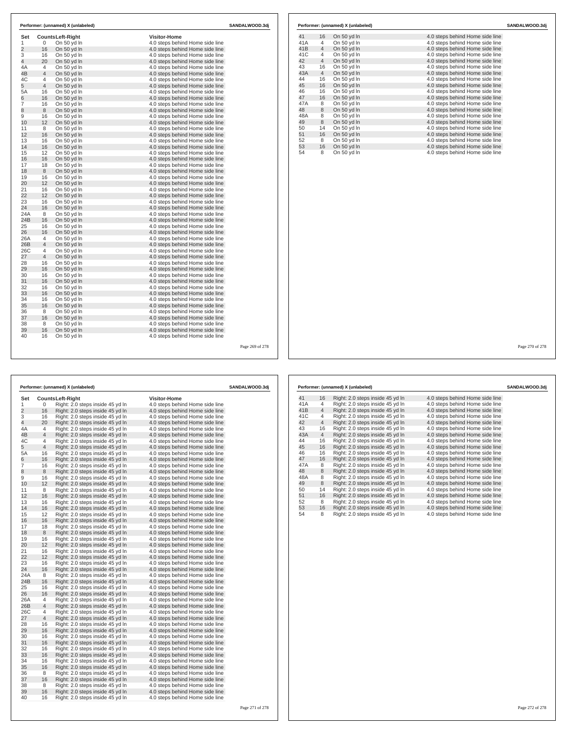**Performer: (unnamed) X (unlabeled)** SANDALWOOD.3dj

| Set | Counts | Left-Right | Visitor-Home |
|---|---|---|---|
| 1 | 0 | On 50 yd ln | 4.0 steps behind Home side line |
| 2 | 16 | On 50 yd ln | 4.0 steps behind Home side line |
| 3 | 16 | On 50 yd ln | 4.0 steps behind Home side line |
| 4 | 20 | On 50 yd ln | 4.0 steps behind Home side line |
| 4A | 4 | On 50 yd ln | 4.0 steps behind Home side line |
| 4B | 4 | On 50 yd ln | 4.0 steps behind Home side line |
| 4C | 4 | On 50 yd ln | 4.0 steps behind Home side line |
| 5 | 4 | On 50 yd ln | 4.0 steps behind Home side line |
| 5A | 16 | On 50 yd ln | 4.0 steps behind Home side line |
| 6 | 16 | On 50 yd ln | 4.0 steps behind Home side line |
| 7 | 16 | On 50 yd ln | 4.0 steps behind Home side line |
| 8 | 8 | On 50 yd ln | 4.0 steps behind Home side line |
| 9 | 16 | On 50 yd ln | 4.0 steps behind Home side line |
| 10 | 12 | On 50 yd ln | 4.0 steps behind Home side line |
| 11 | 8 | On 50 yd ln | 4.0 steps behind Home side line |
| 12 | 16 | On 50 yd ln | 4.0 steps behind Home side line |
| 13 | 16 | On 50 yd ln | 4.0 steps behind Home side line |
| 14 | 16 | On 50 yd ln | 4.0 steps behind Home side line |
| 15 | 12 | On 50 yd ln | 4.0 steps behind Home side line |
| 16 | 16 | On 50 yd ln | 4.0 steps behind Home side line |
| 17 | 18 | On 50 yd ln | 4.0 steps behind Home side line |
| 18 | 8 | On 50 yd ln | 4.0 steps behind Home side line |
| 19 | 16 | On 50 yd ln | 4.0 steps behind Home side line |
| 20 | 12 | On 50 yd ln | 4.0 steps behind Home side line |
| 21 | 16 | On 50 yd ln | 4.0 steps behind Home side line |
| 22 | 12 | On 50 yd ln | 4.0 steps behind Home side line |
| 23 | 16 | On 50 yd ln | 4.0 steps behind Home side line |
| 24 | 16 | On 50 yd ln | 4.0 steps behind Home side line |
| 24A | 8 | On 50 yd ln | 4.0 steps behind Home side line |
| 24B | 16 | On 50 yd ln | 4.0 steps behind Home side line |
| 25 | 16 | On 50 yd ln | 4.0 steps behind Home side line |
| 26 | 16 | On 50 yd ln | 4.0 steps behind Home side line |
| 26A | 4 | On 50 yd ln | 4.0 steps behind Home side line |
| 26B | 4 | On 50 yd ln | 4.0 steps behind Home side line |
| 26C | 4 | On 50 yd ln | 4.0 steps behind Home side line |
| 27 | 4 | On 50 yd ln | 4.0 steps behind Home side line |
| 28 | 16 | On 50 yd ln | 4.0 steps behind Home side line |
| 29 | 16 | On 50 yd ln | 4.0 steps behind Home side line |
| 30 | 16 | On 50 yd ln | 4.0 steps behind Home side line |
| 31 | 16 | On 50 yd ln | 4.0 steps behind Home side line |
| 32 | 16 | On 50 yd ln | 4.0 steps behind Home side line |
| 33 | 16 | On 50 yd ln | 4.0 steps behind Home side line |
| 34 | 16 | On 50 yd ln | 4.0 steps behind Home side line |
| 35 | 16 | On 50 yd ln | 4.0 steps behind Home side line |
| 36 | 8 | On 50 yd ln | 4.0 steps behind Home side line |
| 37 | 16 | On 50 yd ln | 4.0 steps behind Home side line |
| 38 | 8 | On 50 yd ln | 4.0 steps behind Home side line |
| 39 | 16 | On 50 yd ln | 4.0 steps behind Home side line |
| 40 | 16 | On 50 yd ln | 4.0 steps behind Home side line |
| 41 | 16 | On 50 yd ln | 4.0 steps behind Home side line |
| 41A | 4 | On 50 yd ln | 4.0 steps behind Home side line |
| 41B | 4 | On 50 yd ln | 4.0 steps behind Home side line |
| 41C | 4 | On 50 yd ln | 4.0 steps behind Home side line |
| 42 | 4 | On 50 yd ln | 4.0 steps behind Home side line |
| 43 | 16 | On 50 yd ln | 4.0 steps behind Home side line |
| 43A | 4 | On 50 yd ln | 4.0 steps behind Home side line |
| 44 | 16 | On 50 yd ln | 4.0 steps behind Home side line |
| 45 | 16 | On 50 yd ln | 4.0 steps behind Home side line |
| 46 | 16 | On 50 yd ln | 4.0 steps behind Home side line |
| 47 | 16 | On 50 yd ln | 4.0 steps behind Home side line |
| 47A | 8 | On 50 yd ln | 4.0 steps behind Home side line |
| 48 | 8 | On 50 yd ln | 4.0 steps behind Home side line |
| 48A | 8 | On 50 yd ln | 4.0 steps behind Home side line |
| 49 | 8 | On 50 yd ln | 4.0 steps behind Home side line |
| 50 | 14 | On 50 yd ln | 4.0 steps behind Home side line |
| 51 | 16 | On 50 yd ln | 4.0 steps behind Home side line |
| 52 | 8 | On 50 yd ln | 4.0 steps behind Home side line |
| 53 | 16 | On 50 yd ln | 4.0 steps behind Home side line |
| 54 | 8 | On 50 yd ln | 4.0 steps behind Home side line |

**Performer: (unnamed) X (unlabeled)** SANDALWOOD.3dj

| Set | Counts | Left-Right | Visitor-Home |
|---|---|---|---|
| 1 | 0 | Right: 2.0 steps inside 45 yd ln | 4.0 steps behind Home side line |
| 2 | 16 | Right: 2.0 steps inside 45 yd ln | 4.0 steps behind Home side line |
| 3 | 16 | Right: 2.0 steps inside 45 yd ln | 4.0 steps behind Home side line |
| 4 | 20 | Right: 2.0 steps inside 45 yd ln | 4.0 steps behind Home side line |
| 4A | 4 | Right: 2.0 steps inside 45 yd ln | 4.0 steps behind Home side line |
| 4B | 4 | Right: 2.0 steps inside 45 yd ln | 4.0 steps behind Home side line |
| 4C | 4 | Right: 2.0 steps inside 45 yd ln | 4.0 steps behind Home side line |
| 5 | 4 | Right: 2.0 steps inside 45 yd ln | 4.0 steps behind Home side line |
| 5A | 16 | Right: 2.0 steps inside 45 yd ln | 4.0 steps behind Home side line |
| 6 | 16 | Right: 2.0 steps inside 45 yd ln | 4.0 steps behind Home side line |
| 7 | 16 | Right: 2.0 steps inside 45 yd ln | 4.0 steps behind Home side line |
| 8 | 8 | Right: 2.0 steps inside 45 yd ln | 4.0 steps behind Home side line |
| 9 | 16 | Right: 2.0 steps inside 45 yd ln | 4.0 steps behind Home side line |
| 10 | 12 | Right: 2.0 steps inside 45 yd ln | 4.0 steps behind Home side line |
| 11 | 8 | Right: 2.0 steps inside 45 yd ln | 4.0 steps behind Home side line |
| 12 | 16 | Right: 2.0 steps inside 45 yd ln | 4.0 steps behind Home side line |
| 13 | 16 | Right: 2.0 steps inside 45 yd ln | 4.0 steps behind Home side line |
| 14 | 16 | Right: 2.0 steps inside 45 yd ln | 4.0 steps behind Home side line |
| 15 | 12 | Right: 2.0 steps inside 45 yd ln | 4.0 steps behind Home side line |
| 16 | 16 | Right: 2.0 steps inside 45 yd ln | 4.0 steps behind Home side line |
| 17 | 18 | Right: 2.0 steps inside 45 yd ln | 4.0 steps behind Home side line |
| 18 | 8 | Right: 2.0 steps inside 45 yd ln | 4.0 steps behind Home side line |
| 19 | 16 | Right: 2.0 steps inside 45 yd ln | 4.0 steps behind Home side line |
| 20 | 12 | Right: 2.0 steps inside 45 yd ln | 4.0 steps behind Home side line |
| 21 | 16 | Right: 2.0 steps inside 45 yd ln | 4.0 steps behind Home side line |
| 22 | 12 | Right: 2.0 steps inside 45 yd ln | 4.0 steps behind Home side line |
| 23 | 16 | Right: 2.0 steps inside 45 yd ln | 4.0 steps behind Home side line |
| 24 | 16 | Right: 2.0 steps inside 45 yd ln | 4.0 steps behind Home side line |
| 24A | 8 | Right: 2.0 steps inside 45 yd ln | 4.0 steps behind Home side line |
| 24B | 16 | Right: 2.0 steps inside 45 yd ln | 4.0 steps behind Home side line |
| 25 | 16 | Right: 2.0 steps inside 45 yd ln | 4.0 steps behind Home side line |
| 26 | 16 | Right: 2.0 steps inside 45 yd ln | 4.0 steps behind Home side line |
| 26A | 4 | Right: 2.0 steps inside 45 yd ln | 4.0 steps behind Home side line |
| 26B | 4 | Right: 2.0 steps inside 45 yd ln | 4.0 steps behind Home side line |
| 26C | 4 | Right: 2.0 steps inside 45 yd ln | 4.0 steps behind Home side line |
| 27 | 4 | Right: 2.0 steps inside 45 yd ln | 4.0 steps behind Home side line |
| 28 | 16 | Right: 2.0 steps inside 45 yd ln | 4.0 steps behind Home side line |
| 29 | 16 | Right: 2.0 steps inside 45 yd ln | 4.0 steps behind Home side line |
| 30 | 16 | Right: 2.0 steps inside 45 yd ln | 4.0 steps behind Home side line |
| 31 | 16 | Right: 2.0 steps inside 45 yd ln | 4.0 steps behind Home side line |
| 32 | 16 | Right: 2.0 steps inside 45 yd ln | 4.0 steps behind Home side line |
| 33 | 16 | Right: 2.0 steps inside 45 yd ln | 4.0 steps behind Home side line |
| 34 | 16 | Right: 2.0 steps inside 45 yd ln | 4.0 steps behind Home side line |
| 35 | 16 | Right: 2.0 steps inside 45 yd ln | 4.0 steps behind Home side line |
| 36 | 8 | Right: 2.0 steps inside 45 yd ln | 4.0 steps behind Home side line |
| 37 | 16 | Right: 2.0 steps inside 45 yd ln | 4.0 steps behind Home side line |
| 38 | 8 | Right: 2.0 steps inside 45 yd ln | 4.0 steps behind Home side line |
| 39 | 16 | Right: 2.0 steps inside 45 yd ln | 4.0 steps behind Home side line |
| 40 | 16 | Right: 2.0 steps inside 45 yd ln | 4.0 steps behind Home side line |
| 41 | 16 | Right: 2.0 steps inside 45 yd ln | 4.0 steps behind Home side line |
| 41A | 4 | Right: 2.0 steps inside 45 yd ln | 4.0 steps behind Home side line |
| 41B | 4 | Right: 2.0 steps inside 45 yd ln | 4.0 steps behind Home side line |
| 41C | 4 | Right: 2.0 steps inside 45 yd ln | 4.0 steps behind Home side line |
| 42 | 4 | Right: 2.0 steps inside 45 yd ln | 4.0 steps behind Home side line |
| 43 | 16 | Right: 2.0 steps inside 45 yd ln | 4.0 steps behind Home side line |
| 43A | 4 | Right: 2.0 steps inside 45 yd ln | 4.0 steps behind Home side line |
| 44 | 16 | Right: 2.0 steps inside 45 yd ln | 4.0 steps behind Home side line |
| 45 | 16 | Right: 2.0 steps inside 45 yd ln | 4.0 steps behind Home side line |
| 46 | 16 | Right: 2.0 steps inside 45 yd ln | 4.0 steps behind Home side line |
| 47 | 16 | Right: 2.0 steps inside 45 yd ln | 4.0 steps behind Home side line |
| 47A | 8 | Right: 2.0 steps inside 45 yd ln | 4.0 steps behind Home side line |
| 48 | 8 | Right: 2.0 steps inside 45 yd ln | 4.0 steps behind Home side line |
| 48A | 8 | Right: 2.0 steps inside 45 yd ln | 4.0 steps behind Home side line |
| 49 | 8 | Right: 2.0 steps inside 45 yd ln | 4.0 steps behind Home side line |
| 50 | 14 | Right: 2.0 steps inside 45 yd ln | 4.0 steps behind Home side line |
| 51 | 16 | Right: 2.0 steps inside 45 yd ln | 4.0 steps behind Home side line |
| 52 | 8 | Right: 2.0 steps inside 45 yd ln | 4.0 steps behind Home side line |
| 53 | 16 | Right: 2.0 steps inside 45 yd ln | 4.0 steps behind Home side line |
| 54 | 8 | Right: 2.0 steps inside 45 yd ln | 4.0 steps behind Home side line |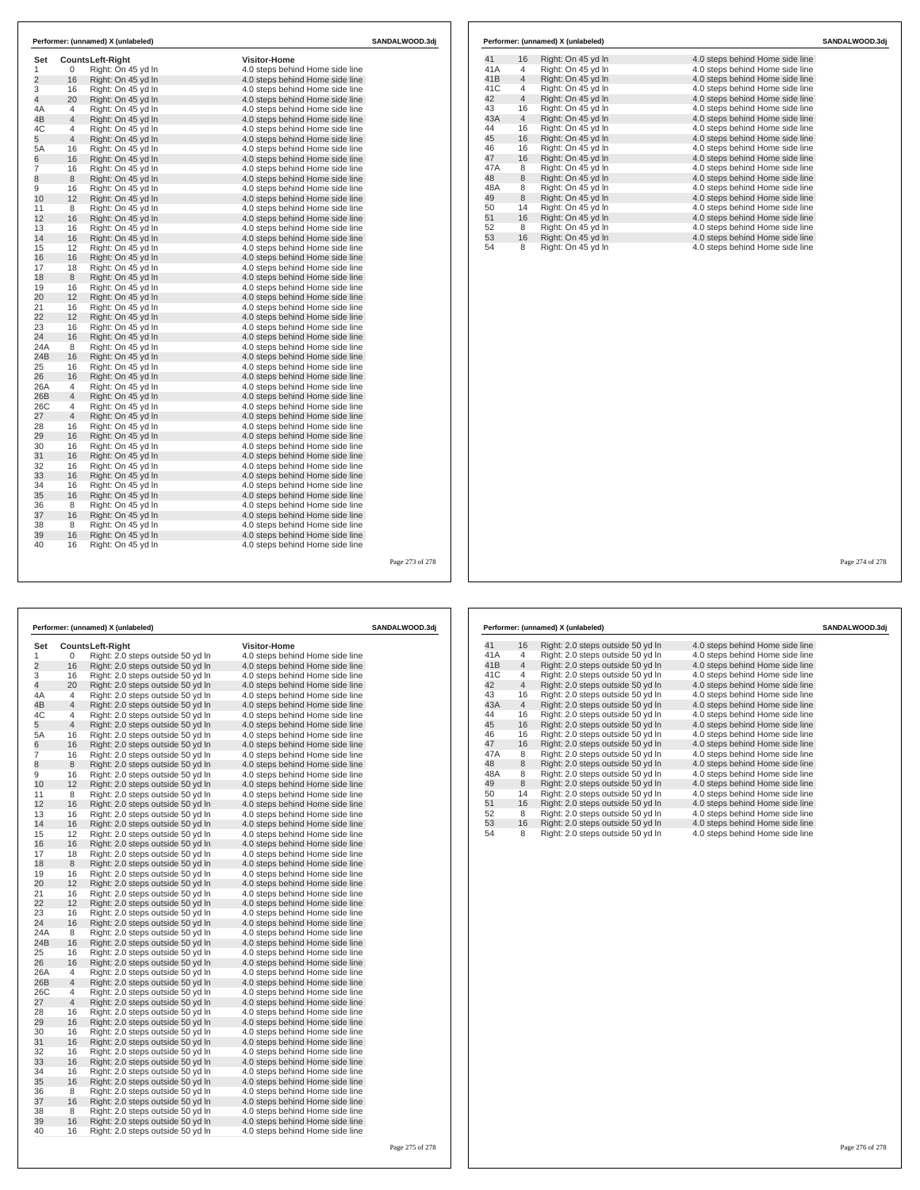**Performer: (unnamed) X (unlabeled)** SANDALWOOD.3dj

| Set | Counts | Left-Right | Visitor-Home |
|---|---|---|---|
| 1 | 0 | Right: On 45 yd ln | 4.0 steps behind Home side line |
| 2 | 16 | Right: On 45 yd ln | 4.0 steps behind Home side line |
| 3 | 16 | Right: On 45 yd ln | 4.0 steps behind Home side line |
| 4 | 20 | Right: On 45 yd ln | 4.0 steps behind Home side line |
| 4A | 4 | Right: On 45 yd ln | 4.0 steps behind Home side line |
| 4B | 4 | Right: On 45 yd ln | 4.0 steps behind Home side line |
| 4C | 4 | Right: On 45 yd ln | 4.0 steps behind Home side line |
| 5 | 4 | Right: On 45 yd ln | 4.0 steps behind Home side line |
| 5A | 16 | Right: On 45 yd ln | 4.0 steps behind Home side line |
| 6 | 16 | Right: On 45 yd ln | 4.0 steps behind Home side line |
| 7 | 16 | Right: On 45 yd ln | 4.0 steps behind Home side line |
| 8 | 8 | Right: On 45 yd ln | 4.0 steps behind Home side line |
| 9 | 16 | Right: On 45 yd ln | 4.0 steps behind Home side line |
| 10 | 12 | Right: On 45 yd ln | 4.0 steps behind Home side line |
| 11 | 8 | Right: On 45 yd ln | 4.0 steps behind Home side line |
| 12 | 16 | Right: On 45 yd ln | 4.0 steps behind Home side line |
| 13 | 16 | Right: On 45 yd ln | 4.0 steps behind Home side line |
| 14 | 16 | Right: On 45 yd ln | 4.0 steps behind Home side line |
| 15 | 12 | Right: On 45 yd ln | 4.0 steps behind Home side line |
| 16 | 16 | Right: On 45 yd ln | 4.0 steps behind Home side line |
| 17 | 18 | Right: On 45 yd ln | 4.0 steps behind Home side line |
| 18 | 8 | Right: On 45 yd ln | 4.0 steps behind Home side line |
| 19 | 16 | Right: On 45 yd ln | 4.0 steps behind Home side line |
| 20 | 12 | Right: On 45 yd ln | 4.0 steps behind Home side line |
| 21 | 16 | Right: On 45 yd ln | 4.0 steps behind Home side line |
| 22 | 12 | Right: On 45 yd ln | 4.0 steps behind Home side line |
| 23 | 16 | Right: On 45 yd ln | 4.0 steps behind Home side line |
| 24 | 16 | Right: On 45 yd ln | 4.0 steps behind Home side line |
| 24A | 8 | Right: On 45 yd ln | 4.0 steps behind Home side line |
| 24B | 16 | Right: On 45 yd ln | 4.0 steps behind Home side line |
| 25 | 16 | Right: On 45 yd ln | 4.0 steps behind Home side line |
| 26 | 16 | Right: On 45 yd ln | 4.0 steps behind Home side line |
| 26A | 4 | Right: On 45 yd ln | 4.0 steps behind Home side line |
| 26B | 4 | Right: On 45 yd ln | 4.0 steps behind Home side line |
| 26C | 4 | Right: On 45 yd ln | 4.0 steps behind Home side line |
| 27 | 4 | Right: On 45 yd ln | 4.0 steps behind Home side line |
| 28 | 16 | Right: On 45 yd ln | 4.0 steps behind Home side line |
| 29 | 16 | Right: On 45 yd ln | 4.0 steps behind Home side line |
| 30 | 16 | Right: On 45 yd ln | 4.0 steps behind Home side line |
| 31 | 16 | Right: On 45 yd ln | 4.0 steps behind Home side line |
| 32 | 16 | Right: On 45 yd ln | 4.0 steps behind Home side line |
| 33 | 16 | Right: On 45 yd ln | 4.0 steps behind Home side line |
| 34 | 16 | Right: On 45 yd ln | 4.0 steps behind Home side line |
| 35 | 16 | Right: On 45 yd ln | 4.0 steps behind Home side line |
| 36 | 8 | Right: On 45 yd ln | 4.0 steps behind Home side line |
| 37 | 16 | Right: On 45 yd ln | 4.0 steps behind Home side line |
| 38 | 8 | Right: On 45 yd ln | 4.0 steps behind Home side line |
| 39 | 16 | Right: On 45 yd ln | 4.0 steps behind Home side line |
| 40 | 16 | Right: On 45 yd ln | 4.0 steps behind Home side line |
| 41 | 16 | Right: On 45 yd ln | 4.0 steps behind Home side line |
| 41A | 4 | Right: On 45 yd ln | 4.0 steps behind Home side line |
| 41B | 4 | Right: On 45 yd ln | 4.0 steps behind Home side line |
| 41C | 4 | Right: On 45 yd ln | 4.0 steps behind Home side line |
| 42 | 4 | Right: On 45 yd ln | 4.0 steps behind Home side line |
| 43 | 16 | Right: On 45 yd ln | 4.0 steps behind Home side line |
| 43A | 4 | Right: On 45 yd ln | 4.0 steps behind Home side line |
| 44 | 16 | Right: On 45 yd ln | 4.0 steps behind Home side line |
| 45 | 16 | Right: On 45 yd ln | 4.0 steps behind Home side line |
| 46 | 16 | Right: On 45 yd ln | 4.0 steps behind Home side line |
| 47 | 16 | Right: On 45 yd ln | 4.0 steps behind Home side line |
| 47A | 8 | Right: On 45 yd ln | 4.0 steps behind Home side line |
| 48 | 8 | Right: On 45 yd ln | 4.0 steps behind Home side line |
| 48A | 8 | Right: On 45 yd ln | 4.0 steps behind Home side line |
| 49 | 8 | Right: On 45 yd ln | 4.0 steps behind Home side line |
| 50 | 14 | Right: On 45 yd ln | 4.0 steps behind Home side line |
| 51 | 16 | Right: On 45 yd ln | 4.0 steps behind Home side line |
| 52 | 8 | Right: On 45 yd ln | 4.0 steps behind Home side line |
| 53 | 16 | Right: On 45 yd ln | 4.0 steps behind Home side line |
| 54 | 8 | Right: On 45 yd ln | 4.0 steps behind Home side line |

**Performer: (unnamed) X (unlabeled)** SANDALWOOD.3dj

| Set | Counts | Left-Right | Visitor-Home |
|---|---|---|---|
| 1 | 0 | Right: 2.0 steps outside 50 yd ln | 4.0 steps behind Home side line |
| 2 | 16 | Right: 2.0 steps outside 50 yd ln | 4.0 steps behind Home side line |
| 3 | 16 | Right: 2.0 steps outside 50 yd ln | 4.0 steps behind Home side line |
| 4 | 20 | Right: 2.0 steps outside 50 yd ln | 4.0 steps behind Home side line |
| 4A | 4 | Right: 2.0 steps outside 50 yd ln | 4.0 steps behind Home side line |
| 4B | 4 | Right: 2.0 steps outside 50 yd ln | 4.0 steps behind Home side line |
| 4C | 4 | Right: 2.0 steps outside 50 yd ln | 4.0 steps behind Home side line |
| 5 | 4 | Right: 2.0 steps outside 50 yd ln | 4.0 steps behind Home side line |
| 5A | 16 | Right: 2.0 steps outside 50 yd ln | 4.0 steps behind Home side line |
| 6 | 16 | Right: 2.0 steps outside 50 yd ln | 4.0 steps behind Home side line |
| 7 | 16 | Right: 2.0 steps outside 50 yd ln | 4.0 steps behind Home side line |
| 8 | 8 | Right: 2.0 steps outside 50 yd ln | 4.0 steps behind Home side line |
| 9 | 16 | Right: 2.0 steps outside 50 yd ln | 4.0 steps behind Home side line |
| 10 | 12 | Right: 2.0 steps outside 50 yd ln | 4.0 steps behind Home side line |
| 11 | 8 | Right: 2.0 steps outside 50 yd ln | 4.0 steps behind Home side line |
| 12 | 16 | Right: 2.0 steps outside 50 yd ln | 4.0 steps behind Home side line |
| 13 | 16 | Right: 2.0 steps outside 50 yd ln | 4.0 steps behind Home side line |
| 14 | 16 | Right: 2.0 steps outside 50 yd ln | 4.0 steps behind Home side line |
| 15 | 12 | Right: 2.0 steps outside 50 yd ln | 4.0 steps behind Home side line |
| 16 | 16 | Right: 2.0 steps outside 50 yd ln | 4.0 steps behind Home side line |
| 17 | 18 | Right: 2.0 steps outside 50 yd ln | 4.0 steps behind Home side line |
| 18 | 8 | Right: 2.0 steps outside 50 yd ln | 4.0 steps behind Home side line |
| 19 | 16 | Right: 2.0 steps outside 50 yd ln | 4.0 steps behind Home side line |
| 20 | 12 | Right: 2.0 steps outside 50 yd ln | 4.0 steps behind Home side line |
| 21 | 16 | Right: 2.0 steps outside 50 yd ln | 4.0 steps behind Home side line |
| 22 | 12 | Right: 2.0 steps outside 50 yd ln | 4.0 steps behind Home side line |
| 23 | 16 | Right: 2.0 steps outside 50 yd ln | 4.0 steps behind Home side line |
| 24 | 16 | Right: 2.0 steps outside 50 yd ln | 4.0 steps behind Home side line |
| 24A | 8 | Right: 2.0 steps outside 50 yd ln | 4.0 steps behind Home side line |
| 24B | 16 | Right: 2.0 steps outside 50 yd ln | 4.0 steps behind Home side line |
| 25 | 16 | Right: 2.0 steps outside 50 yd ln | 4.0 steps behind Home side line |
| 26 | 16 | Right: 2.0 steps outside 50 yd ln | 4.0 steps behind Home side line |
| 26A | 4 | Right: 2.0 steps outside 50 yd ln | 4.0 steps behind Home side line |
| 26B | 4 | Right: 2.0 steps outside 50 yd ln | 4.0 steps behind Home side line |
| 26C | 4 | Right: 2.0 steps outside 50 yd ln | 4.0 steps behind Home side line |
| 27 | 4 | Right: 2.0 steps outside 50 yd ln | 4.0 steps behind Home side line |
| 28 | 16 | Right: 2.0 steps outside 50 yd ln | 4.0 steps behind Home side line |
| 29 | 16 | Right: 2.0 steps outside 50 yd ln | 4.0 steps behind Home side line |
| 30 | 16 | Right: 2.0 steps outside 50 yd ln | 4.0 steps behind Home side line |
| 31 | 16 | Right: 2.0 steps outside 50 yd ln | 4.0 steps behind Home side line |
| 32 | 16 | Right: 2.0 steps outside 50 yd ln | 4.0 steps behind Home side line |
| 33 | 16 | Right: 2.0 steps outside 50 yd ln | 4.0 steps behind Home side line |
| 34 | 16 | Right: 2.0 steps outside 50 yd ln | 4.0 steps behind Home side line |
| 35 | 16 | Right: 2.0 steps outside 50 yd ln | 4.0 steps behind Home side line |
| 36 | 8 | Right: 2.0 steps outside 50 yd ln | 4.0 steps behind Home side line |
| 37 | 16 | Right: 2.0 steps outside 50 yd ln | 4.0 steps behind Home side line |
| 38 | 8 | Right: 2.0 steps outside 50 yd ln | 4.0 steps behind Home side line |
| 39 | 16 | Right: 2.0 steps outside 50 yd ln | 4.0 steps behind Home side line |
| 40 | 16 | Right: 2.0 steps outside 50 yd ln | 4.0 steps behind Home side line |
| 41 | 16 | Right: 2.0 steps outside 50 yd ln | 4.0 steps behind Home side line |
| 41A | 4 | Right: 2.0 steps outside 50 yd ln | 4.0 steps behind Home side line |
| 41B | 4 | Right: 2.0 steps outside 50 yd ln | 4.0 steps behind Home side line |
| 41C | 4 | Right: 2.0 steps outside 50 yd ln | 4.0 steps behind Home side line |
| 42 | 4 | Right: 2.0 steps outside 50 yd ln | 4.0 steps behind Home side line |
| 43 | 16 | Right: 2.0 steps outside 50 yd ln | 4.0 steps behind Home side line |
| 43A | 4 | Right: 2.0 steps outside 50 yd ln | 4.0 steps behind Home side line |
| 44 | 16 | Right: 2.0 steps outside 50 yd ln | 4.0 steps behind Home side line |
| 45 | 16 | Right: 2.0 steps outside 50 yd ln | 4.0 steps behind Home side line |
| 46 | 16 | Right: 2.0 steps outside 50 yd ln | 4.0 steps behind Home side line |
| 47 | 16 | Right: 2.0 steps outside 50 yd ln | 4.0 steps behind Home side line |
| 47A | 8 | Right: 2.0 steps outside 50 yd ln | 4.0 steps behind Home side line |
| 48 | 8 | Right: 2.0 steps outside 50 yd ln | 4.0 steps behind Home side line |
| 48A | 8 | Right: 2.0 steps outside 50 yd ln | 4.0 steps behind Home side line |
| 49 | 8 | Right: 2.0 steps outside 50 yd ln | 4.0 steps behind Home side line |
| 50 | 14 | Right: 2.0 steps outside 50 yd ln | 4.0 steps behind Home side line |
| 51 | 16 | Right: 2.0 steps outside 50 yd ln | 4.0 steps behind Home side line |
| 52 | 8 | Right: 2.0 steps outside 50 yd ln | 4.0 steps behind Home side line |
| 53 | 16 | Right: 2.0 steps outside 50 yd ln | 4.0 steps behind Home side line |
| 54 | 8 | Right: 2.0 steps outside 50 yd ln | 4.0 steps behind Home side line |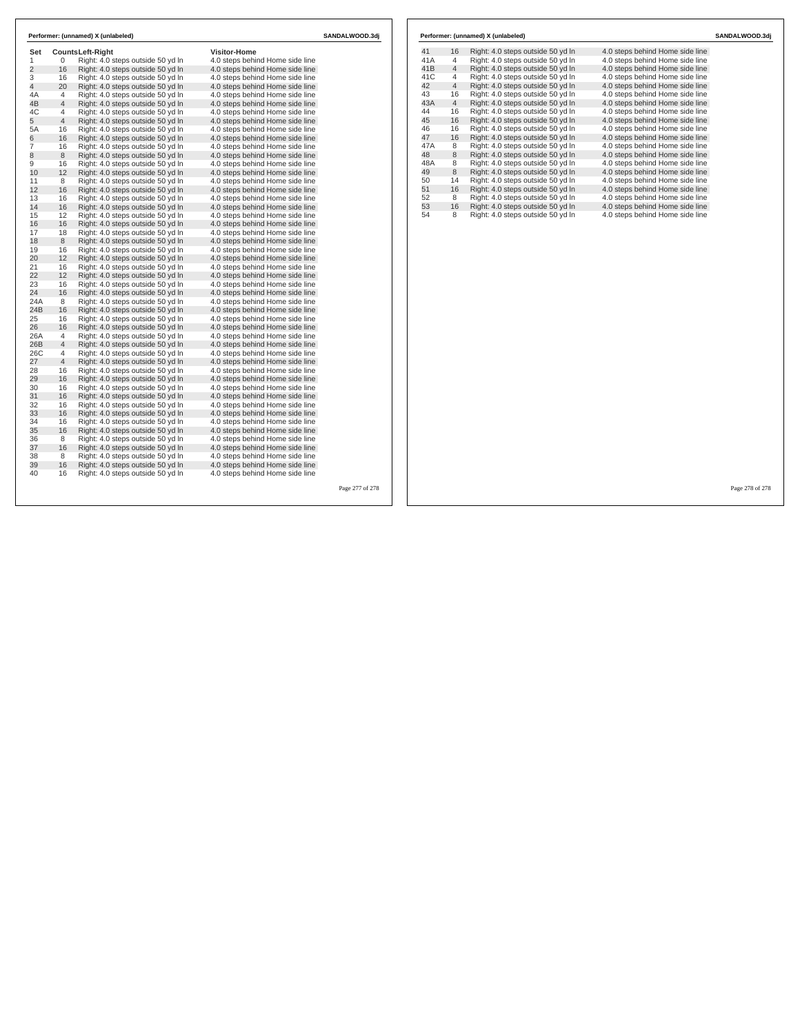**Performer: (unnamed) X (unlabeled)**

**SANDALWOOD.3dj**

| Set | Counts | Left-Right | Visitor-Home |
|---|---|---|---|
| 1 | 0 | Right: 4.0 steps outside 50 yd ln | 4.0 steps behind Home side line |
| 2 | 16 | Right: 4.0 steps outside 50 yd ln | 4.0 steps behind Home side line |
| 3 | 16 | Right: 4.0 steps outside 50 yd ln | 4.0 steps behind Home side line |
| 4 | 20 | Right: 4.0 steps outside 50 yd ln | 4.0 steps behind Home side line |
| 4A | 4 | Right: 4.0 steps outside 50 yd ln | 4.0 steps behind Home side line |
| 4B | 4 | Right: 4.0 steps outside 50 yd ln | 4.0 steps behind Home side line |
| 4C | 4 | Right: 4.0 steps outside 50 yd ln | 4.0 steps behind Home side line |
| 5 | 4 | Right: 4.0 steps outside 50 yd ln | 4.0 steps behind Home side line |
| 5A | 16 | Right: 4.0 steps outside 50 yd ln | 4.0 steps behind Home side line |
| 6 | 16 | Right: 4.0 steps outside 50 yd ln | 4.0 steps behind Home side line |
| 7 | 16 | Right: 4.0 steps outside 50 yd ln | 4.0 steps behind Home side line |
| 8 | 8 | Right: 4.0 steps outside 50 yd ln | 4.0 steps behind Home side line |
| 9 | 16 | Right: 4.0 steps outside 50 yd ln | 4.0 steps behind Home side line |
| 10 | 12 | Right: 4.0 steps outside 50 yd ln | 4.0 steps behind Home side line |
| 11 | 8 | Right: 4.0 steps outside 50 yd ln | 4.0 steps behind Home side line |
| 12 | 16 | Right: 4.0 steps outside 50 yd ln | 4.0 steps behind Home side line |
| 13 | 16 | Right: 4.0 steps outside 50 yd ln | 4.0 steps behind Home side line |
| 14 | 16 | Right: 4.0 steps outside 50 yd ln | 4.0 steps behind Home side line |
| 15 | 12 | Right: 4.0 steps outside 50 yd ln | 4.0 steps behind Home side line |
| 16 | 16 | Right: 4.0 steps outside 50 yd ln | 4.0 steps behind Home side line |
| 17 | 18 | Right: 4.0 steps outside 50 yd ln | 4.0 steps behind Home side line |
| 18 | 8 | Right: 4.0 steps outside 50 yd ln | 4.0 steps behind Home side line |
| 19 | 16 | Right: 4.0 steps outside 50 yd ln | 4.0 steps behind Home side line |
| 20 | 12 | Right: 4.0 steps outside 50 yd ln | 4.0 steps behind Home side line |
| 21 | 16 | Right: 4.0 steps outside 50 yd ln | 4.0 steps behind Home side line |
| 22 | 12 | Right: 4.0 steps outside 50 yd ln | 4.0 steps behind Home side line |
| 23 | 16 | Right: 4.0 steps outside 50 yd ln | 4.0 steps behind Home side line |
| 24 | 16 | Right: 4.0 steps outside 50 yd ln | 4.0 steps behind Home side line |
| 24A | 8 | Right: 4.0 steps outside 50 yd ln | 4.0 steps behind Home side line |
| 24B | 16 | Right: 4.0 steps outside 50 yd ln | 4.0 steps behind Home side line |
| 25 | 16 | Right: 4.0 steps outside 50 yd ln | 4.0 steps behind Home side line |
| 26 | 16 | Right: 4.0 steps outside 50 yd ln | 4.0 steps behind Home side line |
| 26A | 4 | Right: 4.0 steps outside 50 yd ln | 4.0 steps behind Home side line |
| 26B | 4 | Right: 4.0 steps outside 50 yd ln | 4.0 steps behind Home side line |
| 26C | 4 | Right: 4.0 steps outside 50 yd ln | 4.0 steps behind Home side line |
| 27 | 4 | Right: 4.0 steps outside 50 yd ln | 4.0 steps behind Home side line |
| 28 | 16 | Right: 4.0 steps outside 50 yd ln | 4.0 steps behind Home side line |
| 29 | 16 | Right: 4.0 steps outside 50 yd ln | 4.0 steps behind Home side line |
| 30 | 16 | Right: 4.0 steps outside 50 yd ln | 4.0 steps behind Home side line |
| 31 | 16 | Right: 4.0 steps outside 50 yd ln | 4.0 steps behind Home side line |
| 32 | 16 | Right: 4.0 steps outside 50 yd ln | 4.0 steps behind Home side line |
| 33 | 16 | Right: 4.0 steps outside 50 yd ln | 4.0 steps behind Home side line |
| 34 | 16 | Right: 4.0 steps outside 50 yd ln | 4.0 steps behind Home side line |
| 35 | 16 | Right: 4.0 steps outside 50 yd ln | 4.0 steps behind Home side line |
| 36 | 8 | Right: 4.0 steps outside 50 yd ln | 4.0 steps behind Home side line |
| 37 | 16 | Right: 4.0 steps outside 50 yd ln | 4.0 steps behind Home side line |
| 38 | 8 | Right: 4.0 steps outside 50 yd ln | 4.0 steps behind Home side line |
| 39 | 16 | Right: 4.0 steps outside 50 yd ln | 4.0 steps behind Home side line |
| 40 | 16 | Right: 4.0 steps outside 50 yd ln | 4.0 steps behind Home side line |
| 41 | 16 | Right: 4.0 steps outside 50 yd ln | 4.0 steps behind Home side line |
| 41A | 4 | Right: 4.0 steps outside 50 yd ln | 4.0 steps behind Home side line |
| 41B | 4 | Right: 4.0 steps outside 50 yd ln | 4.0 steps behind Home side line |
| 41C | 4 | Right: 4.0 steps outside 50 yd ln | 4.0 steps behind Home side line |
| 42 | 4 | Right: 4.0 steps outside 50 yd ln | 4.0 steps behind Home side line |
| 43 | 16 | Right: 4.0 steps outside 50 yd ln | 4.0 steps behind Home side line |
| 43A | 4 | Right: 4.0 steps outside 50 yd ln | 4.0 steps behind Home side line |
| 44 | 16 | Right: 4.0 steps outside 50 yd ln | 4.0 steps behind Home side line |
| 45 | 16 | Right: 4.0 steps outside 50 yd ln | 4.0 steps behind Home side line |
| 46 | 16 | Right: 4.0 steps outside 50 yd ln | 4.0 steps behind Home side line |
| 47 | 16 | Right: 4.0 steps outside 50 yd ln | 4.0 steps behind Home side line |
| 47A | 8 | Right: 4.0 steps outside 50 yd ln | 4.0 steps behind Home side line |
| 48 | 8 | Right: 4.0 steps outside 50 yd ln | 4.0 steps behind Home side line |
| 48A | 8 | Right: 4.0 steps outside 50 yd ln | 4.0 steps behind Home side line |
| 49 | 8 | Right: 4.0 steps outside 50 yd ln | 4.0 steps behind Home side line |
| 50 | 14 | Right: 4.0 steps outside 50 yd ln | 4.0 steps behind Home side line |
| 51 | 16 | Right: 4.0 steps outside 50 yd ln | 4.0 steps behind Home side line |
| 52 | 8 | Right: 4.0 steps outside 50 yd ln | 4.0 steps behind Home side line |
| 53 | 16 | Right: 4.0 steps outside 50 yd ln | 4.0 steps behind Home side line |
| 54 | 8 | Right: 4.0 steps outside 50 yd ln | 4.0 steps behind Home side line |